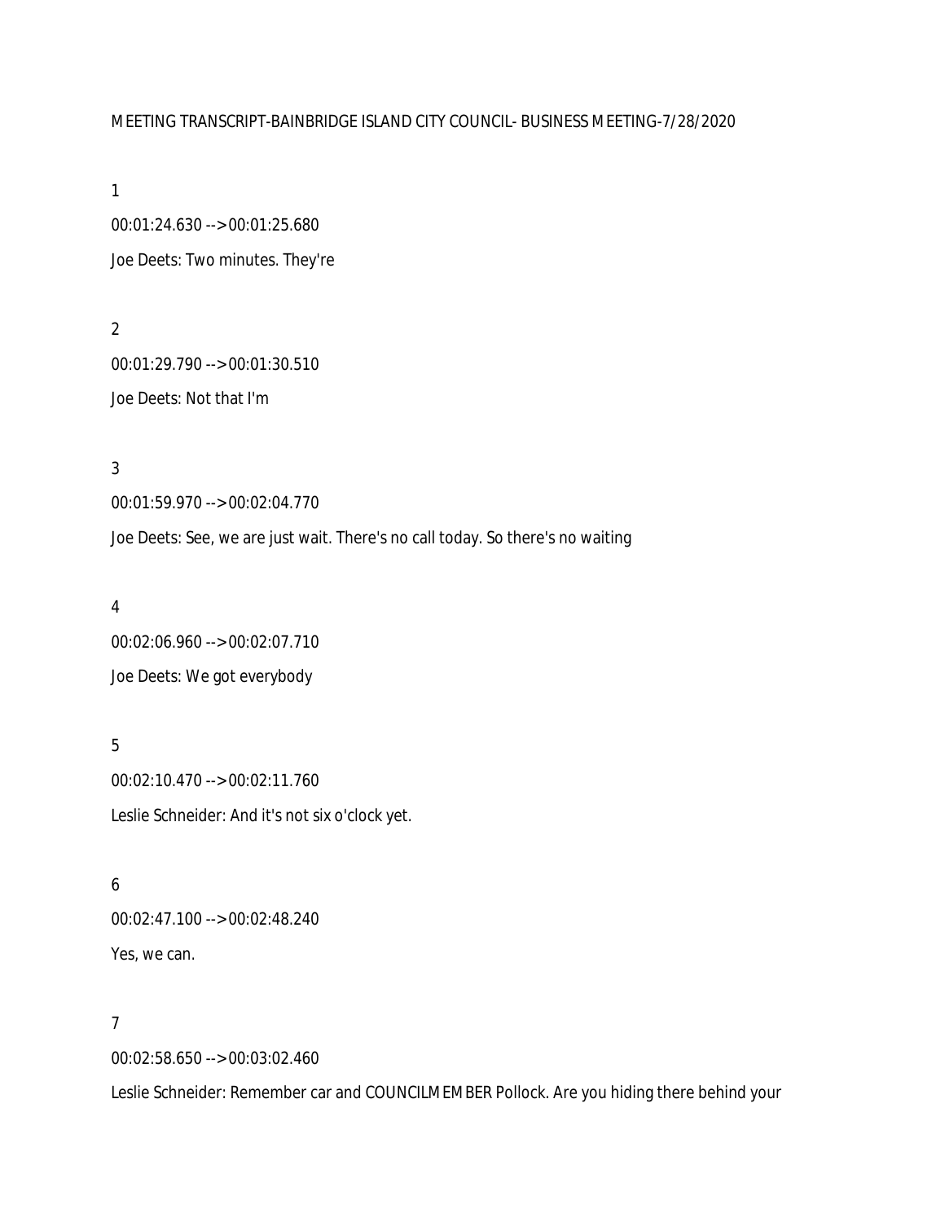MEETING TRANSCRIPT-BAINBRIDGE ISLAND CITY COUNCIL- BUSINESS MEETING-7/28/2020

1

00:01:24.630 --> 00:01:25.680

Joe Deets: Two minutes. They're

2

00:01:29.790 --> 00:01:30.510

Joe Deets: Not that I'm

3

00:01:59.970 --> 00:02:04.770

Joe Deets: See, we are just wait. There's no call today. So there's no waiting

4

00:02:06.960 --> 00:02:07.710

Joe Deets: We got everybody

5

00:02:10.470 --> 00:02:11.760

Leslie Schneider: And it's not six o'clock yet.

6

00:02:47.100 --> 00:02:48.240

Yes, we can.

7

00:02:58.650 --> 00:03:02.460

Leslie Schneider: Remember car and COUNCILMEMBER Pollock. Are you hiding there behind your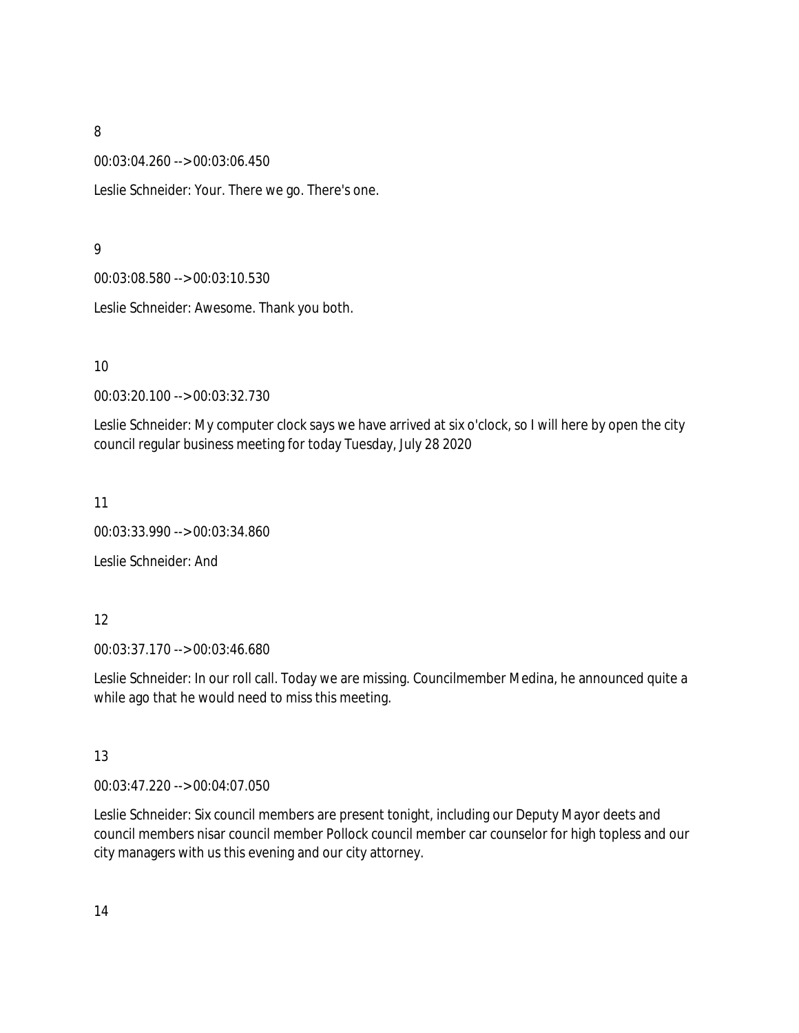8

00:03:04.260 --> 00:03:06.450

Leslie Schneider: Your. There we go. There's one.

9

00:03:08.580 --> 00:03:10.530

Leslie Schneider: Awesome. Thank you both.

10

00:03:20.100 --> 00:03:32.730

Leslie Schneider: My computer clock says we have arrived at six o'clock, so I will here by open the city council regular business meeting for today Tuesday, July 28 2020

11

00:03:33.990 --> 00:03:34.860

Leslie Schneider: And

12

00:03:37.170 --> 00:03:46.680

Leslie Schneider: In our roll call. Today we are missing. Councilmember Medina, he announced quite a while ago that he would need to miss this meeting.

13

00:03:47.220 --> 00:04:07.050

Leslie Schneider: Six council members are present tonight, including our Deputy Mayor deets and council members nisar council member Pollock council member car counselor for high topless and our city managers with us this evening and our city attorney.

14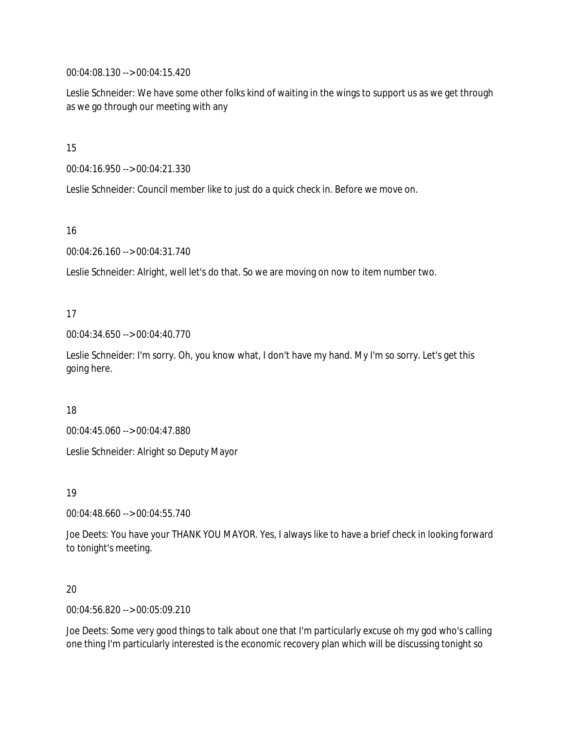00:04:08.130 --> 00:04:15.420

Leslie Schneider: We have some other folks kind of waiting in the wings to support us as we get through as we go through our meeting with any

15

00:04:16.950 --> 00:04:21.330

Leslie Schneider: Council member like to just do a quick check in. Before we move on.

16

00:04:26.160 --> 00:04:31.740

Leslie Schneider: Alright, well let's do that. So we are moving on now to item number two.

17

00:04:34.650 --> 00:04:40.770

Leslie Schneider: I'm sorry. Oh, you know what, I don't have my hand. My I'm so sorry. Let's get this going here.

18

00:04:45.060 --> 00:04:47.880

Leslie Schneider: Alright so Deputy Mayor

19

00:04:48.660 --> 00:04:55.740

Joe Deets: You have your THANK YOU MAYOR. Yes, I always like to have a brief check in looking forward to tonight's meeting.

20

00:04:56.820 --> 00:05:09.210

Joe Deets: Some very good things to talk about one that I'm particularly excuse oh my god who's calling one thing I'm particularly interested is the economic recovery plan which will be discussing tonight so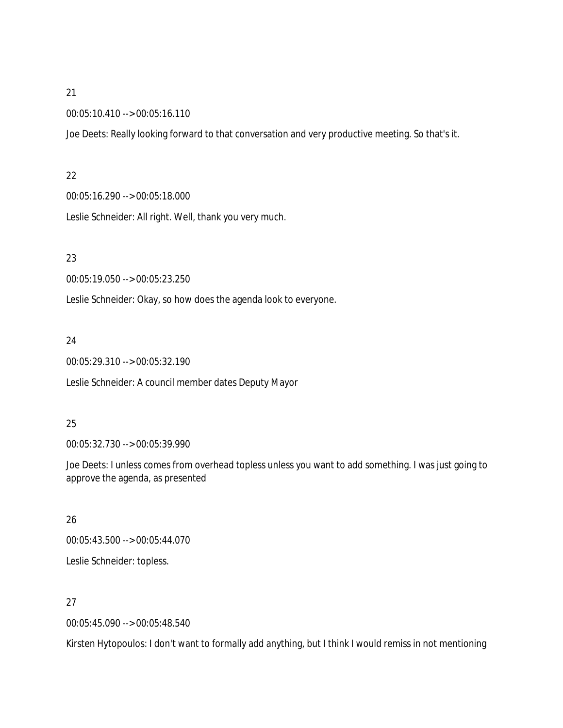21

00:05:10.410 --> 00:05:16.110

Joe Deets: Really looking forward to that conversation and very productive meeting. So that's it.

22

00:05:16.290 --> 00:05:18.000

Leslie Schneider: All right. Well, thank you very much.

23

00:05:19.050 --> 00:05:23.250

Leslie Schneider: Okay, so how does the agenda look to everyone.

24

00:05:29.310 --> 00:05:32.190

Leslie Schneider: A council member dates Deputy Mayor

25

00:05:32.730 --> 00:05:39.990

Joe Deets: I unless comes from overhead topless unless you want to add something. I was just going to approve the agenda, as presented

26

00:05:43.500 --> 00:05:44.070

Leslie Schneider: topless.

27

00:05:45.090 --> 00:05:48.540

Kirsten Hytopoulos: I don't want to formally add anything, but I think I would remiss in not mentioning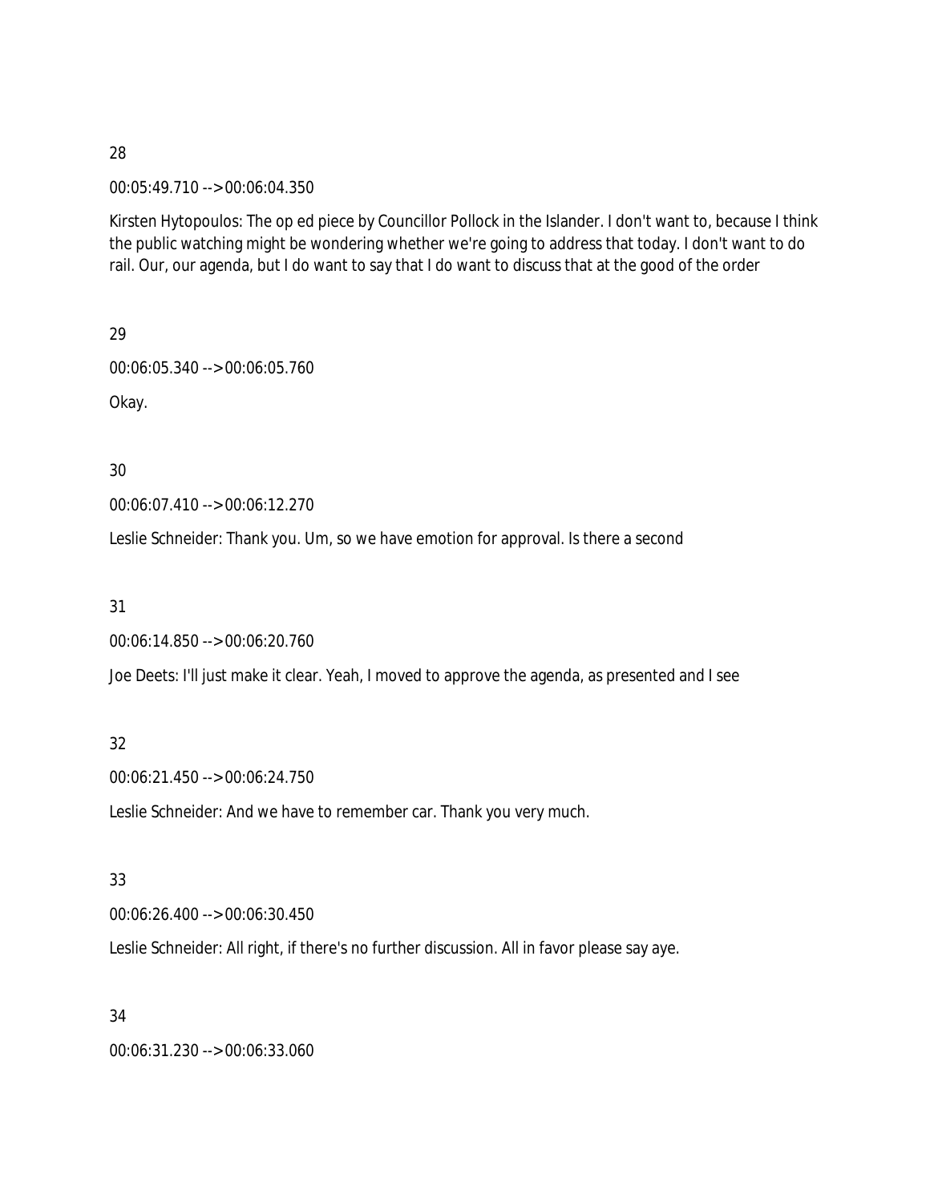28

00:05:49.710 --> 00:06:04.350

Kirsten Hytopoulos: The op ed piece by Councillor Pollock in the Islander. I don't want to, because I think the public watching might be wondering whether we're going to address that today. I don't want to do rail. Our, our agenda, but I do want to say that I do want to discuss that at the good of the order

29

00:06:05.340 --> 00:06:05.760

Okay.

30

00:06:07.410 --> 00:06:12.270

Leslie Schneider: Thank you. Um, so we have emotion for approval. Is there a second

31

00:06:14.850 --> 00:06:20.760

Joe Deets: I'll just make it clear. Yeah, I moved to approve the agenda, as presented and I see

32

00:06:21.450 --> 00:06:24.750

Leslie Schneider: And we have to remember car. Thank you very much.

33

00:06:26.400 --> 00:06:30.450

Leslie Schneider: All right, if there's no further discussion. All in favor please say aye.

34

00:06:31.230 --> 00:06:33.060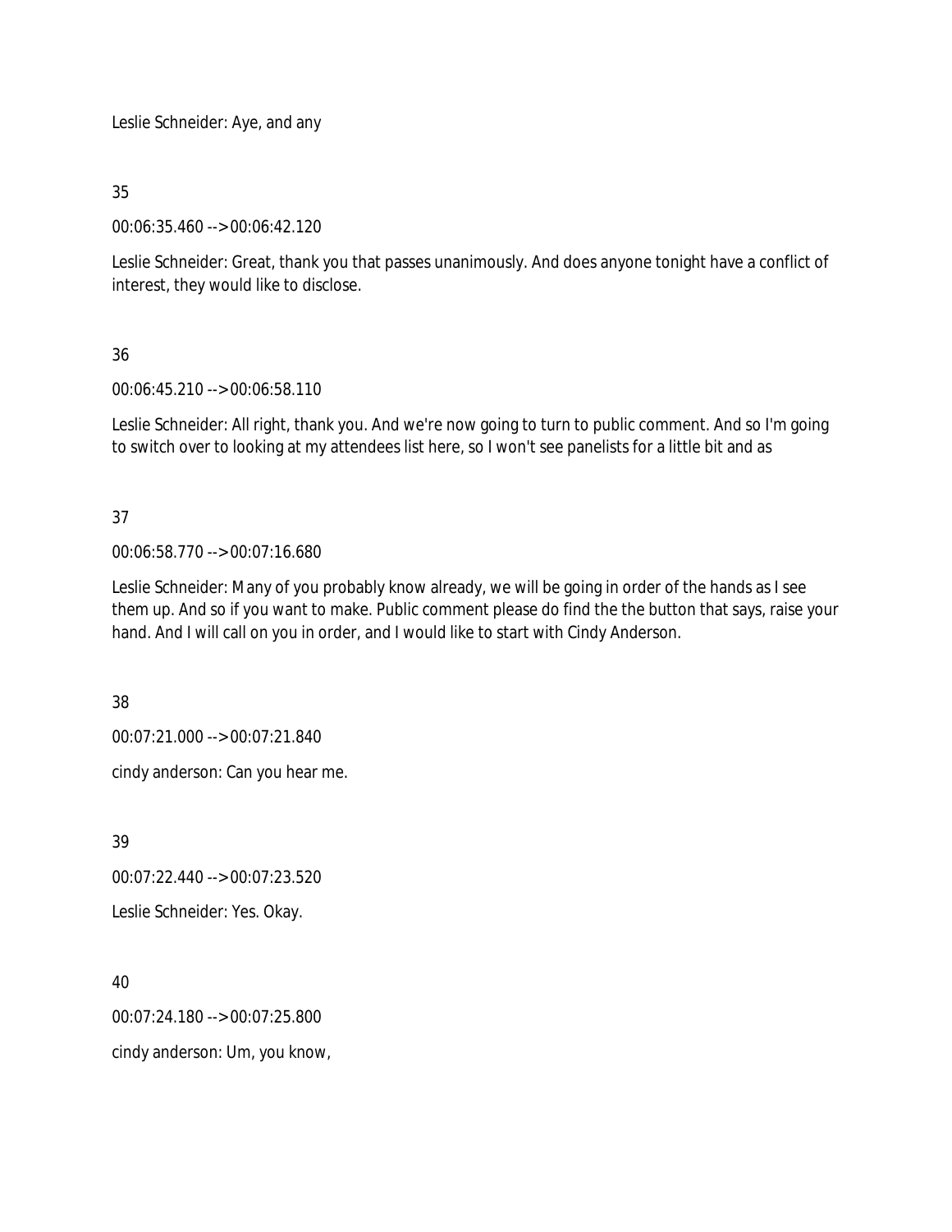Leslie Schneider: Aye, and any

35

00:06:35.460 --> 00:06:42.120

Leslie Schneider: Great, thank you that passes unanimously. And does anyone tonight have a conflict of interest, they would like to disclose.

36

00:06:45.210 --> 00:06:58.110

Leslie Schneider: All right, thank you. And we're now going to turn to public comment. And so I'm going to switch over to looking at my attendees list here, so I won't see panelists for a little bit and as

37

00:06:58.770 --> 00:07:16.680

Leslie Schneider: Many of you probably know already, we will be going in order of the hands as I see them up. And so if you want to make. Public comment please do find the the button that says, raise your hand. And I will call on you in order, and I would like to start with Cindy Anderson.

38

00:07:21.000 --> 00:07:21.840

cindy anderson: Can you hear me.

39

00:07:22.440 --> 00:07:23.520

Leslie Schneider: Yes. Okay.

40

00:07:24.180 --> 00:07:25.800

cindy anderson: Um, you know,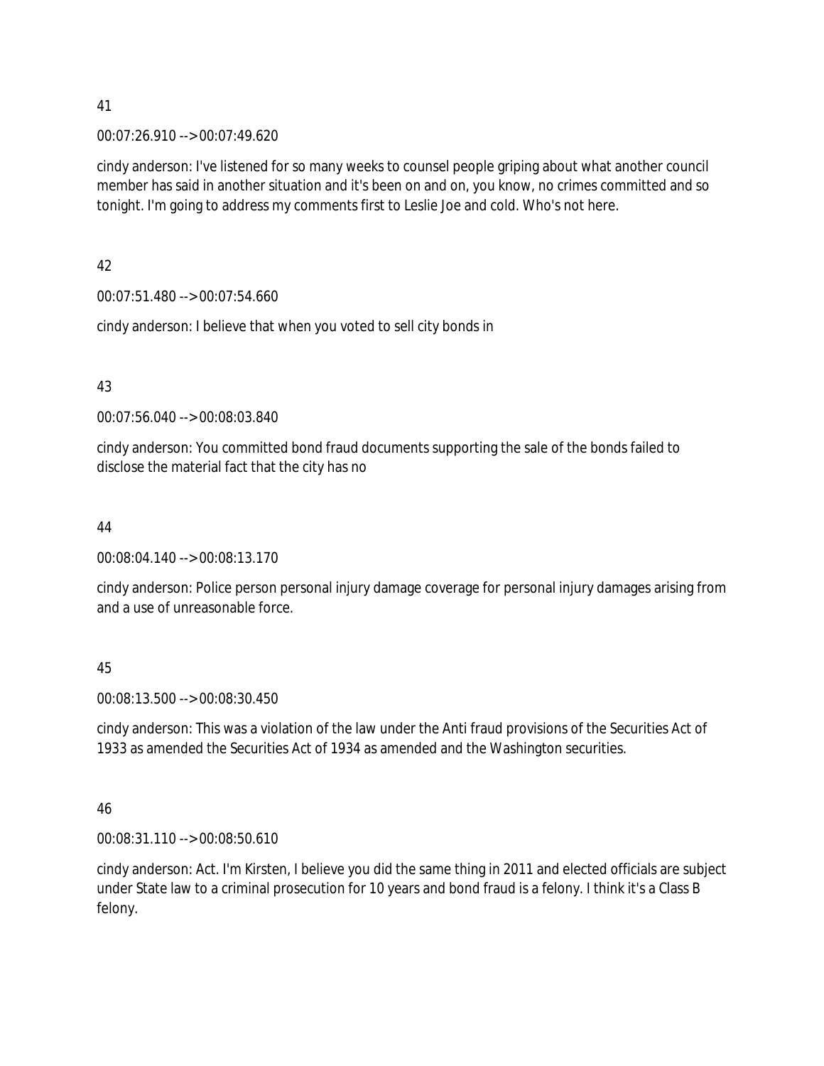41

00:07:26.910 --> 00:07:49.620

cindy anderson: I've listened for so many weeks to counsel people griping about what another council member has said in another situation and it's been on and on, you know, no crimes committed and so tonight. I'm going to address my comments first to Leslie Joe and cold. Who's not here.

42

00:07:51.480 --> 00:07:54.660

cindy anderson: I believe that when you voted to sell city bonds in

43

00:07:56.040 --> 00:08:03.840

cindy anderson: You committed bond fraud documents supporting the sale of the bonds failed to disclose the material fact that the city has no

44

00:08:04.140 --> 00:08:13.170

cindy anderson: Police person personal injury damage coverage for personal injury damages arising from and a use of unreasonable force.

45

00:08:13.500 --> 00:08:30.450

cindy anderson: This was a violation of the law under the Anti fraud provisions of the Securities Act of 1933 as amended the Securities Act of 1934 as amended and the Washington securities.

46

00:08:31.110 --> 00:08:50.610

cindy anderson: Act. I'm Kirsten, I believe you did the same thing in 2011 and elected officials are subject under State law to a criminal prosecution for 10 years and bond fraud is a felony. I think it's a Class B felony.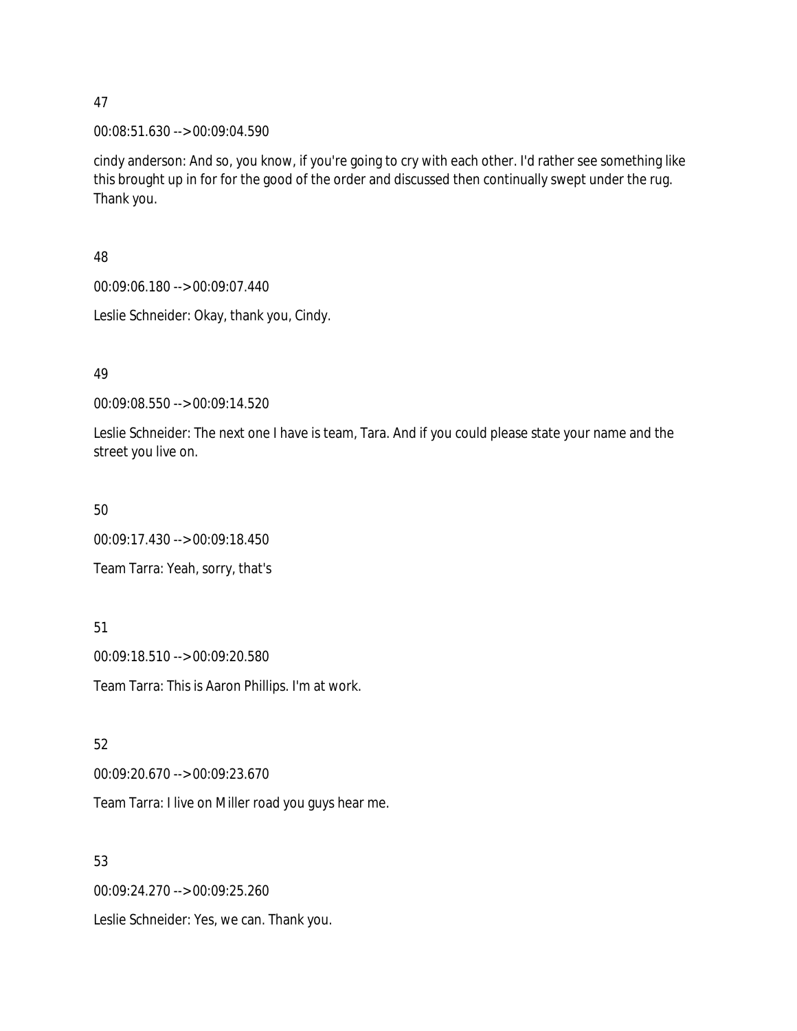47

00:08:51.630 --> 00:09:04.590

cindy anderson: And so, you know, if you're going to cry with each other. I'd rather see something like this brought up in for for the good of the order and discussed then continually swept under the rug. Thank you.

48

00:09:06.180 --> 00:09:07.440

Leslie Schneider: Okay, thank you, Cindy.

49

00:09:08.550 --> 00:09:14.520

Leslie Schneider: The next one I have is team, Tara. And if you could please state your name and the street you live on.

50

00:09:17.430 --> 00:09:18.450

Team Tarra: Yeah, sorry, that's

51

00:09:18.510 --> 00:09:20.580

Team Tarra: This is Aaron Phillips. I'm at work.

52

00:09:20.670 --> 00:09:23.670

Team Tarra: I live on Miller road you guys hear me.

53

00:09:24.270 --> 00:09:25.260

Leslie Schneider: Yes, we can. Thank you.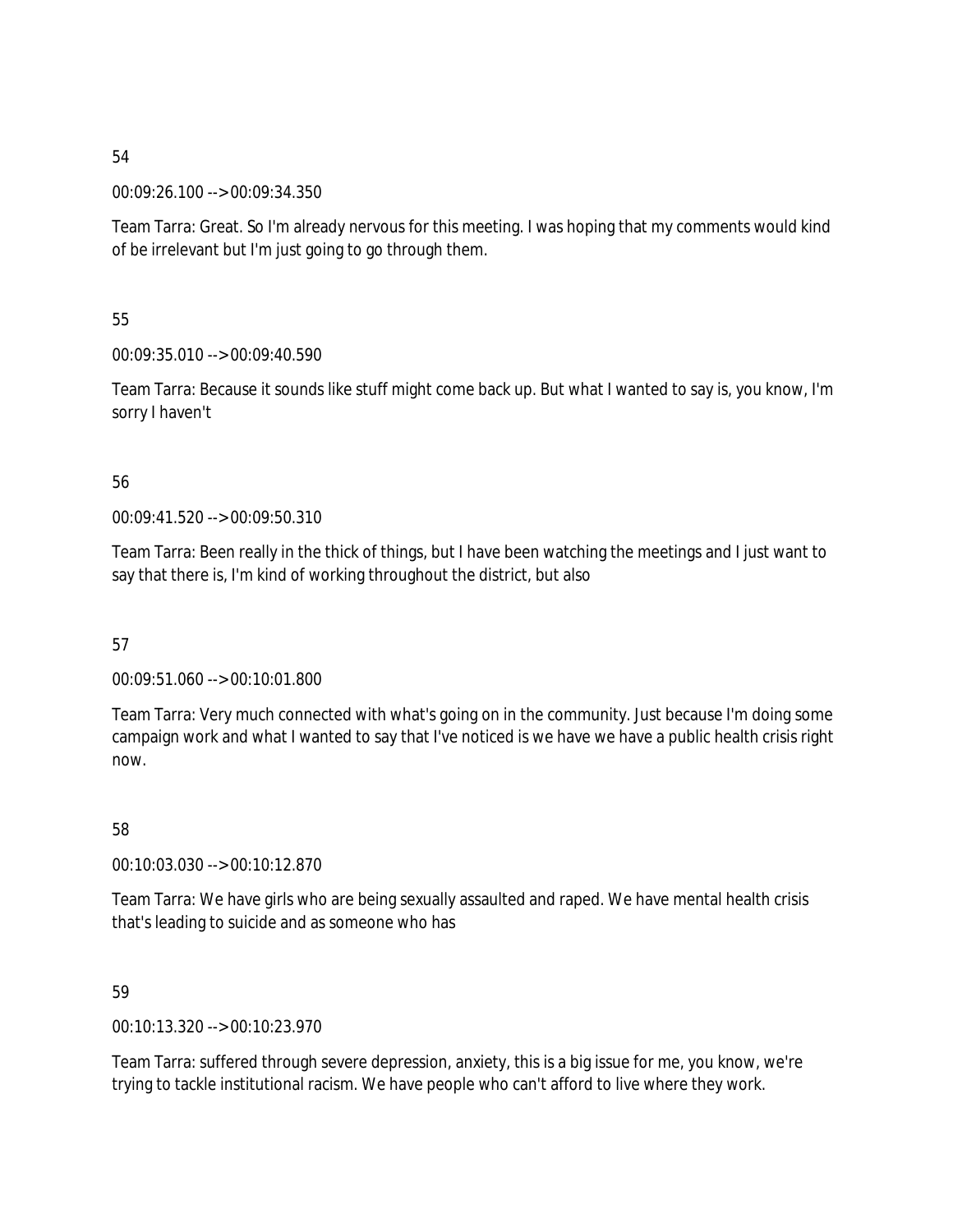54

00:09:26.100 --> 00:09:34.350

Team Tarra: Great. So I'm already nervous for this meeting. I was hoping that my comments would kind of be irrelevant but I'm just going to go through them.

55

00:09:35.010 --> 00:09:40.590

Team Tarra: Because it sounds like stuff might come back up. But what I wanted to say is, you know, I'm sorry I haven't

56

00:09:41.520 --> 00:09:50.310

Team Tarra: Been really in the thick of things, but I have been watching the meetings and I just want to say that there is, I'm kind of working throughout the district, but also

57

00:09:51.060 --> 00:10:01.800

Team Tarra: Very much connected with what's going on in the community. Just because I'm doing some campaign work and what I wanted to say that I've noticed is we have we have a public health crisis right now.

58

00:10:03.030 --> 00:10:12.870

Team Tarra: We have girls who are being sexually assaulted and raped. We have mental health crisis that's leading to suicide and as someone who has

59

00:10:13.320 --> 00:10:23.970

Team Tarra: suffered through severe depression, anxiety, this is a big issue for me, you know, we're trying to tackle institutional racism. We have people who can't afford to live where they work.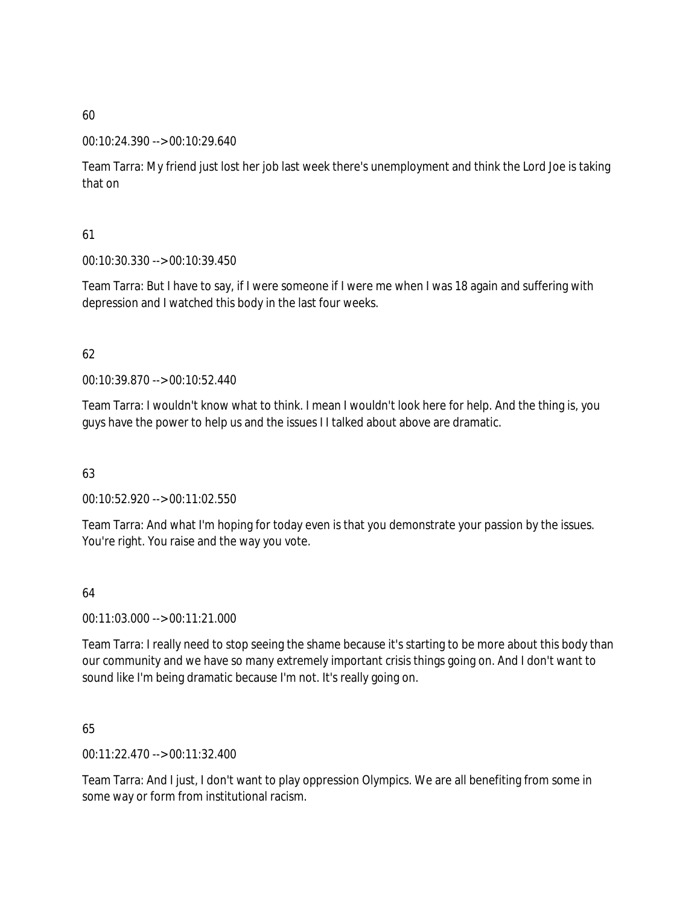60

00:10:24.390 --> 00:10:29.640

Team Tarra: My friend just lost her job last week there's unemployment and think the Lord Joe is taking that on

61

00:10:30.330 --> 00:10:39.450

Team Tarra: But I have to say, if I were someone if I were me when I was 18 again and suffering with depression and I watched this body in the last four weeks.

62

00:10:39.870 --> 00:10:52.440

Team Tarra: I wouldn't know what to think. I mean I wouldn't look here for help. And the thing is, you guys have the power to help us and the issues I I talked about above are dramatic.

63

00:10:52.920 --> 00:11:02.550

Team Tarra: And what I'm hoping for today even is that you demonstrate your passion by the issues. You're right. You raise and the way you vote.

64

00:11:03.000 --> 00:11:21.000

Team Tarra: I really need to stop seeing the shame because it's starting to be more about this body than our community and we have so many extremely important crisis things going on. And I don't want to sound like I'm being dramatic because I'm not. It's really going on.

65

00:11:22.470 --> 00:11:32.400

Team Tarra: And I just, I don't want to play oppression Olympics. We are all benefiting from some in some way or form from institutional racism.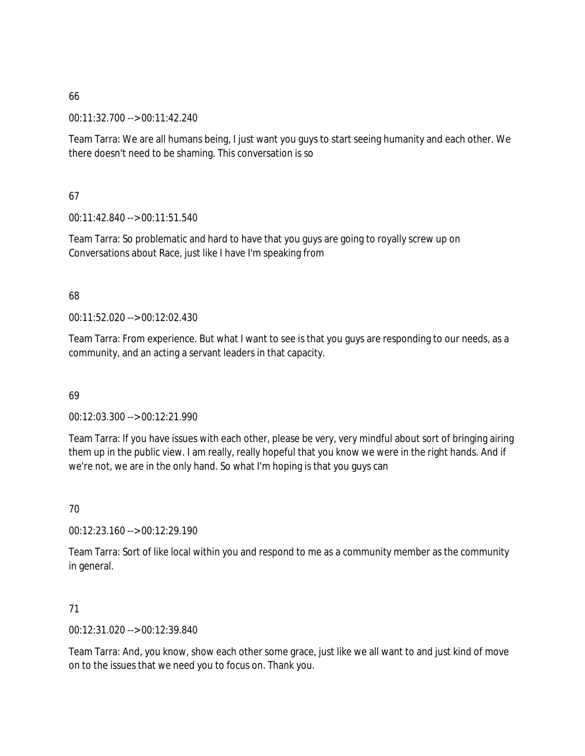66

00:11:32.700 --> 00:11:42.240

Team Tarra: We are all humans being, I just want you guys to start seeing humanity and each other. We there doesn't need to be shaming. This conversation is so

67

00:11:42.840 --> 00:11:51.540

Team Tarra: So problematic and hard to have that you guys are going to royally screw up on Conversations about Race, just like I have I'm speaking from

68

00:11:52.020 --> 00:12:02.430

Team Tarra: From experience. But what I want to see is that you guys are responding to our needs, as a community, and an acting a servant leaders in that capacity.

69

00:12:03.300 --> 00:12:21.990

Team Tarra: If you have issues with each other, please be very, very mindful about sort of bringing airing them up in the public view. I am really, really hopeful that you know we were in the right hands. And if we're not, we are in the only hand. So what I'm hoping is that you guys can

70

00:12:23.160 --> 00:12:29.190

Team Tarra: Sort of like local within you and respond to me as a community member as the community in general.

71

00:12:31.020 --> 00:12:39.840

Team Tarra: And, you know, show each other some grace, just like we all want to and just kind of move on to the issues that we need you to focus on. Thank you.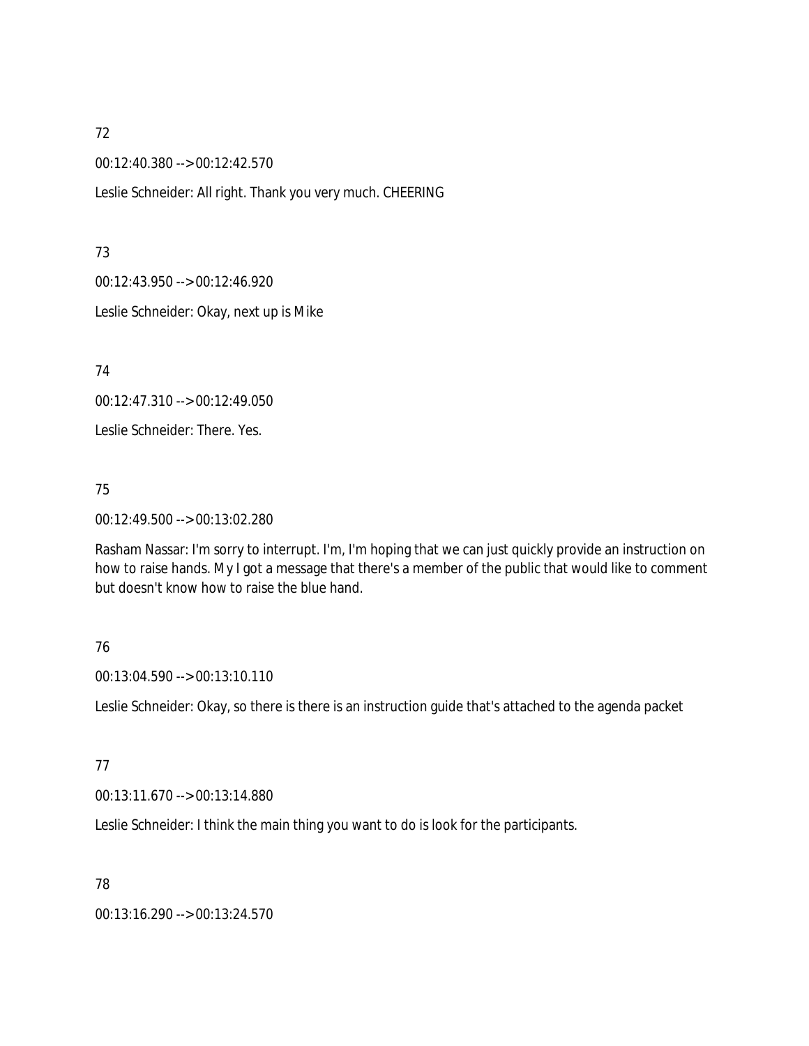72

00:12:40.380 --> 00:12:42.570

Leslie Schneider: All right. Thank you very much. CHEERING

73

00:12:43.950 --> 00:12:46.920

Leslie Schneider: Okay, next up is Mike

74

00:12:47.310 --> 00:12:49.050

Leslie Schneider: There. Yes.

75

00:12:49.500 --> 00:13:02.280

Rasham Nassar: I'm sorry to interrupt. I'm, I'm hoping that we can just quickly provide an instruction on how to raise hands. My I got a message that there's a member of the public that would like to comment but doesn't know how to raise the blue hand.

76

00:13:04.590 --> 00:13:10.110

Leslie Schneider: Okay, so there is there is an instruction guide that's attached to the agenda packet

77

00:13:11.670 --> 00:13:14.880

Leslie Schneider: I think the main thing you want to do is look for the participants.

78

00:13:16.290 --> 00:13:24.570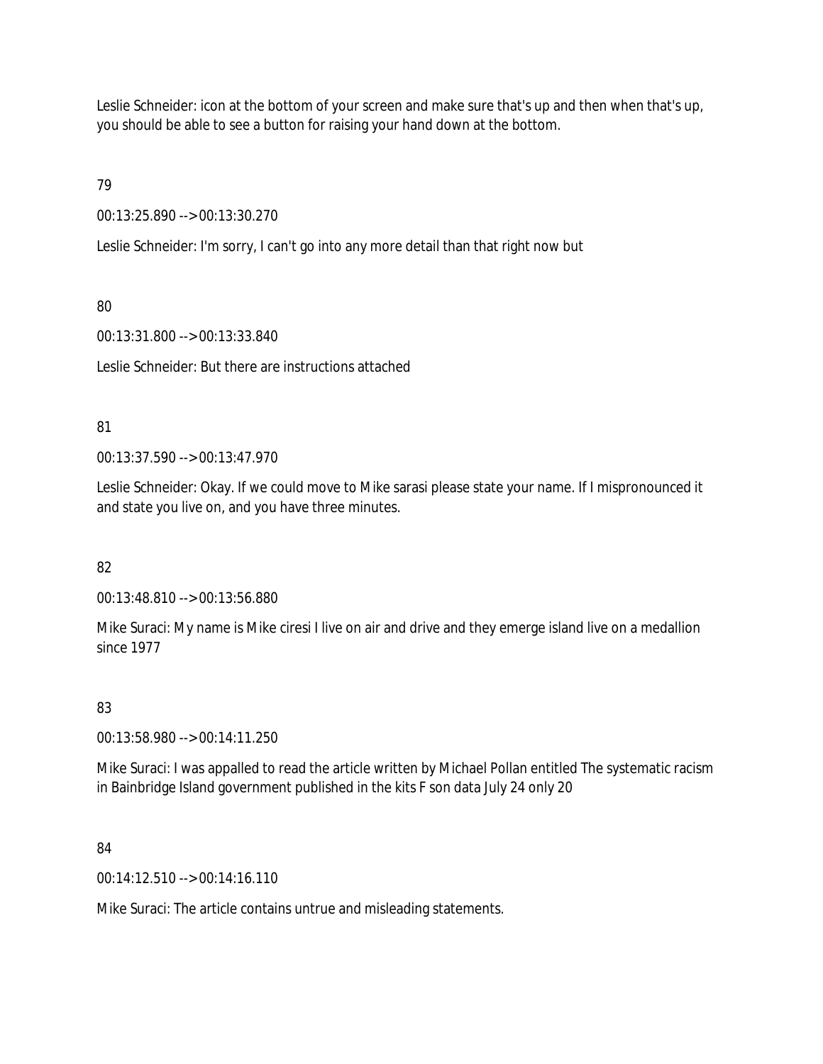Leslie Schneider: icon at the bottom of your screen and make sure that's up and then when that's up, you should be able to see a button for raising your hand down at the bottom.

79

00:13:25.890 --> 00:13:30.270

Leslie Schneider: I'm sorry, I can't go into any more detail than that right now but

80

00:13:31.800 --> 00:13:33.840

Leslie Schneider: But there are instructions attached

81

00:13:37.590 --> 00:13:47.970

Leslie Schneider: Okay. If we could move to Mike sarasi please state your name. If I mispronounced it and state you live on, and you have three minutes.

82

00:13:48.810 --> 00:13:56.880

Mike Suraci: My name is Mike ciresi I live on air and drive and they emerge island live on a medallion since 1977

83

00:13:58.980 --> 00:14:11.250

Mike Suraci: I was appalled to read the article written by Michael Pollan entitled The systematic racism in Bainbridge Island government published in the kits F son data July 24 only 20

84

00:14:12.510 --> 00:14:16.110

Mike Suraci: The article contains untrue and misleading statements.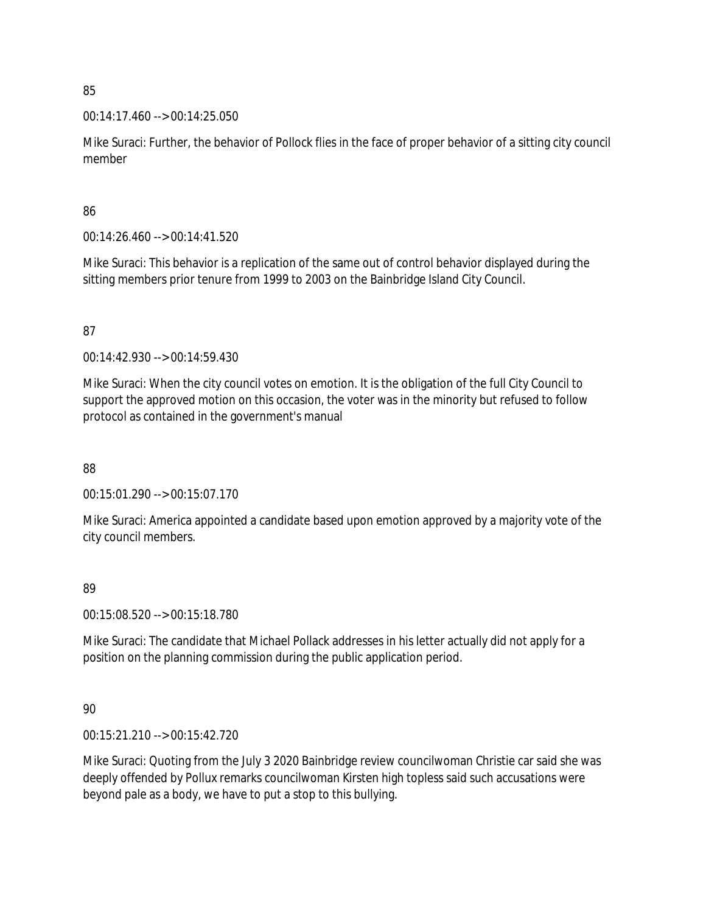85

00:14:17.460 --> 00:14:25.050

Mike Suraci: Further, the behavior of Pollock flies in the face of proper behavior of a sitting city council member

86

00:14:26.460 --> 00:14:41.520

Mike Suraci: This behavior is a replication of the same out of control behavior displayed during the sitting members prior tenure from 1999 to 2003 on the Bainbridge Island City Council.

87

00:14:42.930 --> 00:14:59.430

Mike Suraci: When the city council votes on emotion. It is the obligation of the full City Council to support the approved motion on this occasion, the voter was in the minority but refused to follow protocol as contained in the government's manual

88

00:15:01.290 --> 00:15:07.170

Mike Suraci: America appointed a candidate based upon emotion approved by a majority vote of the city council members.

89

00:15:08.520 --> 00:15:18.780

Mike Suraci: The candidate that Michael Pollack addresses in his letter actually did not apply for a position on the planning commission during the public application period.

90

00:15:21.210 --> 00:15:42.720

Mike Suraci: Quoting from the July 3 2020 Bainbridge review councilwoman Christie car said she was deeply offended by Pollux remarks councilwoman Kirsten high topless said such accusations were beyond pale as a body, we have to put a stop to this bullying.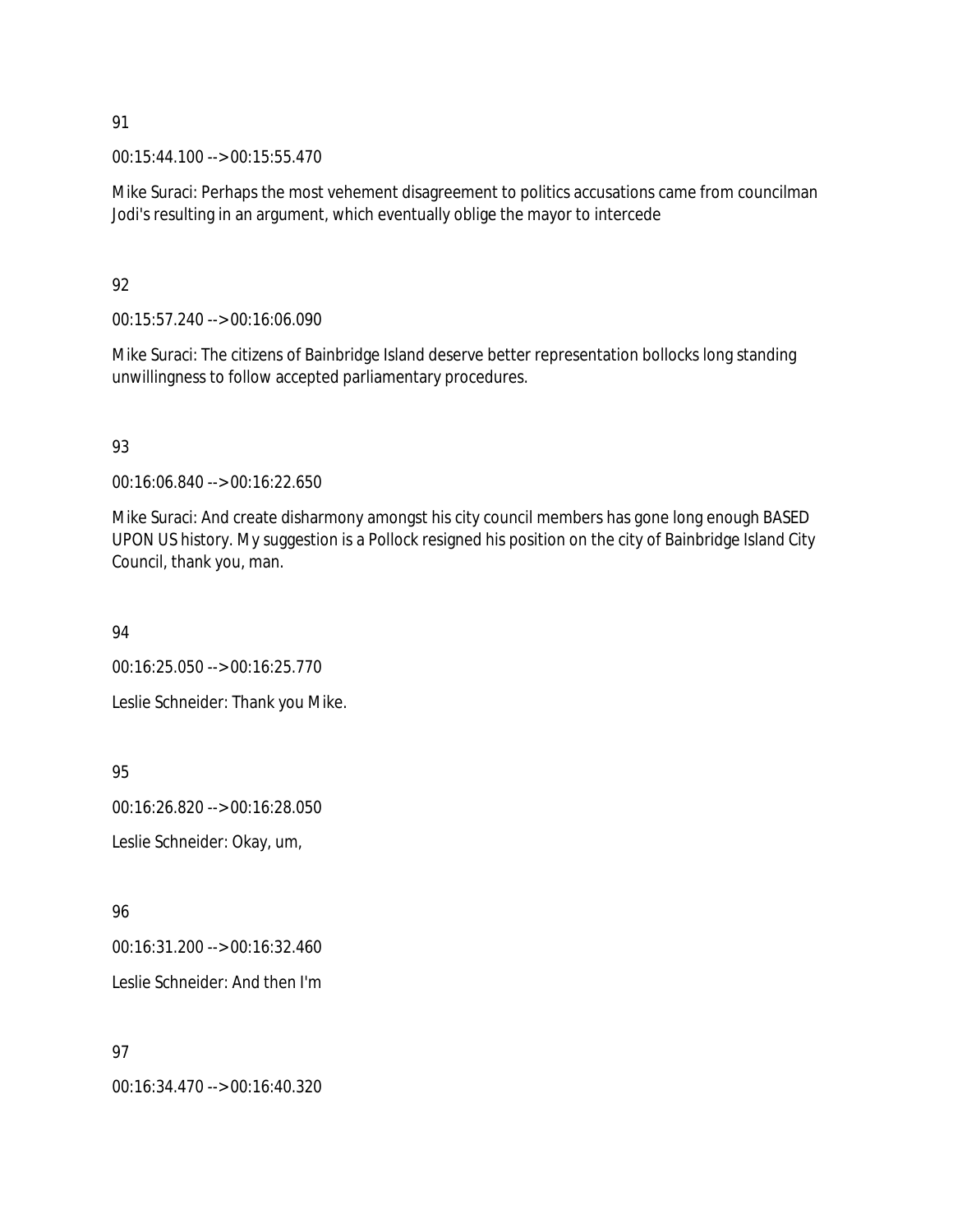91

00:15:44.100 --> 00:15:55.470

Mike Suraci: Perhaps the most vehement disagreement to politics accusations came from councilman Jodi's resulting in an argument, which eventually oblige the mayor to intercede

92

00:15:57.240 --> 00:16:06.090

Mike Suraci: The citizens of Bainbridge Island deserve better representation bollocks long standing unwillingness to follow accepted parliamentary procedures.

93

00:16:06.840 --> 00:16:22.650

Mike Suraci: And create disharmony amongst his city council members has gone long enough BASED UPON US history. My suggestion is a Pollock resigned his position on the city of Bainbridge Island City Council, thank you, man.

94

00:16:25.050 --> 00:16:25.770

Leslie Schneider: Thank you Mike.

95

00:16:26.820 --> 00:16:28.050

Leslie Schneider: Okay, um,

96

00:16:31.200 --> 00:16:32.460

Leslie Schneider: And then I'm

97

00:16:34.470 --> 00:16:40.320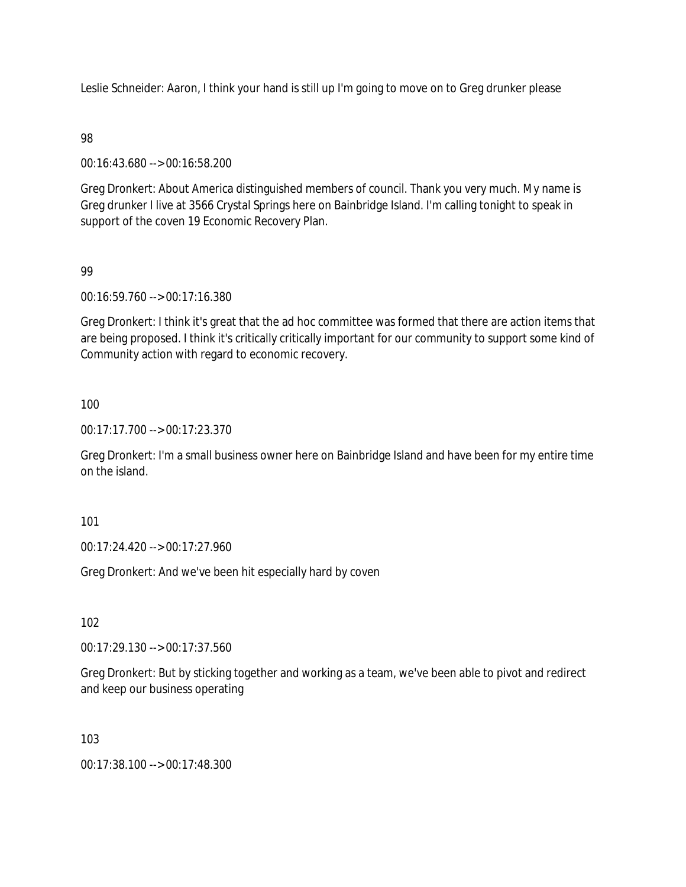Leslie Schneider: Aaron, I think your hand is still up I'm going to move on to Greg drunker please

98

00:16:43.680 --> 00:16:58.200

Greg Dronkert: About America distinguished members of council. Thank you very much. My name is Greg drunker I live at 3566 Crystal Springs here on Bainbridge Island. I'm calling tonight to speak in support of the coven 19 Economic Recovery Plan.

99

00:16:59.760 --> 00:17:16.380

Greg Dronkert: I think it's great that the ad hoc committee was formed that there are action items that are being proposed. I think it's critically critically important for our community to support some kind of Community action with regard to economic recovery.

100

00:17:17.700 --> 00:17:23.370

Greg Dronkert: I'm a small business owner here on Bainbridge Island and have been for my entire time on the island.

101

00:17:24.420 --> 00:17:27.960

Greg Dronkert: And we've been hit especially hard by coven

102

00:17:29.130 --> 00:17:37.560

Greg Dronkert: But by sticking together and working as a team, we've been able to pivot and redirect and keep our business operating

103

00:17:38.100 --> 00:17:48.300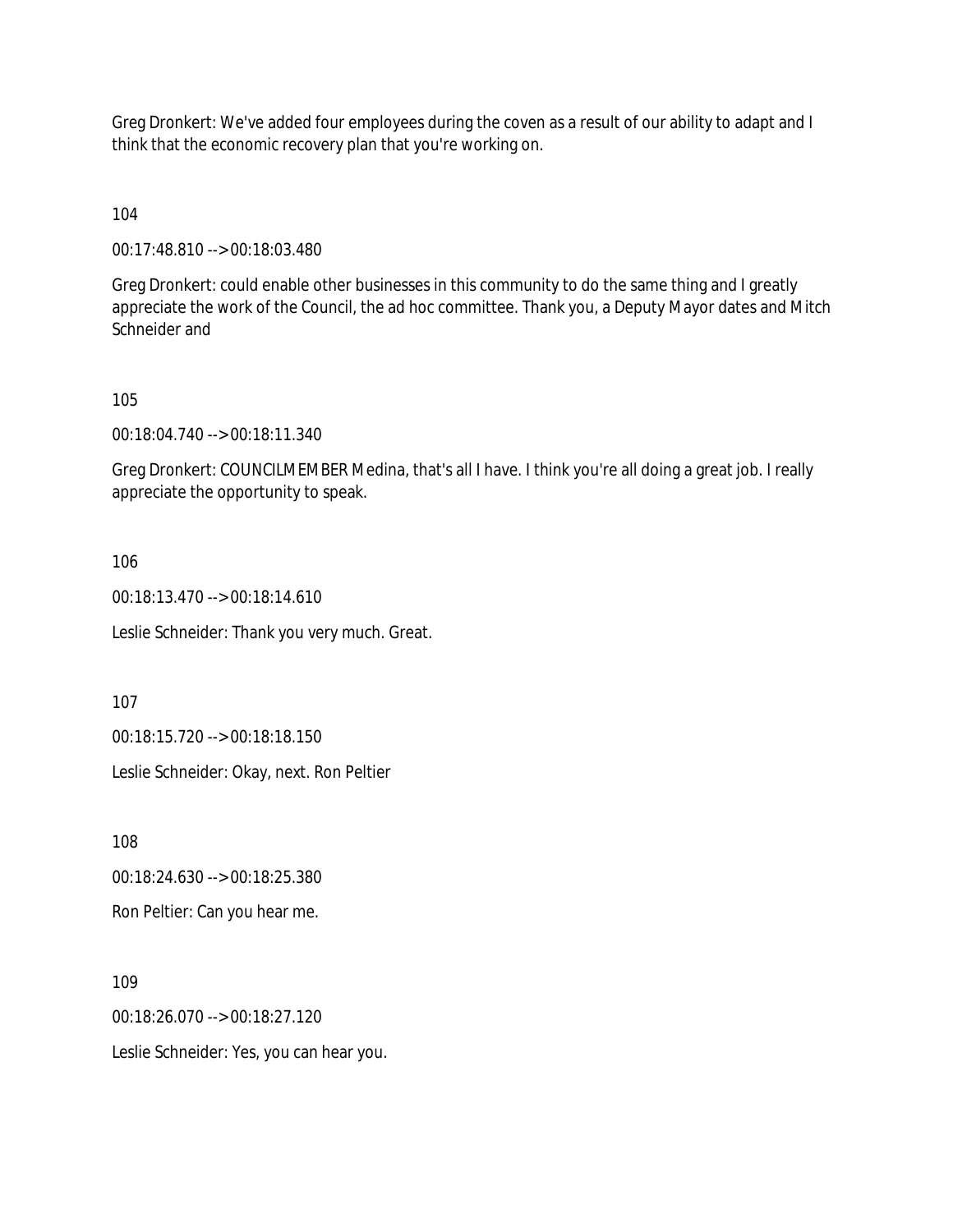Greg Dronkert: We've added four employees during the coven as a result of our ability to adapt and I think that the economic recovery plan that you're working on.

104

00:17:48.810 --> 00:18:03.480

Greg Dronkert: could enable other businesses in this community to do the same thing and I greatly appreciate the work of the Council, the ad hoc committee. Thank you, a Deputy Mayor dates and Mitch Schneider and

105

00:18:04.740 --> 00:18:11.340

Greg Dronkert: COUNCILMEMBER Medina, that's all I have. I think you're all doing a great job. I really appreciate the opportunity to speak.

106

00:18:13.470 --> 00:18:14.610

Leslie Schneider: Thank you very much. Great.

107

00:18:15.720 --> 00:18:18.150

Leslie Schneider: Okay, next. Ron Peltier

108

00:18:24.630 --> 00:18:25.380

Ron Peltier: Can you hear me.

109

00:18:26.070 --> 00:18:27.120

Leslie Schneider: Yes, you can hear you.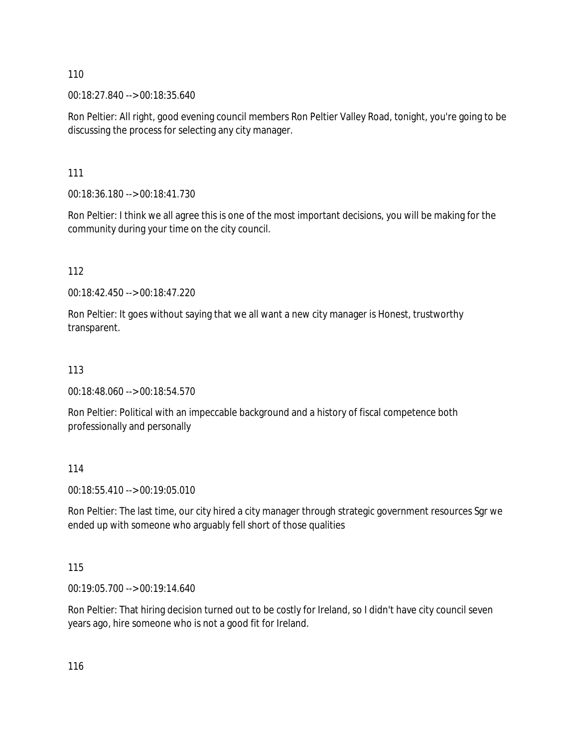110

00:18:27.840 --> 00:18:35.640

Ron Peltier: All right, good evening council members Ron Peltier Valley Road, tonight, you're going to be discussing the process for selecting any city manager.

111

00:18:36.180 --> 00:18:41.730

Ron Peltier: I think we all agree this is one of the most important decisions, you will be making for the community during your time on the city council.

112

00:18:42.450 --> 00:18:47.220

Ron Peltier: It goes without saying that we all want a new city manager is Honest, trustworthy transparent.

113

00:18:48.060 --> 00:18:54.570

Ron Peltier: Political with an impeccable background and a history of fiscal competence both professionally and personally

114

00:18:55.410 --> 00:19:05.010

Ron Peltier: The last time, our city hired a city manager through strategic government resources Sgr we ended up with someone who arguably fell short of those qualities

115

00:19:05.700 --> 00:19:14.640

Ron Peltier: That hiring decision turned out to be costly for Ireland, so I didn't have city council seven years ago, hire someone who is not a good fit for Ireland.

116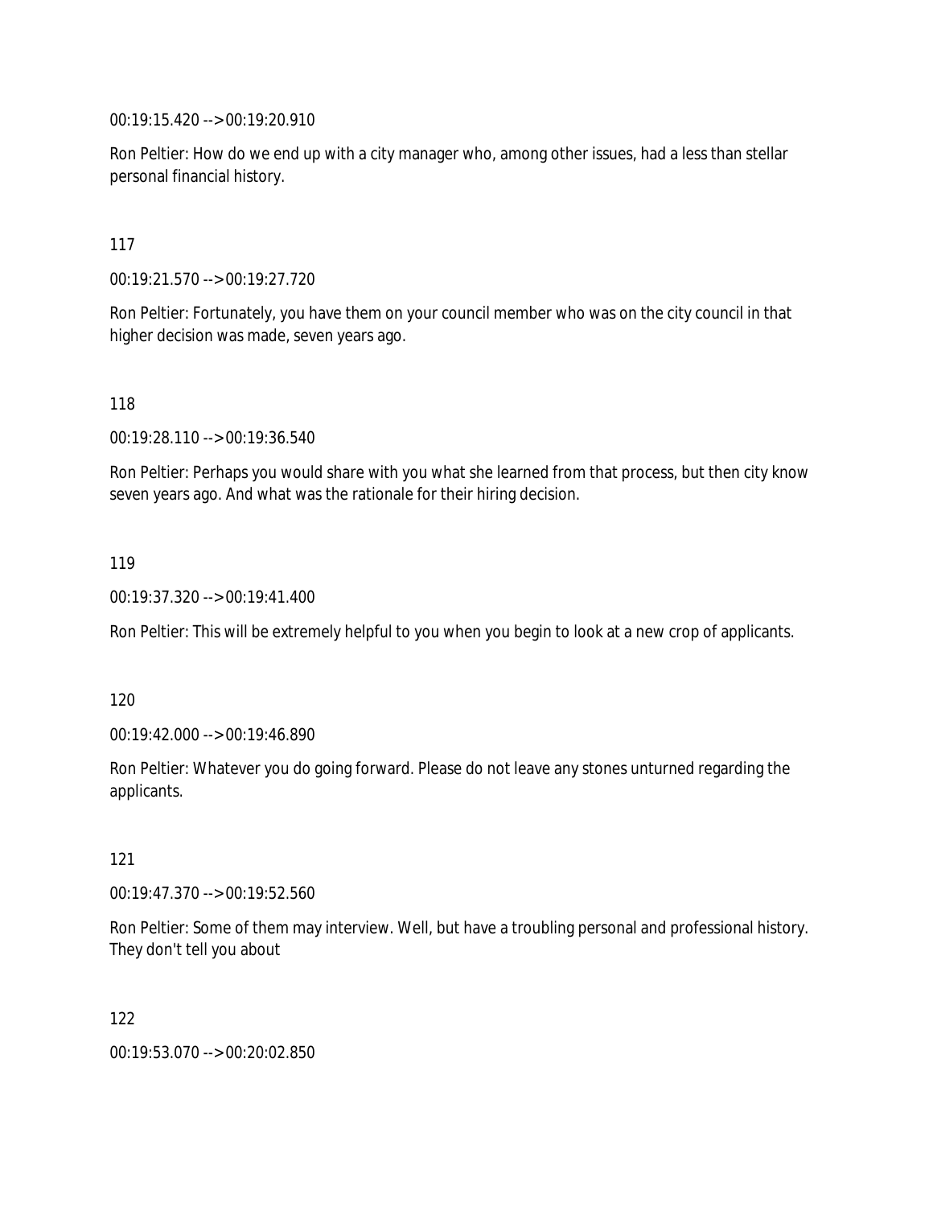00:19:15.420 --> 00:19:20.910

Ron Peltier: How do we end up with a city manager who, among other issues, had a less than stellar personal financial history.

117

00:19:21.570 --> 00:19:27.720

Ron Peltier: Fortunately, you have them on your council member who was on the city council in that higher decision was made, seven years ago.

118

00:19:28.110 --> 00:19:36.540

Ron Peltier: Perhaps you would share with you what she learned from that process, but then city know seven years ago. And what was the rationale for their hiring decision.

119

00:19:37.320 --> 00:19:41.400

Ron Peltier: This will be extremely helpful to you when you begin to look at a new crop of applicants.

120

00:19:42.000 --> 00:19:46.890

Ron Peltier: Whatever you do going forward. Please do not leave any stones unturned regarding the applicants.

121

00:19:47.370 --> 00:19:52.560

Ron Peltier: Some of them may interview. Well, but have a troubling personal and professional history. They don't tell you about

122

00:19:53.070 --> 00:20:02.850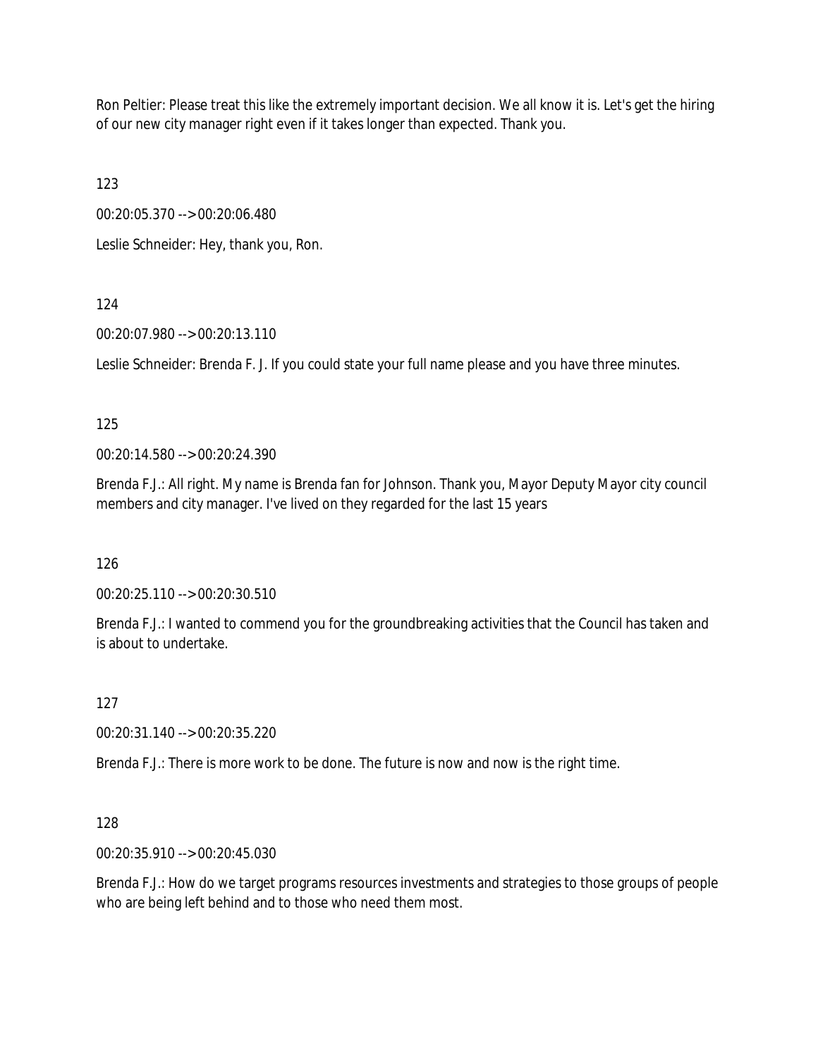Ron Peltier: Please treat this like the extremely important decision. We all know it is. Let's get the hiring of our new city manager right even if it takes longer than expected. Thank you.

123

00:20:05.370 --> 00:20:06.480

Leslie Schneider: Hey, thank you, Ron.

124

00:20:07.980 --> 00:20:13.110

Leslie Schneider: Brenda F. J. If you could state your full name please and you have three minutes.

125

00:20:14.580 --> 00:20:24.390

Brenda F.J.: All right. My name is Brenda fan for Johnson. Thank you, Mayor Deputy Mayor city council members and city manager. I've lived on they regarded for the last 15 years

126

00:20:25.110 --> 00:20:30.510

Brenda F.J.: I wanted to commend you for the groundbreaking activities that the Council has taken and is about to undertake.

127

00:20:31.140 --> 00:20:35.220

Brenda F.J.: There is more work to be done. The future is now and now is the right time.

128

00:20:35.910 --> 00:20:45.030

Brenda F.J.: How do we target programs resources investments and strategies to those groups of people who are being left behind and to those who need them most.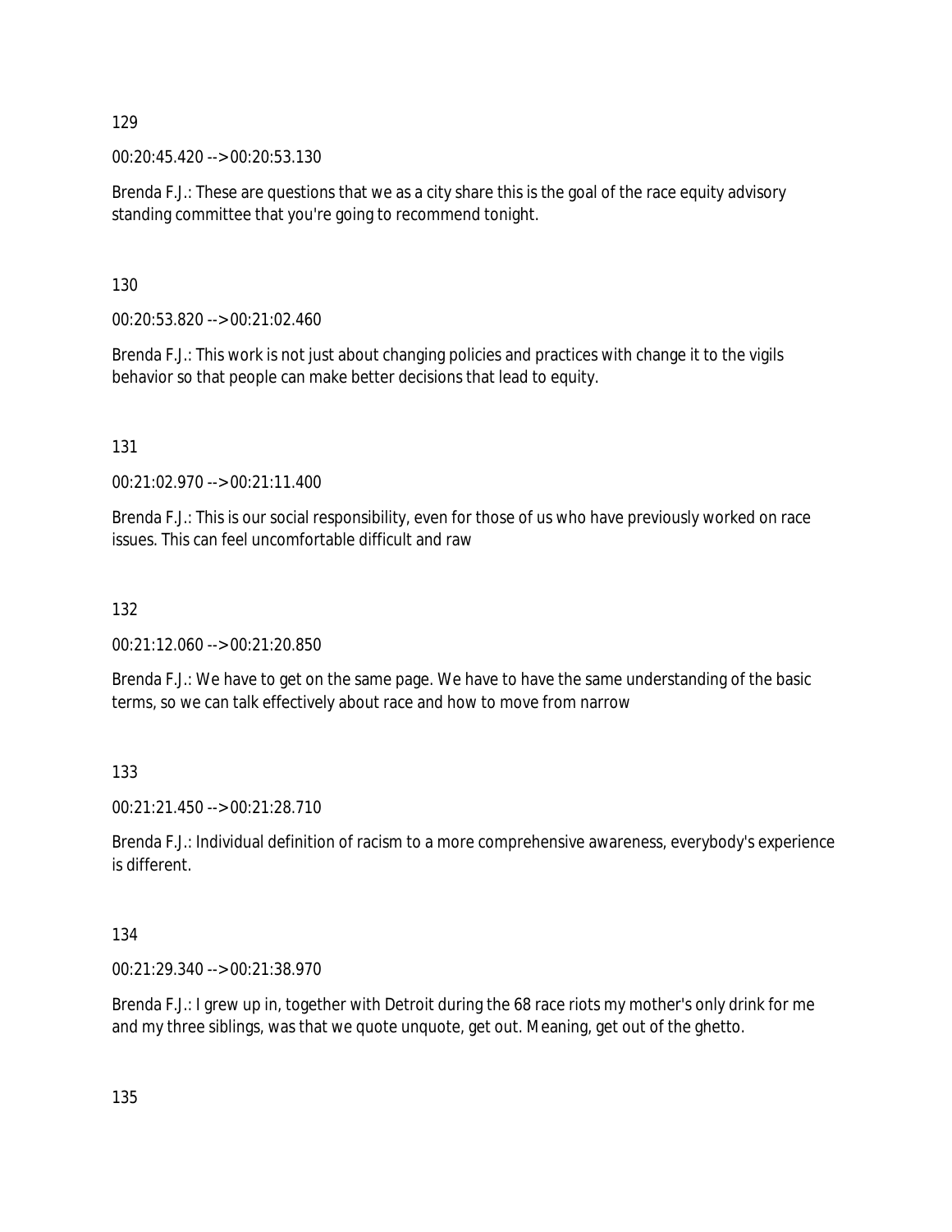129

00:20:45.420 --> 00:20:53.130

Brenda F.J.: These are questions that we as a city share this is the goal of the race equity advisory standing committee that you're going to recommend tonight.

130

00:20:53.820 --> 00:21:02.460

Brenda F.J.: This work is not just about changing policies and practices with change it to the vigils behavior so that people can make better decisions that lead to equity.

131

00:21:02.970 --> 00:21:11.400

Brenda F.J.: This is our social responsibility, even for those of us who have previously worked on race issues. This can feel uncomfortable difficult and raw

132

00:21:12.060 --> 00:21:20.850

Brenda F.J.: We have to get on the same page. We have to have the same understanding of the basic terms, so we can talk effectively about race and how to move from narrow

133

00:21:21.450 --> 00:21:28.710

Brenda F.J.: Individual definition of racism to a more comprehensive awareness, everybody's experience is different.

134

00:21:29.340 --> 00:21:38.970

Brenda F.J.: I grew up in, together with Detroit during the 68 race riots my mother's only drink for me and my three siblings, was that we quote unquote, get out. Meaning, get out of the ghetto.

135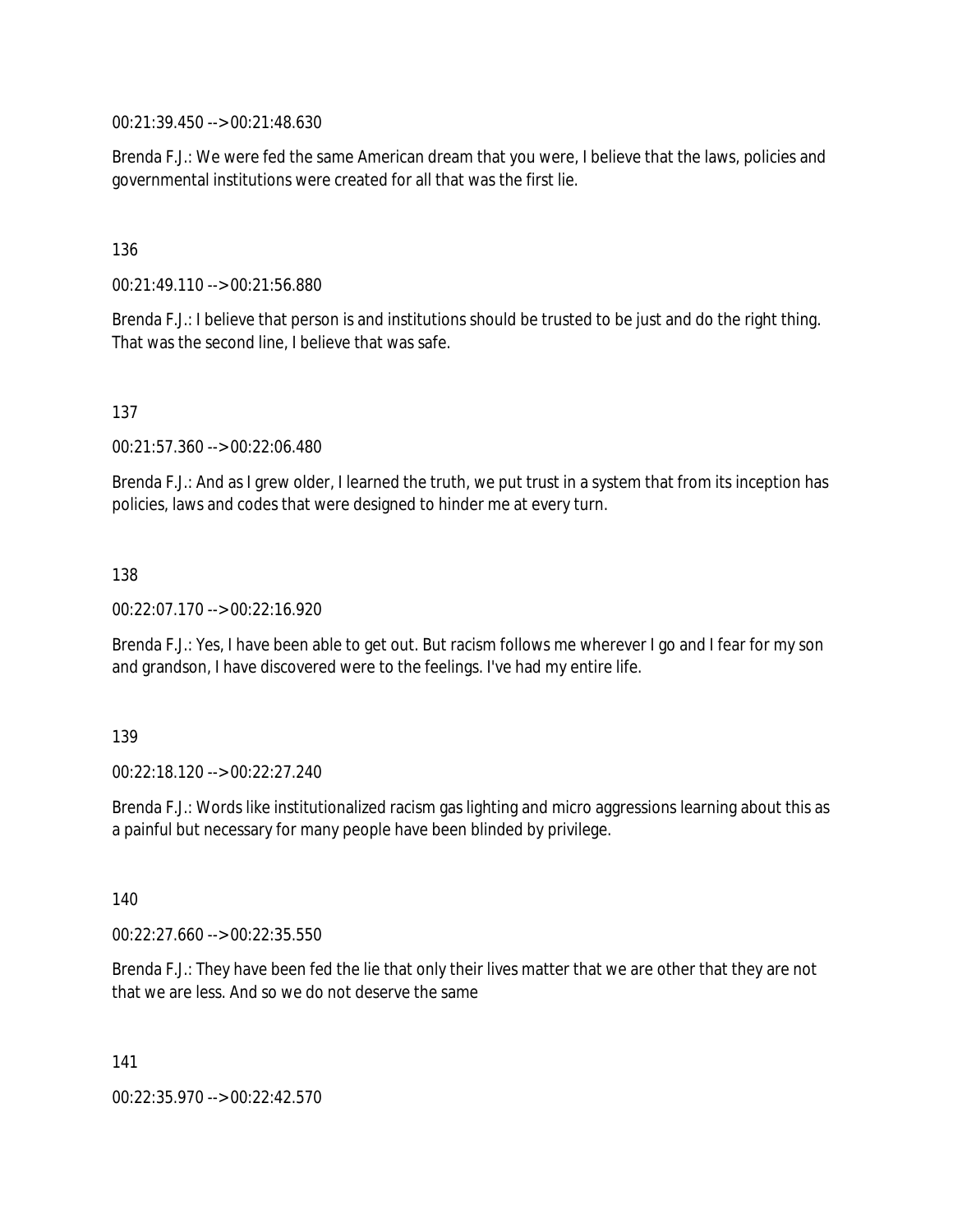00:21:39.450 --> 00:21:48.630

Brenda F.J.: We were fed the same American dream that you were, I believe that the laws, policies and governmental institutions were created for all that was the first lie.

136

00:21:49.110 --> 00:21:56.880

Brenda F.J.: I believe that person is and institutions should be trusted to be just and do the right thing. That was the second line, I believe that was safe.

137

00:21:57.360 --> 00:22:06.480

Brenda F.J.: And as I grew older, I learned the truth, we put trust in a system that from its inception has policies, laws and codes that were designed to hinder me at every turn.

138

00:22:07.170 --> 00:22:16.920

Brenda F.J.: Yes, I have been able to get out. But racism follows me wherever I go and I fear for my son and grandson, I have discovered were to the feelings. I've had my entire life.

139

00:22:18.120 --> 00:22:27.240

Brenda F.J.: Words like institutionalized racism gas lighting and micro aggressions learning about this as a painful but necessary for many people have been blinded by privilege.

140

00:22:27.660 --> 00:22:35.550

Brenda F.J.: They have been fed the lie that only their lives matter that we are other that they are not that we are less. And so we do not deserve the same

141

00:22:35.970 --> 00:22:42.570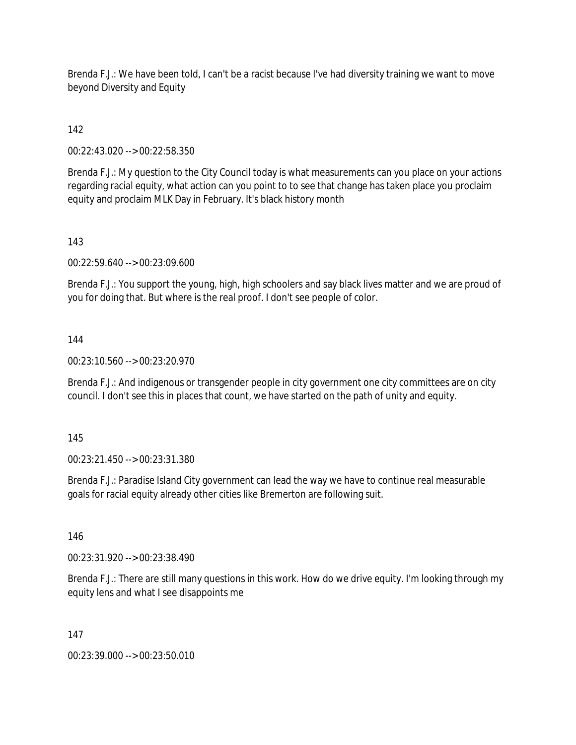Brenda F.J.: We have been told, I can't be a racist because I've had diversity training we want to move beyond Diversity and Equity

142

00:22:43.020 --> 00:22:58.350

Brenda F.J.: My question to the City Council today is what measurements can you place on your actions regarding racial equity, what action can you point to to see that change has taken place you proclaim equity and proclaim MLK Day in February. It's black history month

143

00:22:59.640 --> 00:23:09.600

Brenda F.J.: You support the young, high, high schoolers and say black lives matter and we are proud of you for doing that. But where is the real proof. I don't see people of color.

144

00:23:10.560 --> 00:23:20.970

Brenda F.J.: And indigenous or transgender people in city government one city committees are on city council. I don't see this in places that count, we have started on the path of unity and equity.

145

00:23:21.450 --> 00:23:31.380

Brenda F.J.: Paradise Island City government can lead the way we have to continue real measurable goals for racial equity already other cities like Bremerton are following suit.

146

00:23:31.920 --> 00:23:38.490

Brenda F.J.: There are still many questions in this work. How do we drive equity. I'm looking through my equity lens and what I see disappoints me

147

00:23:39.000 --> 00:23:50.010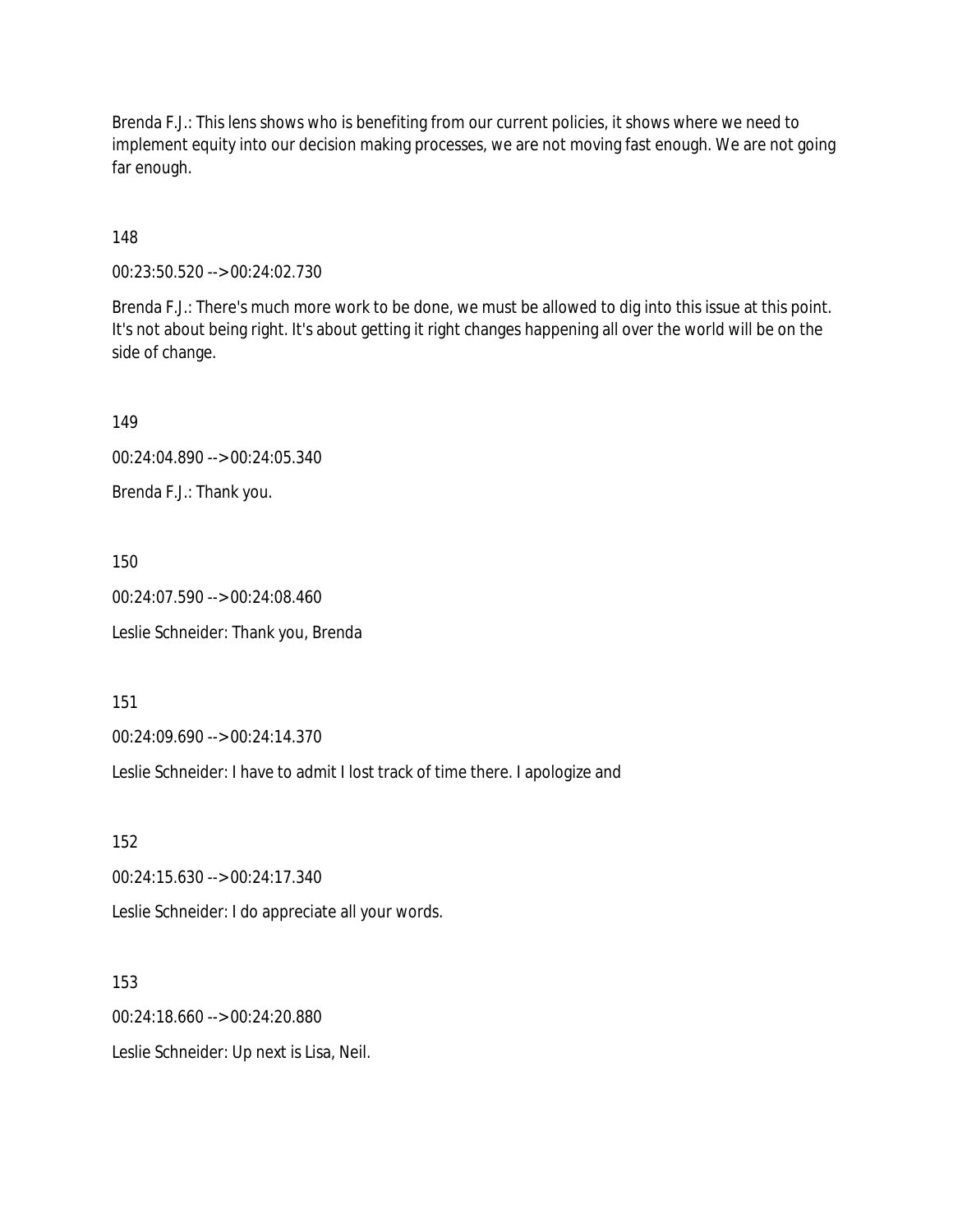Brenda F.J.: This lens shows who is benefiting from our current policies, it shows where we need to implement equity into our decision making processes, we are not moving fast enough. We are not going far enough.

148

00:23:50.520 --> 00:24:02.730

Brenda F.J.: There's much more work to be done, we must be allowed to dig into this issue at this point. It's not about being right. It's about getting it right changes happening all over the world will be on the side of change.

149

00:24:04.890 --> 00:24:05.340

Brenda F.J.: Thank you.

150

00:24:07.590 --> 00:24:08.460

Leslie Schneider: Thank you, Brenda

151

00:24:09.690 --> 00:24:14.370

Leslie Schneider: I have to admit I lost track of time there. I apologize and

152

00:24:15.630 --> 00:24:17.340

Leslie Schneider: I do appreciate all your words.

153

00:24:18.660 --> 00:24:20.880

Leslie Schneider: Up next is Lisa, Neil.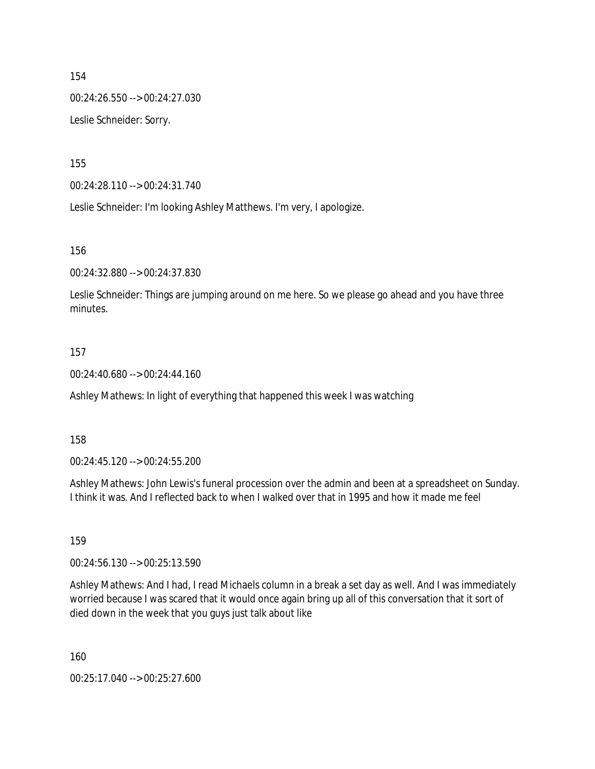154

00:24:26.550 --> 00:24:27.030

Leslie Schneider: Sorry.

155

00:24:28.110 --> 00:24:31.740

Leslie Schneider: I'm looking Ashley Matthews. I'm very, I apologize.

156

00:24:32.880 --> 00:24:37.830

Leslie Schneider: Things are jumping around on me here. So we please go ahead and you have three minutes.

157

00:24:40.680 --> 00:24:44.160

Ashley Mathews: In light of everything that happened this week I was watching

158

00:24:45.120 --> 00:24:55.200

Ashley Mathews: John Lewis's funeral procession over the admin and been at a spreadsheet on Sunday. I think it was. And I reflected back to when I walked over that in 1995 and how it made me feel

159

00:24:56.130 --> 00:25:13.590

Ashley Mathews: And I had, I read Michaels column in a break a set day as well. And I was immediately worried because I was scared that it would once again bring up all of this conversation that it sort of died down in the week that you guys just talk about like

160

00:25:17.040 --> 00:25:27.600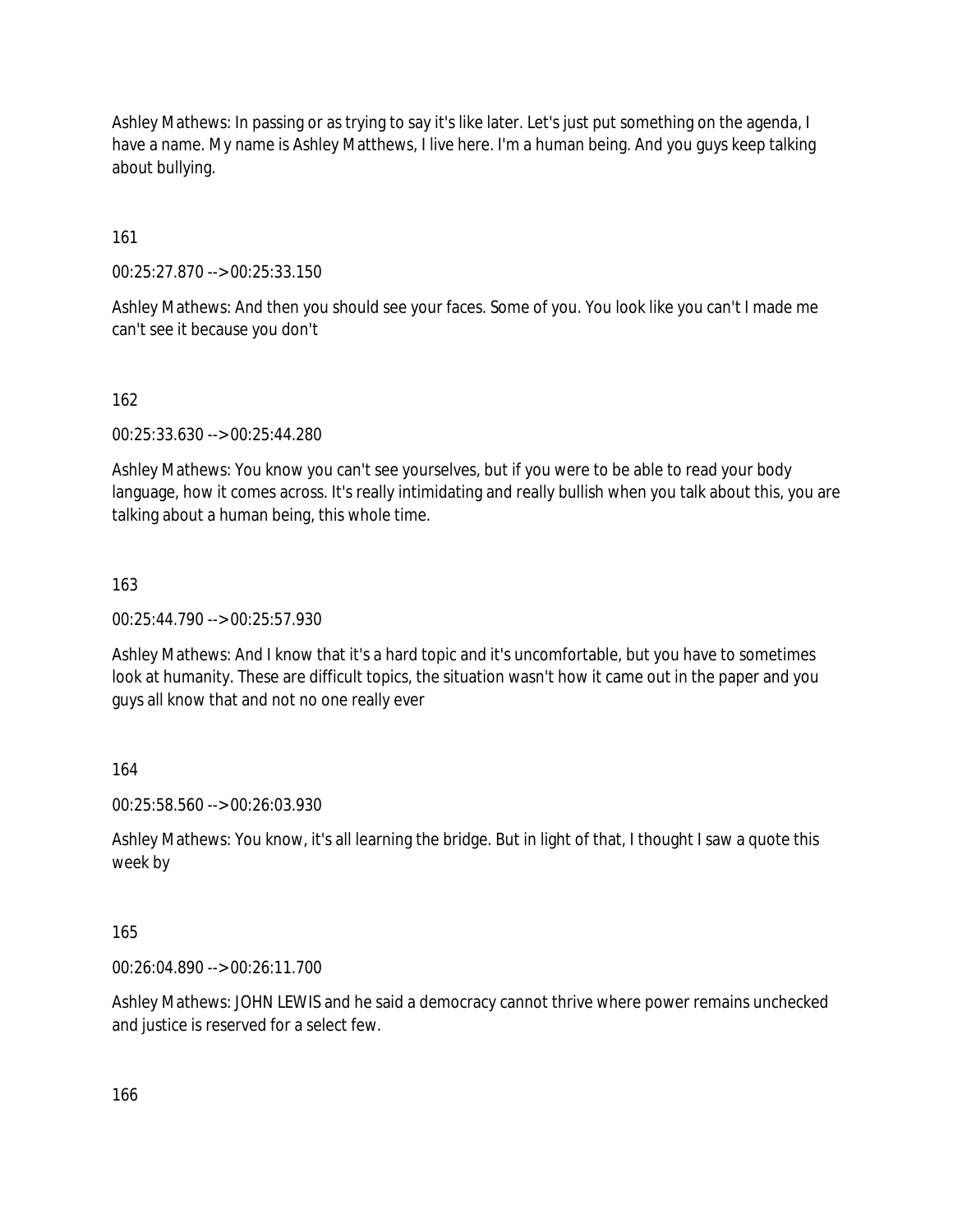Ashley Mathews: In passing or as trying to say it's like later. Let's just put something on the agenda, I have a name. My name is Ashley Matthews, I live here. I'm a human being. And you guys keep talking about bullying.

161

00:25:27.870 --> 00:25:33.150

Ashley Mathews: And then you should see your faces. Some of you. You look like you can't I made me can't see it because you don't

162

00:25:33.630 --> 00:25:44.280

Ashley Mathews: You know you can't see yourselves, but if you were to be able to read your body language, how it comes across. It's really intimidating and really bullish when you talk about this, you are talking about a human being, this whole time.

163

00:25:44.790 --> 00:25:57.930

Ashley Mathews: And I know that it's a hard topic and it's uncomfortable, but you have to sometimes look at humanity. These are difficult topics, the situation wasn't how it came out in the paper and you guys all know that and not no one really ever

164

00:25:58.560 --> 00:26:03.930

Ashley Mathews: You know, it's all learning the bridge. But in light of that, I thought I saw a quote this week by

165

00:26:04.890 --> 00:26:11.700

Ashley Mathews: JOHN LEWIS and he said a democracy cannot thrive where power remains unchecked and justice is reserved for a select few.

166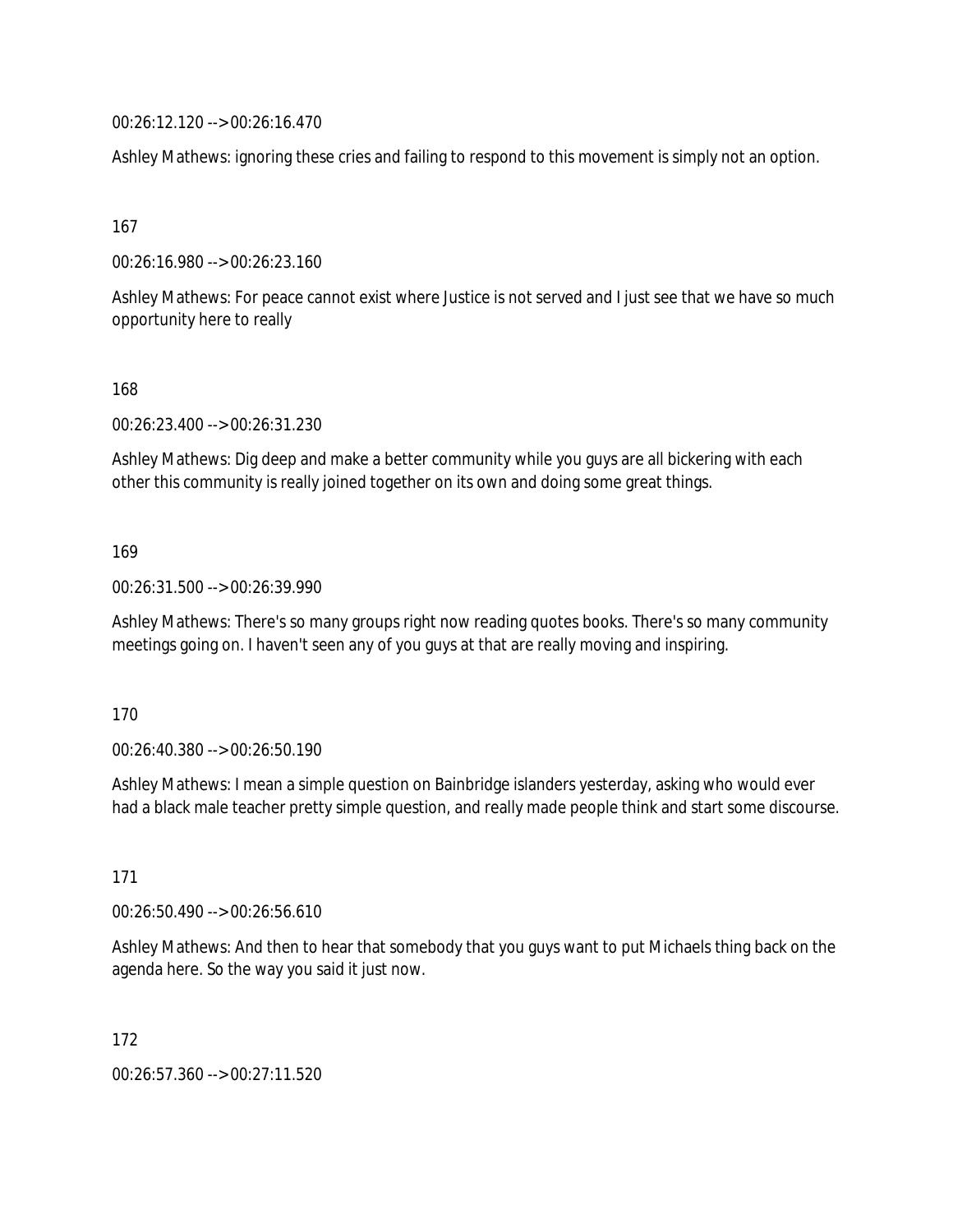00:26:12.120 --> 00:26:16.470

Ashley Mathews: ignoring these cries and failing to respond to this movement is simply not an option.

167

00:26:16.980 --> 00:26:23.160

Ashley Mathews: For peace cannot exist where Justice is not served and I just see that we have so much opportunity here to really

168

00:26:23.400 --> 00:26:31.230

Ashley Mathews: Dig deep and make a better community while you guys are all bickering with each other this community is really joined together on its own and doing some great things.

169

00:26:31.500 --> 00:26:39.990

Ashley Mathews: There's so many groups right now reading quotes books. There's so many community meetings going on. I haven't seen any of you guys at that are really moving and inspiring.

170

00:26:40.380 --> 00:26:50.190

Ashley Mathews: I mean a simple question on Bainbridge islanders yesterday, asking who would ever had a black male teacher pretty simple question, and really made people think and start some discourse.

171

00:26:50.490 --> 00:26:56.610

Ashley Mathews: And then to hear that somebody that you guys want to put Michaels thing back on the agenda here. So the way you said it just now.

172

00:26:57.360 --> 00:27:11.520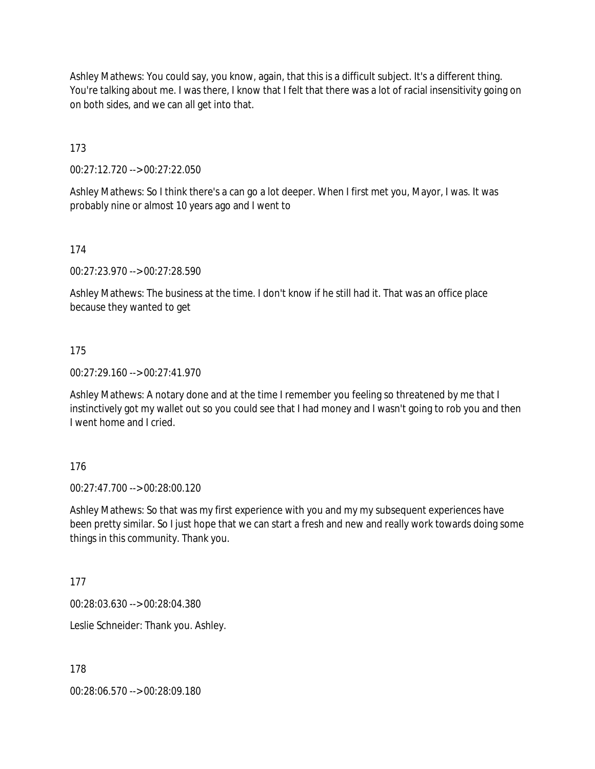Ashley Mathews: You could say, you know, again, that this is a difficult subject. It's a different thing. You're talking about me. I was there, I know that I felt that there was a lot of racial insensitivity going on on both sides, and we can all get into that.

173

00:27:12.720 --> 00:27:22.050

Ashley Mathews: So I think there's a can go a lot deeper. When I first met you, Mayor, I was. It was probably nine or almost 10 years ago and I went to

174

00:27:23.970 --> 00:27:28.590

Ashley Mathews: The business at the time. I don't know if he still had it. That was an office place because they wanted to get

175

00:27:29.160 --> 00:27:41.970

Ashley Mathews: A notary done and at the time I remember you feeling so threatened by me that I instinctively got my wallet out so you could see that I had money and I wasn't going to rob you and then I went home and I cried.

176

00:27:47.700 --> 00:28:00.120

Ashley Mathews: So that was my first experience with you and my my subsequent experiences have been pretty similar. So I just hope that we can start a fresh and new and really work towards doing some things in this community. Thank you.

177

00:28:03.630 --> 00:28:04.380

Leslie Schneider: Thank you. Ashley.

178

00:28:06.570 --> 00:28:09.180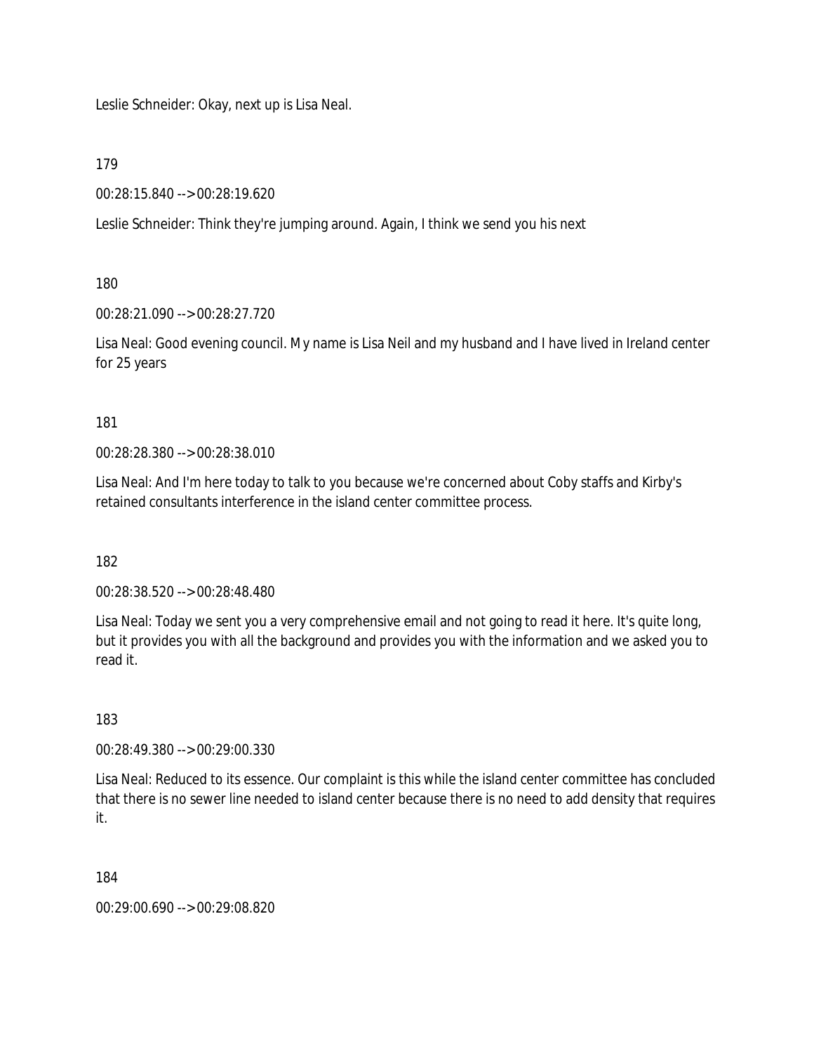Leslie Schneider: Okay, next up is Lisa Neal.

179

00:28:15.840 --> 00:28:19.620

Leslie Schneider: Think they're jumping around. Again, I think we send you his next

180

00:28:21.090 --> 00:28:27.720

Lisa Neal: Good evening council. My name is Lisa Neil and my husband and I have lived in Ireland center for 25 years

181

00:28:28.380 --> 00:28:38.010

Lisa Neal: And I'm here today to talk to you because we're concerned about Coby staffs and Kirby's retained consultants interference in the island center committee process.

182

00:28:38.520 --> 00:28:48.480

Lisa Neal: Today we sent you a very comprehensive email and not going to read it here. It's quite long, but it provides you with all the background and provides you with the information and we asked you to read it.

183

00:28:49.380 --> 00:29:00.330

Lisa Neal: Reduced to its essence. Our complaint is this while the island center committee has concluded that there is no sewer line needed to island center because there is no need to add density that requires it.

184

00:29:00.690 --> 00:29:08.820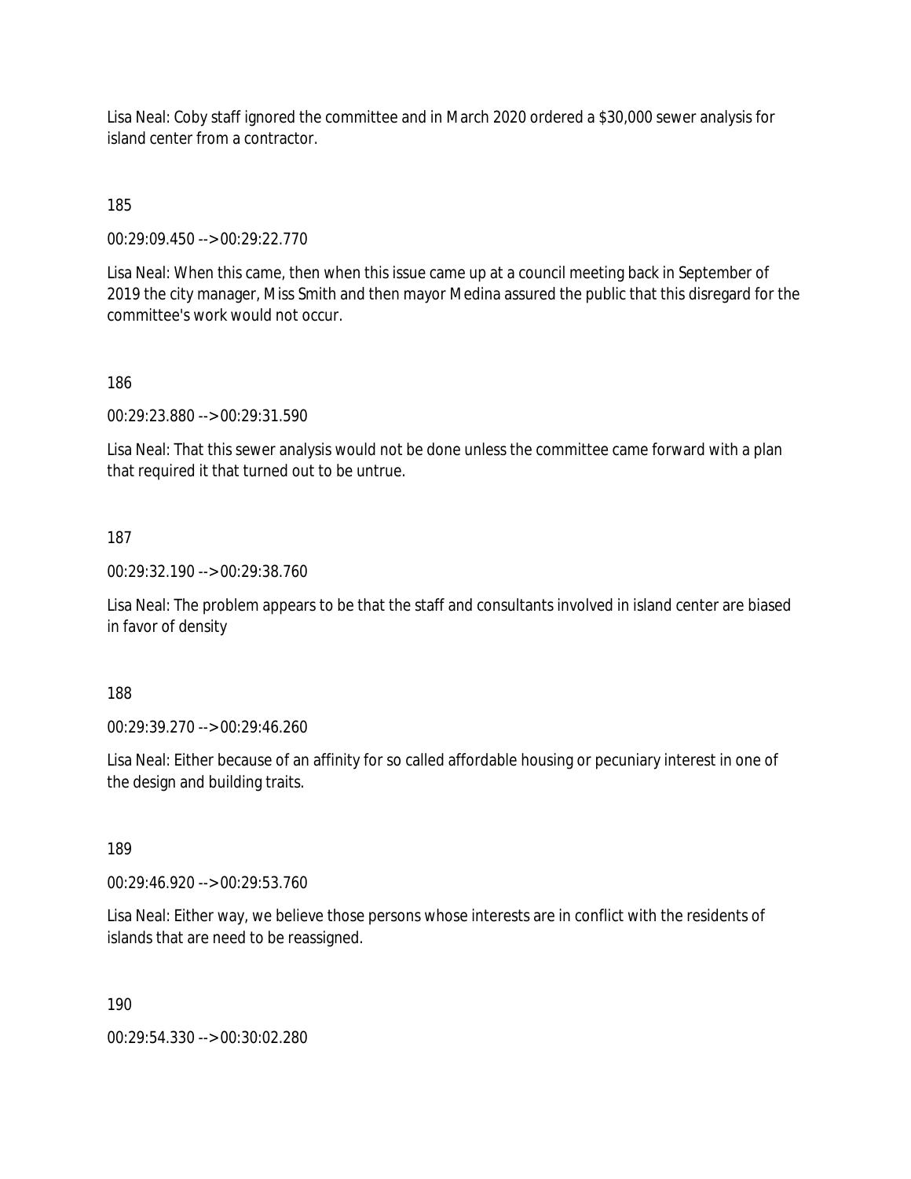Lisa Neal: Coby staff ignored the committee and in March 2020 ordered a $30,000 sewer analysis for island center from a contractor.

185

00:29:09.450 --> 00:29:22.770

Lisa Neal: When this came, then when this issue came up at a council meeting back in September of 2019 the city manager, Miss Smith and then mayor Medina assured the public that this disregard for the committee's work would not occur.

186

00:29:23.880 --> 00:29:31.590

Lisa Neal: That this sewer analysis would not be done unless the committee came forward with a plan that required it that turned out to be untrue.

187

00:29:32.190 --> 00:29:38.760

Lisa Neal: The problem appears to be that the staff and consultants involved in island center are biased in favor of density

188

00:29:39.270 --> 00:29:46.260

Lisa Neal: Either because of an affinity for so called affordable housing or pecuniary interest in one of the design and building traits.

189

00:29:46.920 --> 00:29:53.760

Lisa Neal: Either way, we believe those persons whose interests are in conflict with the residents of islands that are need to be reassigned.

190

00:29:54.330 --> 00:30:02.280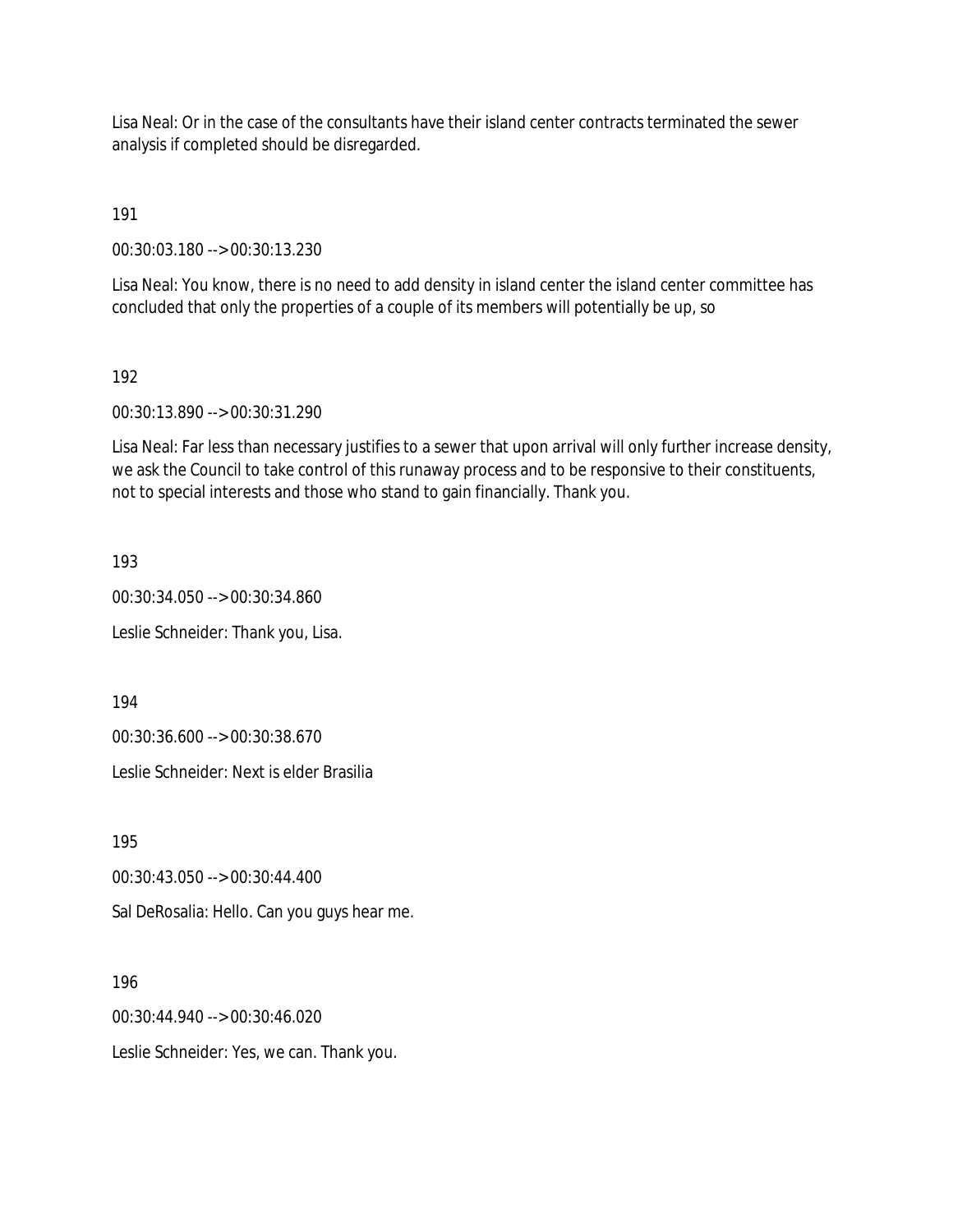Lisa Neal: Or in the case of the consultants have their island center contracts terminated the sewer analysis if completed should be disregarded.

191

00:30:03.180 --> 00:30:13.230

Lisa Neal: You know, there is no need to add density in island center the island center committee has concluded that only the properties of a couple of its members will potentially be up, so

192

00:30:13.890 --> 00:30:31.290

Lisa Neal: Far less than necessary justifies to a sewer that upon arrival will only further increase density, we ask the Council to take control of this runaway process and to be responsive to their constituents, not to special interests and those who stand to gain financially. Thank you.

193

00:30:34.050 --> 00:30:34.860

Leslie Schneider: Thank you, Lisa.

194

00:30:36.600 --> 00:30:38.670

Leslie Schneider: Next is elder Brasilia

195

00:30:43.050 --> 00:30:44.400

Sal DeRosalia: Hello. Can you guys hear me.

196

00:30:44.940 --> 00:30:46.020

Leslie Schneider: Yes, we can. Thank you.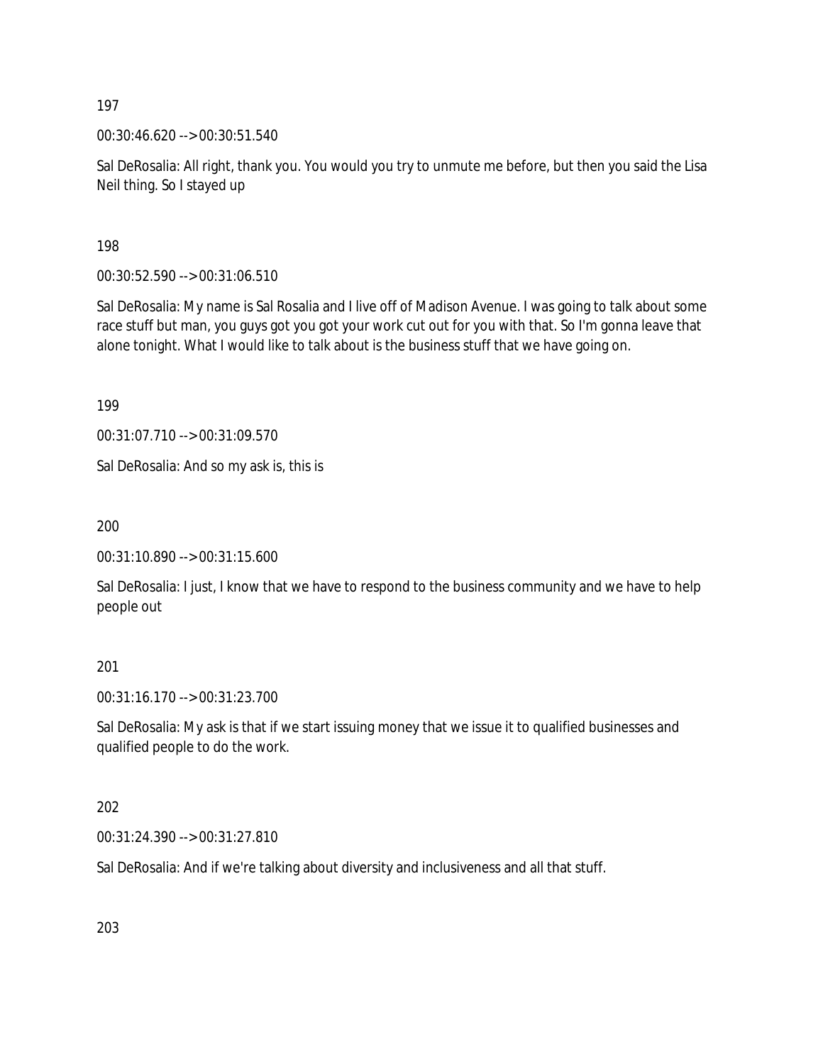197

00:30:46.620 --> 00:30:51.540

Sal DeRosalia: All right, thank you. You would you try to unmute me before, but then you said the Lisa Neil thing. So I stayed up

198

00:30:52.590 --> 00:31:06.510

Sal DeRosalia: My name is Sal Rosalia and I live off of Madison Avenue. I was going to talk about some race stuff but man, you guys got you got your work cut out for you with that. So I'm gonna leave that alone tonight. What I would like to talk about is the business stuff that we have going on.

199

00:31:07.710 --> 00:31:09.570

Sal DeRosalia: And so my ask is, this is

200

00:31:10.890 --> 00:31:15.600

Sal DeRosalia: I just, I know that we have to respond to the business community and we have to help people out

201

00:31:16.170 --> 00:31:23.700

Sal DeRosalia: My ask is that if we start issuing money that we issue it to qualified businesses and qualified people to do the work.

202

00:31:24.390 --> 00:31:27.810

Sal DeRosalia: And if we're talking about diversity and inclusiveness and all that stuff.

203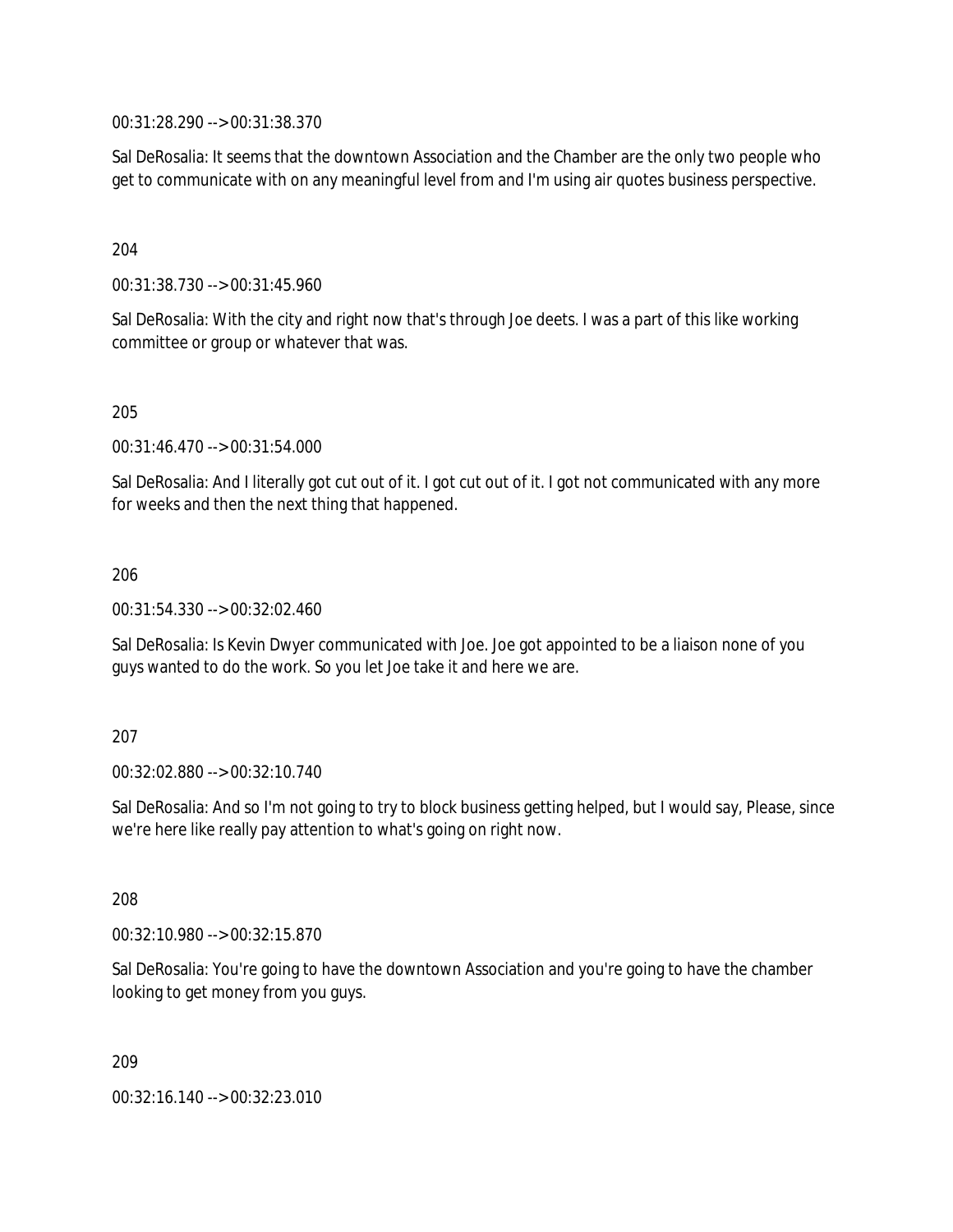00:31:28.290 --> 00:31:38.370

Sal DeRosalia: It seems that the downtown Association and the Chamber are the only two people who get to communicate with on any meaningful level from and I'm using air quotes business perspective.

204

00:31:38.730 --> 00:31:45.960

Sal DeRosalia: With the city and right now that's through Joe deets. I was a part of this like working committee or group or whatever that was.

205

00:31:46.470 --> 00:31:54.000

Sal DeRosalia: And I literally got cut out of it. I got cut out of it. I got not communicated with any more for weeks and then the next thing that happened.

206

00:31:54.330 --> 00:32:02.460

Sal DeRosalia: Is Kevin Dwyer communicated with Joe. Joe got appointed to be a liaison none of you guys wanted to do the work. So you let Joe take it and here we are.

207

00:32:02.880 --> 00:32:10.740

Sal DeRosalia: And so I'm not going to try to block business getting helped, but I would say, Please, since we're here like really pay attention to what's going on right now.

208

00:32:10.980 --> 00:32:15.870

Sal DeRosalia: You're going to have the downtown Association and you're going to have the chamber looking to get money from you guys.

209

00:32:16.140 --> 00:32:23.010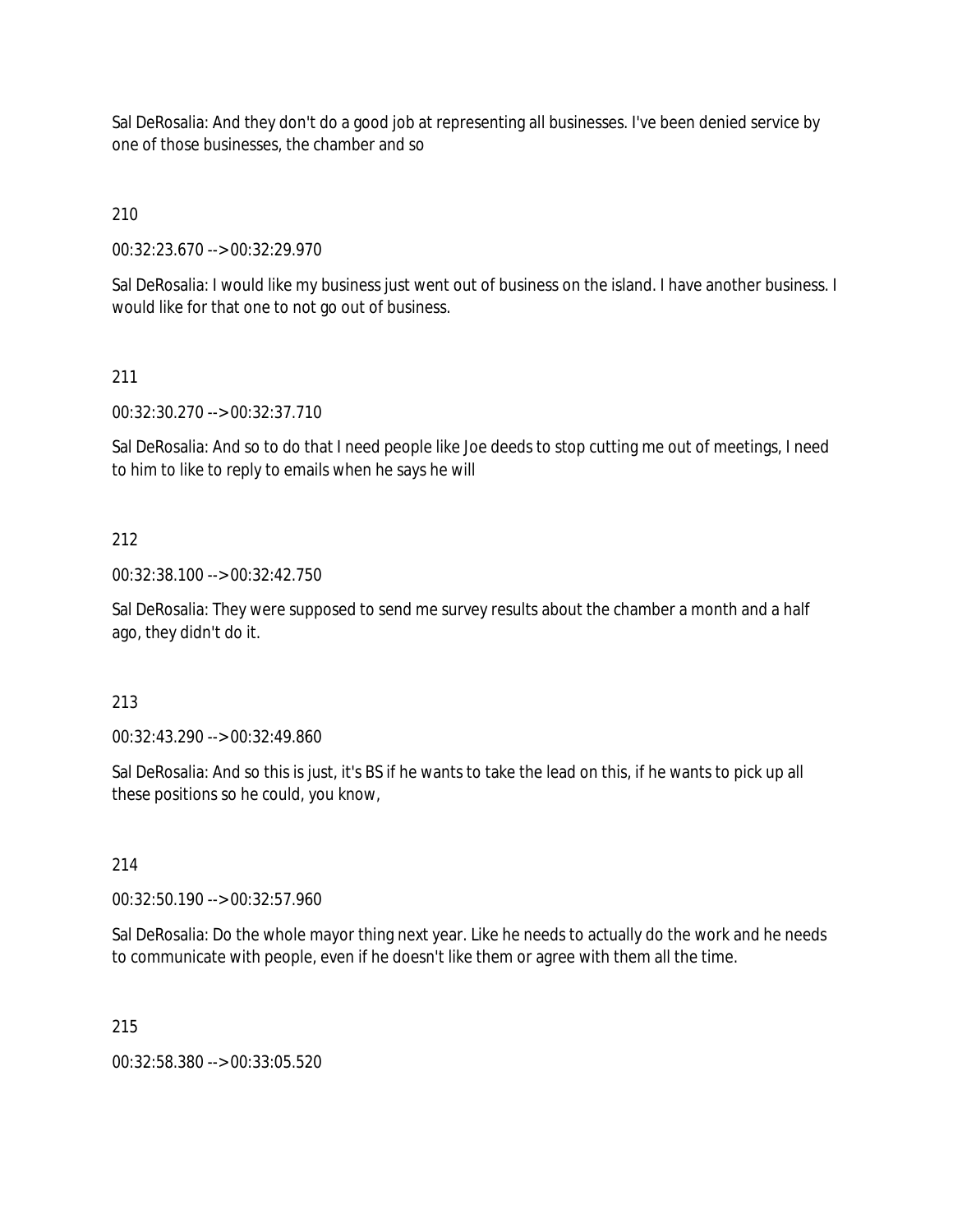Sal DeRosalia: And they don't do a good job at representing all businesses. I've been denied service by one of those businesses, the chamber and so

210

00:32:23.670 --> 00:32:29.970

Sal DeRosalia: I would like my business just went out of business on the island. I have another business. I would like for that one to not go out of business.

211

00:32:30.270 --> 00:32:37.710

Sal DeRosalia: And so to do that I need people like Joe deeds to stop cutting me out of meetings, I need to him to like to reply to emails when he says he will

212

00:32:38.100 --> 00:32:42.750

Sal DeRosalia: They were supposed to send me survey results about the chamber a month and a half ago, they didn't do it.

213

00:32:43.290 --> 00:32:49.860

Sal DeRosalia: And so this is just, it's BS if he wants to take the lead on this, if he wants to pick up all these positions so he could, you know,

214

00:32:50.190 --> 00:32:57.960

Sal DeRosalia: Do the whole mayor thing next year. Like he needs to actually do the work and he needs to communicate with people, even if he doesn't like them or agree with them all the time.

215

00:32:58.380 --> 00:33:05.520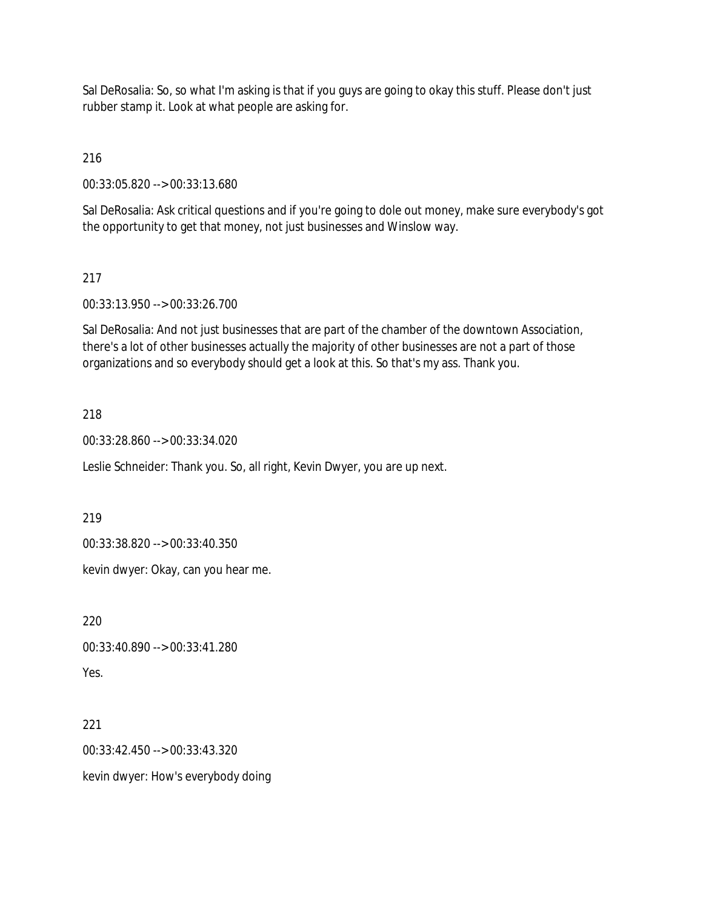Sal DeRosalia: So, so what I'm asking is that if you guys are going to okay this stuff. Please don't just rubber stamp it. Look at what people are asking for.

216

00:33:05.820 --> 00:33:13.680

Sal DeRosalia: Ask critical questions and if you're going to dole out money, make sure everybody's got the opportunity to get that money, not just businesses and Winslow way.

217

00:33:13.950 --> 00:33:26.700

Sal DeRosalia: And not just businesses that are part of the chamber of the downtown Association, there's a lot of other businesses actually the majority of other businesses are not a part of those organizations and so everybody should get a look at this. So that's my ass. Thank you.

218

00:33:28.860 --> 00:33:34.020

Leslie Schneider: Thank you. So, all right, Kevin Dwyer, you are up next.

219

00:33:38.820 --> 00:33:40.350

kevin dwyer: Okay, can you hear me.

220

00:33:40.890 --> 00:33:41.280

Yes.

221

00:33:42.450 --> 00:33:43.320

kevin dwyer: How's everybody doing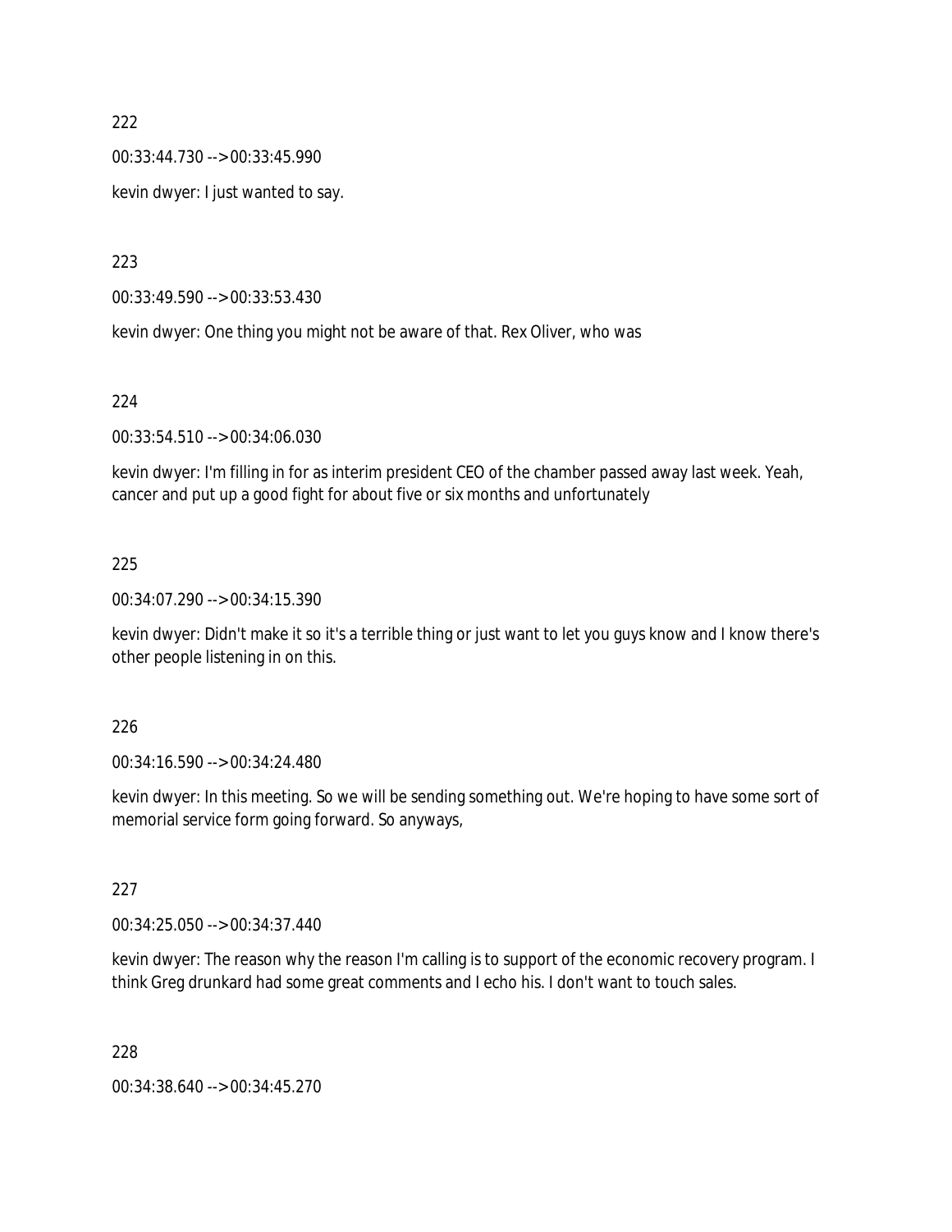222

00:33:44.730 --> 00:33:45.990

kevin dwyer: I just wanted to say.

223

00:33:49.590 --> 00:33:53.430

kevin dwyer: One thing you might not be aware of that. Rex Oliver, who was

224

00:33:54.510 --> 00:34:06.030

kevin dwyer: I'm filling in for as interim president CEO of the chamber passed away last week. Yeah, cancer and put up a good fight for about five or six months and unfortunately

225

00:34:07.290 --> 00:34:15.390

kevin dwyer: Didn't make it so it's a terrible thing or just want to let you guys know and I know there's other people listening in on this.

226

00:34:16.590 --> 00:34:24.480

kevin dwyer: In this meeting. So we will be sending something out. We're hoping to have some sort of memorial service form going forward. So anyways,

227

00:34:25.050 --> 00:34:37.440

kevin dwyer: The reason why the reason I'm calling is to support of the economic recovery program. I think Greg drunkard had some great comments and I echo his. I don't want to touch sales.

228

00:34:38.640 --> 00:34:45.270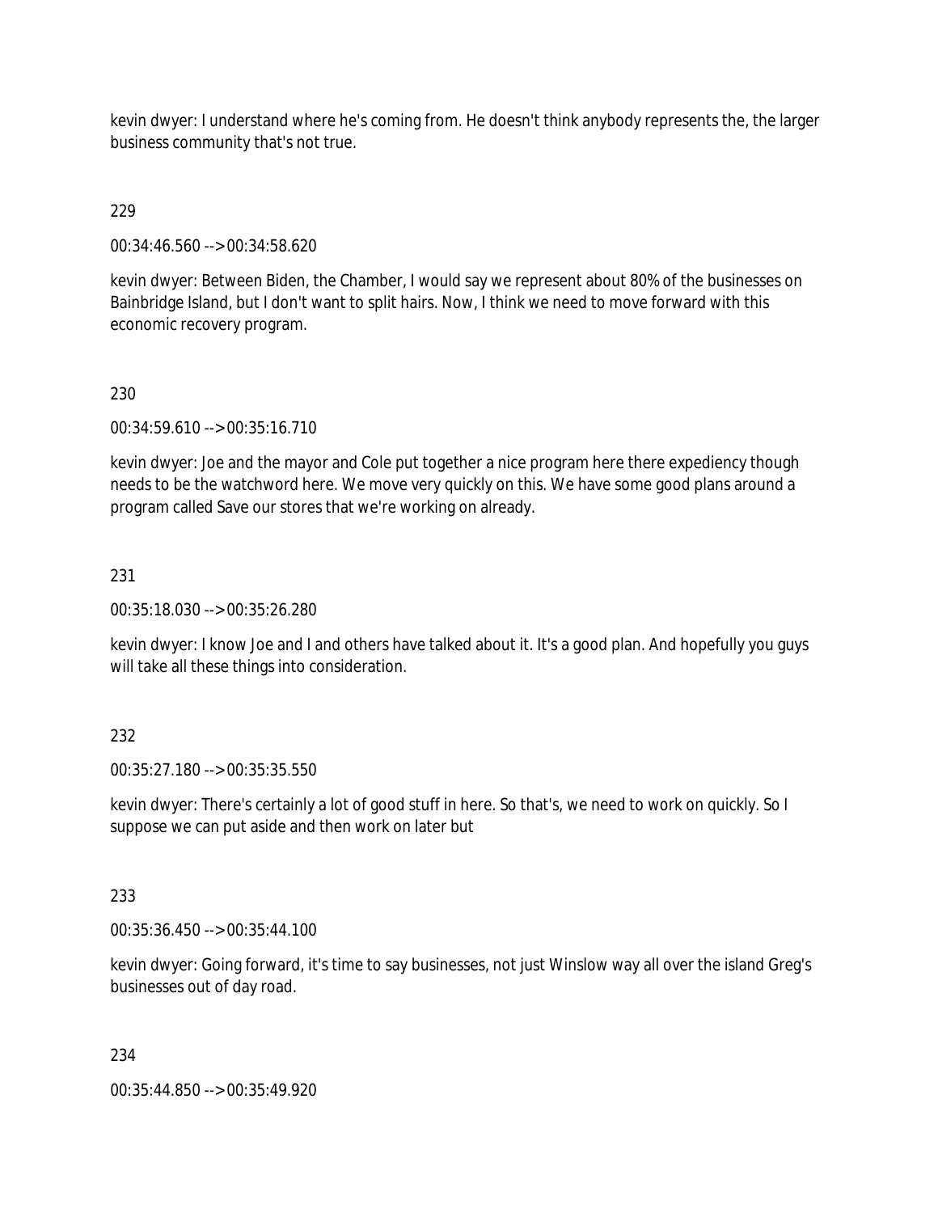kevin dwyer: I understand where he's coming from. He doesn't think anybody represents the, the larger business community that's not true.

229

00:34:46.560 --> 00:34:58.620

kevin dwyer: Between Biden, the Chamber, I would say we represent about 80% of the businesses on Bainbridge Island, but I don't want to split hairs. Now, I think we need to move forward with this economic recovery program.

230

00:34:59.610 --> 00:35:16.710

kevin dwyer: Joe and the mayor and Cole put together a nice program here there expediency though needs to be the watchword here. We move very quickly on this. We have some good plans around a program called Save our stores that we're working on already.

231

00:35:18.030 --> 00:35:26.280

kevin dwyer: I know Joe and I and others have talked about it. It's a good plan. And hopefully you guys will take all these things into consideration.

232

00:35:27.180 --> 00:35:35.550

kevin dwyer: There's certainly a lot of good stuff in here. So that's, we need to work on quickly. So I suppose we can put aside and then work on later but

233

00:35:36.450 --> 00:35:44.100

kevin dwyer: Going forward, it's time to say businesses, not just Winslow way all over the island Greg's businesses out of day road.

234

00:35:44.850 --> 00:35:49.920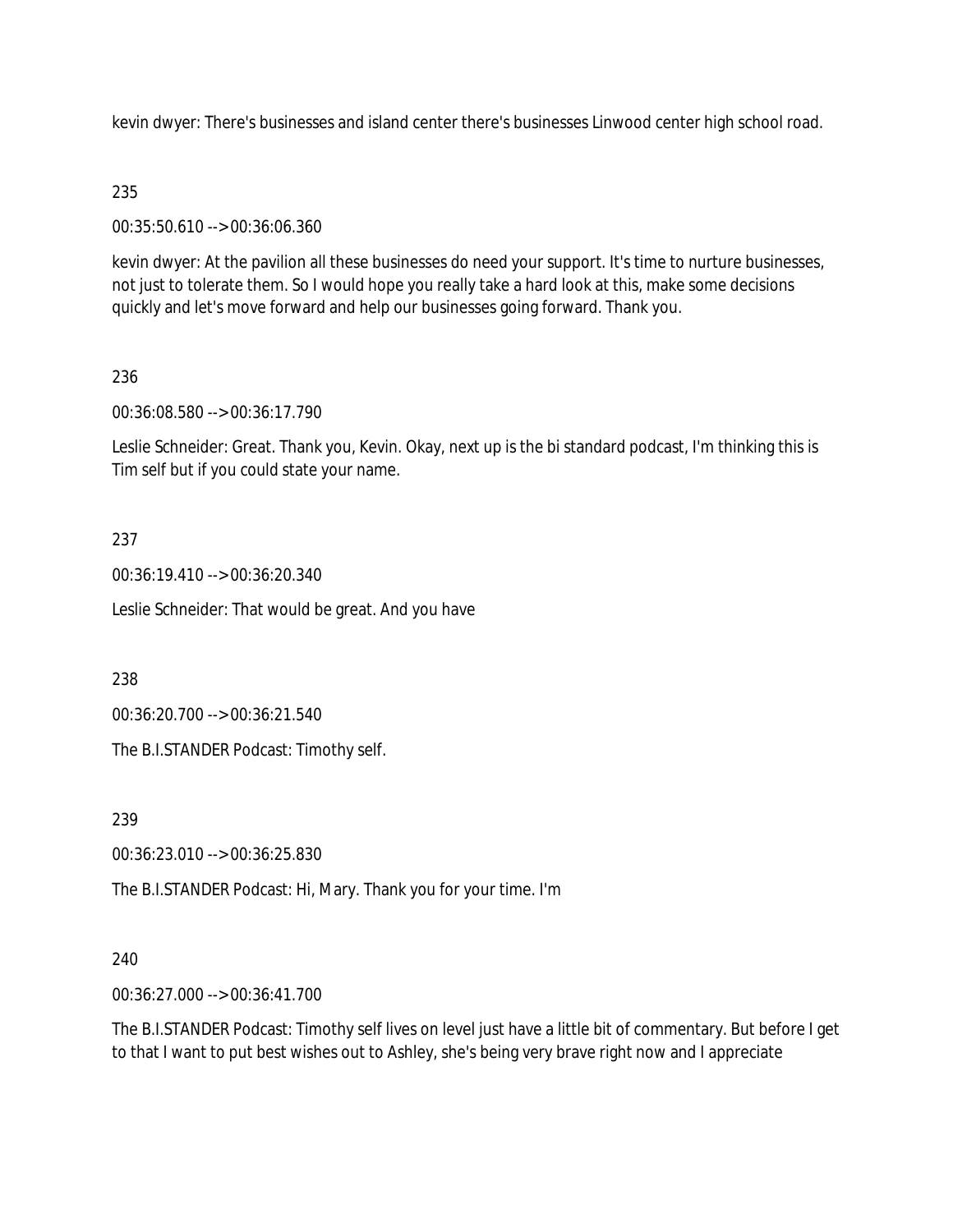kevin dwyer: There's businesses and island center there's businesses Linwood center high school road.

235

00:35:50.610 --> 00:36:06.360

kevin dwyer: At the pavilion all these businesses do need your support. It's time to nurture businesses, not just to tolerate them. So I would hope you really take a hard look at this, make some decisions quickly and let's move forward and help our businesses going forward. Thank you.

236

00:36:08.580 --> 00:36:17.790

Leslie Schneider: Great. Thank you, Kevin. Okay, next up is the bi standard podcast, I'm thinking this is Tim self but if you could state your name.

237

00:36:19.410 --> 00:36:20.340

Leslie Schneider: That would be great. And you have

238

00:36:20.700 --> 00:36:21.540

The B.I.STANDER Podcast: Timothy self.

239

00:36:23.010 --> 00:36:25.830

The B.I.STANDER Podcast: Hi, Mary. Thank you for your time. I'm

240

00:36:27.000 --> 00:36:41.700

The B.I.STANDER Podcast: Timothy self lives on level just have a little bit of commentary. But before I get to that I want to put best wishes out to Ashley, she's being very brave right now and I appreciate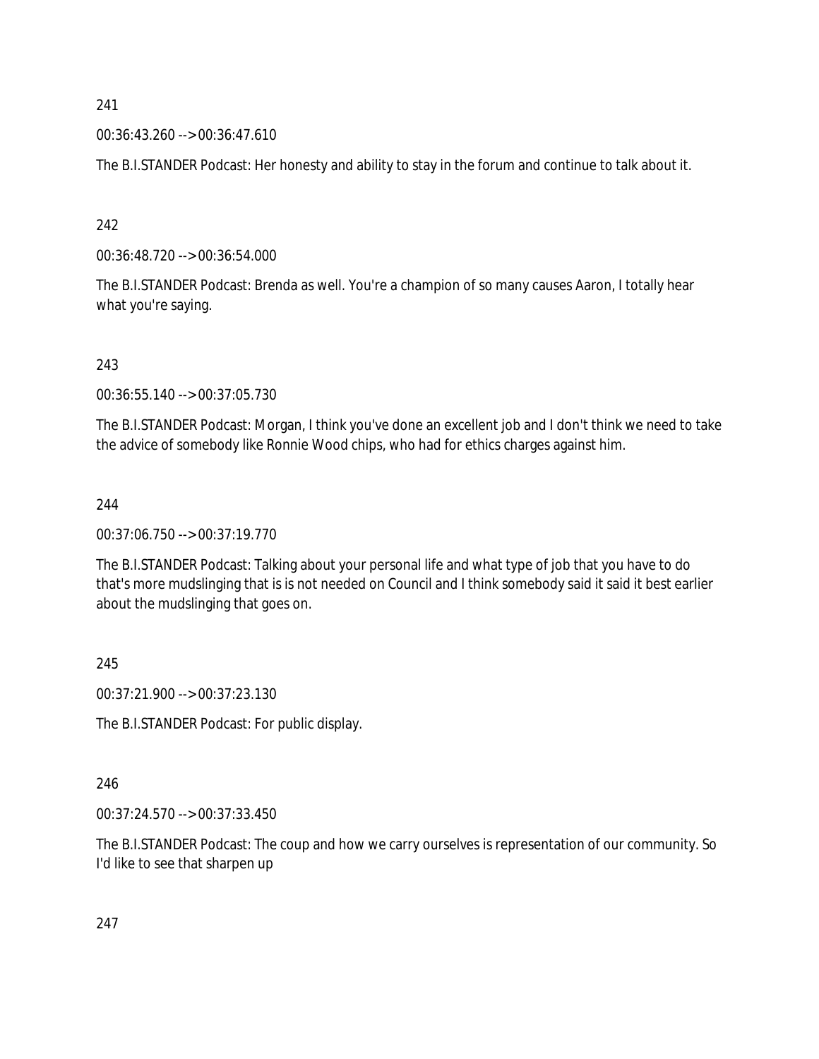241

00:36:43.260 --> 00:36:47.610

The B.I.STANDER Podcast: Her honesty and ability to stay in the forum and continue to talk about it.

242

00:36:48.720 --> 00:36:54.000

The B.I.STANDER Podcast: Brenda as well. You're a champion of so many causes Aaron, I totally hear what you're saying.

243

00:36:55.140 --> 00:37:05.730

The B.I.STANDER Podcast: Morgan, I think you've done an excellent job and I don't think we need to take the advice of somebody like Ronnie Wood chips, who had for ethics charges against him.

244

00:37:06.750 --> 00:37:19.770

The B.I.STANDER Podcast: Talking about your personal life and what type of job that you have to do that's more mudslinging that is is not needed on Council and I think somebody said it said it best earlier about the mudslinging that goes on.

245

00:37:21.900 --> 00:37:23.130

The B.I.STANDER Podcast: For public display.

246

00:37:24.570 --> 00:37:33.450

The B.I.STANDER Podcast: The coup and how we carry ourselves is representation of our community. So I'd like to see that sharpen up

247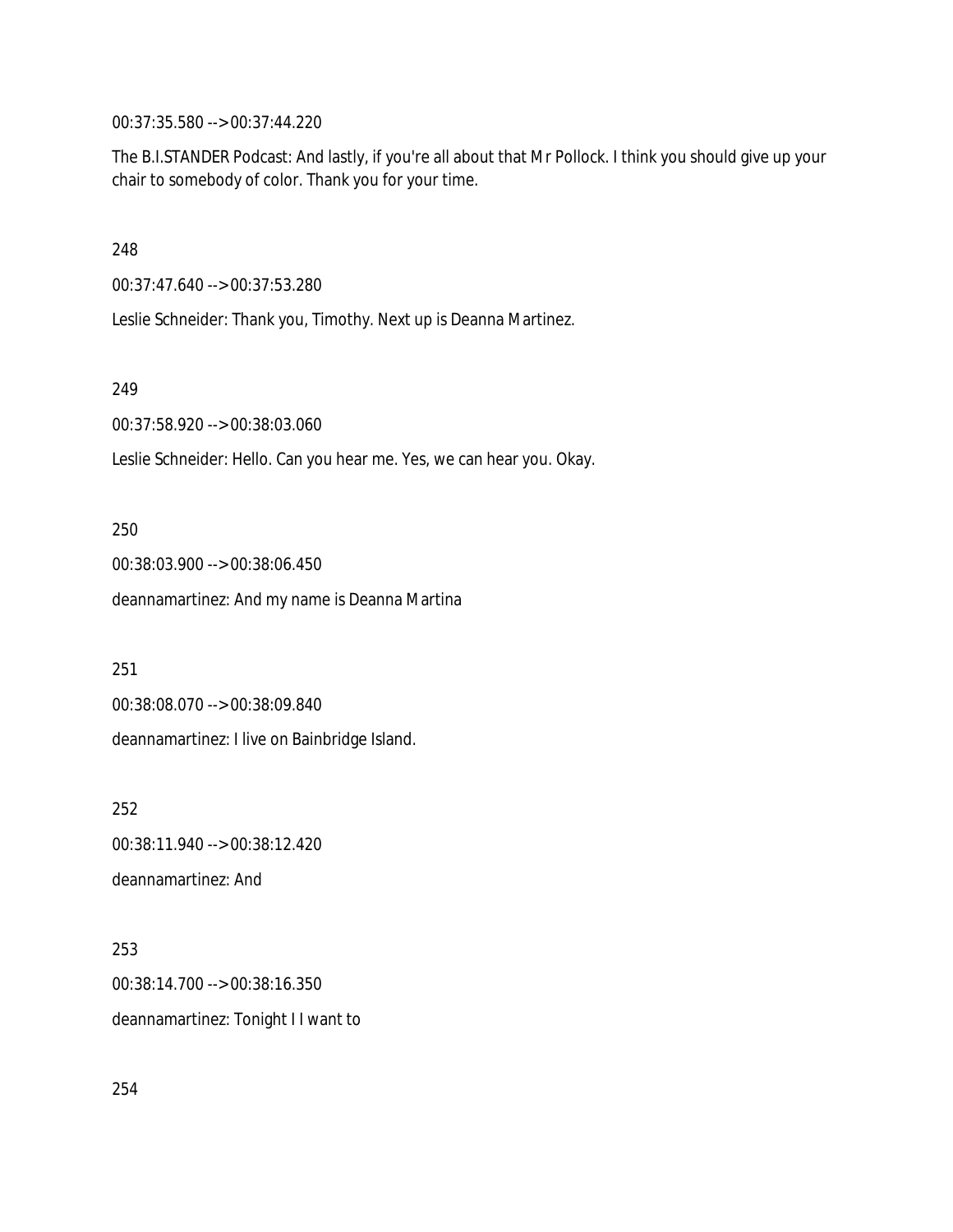00:37:35.580 --> 00:37:44.220

The B.I.STANDER Podcast: And lastly, if you're all about that Mr Pollock. I think you should give up your chair to somebody of color. Thank you for your time.

248

00:37:47.640 --> 00:37:53.280

Leslie Schneider: Thank you, Timothy. Next up is Deanna Martinez.

249

00:37:58.920 --> 00:38:03.060

Leslie Schneider: Hello. Can you hear me. Yes, we can hear you. Okay.

250

00:38:03.900 --> 00:38:06.450

deannamartinez: And my name is Deanna Martina

251

00:38:08.070 --> 00:38:09.840

deannamartinez: I live on Bainbridge Island.

252

00:38:11.940 --> 00:38:12.420

deannamartinez: And

253

00:38:14.700 --> 00:38:16.350

deannamartinez: Tonight I I want to

254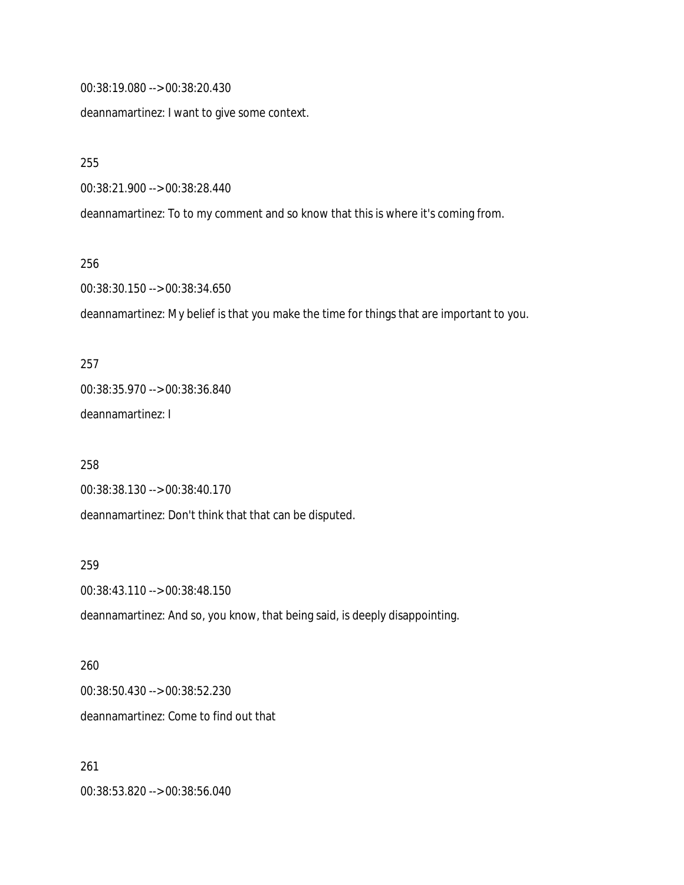00:38:19.080 --> 00:38:20.430

deannamartinez: I want to give some context.

255

00:38:21.900 --> 00:38:28.440

deannamartinez: To to my comment and so know that this is where it's coming from.

256

00:38:30.150 --> 00:38:34.650

deannamartinez: My belief is that you make the time for things that are important to you.

257

00:38:35.970 --> 00:38:36.840

deannamartinez: I

258

00:38:38.130 --> 00:38:40.170

deannamartinez: Don't think that that can be disputed.

259

00:38:43.110 --> 00:38:48.150

deannamartinez: And so, you know, that being said, is deeply disappointing.

260

00:38:50.430 --> 00:38:52.230

deannamartinez: Come to find out that

261

00:38:53.820 --> 00:38:56.040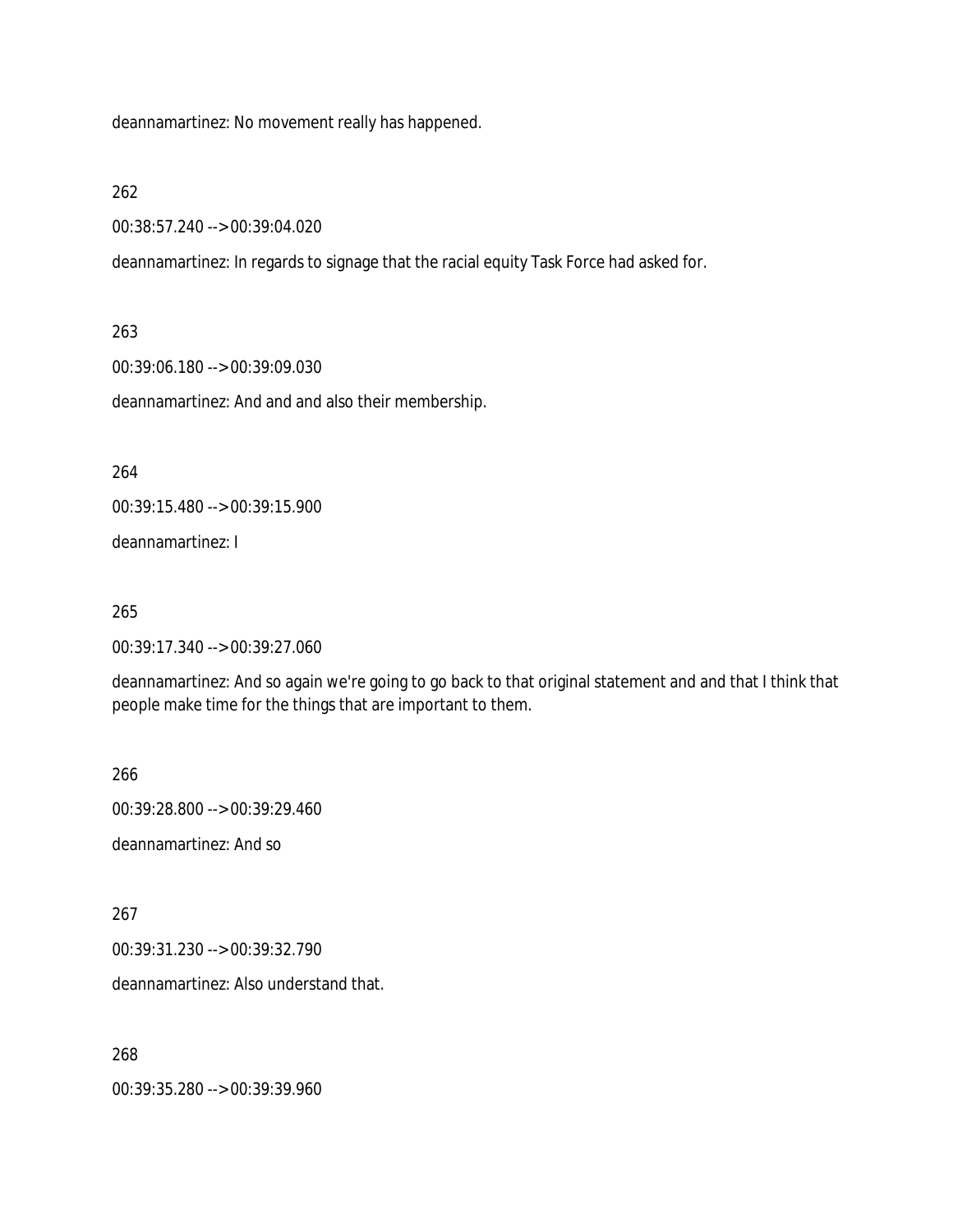deannamartinez: No movement really has happened.

262

00:38:57.240 --> 00:39:04.020

deannamartinez: In regards to signage that the racial equity Task Force had asked for.

263

00:39:06.180 --> 00:39:09.030

deannamartinez: And and and also their membership.

264

00:39:15.480 --> 00:39:15.900

deannamartinez: I

265

00:39:17.340 --> 00:39:27.060

deannamartinez: And so again we're going to go back to that original statement and and that I think that people make time for the things that are important to them.

266

00:39:28.800 --> 00:39:29.460

deannamartinez: And so

267

00:39:31.230 --> 00:39:32.790

deannamartinez: Also understand that.

268

00:39:35.280 --> 00:39:39.960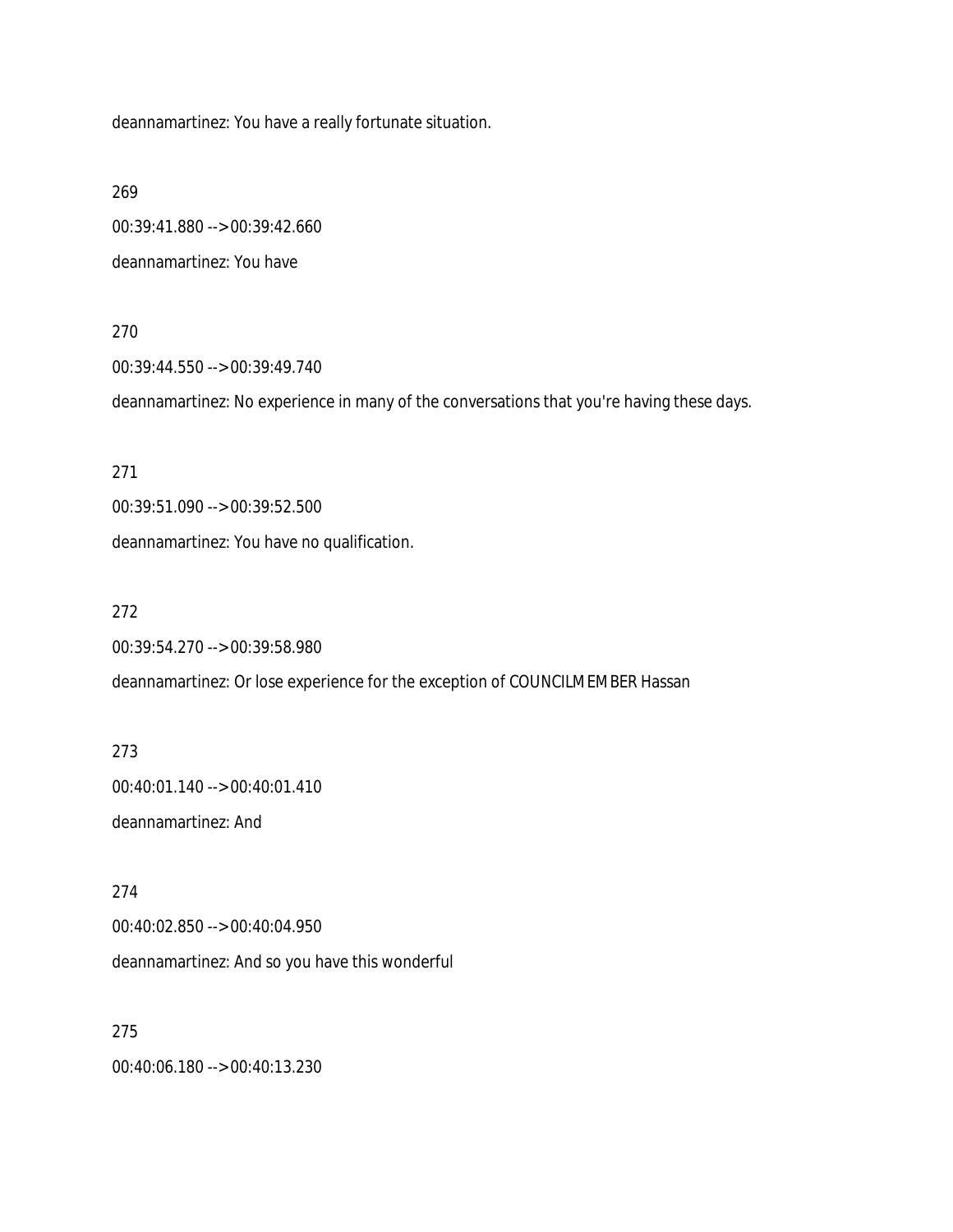deannamartinez: You have a really fortunate situation.

269

00:39:41.880 --> 00:39:42.660

deannamartinez: You have

270

00:39:44.550 --> 00:39:49.740

deannamartinez: No experience in many of the conversations that you're having these days.

271

00:39:51.090 --> 00:39:52.500

deannamartinez: You have no qualification.

272

00:39:54.270 --> 00:39:58.980

deannamartinez: Or lose experience for the exception of COUNCILMEMBER Hassan

273

00:40:01.140 --> 00:40:01.410

deannamartinez: And

274

00:40:02.850 --> 00:40:04.950

deannamartinez: And so you have this wonderful

275

00:40:06.180 --> 00:40:13.230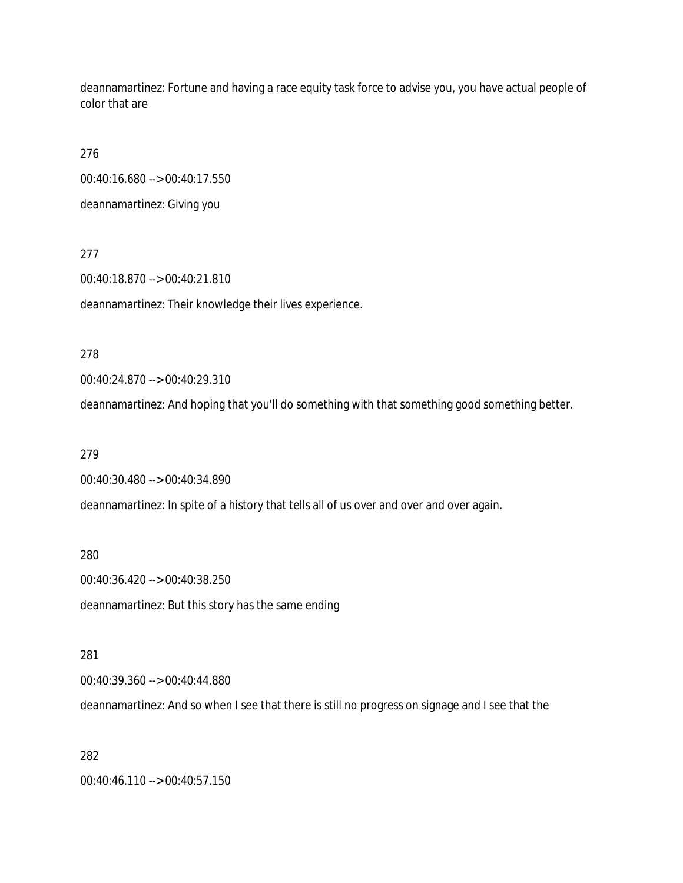deannamartinez: Fortune and having a race equity task force to advise you, you have actual people of color that are

276

00:40:16.680 --> 00:40:17.550

deannamartinez: Giving you

277

00:40:18.870 --> 00:40:21.810

deannamartinez: Their knowledge their lives experience.

278

00:40:24.870 --> 00:40:29.310

deannamartinez: And hoping that you'll do something with that something good something better.

279

00:40:30.480 --> 00:40:34.890

deannamartinez: In spite of a history that tells all of us over and over and over again.

280

00:40:36.420 --> 00:40:38.250

deannamartinez: But this story has the same ending

281

00:40:39.360 --> 00:40:44.880

deannamartinez: And so when I see that there is still no progress on signage and I see that the

282

00:40:46.110 --> 00:40:57.150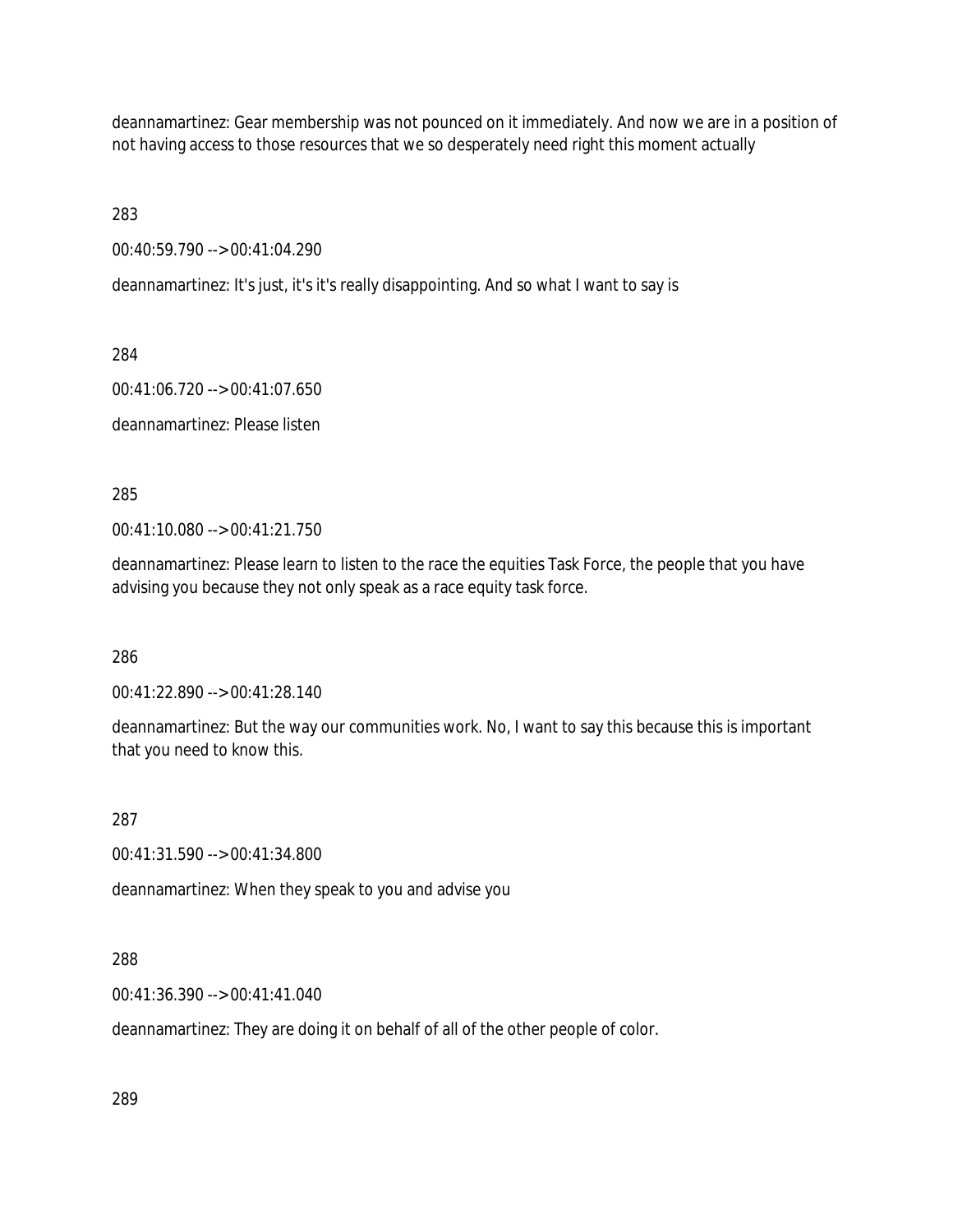deannamartinez: Gear membership was not pounced on it immediately. And now we are in a position of not having access to those resources that we so desperately need right this moment actually

283

00:40:59.790 --> 00:41:04.290

deannamartinez: It's just, it's it's really disappointing. And so what I want to say is

284

00:41:06.720 --> 00:41:07.650

deannamartinez: Please listen

285

00:41:10.080 --> 00:41:21.750

deannamartinez: Please learn to listen to the race the equities Task Force, the people that you have advising you because they not only speak as a race equity task force.

286

00:41:22.890 --> 00:41:28.140

deannamartinez: But the way our communities work. No, I want to say this because this is important that you need to know this.

287

00:41:31.590 --> 00:41:34.800

deannamartinez: When they speak to you and advise you

288

00:41:36.390 --> 00:41:41.040

deannamartinez: They are doing it on behalf of all of the other people of color.

289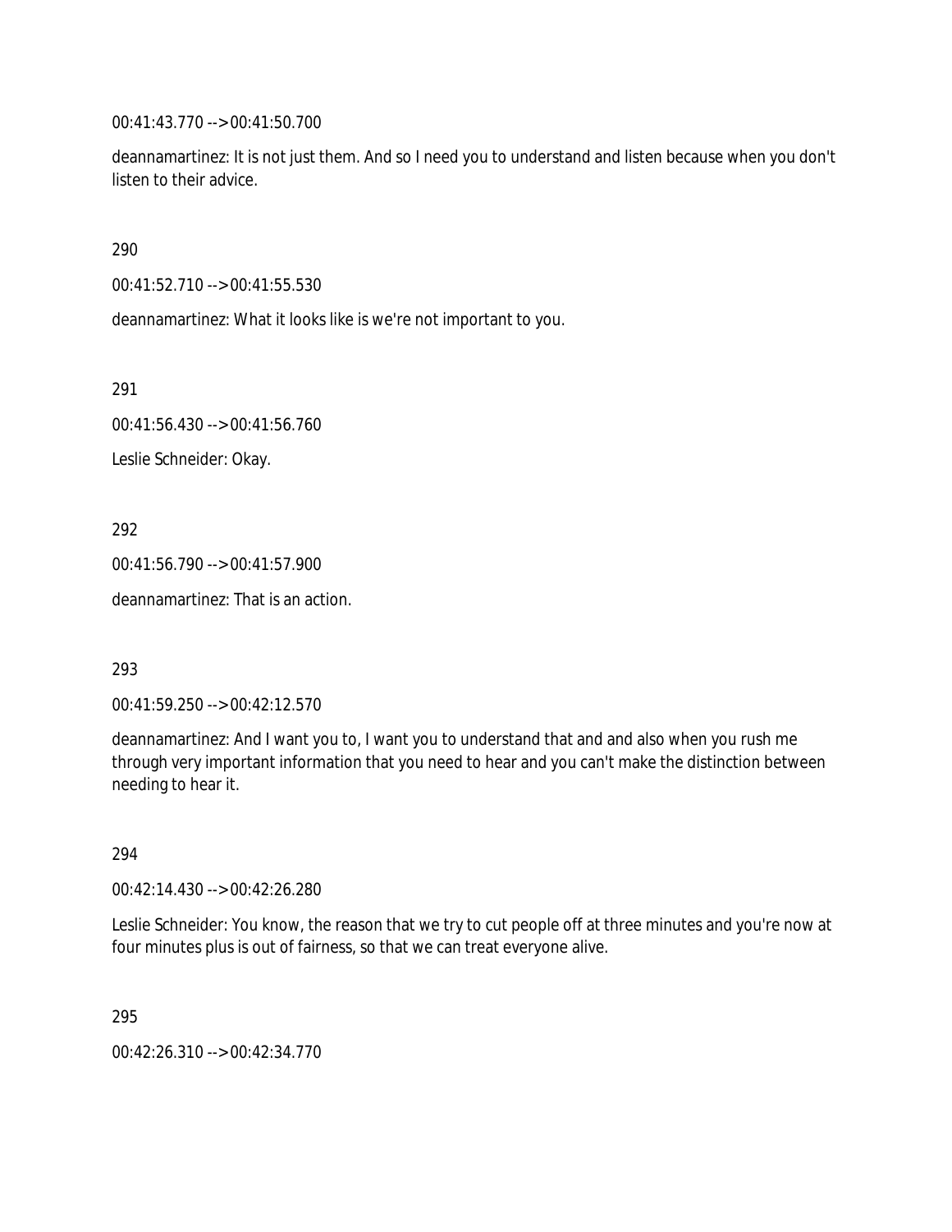00:41:43.770 --> 00:41:50.700

deannamartinez: It is not just them. And so I need you to understand and listen because when you don't listen to their advice.

290

00:41:52.710 --> 00:41:55.530

deannamartinez: What it looks like is we're not important to you.

291

00:41:56.430 --> 00:41:56.760

Leslie Schneider: Okay.

292

00:41:56.790 --> 00:41:57.900

deannamartinez: That is an action.

293

00:41:59.250 --> 00:42:12.570

deannamartinez: And I want you to, I want you to understand that and and also when you rush me through very important information that you need to hear and you can't make the distinction between needing to hear it.

294

00:42:14.430 --> 00:42:26.280

Leslie Schneider: You know, the reason that we try to cut people off at three minutes and you're now at four minutes plus is out of fairness, so that we can treat everyone alive.

295

00:42:26.310 --> 00:42:34.770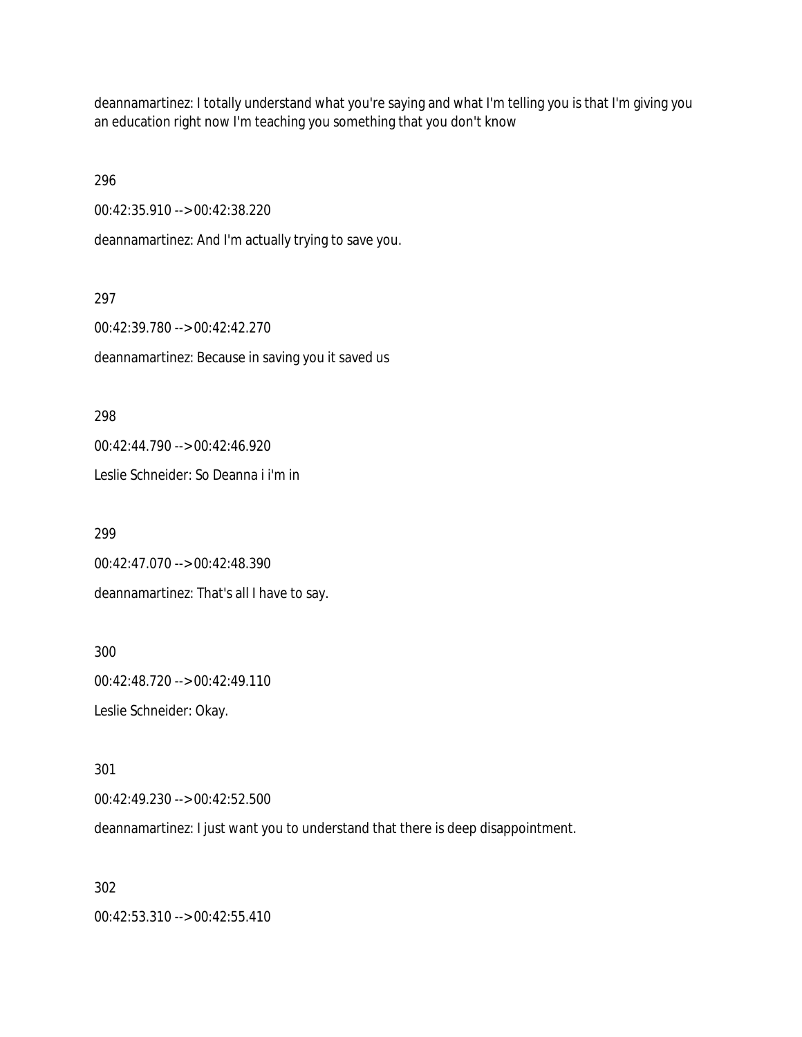deannamartinez: I totally understand what you're saying and what I'm telling you is that I'm giving you an education right now I'm teaching you something that you don't know

296

00:42:35.910 --> 00:42:38.220

deannamartinez: And I'm actually trying to save you.

297

00:42:39.780 --> 00:42:42.270

deannamartinez: Because in saving you it saved us

298

00:42:44.790 --> 00:42:46.920

Leslie Schneider: So Deanna i i'm in

299

00:42:47.070 --> 00:42:48.390

deannamartinez: That's all I have to say.

300

00:42:48.720 --> 00:42:49.110

Leslie Schneider: Okay.

301

00:42:49.230 --> 00:42:52.500

deannamartinez: I just want you to understand that there is deep disappointment.

302

00:42:53.310 --> 00:42:55.410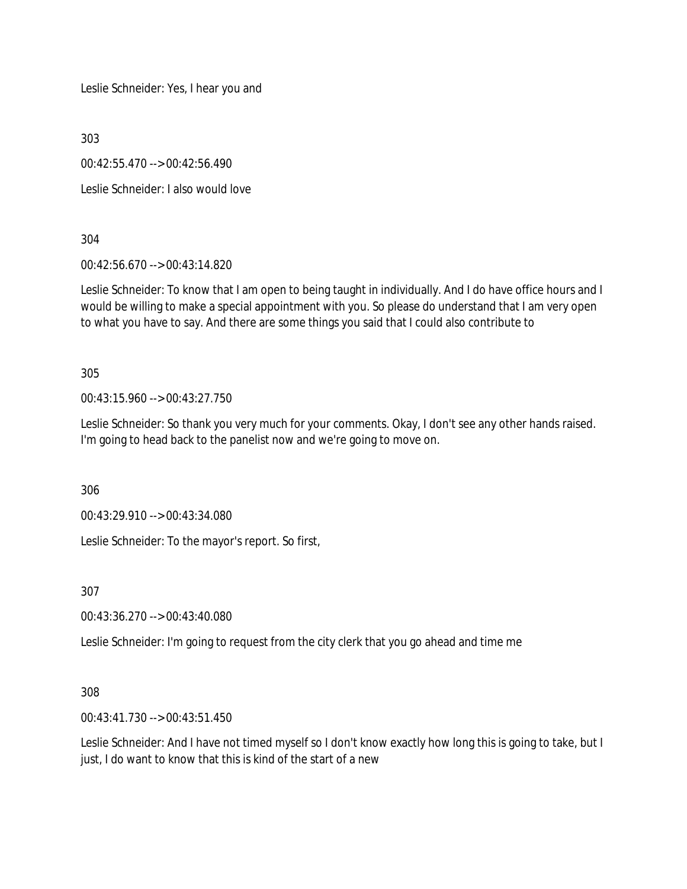Leslie Schneider: Yes, I hear you and

303

00:42:55.470 --> 00:42:56.490

Leslie Schneider: I also would love

304

00:42:56.670 --> 00:43:14.820

Leslie Schneider: To know that I am open to being taught in individually. And I do have office hours and I would be willing to make a special appointment with you. So please do understand that I am very open to what you have to say. And there are some things you said that I could also contribute to

305

00:43:15.960 --> 00:43:27.750

Leslie Schneider: So thank you very much for your comments. Okay, I don't see any other hands raised. I'm going to head back to the panelist now and we're going to move on.

306

00:43:29.910 --> 00:43:34.080

Leslie Schneider: To the mayor's report. So first,

307

00:43:36.270 --> 00:43:40.080

Leslie Schneider: I'm going to request from the city clerk that you go ahead and time me

308

00:43:41.730 --> 00:43:51.450

Leslie Schneider: And I have not timed myself so I don't know exactly how long this is going to take, but I just, I do want to know that this is kind of the start of a new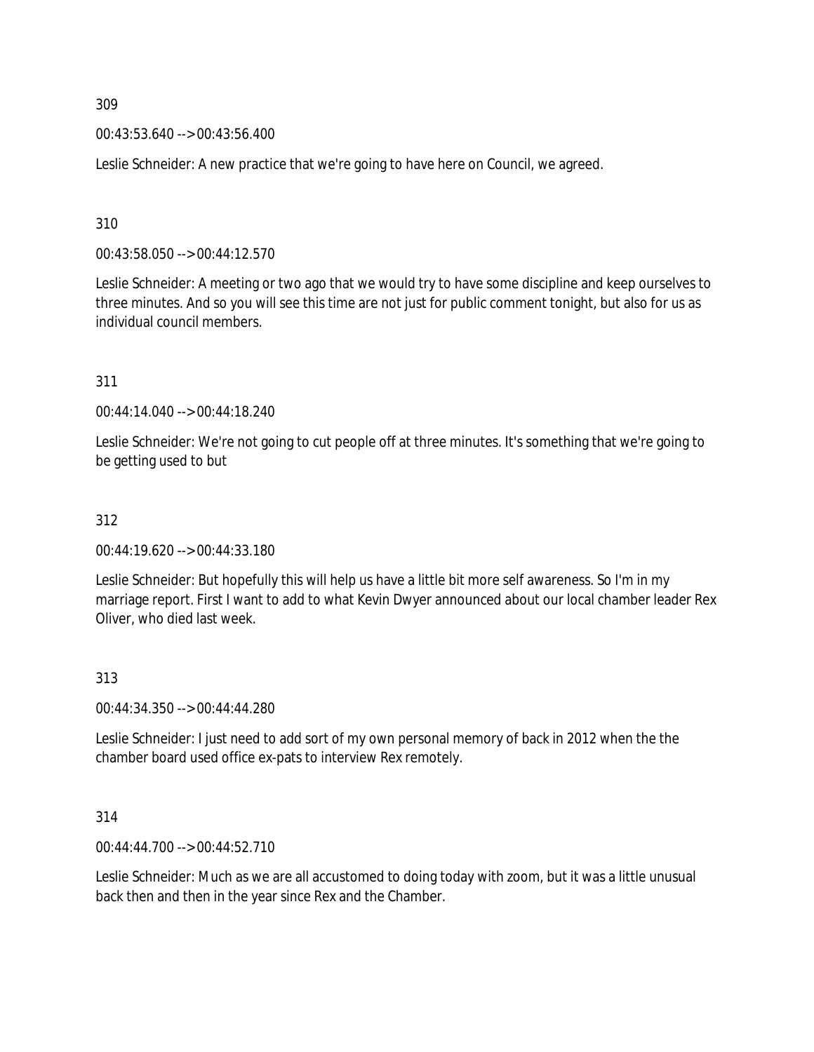309

00:43:53.640 --> 00:43:56.400

Leslie Schneider: A new practice that we're going to have here on Council, we agreed.

310

00:43:58.050 --> 00:44:12.570

Leslie Schneider: A meeting or two ago that we would try to have some discipline and keep ourselves to three minutes. And so you will see this time are not just for public comment tonight, but also for us as individual council members.

311

00:44:14.040 --> 00:44:18.240

Leslie Schneider: We're not going to cut people off at three minutes. It's something that we're going to be getting used to but

312

00:44:19.620 --> 00:44:33.180

Leslie Schneider: But hopefully this will help us have a little bit more self awareness. So I'm in my marriage report. First I want to add to what Kevin Dwyer announced about our local chamber leader Rex Oliver, who died last week.

313

00:44:34.350 --> 00:44:44.280

Leslie Schneider: I just need to add sort of my own personal memory of back in 2012 when the the chamber board used office ex-pats to interview Rex remotely.

314

00:44:44.700 --> 00:44:52.710

Leslie Schneider: Much as we are all accustomed to doing today with zoom, but it was a little unusual back then and then in the year since Rex and the Chamber.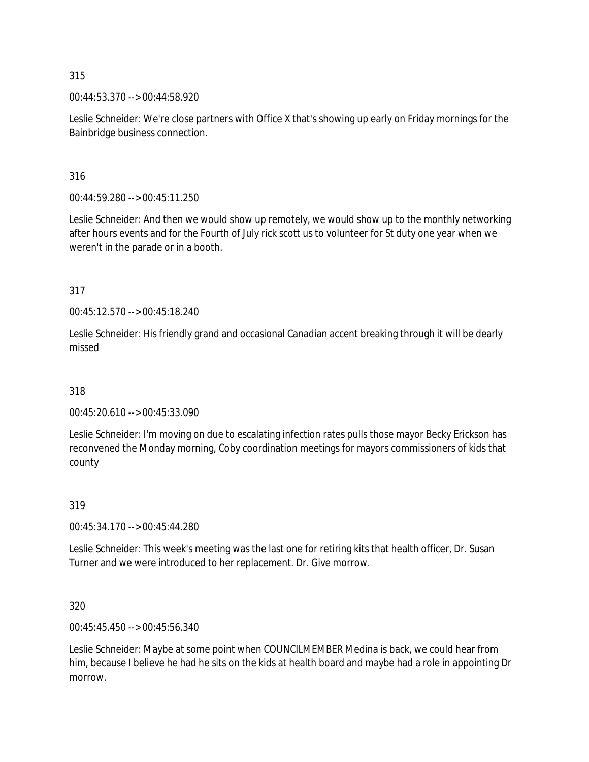315

00:44:53.370 --> 00:44:58.920

Leslie Schneider: We're close partners with Office X that's showing up early on Friday mornings for the Bainbridge business connection.

316

00:44:59.280 --> 00:45:11.250

Leslie Schneider: And then we would show up remotely, we would show up to the monthly networking after hours events and for the Fourth of July rick scott us to volunteer for St duty one year when we weren't in the parade or in a booth.

317

00:45:12.570 --> 00:45:18.240

Leslie Schneider: His friendly grand and occasional Canadian accent breaking through it will be dearly missed

318

00:45:20.610 --> 00:45:33.090

Leslie Schneider: I'm moving on due to escalating infection rates pulls those mayor Becky Erickson has reconvened the Monday morning, Coby coordination meetings for mayors commissioners of kids that county

319

00:45:34.170 --> 00:45:44.280

Leslie Schneider: This week's meeting was the last one for retiring kits that health officer, Dr. Susan Turner and we were introduced to her replacement. Dr. Give morrow.

320

00:45:45.450 --> 00:45:56.340

Leslie Schneider: Maybe at some point when COUNCILMEMBER Medina is back, we could hear from him, because I believe he had he sits on the kids at health board and maybe had a role in appointing Dr morrow.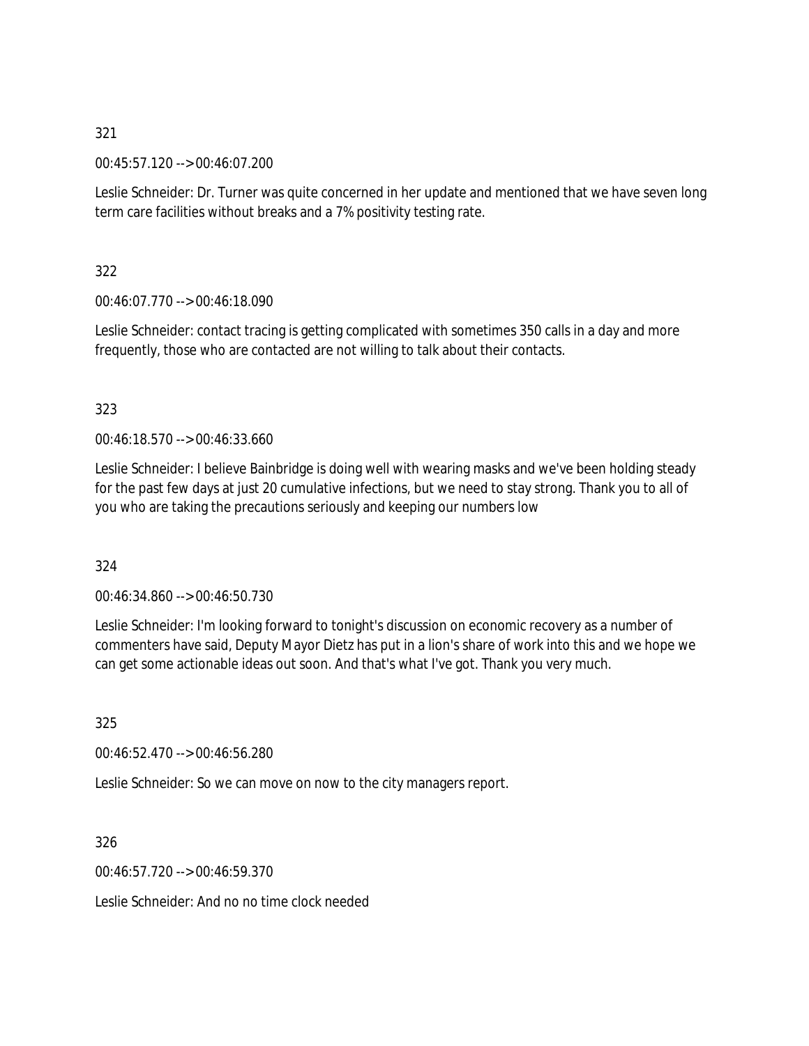321

00:45:57.120 --> 00:46:07.200

Leslie Schneider: Dr. Turner was quite concerned in her update and mentioned that we have seven long term care facilities without breaks and a 7% positivity testing rate.

322

00:46:07.770 --> 00:46:18.090

Leslie Schneider: contact tracing is getting complicated with sometimes 350 calls in a day and more frequently, those who are contacted are not willing to talk about their contacts.

323

00:46:18.570 --> 00:46:33.660

Leslie Schneider: I believe Bainbridge is doing well with wearing masks and we've been holding steady for the past few days at just 20 cumulative infections, but we need to stay strong. Thank you to all of you who are taking the precautions seriously and keeping our numbers low

324

00:46:34.860 --> 00:46:50.730

Leslie Schneider: I'm looking forward to tonight's discussion on economic recovery as a number of commenters have said, Deputy Mayor Dietz has put in a lion's share of work into this and we hope we can get some actionable ideas out soon. And that's what I've got. Thank you very much.

325

00:46:52.470 --> 00:46:56.280

Leslie Schneider: So we can move on now to the city managers report.

326

00:46:57.720 --> 00:46:59.370

Leslie Schneider: And no no time clock needed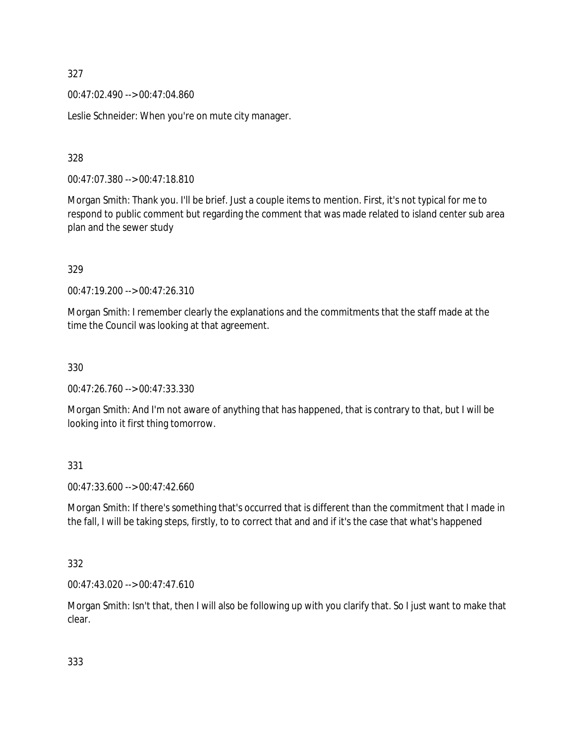327

00:47:02.490 --> 00:47:04.860

Leslie Schneider: When you're on mute city manager.

328

00:47:07.380 --> 00:47:18.810

Morgan Smith: Thank you. I'll be brief. Just a couple items to mention. First, it's not typical for me to respond to public comment but regarding the comment that was made related to island center sub area plan and the sewer study

329

00:47:19.200 --> 00:47:26.310

Morgan Smith: I remember clearly the explanations and the commitments that the staff made at the time the Council was looking at that agreement.

330

00:47:26.760 --> 00:47:33.330

Morgan Smith: And I'm not aware of anything that has happened, that is contrary to that, but I will be looking into it first thing tomorrow.

331

00:47:33.600 --> 00:47:42.660

Morgan Smith: If there's something that's occurred that is different than the commitment that I made in the fall, I will be taking steps, firstly, to to correct that and and if it's the case that what's happened

332

00:47:43.020 --> 00:47:47.610

Morgan Smith: Isn't that, then I will also be following up with you clarify that. So I just want to make that clear.

333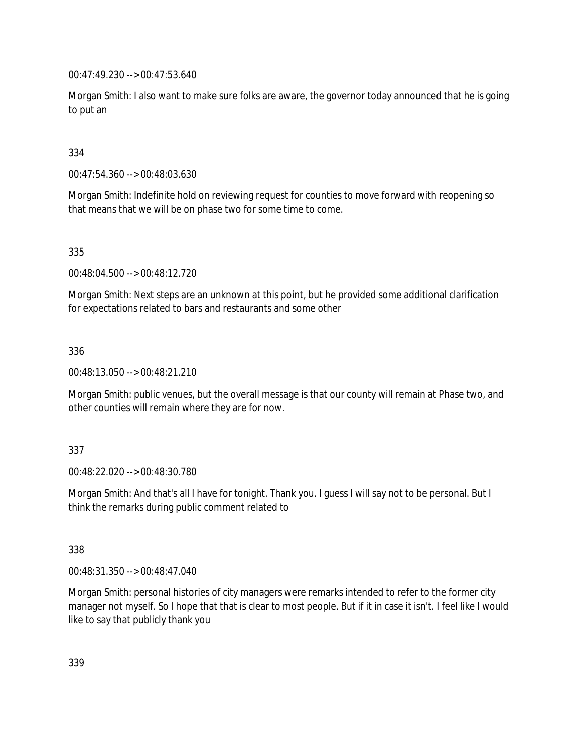00:47:49.230 --> 00:47:53.640

Morgan Smith: I also want to make sure folks are aware, the governor today announced that he is going to put an

334

00:47:54.360 --> 00:48:03.630

Morgan Smith: Indefinite hold on reviewing request for counties to move forward with reopening so that means that we will be on phase two for some time to come.

335

00:48:04.500 --> 00:48:12.720

Morgan Smith: Next steps are an unknown at this point, but he provided some additional clarification for expectations related to bars and restaurants and some other

336

00:48:13.050 --> 00:48:21.210

Morgan Smith: public venues, but the overall message is that our county will remain at Phase two, and other counties will remain where they are for now.

337

00:48:22.020 --> 00:48:30.780

Morgan Smith: And that's all I have for tonight. Thank you. I guess I will say not to be personal. But I think the remarks during public comment related to

338

00:48:31.350 --> 00:48:47.040

Morgan Smith: personal histories of city managers were remarks intended to refer to the former city manager not myself. So I hope that that is clear to most people. But if it in case it isn't. I feel like I would like to say that publicly thank you

339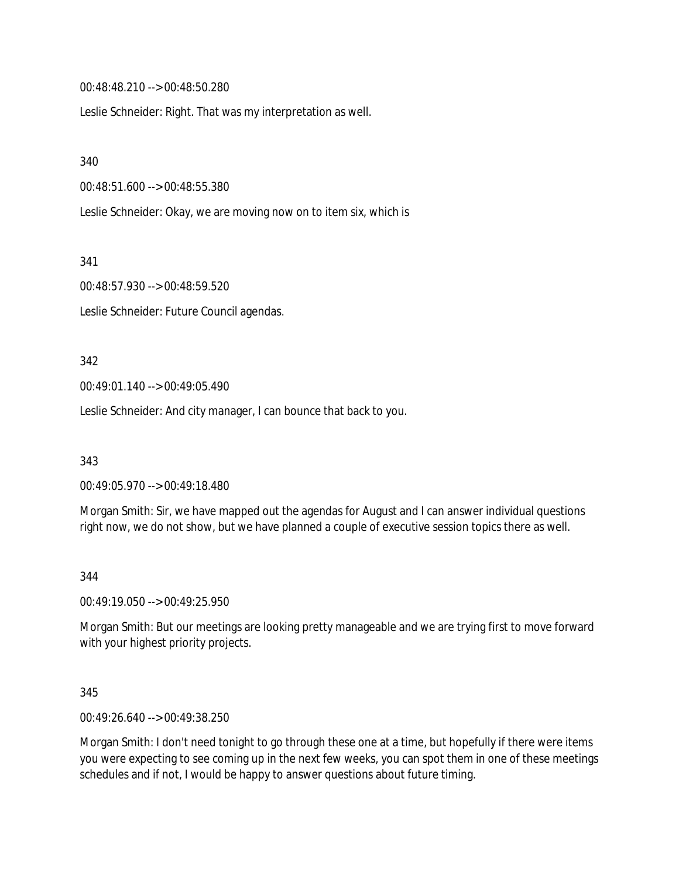00:48:48.210 --> 00:48:50.280

Leslie Schneider: Right. That was my interpretation as well.

340

00:48:51.600 --> 00:48:55.380

Leslie Schneider: Okay, we are moving now on to item six, which is

341

00:48:57.930 --> 00:48:59.520

Leslie Schneider: Future Council agendas.

342

00:49:01.140 --> 00:49:05.490

Leslie Schneider: And city manager, I can bounce that back to you.

343

00:49:05.970 --> 00:49:18.480

Morgan Smith: Sir, we have mapped out the agendas for August and I can answer individual questions right now, we do not show, but we have planned a couple of executive session topics there as well.

344

00:49:19.050 --> 00:49:25.950

Morgan Smith: But our meetings are looking pretty manageable and we are trying first to move forward with your highest priority projects.

345

00:49:26.640 --> 00:49:38.250

Morgan Smith: I don't need tonight to go through these one at a time, but hopefully if there were items you were expecting to see coming up in the next few weeks, you can spot them in one of these meetings schedules and if not, I would be happy to answer questions about future timing.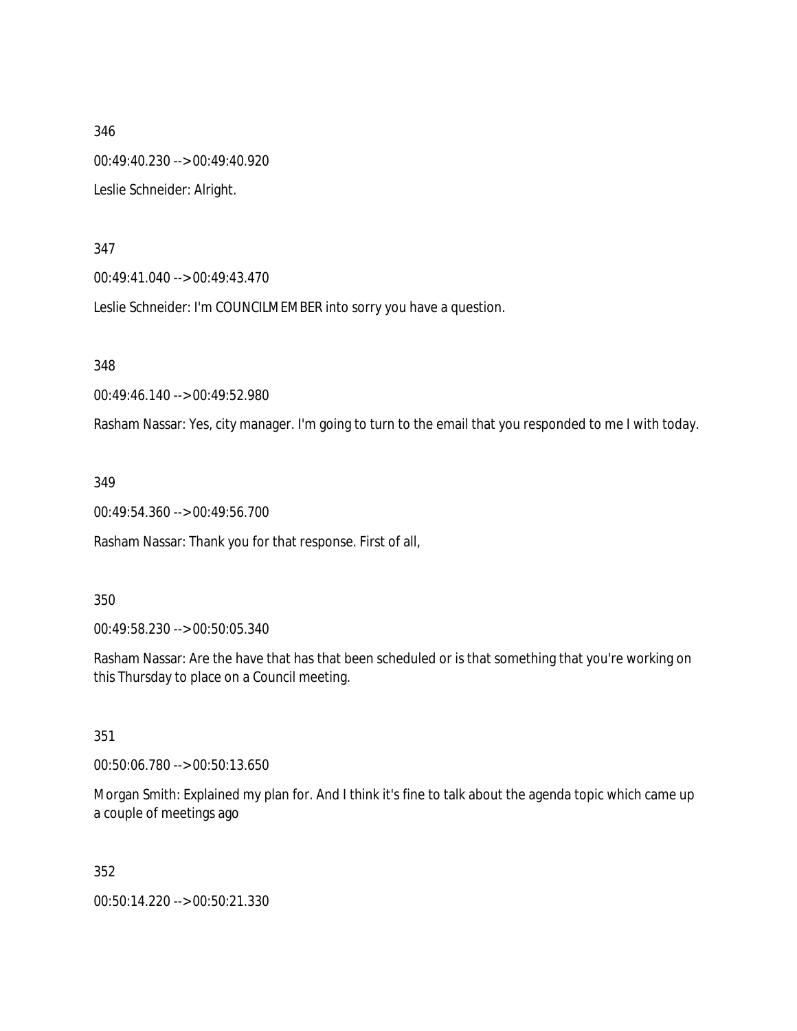346

00:49:40.230 --> 00:49:40.920

Leslie Schneider: Alright.

347

00:49:41.040 --> 00:49:43.470

Leslie Schneider: I'm COUNCILMEMBER into sorry you have a question.

348

00:49:46.140 --> 00:49:52.980

Rasham Nassar: Yes, city manager. I'm going to turn to the email that you responded to me I with today.

349

00:49:54.360 --> 00:49:56.700

Rasham Nassar: Thank you for that response. First of all,

350

00:49:58.230 --> 00:50:05.340

Rasham Nassar: Are the have that has that been scheduled or is that something that you're working on this Thursday to place on a Council meeting.

351

00:50:06.780 --> 00:50:13.650

Morgan Smith: Explained my plan for. And I think it's fine to talk about the agenda topic which came up a couple of meetings ago

352

00:50:14.220 --> 00:50:21.330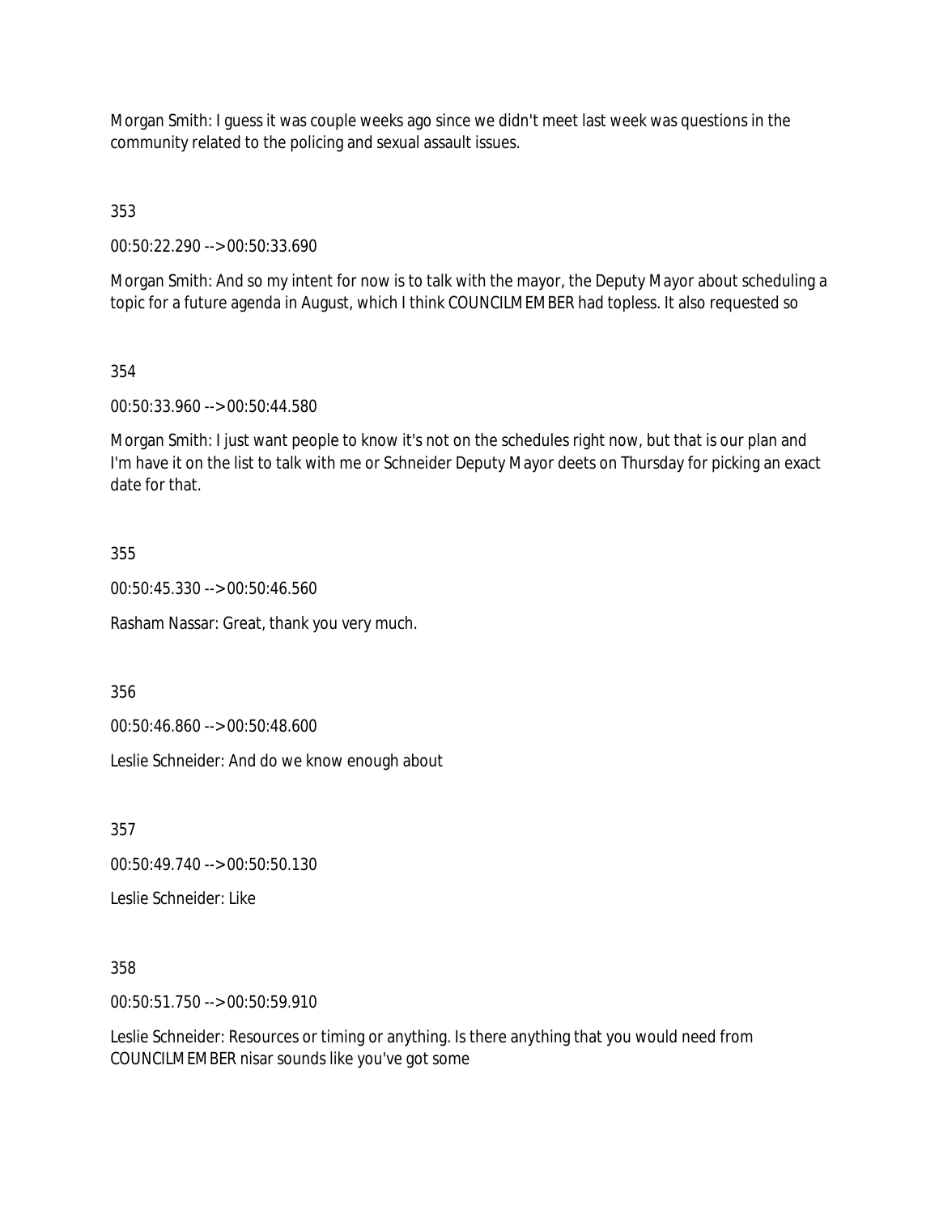Morgan Smith: I guess it was couple weeks ago since we didn't meet last week was questions in the community related to the policing and sexual assault issues.

353

00:50:22.290 --> 00:50:33.690

Morgan Smith: And so my intent for now is to talk with the mayor, the Deputy Mayor about scheduling a topic for a future agenda in August, which I think COUNCILMEMBER had topless. It also requested so

354

00:50:33.960 --> 00:50:44.580

Morgan Smith: I just want people to know it's not on the schedules right now, but that is our plan and I'm have it on the list to talk with me or Schneider Deputy Mayor deets on Thursday for picking an exact date for that.

355

00:50:45.330 --> 00:50:46.560

Rasham Nassar: Great, thank you very much.

356

00:50:46.860 --> 00:50:48.600

Leslie Schneider: And do we know enough about

357

00:50:49.740 --> 00:50:50.130

Leslie Schneider: Like

358

00:50:51.750 --> 00:50:59.910

Leslie Schneider: Resources or timing or anything. Is there anything that you would need from COUNCILMEMBER nisar sounds like you've got some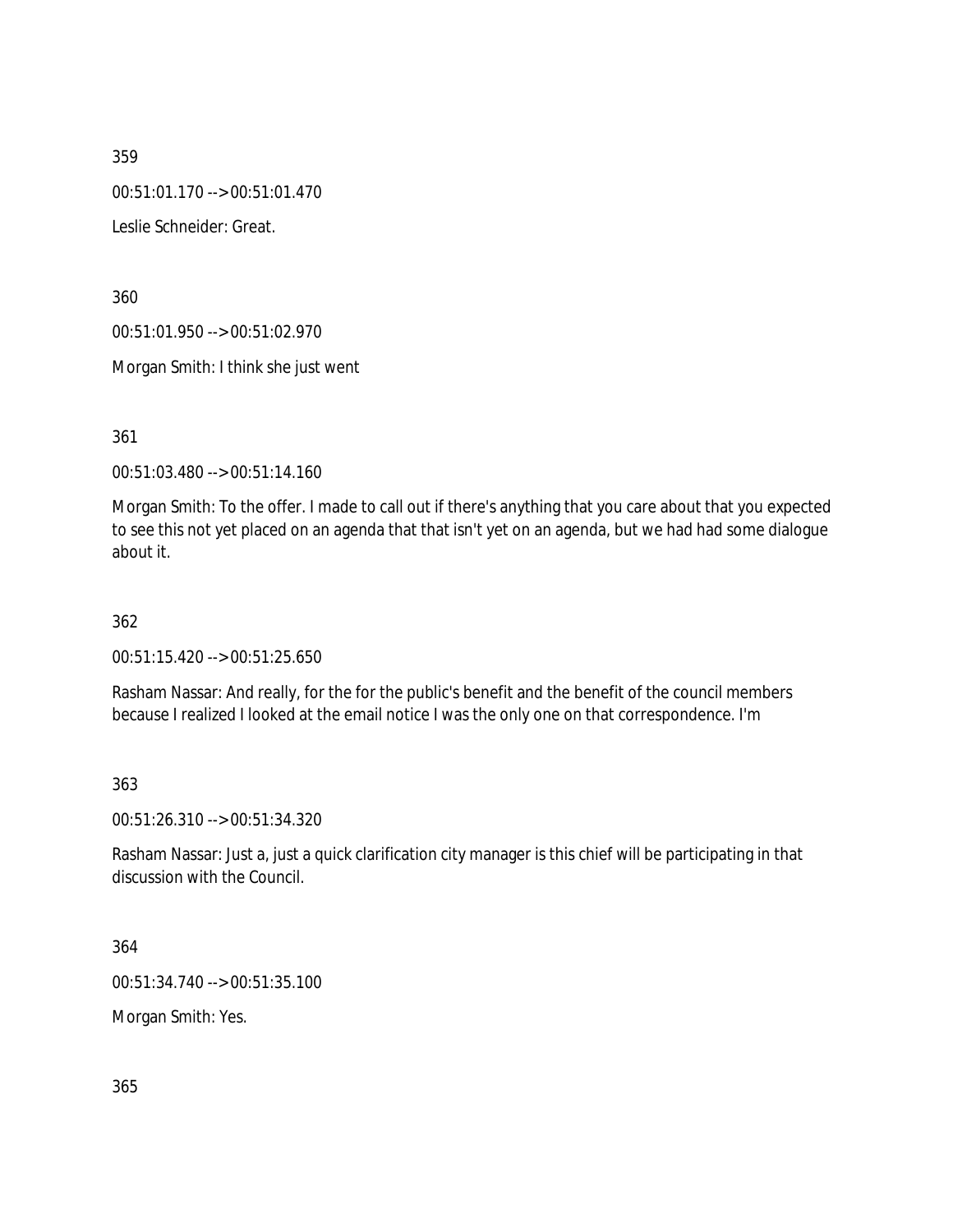359

00:51:01.170 --> 00:51:01.470

Leslie Schneider: Great.

360

00:51:01.950 --> 00:51:02.970

Morgan Smith: I think she just went

361

00:51:03.480 --> 00:51:14.160

Morgan Smith: To the offer. I made to call out if there's anything that you care about that you expected to see this not yet placed on an agenda that that isn't yet on an agenda, but we had had some dialogue about it.

362

00:51:15.420 --> 00:51:25.650

Rasham Nassar: And really, for the for the public's benefit and the benefit of the council members because I realized I looked at the email notice I was the only one on that correspondence. I'm

363

00:51:26.310 --> 00:51:34.320

Rasham Nassar: Just a, just a quick clarification city manager is this chief will be participating in that discussion with the Council.

364

00:51:34.740 --> 00:51:35.100

Morgan Smith: Yes.

365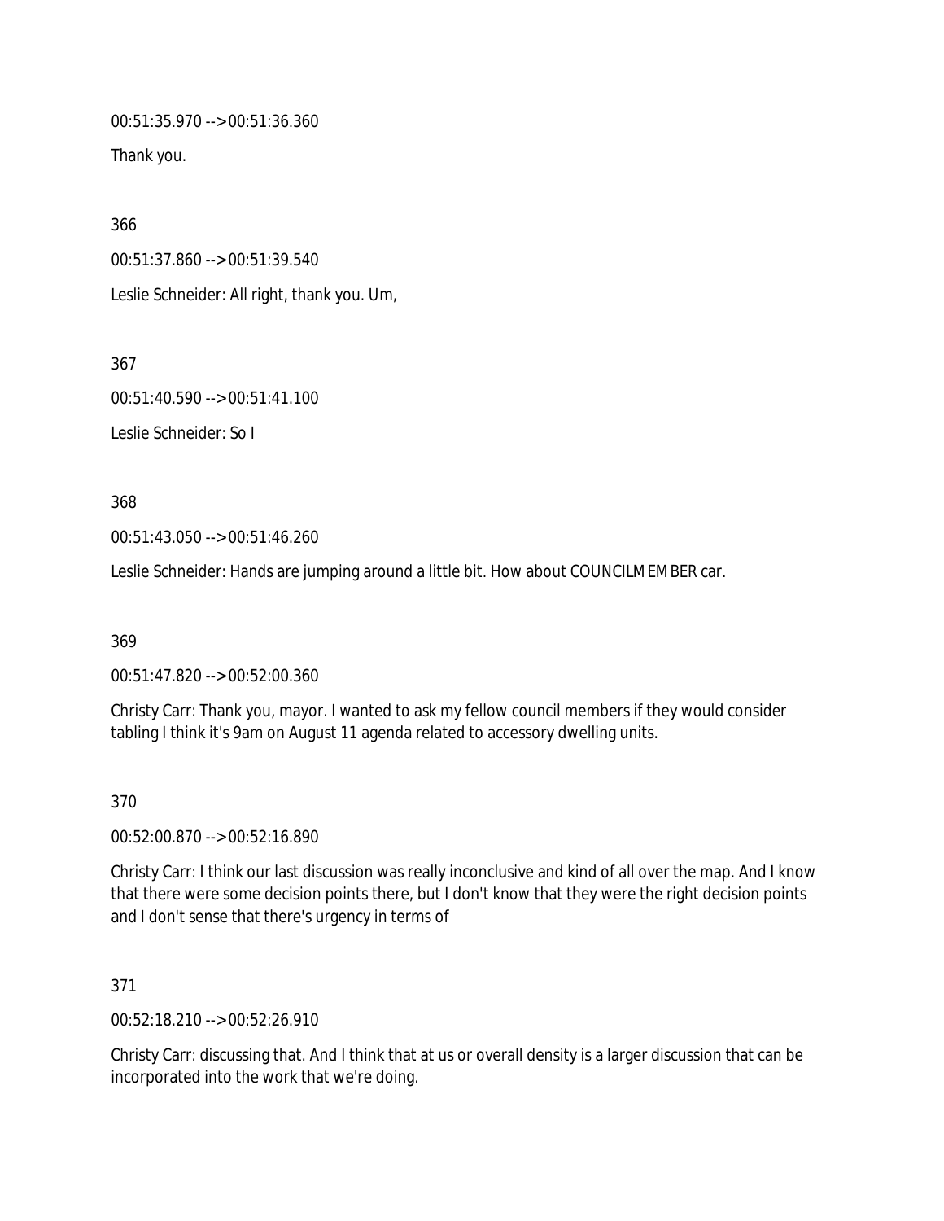00:51:35.970 --> 00:51:36.360

Thank you.

366

00:51:37.860 --> 00:51:39.540

Leslie Schneider: All right, thank you. Um,

367

00:51:40.590 --> 00:51:41.100

Leslie Schneider: So I

368

00:51:43.050 --> 00:51:46.260

Leslie Schneider: Hands are jumping around a little bit. How about COUNCILMEMBER car.

369

00:51:47.820 --> 00:52:00.360

Christy Carr: Thank you, mayor. I wanted to ask my fellow council members if they would consider tabling I think it's 9am on August 11 agenda related to accessory dwelling units.

370

00:52:00.870 --> 00:52:16.890

Christy Carr: I think our last discussion was really inconclusive and kind of all over the map. And I know that there were some decision points there, but I don't know that they were the right decision points and I don't sense that there's urgency in terms of

371

00:52:18.210 --> 00:52:26.910

Christy Carr: discussing that. And I think that at us or overall density is a larger discussion that can be incorporated into the work that we're doing.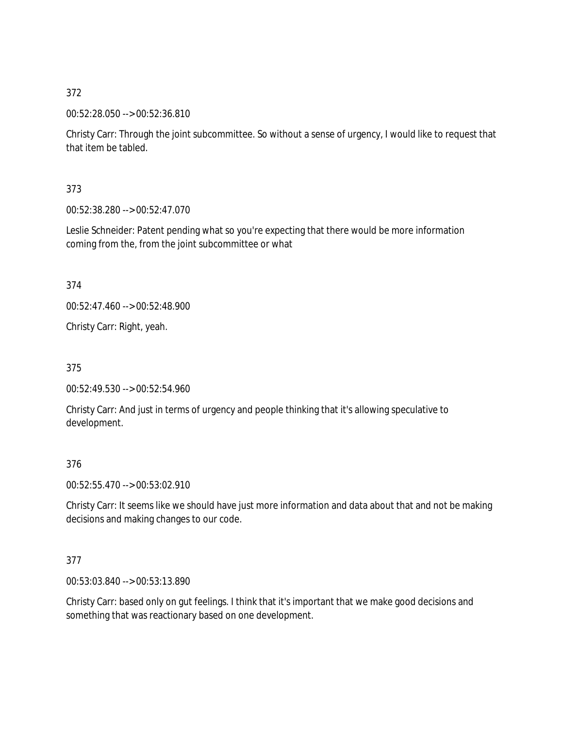372

00:52:28.050 --> 00:52:36.810

Christy Carr: Through the joint subcommittee. So without a sense of urgency, I would like to request that that item be tabled.

373

00:52:38.280 --> 00:52:47.070

Leslie Schneider: Patent pending what so you're expecting that there would be more information coming from the, from the joint subcommittee or what

374

00:52:47.460 --> 00:52:48.900

Christy Carr: Right, yeah.

375

00:52:49.530 --> 00:52:54.960

Christy Carr: And just in terms of urgency and people thinking that it's allowing speculative to development.

376

00:52:55.470 --> 00:53:02.910

Christy Carr: It seems like we should have just more information and data about that and not be making decisions and making changes to our code.

377

00:53:03.840 --> 00:53:13.890

Christy Carr: based only on gut feelings. I think that it's important that we make good decisions and something that was reactionary based on one development.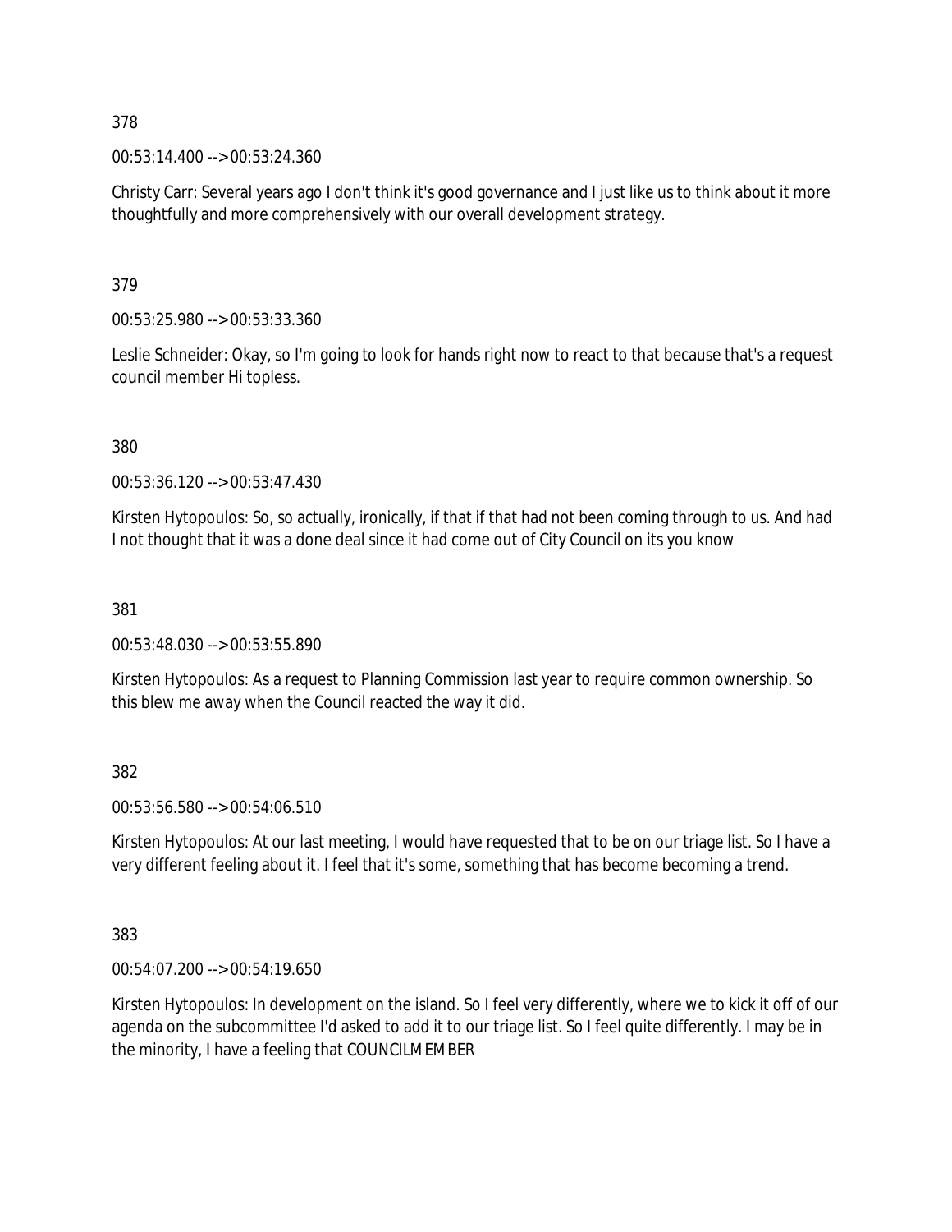378

00:53:14.400 --> 00:53:24.360

Christy Carr: Several years ago I don't think it's good governance and I just like us to think about it more thoughtfully and more comprehensively with our overall development strategy.

379

00:53:25.980 --> 00:53:33.360

Leslie Schneider: Okay, so I'm going to look for hands right now to react to that because that's a request council member Hi topless.

380

00:53:36.120 --> 00:53:47.430

Kirsten Hytopoulos: So, so actually, ironically, if that if that had not been coming through to us. And had I not thought that it was a done deal since it had come out of City Council on its you know

381

00:53:48.030 --> 00:53:55.890

Kirsten Hytopoulos: As a request to Planning Commission last year to require common ownership. So this blew me away when the Council reacted the way it did.

382

00:53:56.580 --> 00:54:06.510

Kirsten Hytopoulos: At our last meeting, I would have requested that to be on our triage list. So I have a very different feeling about it. I feel that it's some, something that has become becoming a trend.

383

00:54:07.200 --> 00:54:19.650

Kirsten Hytopoulos: In development on the island. So I feel very differently, where we to kick it off of our agenda on the subcommittee I'd asked to add it to our triage list. So I feel quite differently. I may be in the minority, I have a feeling that COUNCILMEMBER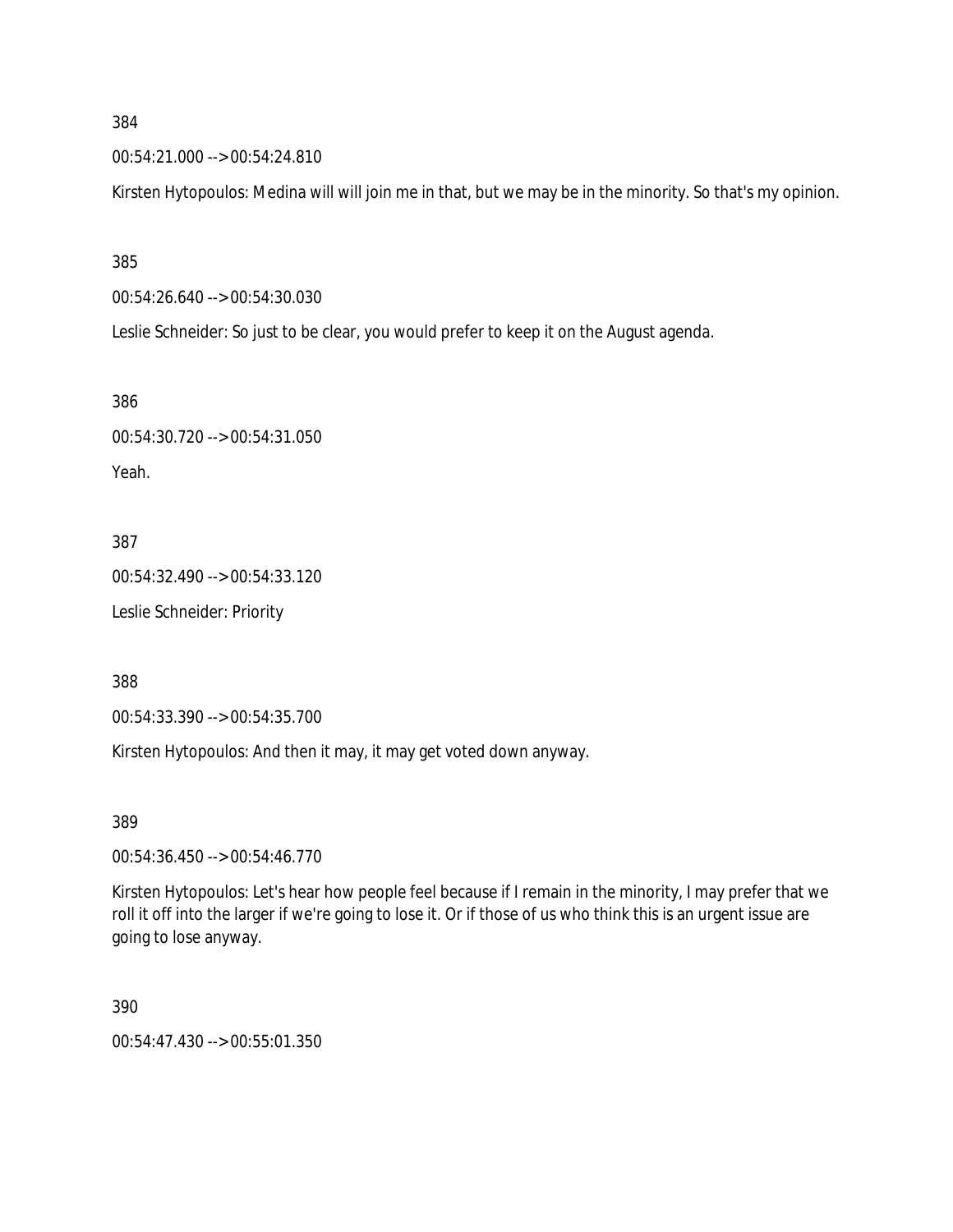384

00:54:21.000 --> 00:54:24.810

Kirsten Hytopoulos: Medina will will join me in that, but we may be in the minority. So that's my opinion.

385

00:54:26.640 --> 00:54:30.030

Leslie Schneider: So just to be clear, you would prefer to keep it on the August agenda.

386

00:54:30.720 --> 00:54:31.050

Yeah.

387

00:54:32.490 --> 00:54:33.120

Leslie Schneider: Priority

388

00:54:33.390 --> 00:54:35.700

Kirsten Hytopoulos: And then it may, it may get voted down anyway.

389

00:54:36.450 --> 00:54:46.770

Kirsten Hytopoulos: Let's hear how people feel because if I remain in the minority, I may prefer that we roll it off into the larger if we're going to lose it. Or if those of us who think this is an urgent issue are going to lose anyway.

390

00:54:47.430 --> 00:55:01.350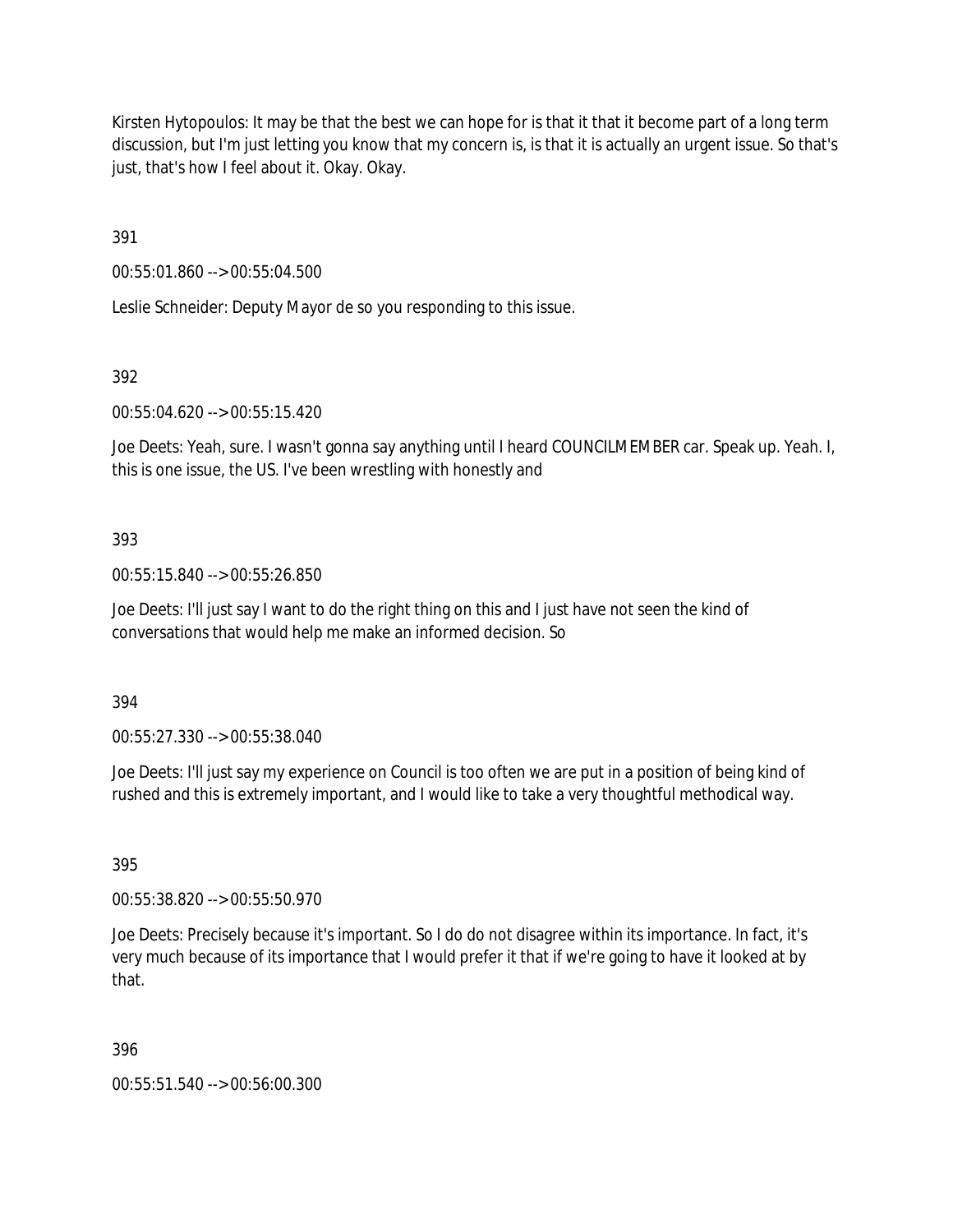Kirsten Hytopoulos: It may be that the best we can hope for is that it that it become part of a long term discussion, but I'm just letting you know that my concern is, is that it is actually an urgent issue. So that's just, that's how I feel about it. Okay. Okay.

391

00:55:01.860 --> 00:55:04.500

Leslie Schneider: Deputy Mayor de so you responding to this issue.

392

00:55:04.620 --> 00:55:15.420

Joe Deets: Yeah, sure. I wasn't gonna say anything until I heard COUNCILMEMBER car. Speak up. Yeah. I, this is one issue, the US. I've been wrestling with honestly and

393

00:55:15.840 --> 00:55:26.850

Joe Deets: I'll just say I want to do the right thing on this and I just have not seen the kind of conversations that would help me make an informed decision. So

394

00:55:27.330 --> 00:55:38.040

Joe Deets: I'll just say my experience on Council is too often we are put in a position of being kind of rushed and this is extremely important, and I would like to take a very thoughtful methodical way.

395

00:55:38.820 --> 00:55:50.970

Joe Deets: Precisely because it's important. So I do do not disagree within its importance. In fact, it's very much because of its importance that I would prefer it that if we're going to have it looked at by that.

396

00:55:51.540 --> 00:56:00.300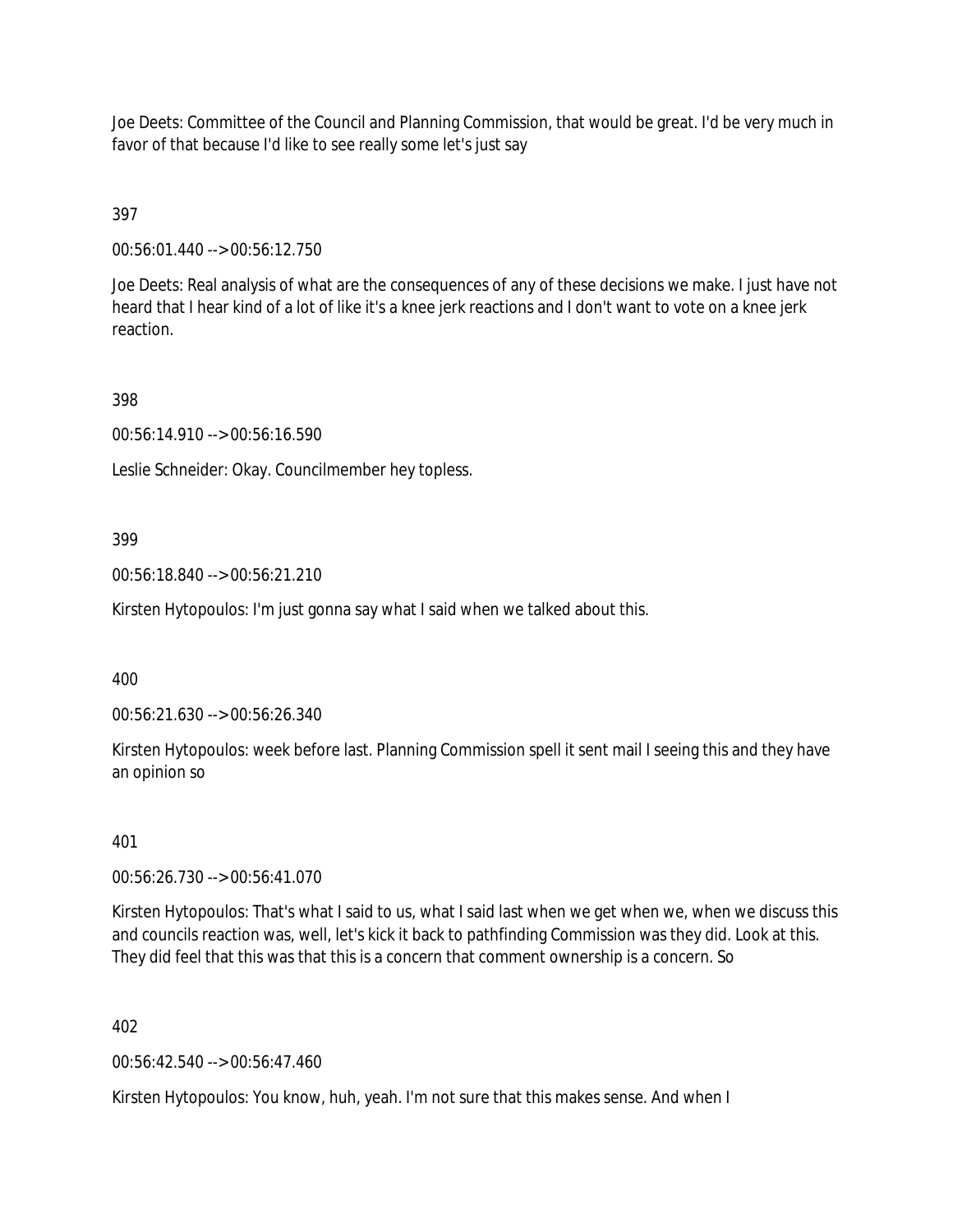Joe Deets: Committee of the Council and Planning Commission, that would be great. I'd be very much in favor of that because I'd like to see really some let's just say

397

00:56:01.440 --> 00:56:12.750

Joe Deets: Real analysis of what are the consequences of any of these decisions we make. I just have not heard that I hear kind of a lot of like it's a knee jerk reactions and I don't want to vote on a knee jerk reaction.

398

00:56:14.910 --> 00:56:16.590

Leslie Schneider: Okay. Councilmember hey topless.

399

00:56:18.840 --> 00:56:21.210

Kirsten Hytopoulos: I'm just gonna say what I said when we talked about this.

400

00:56:21.630 --> 00:56:26.340

Kirsten Hytopoulos: week before last. Planning Commission spell it sent mail I seeing this and they have an opinion so

401

00:56:26.730 --> 00:56:41.070

Kirsten Hytopoulos: That's what I said to us, what I said last when we get when we, when we discuss this and councils reaction was, well, let's kick it back to pathfinding Commission was they did. Look at this. They did feel that this was that this is a concern that comment ownership is a concern. So

402

00:56:42.540 --> 00:56:47.460

Kirsten Hytopoulos: You know, huh, yeah. I'm not sure that this makes sense. And when I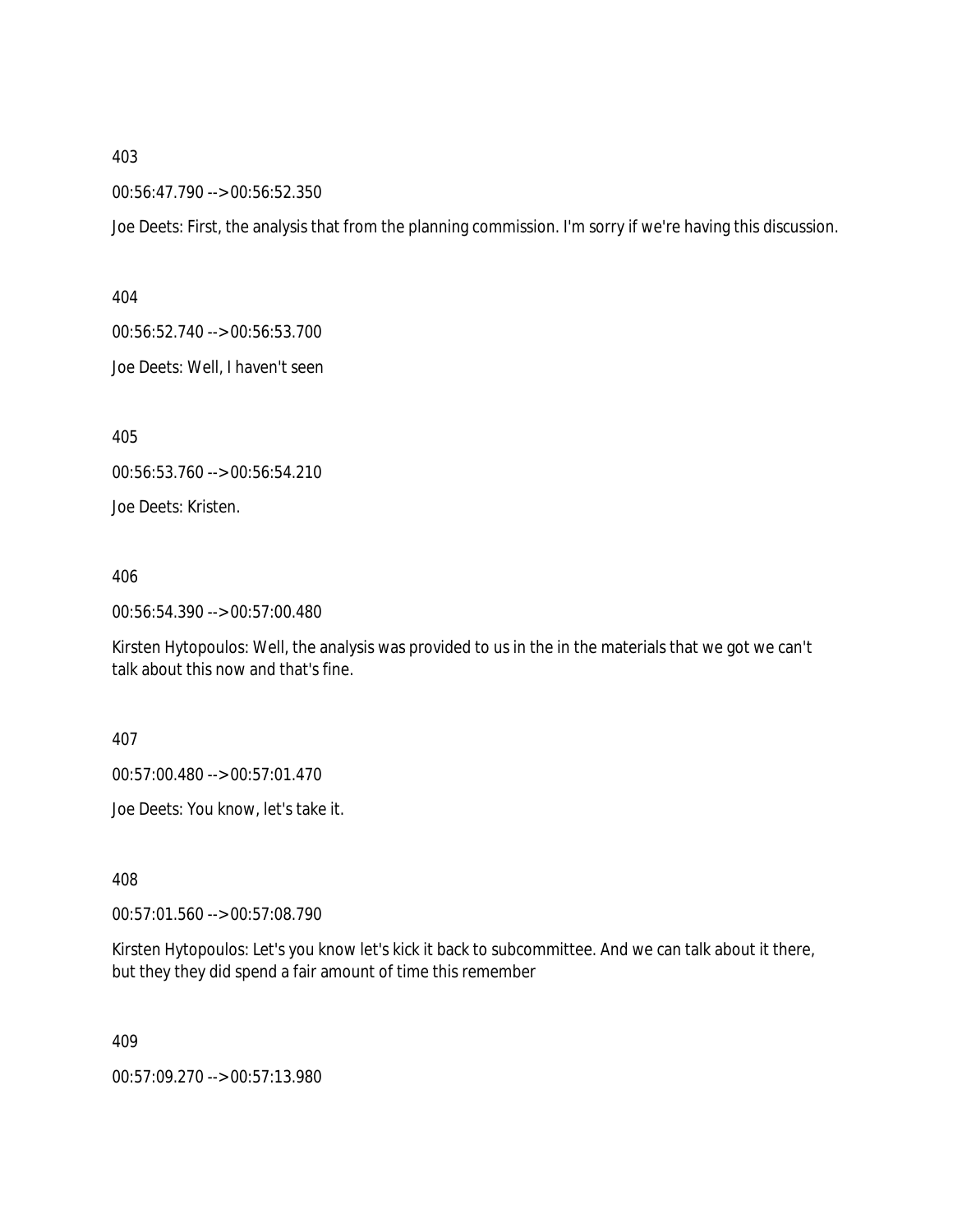403

00:56:47.790 --> 00:56:52.350

Joe Deets: First, the analysis that from the planning commission. I'm sorry if we're having this discussion.

404

00:56:52.740 --> 00:56:53.700

Joe Deets: Well, I haven't seen

405

00:56:53.760 --> 00:56:54.210

Joe Deets: Kristen.

406

00:56:54.390 --> 00:57:00.480

Kirsten Hytopoulos: Well, the analysis was provided to us in the in the materials that we got we can't talk about this now and that's fine.

407

00:57:00.480 --> 00:57:01.470

Joe Deets: You know, let's take it.

408

00:57:01.560 --> 00:57:08.790

Kirsten Hytopoulos: Let's you know let's kick it back to subcommittee. And we can talk about it there, but they they did spend a fair amount of time this remember

409

00:57:09.270 --> 00:57:13.980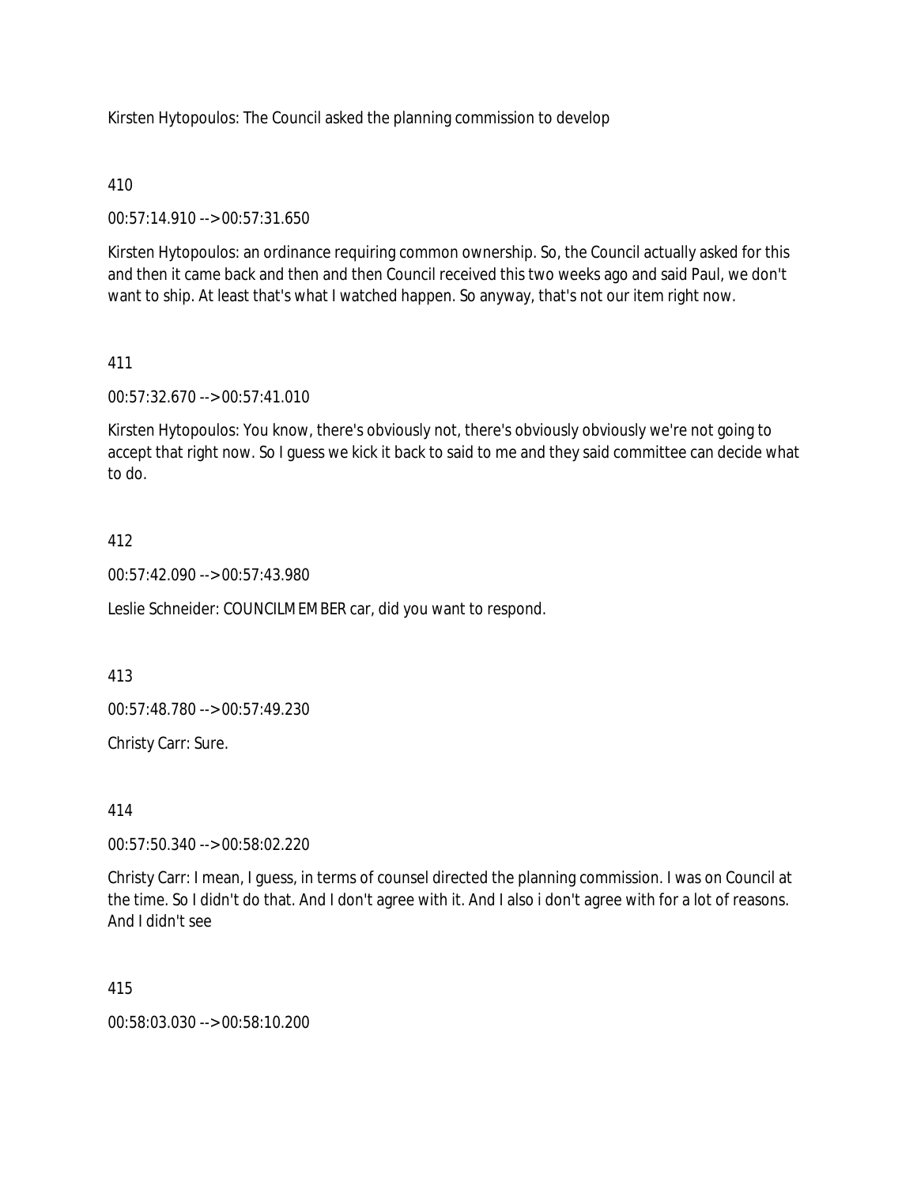Kirsten Hytopoulos: The Council asked the planning commission to develop

410

00:57:14.910 --> 00:57:31.650

Kirsten Hytopoulos: an ordinance requiring common ownership. So, the Council actually asked for this and then it came back and then and then Council received this two weeks ago and said Paul, we don't want to ship. At least that's what I watched happen. So anyway, that's not our item right now.

411

00:57:32.670 --> 00:57:41.010

Kirsten Hytopoulos: You know, there's obviously not, there's obviously obviously we're not going to accept that right now. So I guess we kick it back to said to me and they said committee can decide what to do.

412

00:57:42.090 --> 00:57:43.980

Leslie Schneider: COUNCILMEMBER car, did you want to respond.

413

00:57:48.780 --> 00:57:49.230

Christy Carr: Sure.

414

00:57:50.340 --> 00:58:02.220

Christy Carr: I mean, I guess, in terms of counsel directed the planning commission. I was on Council at the time. So I didn't do that. And I don't agree with it. And I also i don't agree with for a lot of reasons. And I didn't see

415

00:58:03.030 --> 00:58:10.200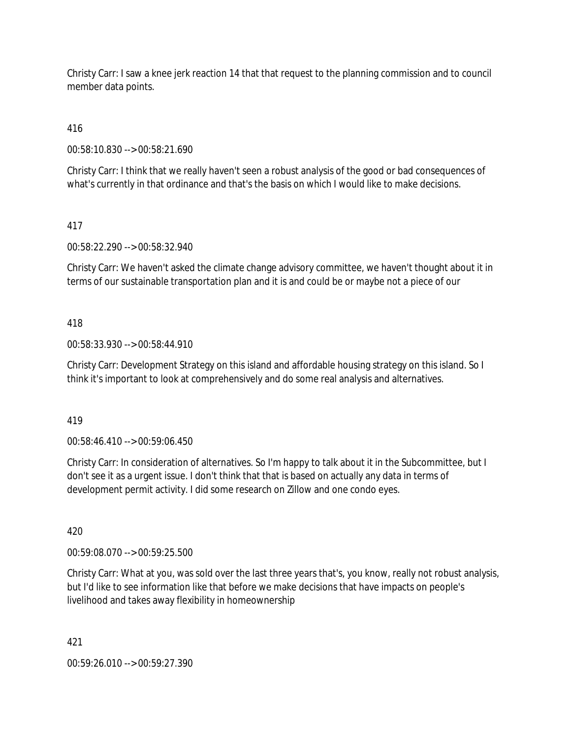Christy Carr: I saw a knee jerk reaction 14 that that request to the planning commission and to council member data points.

416

00:58:10.830 --> 00:58:21.690

Christy Carr: I think that we really haven't seen a robust analysis of the good or bad consequences of what's currently in that ordinance and that's the basis on which I would like to make decisions.

417

00:58:22.290 --> 00:58:32.940

Christy Carr: We haven't asked the climate change advisory committee, we haven't thought about it in terms of our sustainable transportation plan and it is and could be or maybe not a piece of our

418

00:58:33.930 --> 00:58:44.910

Christy Carr: Development Strategy on this island and affordable housing strategy on this island. So I think it's important to look at comprehensively and do some real analysis and alternatives.

419

00:58:46.410 --> 00:59:06.450

Christy Carr: In consideration of alternatives. So I'm happy to talk about it in the Subcommittee, but I don't see it as a urgent issue. I don't think that that is based on actually any data in terms of development permit activity. I did some research on Zillow and one condo eyes.

420

00:59:08.070 --> 00:59:25.500

Christy Carr: What at you, was sold over the last three years that's, you know, really not robust analysis, but I'd like to see information like that before we make decisions that have impacts on people's livelihood and takes away flexibility in homeownership

421

00:59:26.010 --> 00:59:27.390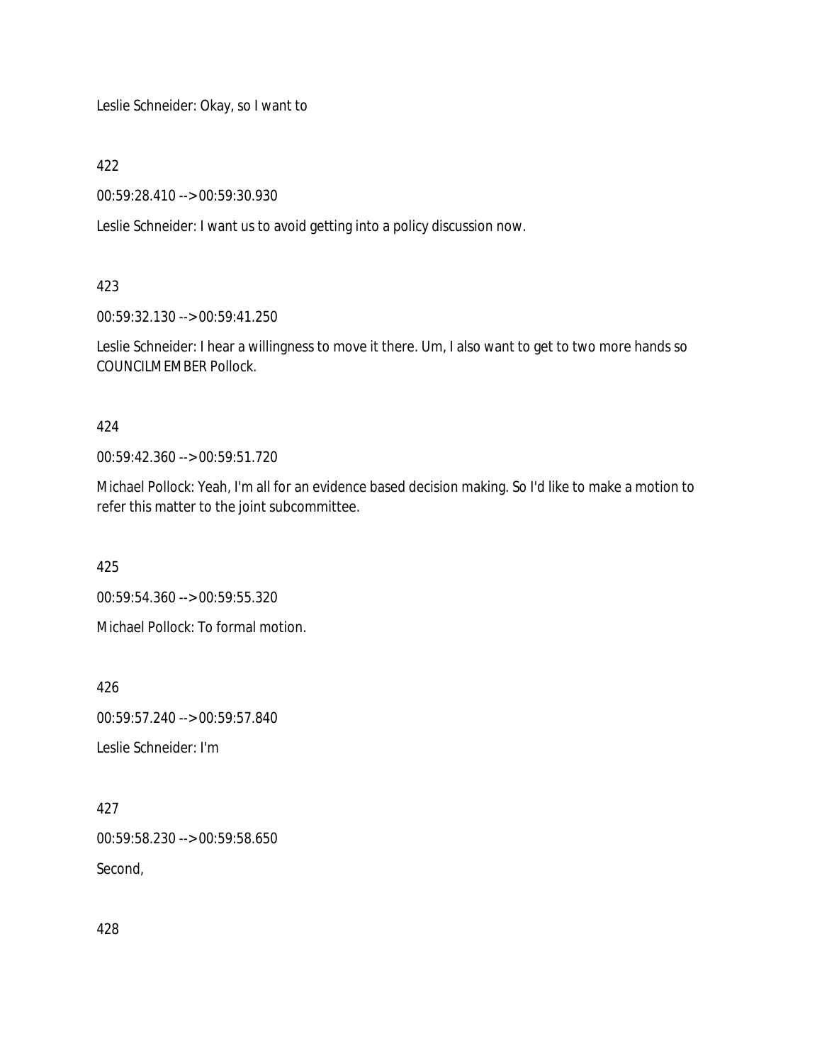Leslie Schneider: Okay, so I want to

422

00:59:28.410 --> 00:59:30.930

Leslie Schneider: I want us to avoid getting into a policy discussion now.

423

00:59:32.130 --> 00:59:41.250

Leslie Schneider: I hear a willingness to move it there. Um, I also want to get to two more hands so COUNCILMEMBER Pollock.

424

00:59:42.360 --> 00:59:51.720

Michael Pollock: Yeah, I'm all for an evidence based decision making. So I'd like to make a motion to refer this matter to the joint subcommittee.

425

00:59:54.360 --> 00:59:55.320

Michael Pollock: To formal motion.

426

00:59:57.240 --> 00:59:57.840

Leslie Schneider: I'm

427

00:59:58.230 --> 00:59:58.650

Second,

428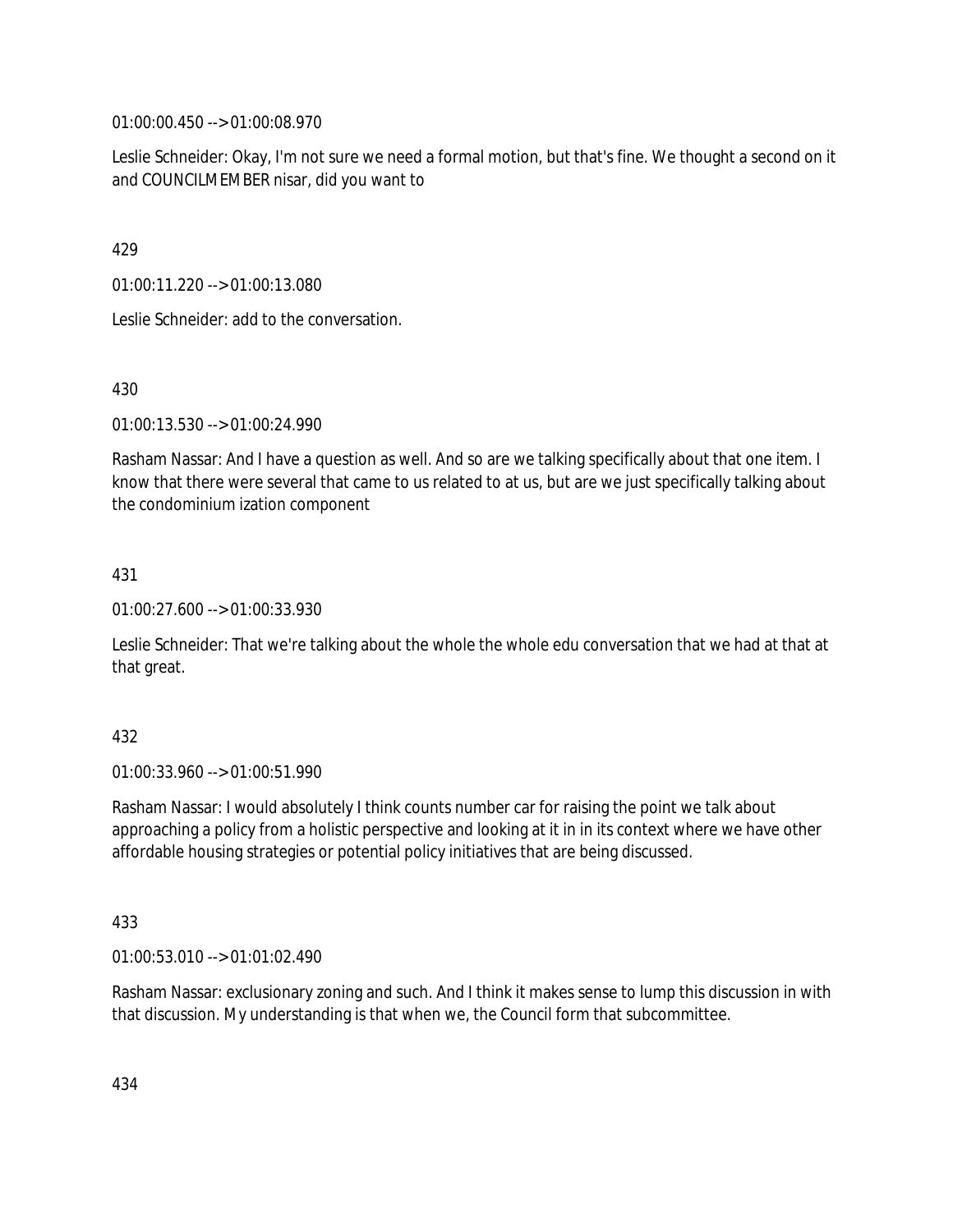01:00:00.450 --> 01:00:08.970

Leslie Schneider: Okay, I'm not sure we need a formal motion, but that's fine. We thought a second on it and COUNCILMEMBER nisar, did you want to

429

01:00:11.220 --> 01:00:13.080

Leslie Schneider: add to the conversation.

430

01:00:13.530 --> 01:00:24.990

Rasham Nassar: And I have a question as well. And so are we talking specifically about that one item. I know that there were several that came to us related to at us, but are we just specifically talking about the condominium ization component

431

01:00:27.600 --> 01:00:33.930

Leslie Schneider: That we're talking about the whole the whole edu conversation that we had at that at that great.

432

01:00:33.960 --> 01:00:51.990

Rasham Nassar: I would absolutely I think counts number car for raising the point we talk about approaching a policy from a holistic perspective and looking at it in in its context where we have other affordable housing strategies or potential policy initiatives that are being discussed.

433

01:00:53.010 --> 01:01:02.490

Rasham Nassar: exclusionary zoning and such. And I think it makes sense to lump this discussion in with that discussion. My understanding is that when we, the Council form that subcommittee.

434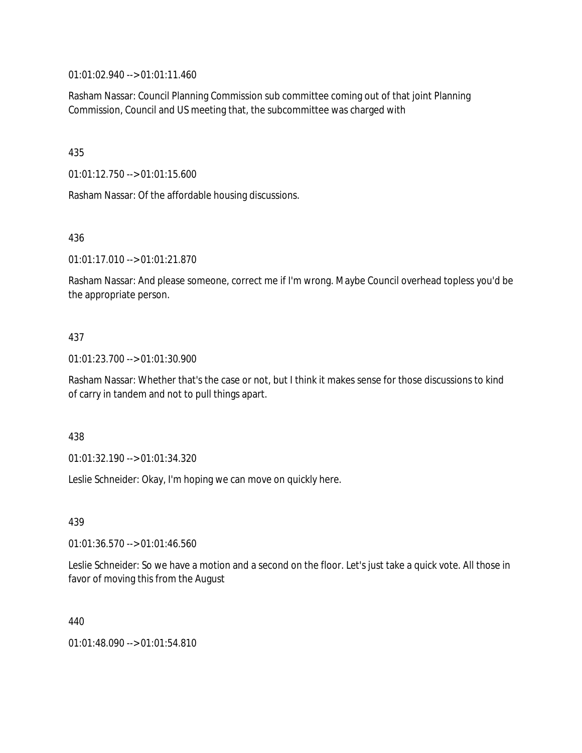01:01:02.940 --> 01:01:11.460

Rasham Nassar: Council Planning Commission sub committee coming out of that joint Planning Commission, Council and US meeting that, the subcommittee was charged with

435

01:01:12.750 --> 01:01:15.600

Rasham Nassar: Of the affordable housing discussions.

436

01:01:17.010 --> 01:01:21.870

Rasham Nassar: And please someone, correct me if I'm wrong. Maybe Council overhead topless you'd be the appropriate person.

437

01:01:23.700 --> 01:01:30.900

Rasham Nassar: Whether that's the case or not, but I think it makes sense for those discussions to kind of carry in tandem and not to pull things apart.

438

01:01:32.190 --> 01:01:34.320

Leslie Schneider: Okay, I'm hoping we can move on quickly here.

439

01:01:36.570 --> 01:01:46.560

Leslie Schneider: So we have a motion and a second on the floor. Let's just take a quick vote. All those in favor of moving this from the August

440

01:01:48.090 --> 01:01:54.810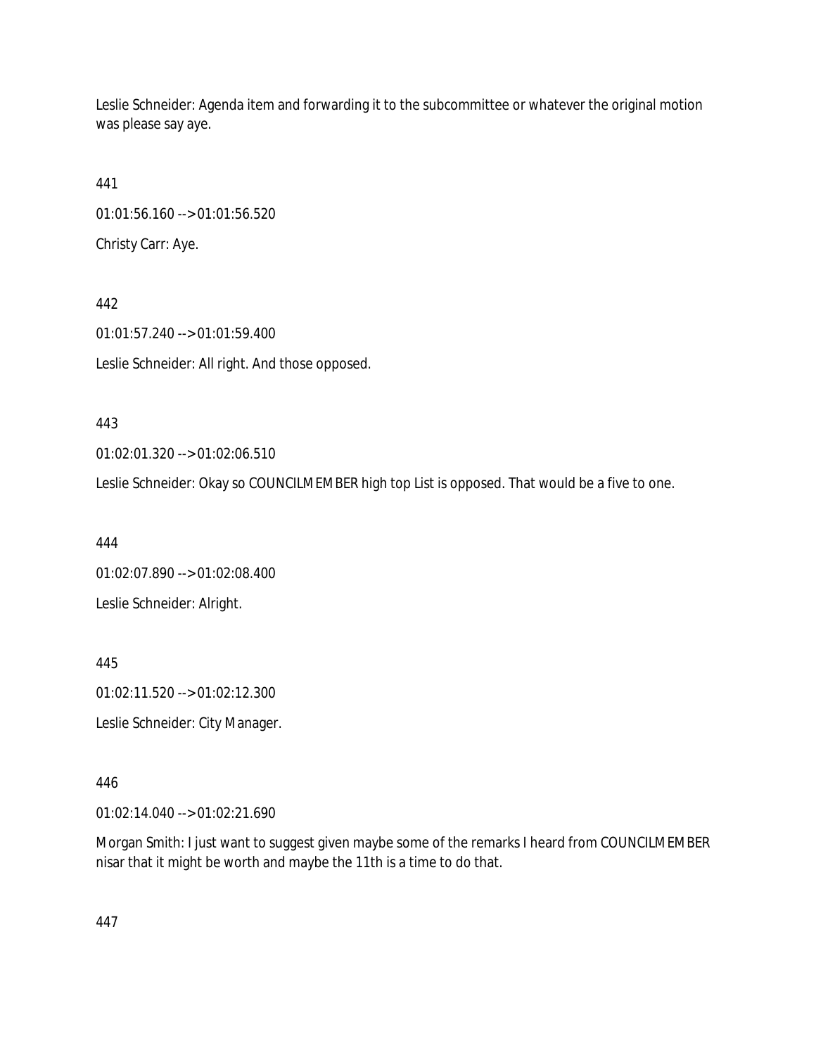Leslie Schneider: Agenda item and forwarding it to the subcommittee or whatever the original motion was please say aye.

441

01:01:56.160 --> 01:01:56.520

Christy Carr: Aye.

442

01:01:57.240 --> 01:01:59.400

Leslie Schneider: All right. And those opposed.

443

01:02:01.320 --> 01:02:06.510

Leslie Schneider: Okay so COUNCILMEMBER high top List is opposed. That would be a five to one.

444

01:02:07.890 --> 01:02:08.400

Leslie Schneider: Alright.

445

01:02:11.520 --> 01:02:12.300

Leslie Schneider: City Manager.

446

01:02:14.040 --> 01:02:21.690

Morgan Smith: I just want to suggest given maybe some of the remarks I heard from COUNCILMEMBER nisar that it might be worth and maybe the 11th is a time to do that.

447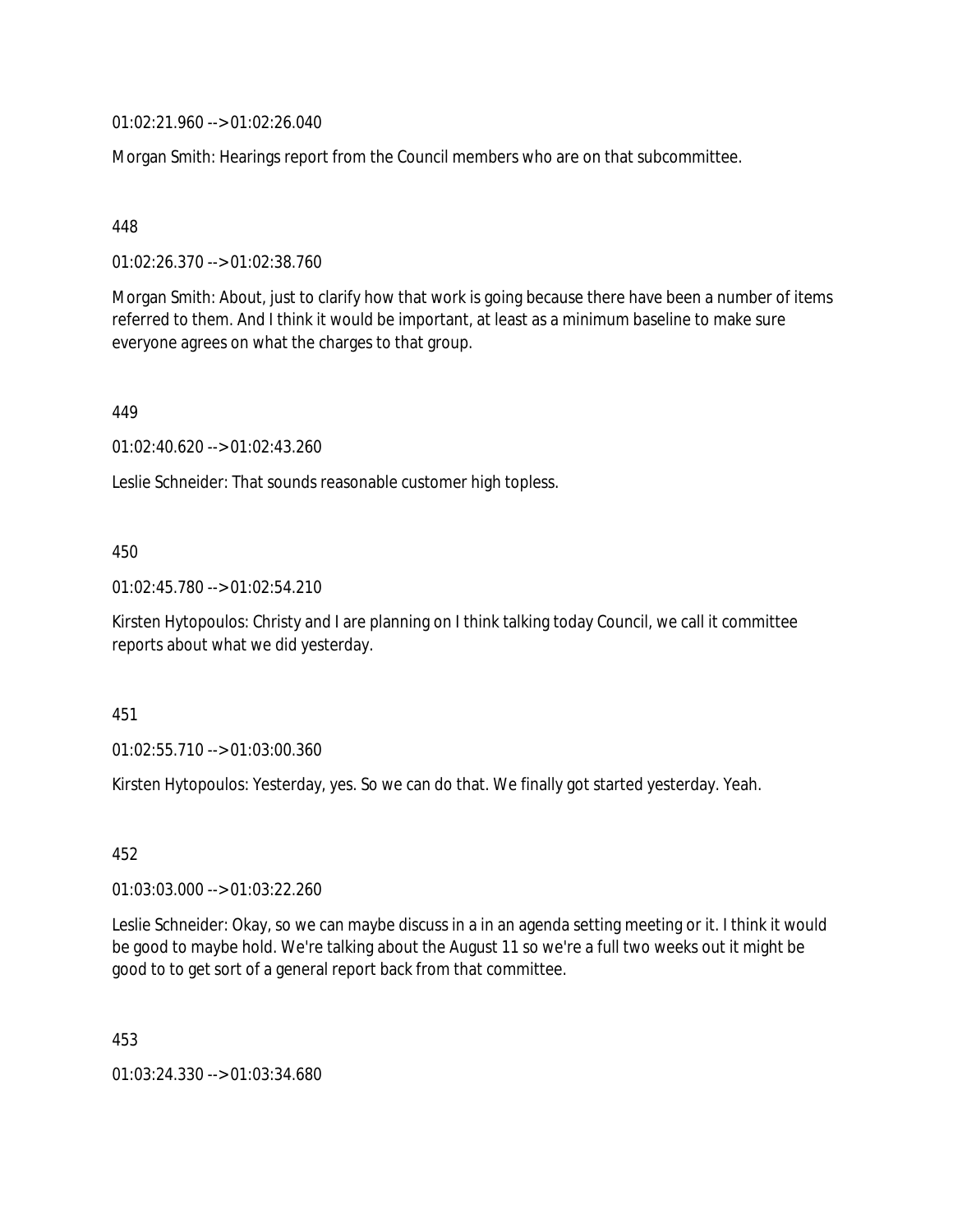01:02:21.960 --> 01:02:26.040

Morgan Smith: Hearings report from the Council members who are on that subcommittee.

448

01:02:26.370 --> 01:02:38.760

Morgan Smith: About, just to clarify how that work is going because there have been a number of items referred to them. And I think it would be important, at least as a minimum baseline to make sure everyone agrees on what the charges to that group.

449

01:02:40.620 --> 01:02:43.260

Leslie Schneider: That sounds reasonable customer high topless.

450

01:02:45.780 --> 01:02:54.210

Kirsten Hytopoulos: Christy and I are planning on I think talking today Council, we call it committee reports about what we did yesterday.

451

01:02:55.710 --> 01:03:00.360

Kirsten Hytopoulos: Yesterday, yes. So we can do that. We finally got started yesterday. Yeah.

452

01:03:03.000 --> 01:03:22.260

Leslie Schneider: Okay, so we can maybe discuss in a in an agenda setting meeting or it. I think it would be good to maybe hold. We're talking about the August 11 so we're a full two weeks out it might be good to to get sort of a general report back from that committee.

453

01:03:24.330 --> 01:03:34.680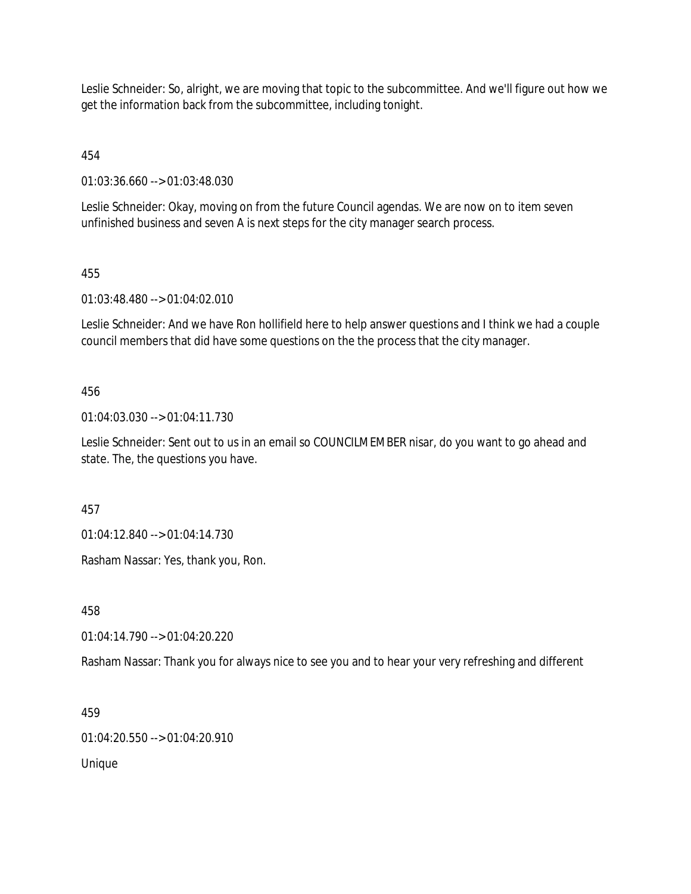Leslie Schneider: So, alright, we are moving that topic to the subcommittee. And we'll figure out how we get the information back from the subcommittee, including tonight.

454

01:03:36.660 --> 01:03:48.030

Leslie Schneider: Okay, moving on from the future Council agendas. We are now on to item seven unfinished business and seven A is next steps for the city manager search process.

455

01:03:48.480 --> 01:04:02.010

Leslie Schneider: And we have Ron hollifield here to help answer questions and I think we had a couple council members that did have some questions on the the process that the city manager.

456

01:04:03.030 --> 01:04:11.730

Leslie Schneider: Sent out to us in an email so COUNCILMEMBER nisar, do you want to go ahead and state. The, the questions you have.

457

01:04:12.840 --> 01:04:14.730

Rasham Nassar: Yes, thank you, Ron.

458

01:04:14.790 --> 01:04:20.220

Rasham Nassar: Thank you for always nice to see you and to hear your very refreshing and different

459

01:04:20.550 --> 01:04:20.910

Unique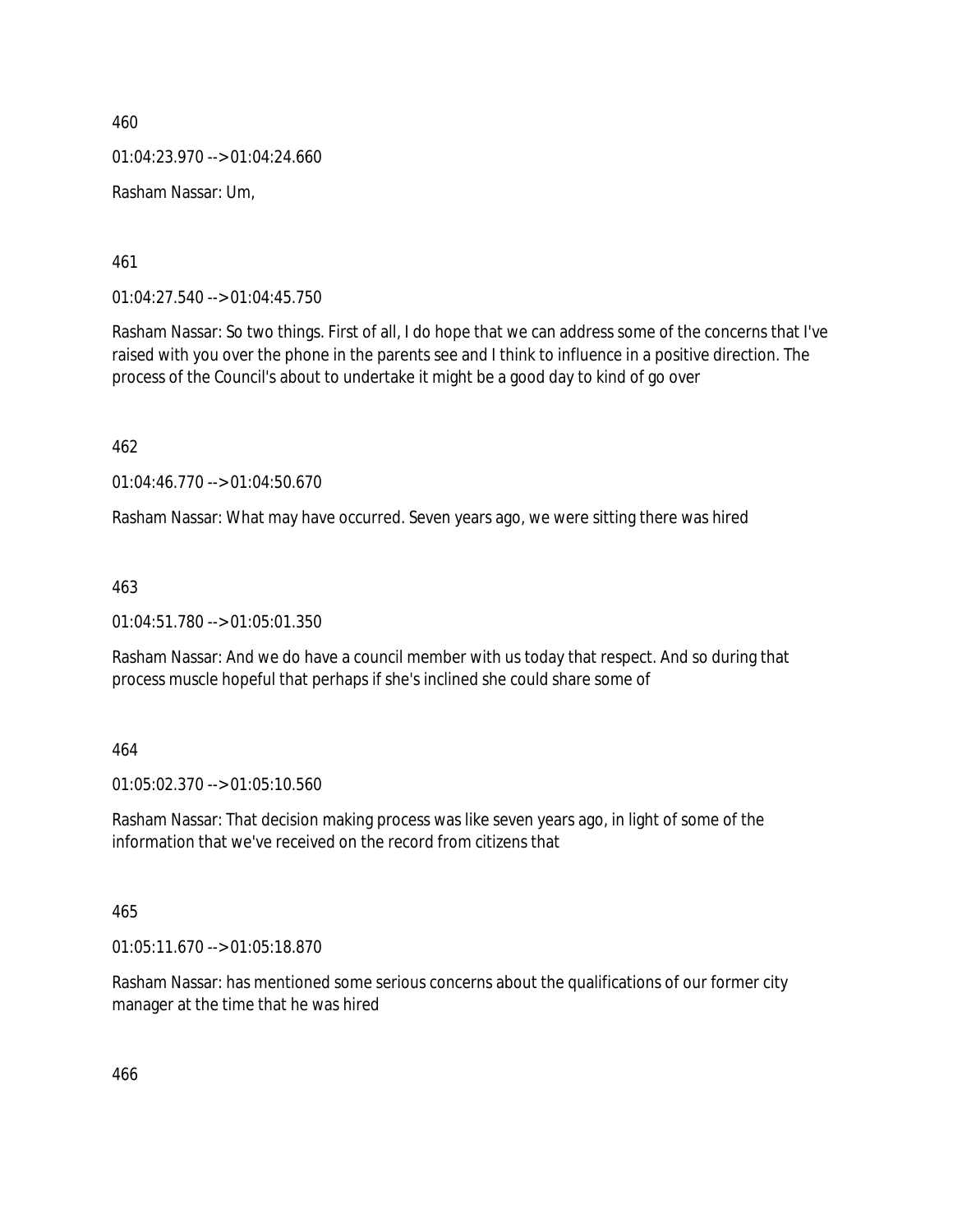460

01:04:23.970 --> 01:04:24.660

Rasham Nassar: Um,

461

01:04:27.540 --> 01:04:45.750

Rasham Nassar: So two things. First of all, I do hope that we can address some of the concerns that I've raised with you over the phone in the parents see and I think to influence in a positive direction. The process of the Council's about to undertake it might be a good day to kind of go over

462

01:04:46.770 --> 01:04:50.670

Rasham Nassar: What may have occurred. Seven years ago, we were sitting there was hired

463

01:04:51.780 --> 01:05:01.350

Rasham Nassar: And we do have a council member with us today that respect. And so during that process muscle hopeful that perhaps if she's inclined she could share some of

464

01:05:02.370 --> 01:05:10.560

Rasham Nassar: That decision making process was like seven years ago, in light of some of the information that we've received on the record from citizens that

465

01:05:11.670 --> 01:05:18.870

Rasham Nassar: has mentioned some serious concerns about the qualifications of our former city manager at the time that he was hired

466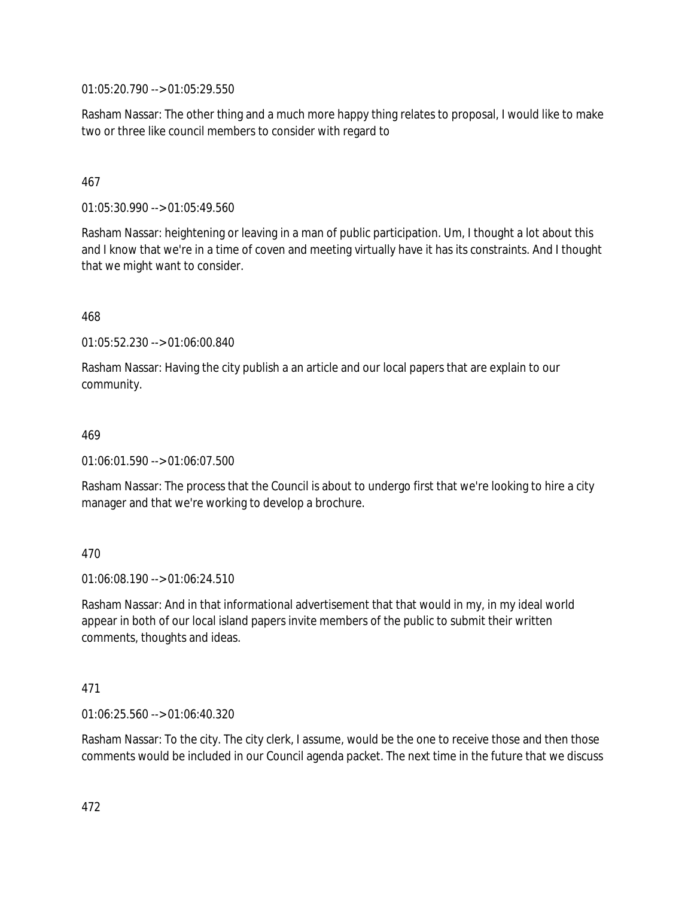01:05:20.790 --> 01:05:29.550

Rasham Nassar: The other thing and a much more happy thing relates to proposal, I would like to make two or three like council members to consider with regard to

467

01:05:30.990 --> 01:05:49.560

Rasham Nassar: heightening or leaving in a man of public participation. Um, I thought a lot about this and I know that we're in a time of coven and meeting virtually have it has its constraints. And I thought that we might want to consider.

468

01:05:52.230 --> 01:06:00.840

Rasham Nassar: Having the city publish a an article and our local papers that are explain to our community.

469

01:06:01.590 --> 01:06:07.500

Rasham Nassar: The process that the Council is about to undergo first that we're looking to hire a city manager and that we're working to develop a brochure.

470

01:06:08.190 --> 01:06:24.510

Rasham Nassar: And in that informational advertisement that that would in my, in my ideal world appear in both of our local island papers invite members of the public to submit their written comments, thoughts and ideas.

471

01:06:25.560 --> 01:06:40.320

Rasham Nassar: To the city. The city clerk, I assume, would be the one to receive those and then those comments would be included in our Council agenda packet. The next time in the future that we discuss

472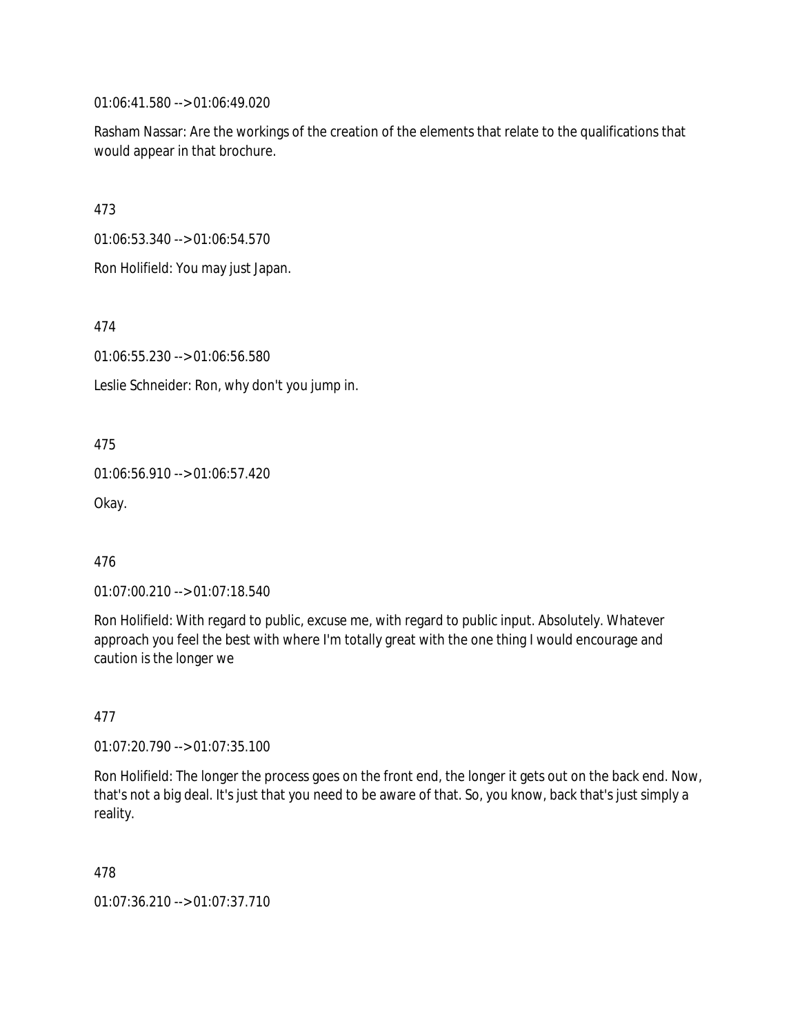01:06:41.580 --> 01:06:49.020

Rasham Nassar: Are the workings of the creation of the elements that relate to the qualifications that would appear in that brochure.

473

01:06:53.340 --> 01:06:54.570

Ron Holifield: You may just Japan.

474

01:06:55.230 --> 01:06:56.580

Leslie Schneider: Ron, why don't you jump in.

475

01:06:56.910 --> 01:06:57.420

Okay.

476

01:07:00.210 --> 01:07:18.540

Ron Holifield: With regard to public, excuse me, with regard to public input. Absolutely. Whatever approach you feel the best with where I'm totally great with the one thing I would encourage and caution is the longer we

477

01:07:20.790 --> 01:07:35.100

Ron Holifield: The longer the process goes on the front end, the longer it gets out on the back end. Now, that's not a big deal. It's just that you need to be aware of that. So, you know, back that's just simply a reality.

478

01:07:36.210 --> 01:07:37.710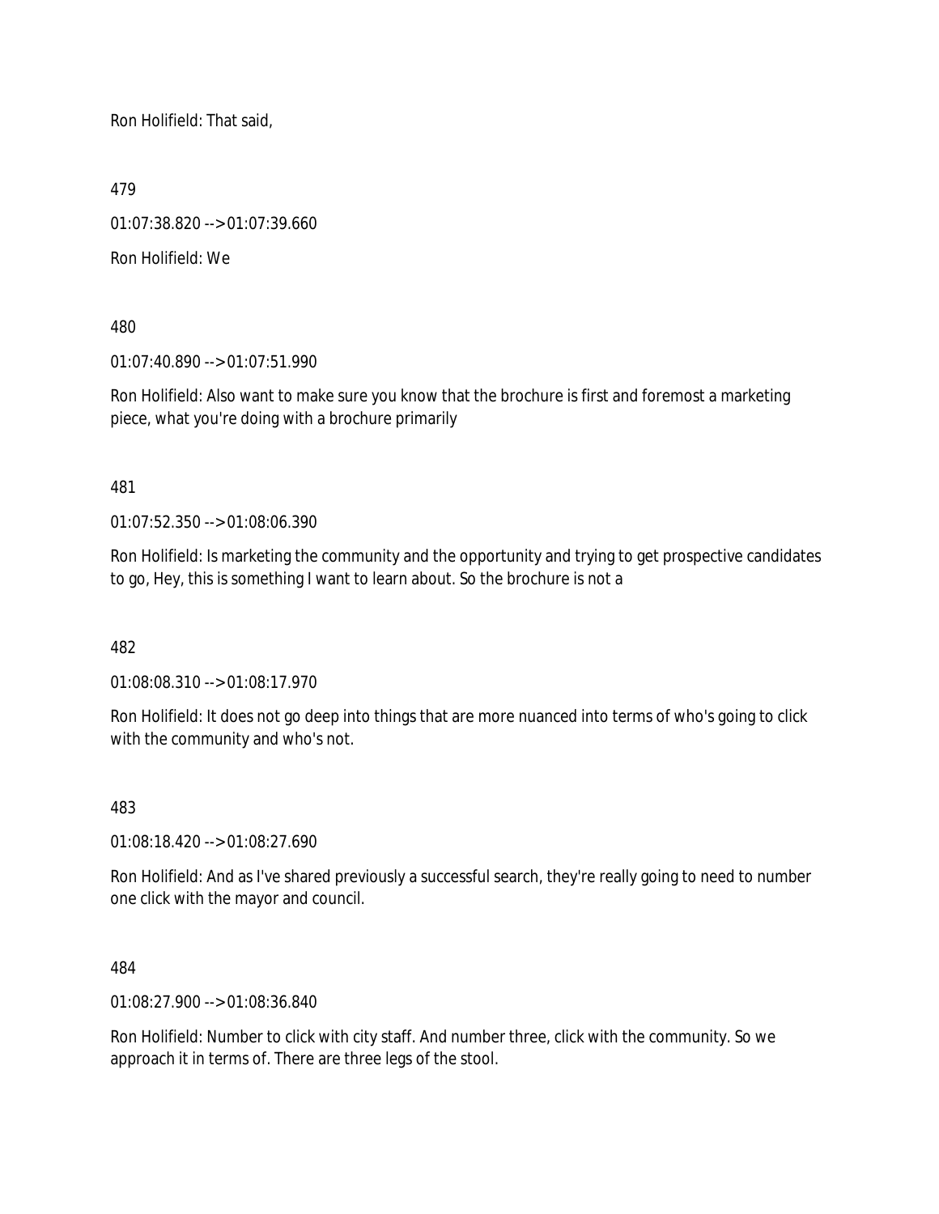Ron Holifield: That said,

479

01:07:38.820 --> 01:07:39.660

Ron Holifield: We

480

01:07:40.890 --> 01:07:51.990

Ron Holifield: Also want to make sure you know that the brochure is first and foremost a marketing piece, what you're doing with a brochure primarily

481

01:07:52.350 --> 01:08:06.390

Ron Holifield: Is marketing the community and the opportunity and trying to get prospective candidates to go, Hey, this is something I want to learn about. So the brochure is not a

482

01:08:08.310 --> 01:08:17.970

Ron Holifield: It does not go deep into things that are more nuanced into terms of who's going to click with the community and who's not.

483

01:08:18.420 --> 01:08:27.690

Ron Holifield: And as I've shared previously a successful search, they're really going to need to number one click with the mayor and council.

484

01:08:27.900 --> 01:08:36.840

Ron Holifield: Number to click with city staff. And number three, click with the community. So we approach it in terms of. There are three legs of the stool.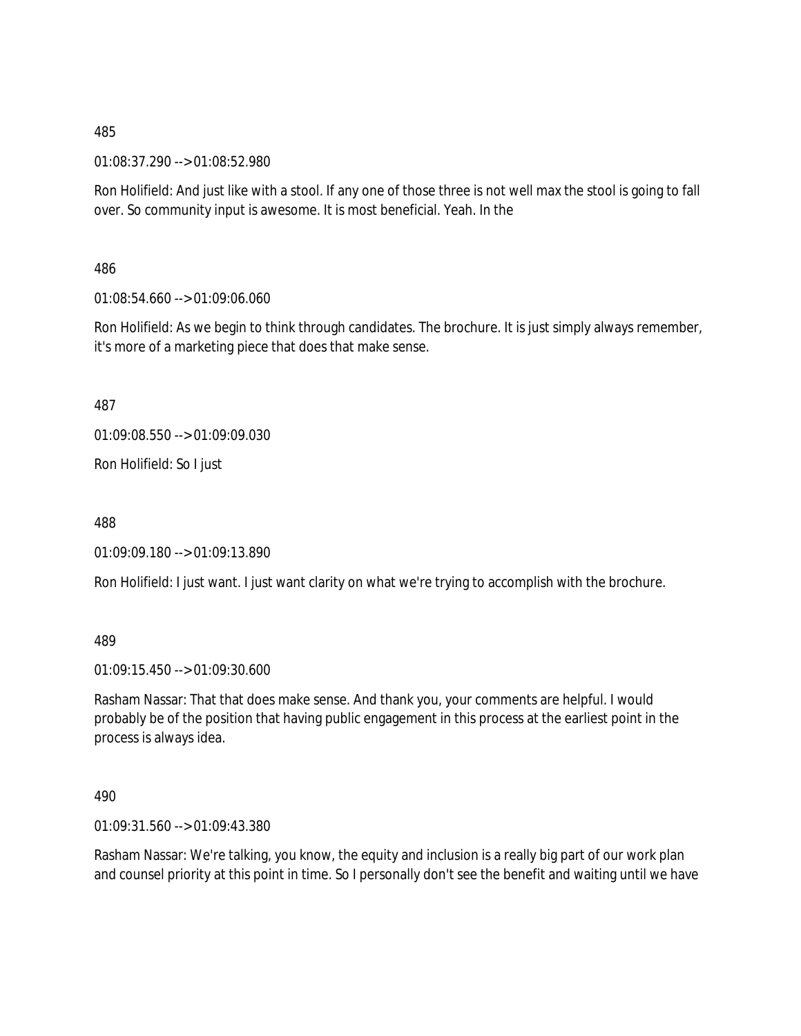485

01:08:37.290 --> 01:08:52.980

Ron Holifield: And just like with a stool. If any one of those three is not well max the stool is going to fall over. So community input is awesome. It is most beneficial. Yeah. In the

486

01:08:54.660 --> 01:09:06.060

Ron Holifield: As we begin to think through candidates. The brochure. It is just simply always remember, it's more of a marketing piece that does that make sense.

487

01:09:08.550 --> 01:09:09.030

Ron Holifield: So I just

488

01:09:09.180 --> 01:09:13.890

Ron Holifield: I just want. I just want clarity on what we're trying to accomplish with the brochure.

489

01:09:15.450 --> 01:09:30.600

Rasham Nassar: That that does make sense. And thank you, your comments are helpful. I would probably be of the position that having public engagement in this process at the earliest point in the process is always idea.

490

01:09:31.560 --> 01:09:43.380

Rasham Nassar: We're talking, you know, the equity and inclusion is a really big part of our work plan and counsel priority at this point in time. So I personally don't see the benefit and waiting until we have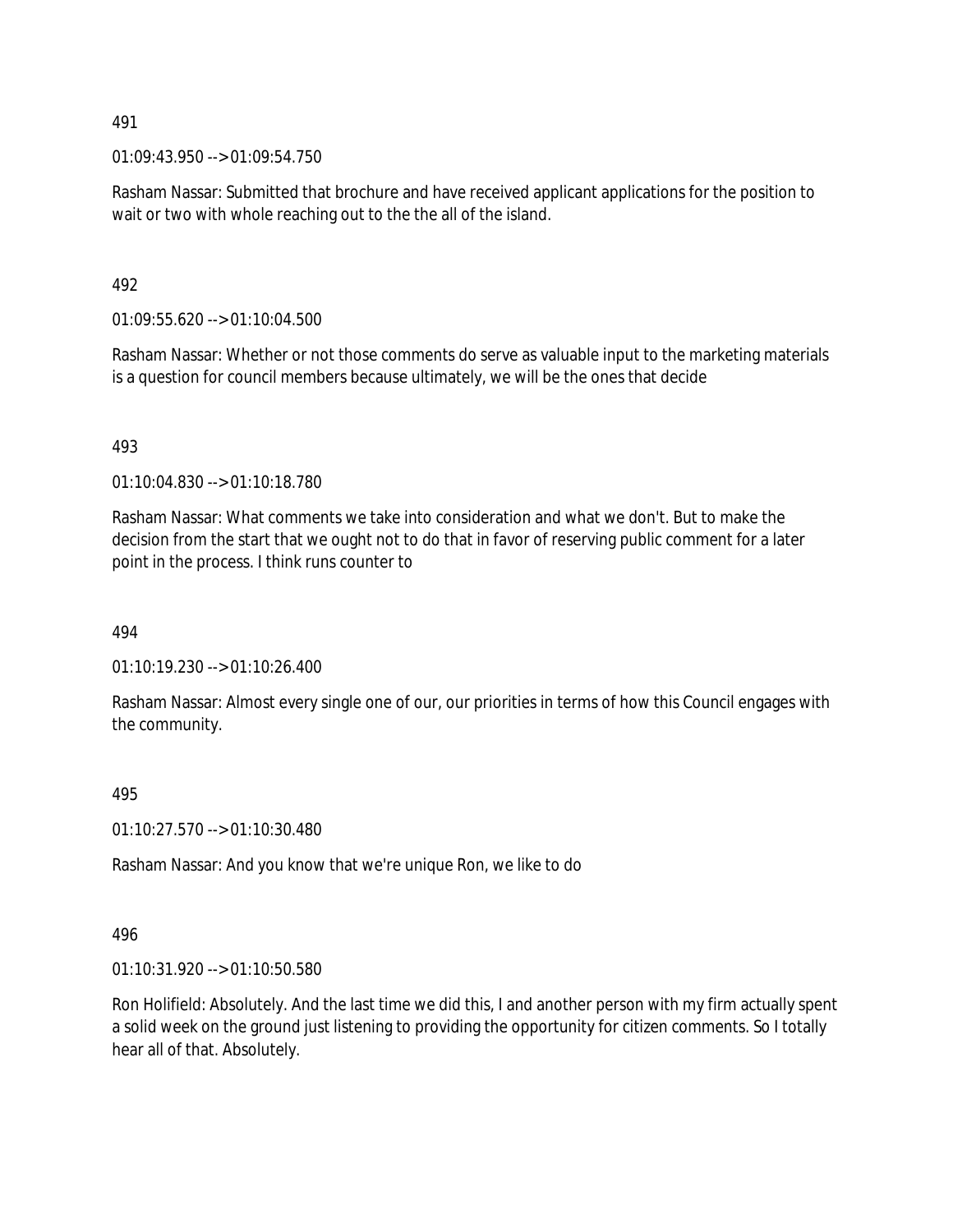491

01:09:43.950 --> 01:09:54.750

Rasham Nassar: Submitted that brochure and have received applicant applications for the position to wait or two with whole reaching out to the the all of the island.

492

01:09:55.620 --> 01:10:04.500

Rasham Nassar: Whether or not those comments do serve as valuable input to the marketing materials is a question for council members because ultimately, we will be the ones that decide

493

01:10:04.830 --> 01:10:18.780

Rasham Nassar: What comments we take into consideration and what we don't. But to make the decision from the start that we ought not to do that in favor of reserving public comment for a later point in the process. I think runs counter to

494

01:10:19.230 --> 01:10:26.400

Rasham Nassar: Almost every single one of our, our priorities in terms of how this Council engages with the community.

495

01:10:27.570 --> 01:10:30.480

Rasham Nassar: And you know that we're unique Ron, we like to do

496

01:10:31.920 --> 01:10:50.580

Ron Holifield: Absolutely. And the last time we did this, I and another person with my firm actually spent a solid week on the ground just listening to providing the opportunity for citizen comments. So I totally hear all of that. Absolutely.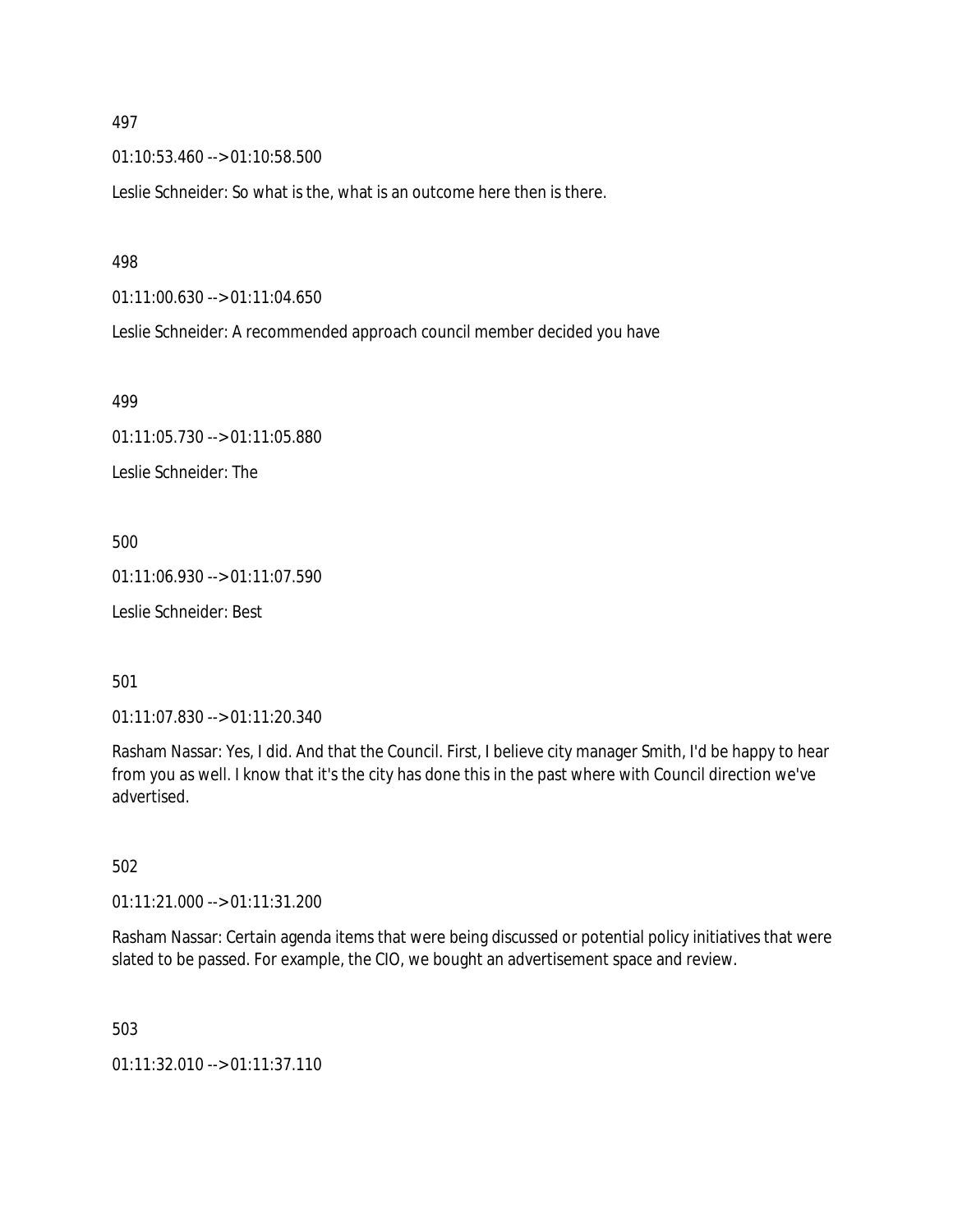497

01:10:53.460 --> 01:10:58.500

Leslie Schneider: So what is the, what is an outcome here then is there.

498

01:11:00.630 --> 01:11:04.650

Leslie Schneider: A recommended approach council member decided you have

499

01:11:05.730 --> 01:11:05.880

Leslie Schneider: The

500

01:11:06.930 --> 01:11:07.590

Leslie Schneider: Best

501

01:11:07.830 --> 01:11:20.340

Rasham Nassar: Yes, I did. And that the Council. First, I believe city manager Smith, I'd be happy to hear from you as well. I know that it's the city has done this in the past where with Council direction we've advertised.

502

01:11:21.000 --> 01:11:31.200

Rasham Nassar: Certain agenda items that were being discussed or potential policy initiatives that were slated to be passed. For example, the CIO, we bought an advertisement space and review.

503

01:11:32.010 --> 01:11:37.110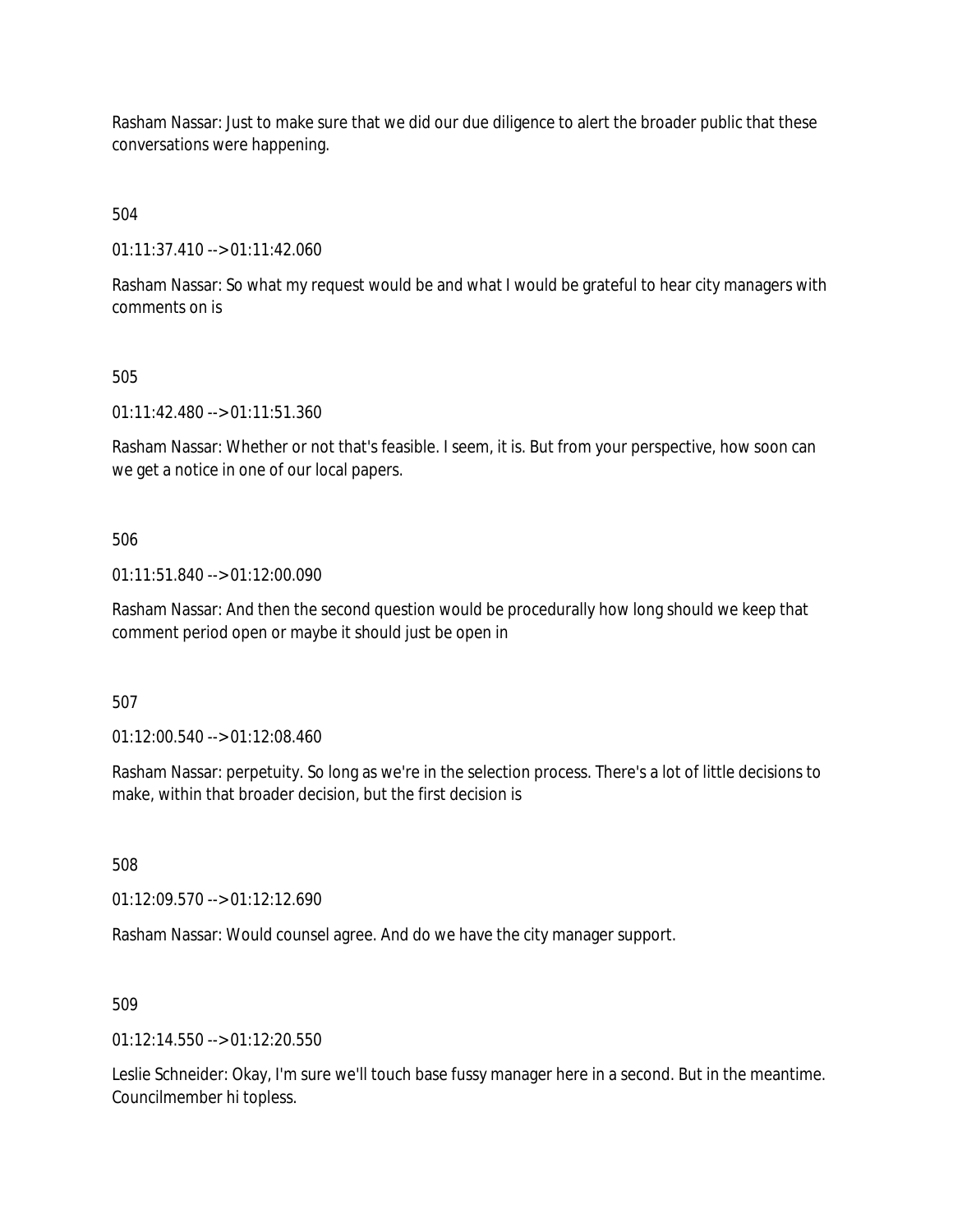Rasham Nassar: Just to make sure that we did our due diligence to alert the broader public that these conversations were happening.

504

01:11:37.410 --> 01:11:42.060

Rasham Nassar: So what my request would be and what I would be grateful to hear city managers with comments on is

505

01:11:42.480 --> 01:11:51.360

Rasham Nassar: Whether or not that's feasible. I seem, it is. But from your perspective, how soon can we get a notice in one of our local papers.

506

01:11:51.840 --> 01:12:00.090

Rasham Nassar: And then the second question would be procedurally how long should we keep that comment period open or maybe it should just be open in

507

01:12:00.540 --> 01:12:08.460

Rasham Nassar: perpetuity. So long as we're in the selection process. There's a lot of little decisions to make, within that broader decision, but the first decision is

508

01:12:09.570 --> 01:12:12.690

Rasham Nassar: Would counsel agree. And do we have the city manager support.

509

01:12:14.550 --> 01:12:20.550

Leslie Schneider: Okay, I'm sure we'll touch base fussy manager here in a second. But in the meantime. Councilmember hi topless.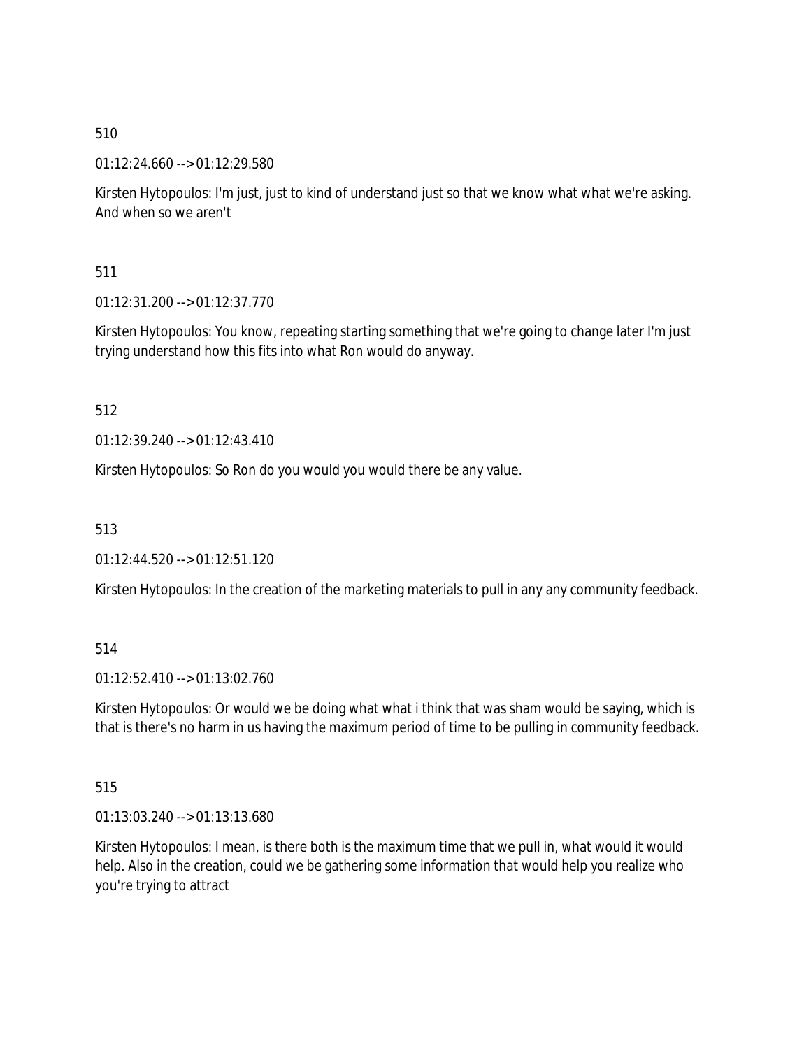510

01:12:24.660 --> 01:12:29.580

Kirsten Hytopoulos: I'm just, just to kind of understand just so that we know what what we're asking. And when so we aren't

511

01:12:31.200 --> 01:12:37.770

Kirsten Hytopoulos: You know, repeating starting something that we're going to change later I'm just trying understand how this fits into what Ron would do anyway.

512

01:12:39.240 --> 01:12:43.410

Kirsten Hytopoulos: So Ron do you would you would there be any value.

513

01:12:44.520 --> 01:12:51.120

Kirsten Hytopoulos: In the creation of the marketing materials to pull in any any community feedback.

514

01:12:52.410 --> 01:13:02.760

Kirsten Hytopoulos: Or would we be doing what what i think that was sham would be saying, which is that is there's no harm in us having the maximum period of time to be pulling in community feedback.

515

01:13:03.240 --> 01:13:13.680

Kirsten Hytopoulos: I mean, is there both is the maximum time that we pull in, what would it would help. Also in the creation, could we be gathering some information that would help you realize who you're trying to attract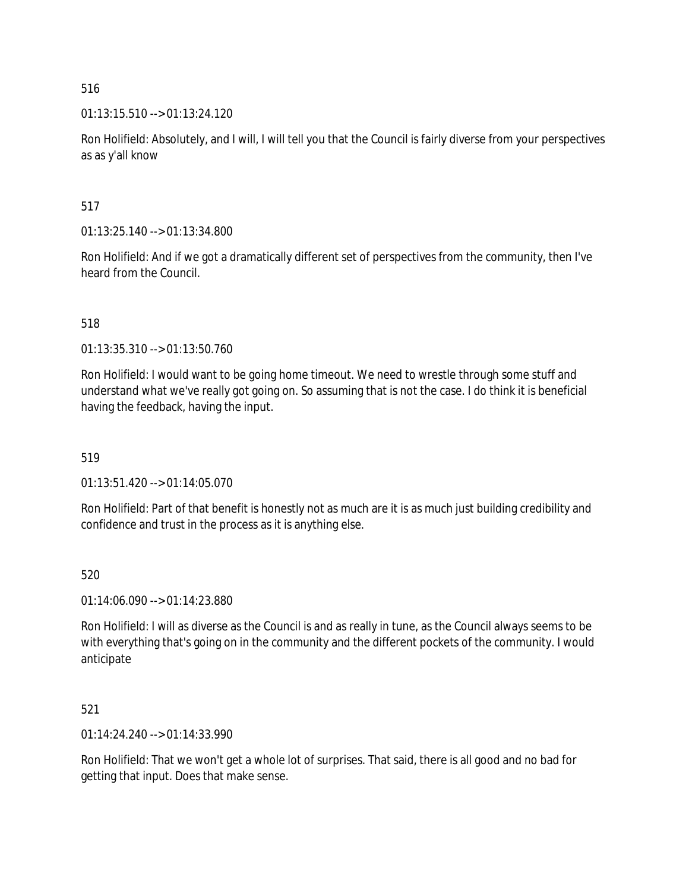516

01:13:15.510 --> 01:13:24.120

Ron Holifield: Absolutely, and I will, I will tell you that the Council is fairly diverse from your perspectives as as y'all know

517

01:13:25.140 --> 01:13:34.800

Ron Holifield: And if we got a dramatically different set of perspectives from the community, then I've heard from the Council.

518

01:13:35.310 --> 01:13:50.760

Ron Holifield: I would want to be going home timeout. We need to wrestle through some stuff and understand what we've really got going on. So assuming that is not the case. I do think it is beneficial having the feedback, having the input.

519

01:13:51.420 --> 01:14:05.070

Ron Holifield: Part of that benefit is honestly not as much are it is as much just building credibility and confidence and trust in the process as it is anything else.

520

01:14:06.090 --> 01:14:23.880

Ron Holifield: I will as diverse as the Council is and as really in tune, as the Council always seems to be with everything that's going on in the community and the different pockets of the community. I would anticipate

521

01:14:24.240 --> 01:14:33.990

Ron Holifield: That we won't get a whole lot of surprises. That said, there is all good and no bad for getting that input. Does that make sense.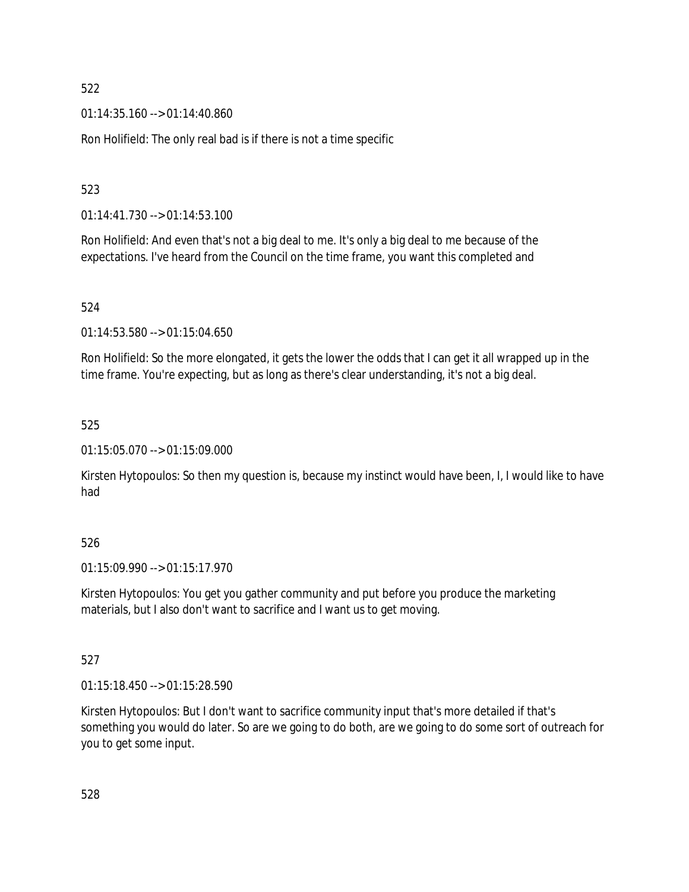522

01:14:35.160 --> 01:14:40.860

Ron Holifield: The only real bad is if there is not a time specific

523

01:14:41.730 --> 01:14:53.100

Ron Holifield: And even that's not a big deal to me. It's only a big deal to me because of the expectations. I've heard from the Council on the time frame, you want this completed and

524

01:14:53.580 --> 01:15:04.650

Ron Holifield: So the more elongated, it gets the lower the odds that I can get it all wrapped up in the time frame. You're expecting, but as long as there's clear understanding, it's not a big deal.

525

01:15:05.070 --> 01:15:09.000

Kirsten Hytopoulos: So then my question is, because my instinct would have been, I, I would like to have had

526

01:15:09.990 --> 01:15:17.970

Kirsten Hytopoulos: You get you gather community and put before you produce the marketing materials, but I also don't want to sacrifice and I want us to get moving.

527

01:15:18.450 --> 01:15:28.590

Kirsten Hytopoulos: But I don't want to sacrifice community input that's more detailed if that's something you would do later. So are we going to do both, are we going to do some sort of outreach for you to get some input.

528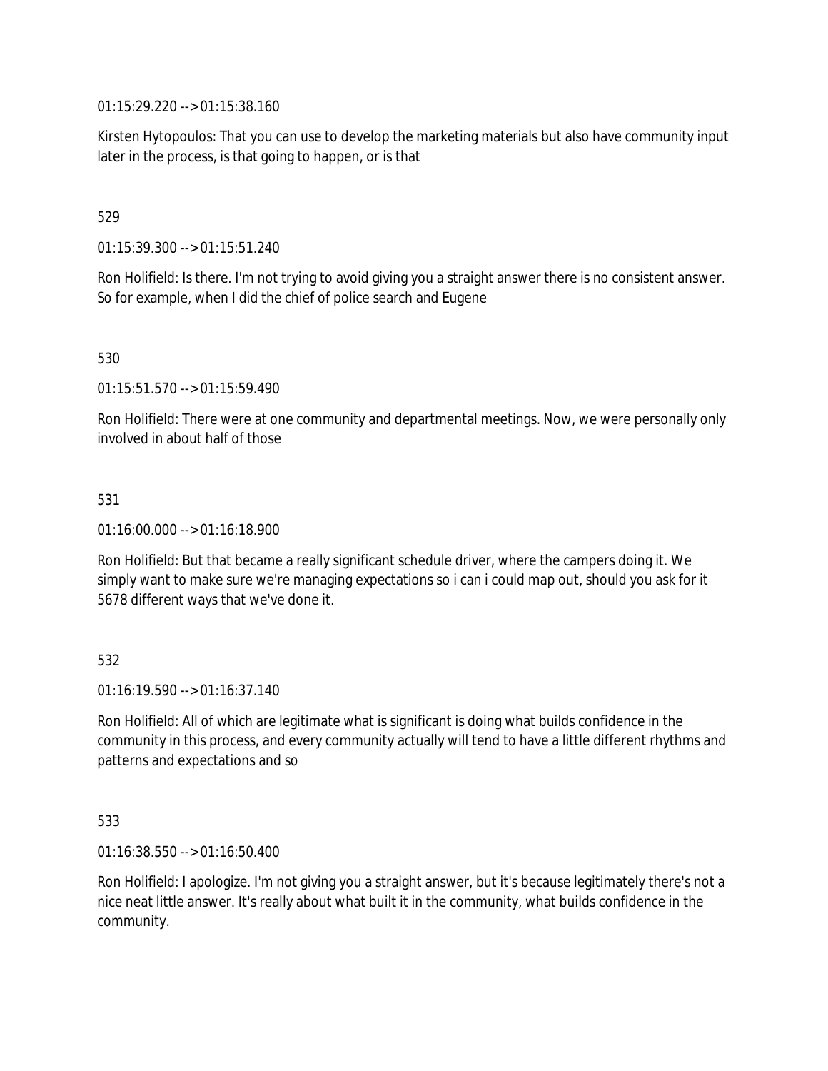01:15:29.220 --> 01:15:38.160

Kirsten Hytopoulos: That you can use to develop the marketing materials but also have community input later in the process, is that going to happen, or is that

529

01:15:39.300 --> 01:15:51.240

Ron Holifield: Is there. I'm not trying to avoid giving you a straight answer there is no consistent answer. So for example, when I did the chief of police search and Eugene

530

01:15:51.570 --> 01:15:59.490

Ron Holifield: There were at one community and departmental meetings. Now, we were personally only involved in about half of those

531

01:16:00.000 --> 01:16:18.900

Ron Holifield: But that became a really significant schedule driver, where the campers doing it. We simply want to make sure we're managing expectations so i can i could map out, should you ask for it 5678 different ways that we've done it.

532

01:16:19.590 --> 01:16:37.140

Ron Holifield: All of which are legitimate what is significant is doing what builds confidence in the community in this process, and every community actually will tend to have a little different rhythms and patterns and expectations and so

533

01:16:38.550 --> 01:16:50.400

Ron Holifield: I apologize. I'm not giving you a straight answer, but it's because legitimately there's not a nice neat little answer. It's really about what built it in the community, what builds confidence in the community.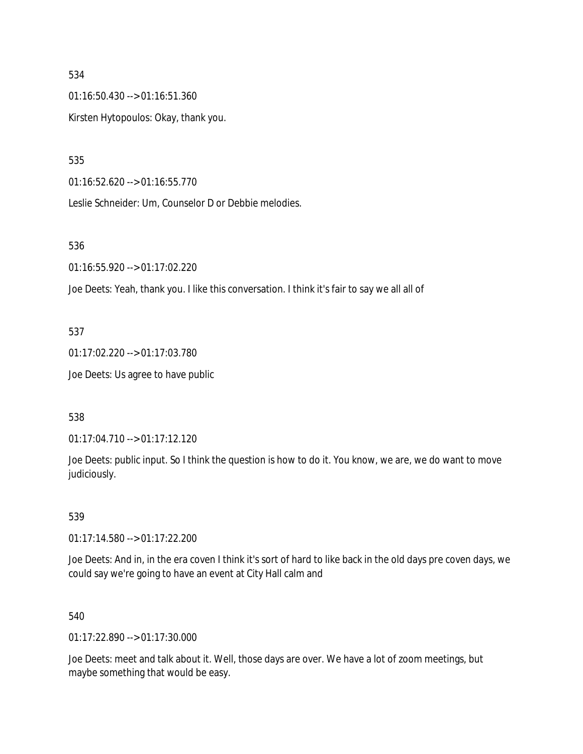534

01:16:50.430 --> 01:16:51.360

Kirsten Hytopoulos: Okay, thank you.

535

01:16:52.620 --> 01:16:55.770

Leslie Schneider: Um, Counselor D or Debbie melodies.

536

01:16:55.920 --> 01:17:02.220

Joe Deets: Yeah, thank you. I like this conversation. I think it's fair to say we all all of

537

01:17:02.220 --> 01:17:03.780

Joe Deets: Us agree to have public

538

01:17:04.710 --> 01:17:12.120

Joe Deets: public input. So I think the question is how to do it. You know, we are, we do want to move judiciously.

539

01:17:14.580 --> 01:17:22.200

Joe Deets: And in, in the era coven I think it's sort of hard to like back in the old days pre coven days, we could say we're going to have an event at City Hall calm and

540

01:17:22.890 --> 01:17:30.000

Joe Deets: meet and talk about it. Well, those days are over. We have a lot of zoom meetings, but maybe something that would be easy.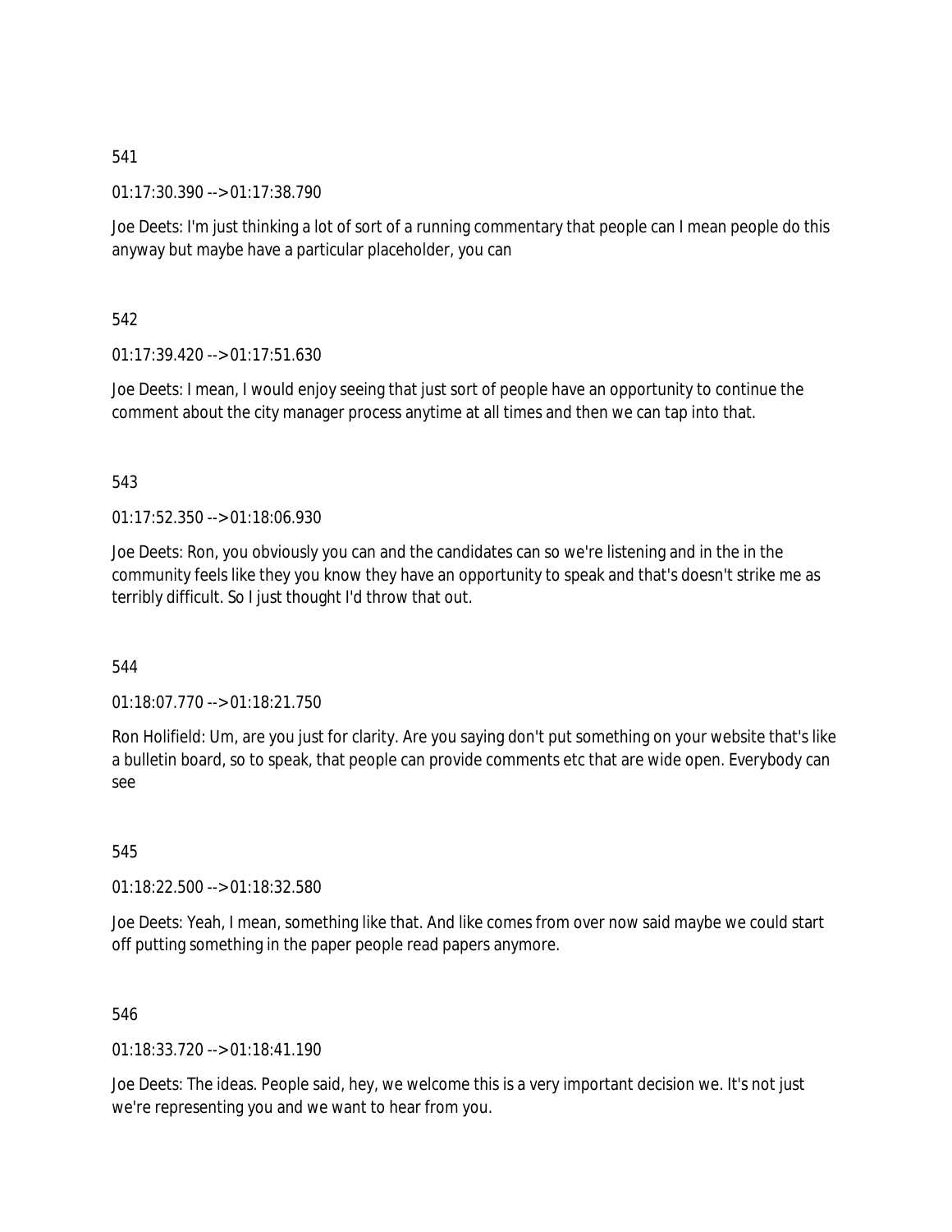541

01:17:30.390 --> 01:17:38.790

Joe Deets: I'm just thinking a lot of sort of a running commentary that people can I mean people do this anyway but maybe have a particular placeholder, you can

542

01:17:39.420 --> 01:17:51.630

Joe Deets: I mean, I would enjoy seeing that just sort of people have an opportunity to continue the comment about the city manager process anytime at all times and then we can tap into that.

543

01:17:52.350 --> 01:18:06.930

Joe Deets: Ron, you obviously you can and the candidates can so we're listening and in the in the community feels like they you know they have an opportunity to speak and that's doesn't strike me as terribly difficult. So I just thought I'd throw that out.

544

01:18:07.770 --> 01:18:21.750

Ron Holifield: Um, are you just for clarity. Are you saying don't put something on your website that's like a bulletin board, so to speak, that people can provide comments etc that are wide open. Everybody can see

545

01:18:22.500 --> 01:18:32.580

Joe Deets: Yeah, I mean, something like that. And like comes from over now said maybe we could start off putting something in the paper people read papers anymore.

546

01:18:33.720 --> 01:18:41.190

Joe Deets: The ideas. People said, hey, we welcome this is a very important decision we. It's not just we're representing you and we want to hear from you.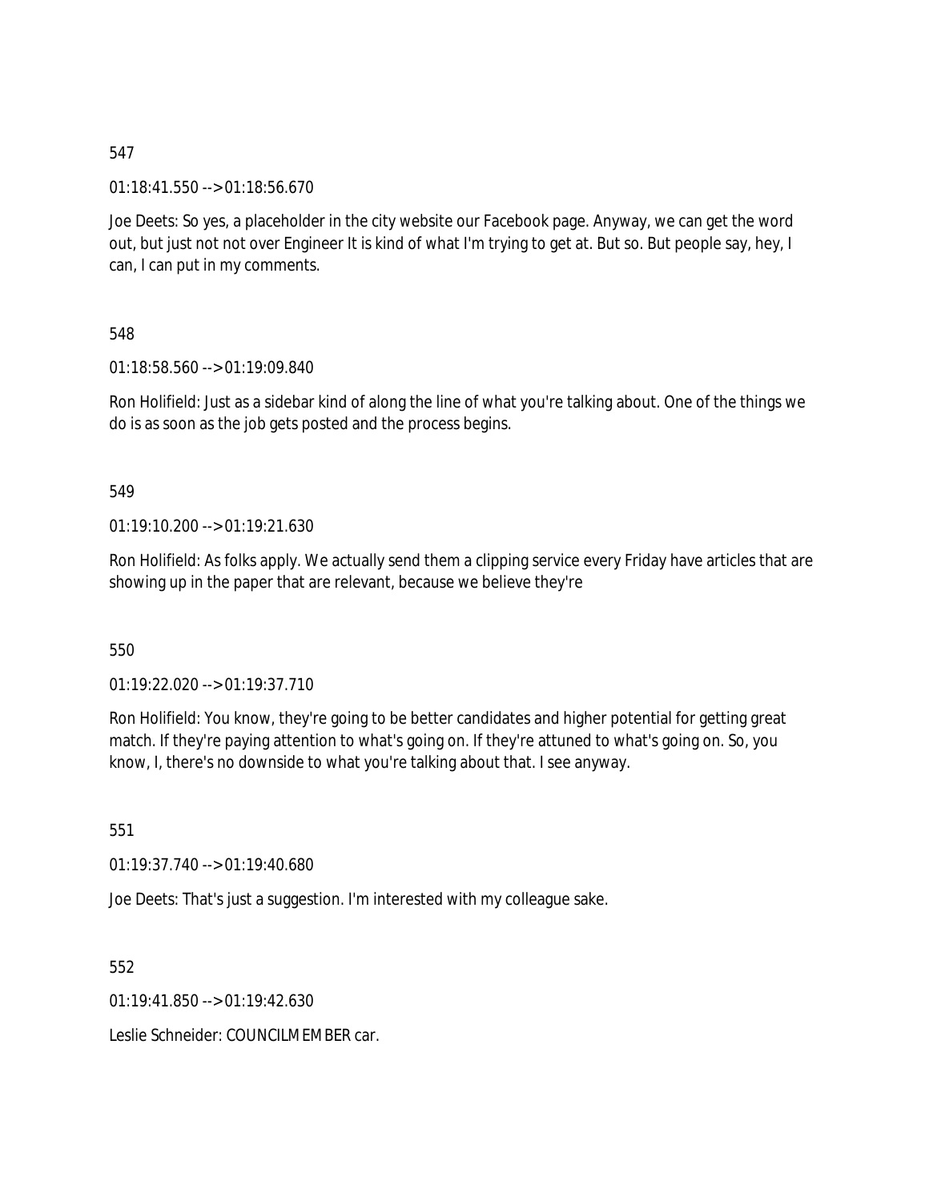547

01:18:41.550 --> 01:18:56.670

Joe Deets: So yes, a placeholder in the city website our Facebook page. Anyway, we can get the word out, but just not not over Engineer It is kind of what I'm trying to get at. But so. But people say, hey, I can, I can put in my comments.

548

01:18:58.560 --> 01:19:09.840

Ron Holifield: Just as a sidebar kind of along the line of what you're talking about. One of the things we do is as soon as the job gets posted and the process begins.

549

01:19:10.200 --> 01:19:21.630

Ron Holifield: As folks apply. We actually send them a clipping service every Friday have articles that are showing up in the paper that are relevant, because we believe they're

550

01:19:22.020 --> 01:19:37.710

Ron Holifield: You know, they're going to be better candidates and higher potential for getting great match. If they're paying attention to what's going on. If they're attuned to what's going on. So, you know, I, there's no downside to what you're talking about that. I see anyway.

551

01:19:37.740 --> 01:19:40.680

Joe Deets: That's just a suggestion. I'm interested with my colleague sake.

552

01:19:41.850 --> 01:19:42.630

Leslie Schneider: COUNCILMEMBER car.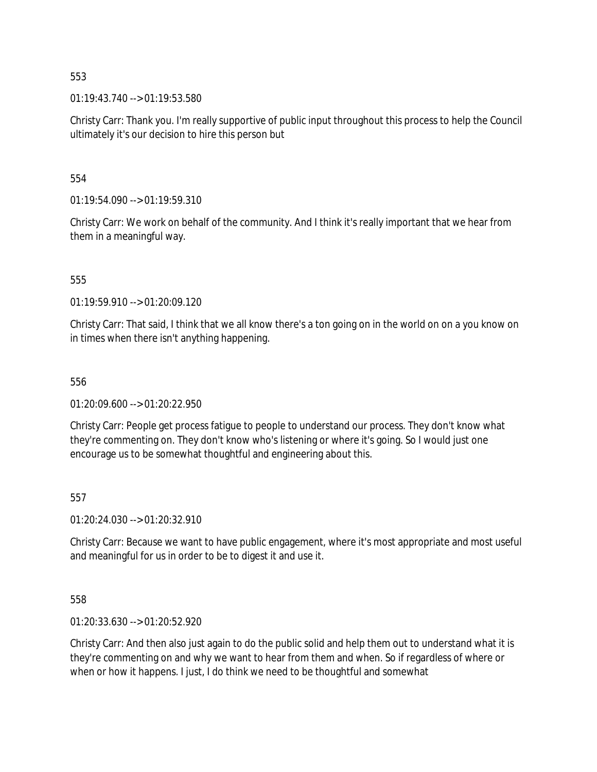553

01:19:43.740 --> 01:19:53.580

Christy Carr: Thank you. I'm really supportive of public input throughout this process to help the Council ultimately it's our decision to hire this person but

554

01:19:54.090 --> 01:19:59.310

Christy Carr: We work on behalf of the community. And I think it's really important that we hear from them in a meaningful way.

555

01:19:59.910 --> 01:20:09.120

Christy Carr: That said, I think that we all know there's a ton going on in the world on on a you know on in times when there isn't anything happening.

556

01:20:09.600 --> 01:20:22.950

Christy Carr: People get process fatigue to people to understand our process. They don't know what they're commenting on. They don't know who's listening or where it's going. So I would just one encourage us to be somewhat thoughtful and engineering about this.

557

01:20:24.030 --> 01:20:32.910

Christy Carr: Because we want to have public engagement, where it's most appropriate and most useful and meaningful for us in order to be to digest it and use it.

558

01:20:33.630 --> 01:20:52.920

Christy Carr: And then also just again to do the public solid and help them out to understand what it is they're commenting on and why we want to hear from them and when. So if regardless of where or when or how it happens. I just, I do think we need to be thoughtful and somewhat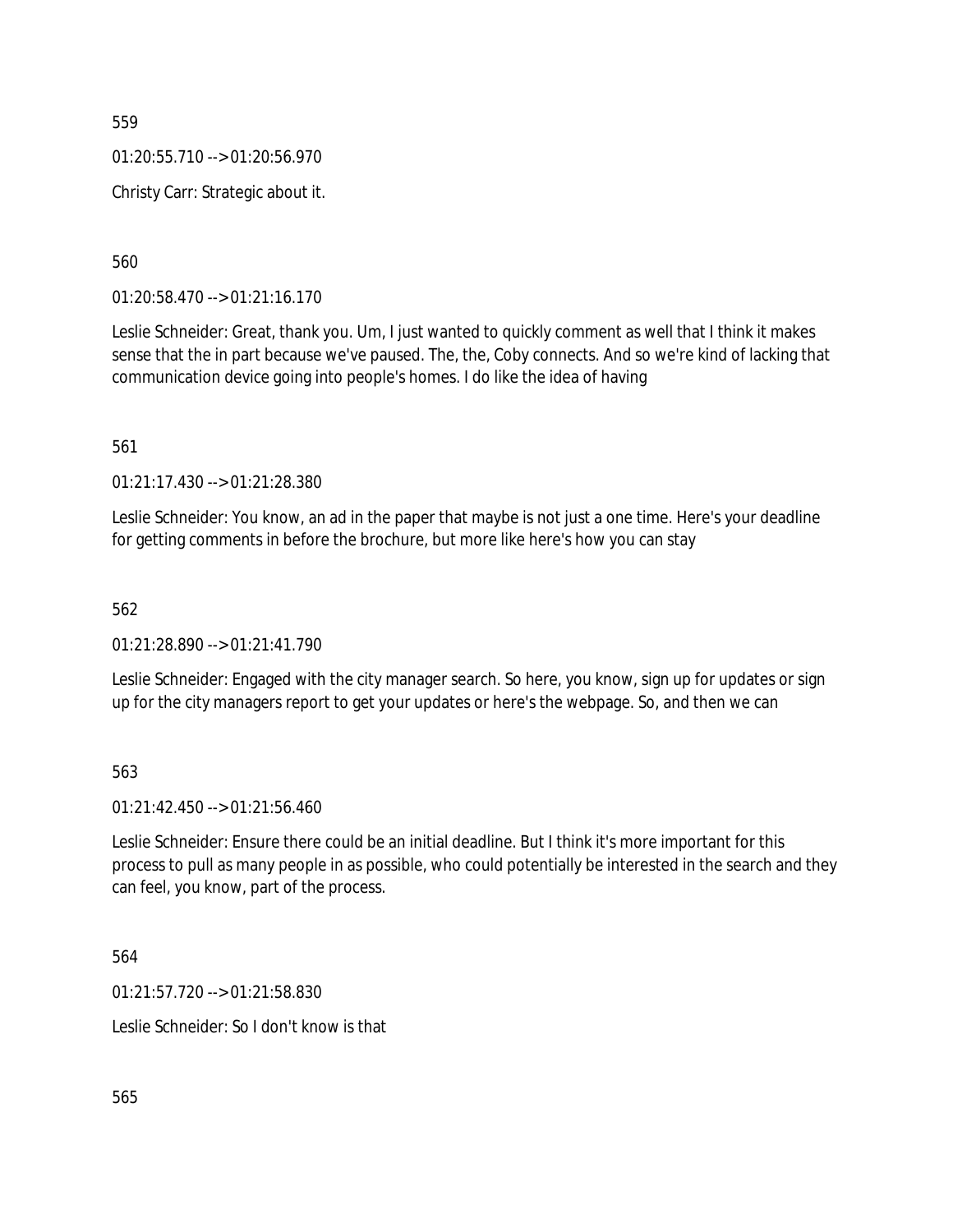559

01:20:55.710 --> 01:20:56.970

Christy Carr: Strategic about it.

560

01:20:58.470 --> 01:21:16.170

Leslie Schneider: Great, thank you. Um, I just wanted to quickly comment as well that I think it makes sense that the in part because we've paused. The, the, Coby connects. And so we're kind of lacking that communication device going into people's homes. I do like the idea of having

561

01:21:17.430 --> 01:21:28.380

Leslie Schneider: You know, an ad in the paper that maybe is not just a one time. Here's your deadline for getting comments in before the brochure, but more like here's how you can stay

562

01:21:28.890 --> 01:21:41.790

Leslie Schneider: Engaged with the city manager search. So here, you know, sign up for updates or sign up for the city managers report to get your updates or here's the webpage. So, and then we can

563

01:21:42.450 --> 01:21:56.460

Leslie Schneider: Ensure there could be an initial deadline. But I think it's more important for this process to pull as many people in as possible, who could potentially be interested in the search and they can feel, you know, part of the process.

564

01:21:57.720 --> 01:21:58.830

Leslie Schneider: So I don't know is that

565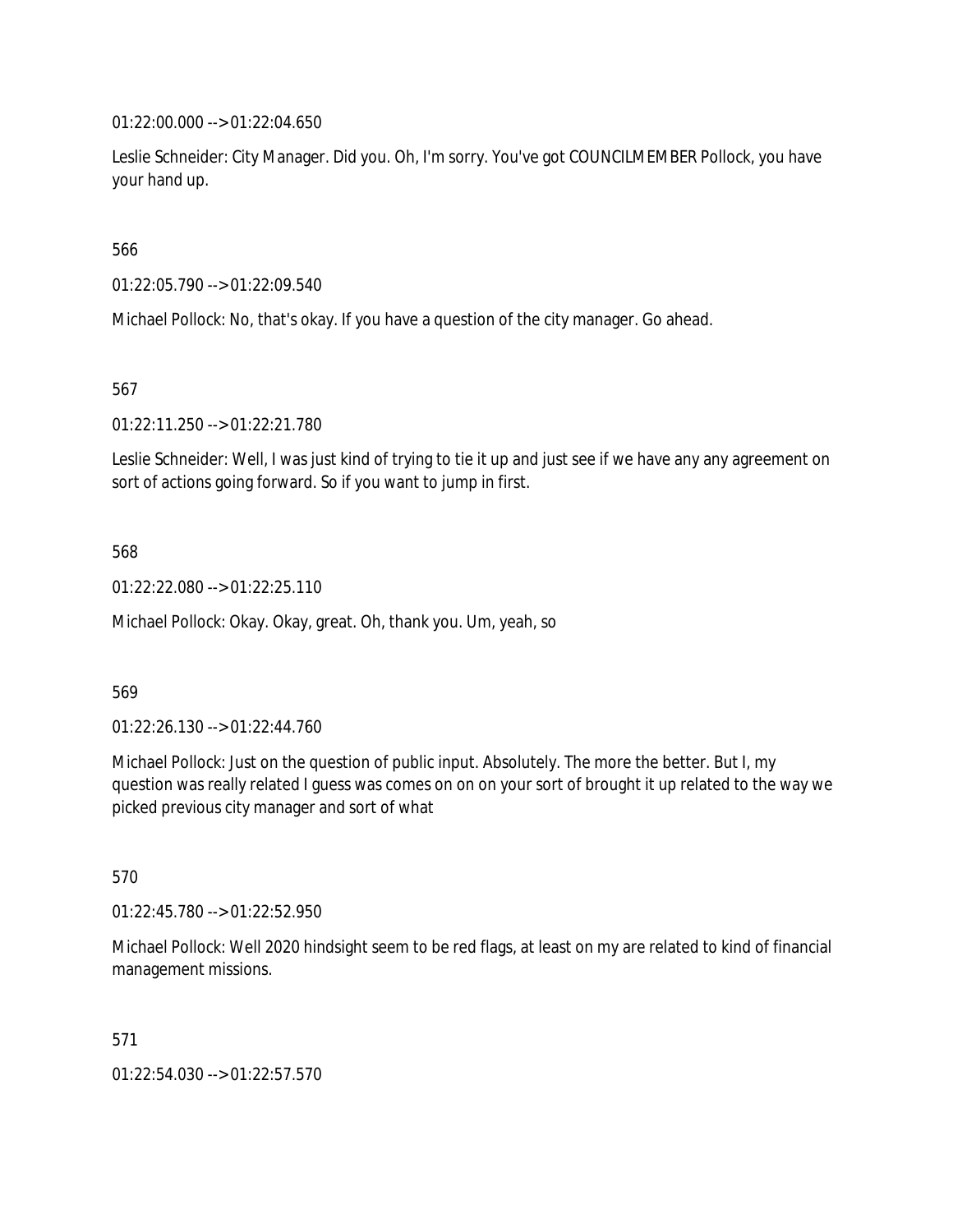01:22:00.000 --> 01:22:04.650

Leslie Schneider: City Manager. Did you. Oh, I'm sorry. You've got COUNCILMEMBER Pollock, you have your hand up.

566

01:22:05.790 --> 01:22:09.540

Michael Pollock: No, that's okay. If you have a question of the city manager. Go ahead.

567

01:22:11.250 --> 01:22:21.780

Leslie Schneider: Well, I was just kind of trying to tie it up and just see if we have any any agreement on sort of actions going forward. So if you want to jump in first.

568

01:22:22.080 --> 01:22:25.110

Michael Pollock: Okay. Okay, great. Oh, thank you. Um, yeah, so

569

01:22:26.130 --> 01:22:44.760

Michael Pollock: Just on the question of public input. Absolutely. The more the better. But I, my question was really related I guess was comes on on on your sort of brought it up related to the way we picked previous city manager and sort of what

570

01:22:45.780 --> 01:22:52.950

Michael Pollock: Well 2020 hindsight seem to be red flags, at least on my are related to kind of financial management missions.

571

01:22:54.030 --> 01:22:57.570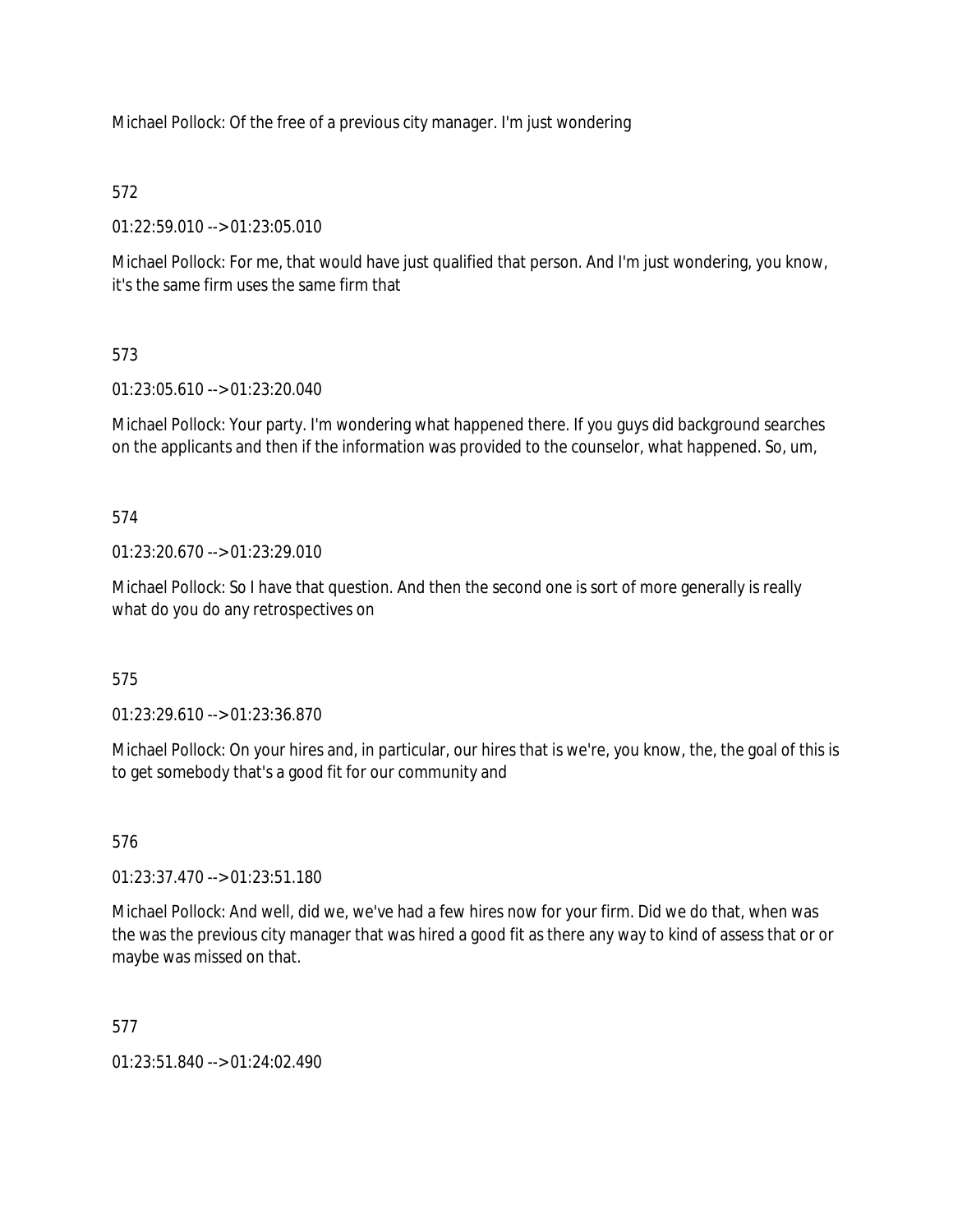Michael Pollock: Of the free of a previous city manager. I'm just wondering

572

01:22:59.010 --> 01:23:05.010

Michael Pollock: For me, that would have just qualified that person. And I'm just wondering, you know, it's the same firm uses the same firm that

573

01:23:05.610 --> 01:23:20.040

Michael Pollock: Your party. I'm wondering what happened there. If you guys did background searches on the applicants and then if the information was provided to the counselor, what happened. So, um,

574

01:23:20.670 --> 01:23:29.010

Michael Pollock: So I have that question. And then the second one is sort of more generally is really what do you do any retrospectives on

575

01:23:29.610 --> 01:23:36.870

Michael Pollock: On your hires and, in particular, our hires that is we're, you know, the, the goal of this is to get somebody that's a good fit for our community and

576

01:23:37.470 --> 01:23:51.180

Michael Pollock: And well, did we, we've had a few hires now for your firm. Did we do that, when was the was the previous city manager that was hired a good fit as there any way to kind of assess that or or maybe was missed on that.

577

01:23:51.840 --> 01:24:02.490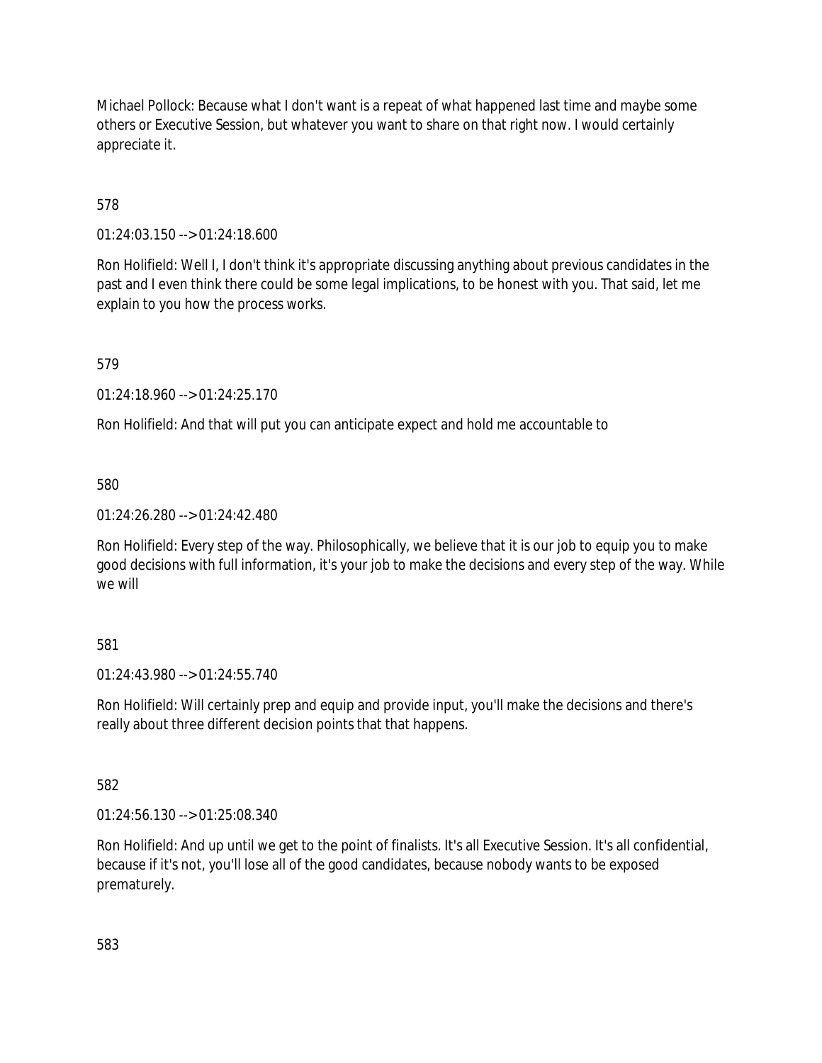Michael Pollock: Because what I don't want is a repeat of what happened last time and maybe some others or Executive Session, but whatever you want to share on that right now. I would certainly appreciate it.

578

01:24:03.150 --> 01:24:18.600

Ron Holifield: Well I, I don't think it's appropriate discussing anything about previous candidates in the past and I even think there could be some legal implications, to be honest with you. That said, let me explain to you how the process works.

579

01:24:18.960 --> 01:24:25.170

Ron Holifield: And that will put you can anticipate expect and hold me accountable to

580

01:24:26.280 --> 01:24:42.480

Ron Holifield: Every step of the way. Philosophically, we believe that it is our job to equip you to make good decisions with full information, it's your job to make the decisions and every step of the way. While we will

581

01:24:43.980 --> 01:24:55.740

Ron Holifield: Will certainly prep and equip and provide input, you'll make the decisions and there's really about three different decision points that that happens.

582

01:24:56.130 --> 01:25:08.340

Ron Holifield: And up until we get to the point of finalists. It's all Executive Session. It's all confidential, because if it's not, you'll lose all of the good candidates, because nobody wants to be exposed prematurely.

583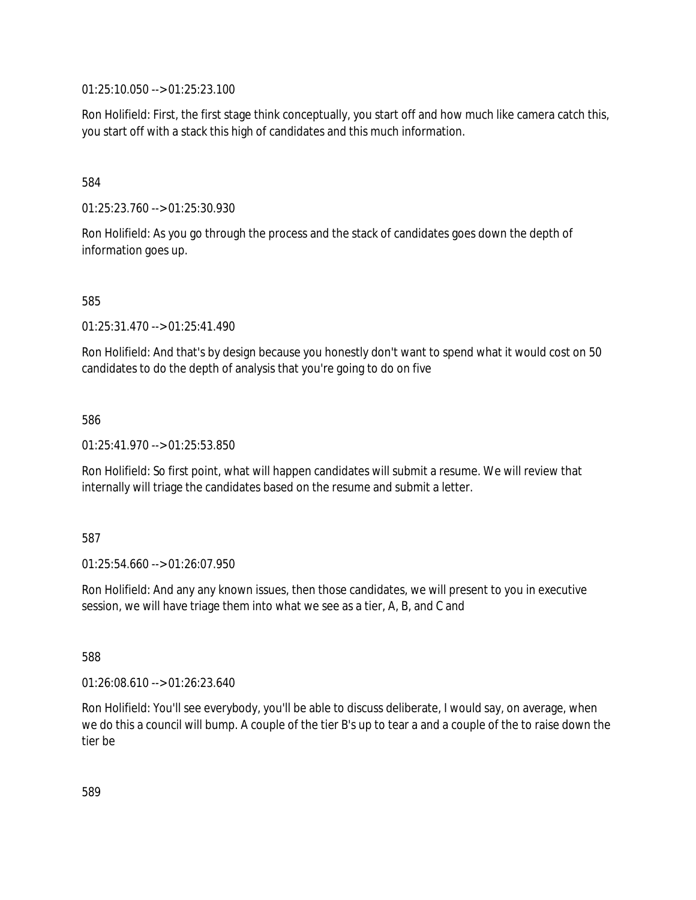01:25:10.050 --> 01:25:23.100

Ron Holifield: First, the first stage think conceptually, you start off and how much like camera catch this, you start off with a stack this high of candidates and this much information.

584

01:25:23.760 --> 01:25:30.930

Ron Holifield: As you go through the process and the stack of candidates goes down the depth of information goes up.

585

01:25:31.470 --> 01:25:41.490

Ron Holifield: And that's by design because you honestly don't want to spend what it would cost on 50 candidates to do the depth of analysis that you're going to do on five

586

01:25:41.970 --> 01:25:53.850

Ron Holifield: So first point, what will happen candidates will submit a resume. We will review that internally will triage the candidates based on the resume and submit a letter.

587

01:25:54.660 --> 01:26:07.950

Ron Holifield: And any any known issues, then those candidates, we will present to you in executive session, we will have triage them into what we see as a tier, A, B, and C and

588

01:26:08.610 --> 01:26:23.640

Ron Holifield: You'll see everybody, you'll be able to discuss deliberate, I would say, on average, when we do this a council will bump. A couple of the tier B's up to tear a and a couple of the to raise down the tier be

589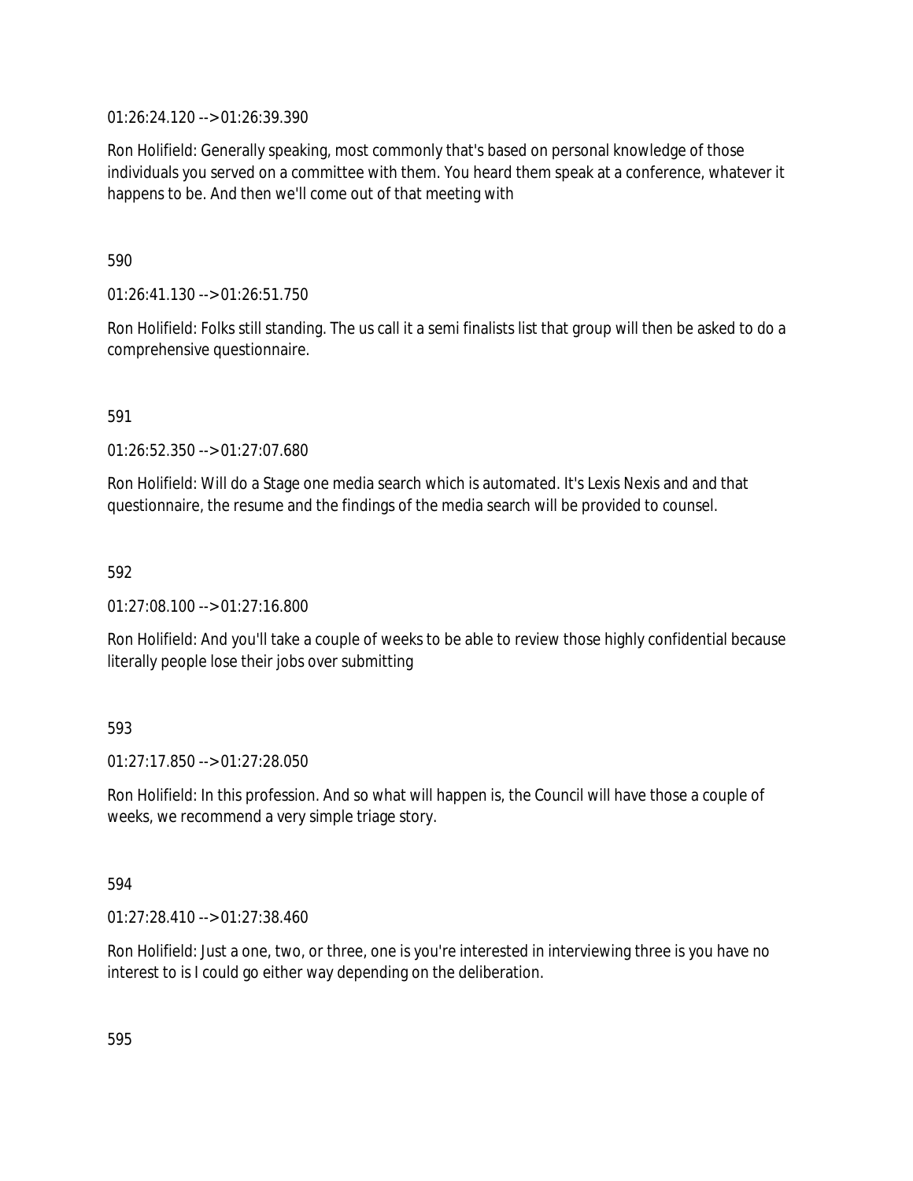01:26:24.120 --> 01:26:39.390

Ron Holifield: Generally speaking, most commonly that's based on personal knowledge of those individuals you served on a committee with them. You heard them speak at a conference, whatever it happens to be. And then we'll come out of that meeting with

590

01:26:41.130 --> 01:26:51.750

Ron Holifield: Folks still standing. The us call it a semi finalists list that group will then be asked to do a comprehensive questionnaire.

591

01:26:52.350 --> 01:27:07.680

Ron Holifield: Will do a Stage one media search which is automated. It's Lexis Nexis and and that questionnaire, the resume and the findings of the media search will be provided to counsel.

592

01:27:08.100 --> 01:27:16.800

Ron Holifield: And you'll take a couple of weeks to be able to review those highly confidential because literally people lose their jobs over submitting

593

01:27:17.850 --> 01:27:28.050

Ron Holifield: In this profession. And so what will happen is, the Council will have those a couple of weeks, we recommend a very simple triage story.

594

01:27:28.410 --> 01:27:38.460

Ron Holifield: Just a one, two, or three, one is you're interested in interviewing three is you have no interest to is I could go either way depending on the deliberation.

595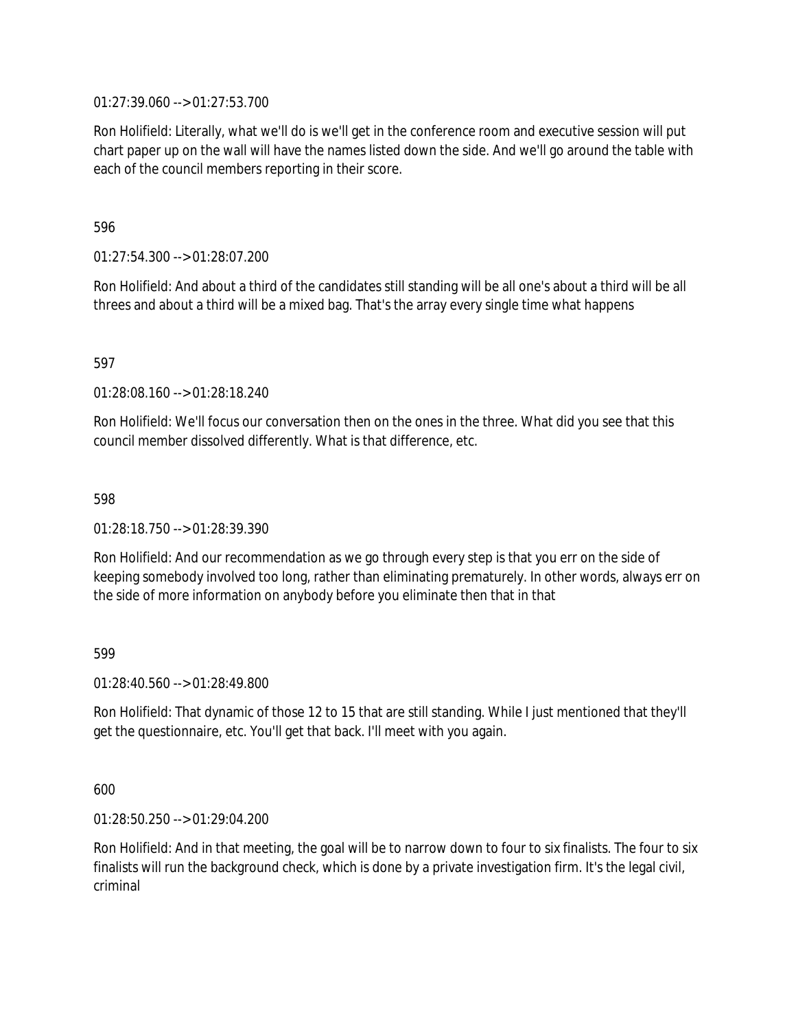01:27:39.060 --> 01:27:53.700

Ron Holifield: Literally, what we'll do is we'll get in the conference room and executive session will put chart paper up on the wall will have the names listed down the side. And we'll go around the table with each of the council members reporting in their score.

596

01:27:54.300 --> 01:28:07.200

Ron Holifield: And about a third of the candidates still standing will be all one's about a third will be all threes and about a third will be a mixed bag. That's the array every single time what happens

597

01:28:08.160 --> 01:28:18.240

Ron Holifield: We'll focus our conversation then on the ones in the three. What did you see that this council member dissolved differently. What is that difference, etc.

598

01:28:18.750 --> 01:28:39.390

Ron Holifield: And our recommendation as we go through every step is that you err on the side of keeping somebody involved too long, rather than eliminating prematurely. In other words, always err on the side of more information on anybody before you eliminate then that in that

599

01:28:40.560 --> 01:28:49.800

Ron Holifield: That dynamic of those 12 to 15 that are still standing. While I just mentioned that they'll get the questionnaire, etc. You'll get that back. I'll meet with you again.

600

01:28:50.250 --> 01:29:04.200

Ron Holifield: And in that meeting, the goal will be to narrow down to four to six finalists. The four to six finalists will run the background check, which is done by a private investigation firm. It's the legal civil, criminal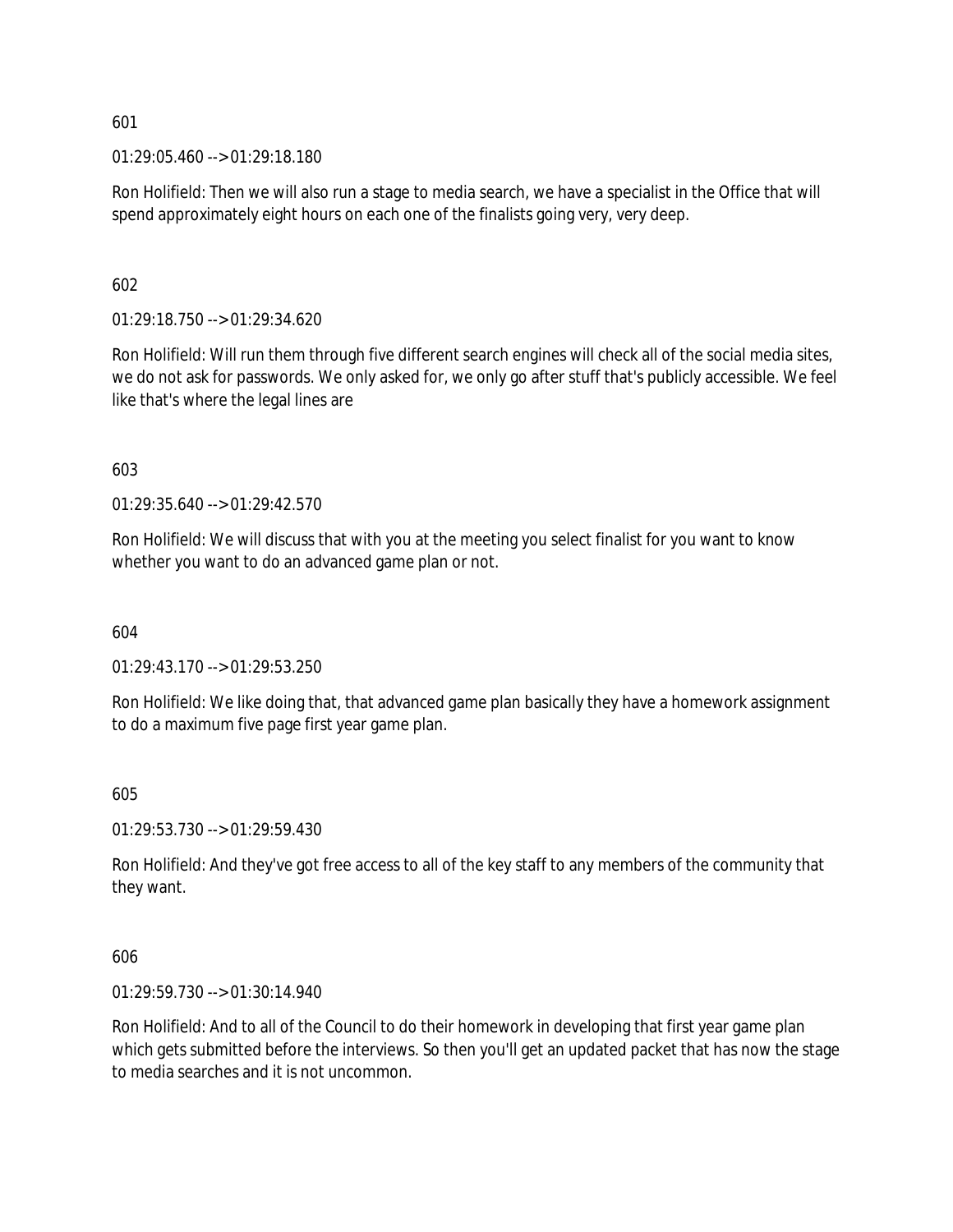601

01:29:05.460 --> 01:29:18.180

Ron Holifield: Then we will also run a stage to media search, we have a specialist in the Office that will spend approximately eight hours on each one of the finalists going very, very deep.

602

01:29:18.750 --> 01:29:34.620

Ron Holifield: Will run them through five different search engines will check all of the social media sites, we do not ask for passwords. We only asked for, we only go after stuff that's publicly accessible. We feel like that's where the legal lines are

603

01:29:35.640 --> 01:29:42.570

Ron Holifield: We will discuss that with you at the meeting you select finalist for you want to know whether you want to do an advanced game plan or not.

604

01:29:43.170 --> 01:29:53.250

Ron Holifield: We like doing that, that advanced game plan basically they have a homework assignment to do a maximum five page first year game plan.

605

01:29:53.730 --> 01:29:59.430

Ron Holifield: And they've got free access to all of the key staff to any members of the community that they want.

606

01:29:59.730 --> 01:30:14.940

Ron Holifield: And to all of the Council to do their homework in developing that first year game plan which gets submitted before the interviews. So then you'll get an updated packet that has now the stage to media searches and it is not uncommon.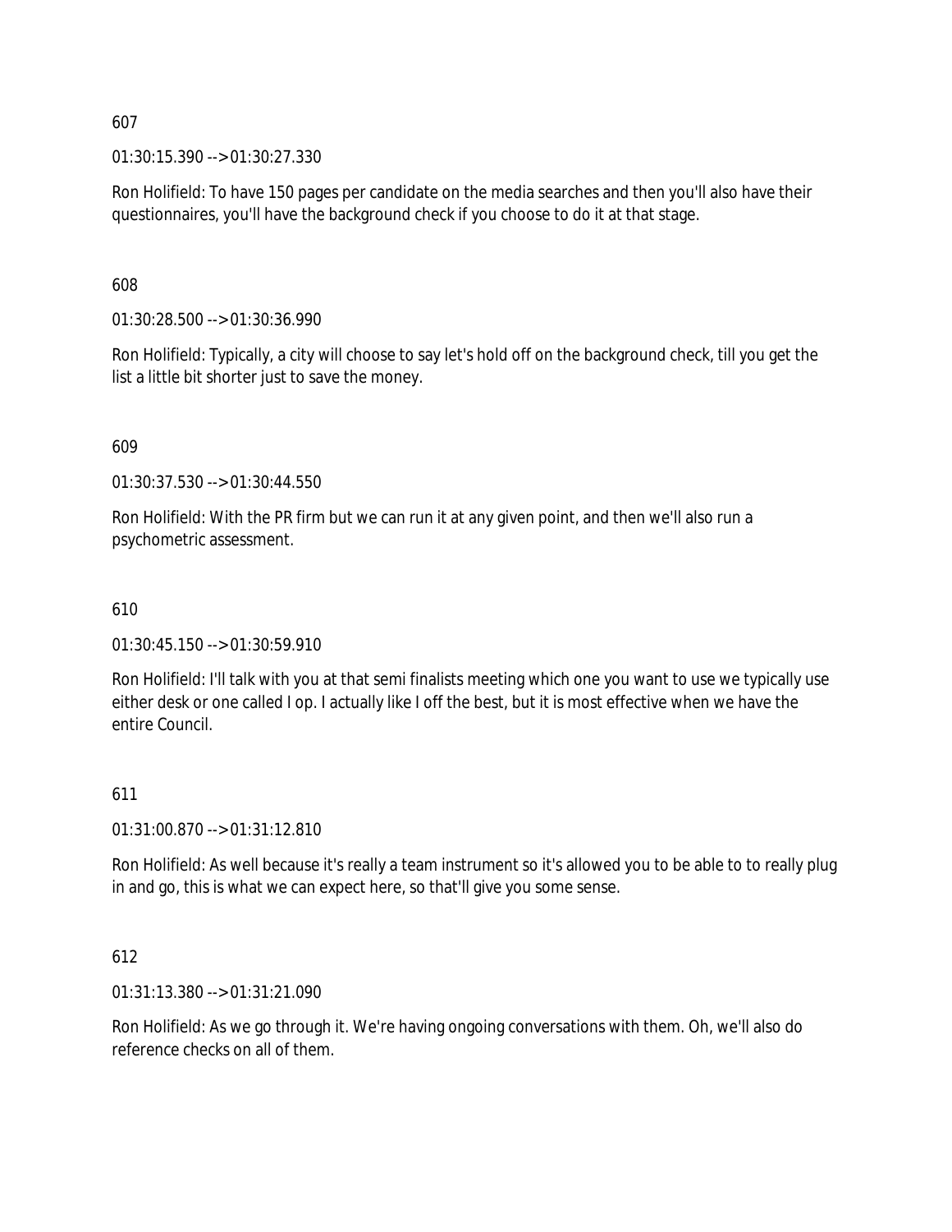607

01:30:15.390 --> 01:30:27.330

Ron Holifield: To have 150 pages per candidate on the media searches and then you'll also have their questionnaires, you'll have the background check if you choose to do it at that stage.

608

01:30:28.500 --> 01:30:36.990

Ron Holifield: Typically, a city will choose to say let's hold off on the background check, till you get the list a little bit shorter just to save the money.

609

01:30:37.530 --> 01:30:44.550

Ron Holifield: With the PR firm but we can run it at any given point, and then we'll also run a psychometric assessment.

610

01:30:45.150 --> 01:30:59.910

Ron Holifield: I'll talk with you at that semi finalists meeting which one you want to use we typically use either desk or one called I op. I actually like I off the best, but it is most effective when we have the entire Council.

611

01:31:00.870 --> 01:31:12.810

Ron Holifield: As well because it's really a team instrument so it's allowed you to be able to to really plug in and go, this is what we can expect here, so that'll give you some sense.

612

01:31:13.380 --> 01:31:21.090

Ron Holifield: As we go through it. We're having ongoing conversations with them. Oh, we'll also do reference checks on all of them.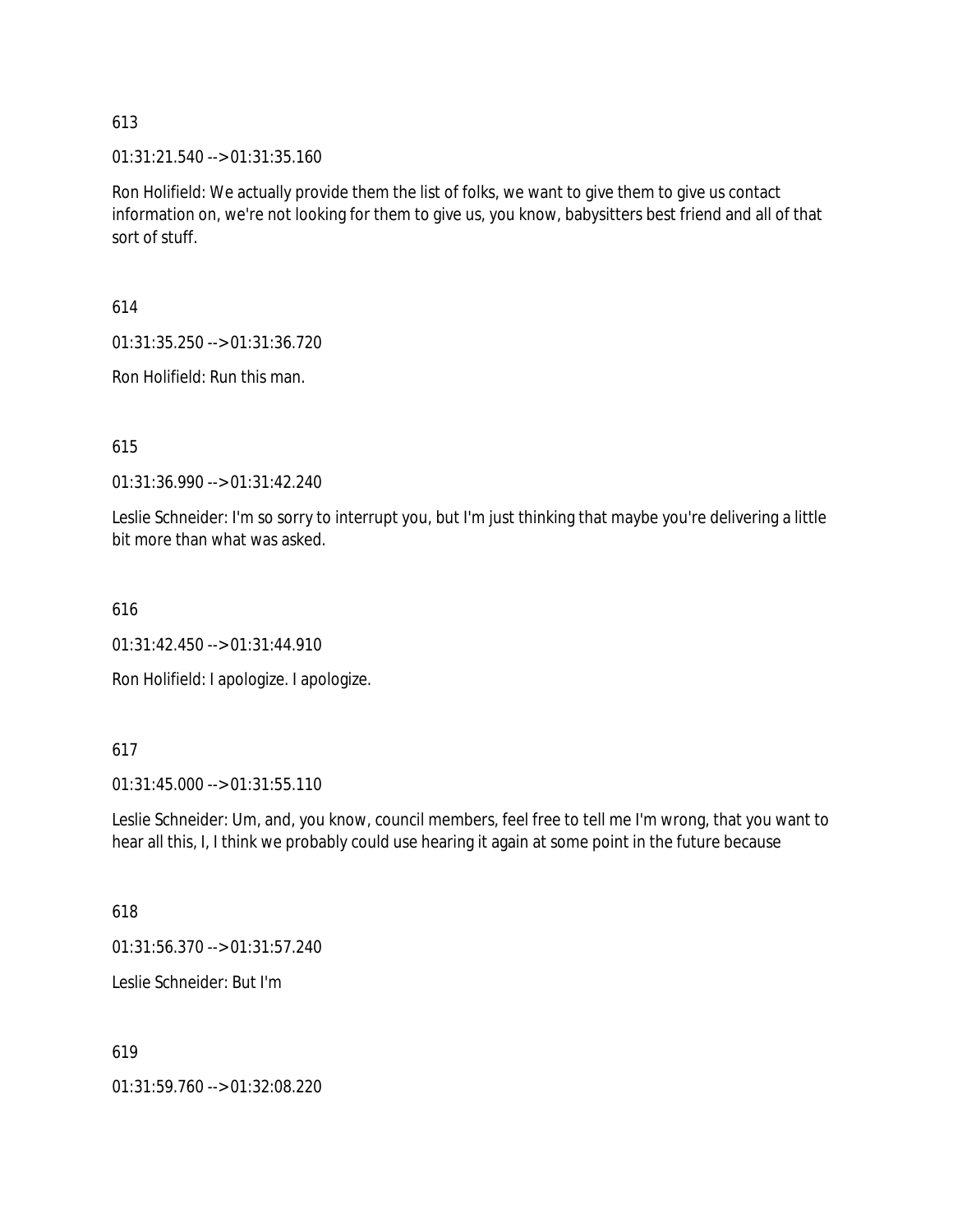613

01:31:21.540 --> 01:31:35.160

Ron Holifield: We actually provide them the list of folks, we want to give them to give us contact information on, we're not looking for them to give us, you know, babysitters best friend and all of that sort of stuff.

614

01:31:35.250 --> 01:31:36.720

Ron Holifield: Run this man.

615

01:31:36.990 --> 01:31:42.240

Leslie Schneider: I'm so sorry to interrupt you, but I'm just thinking that maybe you're delivering a little bit more than what was asked.

616

01:31:42.450 --> 01:31:44.910

Ron Holifield: I apologize. I apologize.

617

01:31:45.000 --> 01:31:55.110

Leslie Schneider: Um, and, you know, council members, feel free to tell me I'm wrong, that you want to hear all this, I, I think we probably could use hearing it again at some point in the future because

618

01:31:56.370 --> 01:31:57.240

Leslie Schneider: But I'm

619

01:31:59.760 --> 01:32:08.220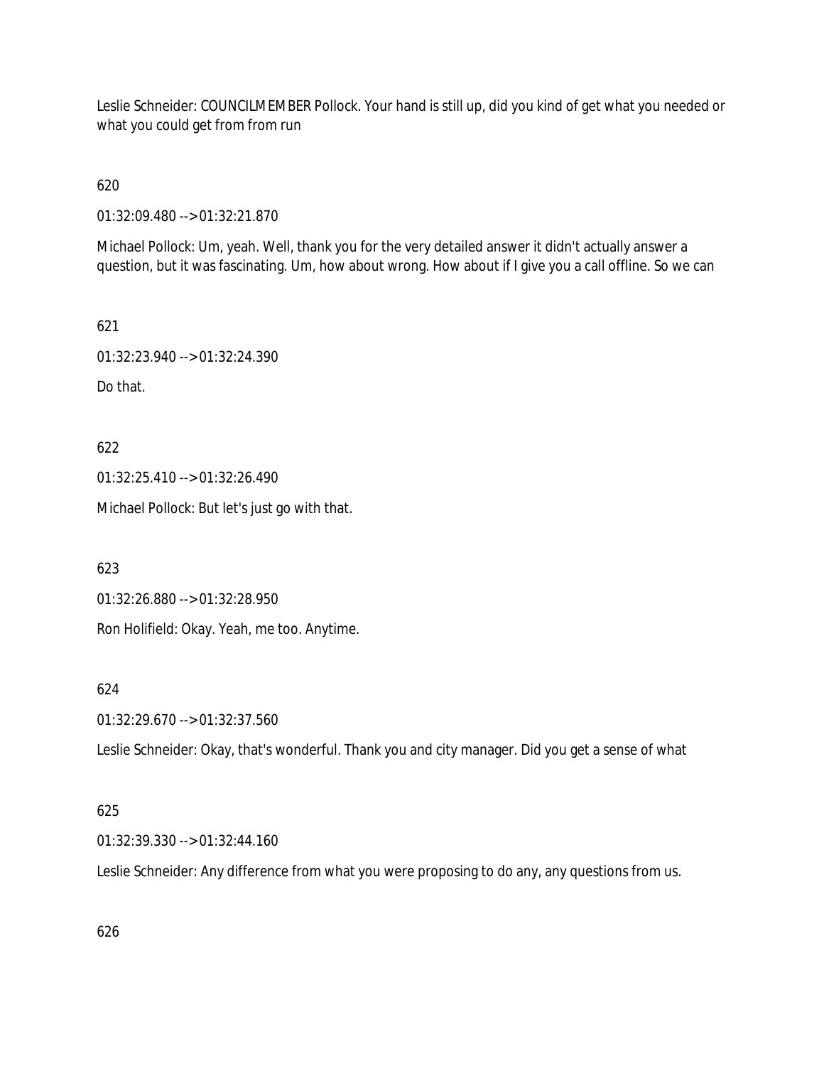Leslie Schneider: COUNCILMEMBER Pollock. Your hand is still up, did you kind of get what you needed or what you could get from from run

620

01:32:09.480 --> 01:32:21.870

Michael Pollock: Um, yeah. Well, thank you for the very detailed answer it didn't actually answer a question, but it was fascinating. Um, how about wrong. How about if I give you a call offline. So we can

621

01:32:23.940 --> 01:32:24.390

Do that.

622

01:32:25.410 --> 01:32:26.490

Michael Pollock: But let's just go with that.

623

01:32:26.880 --> 01:32:28.950

Ron Holifield: Okay. Yeah, me too. Anytime.

624

01:32:29.670 --> 01:32:37.560

Leslie Schneider: Okay, that's wonderful. Thank you and city manager. Did you get a sense of what

625

01:32:39.330 --> 01:32:44.160

Leslie Schneider: Any difference from what you were proposing to do any, any questions from us.

626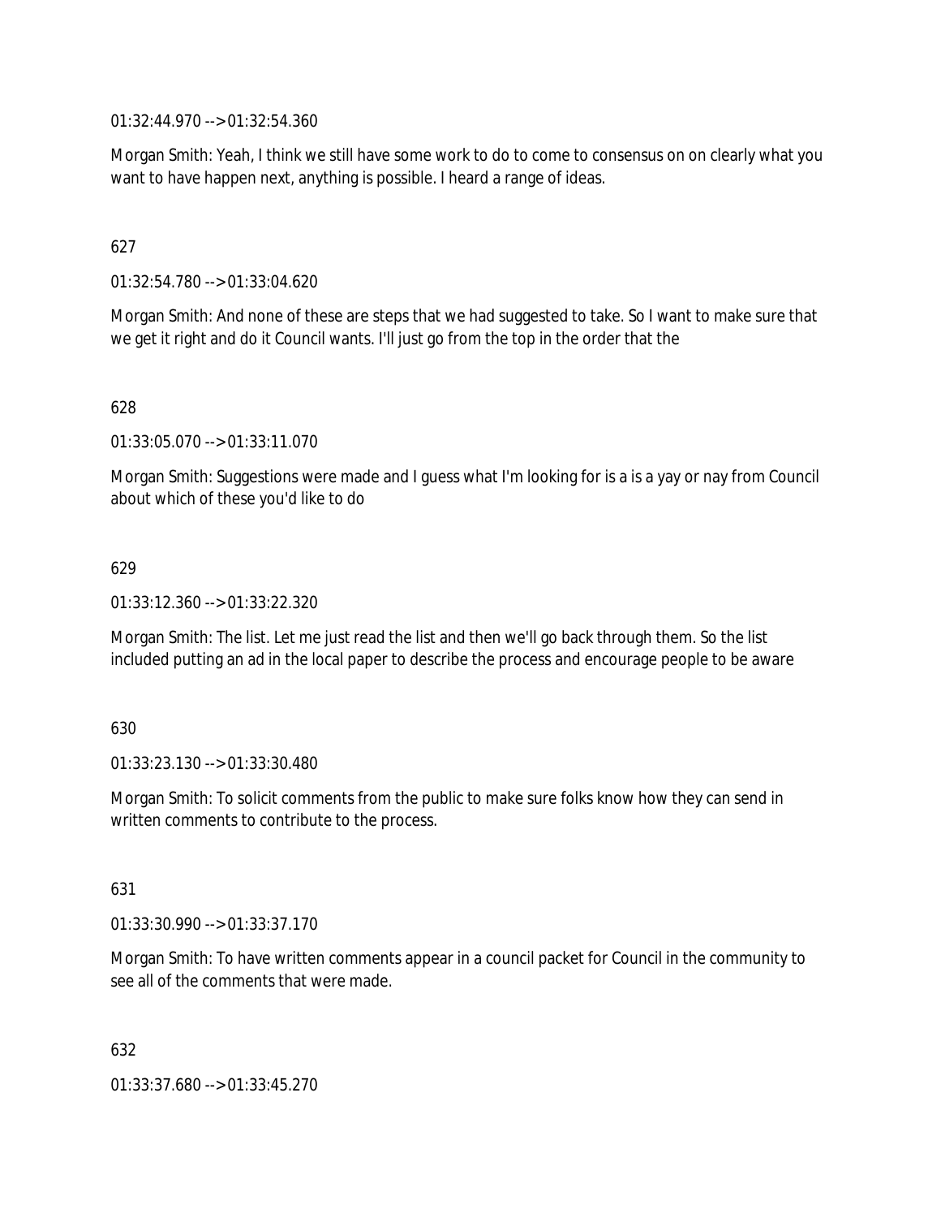01:32:44.970 --> 01:32:54.360

Morgan Smith: Yeah, I think we still have some work to do to come to consensus on on clearly what you want to have happen next, anything is possible. I heard a range of ideas.

627

01:32:54.780 --> 01:33:04.620

Morgan Smith: And none of these are steps that we had suggested to take. So I want to make sure that we get it right and do it Council wants. I'll just go from the top in the order that the

628

01:33:05.070 --> 01:33:11.070

Morgan Smith: Suggestions were made and I guess what I'm looking for is a is a yay or nay from Council about which of these you'd like to do

629

01:33:12.360 --> 01:33:22.320

Morgan Smith: The list. Let me just read the list and then we'll go back through them. So the list included putting an ad in the local paper to describe the process and encourage people to be aware

630

01:33:23.130 --> 01:33:30.480

Morgan Smith: To solicit comments from the public to make sure folks know how they can send in written comments to contribute to the process.

631

01:33:30.990 --> 01:33:37.170

Morgan Smith: To have written comments appear in a council packet for Council in the community to see all of the comments that were made.

632

01:33:37.680 --> 01:33:45.270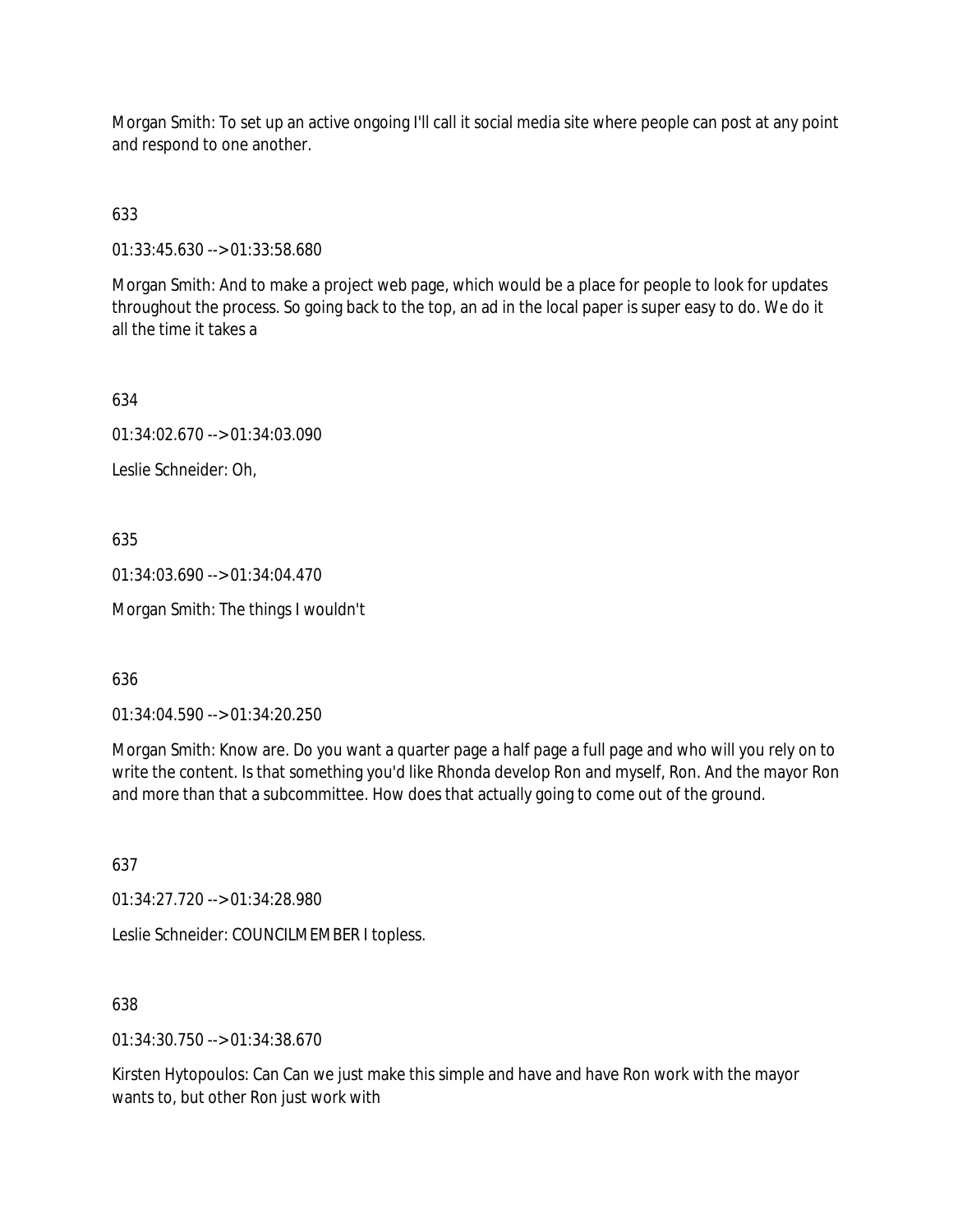Morgan Smith: To set up an active ongoing I'll call it social media site where people can post at any point and respond to one another.

633

01:33:45.630 --> 01:33:58.680

Morgan Smith: And to make a project web page, which would be a place for people to look for updates throughout the process. So going back to the top, an ad in the local paper is super easy to do. We do it all the time it takes a

634

01:34:02.670 --> 01:34:03.090

Leslie Schneider: Oh,

635

01:34:03.690 --> 01:34:04.470

Morgan Smith: The things I wouldn't

636

01:34:04.590 --> 01:34:20.250

Morgan Smith: Know are. Do you want a quarter page a half page a full page and who will you rely on to write the content. Is that something you'd like Rhonda develop Ron and myself, Ron. And the mayor Ron and more than that a subcommittee. How does that actually going to come out of the ground.

637

01:34:27.720 --> 01:34:28.980

Leslie Schneider: COUNCILMEMBER I topless.

638

01:34:30.750 --> 01:34:38.670

Kirsten Hytopoulos: Can Can we just make this simple and have and have Ron work with the mayor wants to, but other Ron just work with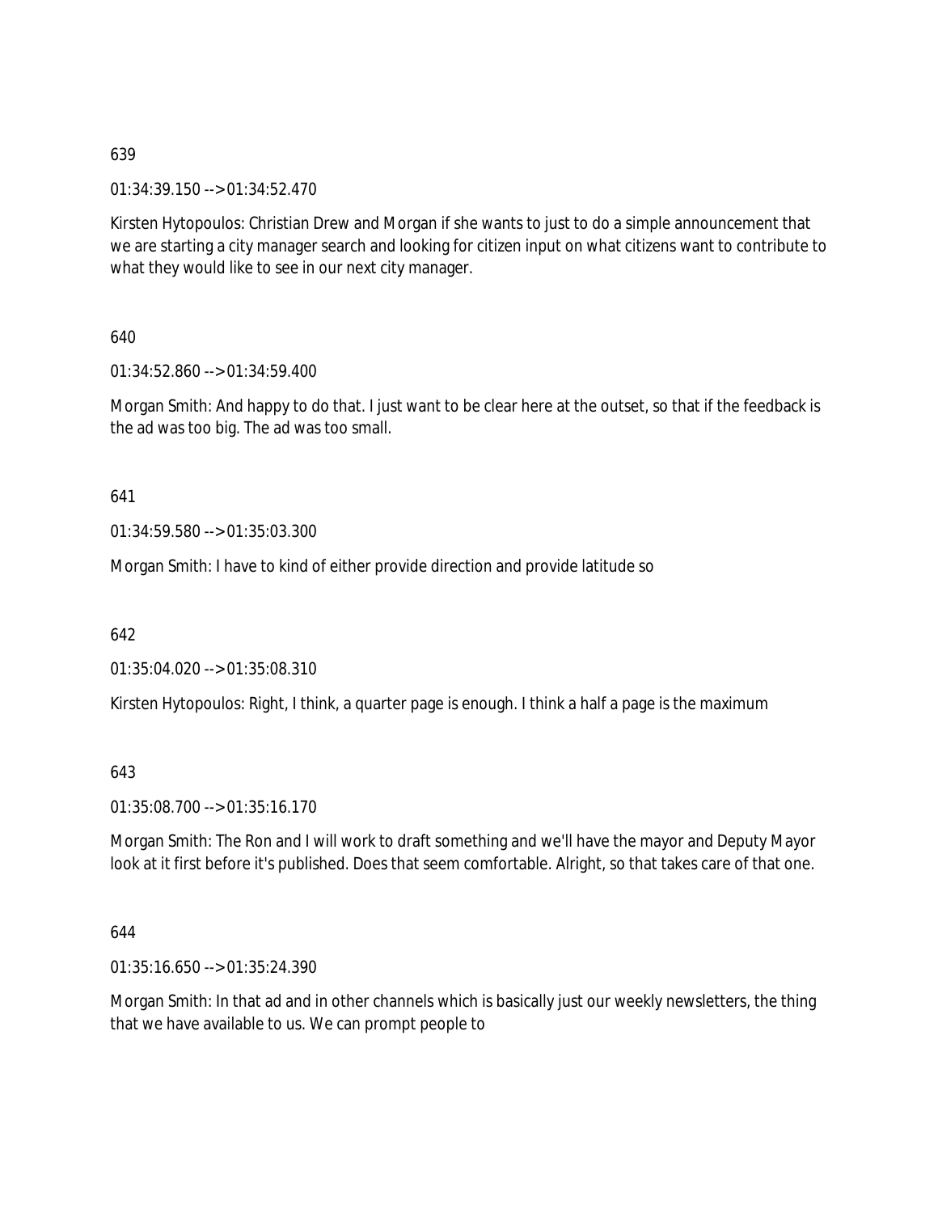639

01:34:39.150 --> 01:34:52.470

Kirsten Hytopoulos: Christian Drew and Morgan if she wants to just to do a simple announcement that we are starting a city manager search and looking for citizen input on what citizens want to contribute to what they would like to see in our next city manager.

640

01:34:52.860 --> 01:34:59.400

Morgan Smith: And happy to do that. I just want to be clear here at the outset, so that if the feedback is the ad was too big. The ad was too small.

641

01:34:59.580 --> 01:35:03.300

Morgan Smith: I have to kind of either provide direction and provide latitude so

642

01:35:04.020 --> 01:35:08.310

Kirsten Hytopoulos: Right, I think, a quarter page is enough. I think a half a page is the maximum

643

01:35:08.700 --> 01:35:16.170

Morgan Smith: The Ron and I will work to draft something and we'll have the mayor and Deputy Mayor look at it first before it's published. Does that seem comfortable. Alright, so that takes care of that one.

644

01:35:16.650 --> 01:35:24.390

Morgan Smith: In that ad and in other channels which is basically just our weekly newsletters, the thing that we have available to us. We can prompt people to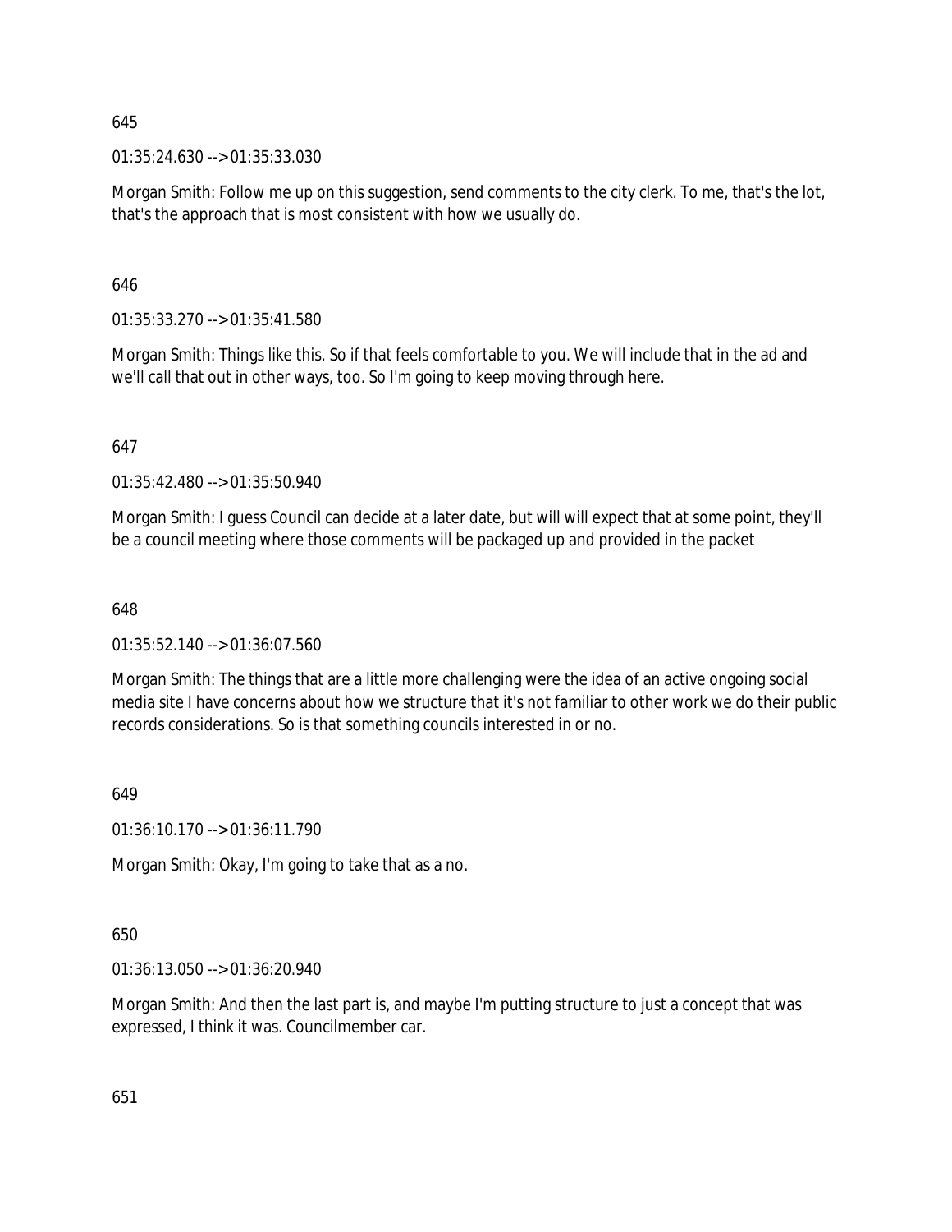645

01:35:24.630 --> 01:35:33.030

Morgan Smith: Follow me up on this suggestion, send comments to the city clerk. To me, that's the lot, that's the approach that is most consistent with how we usually do.

646

01:35:33.270 --> 01:35:41.580

Morgan Smith: Things like this. So if that feels comfortable to you. We will include that in the ad and we'll call that out in other ways, too. So I'm going to keep moving through here.

647

01:35:42.480 --> 01:35:50.940

Morgan Smith: I guess Council can decide at a later date, but will will expect that at some point, they'll be a council meeting where those comments will be packaged up and provided in the packet

648

01:35:52.140 --> 01:36:07.560

Morgan Smith: The things that are a little more challenging were the idea of an active ongoing social media site I have concerns about how we structure that it's not familiar to other work we do their public records considerations. So is that something councils interested in or no.

649

01:36:10.170 --> 01:36:11.790

Morgan Smith: Okay, I'm going to take that as a no.

650

01:36:13.050 --> 01:36:20.940

Morgan Smith: And then the last part is, and maybe I'm putting structure to just a concept that was expressed, I think it was. Councilmember car.

651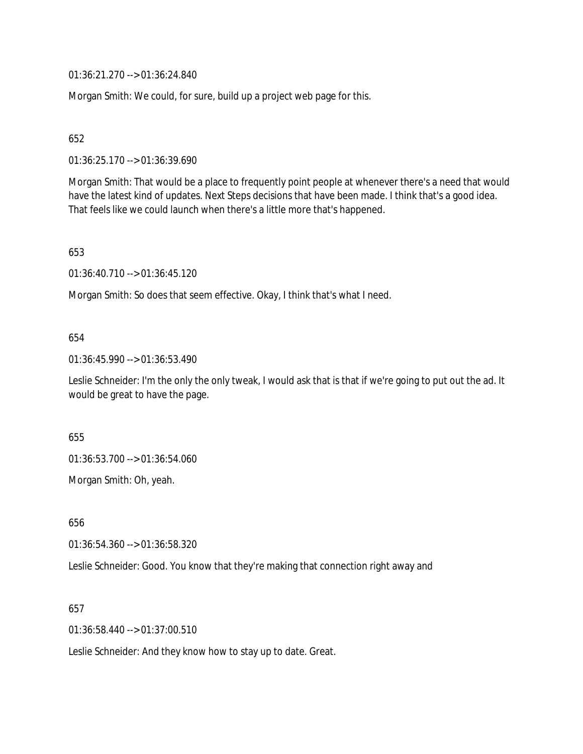01:36:21.270 --> 01:36:24.840

Morgan Smith: We could, for sure, build up a project web page for this.

652

01:36:25.170 --> 01:36:39.690

Morgan Smith: That would be a place to frequently point people at whenever there's a need that would have the latest kind of updates. Next Steps decisions that have been made. I think that's a good idea. That feels like we could launch when there's a little more that's happened.

653

01:36:40.710 --> 01:36:45.120

Morgan Smith: So does that seem effective. Okay, I think that's what I need.

654

01:36:45.990 --> 01:36:53.490

Leslie Schneider: I'm the only the only tweak, I would ask that is that if we're going to put out the ad. It would be great to have the page.

655

01:36:53.700 --> 01:36:54.060

Morgan Smith: Oh, yeah.

656

01:36:54.360 --> 01:36:58.320

Leslie Schneider: Good. You know that they're making that connection right away and

657

01:36:58.440 --> 01:37:00.510

Leslie Schneider: And they know how to stay up to date. Great.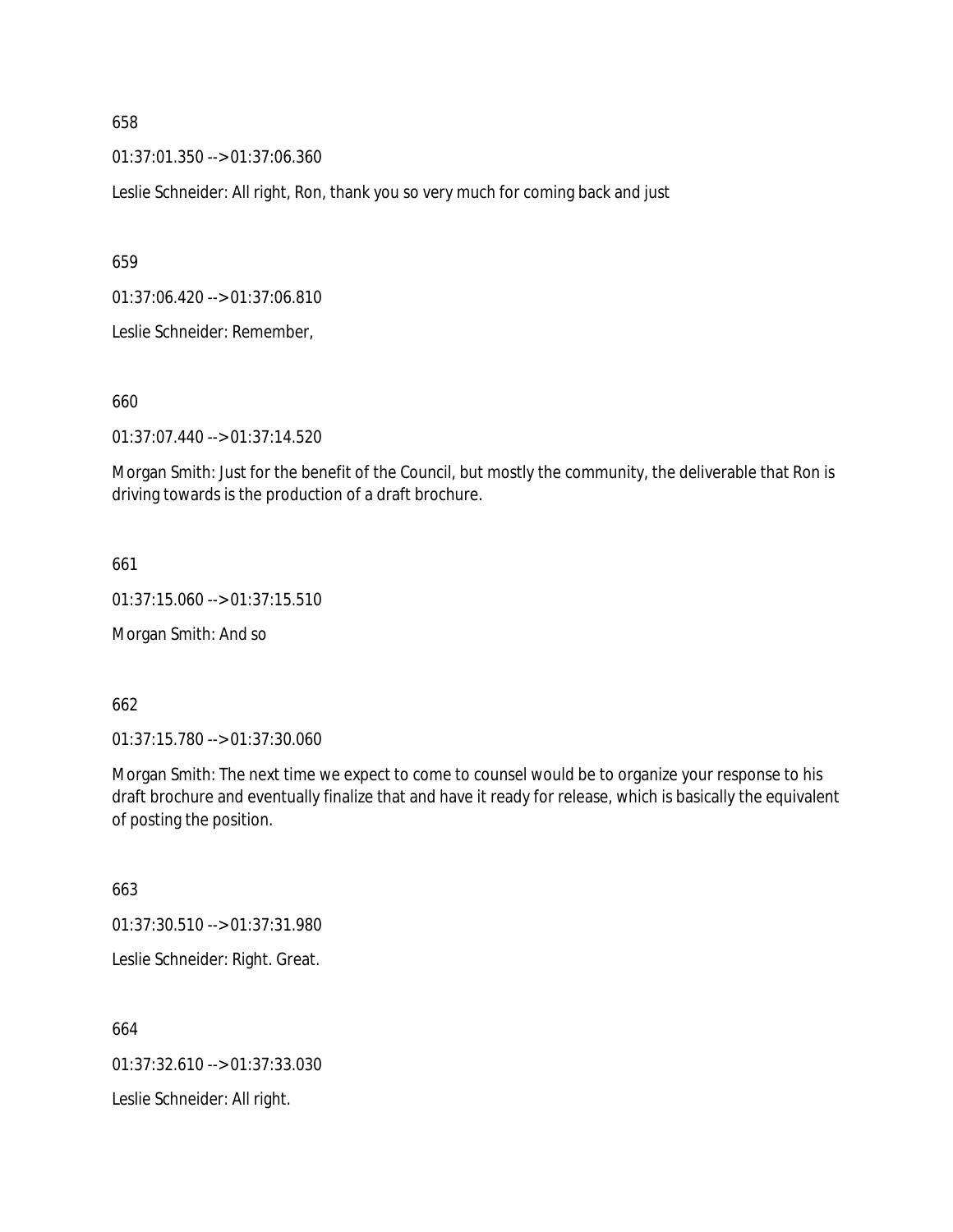658

01:37:01.350 --> 01:37:06.360

Leslie Schneider: All right, Ron, thank you so very much for coming back and just

659

01:37:06.420 --> 01:37:06.810

Leslie Schneider: Remember,

660

01:37:07.440 --> 01:37:14.520

Morgan Smith: Just for the benefit of the Council, but mostly the community, the deliverable that Ron is driving towards is the production of a draft brochure.

661

01:37:15.060 --> 01:37:15.510

Morgan Smith: And so

662

01:37:15.780 --> 01:37:30.060

Morgan Smith: The next time we expect to come to counsel would be to organize your response to his draft brochure and eventually finalize that and have it ready for release, which is basically the equivalent of posting the position.

663

01:37:30.510 --> 01:37:31.980

Leslie Schneider: Right. Great.

664

01:37:32.610 --> 01:37:33.030

Leslie Schneider: All right.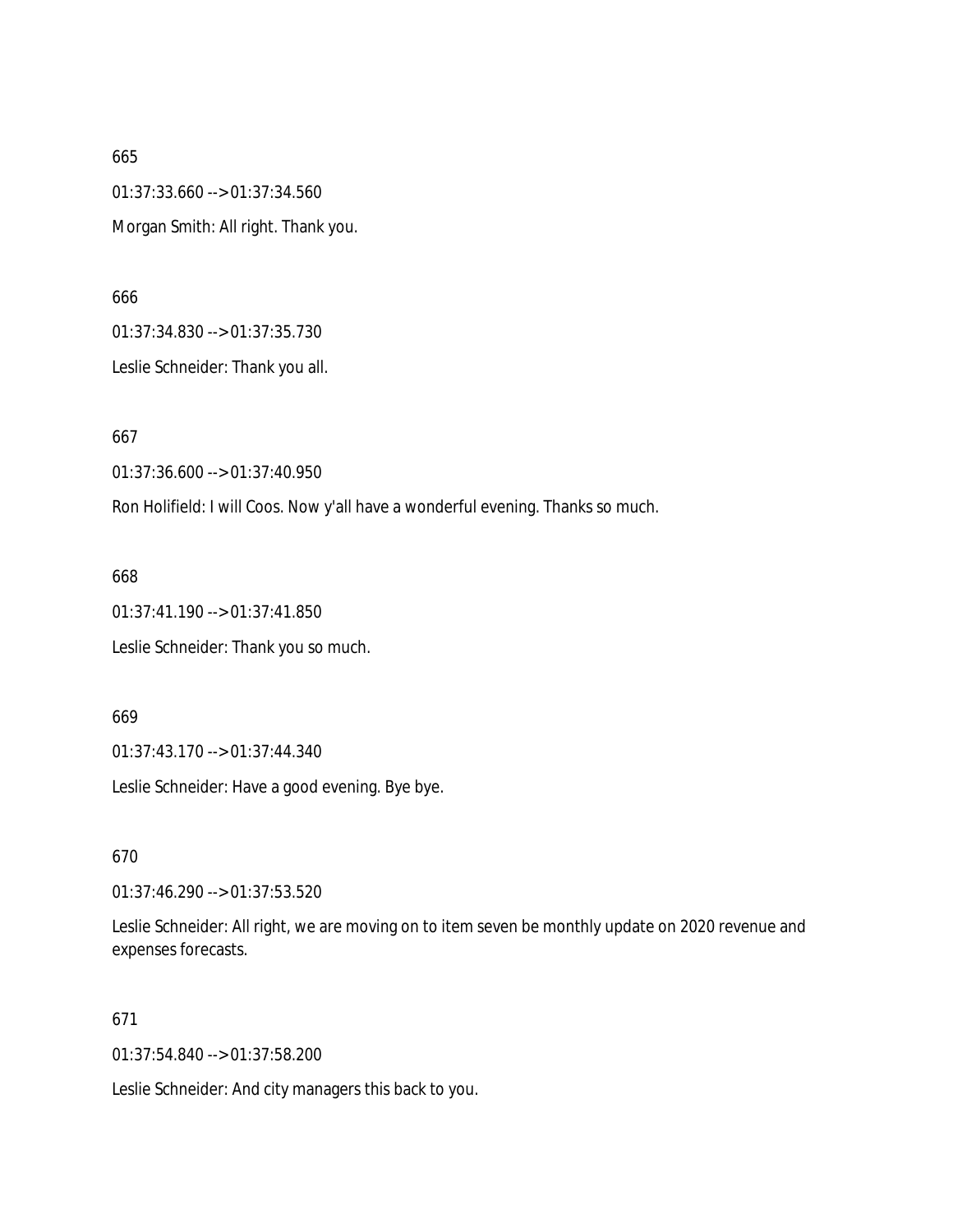665

01:37:33.660 --> 01:37:34.560

Morgan Smith: All right. Thank you.

666

01:37:34.830 --> 01:37:35.730

Leslie Schneider: Thank you all.

667

01:37:36.600 --> 01:37:40.950

Ron Holifield: I will Coos. Now y'all have a wonderful evening. Thanks so much.

668

01:37:41.190 --> 01:37:41.850

Leslie Schneider: Thank you so much.

669

01:37:43.170 --> 01:37:44.340

Leslie Schneider: Have a good evening. Bye bye.

670

01:37:46.290 --> 01:37:53.520

Leslie Schneider: All right, we are moving on to item seven be monthly update on 2020 revenue and expenses forecasts.

671

01:37:54.840 --> 01:37:58.200

Leslie Schneider: And city managers this back to you.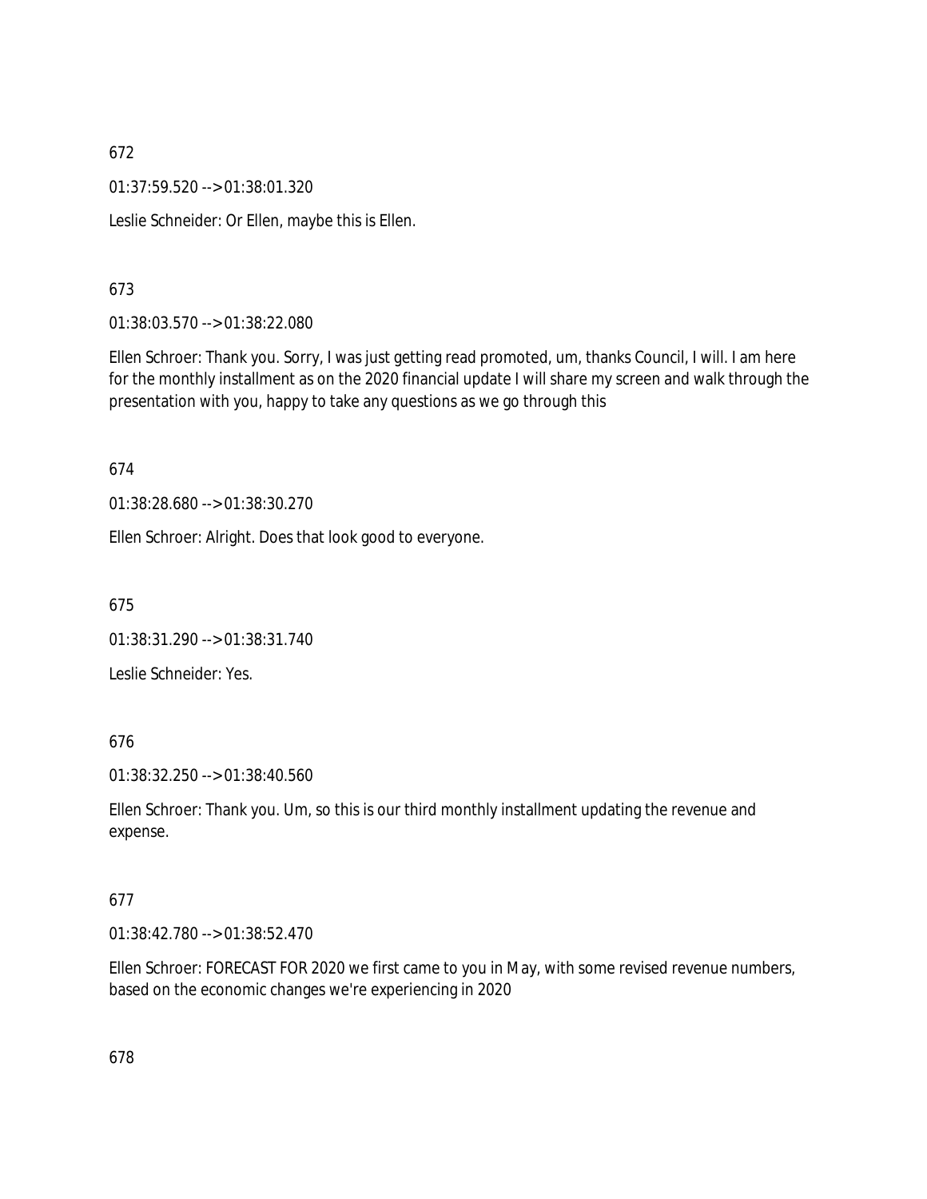672

01:37:59.520 --> 01:38:01.320

Leslie Schneider: Or Ellen, maybe this is Ellen.

673

01:38:03.570 --> 01:38:22.080

Ellen Schroer: Thank you. Sorry, I was just getting read promoted, um, thanks Council, I will. I am here for the monthly installment as on the 2020 financial update I will share my screen and walk through the presentation with you, happy to take any questions as we go through this

674

01:38:28.680 --> 01:38:30.270

Ellen Schroer: Alright. Does that look good to everyone.

675

01:38:31.290 --> 01:38:31.740

Leslie Schneider: Yes.

676

01:38:32.250 --> 01:38:40.560

Ellen Schroer: Thank you. Um, so this is our third monthly installment updating the revenue and expense.

677

01:38:42.780 --> 01:38:52.470

Ellen Schroer: FORECAST FOR 2020 we first came to you in May, with some revised revenue numbers, based on the economic changes we're experiencing in 2020

678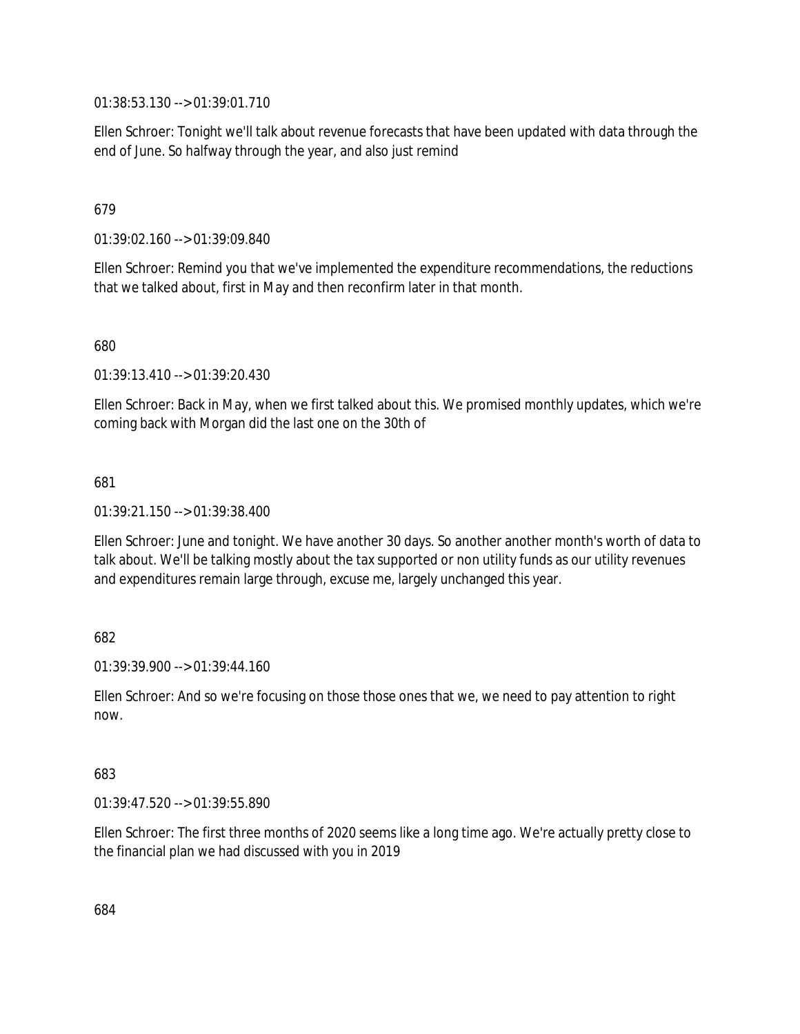01:38:53.130 --> 01:39:01.710

Ellen Schroer: Tonight we'll talk about revenue forecasts that have been updated with data through the end of June. So halfway through the year, and also just remind

679

01:39:02.160 --> 01:39:09.840

Ellen Schroer: Remind you that we've implemented the expenditure recommendations, the reductions that we talked about, first in May and then reconfirm later in that month.

680

01:39:13.410 --> 01:39:20.430

Ellen Schroer: Back in May, when we first talked about this. We promised monthly updates, which we're coming back with Morgan did the last one on the 30th of

681

01:39:21.150 --> 01:39:38.400

Ellen Schroer: June and tonight. We have another 30 days. So another another month's worth of data to talk about. We'll be talking mostly about the tax supported or non utility funds as our utility revenues and expenditures remain large through, excuse me, largely unchanged this year.

682

01:39:39.900 --> 01:39:44.160

Ellen Schroer: And so we're focusing on those those ones that we, we need to pay attention to right now.

683

01:39:47.520 --> 01:39:55.890

Ellen Schroer: The first three months of 2020 seems like a long time ago. We're actually pretty close to the financial plan we had discussed with you in 2019

684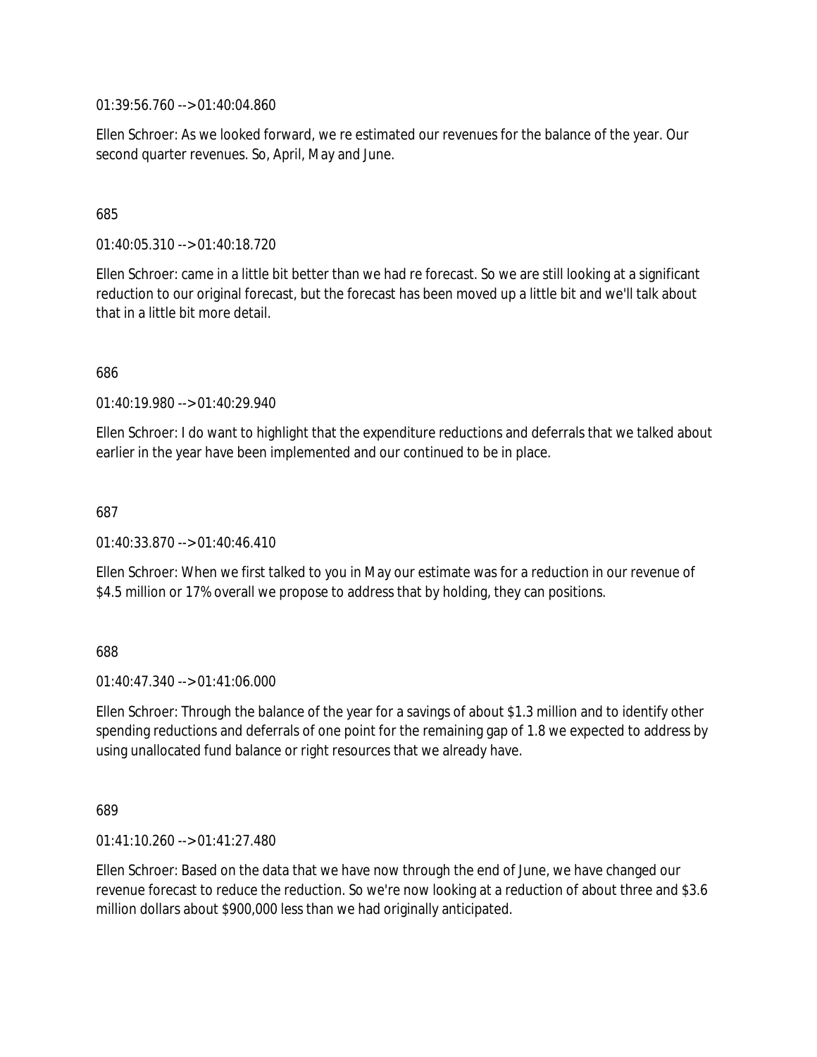01:39:56.760 --> 01:40:04.860

Ellen Schroer: As we looked forward, we re estimated our revenues for the balance of the year. Our second quarter revenues. So, April, May and June.

685

01:40:05.310 --> 01:40:18.720

Ellen Schroer: came in a little bit better than we had re forecast. So we are still looking at a significant reduction to our original forecast, but the forecast has been moved up a little bit and we'll talk about that in a little bit more detail.

686

01:40:19.980 --> 01:40:29.940

Ellen Schroer: I do want to highlight that the expenditure reductions and deferrals that we talked about earlier in the year have been implemented and our continued to be in place.

687

01:40:33.870 --> 01:40:46.410

Ellen Schroer: When we first talked to you in May our estimate was for a reduction in our revenue of $4.5 million or 17% overall we propose to address that by holding, they can positions.

688

01:40:47.340 --> 01:41:06.000

Ellen Schroer: Through the balance of the year for a savings of about $1.3 million and to identify other spending reductions and deferrals of one point for the remaining gap of 1.8 we expected to address by using unallocated fund balance or right resources that we already have.

689

01:41:10.260 --> 01:41:27.480

Ellen Schroer: Based on the data that we have now through the end of June, we have changed our revenue forecast to reduce the reduction. So we're now looking at a reduction of about three and $3.6 million dollars about $900,000 less than we had originally anticipated.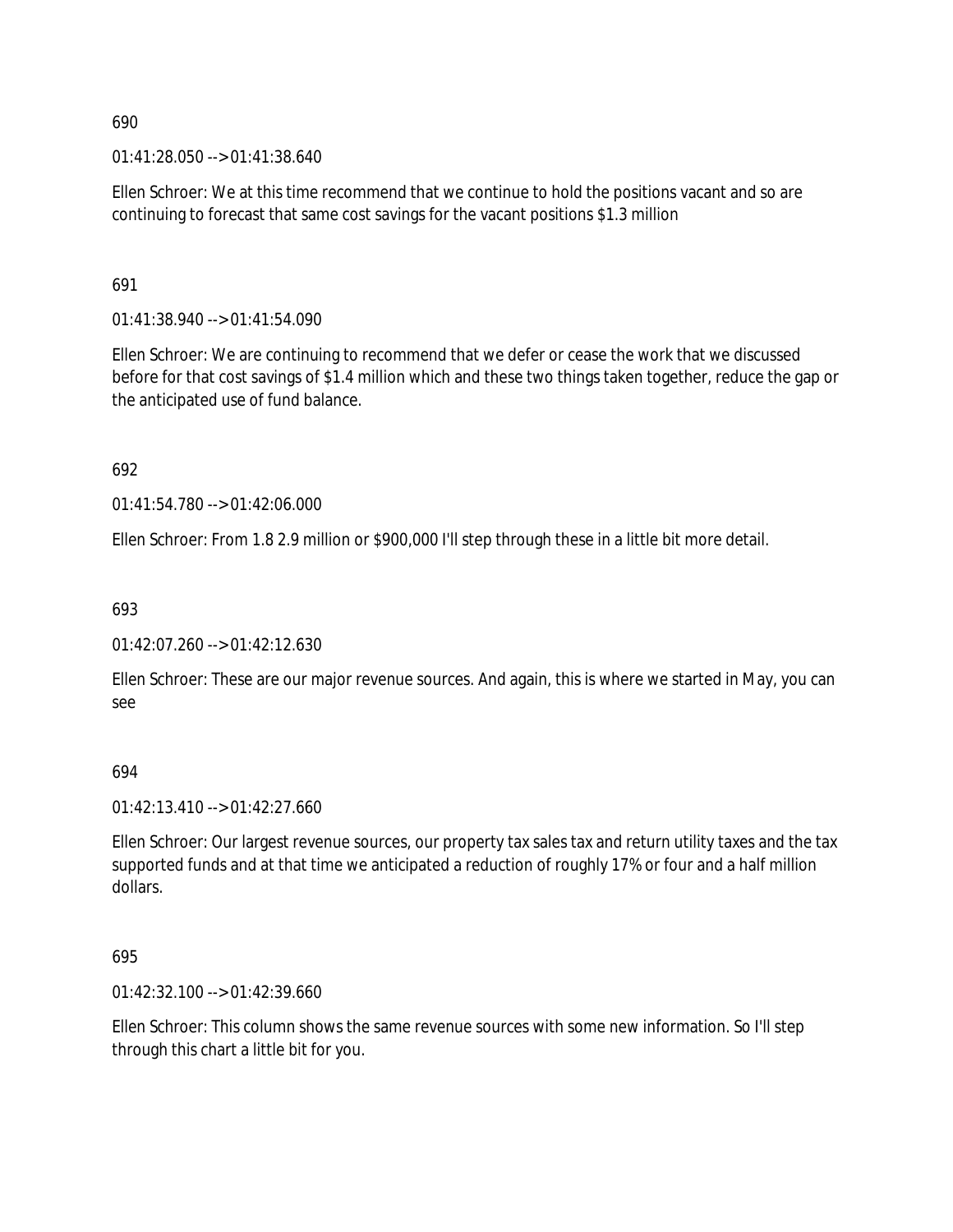690

01:41:28.050 --> 01:41:38.640

Ellen Schroer: We at this time recommend that we continue to hold the positions vacant and so are continuing to forecast that same cost savings for the vacant positions $1.3 million

691

01:41:38.940 --> 01:41:54.090

Ellen Schroer: We are continuing to recommend that we defer or cease the work that we discussed before for that cost savings of $1.4 million which and these two things taken together, reduce the gap or the anticipated use of fund balance.

692

01:41:54.780 --> 01:42:06.000

Ellen Schroer: From 1.8 2.9 million or $900,000 I'll step through these in a little bit more detail.

693

01:42:07.260 --> 01:42:12.630

Ellen Schroer: These are our major revenue sources. And again, this is where we started in May, you can see

694

01:42:13.410 --> 01:42:27.660

Ellen Schroer: Our largest revenue sources, our property tax sales tax and return utility taxes and the tax supported funds and at that time we anticipated a reduction of roughly 17% or four and a half million dollars.

695

01:42:32.100 --> 01:42:39.660

Ellen Schroer: This column shows the same revenue sources with some new information. So I'll step through this chart a little bit for you.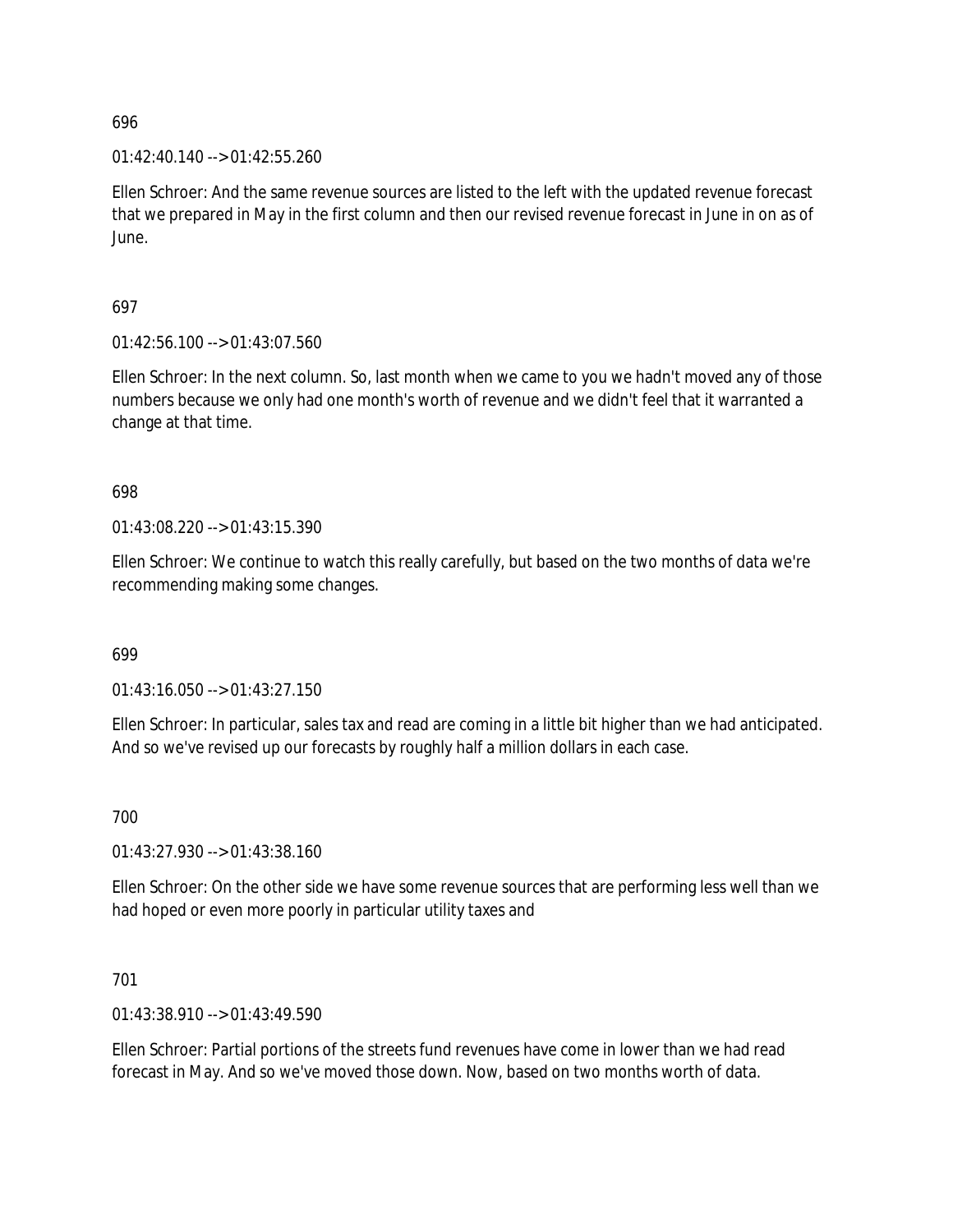696

01:42:40.140 --> 01:42:55.260

Ellen Schroer: And the same revenue sources are listed to the left with the updated revenue forecast that we prepared in May in the first column and then our revised revenue forecast in June in on as of June.

697

01:42:56.100 --> 01:43:07.560

Ellen Schroer: In the next column. So, last month when we came to you we hadn't moved any of those numbers because we only had one month's worth of revenue and we didn't feel that it warranted a change at that time.

698

01:43:08.220 --> 01:43:15.390

Ellen Schroer: We continue to watch this really carefully, but based on the two months of data we're recommending making some changes.

699

01:43:16.050 --> 01:43:27.150

Ellen Schroer: In particular, sales tax and read are coming in a little bit higher than we had anticipated. And so we've revised up our forecasts by roughly half a million dollars in each case.

700

01:43:27.930 --> 01:43:38.160

Ellen Schroer: On the other side we have some revenue sources that are performing less well than we had hoped or even more poorly in particular utility taxes and

701

01:43:38.910 --> 01:43:49.590

Ellen Schroer: Partial portions of the streets fund revenues have come in lower than we had read forecast in May. And so we've moved those down. Now, based on two months worth of data.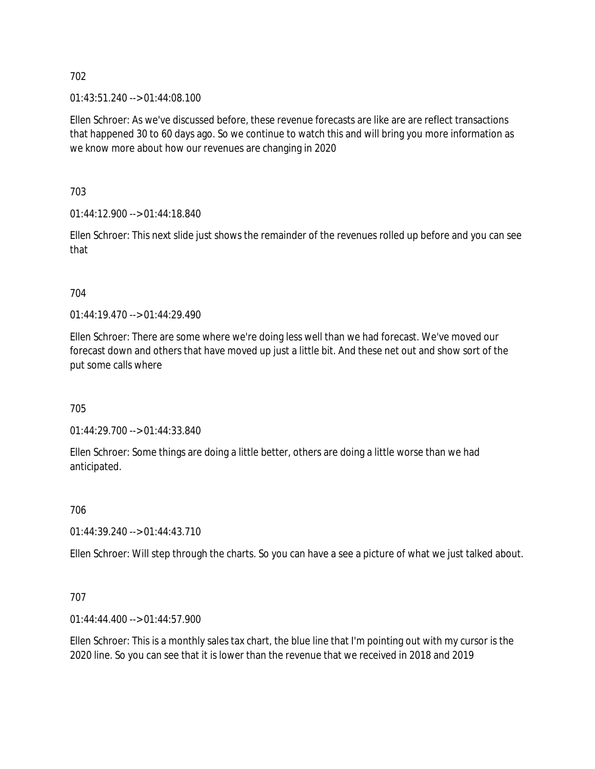702

01:43:51.240 --> 01:44:08.100

Ellen Schroer: As we've discussed before, these revenue forecasts are like are are reflect transactions that happened 30 to 60 days ago. So we continue to watch this and will bring you more information as we know more about how our revenues are changing in 2020

703

01:44:12.900 --> 01:44:18.840

Ellen Schroer: This next slide just shows the remainder of the revenues rolled up before and you can see that

704

01:44:19.470 --> 01:44:29.490

Ellen Schroer: There are some where we're doing less well than we had forecast. We've moved our forecast down and others that have moved up just a little bit. And these net out and show sort of the put some calls where

705

01:44:29.700 --> 01:44:33.840

Ellen Schroer: Some things are doing a little better, others are doing a little worse than we had anticipated.

706

01:44:39.240 --> 01:44:43.710

Ellen Schroer: Will step through the charts. So you can have a see a picture of what we just talked about.

707

01:44:44.400 --> 01:44:57.900

Ellen Schroer: This is a monthly sales tax chart, the blue line that I'm pointing out with my cursor is the 2020 line. So you can see that it is lower than the revenue that we received in 2018 and 2019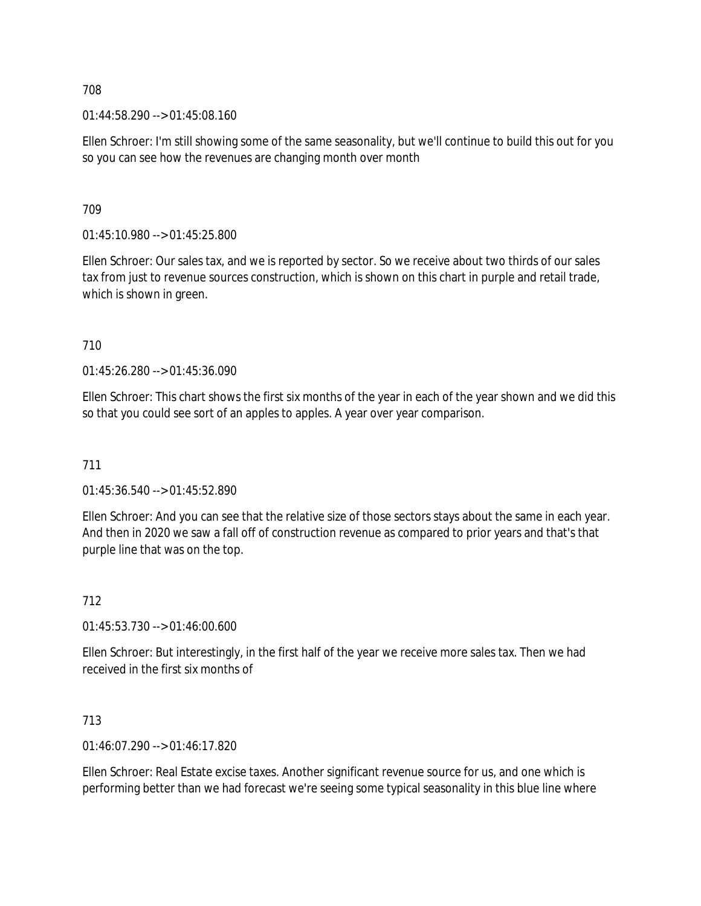708

01:44:58.290 --> 01:45:08.160

Ellen Schroer: I'm still showing some of the same seasonality, but we'll continue to build this out for you so you can see how the revenues are changing month over month

709

01:45:10.980 --> 01:45:25.800

Ellen Schroer: Our sales tax, and we is reported by sector. So we receive about two thirds of our sales tax from just to revenue sources construction, which is shown on this chart in purple and retail trade, which is shown in green.

710

01:45:26.280 --> 01:45:36.090

Ellen Schroer: This chart shows the first six months of the year in each of the year shown and we did this so that you could see sort of an apples to apples. A year over year comparison.

711

01:45:36.540 --> 01:45:52.890

Ellen Schroer: And you can see that the relative size of those sectors stays about the same in each year. And then in 2020 we saw a fall off of construction revenue as compared to prior years and that's that purple line that was on the top.

712

01:45:53.730 --> 01:46:00.600

Ellen Schroer: But interestingly, in the first half of the year we receive more sales tax. Then we had received in the first six months of

713

01:46:07.290 --> 01:46:17.820

Ellen Schroer: Real Estate excise taxes. Another significant revenue source for us, and one which is performing better than we had forecast we're seeing some typical seasonality in this blue line where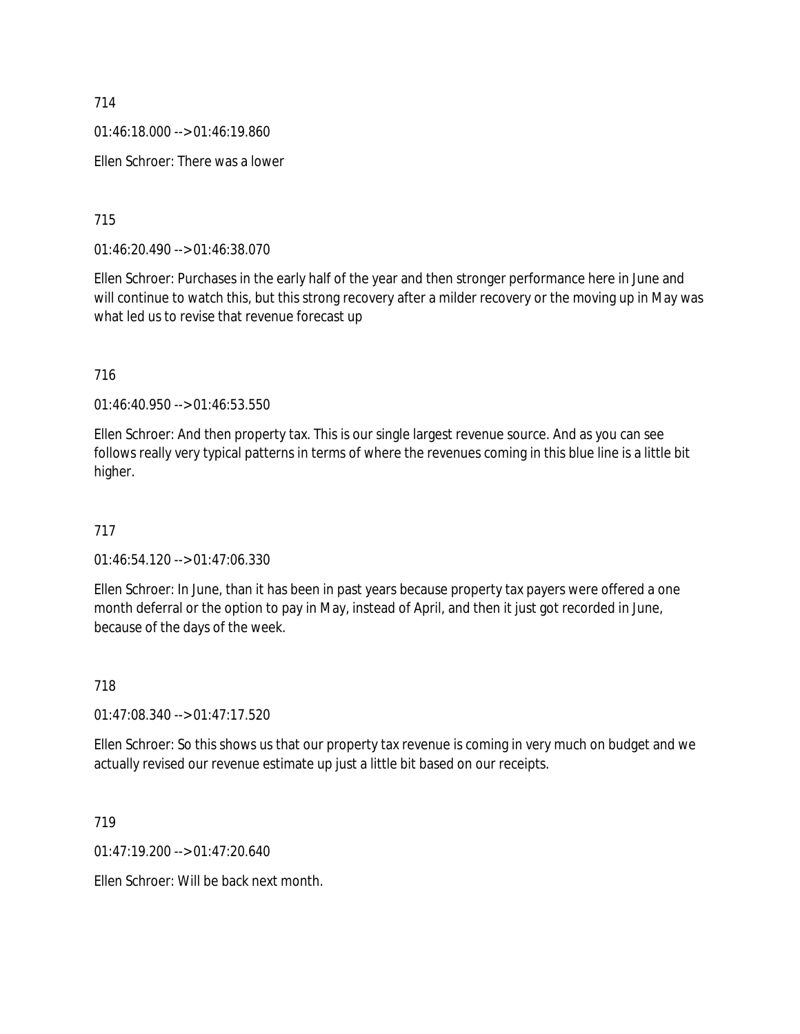714

01:46:18.000 --> 01:46:19.860

Ellen Schroer: There was a lower

715

01:46:20.490 --> 01:46:38.070

Ellen Schroer: Purchases in the early half of the year and then stronger performance here in June and will continue to watch this, but this strong recovery after a milder recovery or the moving up in May was what led us to revise that revenue forecast up

716

01:46:40.950 --> 01:46:53.550

Ellen Schroer: And then property tax. This is our single largest revenue source. And as you can see follows really very typical patterns in terms of where the revenues coming in this blue line is a little bit higher.

717

01:46:54.120 --> 01:47:06.330

Ellen Schroer: In June, than it has been in past years because property tax payers were offered a one month deferral or the option to pay in May, instead of April, and then it just got recorded in June, because of the days of the week.

718

01:47:08.340 --> 01:47:17.520

Ellen Schroer: So this shows us that our property tax revenue is coming in very much on budget and we actually revised our revenue estimate up just a little bit based on our receipts.

719

01:47:19.200 --> 01:47:20.640

Ellen Schroer: Will be back next month.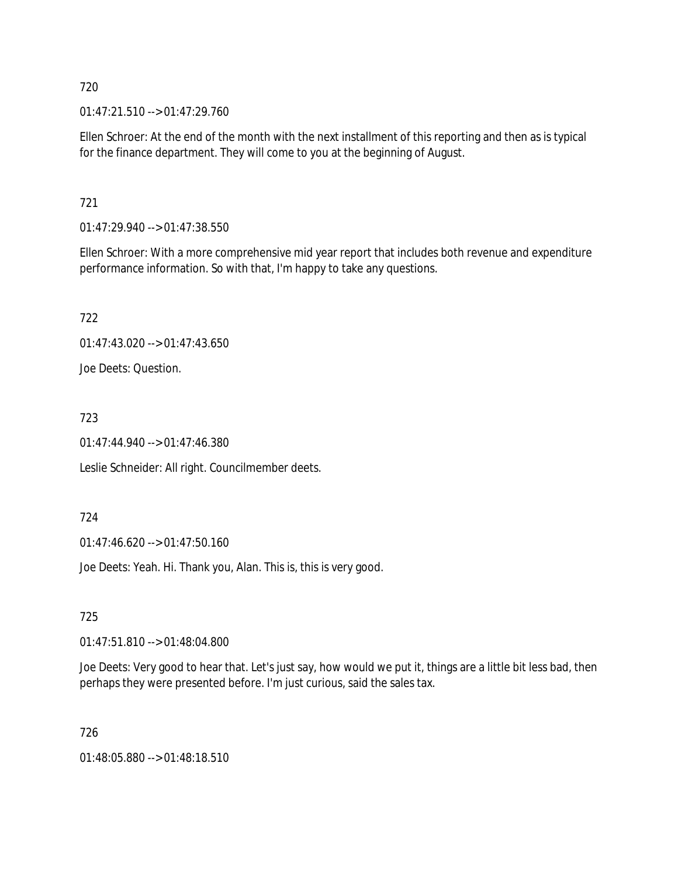720

01:47:21.510 --> 01:47:29.760

Ellen Schroer: At the end of the month with the next installment of this reporting and then as is typical for the finance department. They will come to you at the beginning of August.

721

01:47:29.940 --> 01:47:38.550

Ellen Schroer: With a more comprehensive mid year report that includes both revenue and expenditure performance information. So with that, I'm happy to take any questions.

722

01:47:43.020 --> 01:47:43.650

Joe Deets: Question.

723

01:47:44.940 --> 01:47:46.380

Leslie Schneider: All right. Councilmember deets.

724

01:47:46.620 --> 01:47:50.160

Joe Deets: Yeah. Hi. Thank you, Alan. This is, this is very good.

725

01:47:51.810 --> 01:48:04.800

Joe Deets: Very good to hear that. Let's just say, how would we put it, things are a little bit less bad, then perhaps they were presented before. I'm just curious, said the sales tax.

726

01:48:05.880 --> 01:48:18.510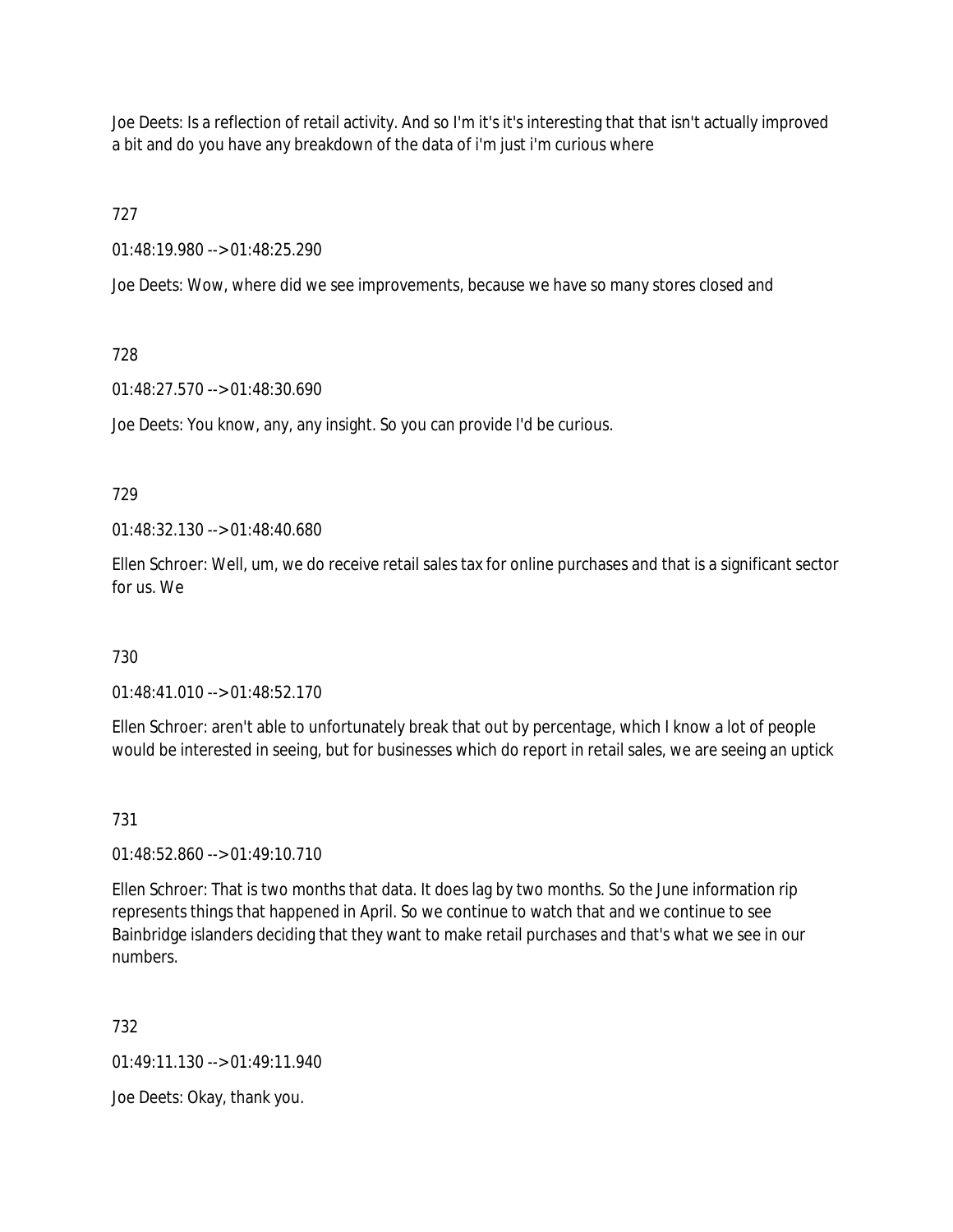Joe Deets: Is a reflection of retail activity. And so I'm it's it's interesting that that isn't actually improved a bit and do you have any breakdown of the data of i'm just i'm curious where

727

01:48:19.980 --> 01:48:25.290

Joe Deets: Wow, where did we see improvements, because we have so many stores closed and

728

01:48:27.570 --> 01:48:30.690

Joe Deets: You know, any, any insight. So you can provide I'd be curious.

729

01:48:32.130 --> 01:48:40.680

Ellen Schroer: Well, um, we do receive retail sales tax for online purchases and that is a significant sector for us. We

730

01:48:41.010 --> 01:48:52.170

Ellen Schroer: aren't able to unfortunately break that out by percentage, which I know a lot of people would be interested in seeing, but for businesses which do report in retail sales, we are seeing an uptick

731

01:48:52.860 --> 01:49:10.710

Ellen Schroer: That is two months that data. It does lag by two months. So the June information rip represents things that happened in April. So we continue to watch that and we continue to see Bainbridge islanders deciding that they want to make retail purchases and that's what we see in our numbers.

732

01:49:11.130 --> 01:49:11.940

Joe Deets: Okay, thank you.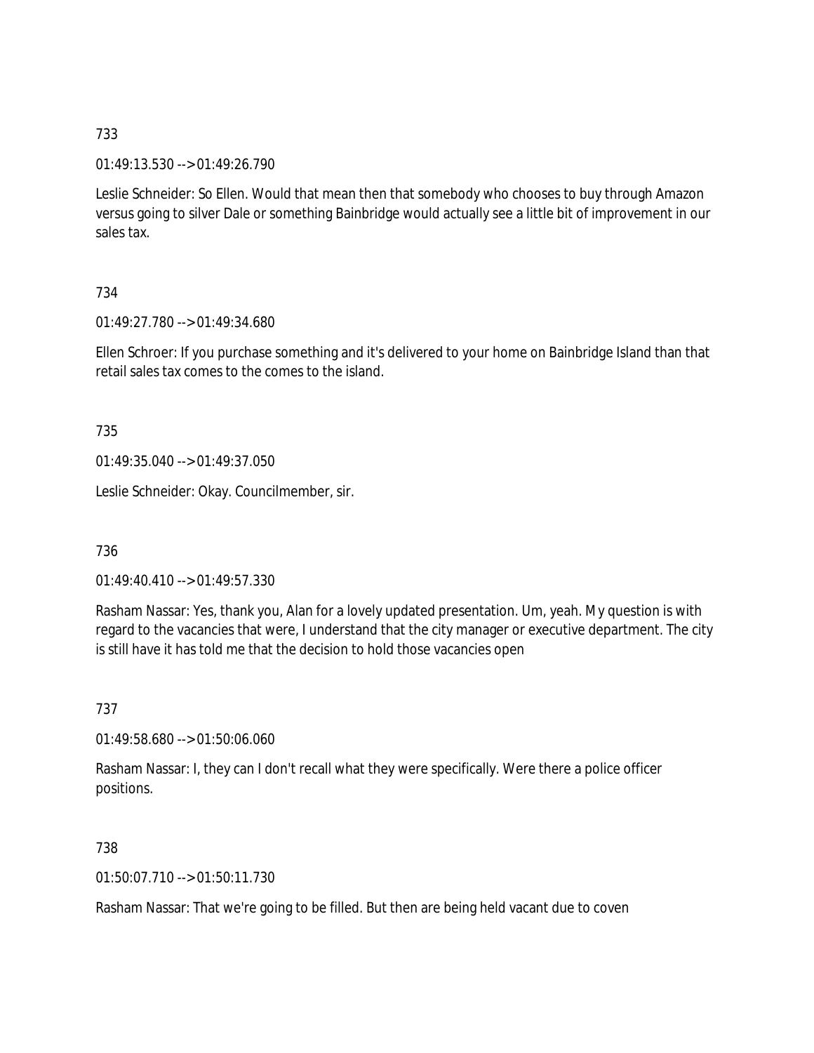733

01:49:13.530 --> 01:49:26.790

Leslie Schneider: So Ellen. Would that mean then that somebody who chooses to buy through Amazon versus going to silver Dale or something Bainbridge would actually see a little bit of improvement in our sales tax.

734

01:49:27.780 --> 01:49:34.680

Ellen Schroer: If you purchase something and it's delivered to your home on Bainbridge Island than that retail sales tax comes to the comes to the island.

735

01:49:35.040 --> 01:49:37.050

Leslie Schneider: Okay. Councilmember, sir.

736

01:49:40.410 --> 01:49:57.330

Rasham Nassar: Yes, thank you, Alan for a lovely updated presentation. Um, yeah. My question is with regard to the vacancies that were, I understand that the city manager or executive department. The city is still have it has told me that the decision to hold those vacancies open

737

01:49:58.680 --> 01:50:06.060

Rasham Nassar: I, they can I don't recall what they were specifically. Were there a police officer positions.

738

01:50:07.710 --> 01:50:11.730

Rasham Nassar: That we're going to be filled. But then are being held vacant due to coven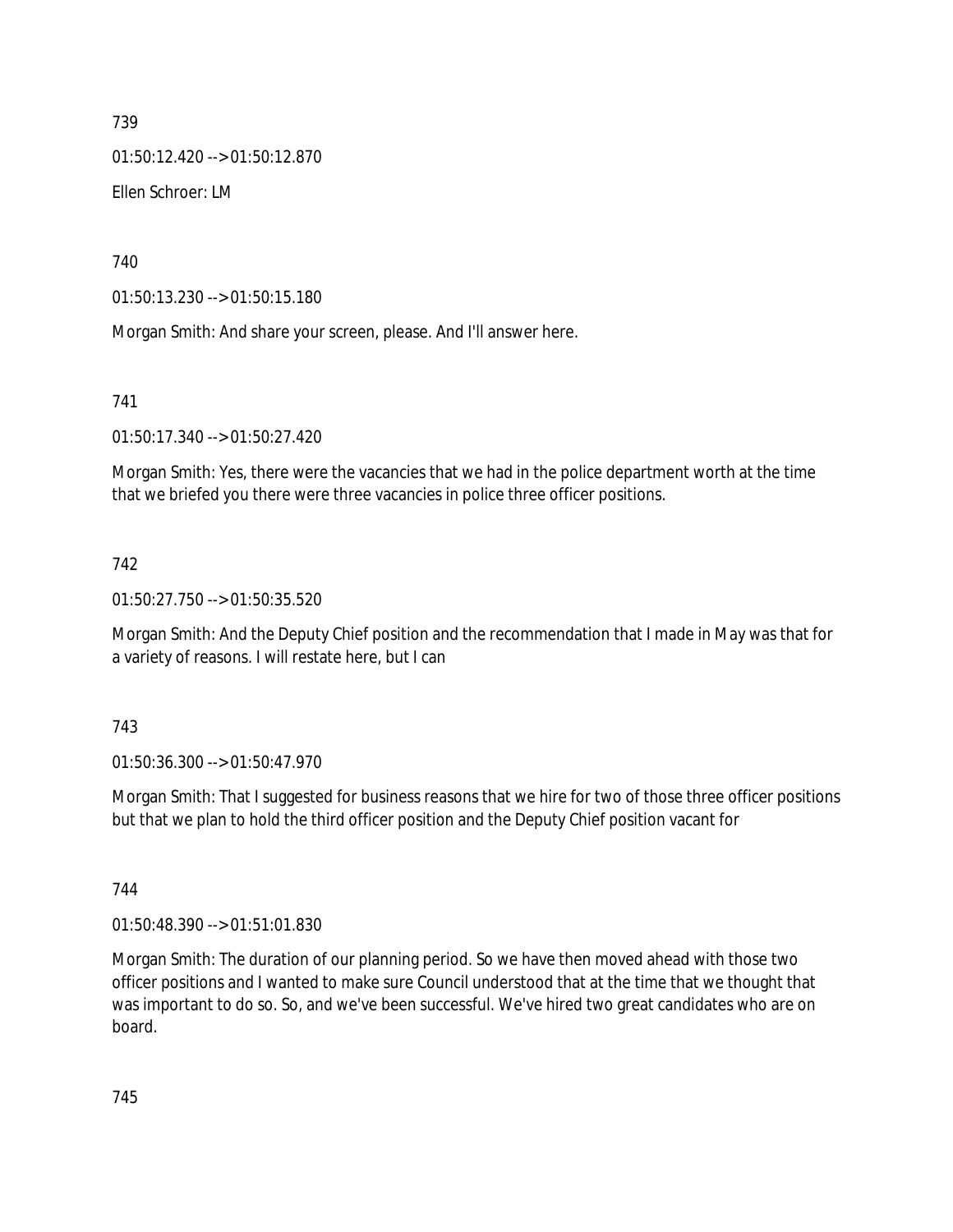739

01:50:12.420 --> 01:50:12.870

Ellen Schroer: LM

740

01:50:13.230 --> 01:50:15.180

Morgan Smith: And share your screen, please. And I'll answer here.

741

01:50:17.340 --> 01:50:27.420

Morgan Smith: Yes, there were the vacancies that we had in the police department worth at the time that we briefed you there were three vacancies in police three officer positions.

742

01:50:27.750 --> 01:50:35.520

Morgan Smith: And the Deputy Chief position and the recommendation that I made in May was that for a variety of reasons. I will restate here, but I can

743

01:50:36.300 --> 01:50:47.970

Morgan Smith: That I suggested for business reasons that we hire for two of those three officer positions but that we plan to hold the third officer position and the Deputy Chief position vacant for

744

01:50:48.390 --> 01:51:01.830

Morgan Smith: The duration of our planning period. So we have then moved ahead with those two officer positions and I wanted to make sure Council understood that at the time that we thought that was important to do so. So, and we've been successful. We've hired two great candidates who are on board.

745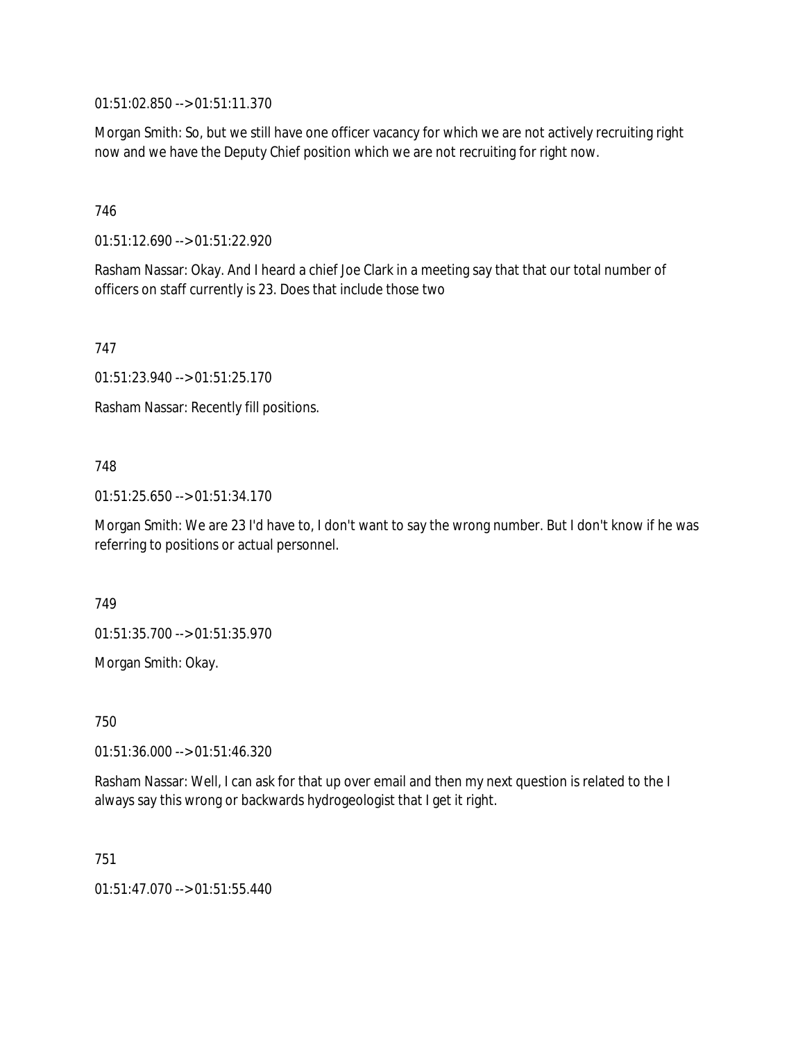01:51:02.850 --> 01:51:11.370

Morgan Smith: So, but we still have one officer vacancy for which we are not actively recruiting right now and we have the Deputy Chief position which we are not recruiting for right now.

746

01:51:12.690 --> 01:51:22.920

Rasham Nassar: Okay. And I heard a chief Joe Clark in a meeting say that that our total number of officers on staff currently is 23. Does that include those two

747

01:51:23.940 --> 01:51:25.170

Rasham Nassar: Recently fill positions.

748

01:51:25.650 --> 01:51:34.170

Morgan Smith: We are 23 I'd have to, I don't want to say the wrong number. But I don't know if he was referring to positions or actual personnel.

749

01:51:35.700 --> 01:51:35.970

Morgan Smith: Okay.

750

01:51:36.000 --> 01:51:46.320

Rasham Nassar: Well, I can ask for that up over email and then my next question is related to the I always say this wrong or backwards hydrogeologist that I get it right.

751

01:51:47.070 --> 01:51:55.440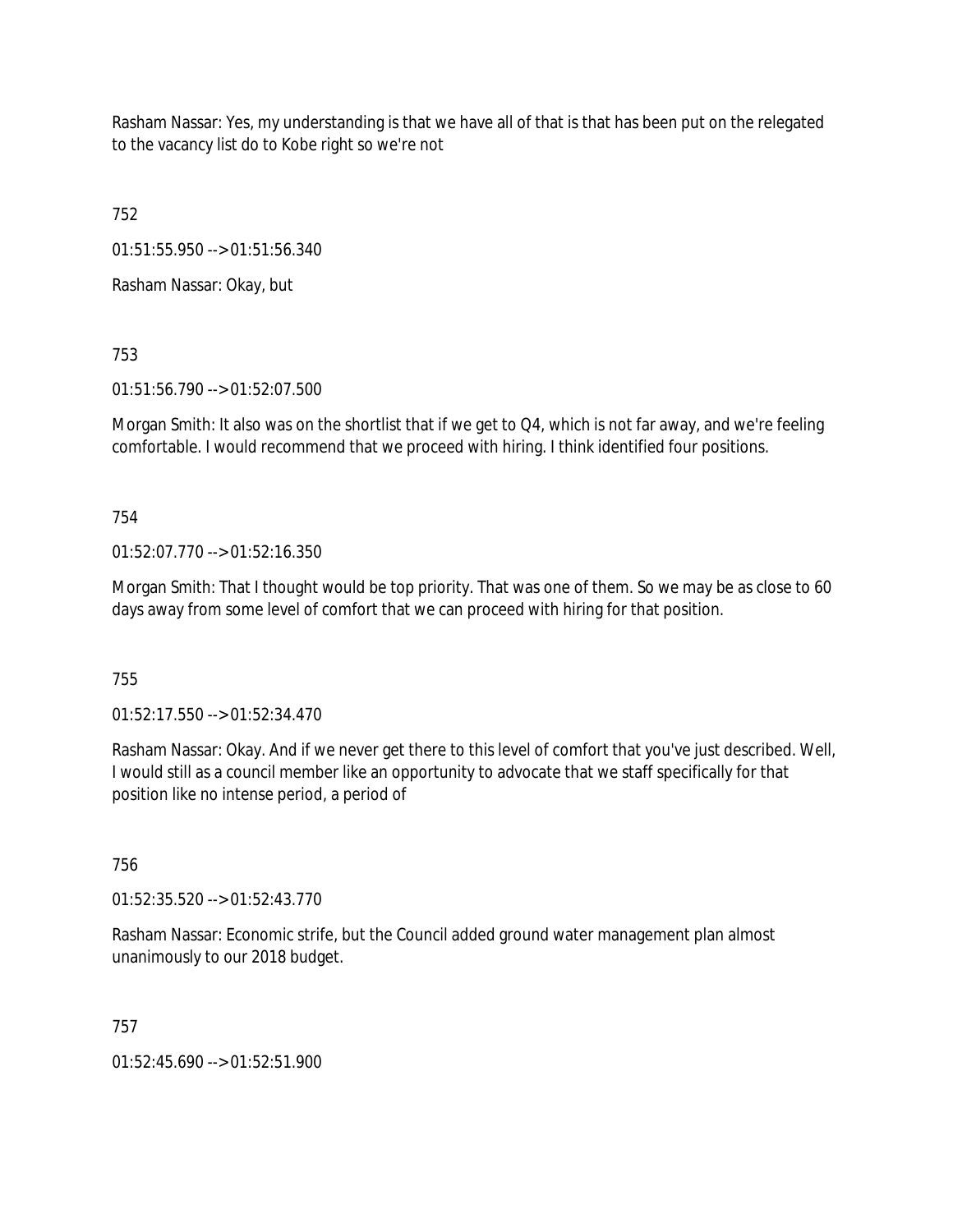Rasham Nassar: Yes, my understanding is that we have all of that is that has been put on the relegated to the vacancy list do to Kobe right so we're not

752

01:51:55.950 --> 01:51:56.340

Rasham Nassar: Okay, but

753

01:51:56.790 --> 01:52:07.500

Morgan Smith: It also was on the shortlist that if we get to Q4, which is not far away, and we're feeling comfortable. I would recommend that we proceed with hiring. I think identified four positions.

754

01:52:07.770 --> 01:52:16.350

Morgan Smith: That I thought would be top priority. That was one of them. So we may be as close to 60 days away from some level of comfort that we can proceed with hiring for that position.

755

01:52:17.550 --> 01:52:34.470

Rasham Nassar: Okay. And if we never get there to this level of comfort that you've just described. Well, I would still as a council member like an opportunity to advocate that we staff specifically for that position like no intense period, a period of

756

01:52:35.520 --> 01:52:43.770

Rasham Nassar: Economic strife, but the Council added ground water management plan almost unanimously to our 2018 budget.

757

01:52:45.690 --> 01:52:51.900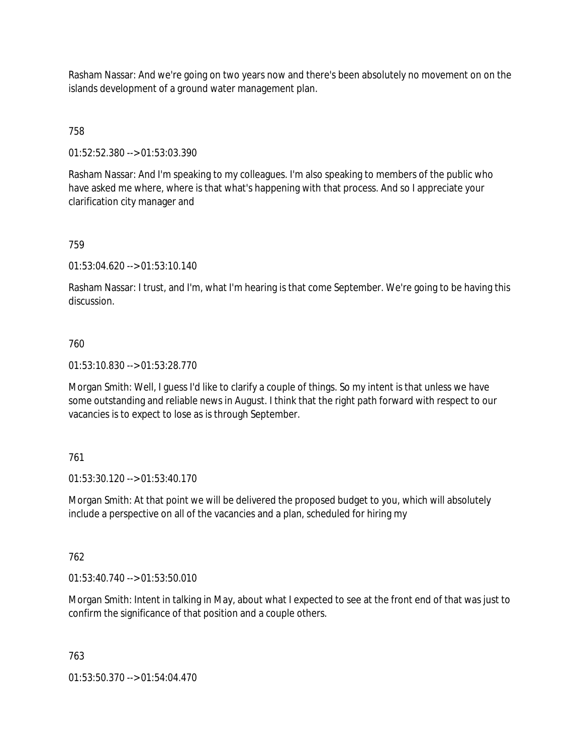Rasham Nassar: And we're going on two years now and there's been absolutely no movement on on the islands development of a ground water management plan.

758

01:52:52.380 --> 01:53:03.390

Rasham Nassar: And I'm speaking to my colleagues. I'm also speaking to members of the public who have asked me where, where is that what's happening with that process. And so I appreciate your clarification city manager and

759

01:53:04.620 --> 01:53:10.140

Rasham Nassar: I trust, and I'm, what I'm hearing is that come September. We're going to be having this discussion.

760

01:53:10.830 --> 01:53:28.770

Morgan Smith: Well, I guess I'd like to clarify a couple of things. So my intent is that unless we have some outstanding and reliable news in August. I think that the right path forward with respect to our vacancies is to expect to lose as is through September.

761

01:53:30.120 --> 01:53:40.170

Morgan Smith: At that point we will be delivered the proposed budget to you, which will absolutely include a perspective on all of the vacancies and a plan, scheduled for hiring my

762

01:53:40.740 --> 01:53:50.010

Morgan Smith: Intent in talking in May, about what I expected to see at the front end of that was just to confirm the significance of that position and a couple others.

763

01:53:50.370 --> 01:54:04.470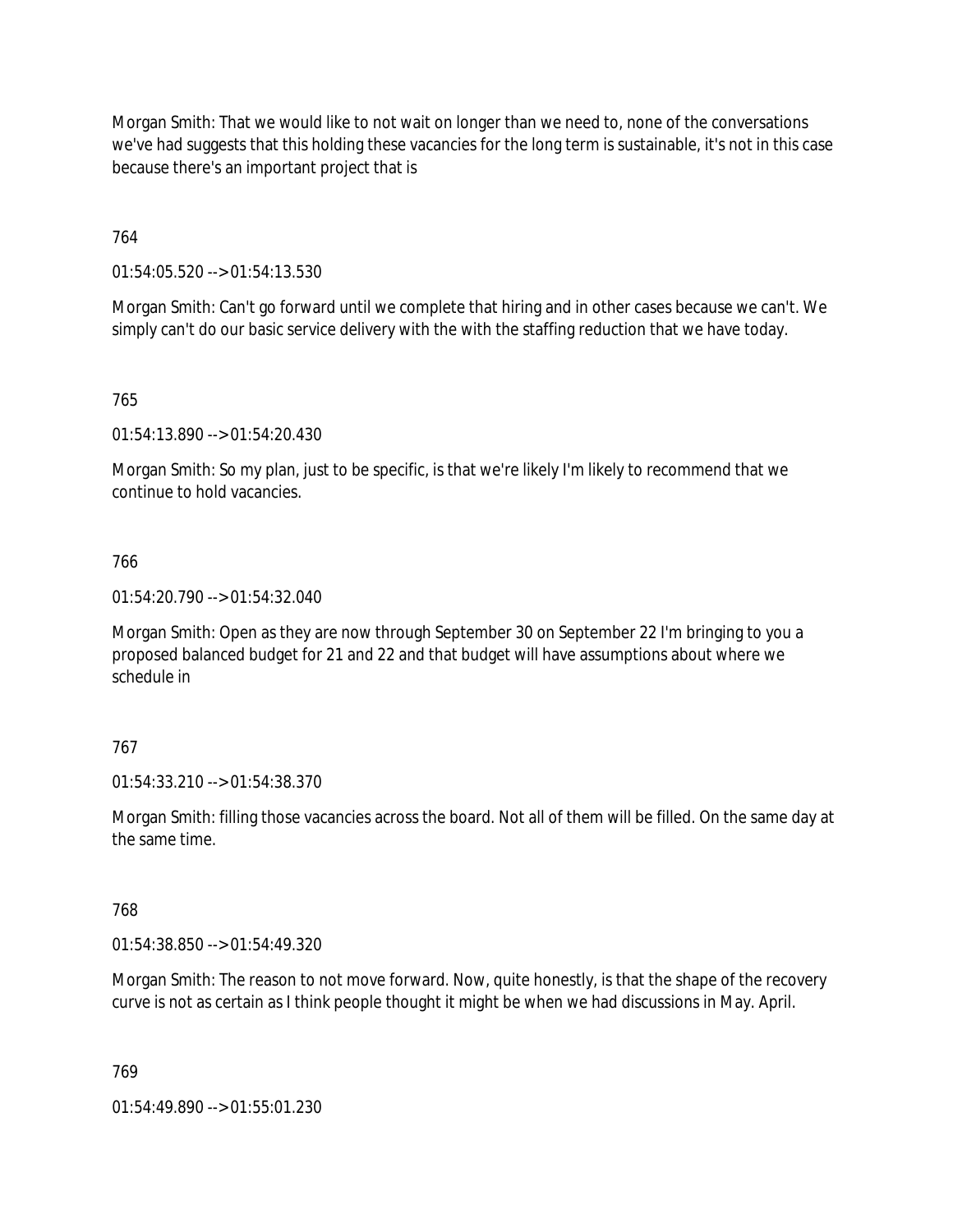Morgan Smith: That we would like to not wait on longer than we need to, none of the conversations we've had suggests that this holding these vacancies for the long term is sustainable, it's not in this case because there's an important project that is

764

01:54:05.520 --> 01:54:13.530

Morgan Smith: Can't go forward until we complete that hiring and in other cases because we can't. We simply can't do our basic service delivery with the with the staffing reduction that we have today.

765

01:54:13.890 --> 01:54:20.430

Morgan Smith: So my plan, just to be specific, is that we're likely I'm likely to recommend that we continue to hold vacancies.

766

01:54:20.790 --> 01:54:32.040

Morgan Smith: Open as they are now through September 30 on September 22 I'm bringing to you a proposed balanced budget for 21 and 22 and that budget will have assumptions about where we schedule in

767

01:54:33.210 --> 01:54:38.370

Morgan Smith: filling those vacancies across the board. Not all of them will be filled. On the same day at the same time.

768

01:54:38.850 --> 01:54:49.320

Morgan Smith: The reason to not move forward. Now, quite honestly, is that the shape of the recovery curve is not as certain as I think people thought it might be when we had discussions in May. April.

769

01:54:49.890 --> 01:55:01.230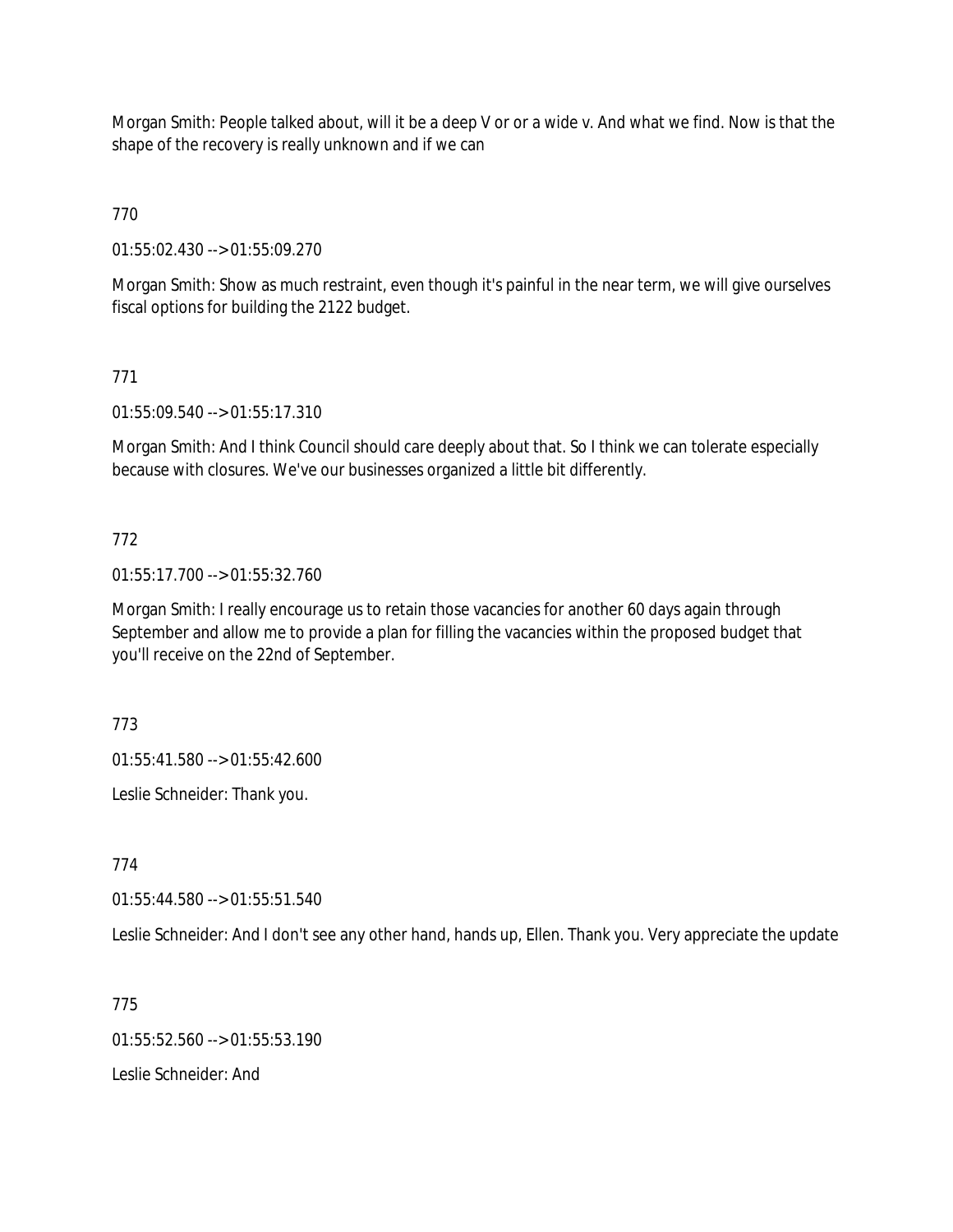Morgan Smith: People talked about, will it be a deep V or or a wide v. And what we find. Now is that the shape of the recovery is really unknown and if we can

770

01:55:02.430 --> 01:55:09.270

Morgan Smith: Show as much restraint, even though it's painful in the near term, we will give ourselves fiscal options for building the 2122 budget.

771

01:55:09.540 --> 01:55:17.310

Morgan Smith: And I think Council should care deeply about that. So I think we can tolerate especially because with closures. We've our businesses organized a little bit differently.

772

01:55:17.700 --> 01:55:32.760

Morgan Smith: I really encourage us to retain those vacancies for another 60 days again through September and allow me to provide a plan for filling the vacancies within the proposed budget that you'll receive on the 22nd of September.

773

01:55:41.580 --> 01:55:42.600

Leslie Schneider: Thank you.

774

01:55:44.580 --> 01:55:51.540

Leslie Schneider: And I don't see any other hand, hands up, Ellen. Thank you. Very appreciate the update

775

01:55:52.560 --> 01:55:53.190

Leslie Schneider: And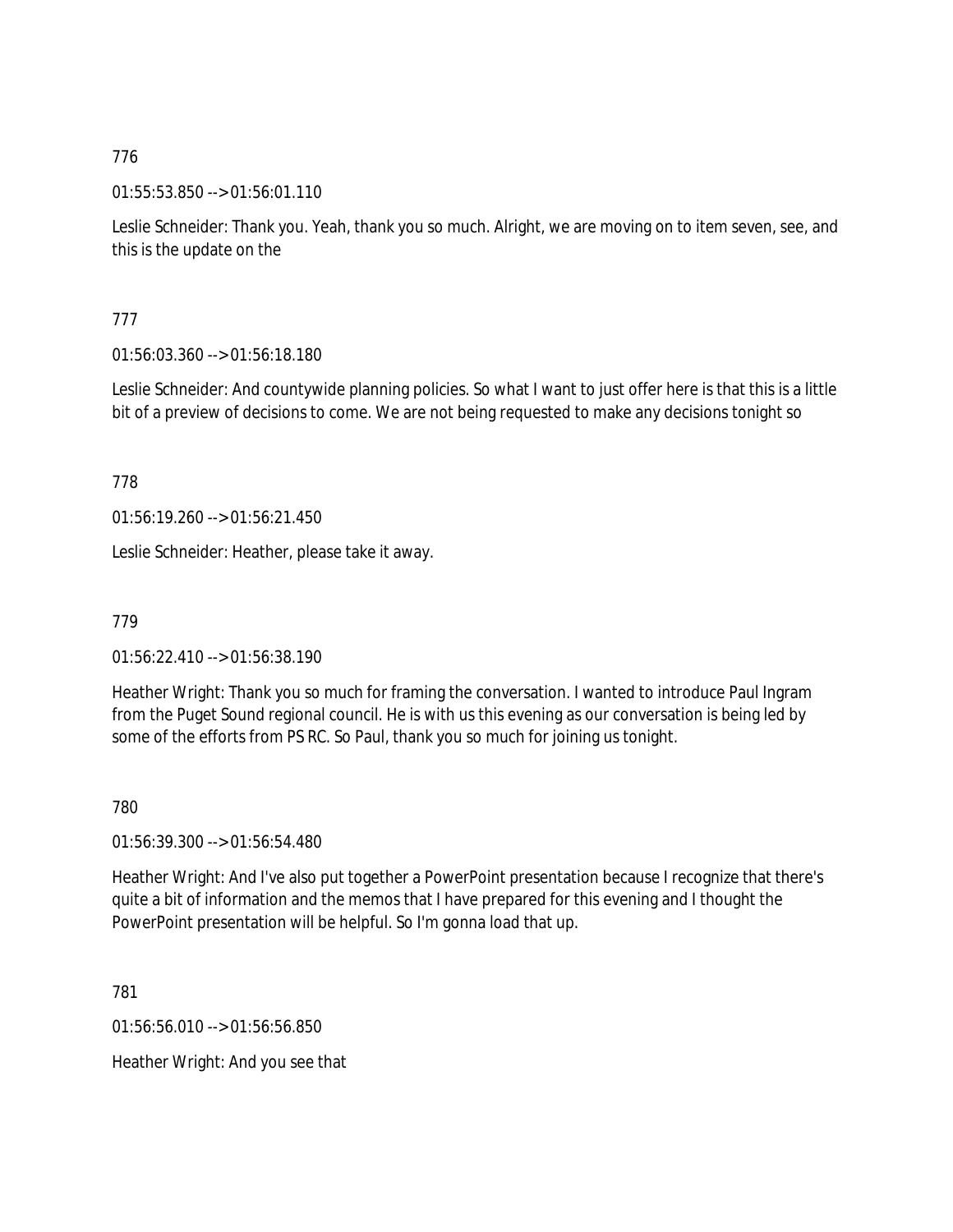776

01:55:53.850 --> 01:56:01.110

Leslie Schneider: Thank you. Yeah, thank you so much. Alright, we are moving on to item seven, see, and this is the update on the

777

01:56:03.360 --> 01:56:18.180

Leslie Schneider: And countywide planning policies. So what I want to just offer here is that this is a little bit of a preview of decisions to come. We are not being requested to make any decisions tonight so

778

01:56:19.260 --> 01:56:21.450

Leslie Schneider: Heather, please take it away.

779

01:56:22.410 --> 01:56:38.190

Heather Wright: Thank you so much for framing the conversation. I wanted to introduce Paul Ingram from the Puget Sound regional council. He is with us this evening as our conversation is being led by some of the efforts from PS RC. So Paul, thank you so much for joining us tonight.

780

01:56:39.300 --> 01:56:54.480

Heather Wright: And I've also put together a PowerPoint presentation because I recognize that there's quite a bit of information and the memos that I have prepared for this evening and I thought the PowerPoint presentation will be helpful. So I'm gonna load that up.

781

01:56:56.010 --> 01:56:56.850

Heather Wright: And you see that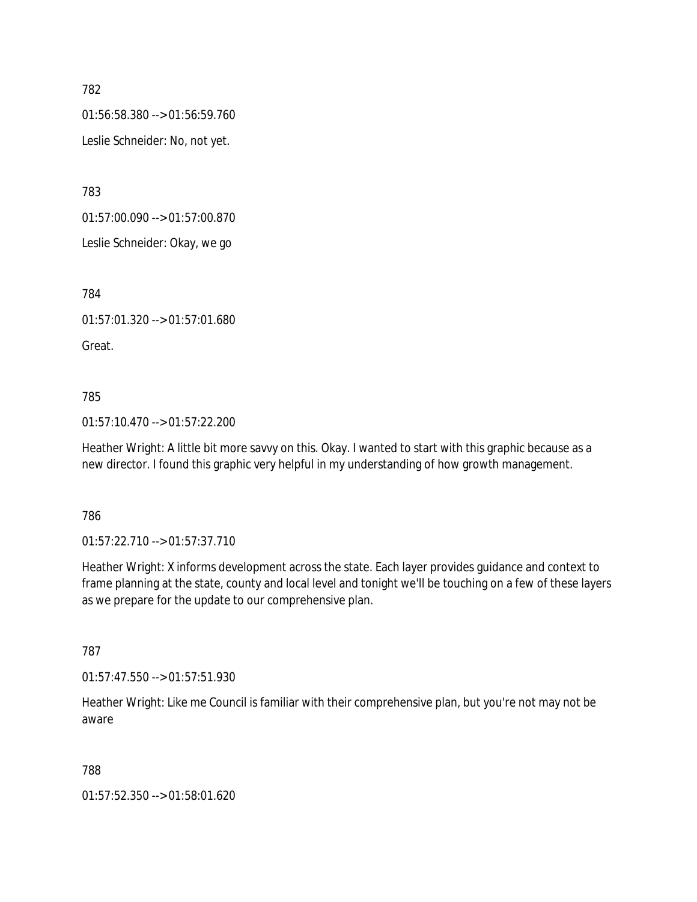782

01:56:58.380 --> 01:56:59.760

Leslie Schneider: No, not yet.

783

01:57:00.090 --> 01:57:00.870

Leslie Schneider: Okay, we go

784

01:57:01.320 --> 01:57:01.680

Great.

785

01:57:10.470 --> 01:57:22.200

Heather Wright: A little bit more savvy on this. Okay. I wanted to start with this graphic because as a new director. I found this graphic very helpful in my understanding of how growth management.

786

01:57:22.710 --> 01:57:37.710

Heather Wright: X informs development across the state. Each layer provides guidance and context to frame planning at the state, county and local level and tonight we'll be touching on a few of these layers as we prepare for the update to our comprehensive plan.

787

01:57:47.550 --> 01:57:51.930

Heather Wright: Like me Council is familiar with their comprehensive plan, but you're not may not be aware

788

01:57:52.350 --> 01:58:01.620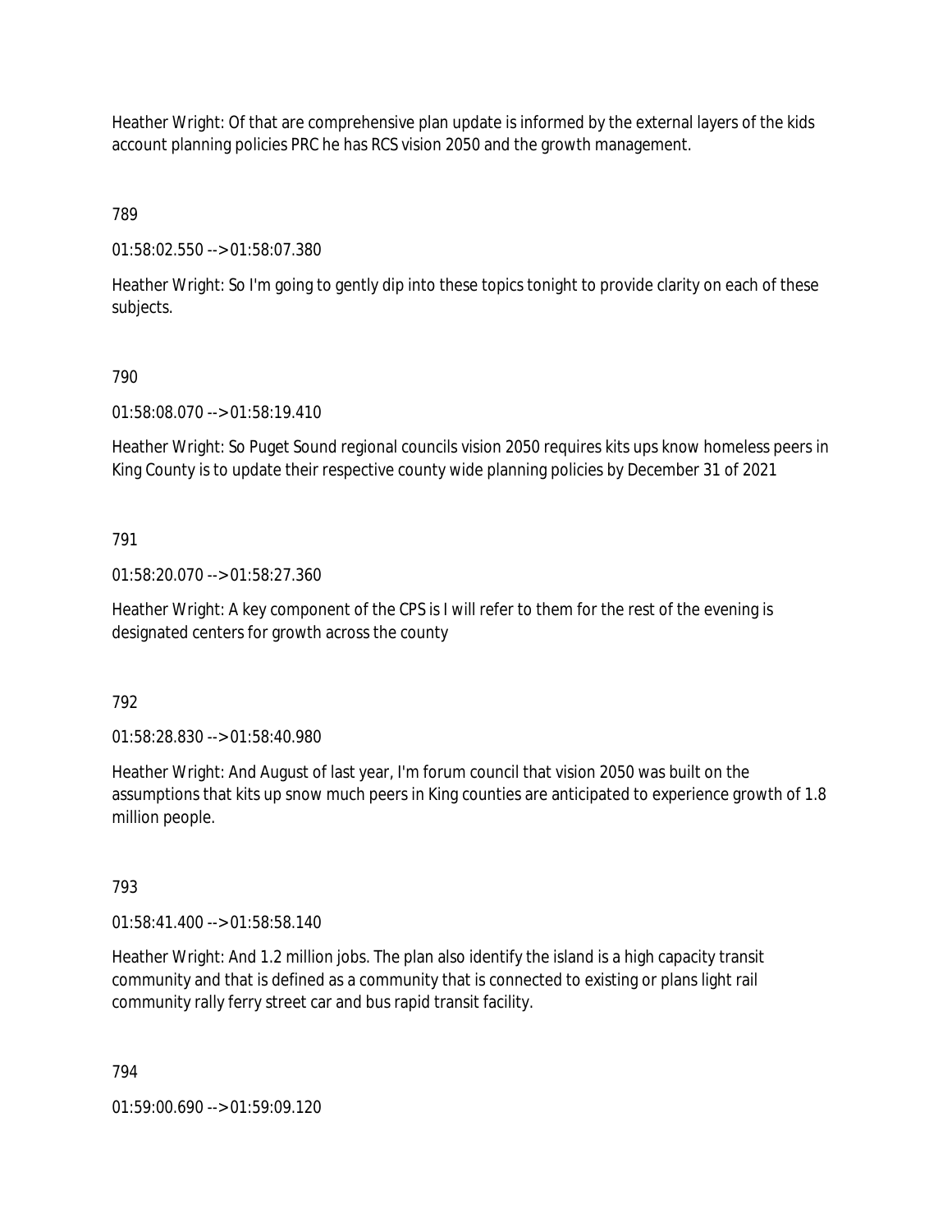Heather Wright: Of that are comprehensive plan update is informed by the external layers of the kids account planning policies PRC he has RCS vision 2050 and the growth management.

789

01:58:02.550 --> 01:58:07.380

Heather Wright: So I'm going to gently dip into these topics tonight to provide clarity on each of these subjects.

790

01:58:08.070 --> 01:58:19.410

Heather Wright: So Puget Sound regional councils vision 2050 requires kits ups know homeless peers in King County is to update their respective county wide planning policies by December 31 of 2021

791

01:58:20.070 --> 01:58:27.360

Heather Wright: A key component of the CPS is I will refer to them for the rest of the evening is designated centers for growth across the county

792

01:58:28.830 --> 01:58:40.980

Heather Wright: And August of last year, I'm forum council that vision 2050 was built on the assumptions that kits up snow much peers in King counties are anticipated to experience growth of 1.8 million people.

793

01:58:41.400 --> 01:58:58.140

Heather Wright: And 1.2 million jobs. The plan also identify the island is a high capacity transit community and that is defined as a community that is connected to existing or plans light rail community rally ferry street car and bus rapid transit facility.

794

01:59:00.690 --> 01:59:09.120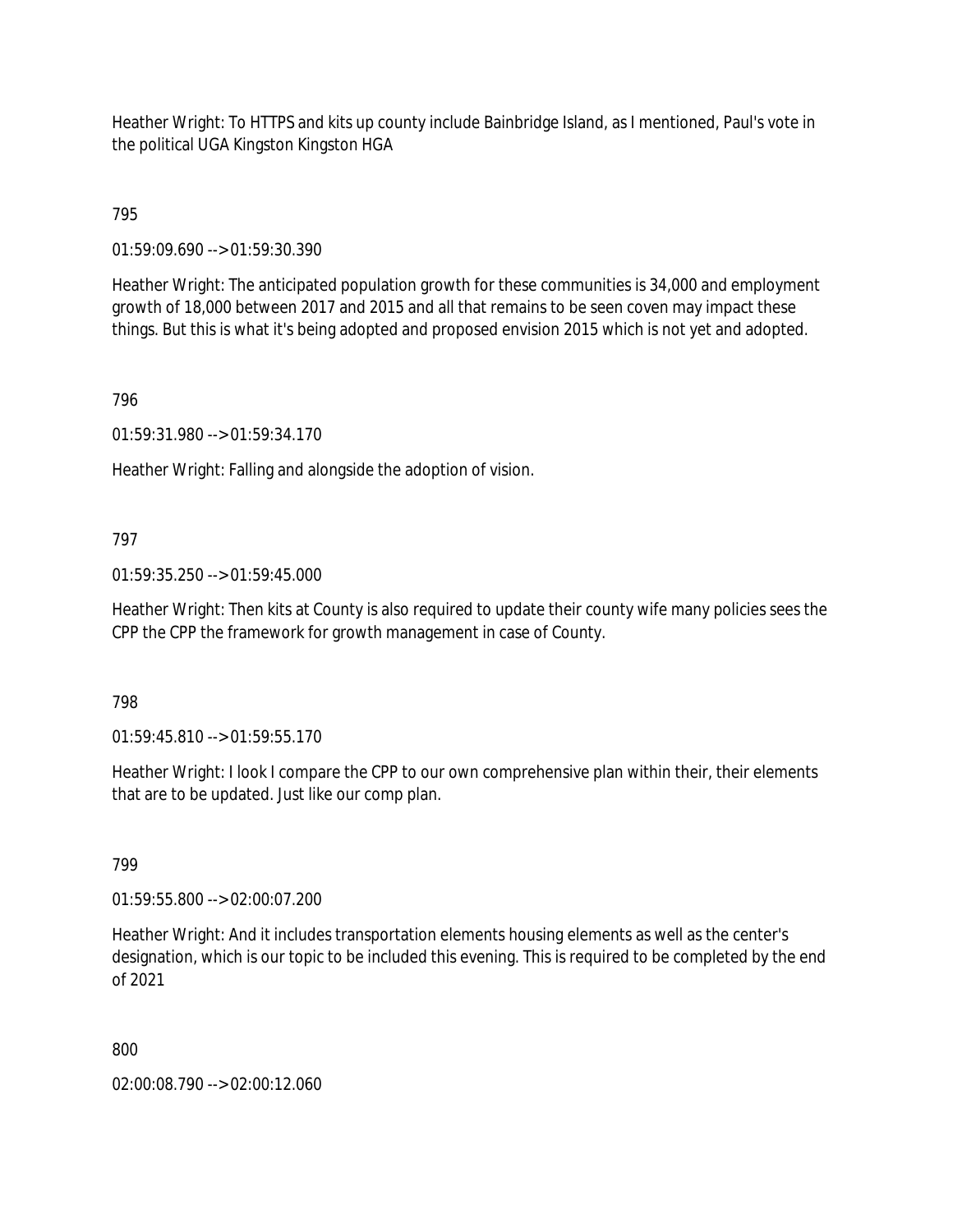Heather Wright: To HTTPS and kits up county include Bainbridge Island, as I mentioned, Paul's vote in the political UGA Kingston Kingston HGA

795

01:59:09.690 --> 01:59:30.390

Heather Wright: The anticipated population growth for these communities is 34,000 and employment growth of 18,000 between 2017 and 2015 and all that remains to be seen coven may impact these things. But this is what it's being adopted and proposed envision 2015 which is not yet and adopted.

796

01:59:31.980 --> 01:59:34.170

Heather Wright: Falling and alongside the adoption of vision.

797

01:59:35.250 --> 01:59:45.000

Heather Wright: Then kits at County is also required to update their county wife many policies sees the CPP the CPP the framework for growth management in case of County.

798

01:59:45.810 --> 01:59:55.170

Heather Wright: I look I compare the CPP to our own comprehensive plan within their, their elements that are to be updated. Just like our comp plan.

799

01:59:55.800 --> 02:00:07.200

Heather Wright: And it includes transportation elements housing elements as well as the center's designation, which is our topic to be included this evening. This is required to be completed by the end of 2021

800

02:00:08.790 --> 02:00:12.060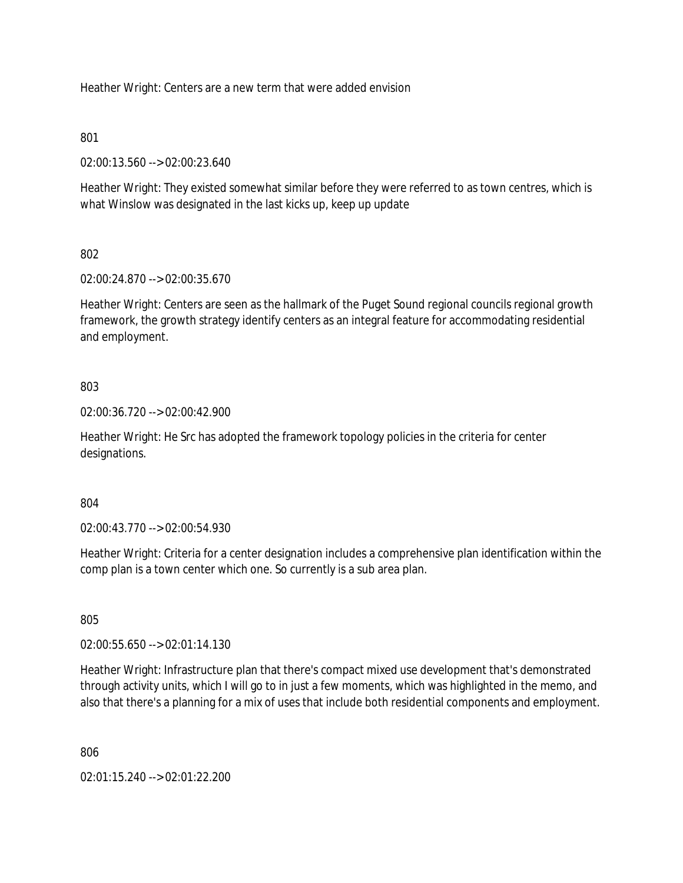Heather Wright: Centers are a new term that were added envision

801

02:00:13.560 --> 02:00:23.640

Heather Wright: They existed somewhat similar before they were referred to as town centres, which is what Winslow was designated in the last kicks up, keep up update

802

02:00:24.870 --> 02:00:35.670

Heather Wright: Centers are seen as the hallmark of the Puget Sound regional councils regional growth framework, the growth strategy identify centers as an integral feature for accommodating residential and employment.

803

02:00:36.720 --> 02:00:42.900

Heather Wright: He Src has adopted the framework topology policies in the criteria for center designations.

804

02:00:43.770 --> 02:00:54.930

Heather Wright: Criteria for a center designation includes a comprehensive plan identification within the comp plan is a town center which one. So currently is a sub area plan.

805

02:00:55.650 --> 02:01:14.130

Heather Wright: Infrastructure plan that there's compact mixed use development that's demonstrated through activity units, which I will go to in just a few moments, which was highlighted in the memo, and also that there's a planning for a mix of uses that include both residential components and employment.

806

02:01:15.240 --> 02:01:22.200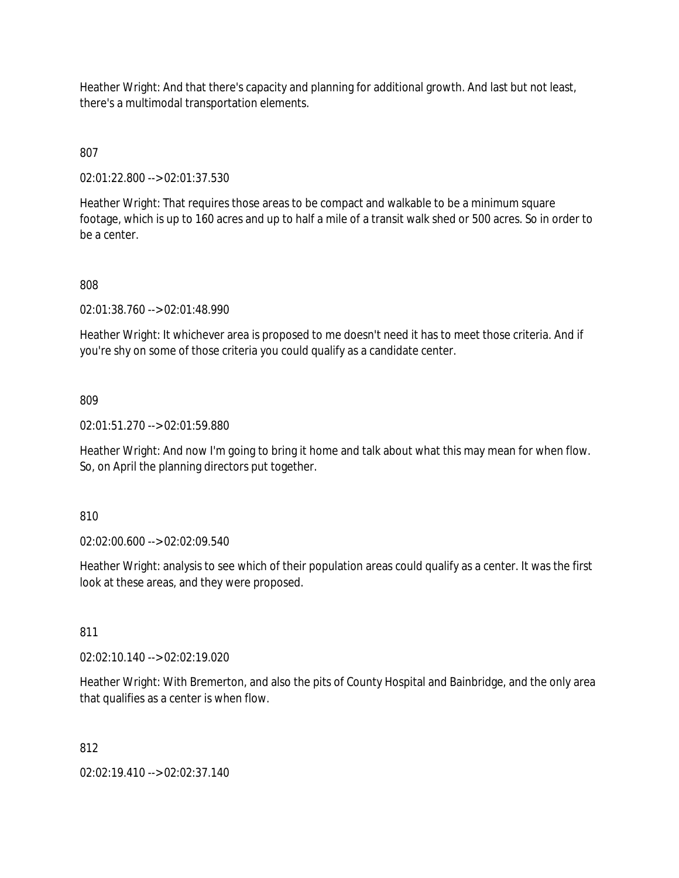Heather Wright: And that there's capacity and planning for additional growth. And last but not least, there's a multimodal transportation elements.

807

02:01:22.800 --> 02:01:37.530

Heather Wright: That requires those areas to be compact and walkable to be a minimum square footage, which is up to 160 acres and up to half a mile of a transit walk shed or 500 acres. So in order to be a center.

808

02:01:38.760 --> 02:01:48.990

Heather Wright: It whichever area is proposed to me doesn't need it has to meet those criteria. And if you're shy on some of those criteria you could qualify as a candidate center.

809

02:01:51.270 --> 02:01:59.880

Heather Wright: And now I'm going to bring it home and talk about what this may mean for when flow. So, on April the planning directors put together.

810

02:02:00.600 --> 02:02:09.540

Heather Wright: analysis to see which of their population areas could qualify as a center. It was the first look at these areas, and they were proposed.

811

02:02:10.140 --> 02:02:19.020

Heather Wright: With Bremerton, and also the pits of County Hospital and Bainbridge, and the only area that qualifies as a center is when flow.

812

02:02:19.410 --> 02:02:37.140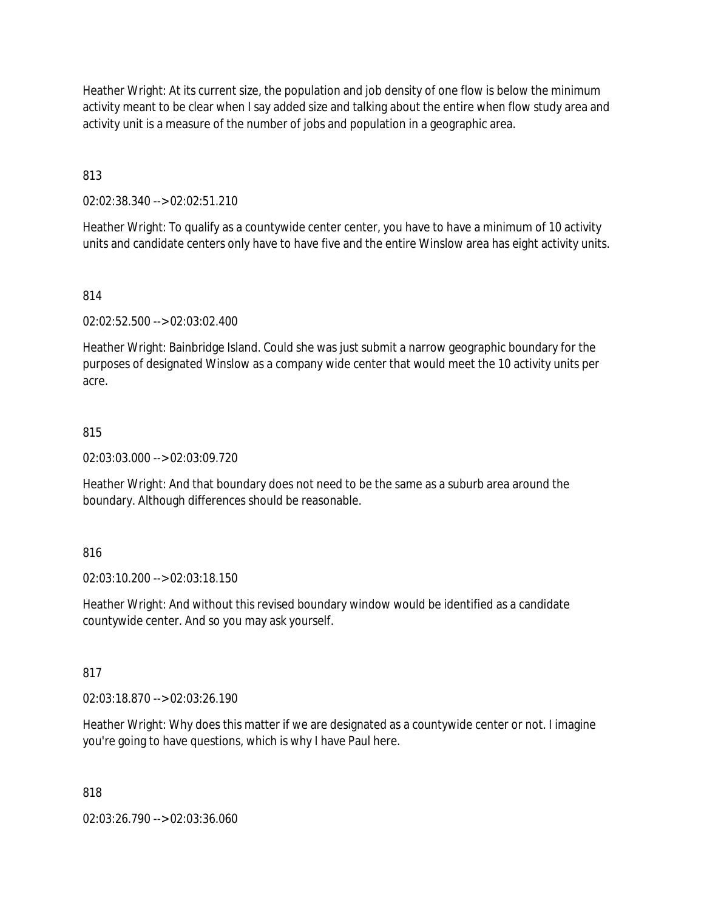Heather Wright: At its current size, the population and job density of one flow is below the minimum activity meant to be clear when I say added size and talking about the entire when flow study area and activity unit is a measure of the number of jobs and population in a geographic area.

813

02:02:38.340 --> 02:02:51.210

Heather Wright: To qualify as a countywide center center, you have to have a minimum of 10 activity units and candidate centers only have to have five and the entire Winslow area has eight activity units.

814

02:02:52.500 --> 02:03:02.400

Heather Wright: Bainbridge Island. Could she was just submit a narrow geographic boundary for the purposes of designated Winslow as a company wide center that would meet the 10 activity units per acre.

815

02:03:03.000 --> 02:03:09.720

Heather Wright: And that boundary does not need to be the same as a suburb area around the boundary. Although differences should be reasonable.

816

02:03:10.200 --> 02:03:18.150

Heather Wright: And without this revised boundary window would be identified as a candidate countywide center. And so you may ask yourself.

817

02:03:18.870 --> 02:03:26.190

Heather Wright: Why does this matter if we are designated as a countywide center or not. I imagine you're going to have questions, which is why I have Paul here.

818

02:03:26.790 --> 02:03:36.060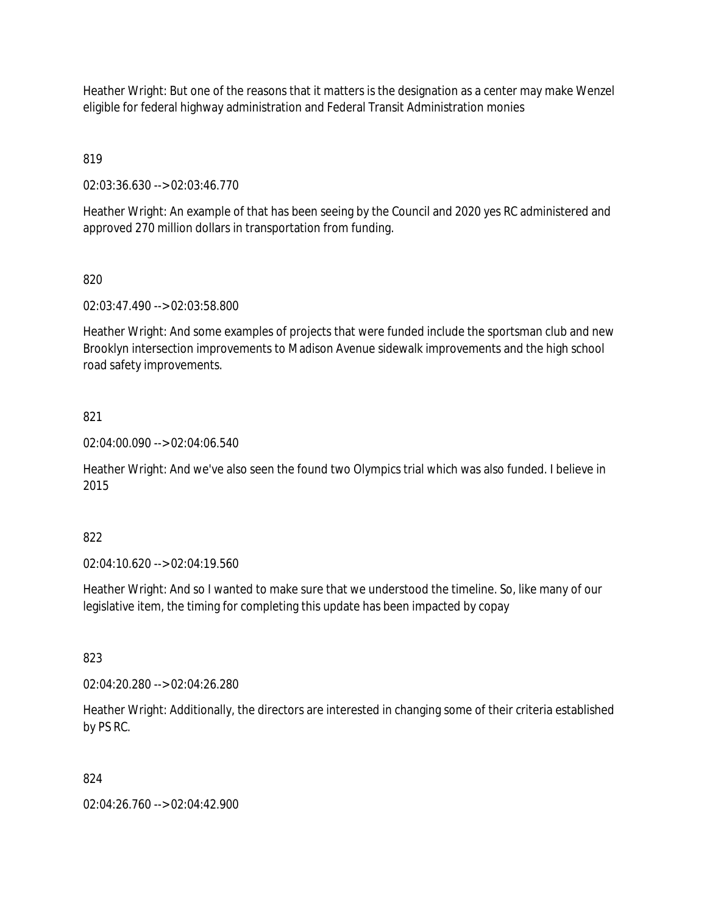Heather Wright: But one of the reasons that it matters is the designation as a center may make Wenzel eligible for federal highway administration and Federal Transit Administration monies

819

02:03:36.630 --> 02:03:46.770

Heather Wright: An example of that has been seeing by the Council and 2020 yes RC administered and approved 270 million dollars in transportation from funding.

820

02:03:47.490 --> 02:03:58.800

Heather Wright: And some examples of projects that were funded include the sportsman club and new Brooklyn intersection improvements to Madison Avenue sidewalk improvements and the high school road safety improvements.

821

02:04:00.090 --> 02:04:06.540

Heather Wright: And we've also seen the found two Olympics trial which was also funded. I believe in 2015

822

02:04:10.620 --> 02:04:19.560

Heather Wright: And so I wanted to make sure that we understood the timeline. So, like many of our legislative item, the timing for completing this update has been impacted by copay

823

02:04:20.280 --> 02:04:26.280

Heather Wright: Additionally, the directors are interested in changing some of their criteria established by PS RC.

824

02:04:26.760 --> 02:04:42.900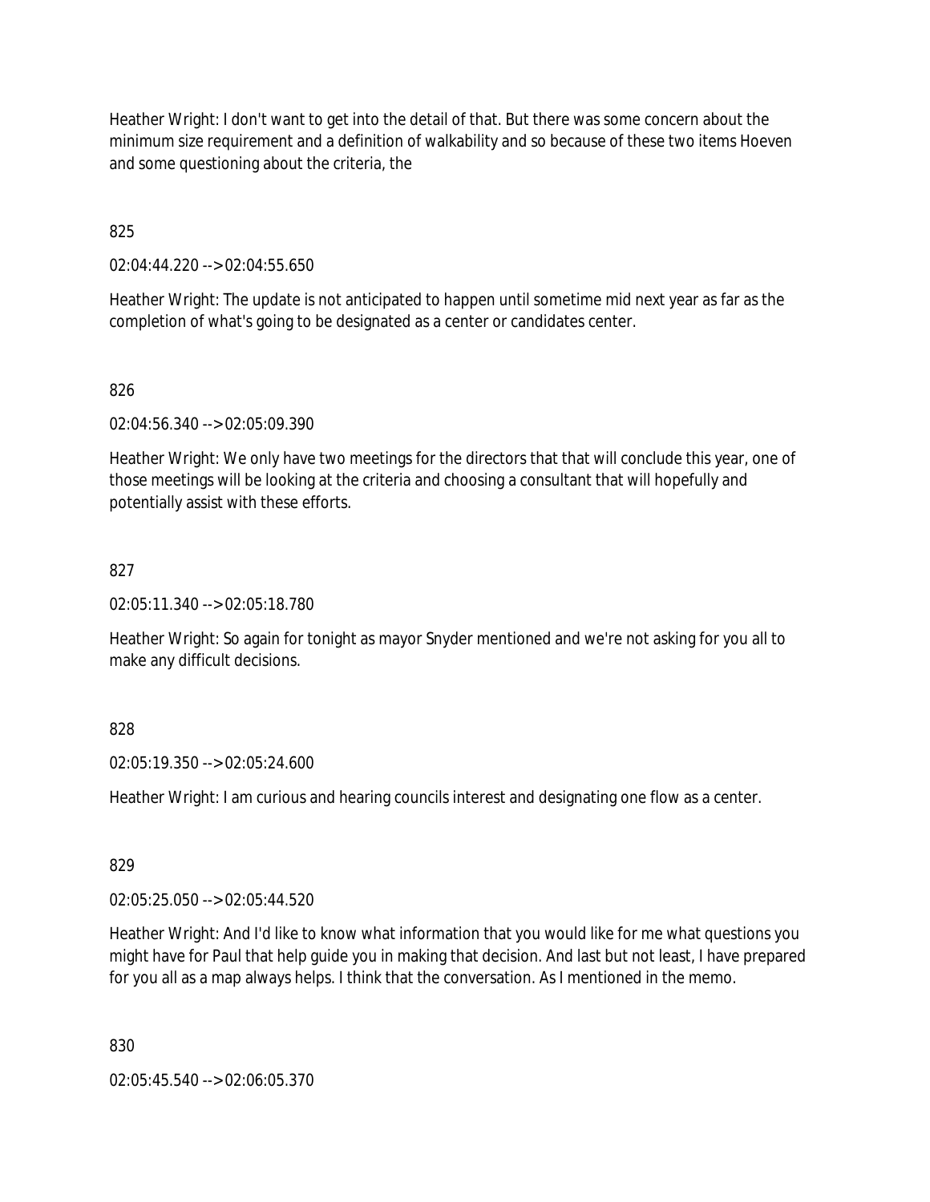Heather Wright: I don't want to get into the detail of that. But there was some concern about the minimum size requirement and a definition of walkability and so because of these two items Hoeven and some questioning about the criteria, the

825

02:04:44.220 --> 02:04:55.650

Heather Wright: The update is not anticipated to happen until sometime mid next year as far as the completion of what's going to be designated as a center or candidates center.

826

02:04:56.340 --> 02:05:09.390

Heather Wright: We only have two meetings for the directors that that will conclude this year, one of those meetings will be looking at the criteria and choosing a consultant that will hopefully and potentially assist with these efforts.

827

02:05:11.340 --> 02:05:18.780

Heather Wright: So again for tonight as mayor Snyder mentioned and we're not asking for you all to make any difficult decisions.

828

02:05:19.350 --> 02:05:24.600

Heather Wright: I am curious and hearing councils interest and designating one flow as a center.

829

02:05:25.050 --> 02:05:44.520

Heather Wright: And I'd like to know what information that you would like for me what questions you might have for Paul that help guide you in making that decision. And last but not least, I have prepared for you all as a map always helps. I think that the conversation. As I mentioned in the memo.

830

02:05:45.540 --> 02:06:05.370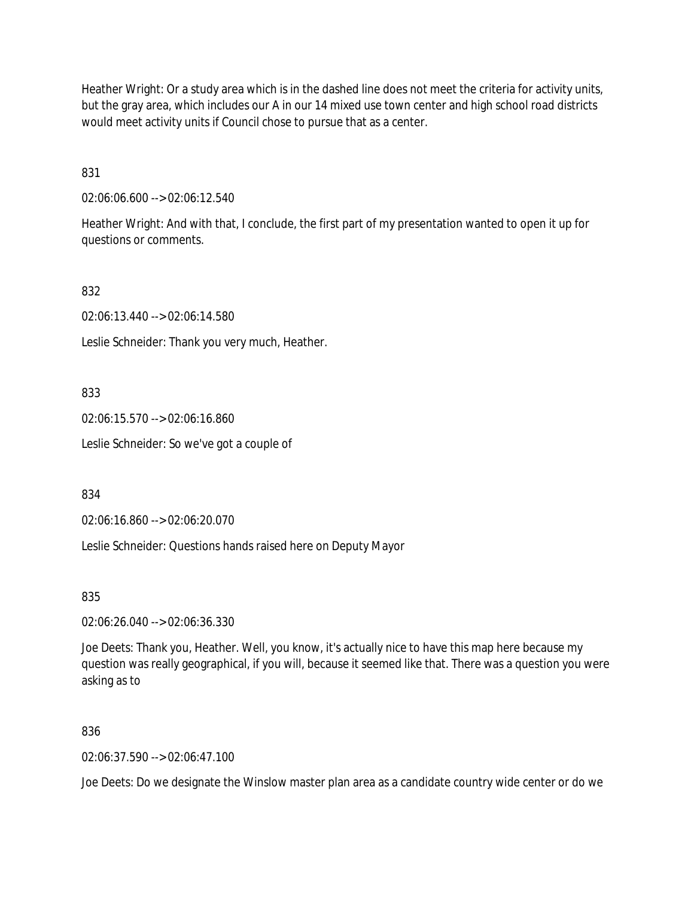Heather Wright: Or a study area which is in the dashed line does not meet the criteria for activity units, but the gray area, which includes our A in our 14 mixed use town center and high school road districts would meet activity units if Council chose to pursue that as a center.

831

02:06:06.600 --> 02:06:12.540

Heather Wright: And with that, I conclude, the first part of my presentation wanted to open it up for questions or comments.

832

02:06:13.440 --> 02:06:14.580

Leslie Schneider: Thank you very much, Heather.

833

02:06:15.570 --> 02:06:16.860

Leslie Schneider: So we've got a couple of

834

02:06:16.860 --> 02:06:20.070

Leslie Schneider: Questions hands raised here on Deputy Mayor

835

02:06:26.040 --> 02:06:36.330

Joe Deets: Thank you, Heather. Well, you know, it's actually nice to have this map here because my question was really geographical, if you will, because it seemed like that. There was a question you were asking as to

836

02:06:37.590 --> 02:06:47.100

Joe Deets: Do we designate the Winslow master plan area as a candidate country wide center or do we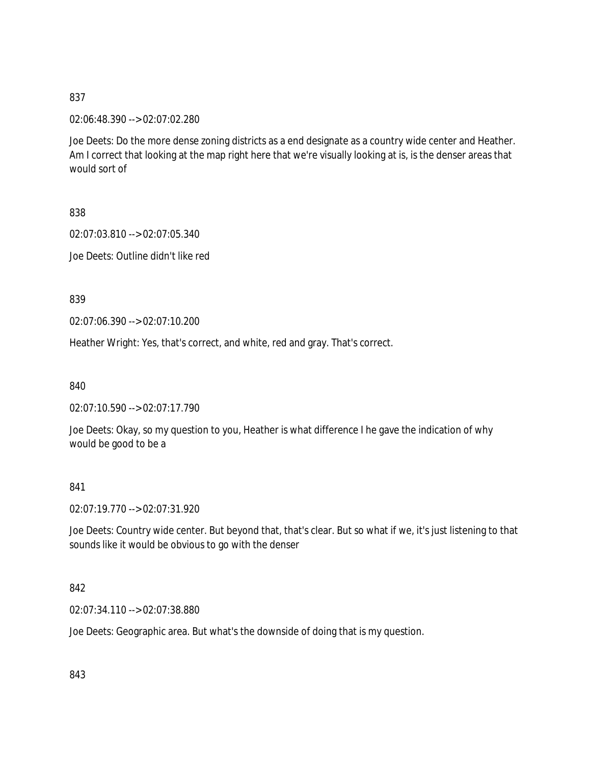837

02:06:48.390 --> 02:07:02.280

Joe Deets: Do the more dense zoning districts as a end designate as a country wide center and Heather. Am I correct that looking at the map right here that we're visually looking at is, is the denser areas that would sort of

838

02:07:03.810 --> 02:07:05.340

Joe Deets: Outline didn't like red

839

02:07:06.390 --> 02:07:10.200

Heather Wright: Yes, that's correct, and white, red and gray. That's correct.

840

02:07:10.590 --> 02:07:17.790

Joe Deets: Okay, so my question to you, Heather is what difference I he gave the indication of why would be good to be a

841

02:07:19.770 --> 02:07:31.920

Joe Deets: Country wide center. But beyond that, that's clear. But so what if we, it's just listening to that sounds like it would be obvious to go with the denser

842

02:07:34.110 --> 02:07:38.880

Joe Deets: Geographic area. But what's the downside of doing that is my question.

843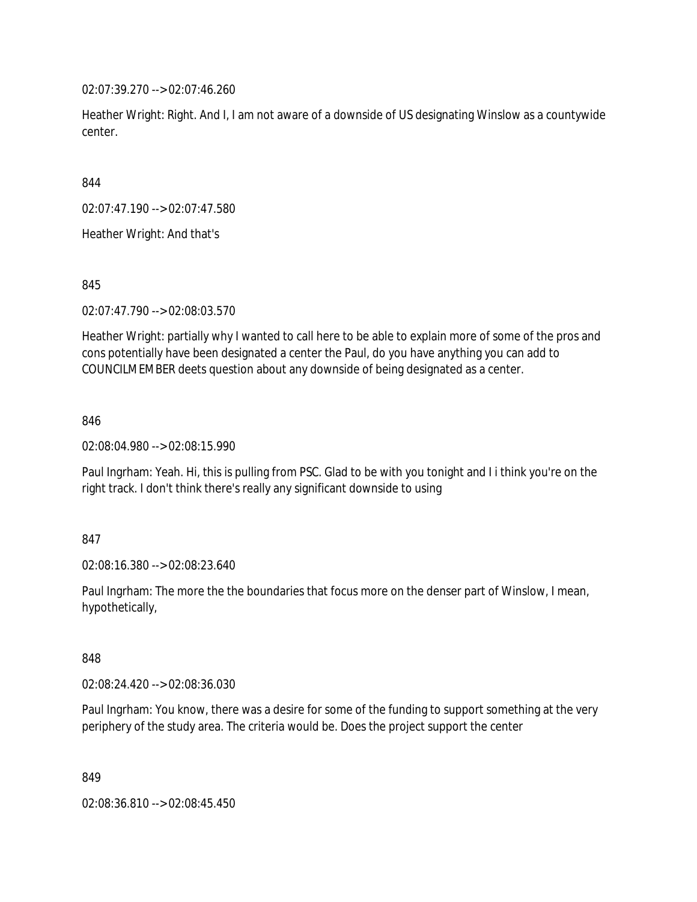02:07:39.270 --> 02:07:46.260

Heather Wright: Right. And I, I am not aware of a downside of US designating Winslow as a countywide center.

844

02:07:47.190 --> 02:07:47.580

Heather Wright: And that's

845

02:07:47.790 --> 02:08:03.570

Heather Wright: partially why I wanted to call here to be able to explain more of some of the pros and cons potentially have been designated a center the Paul, do you have anything you can add to COUNCILMEMBER deets question about any downside of being designated as a center.

846

02:08:04.980 --> 02:08:15.990

Paul Ingrham: Yeah. Hi, this is pulling from PSC. Glad to be with you tonight and I i think you're on the right track. I don't think there's really any significant downside to using

847

02:08:16.380 --> 02:08:23.640

Paul Ingrham: The more the the boundaries that focus more on the denser part of Winslow, I mean, hypothetically,

848

02:08:24.420 --> 02:08:36.030

Paul Ingrham: You know, there was a desire for some of the funding to support something at the very periphery of the study area. The criteria would be. Does the project support the center

849

02:08:36.810 --> 02:08:45.450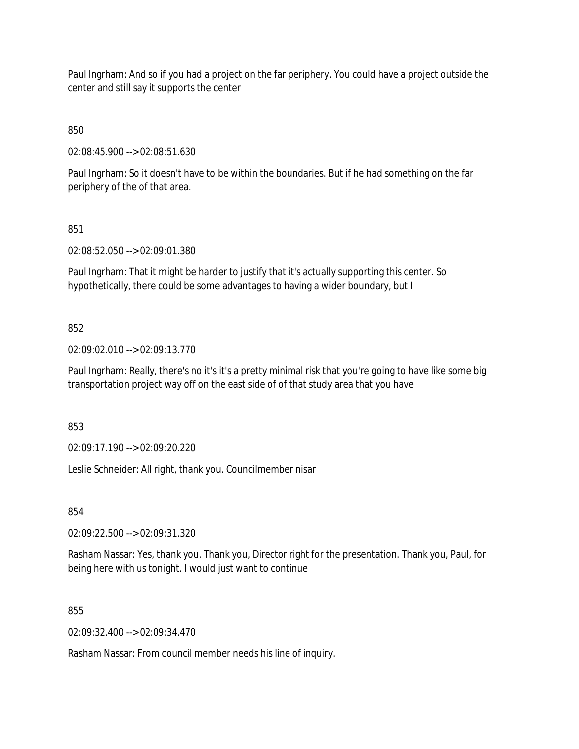Paul Ingrham: And so if you had a project on the far periphery. You could have a project outside the center and still say it supports the center

850

02:08:45.900 --> 02:08:51.630

Paul Ingrham: So it doesn't have to be within the boundaries. But if he had something on the far periphery of the of that area.

851

02:08:52.050 --> 02:09:01.380

Paul Ingrham: That it might be harder to justify that it's actually supporting this center. So hypothetically, there could be some advantages to having a wider boundary, but I

852

02:09:02.010 --> 02:09:13.770

Paul Ingrham: Really, there's no it's it's a pretty minimal risk that you're going to have like some big transportation project way off on the east side of of that study area that you have

853

02:09:17.190 --> 02:09:20.220

Leslie Schneider: All right, thank you. Councilmember nisar

854

02:09:22.500 --> 02:09:31.320

Rasham Nassar: Yes, thank you. Thank you, Director right for the presentation. Thank you, Paul, for being here with us tonight. I would just want to continue

855

02:09:32.400 --> 02:09:34.470

Rasham Nassar: From council member needs his line of inquiry.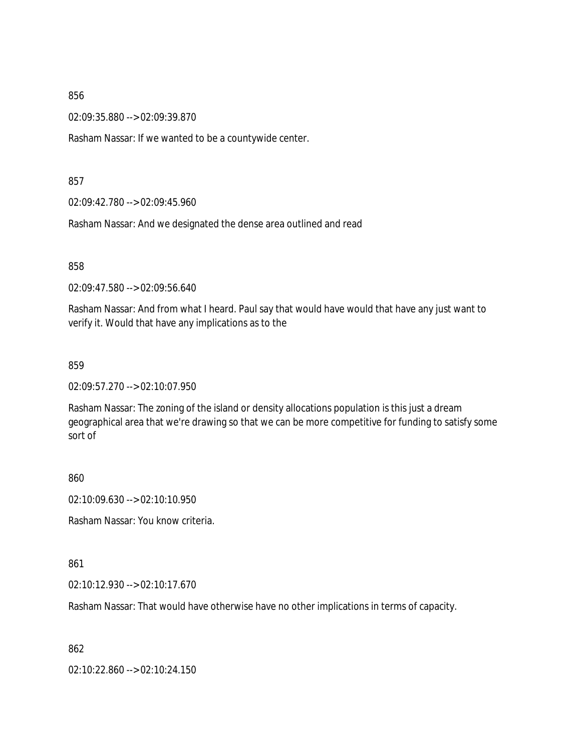856

02:09:35.880 --> 02:09:39.870

Rasham Nassar: If we wanted to be a countywide center.

857

02:09:42.780 --> 02:09:45.960

Rasham Nassar: And we designated the dense area outlined and read

858

02:09:47.580 --> 02:09:56.640

Rasham Nassar: And from what I heard. Paul say that would have would that have any just want to verify it. Would that have any implications as to the

859

02:09:57.270 --> 02:10:07.950

Rasham Nassar: The zoning of the island or density allocations population is this just a dream geographical area that we're drawing so that we can be more competitive for funding to satisfy some sort of

860

02:10:09.630 --> 02:10:10.950

Rasham Nassar: You know criteria.

861

02:10:12.930 --> 02:10:17.670

Rasham Nassar: That would have otherwise have no other implications in terms of capacity.

862

02:10:22.860 --> 02:10:24.150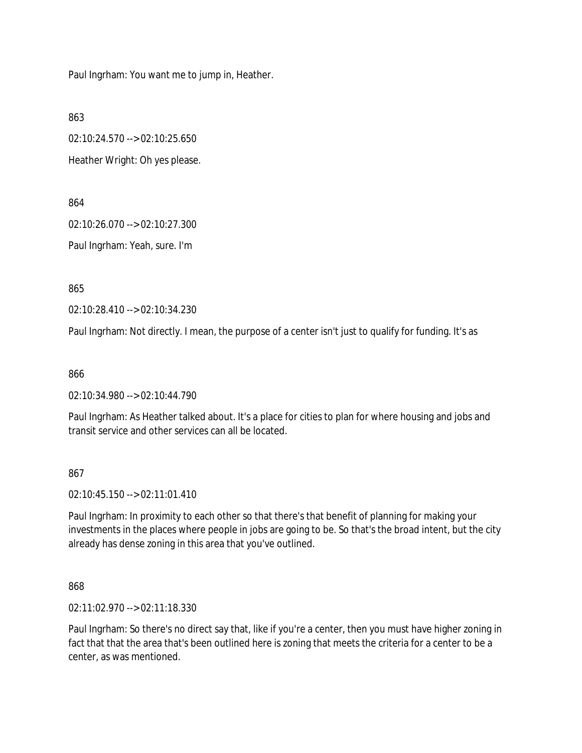Paul Ingrham: You want me to jump in, Heather.

863

02:10:24.570 --> 02:10:25.650

Heather Wright: Oh yes please.

864

02:10:26.070 --> 02:10:27.300

Paul Ingrham: Yeah, sure. I'm

865

02:10:28.410 --> 02:10:34.230

Paul Ingrham: Not directly. I mean, the purpose of a center isn't just to qualify for funding. It's as

866

02:10:34.980 --> 02:10:44.790

Paul Ingrham: As Heather talked about. It's a place for cities to plan for where housing and jobs and transit service and other services can all be located.

867

02:10:45.150 --> 02:11:01.410

Paul Ingrham: In proximity to each other so that there's that benefit of planning for making your investments in the places where people in jobs are going to be. So that's the broad intent, but the city already has dense zoning in this area that you've outlined.

868

02:11:02.970 --> 02:11:18.330

Paul Ingrham: So there's no direct say that, like if you're a center, then you must have higher zoning in fact that that the area that's been outlined here is zoning that meets the criteria for a center to be a center, as was mentioned.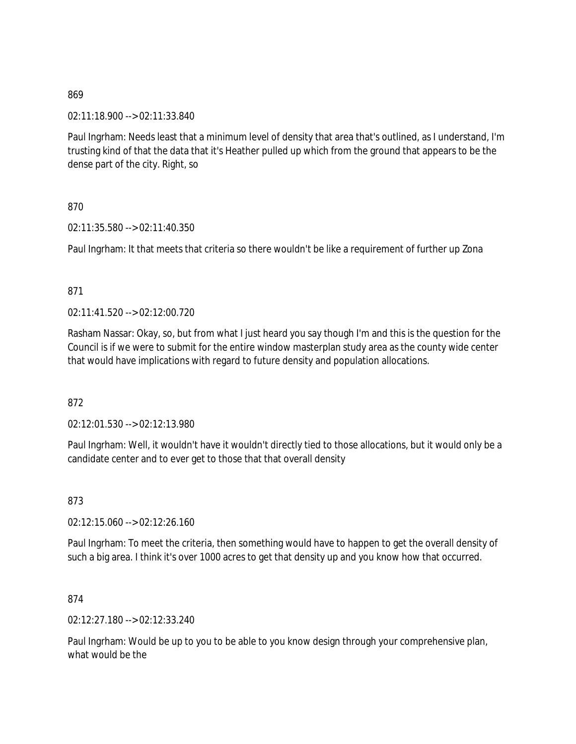869

02:11:18.900 --> 02:11:33.840

Paul Ingrham: Needs least that a minimum level of density that area that's outlined, as I understand, I'm trusting kind of that the data that it's Heather pulled up which from the ground that appears to be the dense part of the city. Right, so

870

02:11:35.580 --> 02:11:40.350

Paul Ingrham: It that meets that criteria so there wouldn't be like a requirement of further up Zona

871

02:11:41.520 --> 02:12:00.720

Rasham Nassar: Okay, so, but from what I just heard you say though I'm and this is the question for the Council is if we were to submit for the entire window masterplan study area as the county wide center that would have implications with regard to future density and population allocations.

872

02:12:01.530 --> 02:12:13.980

Paul Ingrham: Well, it wouldn't have it wouldn't directly tied to those allocations, but it would only be a candidate center and to ever get to those that that overall density

873

02:12:15.060 --> 02:12:26.160

Paul Ingrham: To meet the criteria, then something would have to happen to get the overall density of such a big area. I think it's over 1000 acres to get that density up and you know how that occurred.

874

02:12:27.180 --> 02:12:33.240

Paul Ingrham: Would be up to you to be able to you know design through your comprehensive plan, what would be the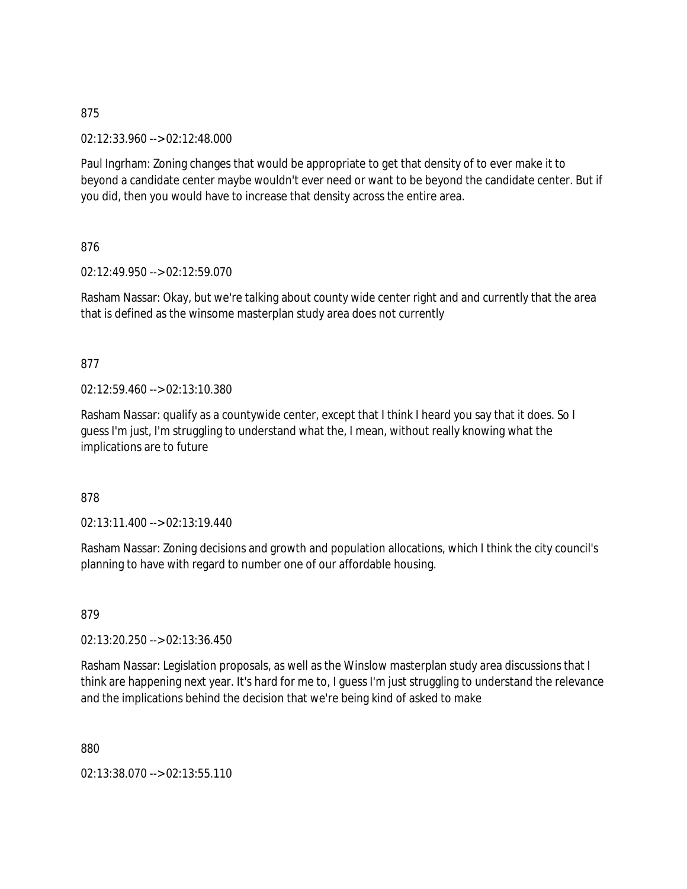875

02:12:33.960 --> 02:12:48.000

Paul Ingrham: Zoning changes that would be appropriate to get that density of to ever make it to beyond a candidate center maybe wouldn't ever need or want to be beyond the candidate center. But if you did, then you would have to increase that density across the entire area.

876

02:12:49.950 --> 02:12:59.070

Rasham Nassar: Okay, but we're talking about county wide center right and and currently that the area that is defined as the winsome masterplan study area does not currently

877

02:12:59.460 --> 02:13:10.380

Rasham Nassar: qualify as a countywide center, except that I think I heard you say that it does. So I guess I'm just, I'm struggling to understand what the, I mean, without really knowing what the implications are to future

878

02:13:11.400 --> 02:13:19.440

Rasham Nassar: Zoning decisions and growth and population allocations, which I think the city council's planning to have with regard to number one of our affordable housing.

879

02:13:20.250 --> 02:13:36.450

Rasham Nassar: Legislation proposals, as well as the Winslow masterplan study area discussions that I think are happening next year. It's hard for me to, I guess I'm just struggling to understand the relevance and the implications behind the decision that we're being kind of asked to make

880

02:13:38.070 --> 02:13:55.110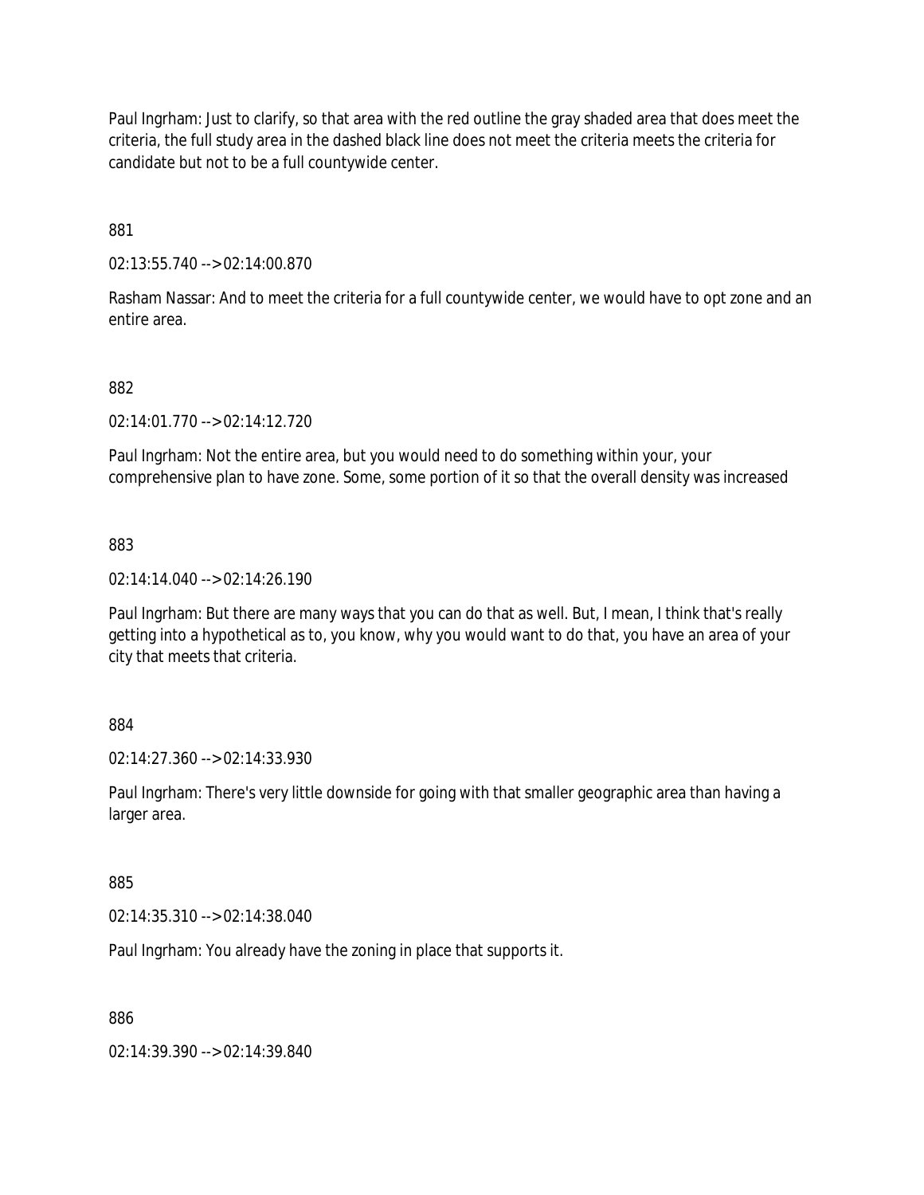Paul Ingrham: Just to clarify, so that area with the red outline the gray shaded area that does meet the criteria, the full study area in the dashed black line does not meet the criteria meets the criteria for candidate but not to be a full countywide center.

881

02:13:55.740 --> 02:14:00.870

Rasham Nassar: And to meet the criteria for a full countywide center, we would have to opt zone and an entire area.

882

02:14:01.770 --> 02:14:12.720

Paul Ingrham: Not the entire area, but you would need to do something within your, your comprehensive plan to have zone. Some, some portion of it so that the overall density was increased

883

02:14:14.040 --> 02:14:26.190

Paul Ingrham: But there are many ways that you can do that as well. But, I mean, I think that's really getting into a hypothetical as to, you know, why you would want to do that, you have an area of your city that meets that criteria.

884

02:14:27.360 --> 02:14:33.930

Paul Ingrham: There's very little downside for going with that smaller geographic area than having a larger area.

885

02:14:35.310 --> 02:14:38.040

Paul Ingrham: You already have the zoning in place that supports it.

886

02:14:39.390 --> 02:14:39.840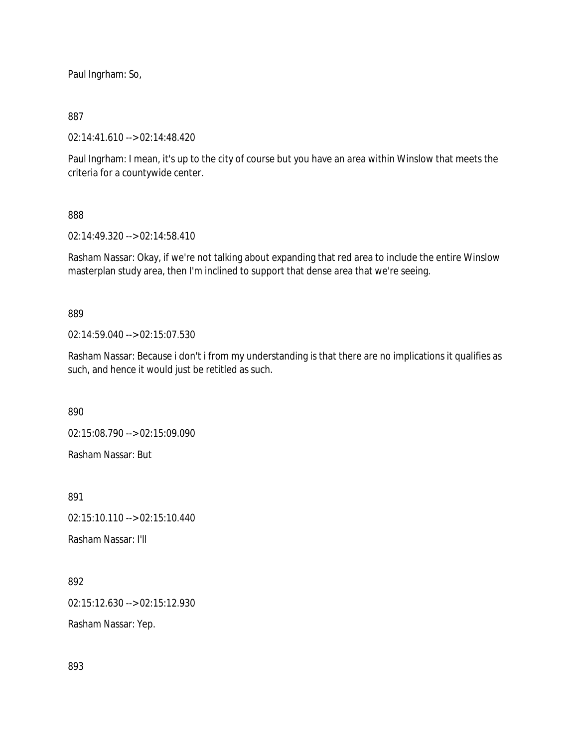Paul Ingrham: So,

887

02:14:41.610 --> 02:14:48.420

Paul Ingrham: I mean, it's up to the city of course but you have an area within Winslow that meets the criteria for a countywide center.

888

02:14:49.320 --> 02:14:58.410

Rasham Nassar: Okay, if we're not talking about expanding that red area to include the entire Winslow masterplan study area, then I'm inclined to support that dense area that we're seeing.

889

02:14:59.040 --> 02:15:07.530

Rasham Nassar: Because i don't i from my understanding is that there are no implications it qualifies as such, and hence it would just be retitled as such.

890

02:15:08.790 --> 02:15:09.090

Rasham Nassar: But

891

02:15:10.110 --> 02:15:10.440

Rasham Nassar: I'll

892

02:15:12.630 --> 02:15:12.930

Rasham Nassar: Yep.

893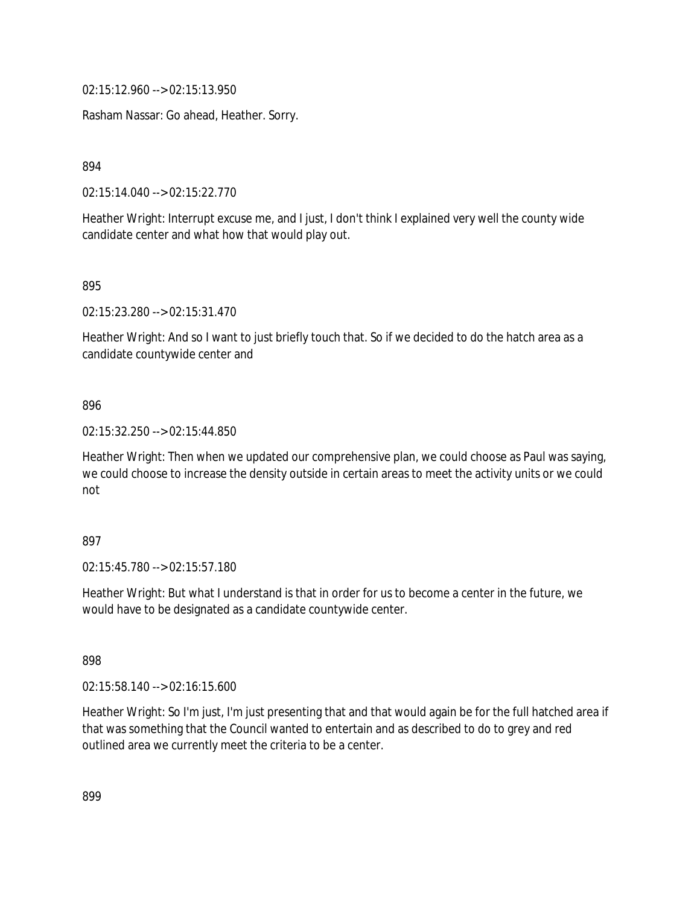02:15:12.960 --> 02:15:13.950

Rasham Nassar: Go ahead, Heather. Sorry.

894

02:15:14.040 --> 02:15:22.770

Heather Wright: Interrupt excuse me, and I just, I don't think I explained very well the county wide candidate center and what how that would play out.

895

02:15:23.280 --> 02:15:31.470

Heather Wright: And so I want to just briefly touch that. So if we decided to do the hatch area as a candidate countywide center and

896

02:15:32.250 --> 02:15:44.850

Heather Wright: Then when we updated our comprehensive plan, we could choose as Paul was saying, we could choose to increase the density outside in certain areas to meet the activity units or we could not

897

02:15:45.780 --> 02:15:57.180

Heather Wright: But what I understand is that in order for us to become a center in the future, we would have to be designated as a candidate countywide center.

898

02:15:58.140 --> 02:16:15.600

Heather Wright: So I'm just, I'm just presenting that and that would again be for the full hatched area if that was something that the Council wanted to entertain and as described to do to grey and red outlined area we currently meet the criteria to be a center.

899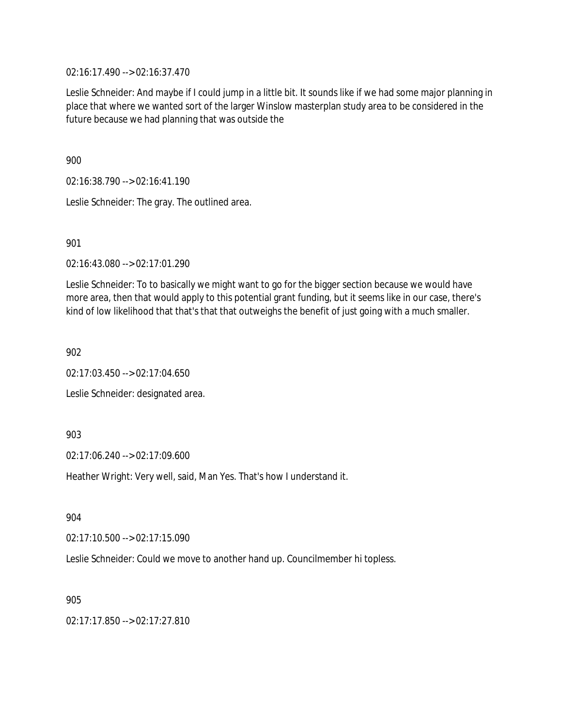02:16:17.490 --> 02:16:37.470

Leslie Schneider: And maybe if I could jump in a little bit. It sounds like if we had some major planning in place that where we wanted sort of the larger Winslow masterplan study area to be considered in the future because we had planning that was outside the

900

02:16:38.790 --> 02:16:41.190

Leslie Schneider: The gray. The outlined area.

901

02:16:43.080 --> 02:17:01.290

Leslie Schneider: To to basically we might want to go for the bigger section because we would have more area, then that would apply to this potential grant funding, but it seems like in our case, there's kind of low likelihood that that's that that outweighs the benefit of just going with a much smaller.

902

02:17:03.450 --> 02:17:04.650

Leslie Schneider: designated area.

903

02:17:06.240 --> 02:17:09.600

Heather Wright: Very well, said, Man Yes. That's how I understand it.

904

02:17:10.500 --> 02:17:15.090

Leslie Schneider: Could we move to another hand up. Councilmember hi topless.

905

02:17:17.850 --> 02:17:27.810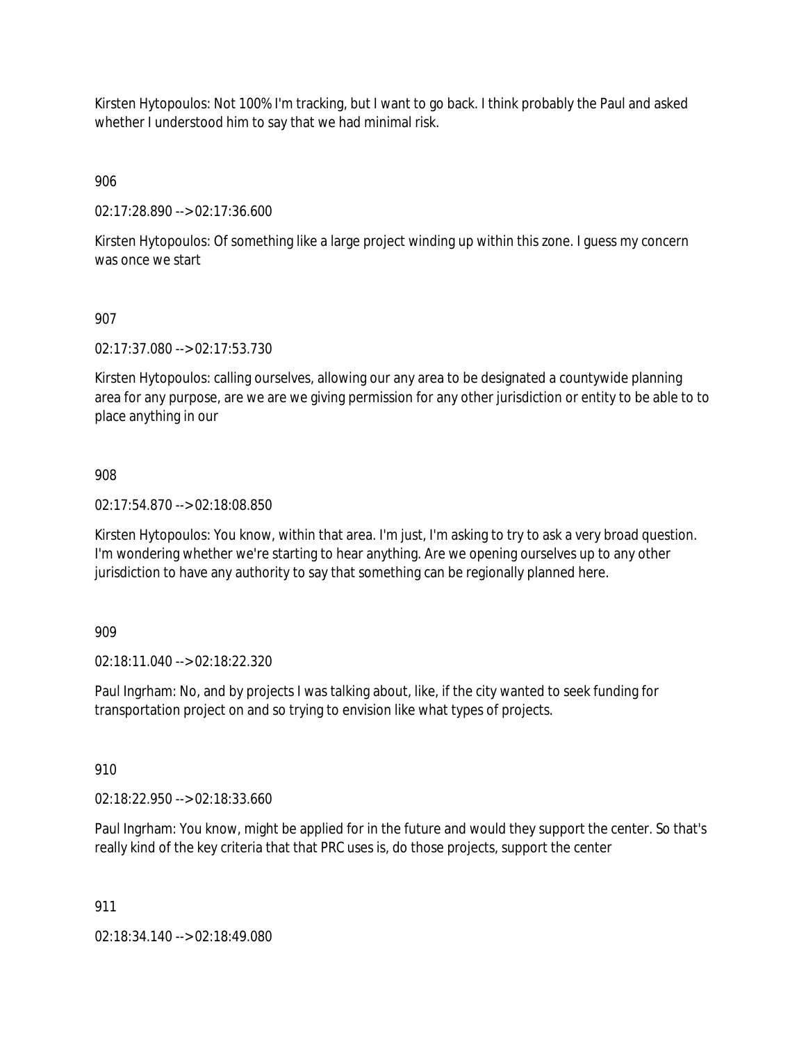Kirsten Hytopoulos: Not 100% I'm tracking, but I want to go back. I think probably the Paul and asked whether I understood him to say that we had minimal risk.

906

02:17:28.890 --> 02:17:36.600

Kirsten Hytopoulos: Of something like a large project winding up within this zone. I guess my concern was once we start

907

02:17:37.080 --> 02:17:53.730

Kirsten Hytopoulos: calling ourselves, allowing our any area to be designated a countywide planning area for any purpose, are we are we giving permission for any other jurisdiction or entity to be able to to place anything in our

908

02:17:54.870 --> 02:18:08.850

Kirsten Hytopoulos: You know, within that area. I'm just, I'm asking to try to ask a very broad question. I'm wondering whether we're starting to hear anything. Are we opening ourselves up to any other jurisdiction to have any authority to say that something can be regionally planned here.

909

02:18:11.040 --> 02:18:22.320

Paul Ingrham: No, and by projects I was talking about, like, if the city wanted to seek funding for transportation project on and so trying to envision like what types of projects.

910

02:18:22.950 --> 02:18:33.660

Paul Ingrham: You know, might be applied for in the future and would they support the center. So that's really kind of the key criteria that that PRC uses is, do those projects, support the center

911

02:18:34.140 --> 02:18:49.080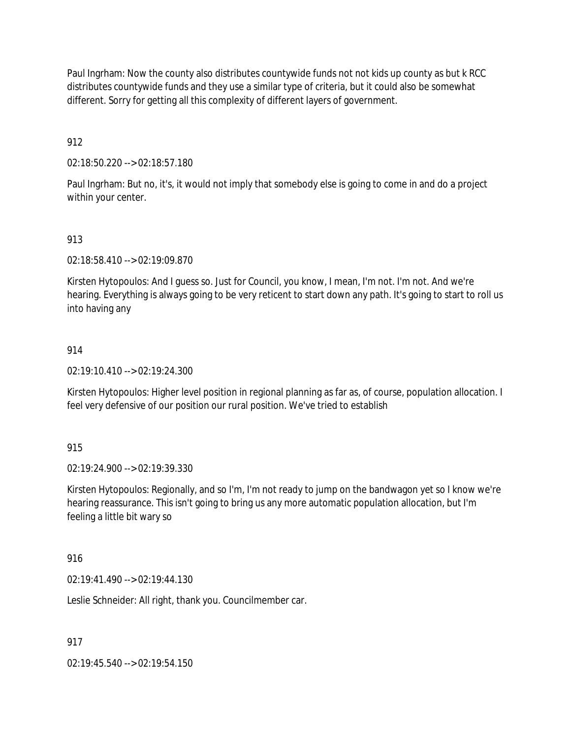Paul Ingrham: Now the county also distributes countywide funds not not kids up county as but k RCC distributes countywide funds and they use a similar type of criteria, but it could also be somewhat different. Sorry for getting all this complexity of different layers of government.

912

02:18:50.220 --> 02:18:57.180

Paul Ingrham: But no, it's, it would not imply that somebody else is going to come in and do a project within your center.

913

02:18:58.410 --> 02:19:09.870

Kirsten Hytopoulos: And I guess so. Just for Council, you know, I mean, I'm not. I'm not. And we're hearing. Everything is always going to be very reticent to start down any path. It's going to start to roll us into having any

914

02:19:10.410 --> 02:19:24.300

Kirsten Hytopoulos: Higher level position in regional planning as far as, of course, population allocation. I feel very defensive of our position our rural position. We've tried to establish

915

02:19:24.900 --> 02:19:39.330

Kirsten Hytopoulos: Regionally, and so I'm, I'm not ready to jump on the bandwagon yet so I know we're hearing reassurance. This isn't going to bring us any more automatic population allocation, but I'm feeling a little bit wary so

916

02:19:41.490 --> 02:19:44.130

Leslie Schneider: All right, thank you. Councilmember car.

917

02:19:45.540 --> 02:19:54.150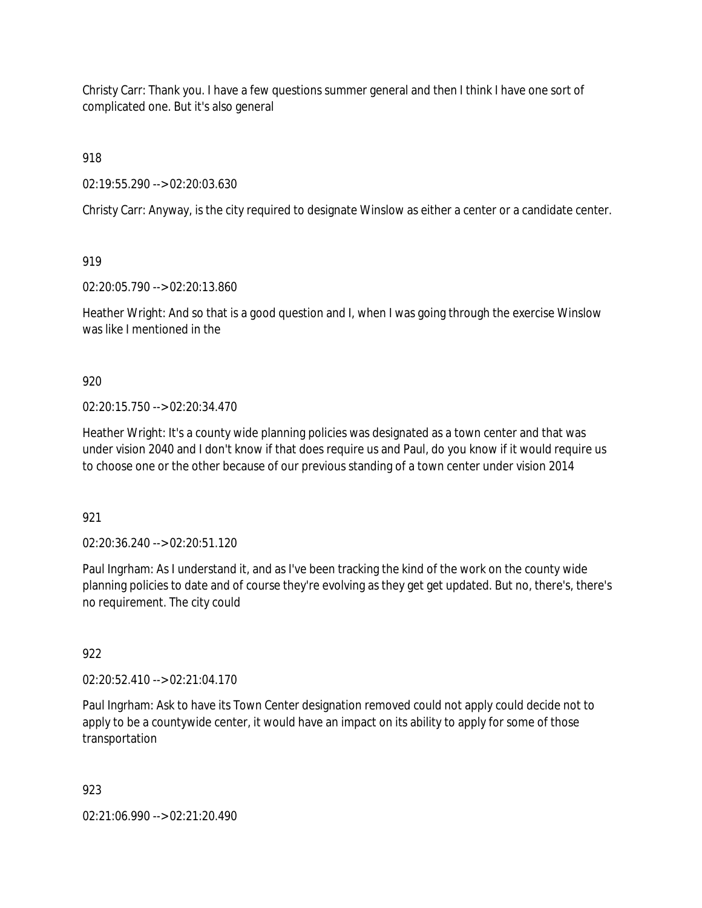Christy Carr: Thank you. I have a few questions summer general and then I think I have one sort of complicated one. But it's also general

918

02:19:55.290 --> 02:20:03.630

Christy Carr: Anyway, is the city required to designate Winslow as either a center or a candidate center.

919

02:20:05.790 --> 02:20:13.860

Heather Wright: And so that is a good question and I, when I was going through the exercise Winslow was like I mentioned in the

920

02:20:15.750 --> 02:20:34.470

Heather Wright: It's a county wide planning policies was designated as a town center and that was under vision 2040 and I don't know if that does require us and Paul, do you know if it would require us to choose one or the other because of our previous standing of a town center under vision 2014

921

02:20:36.240 --> 02:20:51.120

Paul Ingrham: As I understand it, and as I've been tracking the kind of the work on the county wide planning policies to date and of course they're evolving as they get get updated. But no, there's, there's no requirement. The city could

922

02:20:52.410 --> 02:21:04.170

Paul Ingrham: Ask to have its Town Center designation removed could not apply could decide not to apply to be a countywide center, it would have an impact on its ability to apply for some of those transportation

923

02:21:06.990 --> 02:21:20.490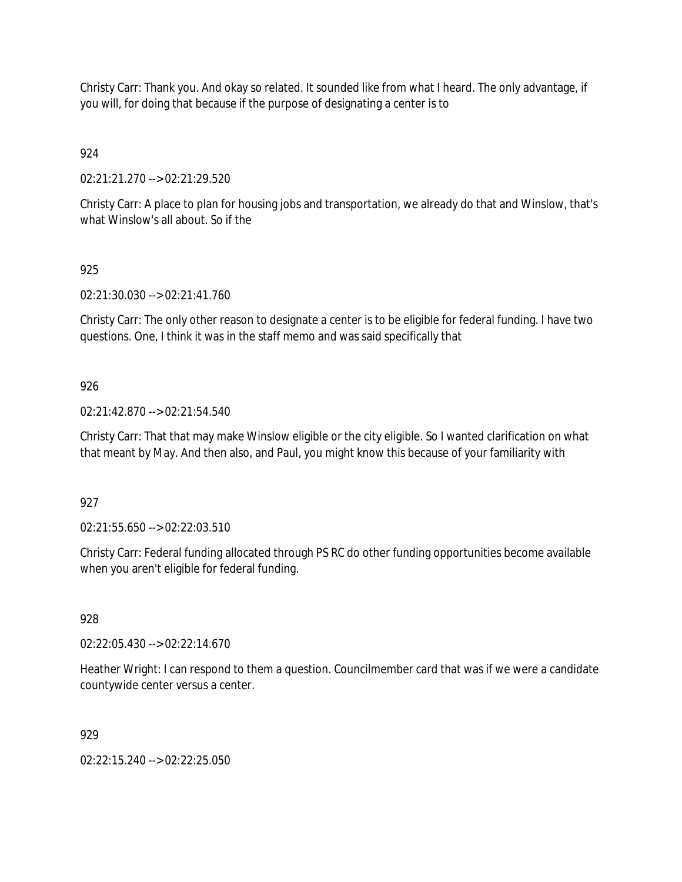Christy Carr: Thank you. And okay so related. It sounded like from what I heard. The only advantage, if you will, for doing that because if the purpose of designating a center is to

924

02:21:21.270 --> 02:21:29.520

Christy Carr: A place to plan for housing jobs and transportation, we already do that and Winslow, that's what Winslow's all about. So if the

925

02:21:30.030 --> 02:21:41.760

Christy Carr: The only other reason to designate a center is to be eligible for federal funding. I have two questions. One, I think it was in the staff memo and was said specifically that

926

02:21:42.870 --> 02:21:54.540

Christy Carr: That that may make Winslow eligible or the city eligible. So I wanted clarification on what that meant by May. And then also, and Paul, you might know this because of your familiarity with

927

02:21:55.650 --> 02:22:03.510

Christy Carr: Federal funding allocated through PS RC do other funding opportunities become available when you aren't eligible for federal funding.

928

02:22:05.430 --> 02:22:14.670

Heather Wright: I can respond to them a question. Councilmember card that was if we were a candidate countywide center versus a center.

929

02:22:15.240 --> 02:22:25.050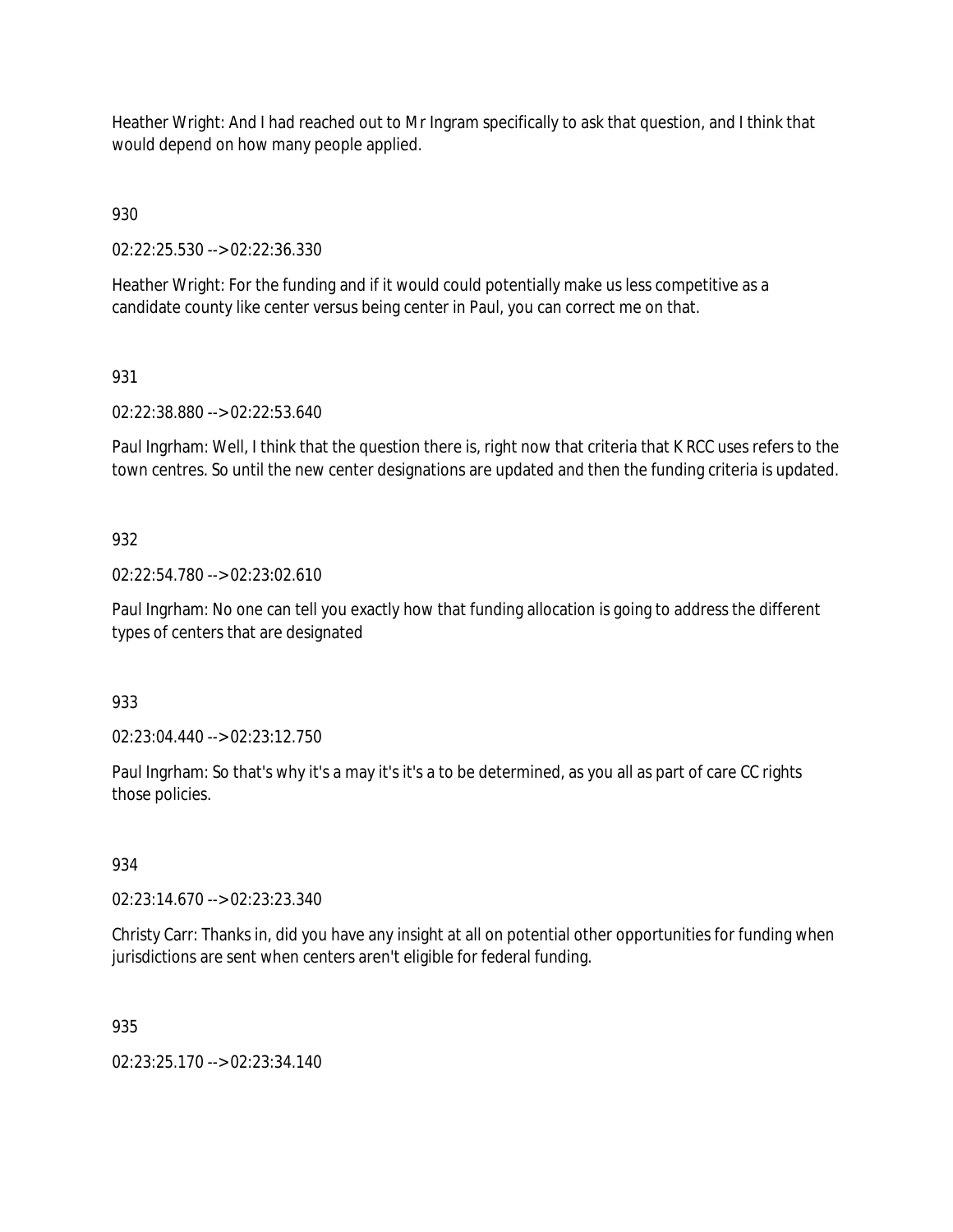Heather Wright: And I had reached out to Mr Ingram specifically to ask that question, and I think that would depend on how many people applied.

930

02:22:25.530 --> 02:22:36.330

Heather Wright: For the funding and if it would could potentially make us less competitive as a candidate county like center versus being center in Paul, you can correct me on that.

931

02:22:38.880 --> 02:22:53.640

Paul Ingrham: Well, I think that the question there is, right now that criteria that K RCC uses refers to the town centres. So until the new center designations are updated and then the funding criteria is updated.

932

02:22:54.780 --> 02:23:02.610

Paul Ingrham: No one can tell you exactly how that funding allocation is going to address the different types of centers that are designated

933

02:23:04.440 --> 02:23:12.750

Paul Ingrham: So that's why it's a may it's it's a to be determined, as you all as part of care CC rights those policies.

934

02:23:14.670 --> 02:23:23.340

Christy Carr: Thanks in, did you have any insight at all on potential other opportunities for funding when jurisdictions are sent when centers aren't eligible for federal funding.

935

02:23:25.170 --> 02:23:34.140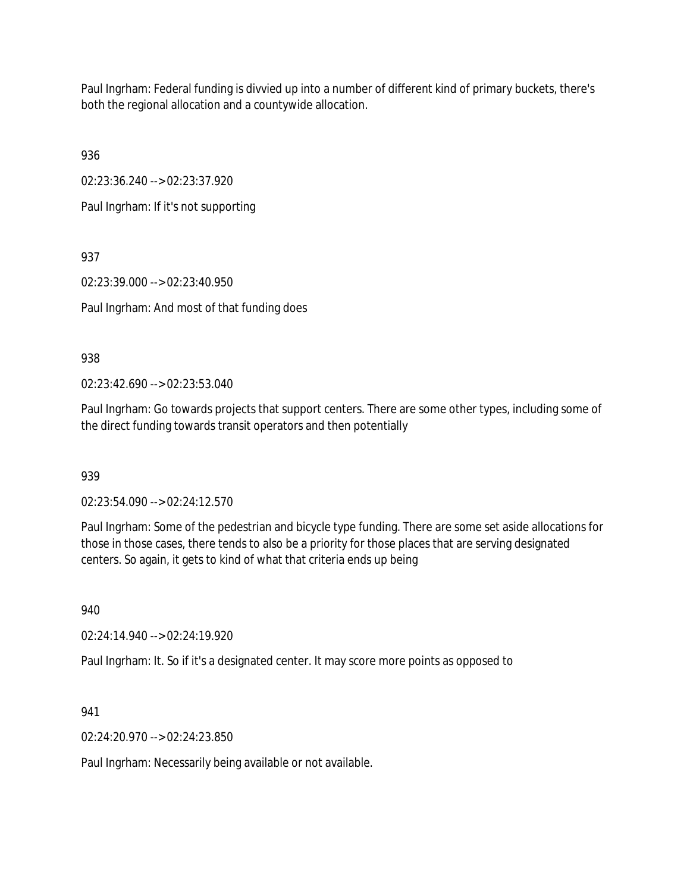Paul Ingrham: Federal funding is divvied up into a number of different kind of primary buckets, there's both the regional allocation and a countywide allocation.

936

02:23:36.240 --> 02:23:37.920

Paul Ingrham: If it's not supporting

937

02:23:39.000 --> 02:23:40.950

Paul Ingrham: And most of that funding does

938

02:23:42.690 --> 02:23:53.040

Paul Ingrham: Go towards projects that support centers. There are some other types, including some of the direct funding towards transit operators and then potentially

939

02:23:54.090 --> 02:24:12.570

Paul Ingrham: Some of the pedestrian and bicycle type funding. There are some set aside allocations for those in those cases, there tends to also be a priority for those places that are serving designated centers. So again, it gets to kind of what that criteria ends up being

940

02:24:14.940 --> 02:24:19.920

Paul Ingrham: It. So if it's a designated center. It may score more points as opposed to

941

02:24:20.970 --> 02:24:23.850

Paul Ingrham: Necessarily being available or not available.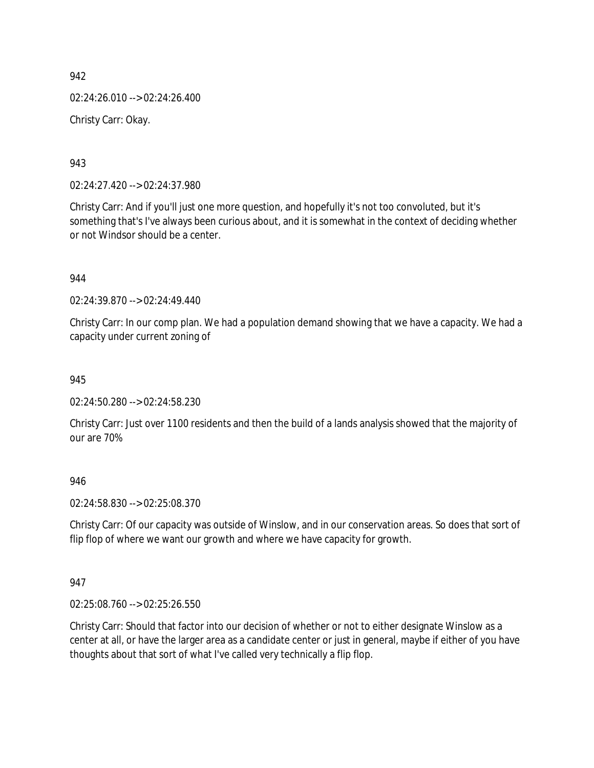942

02:24:26.010 --> 02:24:26.400

Christy Carr: Okay.

943

02:24:27.420 --> 02:24:37.980

Christy Carr: And if you'll just one more question, and hopefully it's not too convoluted, but it's something that's I've always been curious about, and it is somewhat in the context of deciding whether or not Windsor should be a center.

944

02:24:39.870 --> 02:24:49.440

Christy Carr: In our comp plan. We had a population demand showing that we have a capacity. We had a capacity under current zoning of

945

02:24:50.280 --> 02:24:58.230

Christy Carr: Just over 1100 residents and then the build of a lands analysis showed that the majority of our are 70%

946

02:24:58.830 --> 02:25:08.370

Christy Carr: Of our capacity was outside of Winslow, and in our conservation areas. So does that sort of flip flop of where we want our growth and where we have capacity for growth.

947

02:25:08.760 --> 02:25:26.550

Christy Carr: Should that factor into our decision of whether or not to either designate Winslow as a center at all, or have the larger area as a candidate center or just in general, maybe if either of you have thoughts about that sort of what I've called very technically a flip flop.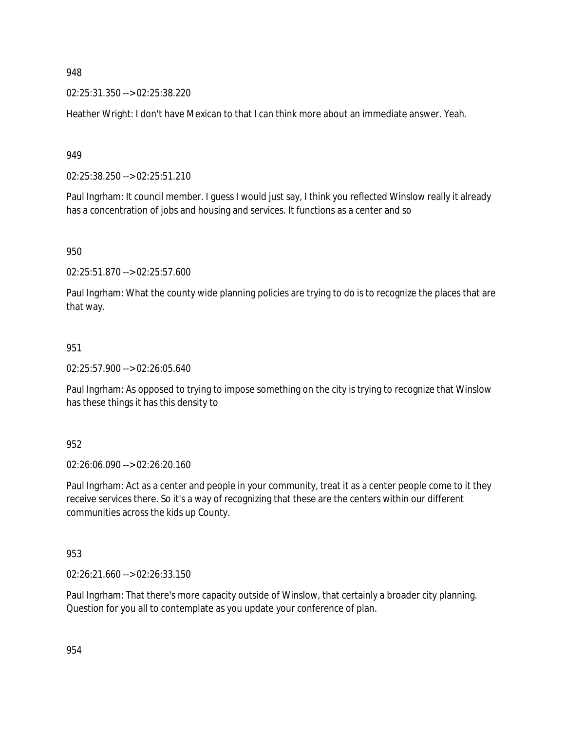948

02:25:31.350 --> 02:25:38.220

Heather Wright: I don't have Mexican to that I can think more about an immediate answer. Yeah.

949

02:25:38.250 --> 02:25:51.210

Paul Ingrham: It council member. I guess I would just say, I think you reflected Winslow really it already has a concentration of jobs and housing and services. It functions as a center and so

950

02:25:51.870 --> 02:25:57.600

Paul Ingrham: What the county wide planning policies are trying to do is to recognize the places that are that way.

951

02:25:57.900 --> 02:26:05.640

Paul Ingrham: As opposed to trying to impose something on the city is trying to recognize that Winslow has these things it has this density to

952

02:26:06.090 --> 02:26:20.160

Paul Ingrham: Act as a center and people in your community, treat it as a center people come to it they receive services there. So it's a way of recognizing that these are the centers within our different communities across the kids up County.

953

02:26:21.660 --> 02:26:33.150

Paul Ingrham: That there's more capacity outside of Winslow, that certainly a broader city planning. Question for you all to contemplate as you update your conference of plan.

954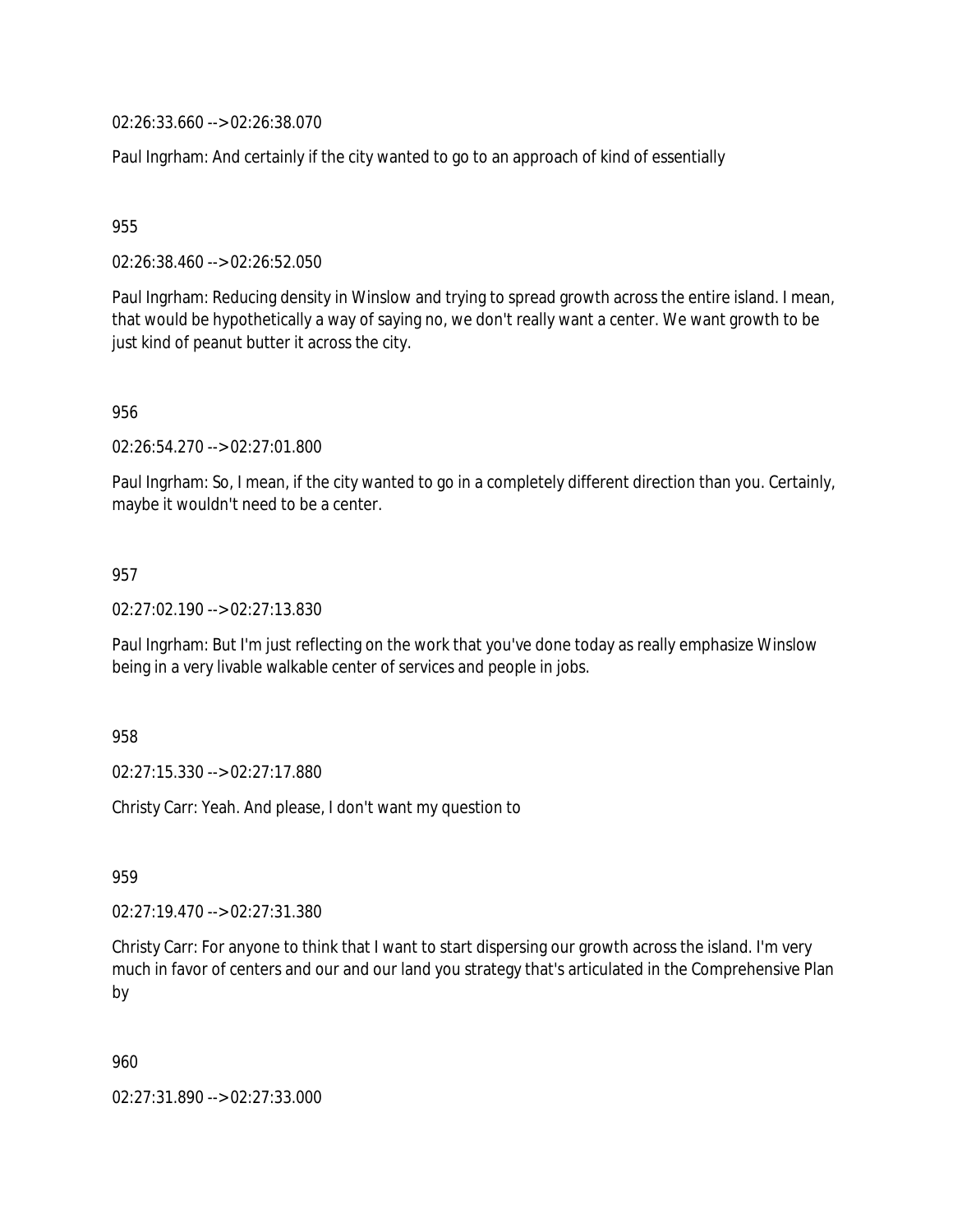02:26:33.660 --> 02:26:38.070

Paul Ingrham: And certainly if the city wanted to go to an approach of kind of essentially

955

02:26:38.460 --> 02:26:52.050

Paul Ingrham: Reducing density in Winslow and trying to spread growth across the entire island. I mean, that would be hypothetically a way of saying no, we don't really want a center. We want growth to be just kind of peanut butter it across the city.

956

02:26:54.270 --> 02:27:01.800

Paul Ingrham: So, I mean, if the city wanted to go in a completely different direction than you. Certainly, maybe it wouldn't need to be a center.

957

02:27:02.190 --> 02:27:13.830

Paul Ingrham: But I'm just reflecting on the work that you've done today as really emphasize Winslow being in a very livable walkable center of services and people in jobs.

958

02:27:15.330 --> 02:27:17.880

Christy Carr: Yeah. And please, I don't want my question to

959

02:27:19.470 --> 02:27:31.380

Christy Carr: For anyone to think that I want to start dispersing our growth across the island. I'm very much in favor of centers and our and our land you strategy that's articulated in the Comprehensive Plan by

960

02:27:31.890 --> 02:27:33.000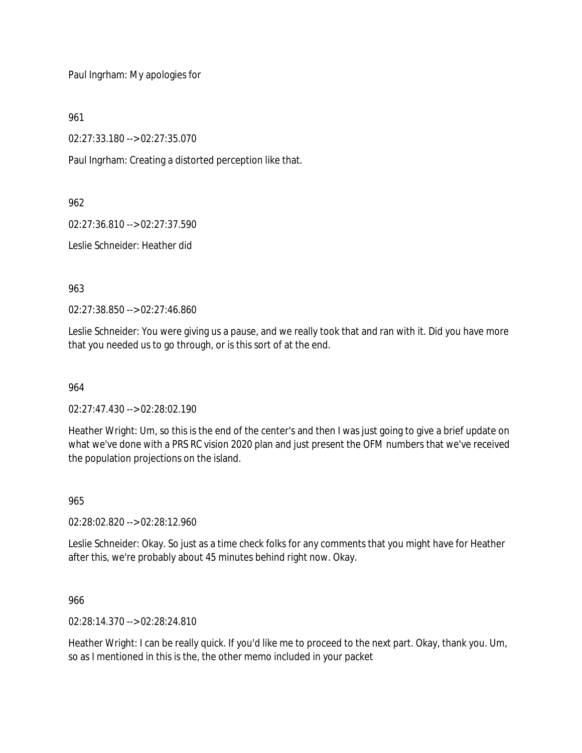Paul Ingrham: My apologies for

961

02:27:33.180 --> 02:27:35.070

Paul Ingrham: Creating a distorted perception like that.

962

02:27:36.810 --> 02:27:37.590

Leslie Schneider: Heather did

963

02:27:38.850 --> 02:27:46.860

Leslie Schneider: You were giving us a pause, and we really took that and ran with it. Did you have more that you needed us to go through, or is this sort of at the end.

964

02:27:47.430 --> 02:28:02.190

Heather Wright: Um, so this is the end of the center's and then I was just going to give a brief update on what we've done with a PRS RC vision 2020 plan and just present the OFM numbers that we've received the population projections on the island.

965

02:28:02.820 --> 02:28:12.960

Leslie Schneider: Okay. So just as a time check folks for any comments that you might have for Heather after this, we're probably about 45 minutes behind right now. Okay.

966

02:28:14.370 --> 02:28:24.810

Heather Wright: I can be really quick. If you'd like me to proceed to the next part. Okay, thank you. Um, so as I mentioned in this is the, the other memo included in your packet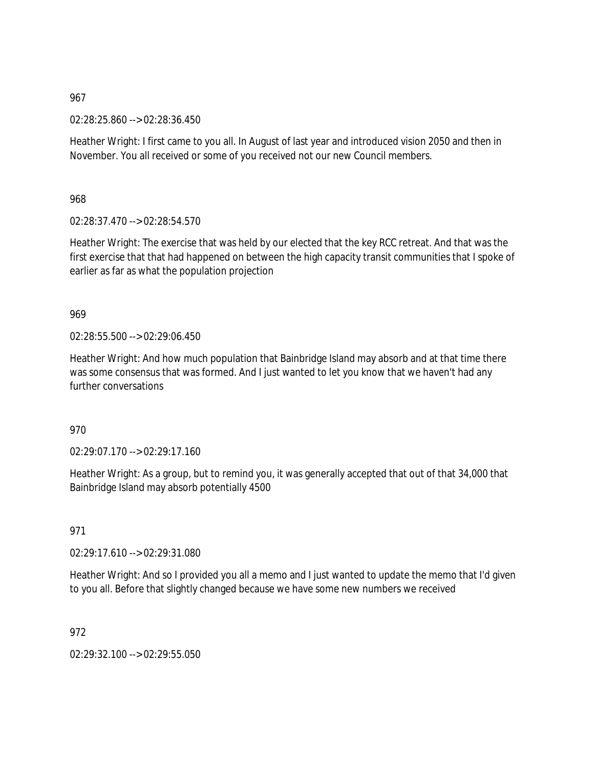967

02:28:25.860 --> 02:28:36.450

Heather Wright: I first came to you all. In August of last year and introduced vision 2050 and then in November. You all received or some of you received not our new Council members.

968

02:28:37.470 --> 02:28:54.570

Heather Wright: The exercise that was held by our elected that the key RCC retreat. And that was the first exercise that that had happened on between the high capacity transit communities that I spoke of earlier as far as what the population projection

969

02:28:55.500 --> 02:29:06.450

Heather Wright: And how much population that Bainbridge Island may absorb and at that time there was some consensus that was formed. And I just wanted to let you know that we haven't had any further conversations

970

02:29:07.170 --> 02:29:17.160

Heather Wright: As a group, but to remind you, it was generally accepted that out of that 34,000 that Bainbridge Island may absorb potentially 4500

971

02:29:17.610 --> 02:29:31.080

Heather Wright: And so I provided you all a memo and I just wanted to update the memo that I'd given to you all. Before that slightly changed because we have some new numbers we received

972

02:29:32.100 --> 02:29:55.050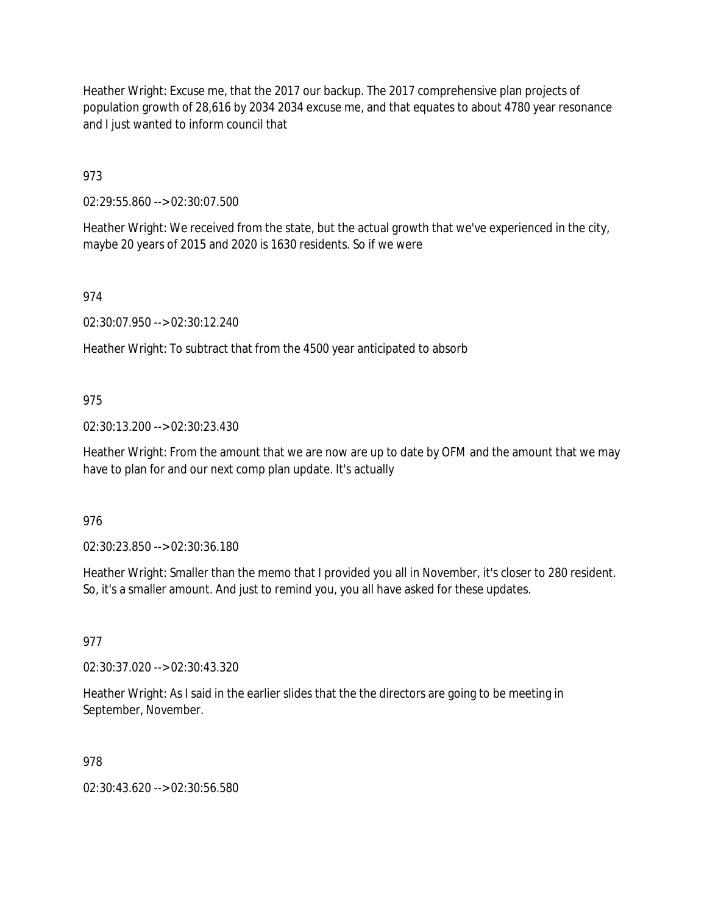Heather Wright: Excuse me, that the 2017 our backup. The 2017 comprehensive plan projects of population growth of 28,616 by 2034 2034 excuse me, and that equates to about 4780 year resonance and I just wanted to inform council that

973

02:29:55.860 --> 02:30:07.500

Heather Wright: We received from the state, but the actual growth that we've experienced in the city, maybe 20 years of 2015 and 2020 is 1630 residents. So if we were

974

02:30:07.950 --> 02:30:12.240

Heather Wright: To subtract that from the 4500 year anticipated to absorb

975

02:30:13.200 --> 02:30:23.430

Heather Wright: From the amount that we are now are up to date by OFM and the amount that we may have to plan for and our next comp plan update. It's actually

976

02:30:23.850 --> 02:30:36.180

Heather Wright: Smaller than the memo that I provided you all in November, it's closer to 280 resident. So, it's a smaller amount. And just to remind you, you all have asked for these updates.

977

02:30:37.020 --> 02:30:43.320

Heather Wright: As I said in the earlier slides that the the directors are going to be meeting in September, November.

978

02:30:43.620 --> 02:30:56.580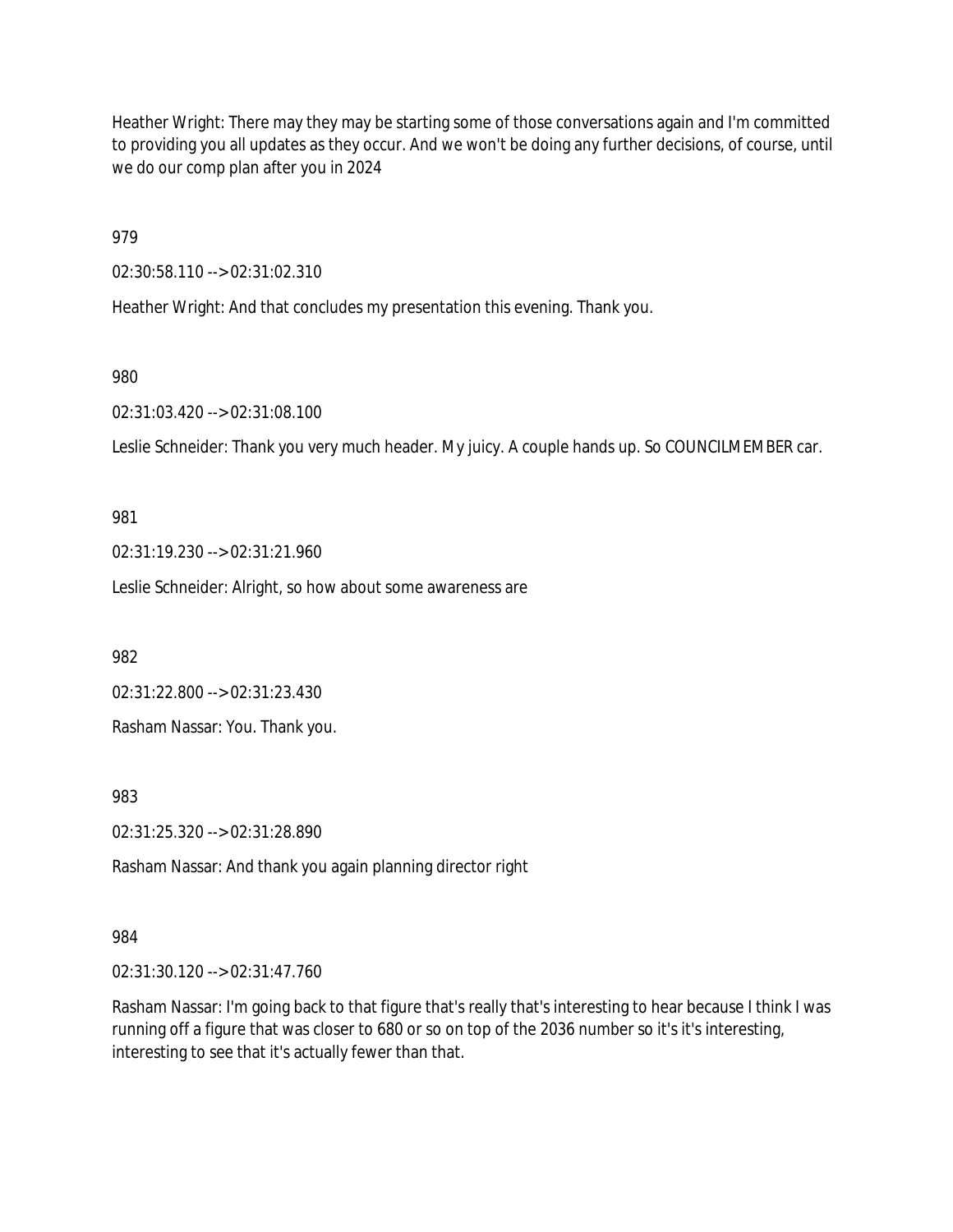Heather Wright: There may they may be starting some of those conversations again and I'm committed to providing you all updates as they occur. And we won't be doing any further decisions, of course, until we do our comp plan after you in 2024

979

02:30:58.110 --> 02:31:02.310

Heather Wright: And that concludes my presentation this evening. Thank you.

980

02:31:03.420 --> 02:31:08.100

Leslie Schneider: Thank you very much header. My juicy. A couple hands up. So COUNCILMEMBER car.

981

02:31:19.230 --> 02:31:21.960

Leslie Schneider: Alright, so how about some awareness are

982

02:31:22.800 --> 02:31:23.430

Rasham Nassar: You. Thank you.

983

02:31:25.320 --> 02:31:28.890

Rasham Nassar: And thank you again planning director right

984

02:31:30.120 --> 02:31:47.760

Rasham Nassar: I'm going back to that figure that's really that's interesting to hear because I think I was running off a figure that was closer to 680 or so on top of the 2036 number so it's it's interesting, interesting to see that it's actually fewer than that.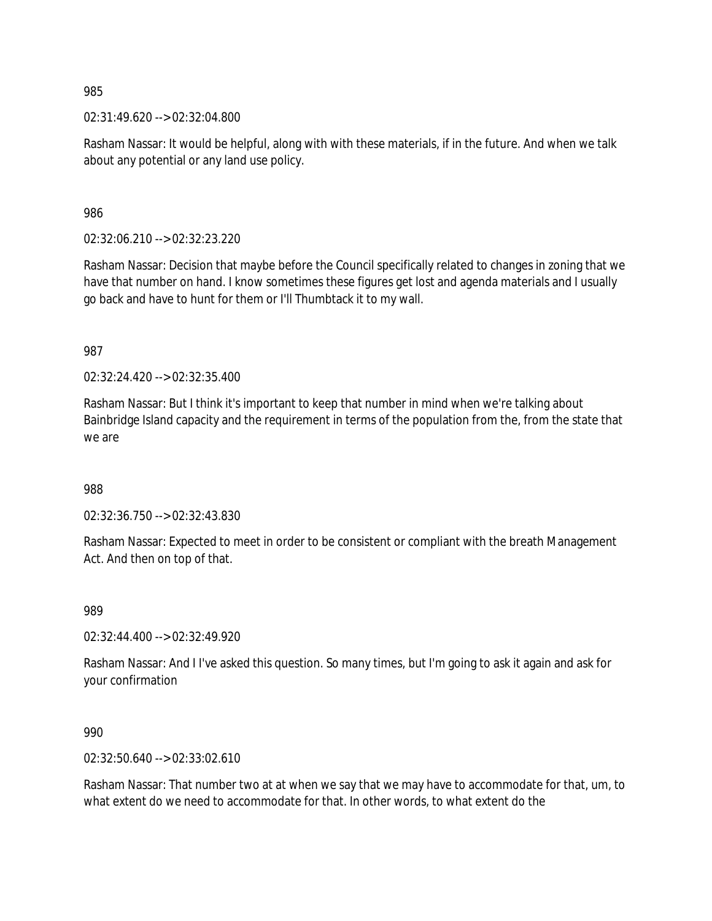985

02:31:49.620 --> 02:32:04.800

Rasham Nassar: It would be helpful, along with with these materials, if in the future. And when we talk about any potential or any land use policy.

986

02:32:06.210 --> 02:32:23.220

Rasham Nassar: Decision that maybe before the Council specifically related to changes in zoning that we have that number on hand. I know sometimes these figures get lost and agenda materials and I usually go back and have to hunt for them or I'll Thumbtack it to my wall.

987

02:32:24.420 --> 02:32:35.400

Rasham Nassar: But I think it's important to keep that number in mind when we're talking about Bainbridge Island capacity and the requirement in terms of the population from the, from the state that we are

988

02:32:36.750 --> 02:32:43.830

Rasham Nassar: Expected to meet in order to be consistent or compliant with the breath Management Act. And then on top of that.

989

02:32:44.400 --> 02:32:49.920

Rasham Nassar: And I I've asked this question. So many times, but I'm going to ask it again and ask for your confirmation

990

02:32:50.640 --> 02:33:02.610

Rasham Nassar: That number two at at when we say that we may have to accommodate for that, um, to what extent do we need to accommodate for that. In other words, to what extent do the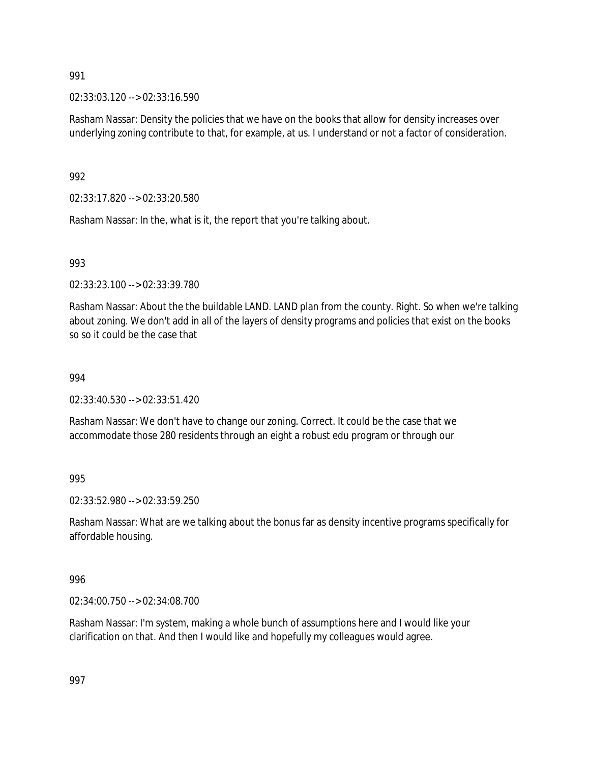991

02:33:03.120 --> 02:33:16.590

Rasham Nassar: Density the policies that we have on the books that allow for density increases over underlying zoning contribute to that, for example, at us. I understand or not a factor of consideration.

992

02:33:17.820 --> 02:33:20.580

Rasham Nassar: In the, what is it, the report that you're talking about.

993

02:33:23.100 --> 02:33:39.780

Rasham Nassar: About the the buildable LAND. LAND plan from the county. Right. So when we're talking about zoning. We don't add in all of the layers of density programs and policies that exist on the books so so it could be the case that

994

02:33:40.530 --> 02:33:51.420

Rasham Nassar: We don't have to change our zoning. Correct. It could be the case that we accommodate those 280 residents through an eight a robust edu program or through our

995

02:33:52.980 --> 02:33:59.250

Rasham Nassar: What are we talking about the bonus far as density incentive programs specifically for affordable housing.

996

02:34:00.750 --> 02:34:08.700

Rasham Nassar: I'm system, making a whole bunch of assumptions here and I would like your clarification on that. And then I would like and hopefully my colleagues would agree.

997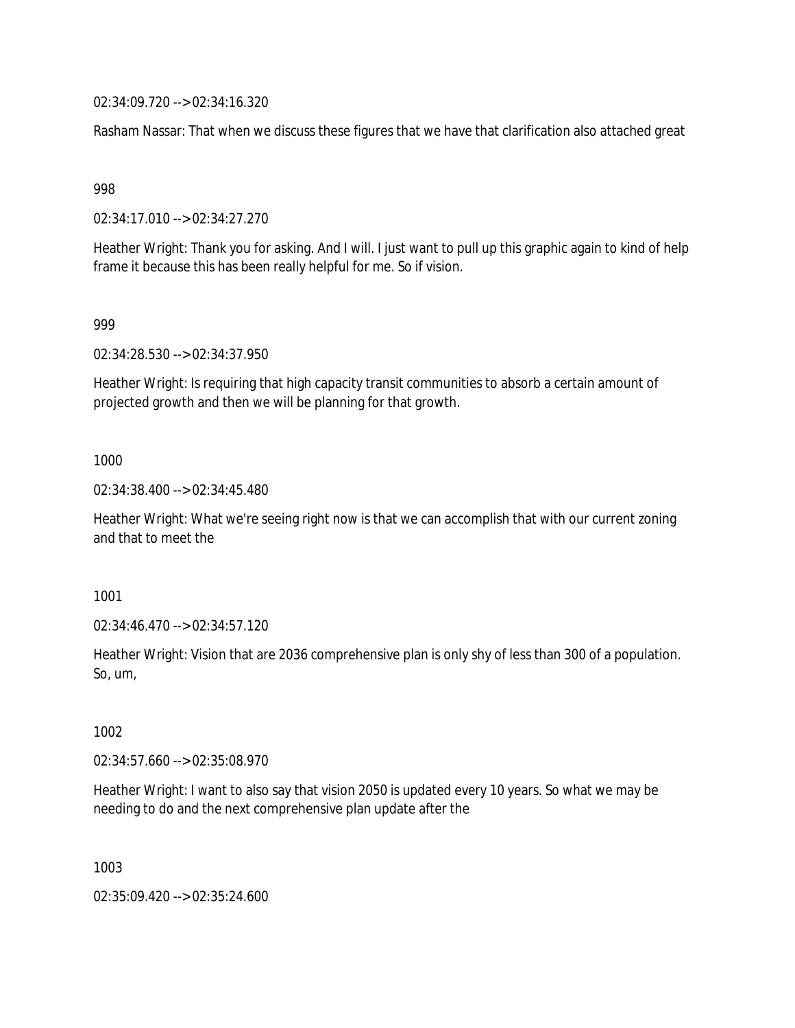02:34:09.720 --> 02:34:16.320

Rasham Nassar: That when we discuss these figures that we have that clarification also attached great

998

02:34:17.010 --> 02:34:27.270

Heather Wright: Thank you for asking. And I will. I just want to pull up this graphic again to kind of help frame it because this has been really helpful for me. So if vision.

999

02:34:28.530 --> 02:34:37.950

Heather Wright: Is requiring that high capacity transit communities to absorb a certain amount of projected growth and then we will be planning for that growth.

1000

02:34:38.400 --> 02:34:45.480

Heather Wright: What we're seeing right now is that we can accomplish that with our current zoning and that to meet the

1001

02:34:46.470 --> 02:34:57.120

Heather Wright: Vision that are 2036 comprehensive plan is only shy of less than 300 of a population. So, um,

1002

02:34:57.660 --> 02:35:08.970

Heather Wright: I want to also say that vision 2050 is updated every 10 years. So what we may be needing to do and the next comprehensive plan update after the

1003

02:35:09.420 --> 02:35:24.600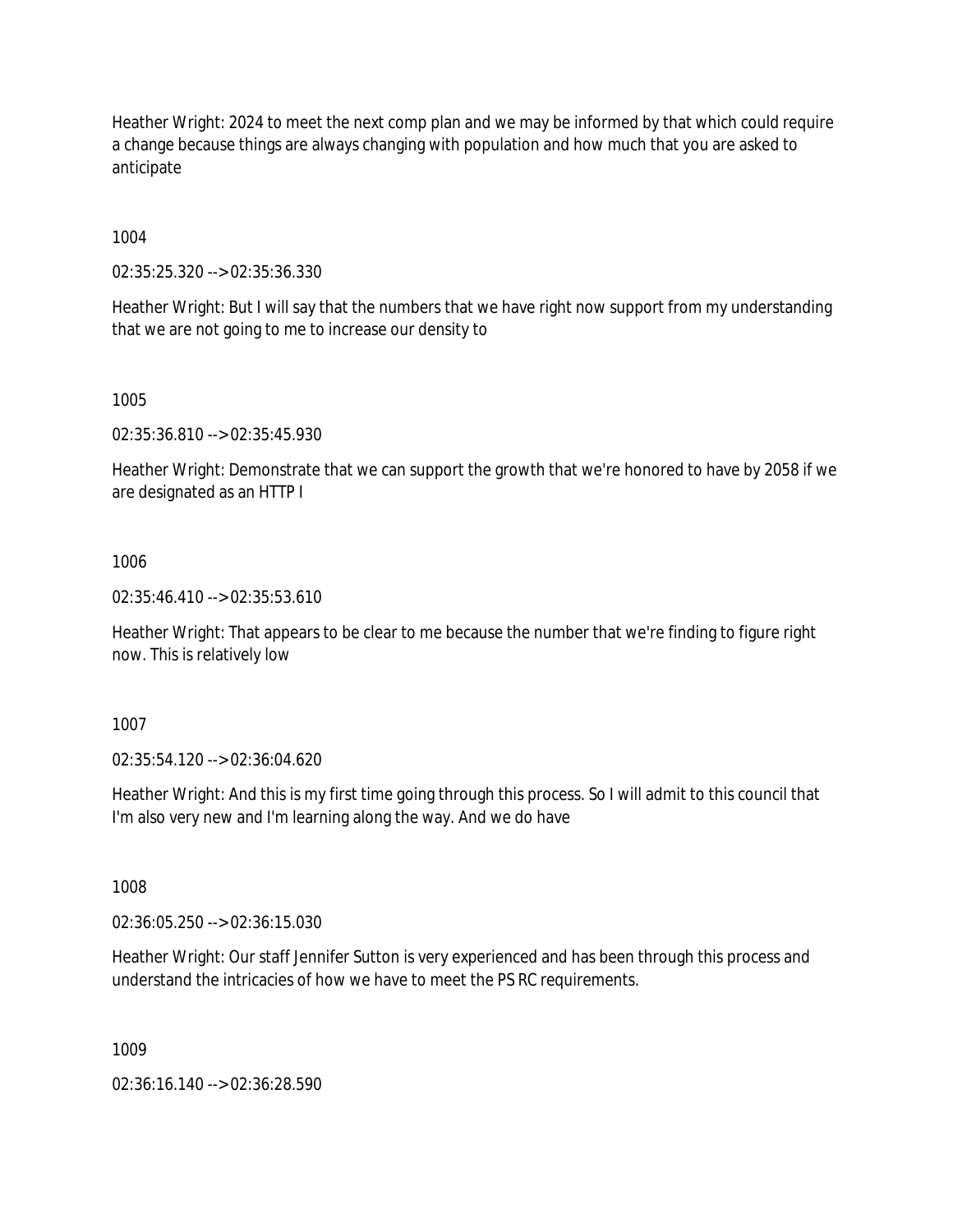Heather Wright: 2024 to meet the next comp plan and we may be informed by that which could require a change because things are always changing with population and how much that you are asked to anticipate

1004

02:35:25.320 --> 02:35:36.330

Heather Wright: But I will say that the numbers that we have right now support from my understanding that we are not going to me to increase our density to

1005

02:35:36.810 --> 02:35:45.930

Heather Wright: Demonstrate that we can support the growth that we're honored to have by 2058 if we are designated as an HTTP I

1006

02:35:46.410 --> 02:35:53.610

Heather Wright: That appears to be clear to me because the number that we're finding to figure right now. This is relatively low

1007

02:35:54.120 --> 02:36:04.620

Heather Wright: And this is my first time going through this process. So I will admit to this council that I'm also very new and I'm learning along the way. And we do have

1008

02:36:05.250 --> 02:36:15.030

Heather Wright: Our staff Jennifer Sutton is very experienced and has been through this process and understand the intricacies of how we have to meet the PS RC requirements.

1009

02:36:16.140 --> 02:36:28.590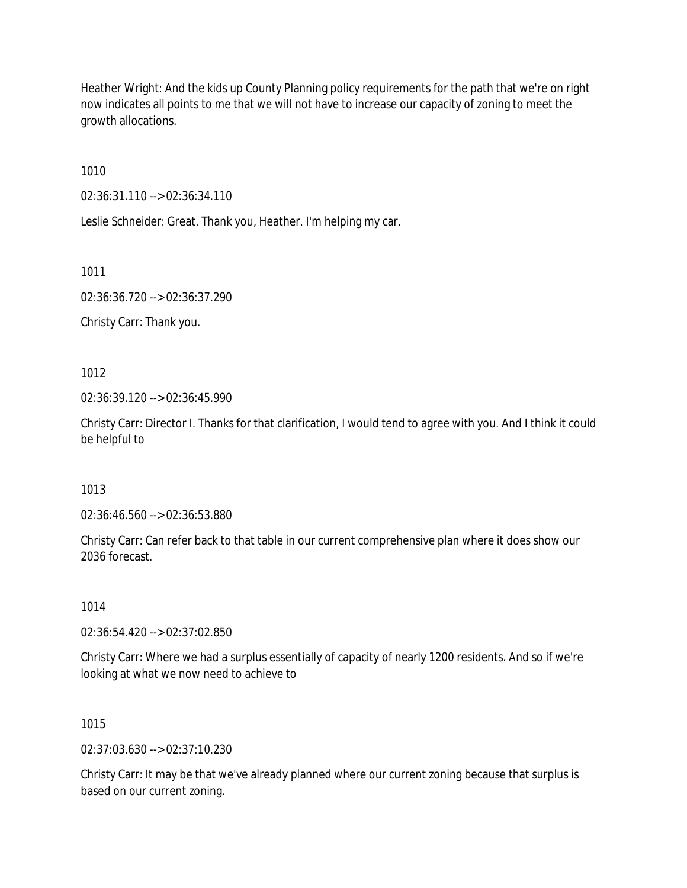Heather Wright: And the kids up County Planning policy requirements for the path that we're on right now indicates all points to me that we will not have to increase our capacity of zoning to meet the growth allocations.

1010

02:36:31.110 --> 02:36:34.110

Leslie Schneider: Great. Thank you, Heather. I'm helping my car.

1011

02:36:36.720 --> 02:36:37.290

Christy Carr: Thank you.

1012

02:36:39.120 --> 02:36:45.990

Christy Carr: Director I. Thanks for that clarification, I would tend to agree with you. And I think it could be helpful to

1013

02:36:46.560 --> 02:36:53.880

Christy Carr: Can refer back to that table in our current comprehensive plan where it does show our 2036 forecast.

1014

02:36:54.420 --> 02:37:02.850

Christy Carr: Where we had a surplus essentially of capacity of nearly 1200 residents. And so if we're looking at what we now need to achieve to

1015

02:37:03.630 --> 02:37:10.230

Christy Carr: It may be that we've already planned where our current zoning because that surplus is based on our current zoning.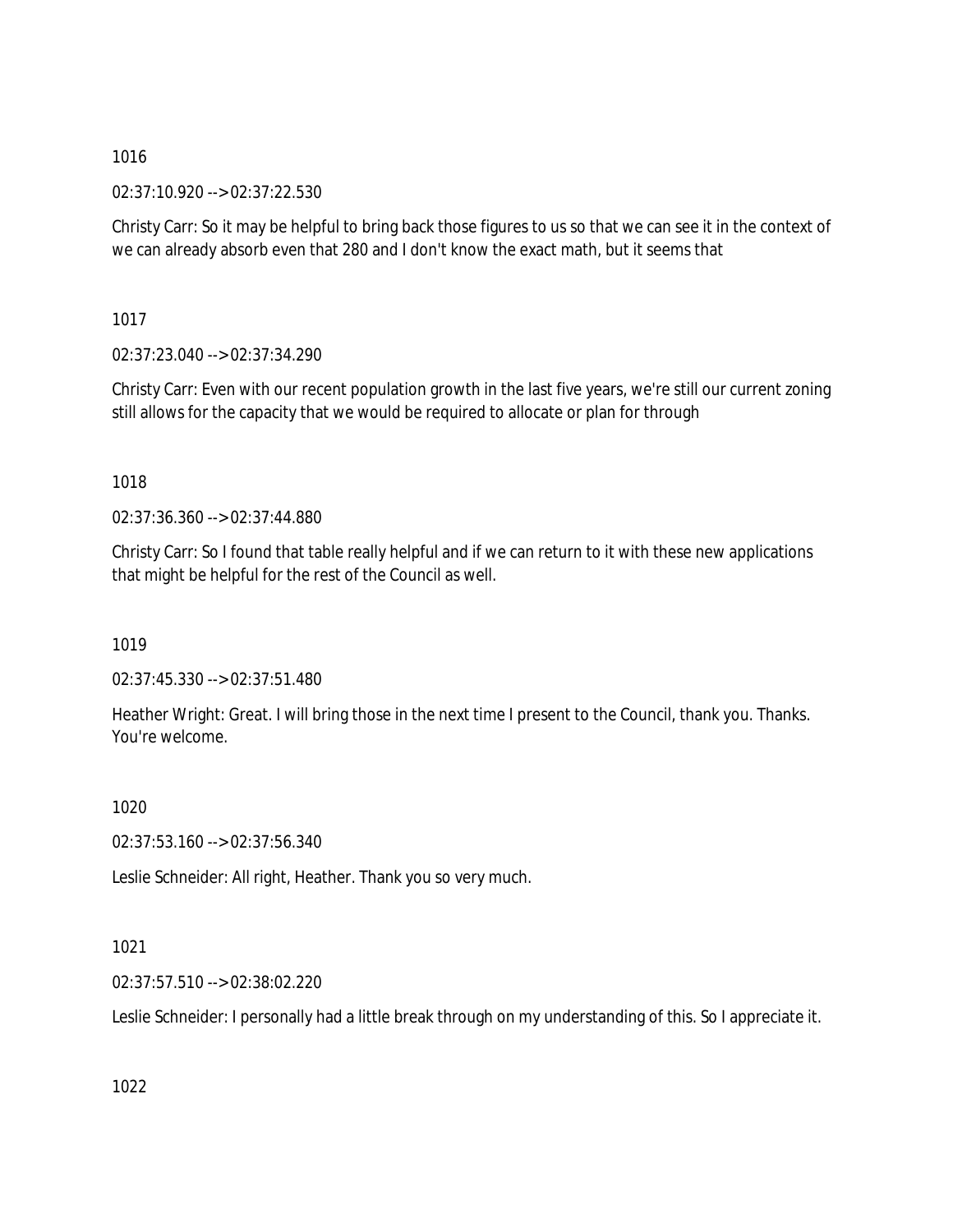1016

02:37:10.920 --> 02:37:22.530

Christy Carr: So it may be helpful to bring back those figures to us so that we can see it in the context of we can already absorb even that 280 and I don't know the exact math, but it seems that

1017

02:37:23.040 --> 02:37:34.290

Christy Carr: Even with our recent population growth in the last five years, we're still our current zoning still allows for the capacity that we would be required to allocate or plan for through

1018

02:37:36.360 --> 02:37:44.880

Christy Carr: So I found that table really helpful and if we can return to it with these new applications that might be helpful for the rest of the Council as well.

1019

02:37:45.330 --> 02:37:51.480

Heather Wright: Great. I will bring those in the next time I present to the Council, thank you. Thanks. You're welcome.

1020

02:37:53.160 --> 02:37:56.340

Leslie Schneider: All right, Heather. Thank you so very much.

1021

02:37:57.510 --> 02:38:02.220

Leslie Schneider: I personally had a little break through on my understanding of this. So I appreciate it.

1022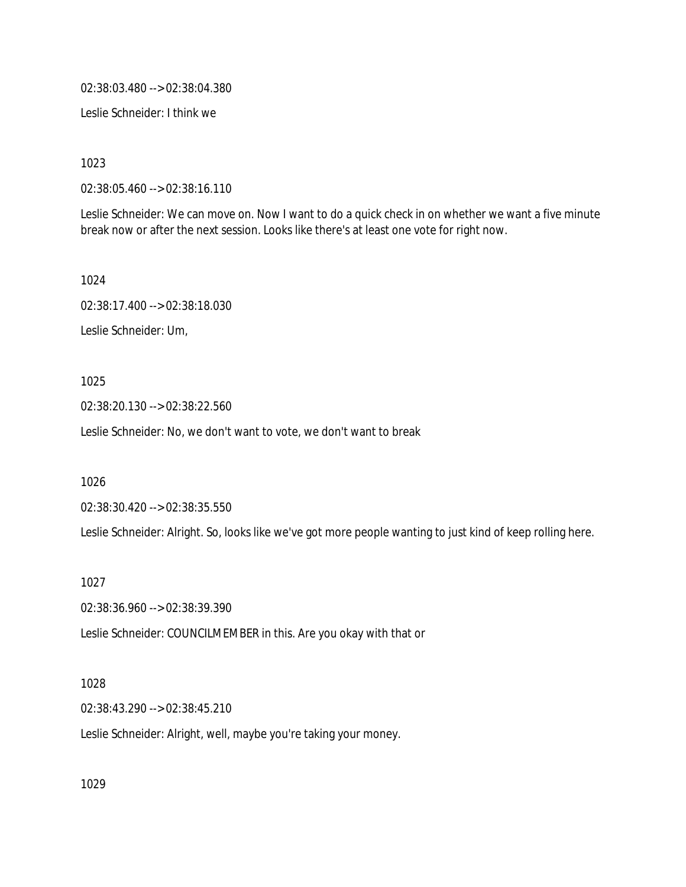02:38:03.480 --> 02:38:04.380

Leslie Schneider: I think we

1023

02:38:05.460 --> 02:38:16.110

Leslie Schneider: We can move on. Now I want to do a quick check in on whether we want a five minute break now or after the next session. Looks like there's at least one vote for right now.

1024

02:38:17.400 --> 02:38:18.030

Leslie Schneider: Um,

1025

02:38:20.130 --> 02:38:22.560

Leslie Schneider: No, we don't want to vote, we don't want to break

1026

02:38:30.420 --> 02:38:35.550

Leslie Schneider: Alright. So, looks like we've got more people wanting to just kind of keep rolling here.

1027

02:38:36.960 --> 02:38:39.390

Leslie Schneider: COUNCILMEMBER in this. Are you okay with that or

1028

02:38:43.290 --> 02:38:45.210

Leslie Schneider: Alright, well, maybe you're taking your money.

1029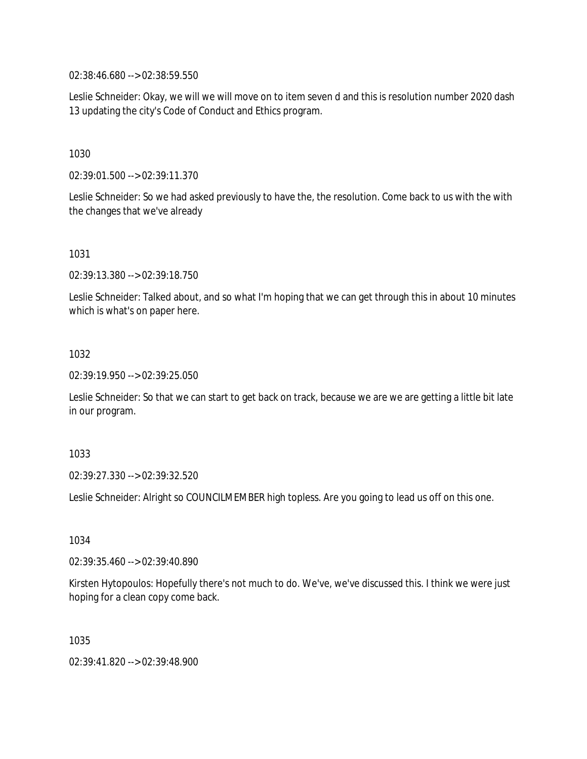02:38:46.680 --> 02:38:59.550

Leslie Schneider: Okay, we will we will move on to item seven d and this is resolution number 2020 dash 13 updating the city's Code of Conduct and Ethics program.

1030

02:39:01.500 --> 02:39:11.370

Leslie Schneider: So we had asked previously to have the, the resolution. Come back to us with the with the changes that we've already

1031

02:39:13.380 --> 02:39:18.750

Leslie Schneider: Talked about, and so what I'm hoping that we can get through this in about 10 minutes which is what's on paper here.

1032

02:39:19.950 --> 02:39:25.050

Leslie Schneider: So that we can start to get back on track, because we are we are getting a little bit late in our program.

1033

02:39:27.330 --> 02:39:32.520

Leslie Schneider: Alright so COUNCILMEMBER high topless. Are you going to lead us off on this one.

1034

02:39:35.460 --> 02:39:40.890

Kirsten Hytopoulos: Hopefully there's not much to do. We've, we've discussed this. I think we were just hoping for a clean copy come back.

1035

02:39:41.820 --> 02:39:48.900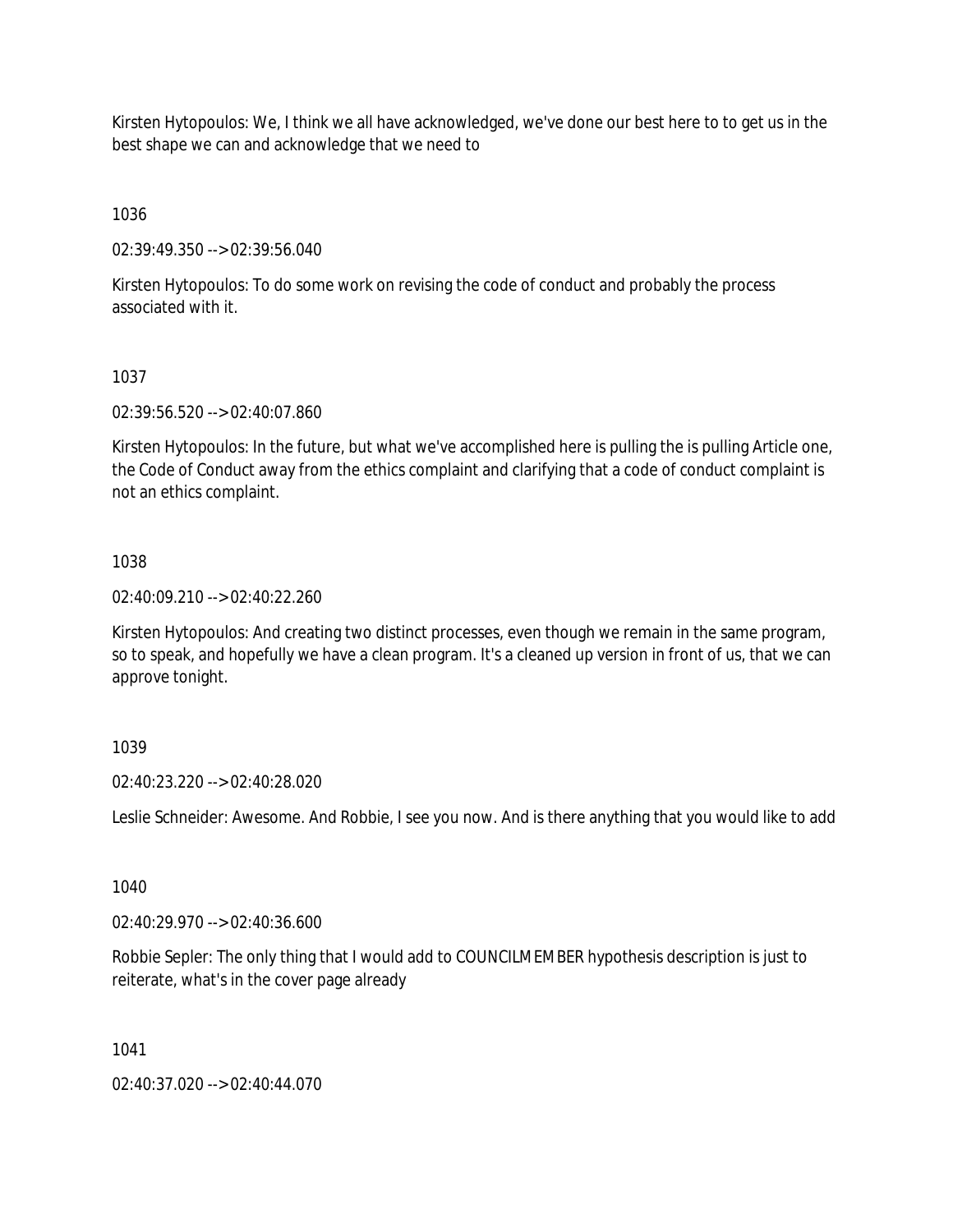Kirsten Hytopoulos: We, I think we all have acknowledged, we've done our best here to to get us in the best shape we can and acknowledge that we need to

1036

02:39:49.350 --> 02:39:56.040

Kirsten Hytopoulos: To do some work on revising the code of conduct and probably the process associated with it.

1037

02:39:56.520 --> 02:40:07.860

Kirsten Hytopoulos: In the future, but what we've accomplished here is pulling the is pulling Article one, the Code of Conduct away from the ethics complaint and clarifying that a code of conduct complaint is not an ethics complaint.

1038

02:40:09.210 --> 02:40:22.260

Kirsten Hytopoulos: And creating two distinct processes, even though we remain in the same program, so to speak, and hopefully we have a clean program. It's a cleaned up version in front of us, that we can approve tonight.

1039

02:40:23.220 --> 02:40:28.020

Leslie Schneider: Awesome. And Robbie, I see you now. And is there anything that you would like to add

1040

02:40:29.970 --> 02:40:36.600

Robbie Sepler: The only thing that I would add to COUNCILMEMBER hypothesis description is just to reiterate, what's in the cover page already

1041

02:40:37.020 --> 02:40:44.070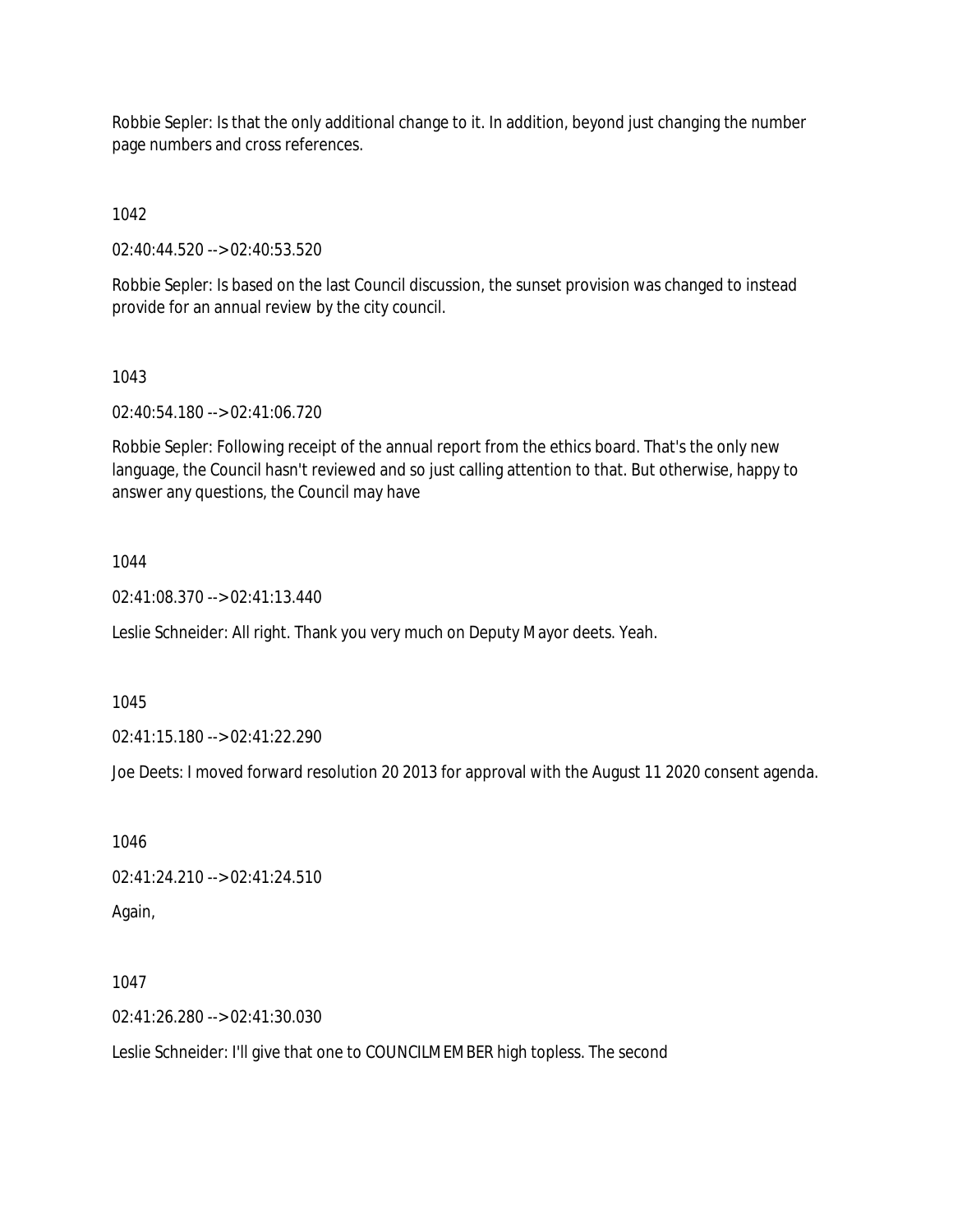Robbie Sepler: Is that the only additional change to it. In addition, beyond just changing the number page numbers and cross references.

1042

02:40:44.520 --> 02:40:53.520

Robbie Sepler: Is based on the last Council discussion, the sunset provision was changed to instead provide for an annual review by the city council.

1043

02:40:54.180 --> 02:41:06.720

Robbie Sepler: Following receipt of the annual report from the ethics board. That's the only new language, the Council hasn't reviewed and so just calling attention to that. But otherwise, happy to answer any questions, the Council may have

1044

02:41:08.370 --> 02:41:13.440

Leslie Schneider: All right. Thank you very much on Deputy Mayor deets. Yeah.

1045

02:41:15.180 --> 02:41:22.290

Joe Deets: I moved forward resolution 20 2013 for approval with the August 11 2020 consent agenda.

1046

02:41:24.210 --> 02:41:24.510

Again,

1047

02:41:26.280 --> 02:41:30.030

Leslie Schneider: I'll give that one to COUNCILMEMBER high topless. The second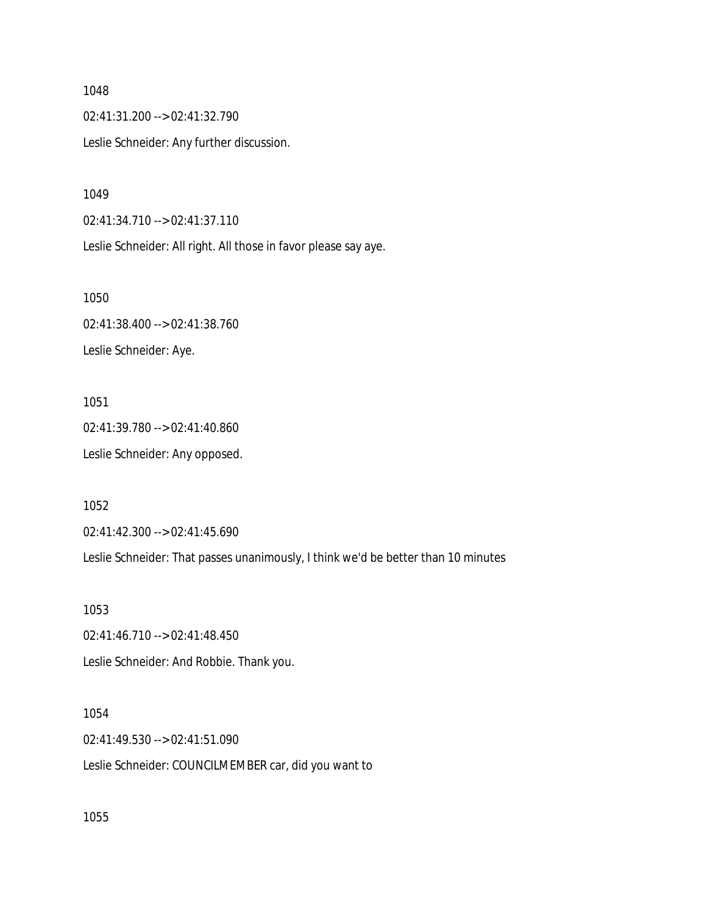1048

02:41:31.200 --> 02:41:32.790

Leslie Schneider: Any further discussion.

1049

02:41:34.710 --> 02:41:37.110

Leslie Schneider: All right. All those in favor please say aye.

1050

02:41:38.400 --> 02:41:38.760

Leslie Schneider: Aye.

1051

02:41:39.780 --> 02:41:40.860

Leslie Schneider: Any opposed.

1052

02:41:42.300 --> 02:41:45.690

Leslie Schneider: That passes unanimously, I think we'd be better than 10 minutes

1053

02:41:46.710 --> 02:41:48.450

Leslie Schneider: And Robbie. Thank you.

1054

02:41:49.530 --> 02:41:51.090

Leslie Schneider: COUNCILMEMBER car, did you want to

1055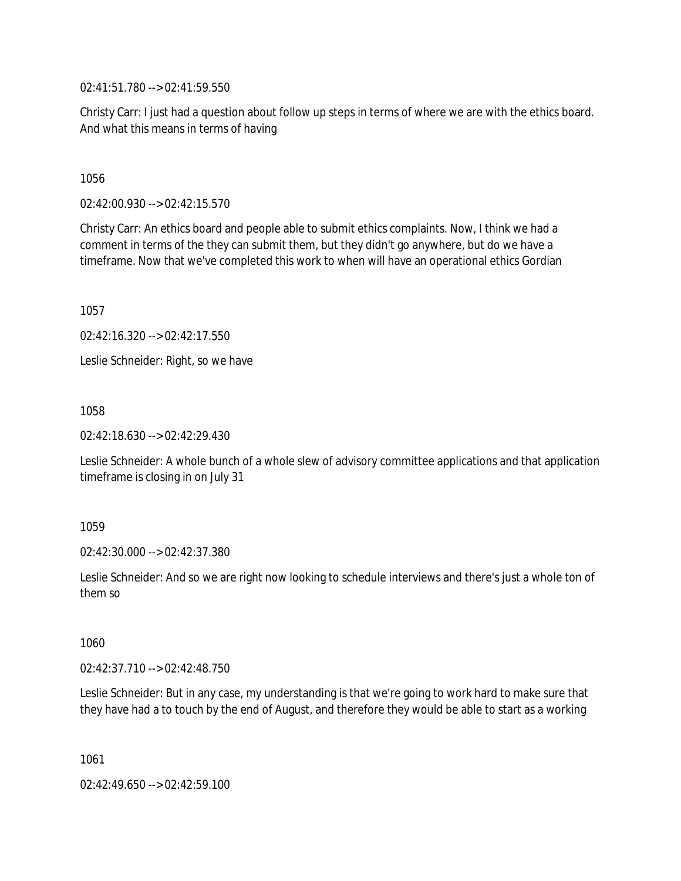02:41:51.780 --> 02:41:59.550

Christy Carr: I just had a question about follow up steps in terms of where we are with the ethics board. And what this means in terms of having

1056

02:42:00.930 --> 02:42:15.570

Christy Carr: An ethics board and people able to submit ethics complaints. Now, I think we had a comment in terms of the they can submit them, but they didn't go anywhere, but do we have a timeframe. Now that we've completed this work to when will have an operational ethics Gordian

1057

02:42:16.320 --> 02:42:17.550

Leslie Schneider: Right, so we have

1058

02:42:18.630 --> 02:42:29.430

Leslie Schneider: A whole bunch of a whole slew of advisory committee applications and that application timeframe is closing in on July 31

1059

02:42:30.000 --> 02:42:37.380

Leslie Schneider: And so we are right now looking to schedule interviews and there's just a whole ton of them so

1060

02:42:37.710 --> 02:42:48.750

Leslie Schneider: But in any case, my understanding is that we're going to work hard to make sure that they have had a to touch by the end of August, and therefore they would be able to start as a working

1061

02:42:49.650 --> 02:42:59.100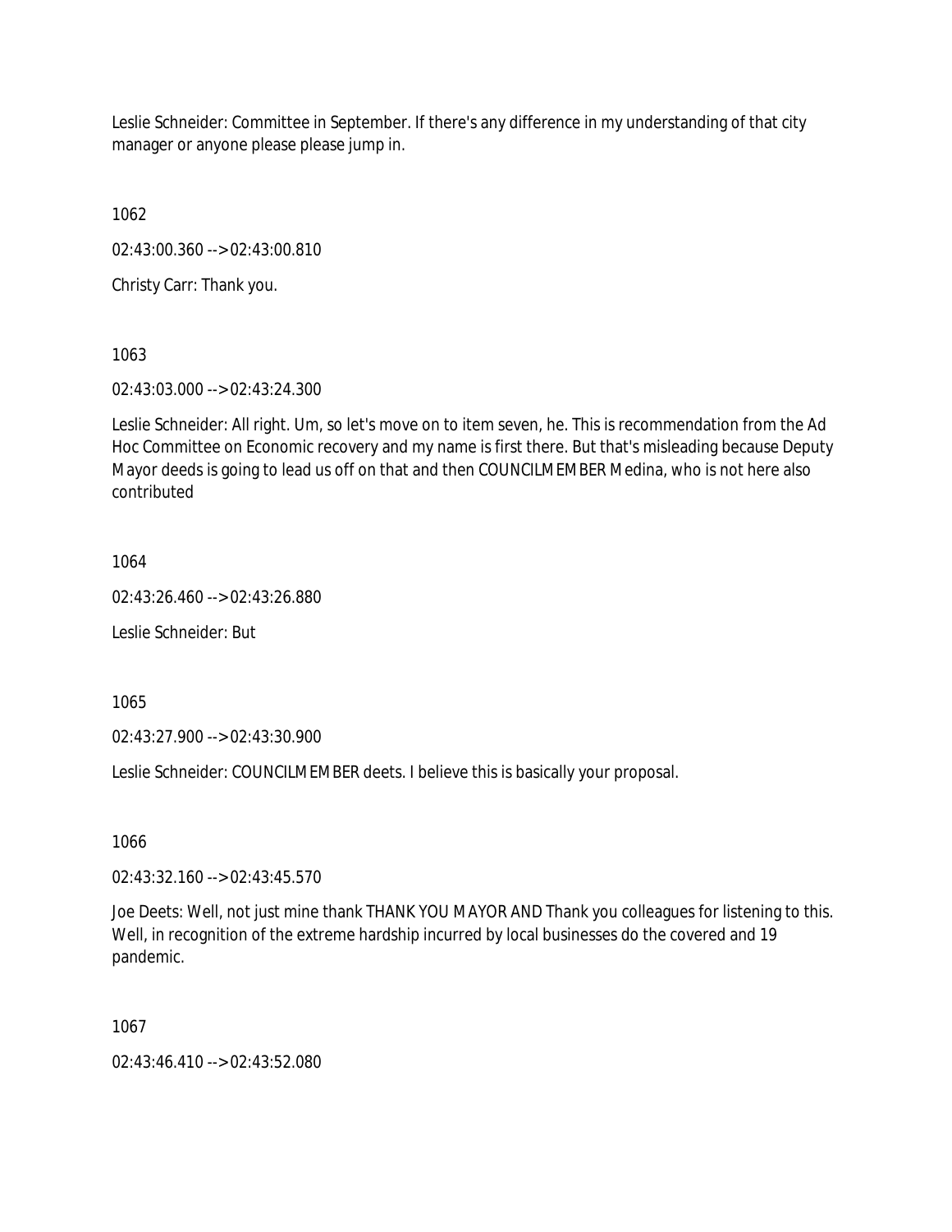Leslie Schneider: Committee in September. If there's any difference in my understanding of that city manager or anyone please please jump in.

1062

02:43:00.360 --> 02:43:00.810

Christy Carr: Thank you.

1063

02:43:03.000 --> 02:43:24.300

Leslie Schneider: All right. Um, so let's move on to item seven, he. This is recommendation from the Ad Hoc Committee on Economic recovery and my name is first there. But that's misleading because Deputy Mayor deeds is going to lead us off on that and then COUNCILMEMBER Medina, who is not here also contributed

1064

02:43:26.460 --> 02:43:26.880

Leslie Schneider: But

1065

02:43:27.900 --> 02:43:30.900

Leslie Schneider: COUNCILMEMBER deets. I believe this is basically your proposal.

1066

02:43:32.160 --> 02:43:45.570

Joe Deets: Well, not just mine thank THANK YOU MAYOR AND Thank you colleagues for listening to this. Well, in recognition of the extreme hardship incurred by local businesses do the covered and 19 pandemic.

1067

02:43:46.410 --> 02:43:52.080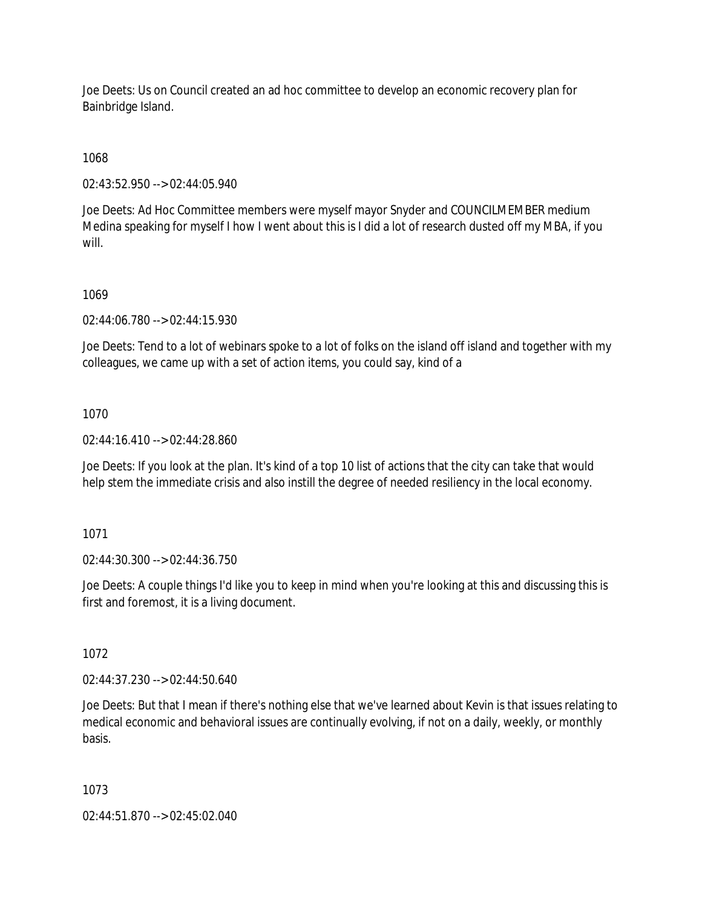Joe Deets: Us on Council created an ad hoc committee to develop an economic recovery plan for Bainbridge Island.

1068

02:43:52.950 --> 02:44:05.940

Joe Deets: Ad Hoc Committee members were myself mayor Snyder and COUNCILMEMBER medium Medina speaking for myself I how I went about this is I did a lot of research dusted off my MBA, if you will.

1069

02:44:06.780 --> 02:44:15.930

Joe Deets: Tend to a lot of webinars spoke to a lot of folks on the island off island and together with my colleagues, we came up with a set of action items, you could say, kind of a

1070

02:44:16.410 --> 02:44:28.860

Joe Deets: If you look at the plan. It's kind of a top 10 list of actions that the city can take that would help stem the immediate crisis and also instill the degree of needed resiliency in the local economy.

1071

02:44:30.300 --> 02:44:36.750

Joe Deets: A couple things I'd like you to keep in mind when you're looking at this and discussing this is first and foremost, it is a living document.

1072

02:44:37.230 --> 02:44:50.640

Joe Deets: But that I mean if there's nothing else that we've learned about Kevin is that issues relating to medical economic and behavioral issues are continually evolving, if not on a daily, weekly, or monthly basis.

1073

02:44:51.870 --> 02:45:02.040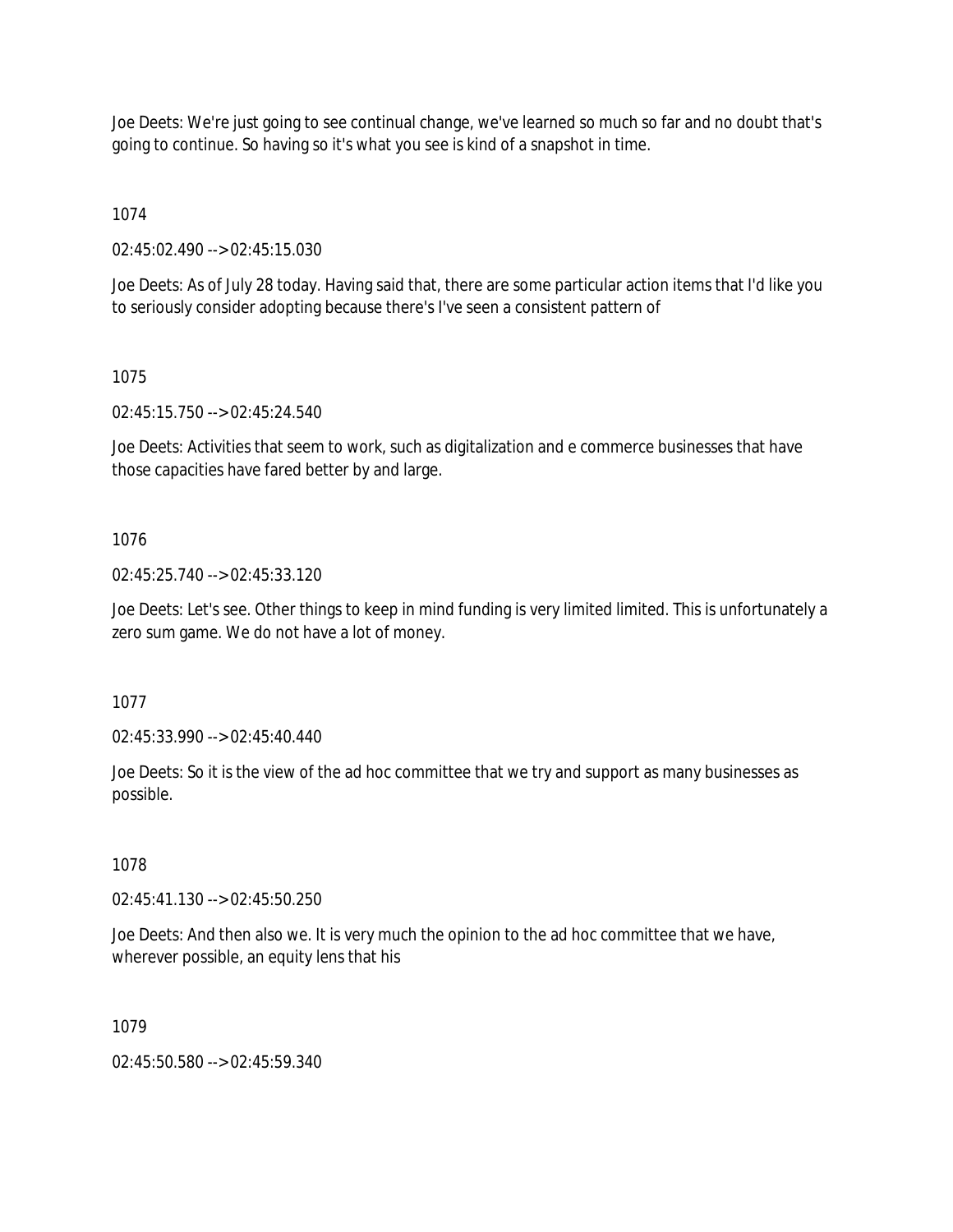Joe Deets: We're just going to see continual change, we've learned so much so far and no doubt that's going to continue. So having so it's what you see is kind of a snapshot in time.

1074

02:45:02.490 --> 02:45:15.030

Joe Deets: As of July 28 today. Having said that, there are some particular action items that I'd like you to seriously consider adopting because there's I've seen a consistent pattern of

1075

02:45:15.750 --> 02:45:24.540

Joe Deets: Activities that seem to work, such as digitalization and e commerce businesses that have those capacities have fared better by and large.

1076

02:45:25.740 --> 02:45:33.120

Joe Deets: Let's see. Other things to keep in mind funding is very limited limited. This is unfortunately a zero sum game. We do not have a lot of money.

1077

02:45:33.990 --> 02:45:40.440

Joe Deets: So it is the view of the ad hoc committee that we try and support as many businesses as possible.

1078

02:45:41.130 --> 02:45:50.250

Joe Deets: And then also we. It is very much the opinion to the ad hoc committee that we have, wherever possible, an equity lens that his

1079

02:45:50.580 --> 02:45:59.340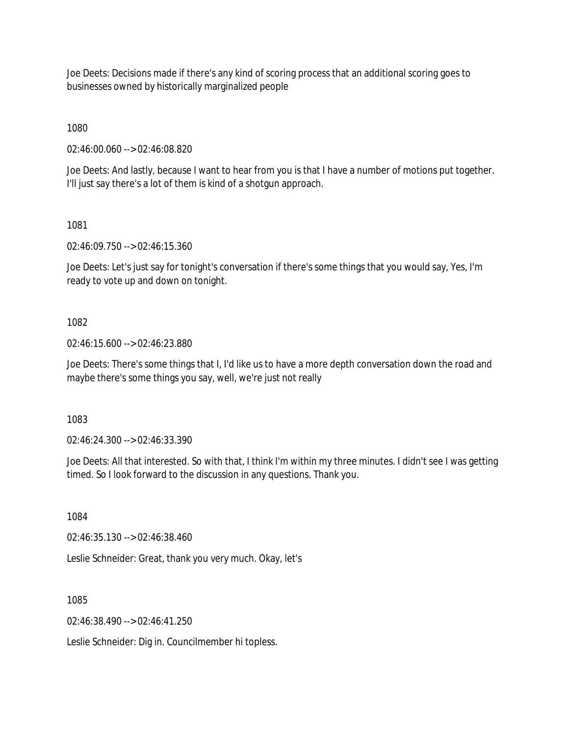Joe Deets: Decisions made if there's any kind of scoring process that an additional scoring goes to businesses owned by historically marginalized people

1080

02:46:00.060 --> 02:46:08.820

Joe Deets: And lastly, because I want to hear from you is that I have a number of motions put together. I'll just say there's a lot of them is kind of a shotgun approach.

1081

02:46:09.750 --> 02:46:15.360

Joe Deets: Let's just say for tonight's conversation if there's some things that you would say, Yes, I'm ready to vote up and down on tonight.

1082

02:46:15.600 --> 02:46:23.880

Joe Deets: There's some things that I, I'd like us to have a more depth conversation down the road and maybe there's some things you say, well, we're just not really

1083

02:46:24.300 --> 02:46:33.390

Joe Deets: All that interested. So with that, I think I'm within my three minutes. I didn't see I was getting timed. So I look forward to the discussion in any questions. Thank you.

1084

02:46:35.130 --> 02:46:38.460

Leslie Schneider: Great, thank you very much. Okay, let's

1085

02:46:38.490 --> 02:46:41.250

Leslie Schneider: Dig in. Councilmember hi topless.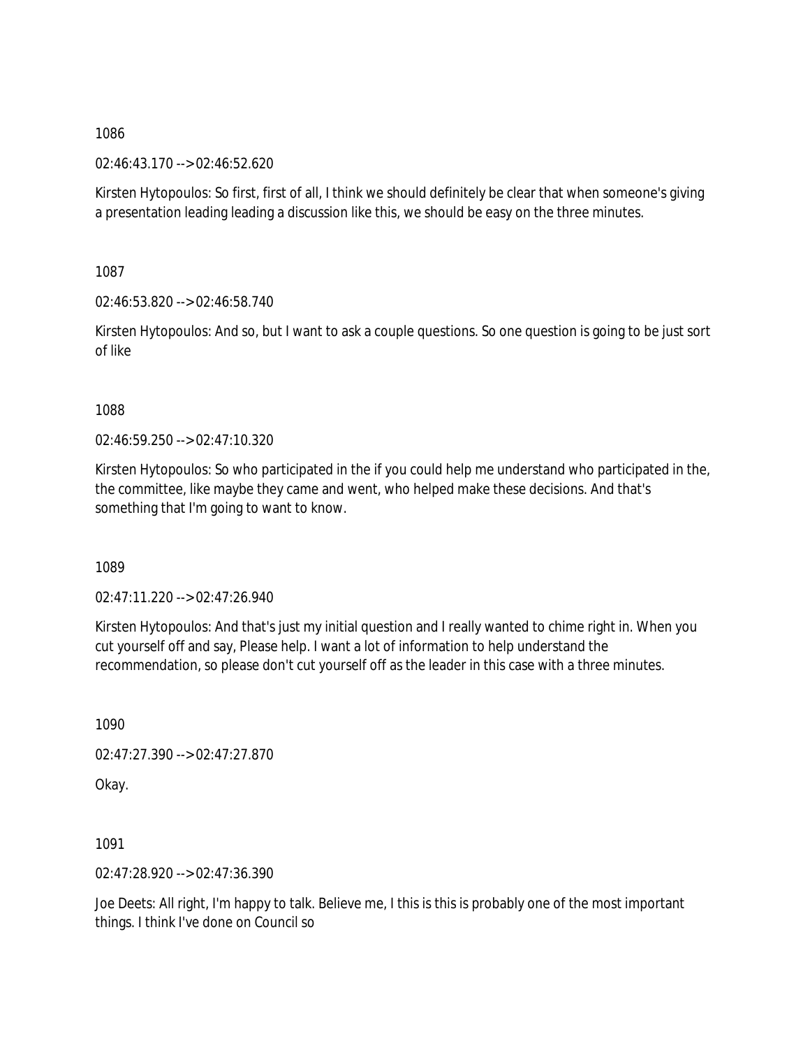1086

02:46:43.170 --> 02:46:52.620

Kirsten Hytopoulos: So first, first of all, I think we should definitely be clear that when someone's giving a presentation leading leading a discussion like this, we should be easy on the three minutes.

1087

02:46:53.820 --> 02:46:58.740

Kirsten Hytopoulos: And so, but I want to ask a couple questions. So one question is going to be just sort of like

1088

02:46:59.250 --> 02:47:10.320

Kirsten Hytopoulos: So who participated in the if you could help me understand who participated in the, the committee, like maybe they came and went, who helped make these decisions. And that's something that I'm going to want to know.

1089

02:47:11.220 --> 02:47:26.940

Kirsten Hytopoulos: And that's just my initial question and I really wanted to chime right in. When you cut yourself off and say, Please help. I want a lot of information to help understand the recommendation, so please don't cut yourself off as the leader in this case with a three minutes.

1090

02:47:27.390 --> 02:47:27.870

Okay.

1091

02:47:28.920 --> 02:47:36.390

Joe Deets: All right, I'm happy to talk. Believe me, I this is this is probably one of the most important things. I think I've done on Council so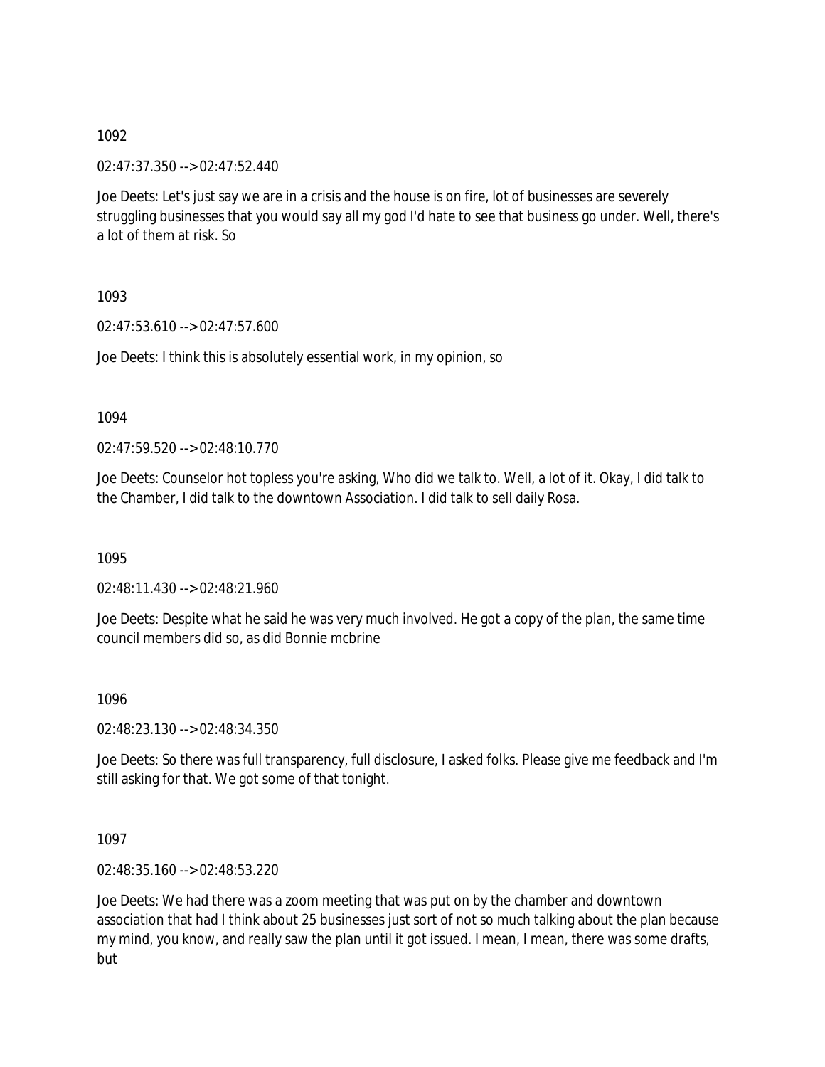1092

02:47:37.350 --> 02:47:52.440

Joe Deets: Let's just say we are in a crisis and the house is on fire, lot of businesses are severely struggling businesses that you would say all my god I'd hate to see that business go under. Well, there's a lot of them at risk. So

1093

02:47:53.610 --> 02:47:57.600

Joe Deets: I think this is absolutely essential work, in my opinion, so

1094

02:47:59.520 --> 02:48:10.770

Joe Deets: Counselor hot topless you're asking, Who did we talk to. Well, a lot of it. Okay, I did talk to the Chamber, I did talk to the downtown Association. I did talk to sell daily Rosa.

1095

02:48:11.430 --> 02:48:21.960

Joe Deets: Despite what he said he was very much involved. He got a copy of the plan, the same time council members did so, as did Bonnie mcbrine

1096

02:48:23.130 --> 02:48:34.350

Joe Deets: So there was full transparency, full disclosure, I asked folks. Please give me feedback and I'm still asking for that. We got some of that tonight.

1097

02:48:35.160 --> 02:48:53.220

Joe Deets: We had there was a zoom meeting that was put on by the chamber and downtown association that had I think about 25 businesses just sort of not so much talking about the plan because my mind, you know, and really saw the plan until it got issued. I mean, I mean, there was some drafts, but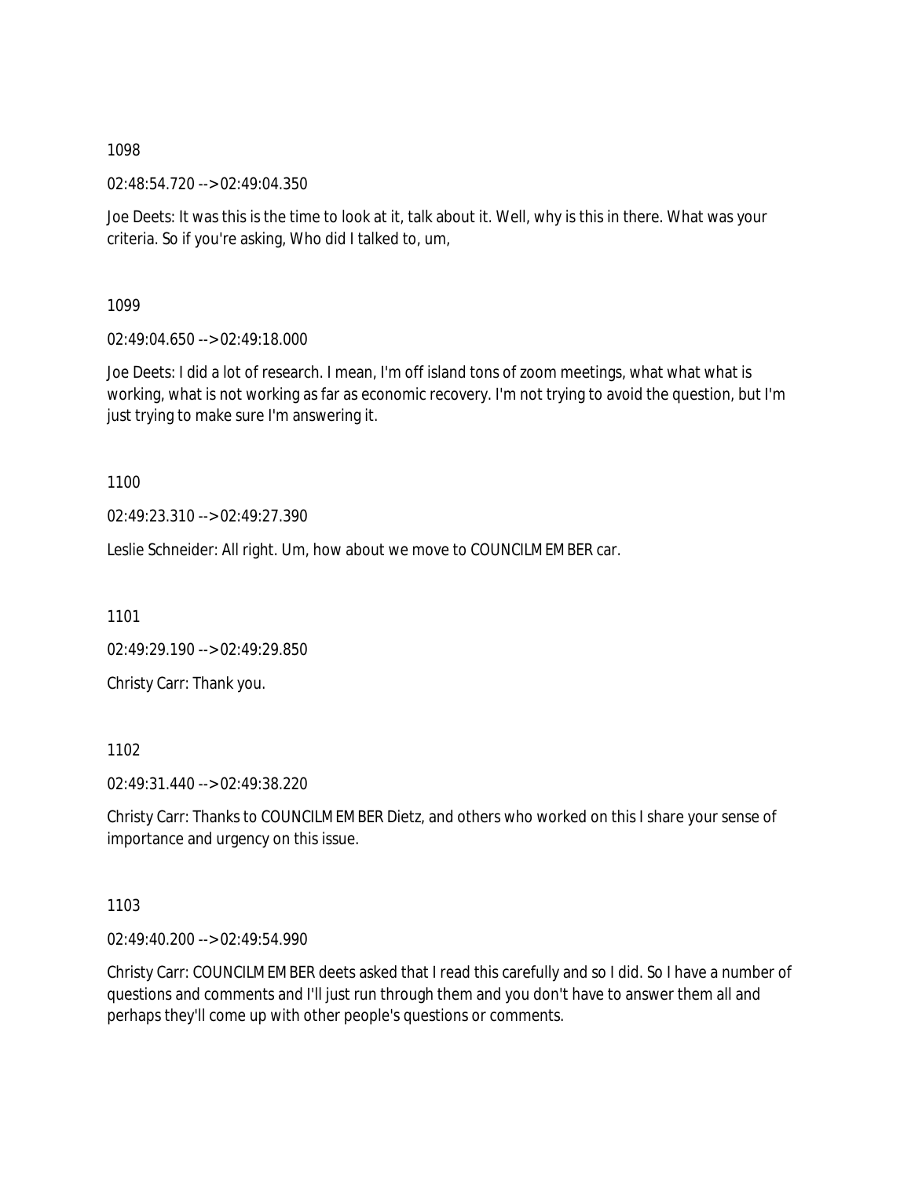1098

02:48:54.720 --> 02:49:04.350

Joe Deets: It was this is the time to look at it, talk about it. Well, why is this in there. What was your criteria. So if you're asking, Who did I talked to, um,

1099

02:49:04.650 --> 02:49:18.000

Joe Deets: I did a lot of research. I mean, I'm off island tons of zoom meetings, what what what is working, what is not working as far as economic recovery. I'm not trying to avoid the question, but I'm just trying to make sure I'm answering it.

1100

02:49:23.310 --> 02:49:27.390

Leslie Schneider: All right. Um, how about we move to COUNCILMEMBER car.

1101

02:49:29.190 --> 02:49:29.850

Christy Carr: Thank you.

1102

02:49:31.440 --> 02:49:38.220

Christy Carr: Thanks to COUNCILMEMBER Dietz, and others who worked on this I share your sense of importance and urgency on this issue.

1103

02:49:40.200 --> 02:49:54.990

Christy Carr: COUNCILMEMBER deets asked that I read this carefully and so I did. So I have a number of questions and comments and I'll just run through them and you don't have to answer them all and perhaps they'll come up with other people's questions or comments.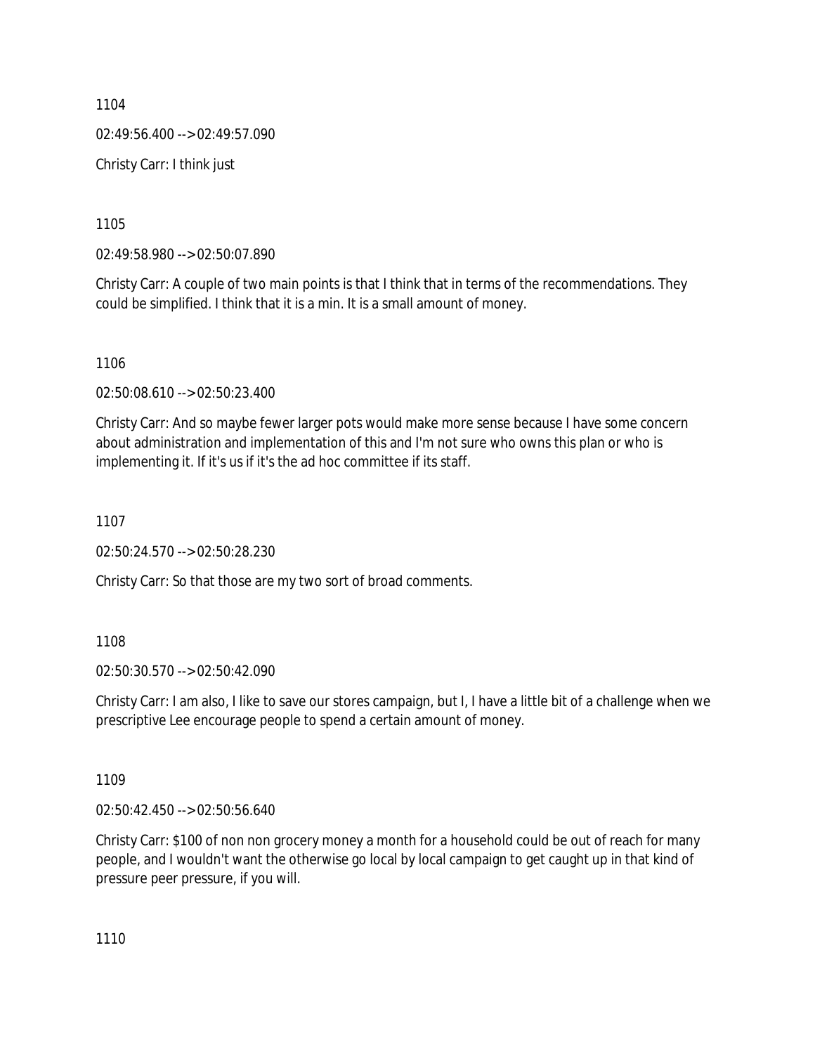1104

02:49:56.400 --> 02:49:57.090

Christy Carr: I think just

1105

02:49:58.980 --> 02:50:07.890

Christy Carr: A couple of two main points is that I think that in terms of the recommendations. They could be simplified. I think that it is a min. It is a small amount of money.

1106

02:50:08.610 --> 02:50:23.400

Christy Carr: And so maybe fewer larger pots would make more sense because I have some concern about administration and implementation of this and I'm not sure who owns this plan or who is implementing it. If it's us if it's the ad hoc committee if its staff.

1107

02:50:24.570 --> 02:50:28.230

Christy Carr: So that those are my two sort of broad comments.

1108

02:50:30.570 --> 02:50:42.090

Christy Carr: I am also, I like to save our stores campaign, but I, I have a little bit of a challenge when we prescriptive Lee encourage people to spend a certain amount of money.

1109

02:50:42.450 --> 02:50:56.640

Christy Carr: $100 of non non grocery money a month for a household could be out of reach for many people, and I wouldn't want the otherwise go local by local campaign to get caught up in that kind of pressure peer pressure, if you will.

1110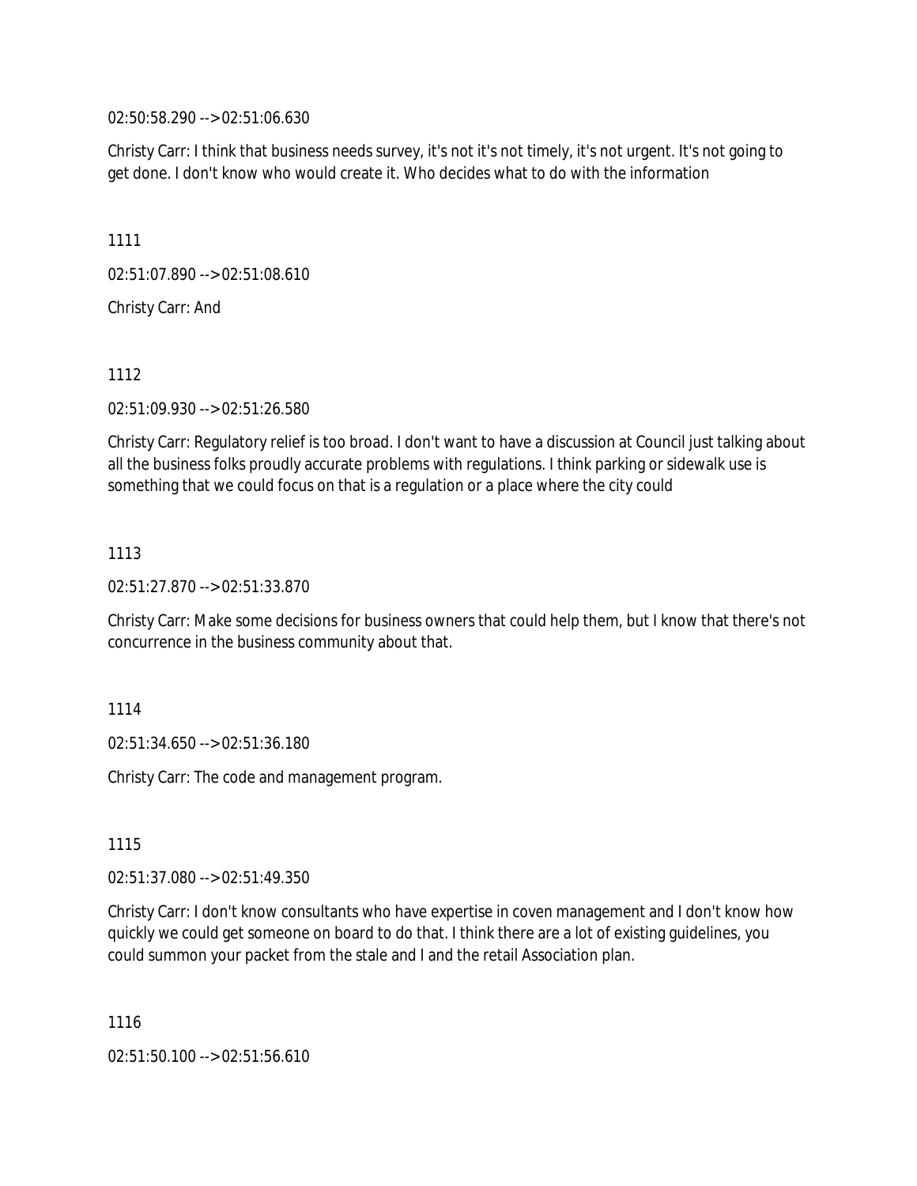02:50:58.290 --> 02:51:06.630

Christy Carr: I think that business needs survey, it's not it's not timely, it's not urgent. It's not going to get done. I don't know who would create it. Who decides what to do with the information

1111

02:51:07.890 --> 02:51:08.610

Christy Carr: And

1112

02:51:09.930 --> 02:51:26.580

Christy Carr: Regulatory relief is too broad. I don't want to have a discussion at Council just talking about all the business folks proudly accurate problems with regulations. I think parking or sidewalk use is something that we could focus on that is a regulation or a place where the city could

1113

02:51:27.870 --> 02:51:33.870

Christy Carr: Make some decisions for business owners that could help them, but I know that there's not concurrence in the business community about that.

1114

02:51:34.650 --> 02:51:36.180

Christy Carr: The code and management program.

1115

02:51:37.080 --> 02:51:49.350

Christy Carr: I don't know consultants who have expertise in coven management and I don't know how quickly we could get someone on board to do that. I think there are a lot of existing guidelines, you could summon your packet from the stale and I and the retail Association plan.

1116

02:51:50.100 --> 02:51:56.610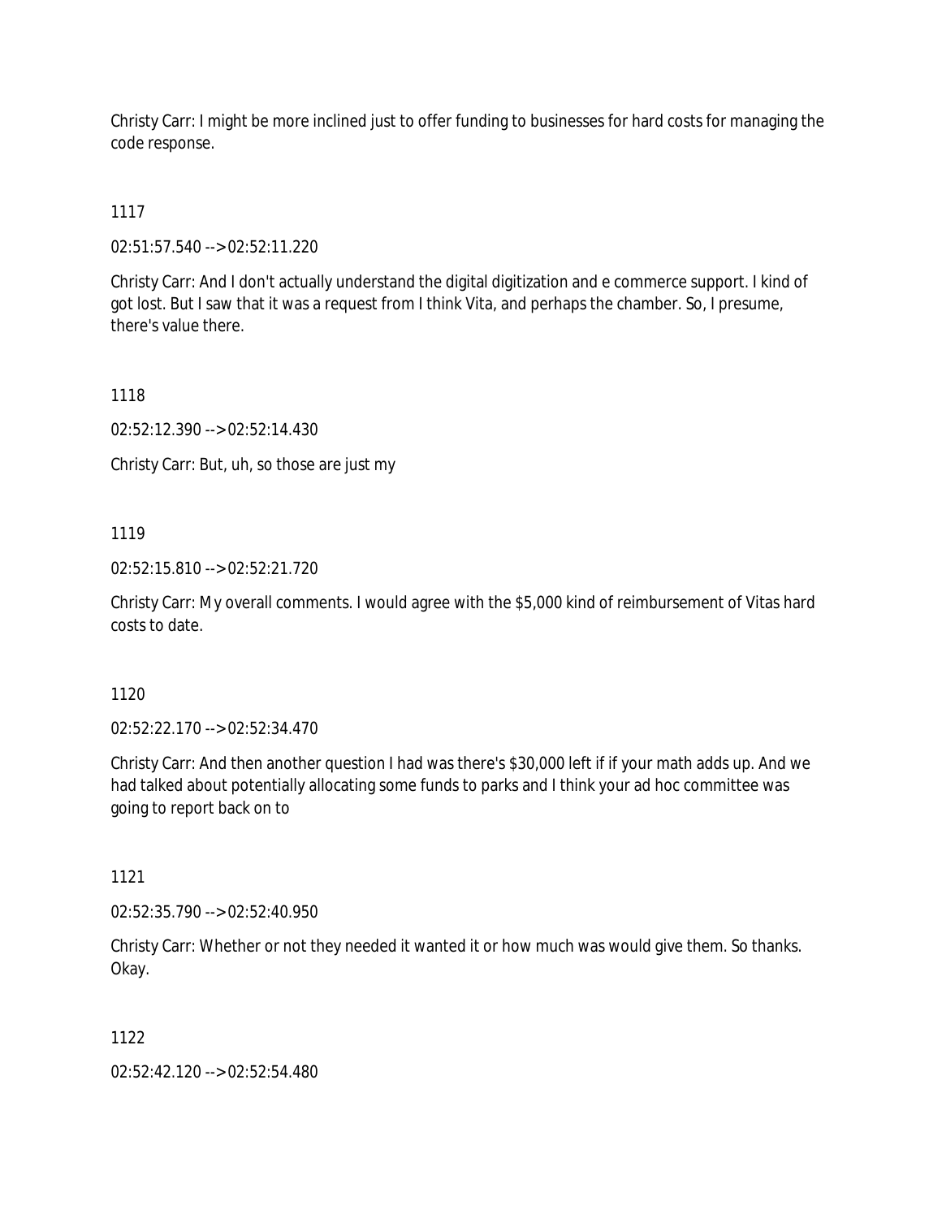Christy Carr: I might be more inclined just to offer funding to businesses for hard costs for managing the code response.

1117

02:51:57.540 --> 02:52:11.220

Christy Carr: And I don't actually understand the digital digitization and e commerce support. I kind of got lost. But I saw that it was a request from I think Vita, and perhaps the chamber. So, I presume, there's value there.

1118

02:52:12.390 --> 02:52:14.430

Christy Carr: But, uh, so those are just my

1119

02:52:15.810 --> 02:52:21.720

Christy Carr: My overall comments. I would agree with the $5,000 kind of reimbursement of Vitas hard costs to date.

1120

02:52:22.170 --> 02:52:34.470

Christy Carr: And then another question I had was there's $30,000 left if if your math adds up. And we had talked about potentially allocating some funds to parks and I think your ad hoc committee was going to report back on to

1121

02:52:35.790 --> 02:52:40.950

Christy Carr: Whether or not they needed it wanted it or how much was would give them. So thanks. Okay.

1122

02:52:42.120 --> 02:52:54.480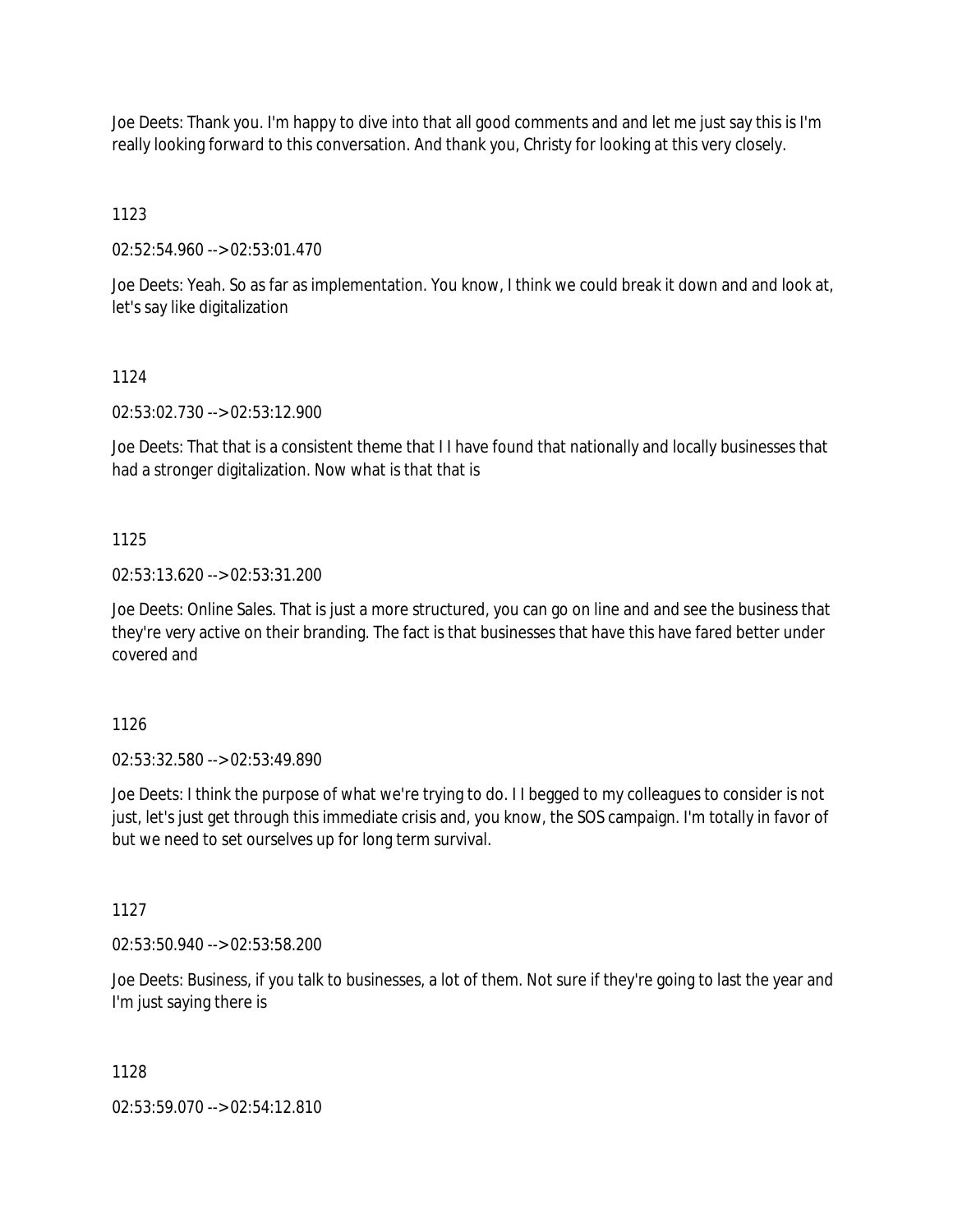Joe Deets: Thank you. I'm happy to dive into that all good comments and and let me just say this is I'm really looking forward to this conversation. And thank you, Christy for looking at this very closely.

1123

02:52:54.960 --> 02:53:01.470

Joe Deets: Yeah. So as far as implementation. You know, I think we could break it down and and look at, let's say like digitalization

1124

02:53:02.730 --> 02:53:12.900

Joe Deets: That that is a consistent theme that I I have found that nationally and locally businesses that had a stronger digitalization. Now what is that that is

1125

02:53:13.620 --> 02:53:31.200

Joe Deets: Online Sales. That is just a more structured, you can go on line and and see the business that they're very active on their branding. The fact is that businesses that have this have fared better under covered and

1126

02:53:32.580 --> 02:53:49.890

Joe Deets: I think the purpose of what we're trying to do. I I begged to my colleagues to consider is not just, let's just get through this immediate crisis and, you know, the SOS campaign. I'm totally in favor of but we need to set ourselves up for long term survival.

1127

02:53:50.940 --> 02:53:58.200

Joe Deets: Business, if you talk to businesses, a lot of them. Not sure if they're going to last the year and I'm just saying there is

1128

02:53:59.070 --> 02:54:12.810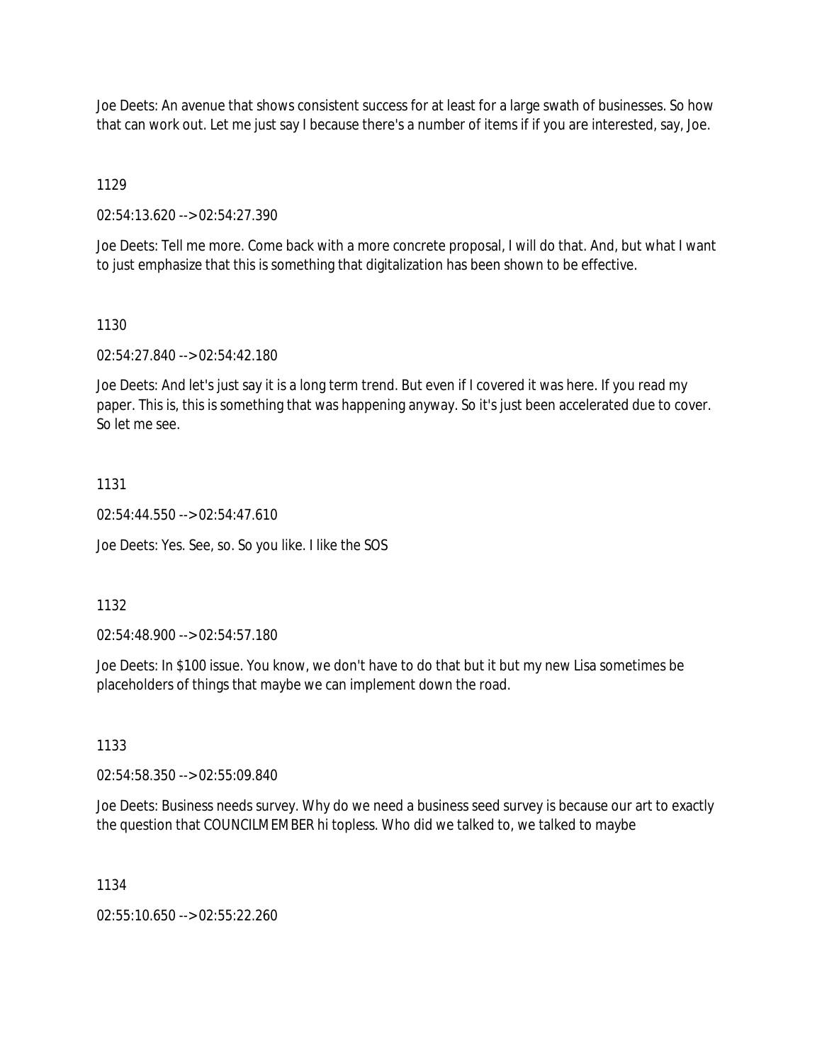Joe Deets: An avenue that shows consistent success for at least for a large swath of businesses. So how that can work out. Let me just say I because there's a number of items if if you are interested, say, Joe.

1129

02:54:13.620 --> 02:54:27.390

Joe Deets: Tell me more. Come back with a more concrete proposal, I will do that. And, but what I want to just emphasize that this is something that digitalization has been shown to be effective.

1130

02:54:27.840 --> 02:54:42.180

Joe Deets: And let's just say it is a long term trend. But even if I covered it was here. If you read my paper. This is, this is something that was happening anyway. So it's just been accelerated due to cover. So let me see.

1131

02:54:44.550 --> 02:54:47.610

Joe Deets: Yes. See, so. So you like. I like the SOS

1132

02:54:48.900 --> 02:54:57.180

Joe Deets: In $100 issue. You know, we don't have to do that but it but my new Lisa sometimes be placeholders of things that maybe we can implement down the road.

1133

02:54:58.350 --> 02:55:09.840

Joe Deets: Business needs survey. Why do we need a business seed survey is because our art to exactly the question that COUNCILMEMBER hi topless. Who did we talked to, we talked to maybe

1134

02:55:10.650 --> 02:55:22.260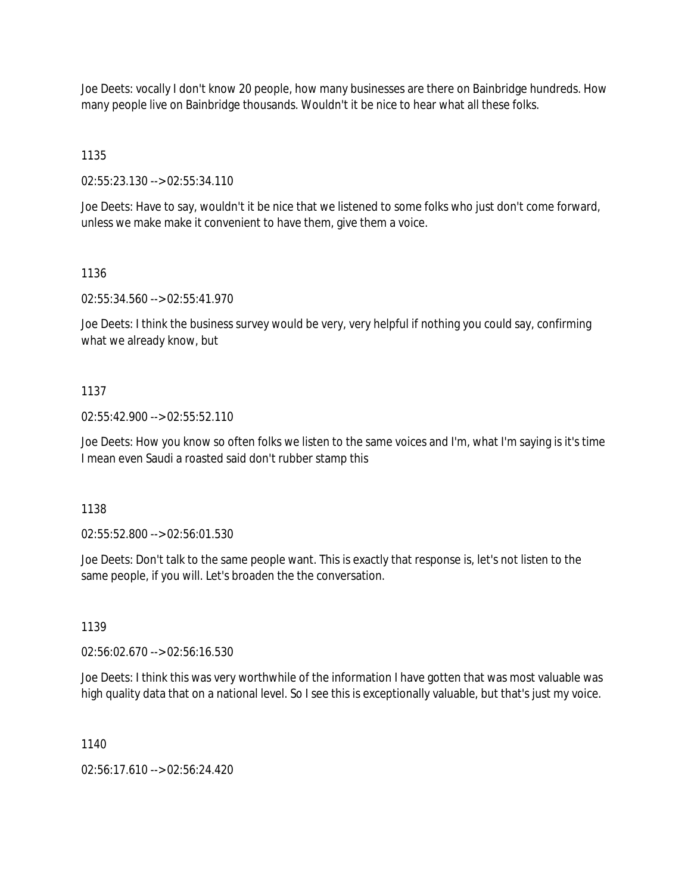Joe Deets: vocally I don't know 20 people, how many businesses are there on Bainbridge hundreds. How many people live on Bainbridge thousands. Wouldn't it be nice to hear what all these folks.

1135

02:55:23.130 --> 02:55:34.110

Joe Deets: Have to say, wouldn't it be nice that we listened to some folks who just don't come forward, unless we make make it convenient to have them, give them a voice.

1136

02:55:34.560 --> 02:55:41.970

Joe Deets: I think the business survey would be very, very helpful if nothing you could say, confirming what we already know, but

1137

02:55:42.900 --> 02:55:52.110

Joe Deets: How you know so often folks we listen to the same voices and I'm, what I'm saying is it's time I mean even Saudi a roasted said don't rubber stamp this

1138

02:55:52.800 --> 02:56:01.530

Joe Deets: Don't talk to the same people want. This is exactly that response is, let's not listen to the same people, if you will. Let's broaden the the conversation.

1139

02:56:02.670 --> 02:56:16.530

Joe Deets: I think this was very worthwhile of the information I have gotten that was most valuable was high quality data that on a national level. So I see this is exceptionally valuable, but that's just my voice.

1140

02:56:17.610 --> 02:56:24.420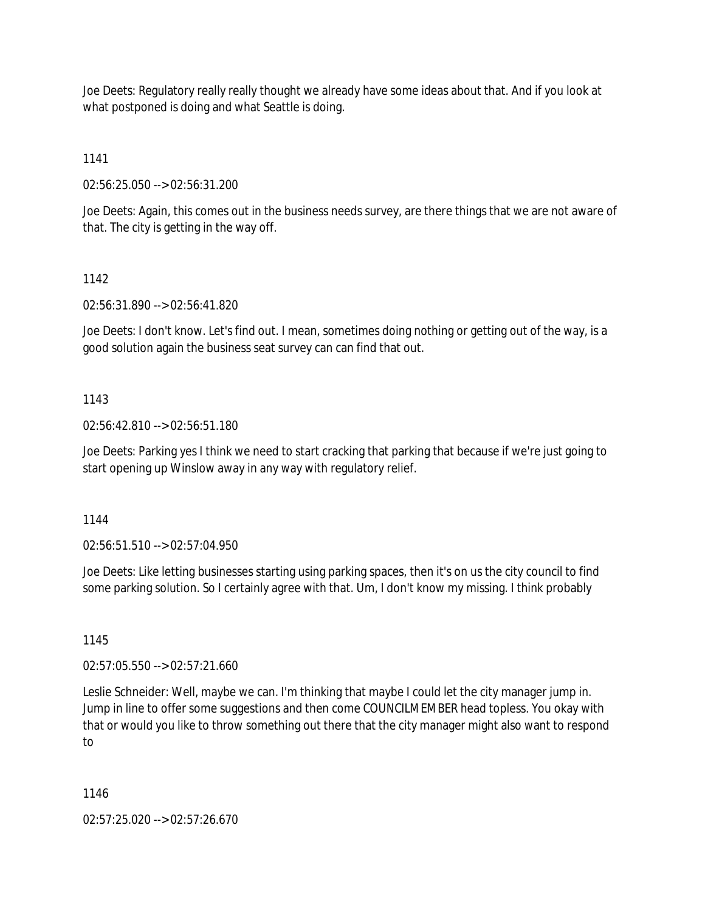Joe Deets: Regulatory really really thought we already have some ideas about that. And if you look at what postponed is doing and what Seattle is doing.

1141

02:56:25.050 --> 02:56:31.200

Joe Deets: Again, this comes out in the business needs survey, are there things that we are not aware of that. The city is getting in the way off.

1142

02:56:31.890 --> 02:56:41.820

Joe Deets: I don't know. Let's find out. I mean, sometimes doing nothing or getting out of the way, is a good solution again the business seat survey can can find that out.

1143

02:56:42.810 --> 02:56:51.180

Joe Deets: Parking yes I think we need to start cracking that parking that because if we're just going to start opening up Winslow away in any way with regulatory relief.

1144

02:56:51.510 --> 02:57:04.950

Joe Deets: Like letting businesses starting using parking spaces, then it's on us the city council to find some parking solution. So I certainly agree with that. Um, I don't know my missing. I think probably

1145

02:57:05.550 --> 02:57:21.660

Leslie Schneider: Well, maybe we can. I'm thinking that maybe I could let the city manager jump in. Jump in line to offer some suggestions and then come COUNCILMEMBER head topless. You okay with that or would you like to throw something out there that the city manager might also want to respond to

1146

02:57:25.020 --> 02:57:26.670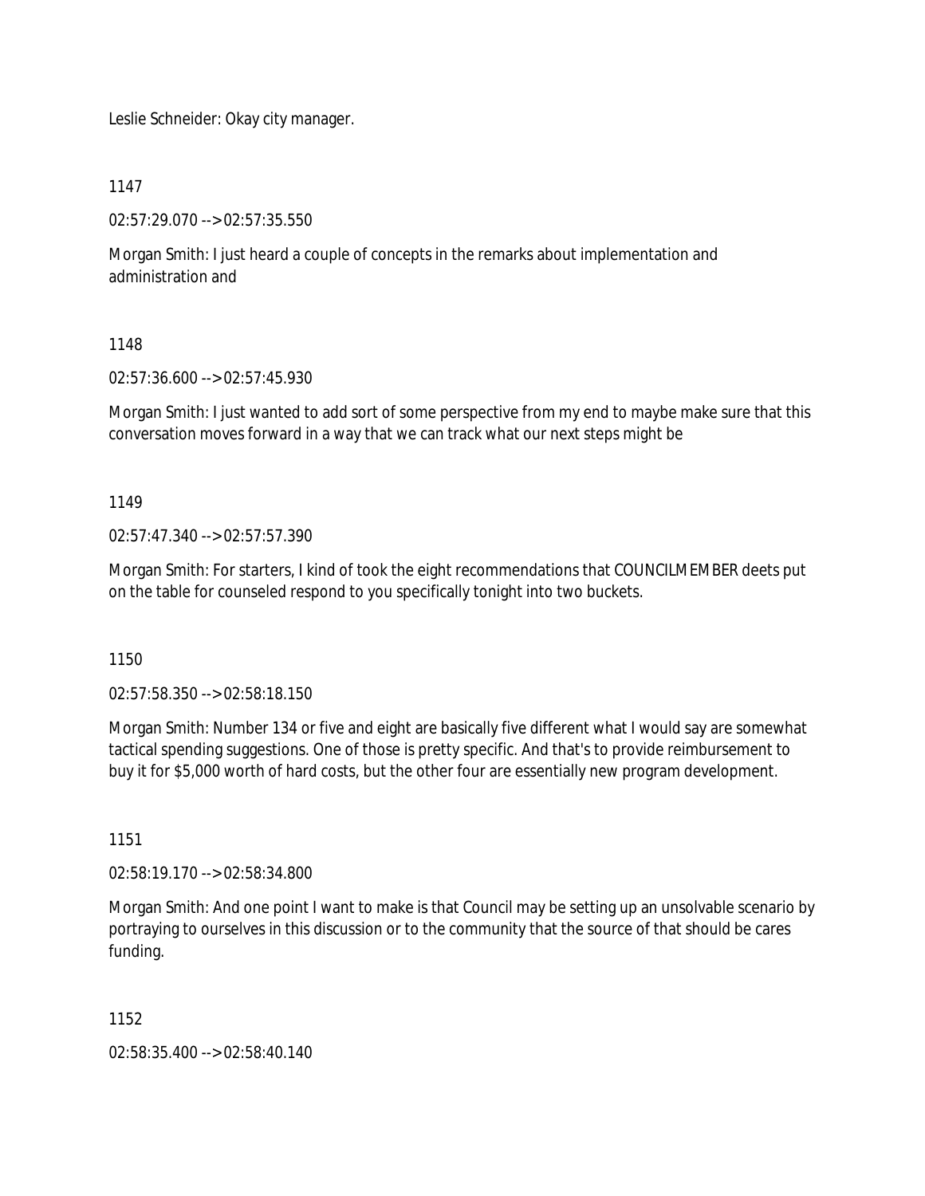Leslie Schneider: Okay city manager.

1147

02:57:29.070 --> 02:57:35.550

Morgan Smith: I just heard a couple of concepts in the remarks about implementation and administration and

1148

02:57:36.600 --> 02:57:45.930

Morgan Smith: I just wanted to add sort of some perspective from my end to maybe make sure that this conversation moves forward in a way that we can track what our next steps might be

1149

02:57:47.340 --> 02:57:57.390

Morgan Smith: For starters, I kind of took the eight recommendations that COUNCILMEMBER deets put on the table for counseled respond to you specifically tonight into two buckets.

1150

02:57:58.350 --> 02:58:18.150

Morgan Smith: Number 134 or five and eight are basically five different what I would say are somewhat tactical spending suggestions. One of those is pretty specific. And that's to provide reimbursement to buy it for $5,000 worth of hard costs, but the other four are essentially new program development.

1151

02:58:19.170 --> 02:58:34.800

Morgan Smith: And one point I want to make is that Council may be setting up an unsolvable scenario by portraying to ourselves in this discussion or to the community that the source of that should be cares funding.

1152

02:58:35.400 --> 02:58:40.140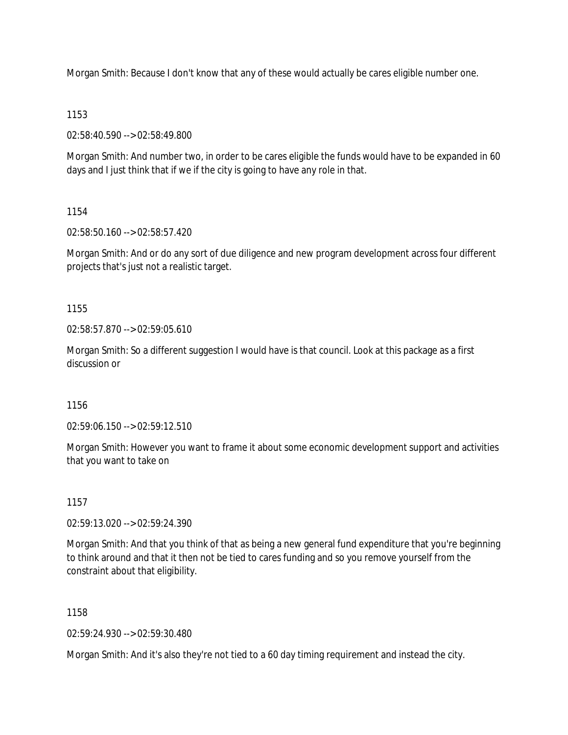Morgan Smith: Because I don't know that any of these would actually be cares eligible number one.

1153

02:58:40.590 --> 02:58:49.800

Morgan Smith: And number two, in order to be cares eligible the funds would have to be expanded in 60 days and I just think that if we if the city is going to have any role in that.

1154

02:58:50.160 --> 02:58:57.420

Morgan Smith: And or do any sort of due diligence and new program development across four different projects that's just not a realistic target.

1155

02:58:57.870 --> 02:59:05.610

Morgan Smith: So a different suggestion I would have is that council. Look at this package as a first discussion or

1156

02:59:06.150 --> 02:59:12.510

Morgan Smith: However you want to frame it about some economic development support and activities that you want to take on

1157

02:59:13.020 --> 02:59:24.390

Morgan Smith: And that you think of that as being a new general fund expenditure that you're beginning to think around and that it then not be tied to cares funding and so you remove yourself from the constraint about that eligibility.

1158

02:59:24.930 --> 02:59:30.480

Morgan Smith: And it's also they're not tied to a 60 day timing requirement and instead the city.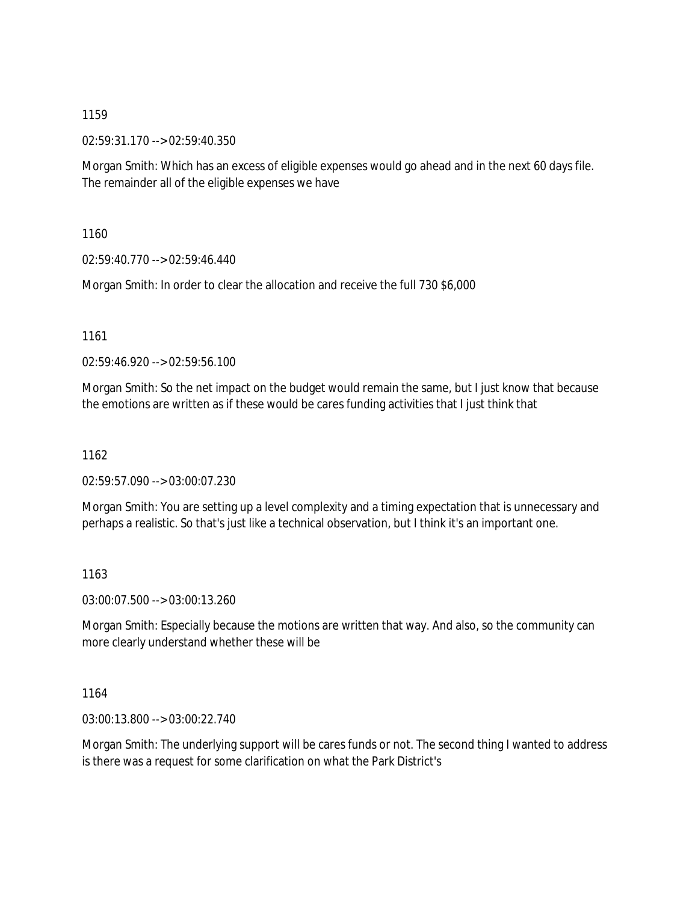1159

02:59:31.170 --> 02:59:40.350

Morgan Smith: Which has an excess of eligible expenses would go ahead and in the next 60 days file. The remainder all of the eligible expenses we have

1160

02:59:40.770 --> 02:59:46.440

Morgan Smith: In order to clear the allocation and receive the full 730 $6,000

1161

02:59:46.920 --> 02:59:56.100

Morgan Smith: So the net impact on the budget would remain the same, but I just know that because the emotions are written as if these would be cares funding activities that I just think that

1162

02:59:57.090 --> 03:00:07.230

Morgan Smith: You are setting up a level complexity and a timing expectation that is unnecessary and perhaps a realistic. So that's just like a technical observation, but I think it's an important one.

1163

03:00:07.500 --> 03:00:13.260

Morgan Smith: Especially because the motions are written that way. And also, so the community can more clearly understand whether these will be

1164

03:00:13.800 --> 03:00:22.740

Morgan Smith: The underlying support will be cares funds or not. The second thing I wanted to address is there was a request for some clarification on what the Park District's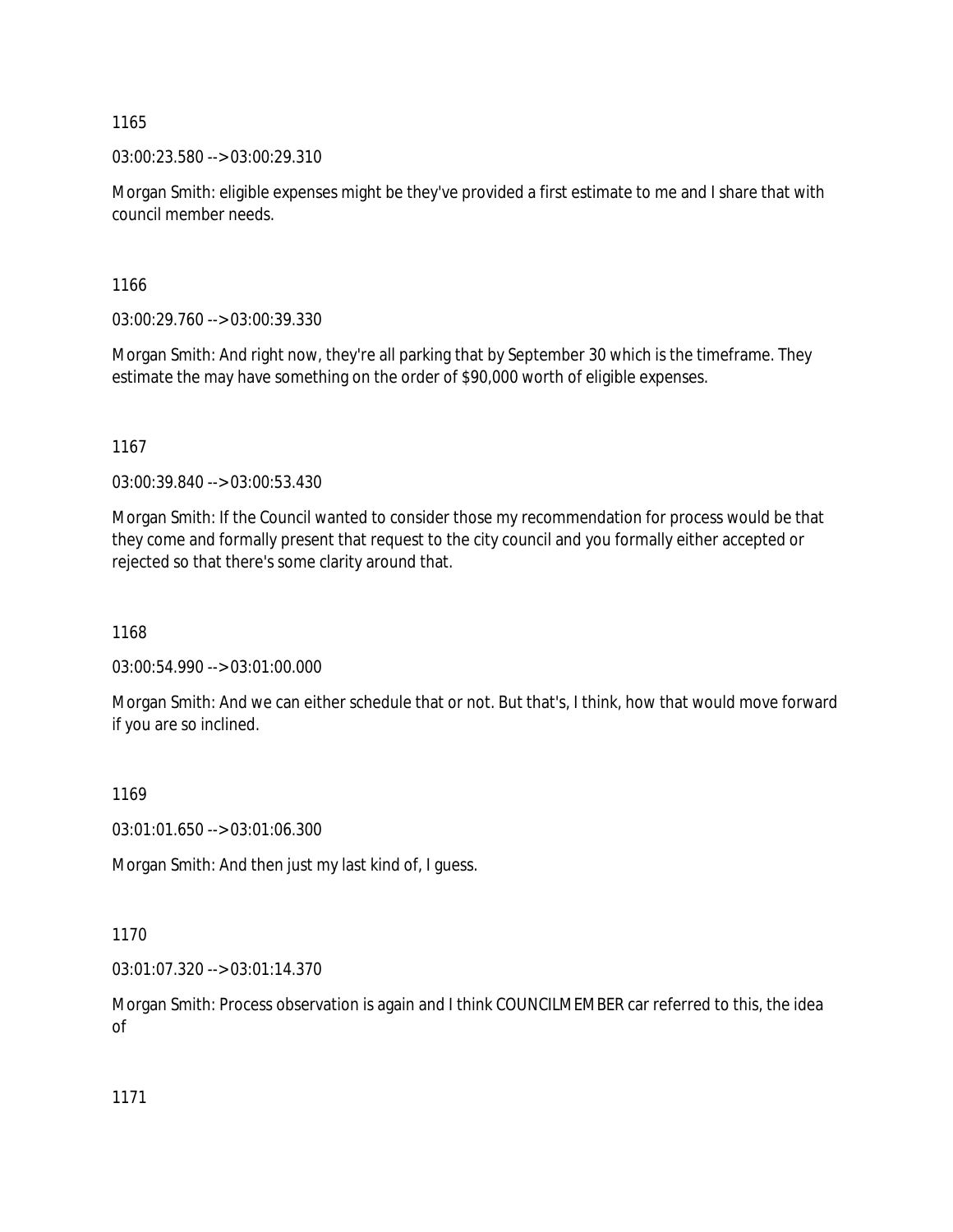1165

03:00:23.580 --> 03:00:29.310

Morgan Smith: eligible expenses might be they've provided a first estimate to me and I share that with council member needs.

1166

03:00:29.760 --> 03:00:39.330

Morgan Smith: And right now, they're all parking that by September 30 which is the timeframe. They estimate the may have something on the order of $90,000 worth of eligible expenses.

1167

03:00:39.840 --> 03:00:53.430

Morgan Smith: If the Council wanted to consider those my recommendation for process would be that they come and formally present that request to the city council and you formally either accepted or rejected so that there's some clarity around that.

1168

03:00:54.990 --> 03:01:00.000

Morgan Smith: And we can either schedule that or not. But that's, I think, how that would move forward if you are so inclined.

1169

03:01:01.650 --> 03:01:06.300

Morgan Smith: And then just my last kind of, I guess.

1170

03:01:07.320 --> 03:01:14.370

Morgan Smith: Process observation is again and I think COUNCILMEMBER car referred to this, the idea of

1171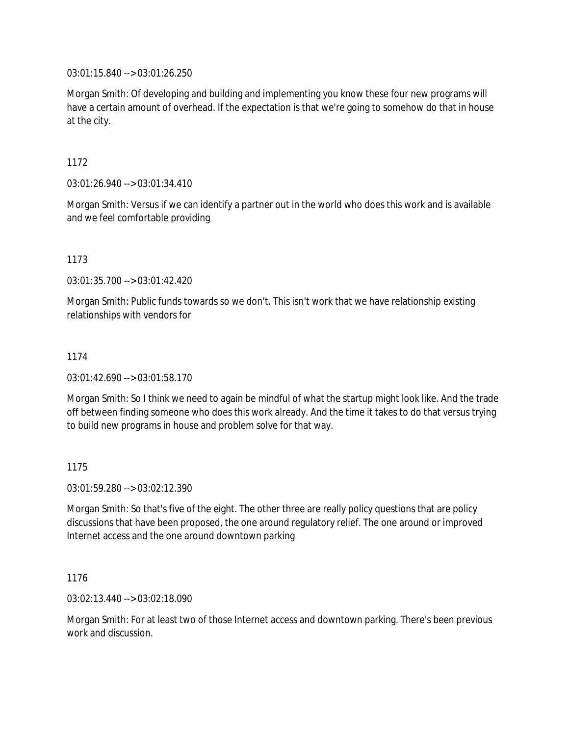03:01:15.840 --> 03:01:26.250

Morgan Smith: Of developing and building and implementing you know these four new programs will have a certain amount of overhead. If the expectation is that we're going to somehow do that in house at the city.

1172

03:01:26.940 --> 03:01:34.410

Morgan Smith: Versus if we can identify a partner out in the world who does this work and is available and we feel comfortable providing

1173

03:01:35.700 --> 03:01:42.420

Morgan Smith: Public funds towards so we don't. This isn't work that we have relationship existing relationships with vendors for

1174

03:01:42.690 --> 03:01:58.170

Morgan Smith: So I think we need to again be mindful of what the startup might look like. And the trade off between finding someone who does this work already. And the time it takes to do that versus trying to build new programs in house and problem solve for that way.

1175

03:01:59.280 --> 03:02:12.390

Morgan Smith: So that's five of the eight. The other three are really policy questions that are policy discussions that have been proposed, the one around regulatory relief. The one around or improved Internet access and the one around downtown parking

1176

03:02:13.440 --> 03:02:18.090

Morgan Smith: For at least two of those Internet access and downtown parking. There's been previous work and discussion.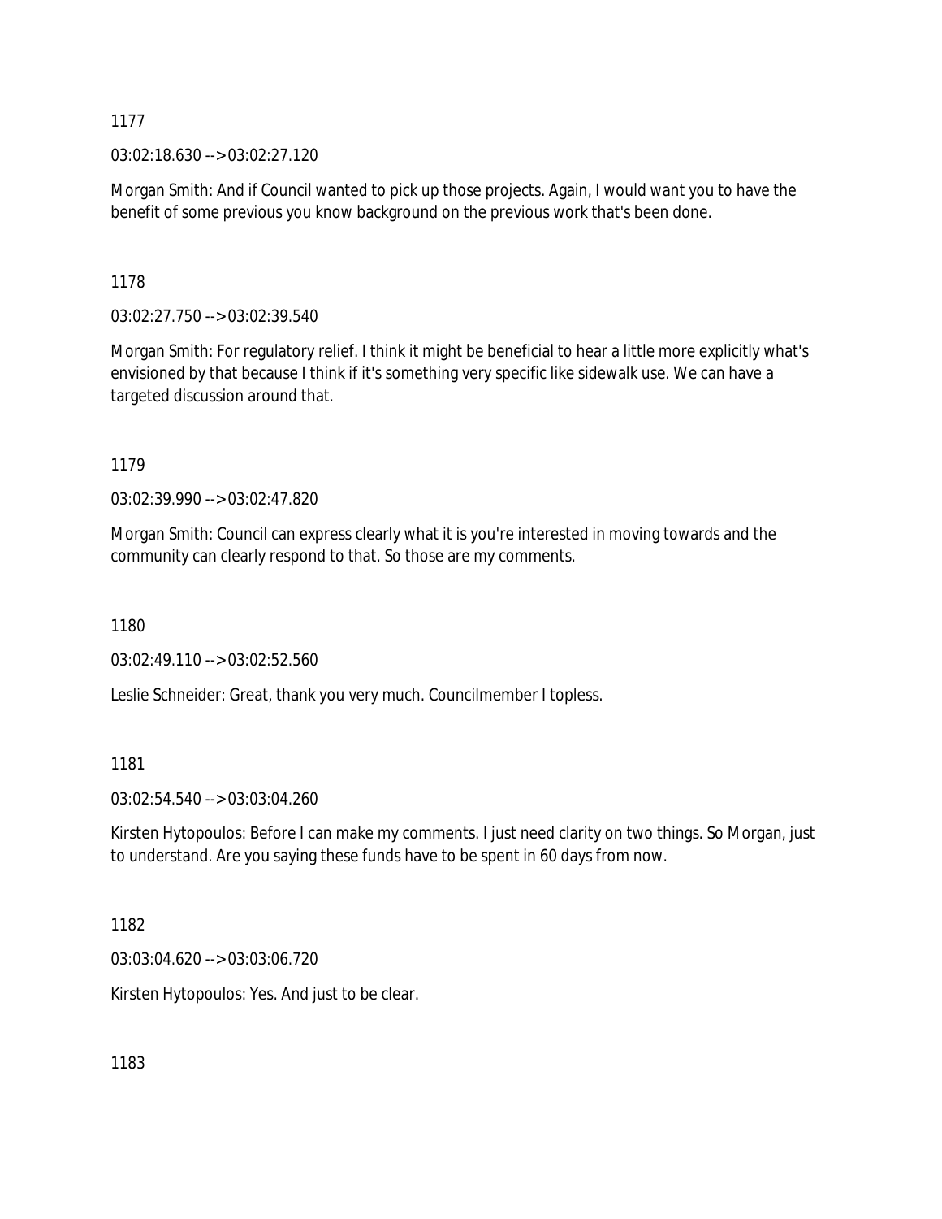1177

03:02:18.630 --> 03:02:27.120

Morgan Smith: And if Council wanted to pick up those projects. Again, I would want you to have the benefit of some previous you know background on the previous work that's been done.

1178

03:02:27.750 --> 03:02:39.540

Morgan Smith: For regulatory relief. I think it might be beneficial to hear a little more explicitly what's envisioned by that because I think if it's something very specific like sidewalk use. We can have a targeted discussion around that.

1179

03:02:39.990 --> 03:02:47.820

Morgan Smith: Council can express clearly what it is you're interested in moving towards and the community can clearly respond to that. So those are my comments.

1180

03:02:49.110 --> 03:02:52.560

Leslie Schneider: Great, thank you very much. Councilmember I topless.

1181

03:02:54.540 --> 03:03:04.260

Kirsten Hytopoulos: Before I can make my comments. I just need clarity on two things. So Morgan, just to understand. Are you saying these funds have to be spent in 60 days from now.

1182

03:03:04.620 --> 03:03:06.720

Kirsten Hytopoulos: Yes. And just to be clear.

1183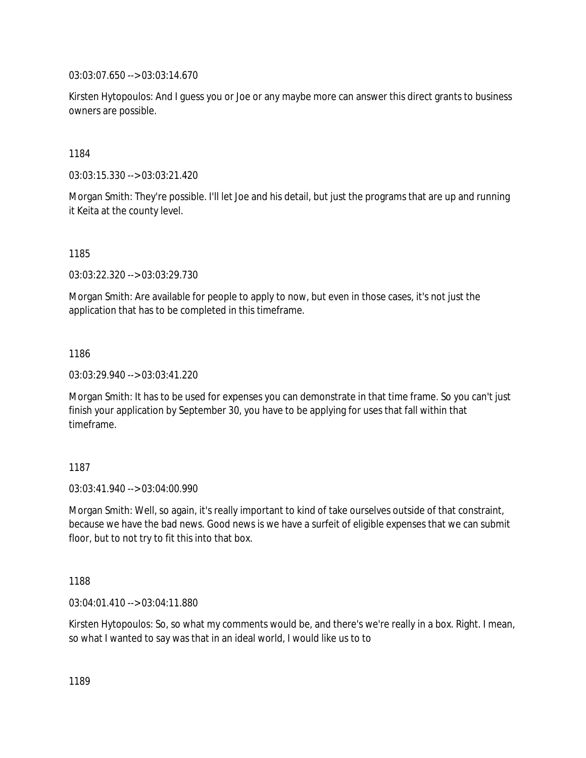03:03:07.650 --> 03:03:14.670

Kirsten Hytopoulos: And I guess you or Joe or any maybe more can answer this direct grants to business owners are possible.

1184

03:03:15.330 --> 03:03:21.420

Morgan Smith: They're possible. I'll let Joe and his detail, but just the programs that are up and running it Keita at the county level.

1185

03:03:22.320 --> 03:03:29.730

Morgan Smith: Are available for people to apply to now, but even in those cases, it's not just the application that has to be completed in this timeframe.

1186

03:03:29.940 --> 03:03:41.220

Morgan Smith: It has to be used for expenses you can demonstrate in that time frame. So you can't just finish your application by September 30, you have to be applying for uses that fall within that timeframe.

1187

03:03:41.940 --> 03:04:00.990

Morgan Smith: Well, so again, it's really important to kind of take ourselves outside of that constraint, because we have the bad news. Good news is we have a surfeit of eligible expenses that we can submit floor, but to not try to fit this into that box.

1188

03:04:01.410 --> 03:04:11.880

Kirsten Hytopoulos: So, so what my comments would be, and there's we're really in a box. Right. I mean, so what I wanted to say was that in an ideal world, I would like us to to

1189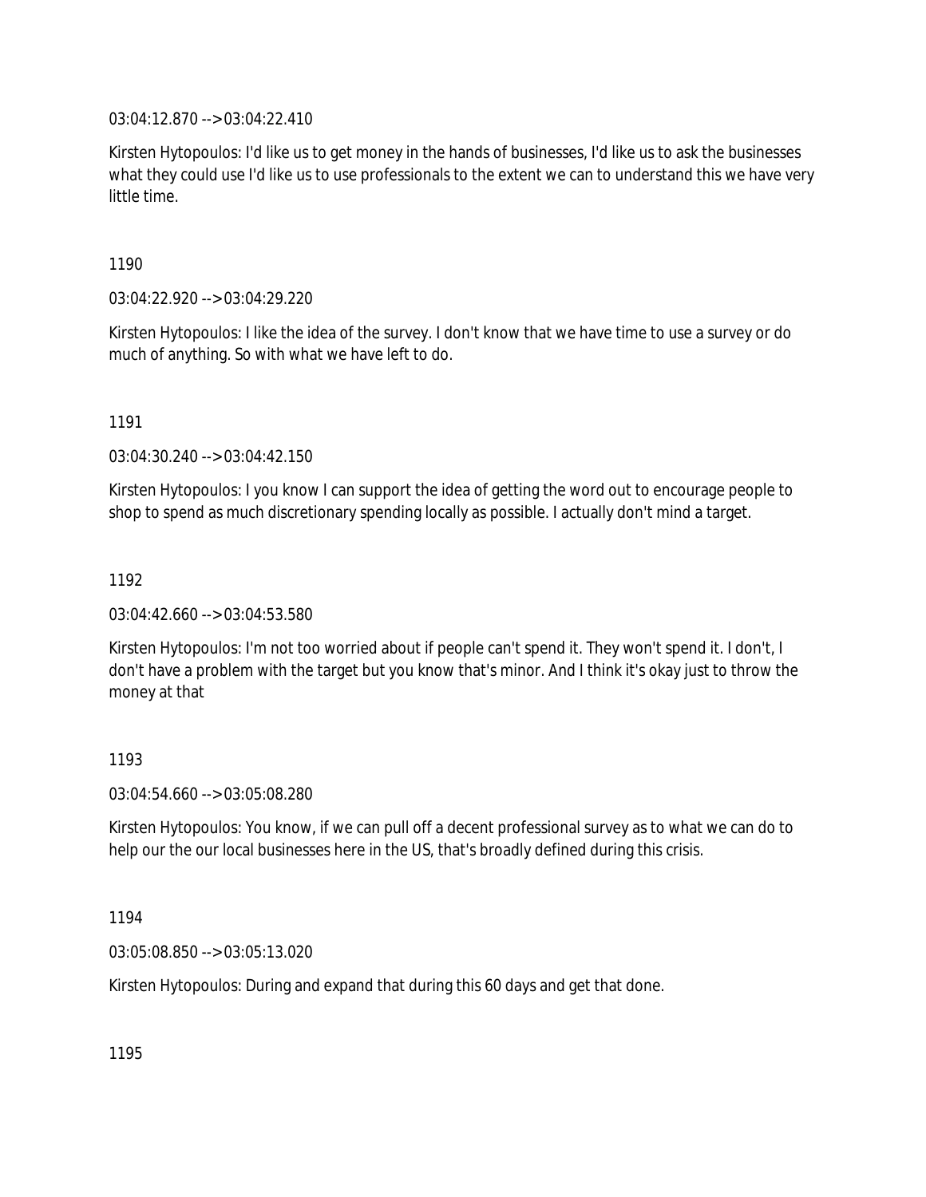03:04:12.870 --> 03:04:22.410

Kirsten Hytopoulos: I'd like us to get money in the hands of businesses, I'd like us to ask the businesses what they could use I'd like us to use professionals to the extent we can to understand this we have very little time.

1190

03:04:22.920 --> 03:04:29.220

Kirsten Hytopoulos: I like the idea of the survey. I don't know that we have time to use a survey or do much of anything. So with what we have left to do.

1191

03:04:30.240 --> 03:04:42.150

Kirsten Hytopoulos: I you know I can support the idea of getting the word out to encourage people to shop to spend as much discretionary spending locally as possible. I actually don't mind a target.

1192

03:04:42.660 --> 03:04:53.580

Kirsten Hytopoulos: I'm not too worried about if people can't spend it. They won't spend it. I don't, I don't have a problem with the target but you know that's minor. And I think it's okay just to throw the money at that

1193

03:04:54.660 --> 03:05:08.280

Kirsten Hytopoulos: You know, if we can pull off a decent professional survey as to what we can do to help our the our local businesses here in the US, that's broadly defined during this crisis.

1194

03:05:08.850 --> 03:05:13.020

Kirsten Hytopoulos: During and expand that during this 60 days and get that done.

1195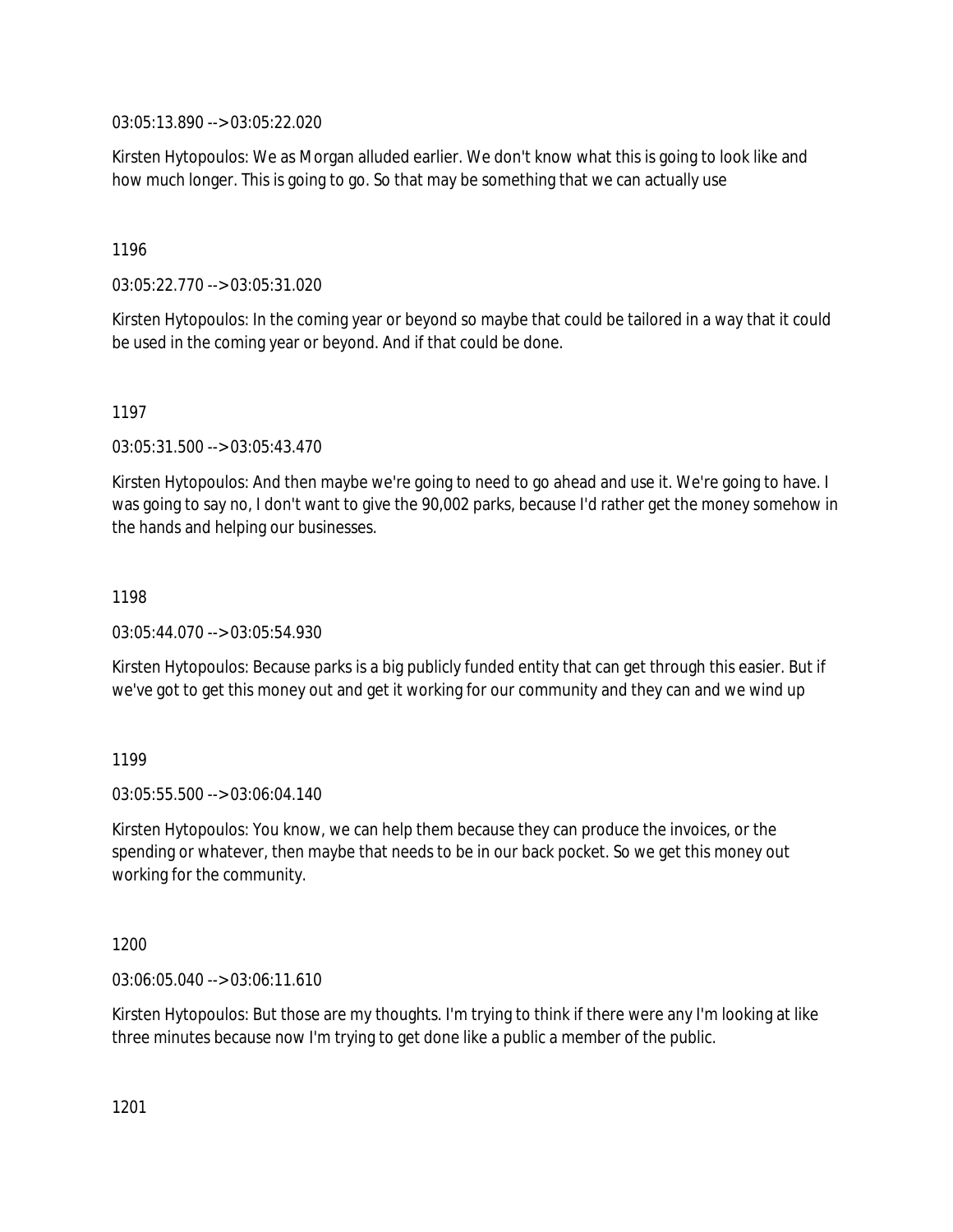03:05:13.890 --> 03:05:22.020

Kirsten Hytopoulos: We as Morgan alluded earlier. We don't know what this is going to look like and how much longer. This is going to go. So that may be something that we can actually use

1196

03:05:22.770 --> 03:05:31.020

Kirsten Hytopoulos: In the coming year or beyond so maybe that could be tailored in a way that it could be used in the coming year or beyond. And if that could be done.

1197

03:05:31.500 --> 03:05:43.470

Kirsten Hytopoulos: And then maybe we're going to need to go ahead and use it. We're going to have. I was going to say no, I don't want to give the 90,002 parks, because I'd rather get the money somehow in the hands and helping our businesses.

1198

03:05:44.070 --> 03:05:54.930

Kirsten Hytopoulos: Because parks is a big publicly funded entity that can get through this easier. But if we've got to get this money out and get it working for our community and they can and we wind up

1199

03:05:55.500 --> 03:06:04.140

Kirsten Hytopoulos: You know, we can help them because they can produce the invoices, or the spending or whatever, then maybe that needs to be in our back pocket. So we get this money out working for the community.

1200

03:06:05.040 --> 03:06:11.610

Kirsten Hytopoulos: But those are my thoughts. I'm trying to think if there were any I'm looking at like three minutes because now I'm trying to get done like a public a member of the public.

1201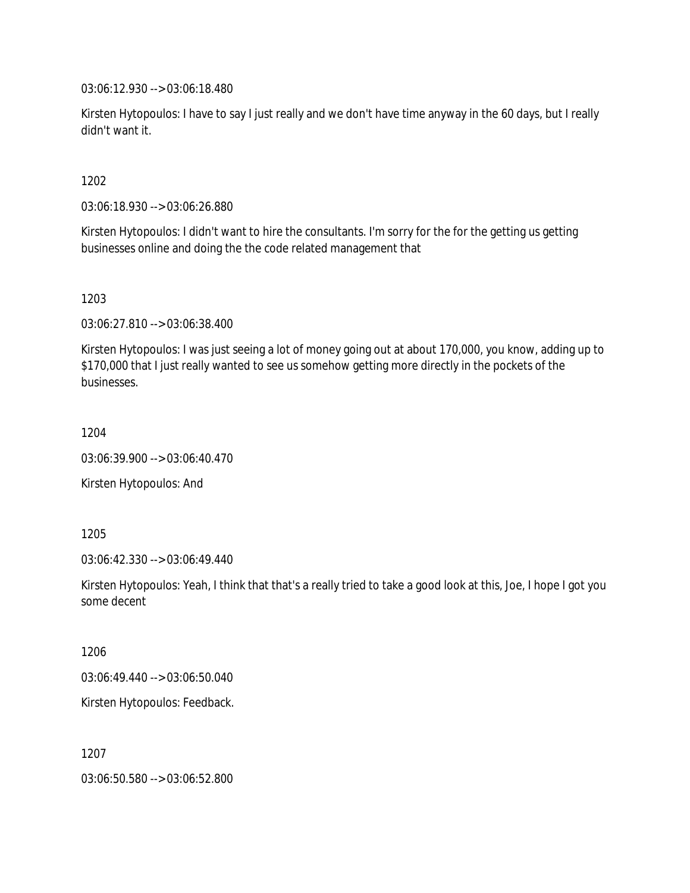03:06:12.930 --> 03:06:18.480

Kirsten Hytopoulos: I have to say I just really and we don't have time anyway in the 60 days, but I really didn't want it.

1202

03:06:18.930 --> 03:06:26.880

Kirsten Hytopoulos: I didn't want to hire the consultants. I'm sorry for the for the getting us getting businesses online and doing the the code related management that

1203

03:06:27.810 --> 03:06:38.400

Kirsten Hytopoulos: I was just seeing a lot of money going out at about 170,000, you know, adding up to $170,000 that I just really wanted to see us somehow getting more directly in the pockets of the businesses.

1204

03:06:39.900 --> 03:06:40.470

Kirsten Hytopoulos: And

1205

03:06:42.330 --> 03:06:49.440

Kirsten Hytopoulos: Yeah, I think that that's a really tried to take a good look at this, Joe, I hope I got you some decent

1206

03:06:49.440 --> 03:06:50.040

Kirsten Hytopoulos: Feedback.

1207

03:06:50.580 --> 03:06:52.800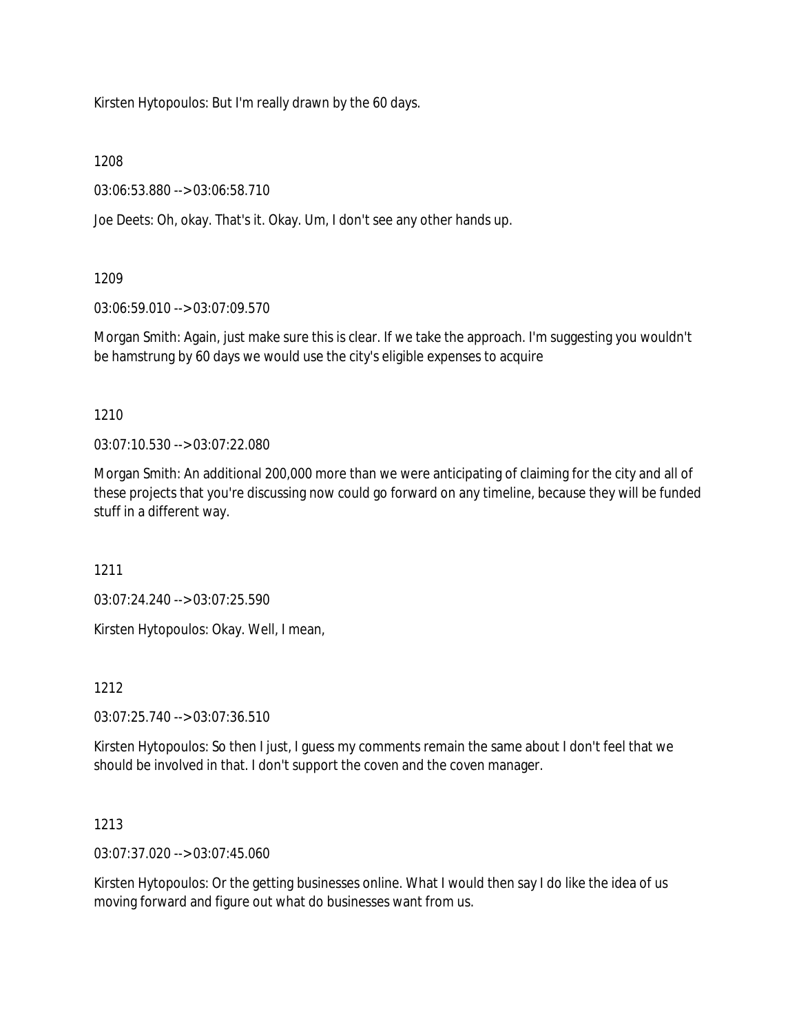Kirsten Hytopoulos: But I'm really drawn by the 60 days.

1208

03:06:53.880 --> 03:06:58.710

Joe Deets: Oh, okay. That's it. Okay. Um, I don't see any other hands up.

1209

03:06:59.010 --> 03:07:09.570

Morgan Smith: Again, just make sure this is clear. If we take the approach. I'm suggesting you wouldn't be hamstrung by 60 days we would use the city's eligible expenses to acquire

1210

03:07:10.530 --> 03:07:22.080

Morgan Smith: An additional 200,000 more than we were anticipating of claiming for the city and all of these projects that you're discussing now could go forward on any timeline, because they will be funded stuff in a different way.

1211

03:07:24.240 --> 03:07:25.590

Kirsten Hytopoulos: Okay. Well, I mean,

1212

03:07:25.740 --> 03:07:36.510

Kirsten Hytopoulos: So then I just, I guess my comments remain the same about I don't feel that we should be involved in that. I don't support the coven and the coven manager.

1213

03:07:37.020 --> 03:07:45.060

Kirsten Hytopoulos: Or the getting businesses online. What I would then say I do like the idea of us moving forward and figure out what do businesses want from us.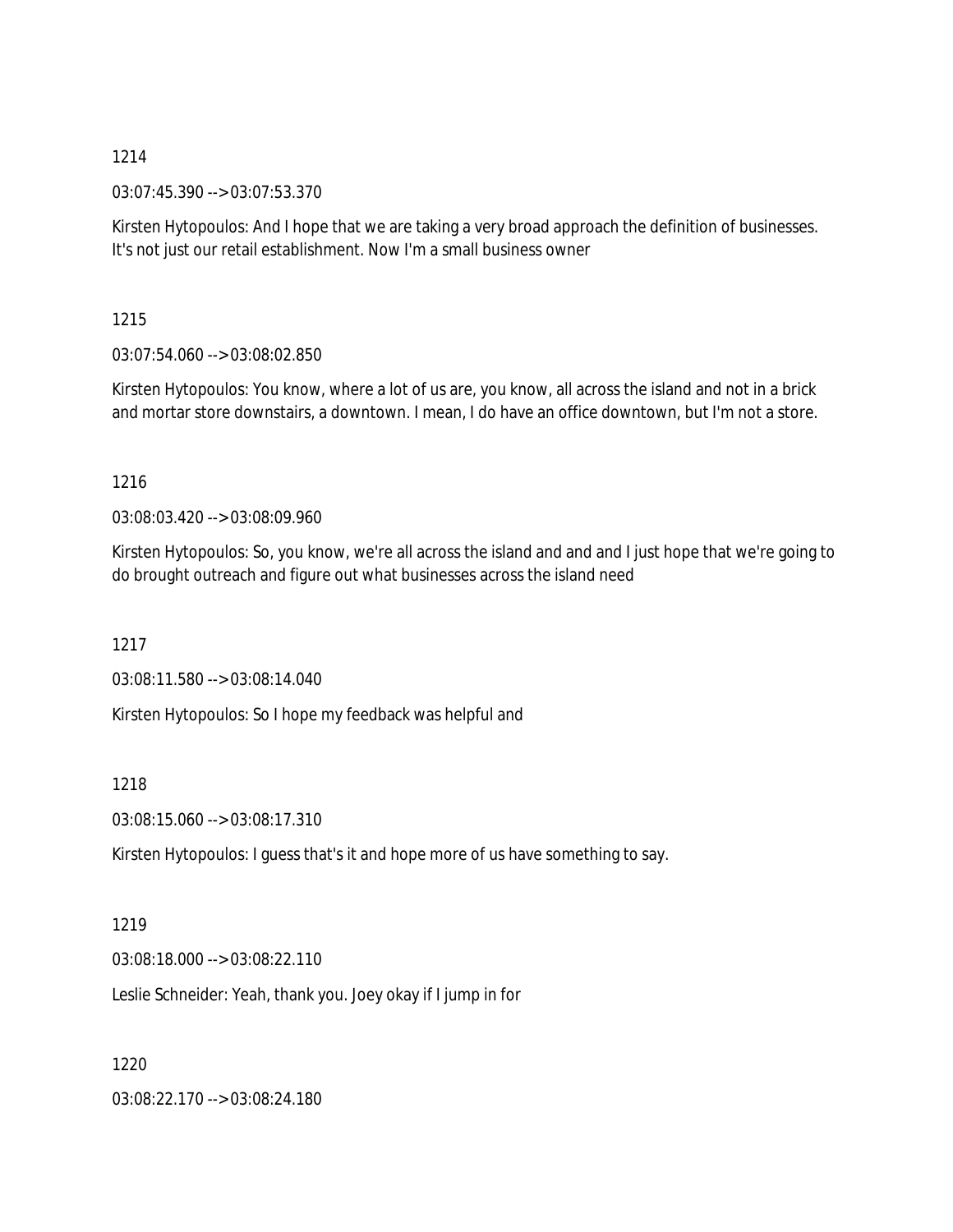1214

03:07:45.390 --> 03:07:53.370

Kirsten Hytopoulos: And I hope that we are taking a very broad approach the definition of businesses. It's not just our retail establishment. Now I'm a small business owner

1215

03:07:54.060 --> 03:08:02.850

Kirsten Hytopoulos: You know, where a lot of us are, you know, all across the island and not in a brick and mortar store downstairs, a downtown. I mean, I do have an office downtown, but I'm not a store.

1216

03:08:03.420 --> 03:08:09.960

Kirsten Hytopoulos: So, you know, we're all across the island and and and I just hope that we're going to do brought outreach and figure out what businesses across the island need

1217

03:08:11.580 --> 03:08:14.040

Kirsten Hytopoulos: So I hope my feedback was helpful and

1218

03:08:15.060 --> 03:08:17.310

Kirsten Hytopoulos: I guess that's it and hope more of us have something to say.

1219

03:08:18.000 --> 03:08:22.110

Leslie Schneider: Yeah, thank you. Joey okay if I jump in for

1220

03:08:22.170 --> 03:08:24.180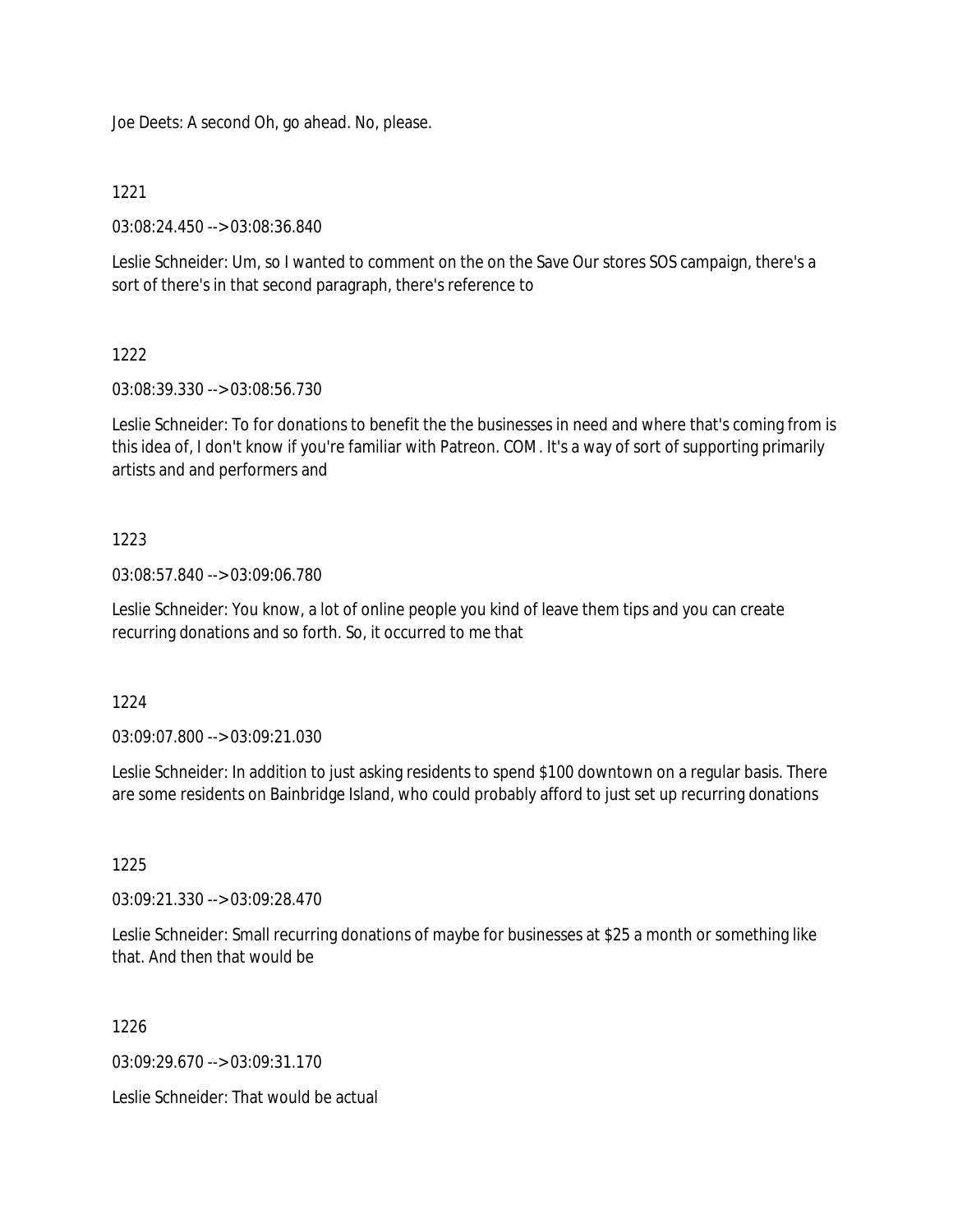Joe Deets: A second Oh, go ahead. No, please.

1221

03:08:24.450 --> 03:08:36.840

Leslie Schneider: Um, so I wanted to comment on the on the Save Our stores SOS campaign, there's a sort of there's in that second paragraph, there's reference to

1222

03:08:39.330 --> 03:08:56.730

Leslie Schneider: To for donations to benefit the the businesses in need and where that's coming from is this idea of, I don't know if you're familiar with Patreon. COM. It's a way of sort of supporting primarily artists and and performers and

1223

03:08:57.840 --> 03:09:06.780

Leslie Schneider: You know, a lot of online people you kind of leave them tips and you can create recurring donations and so forth. So, it occurred to me that

1224

03:09:07.800 --> 03:09:21.030

Leslie Schneider: In addition to just asking residents to spend $100 downtown on a regular basis. There are some residents on Bainbridge Island, who could probably afford to just set up recurring donations

1225

03:09:21.330 --> 03:09:28.470

Leslie Schneider: Small recurring donations of maybe for businesses at $25 a month or something like that. And then that would be

1226

03:09:29.670 --> 03:09:31.170

Leslie Schneider: That would be actual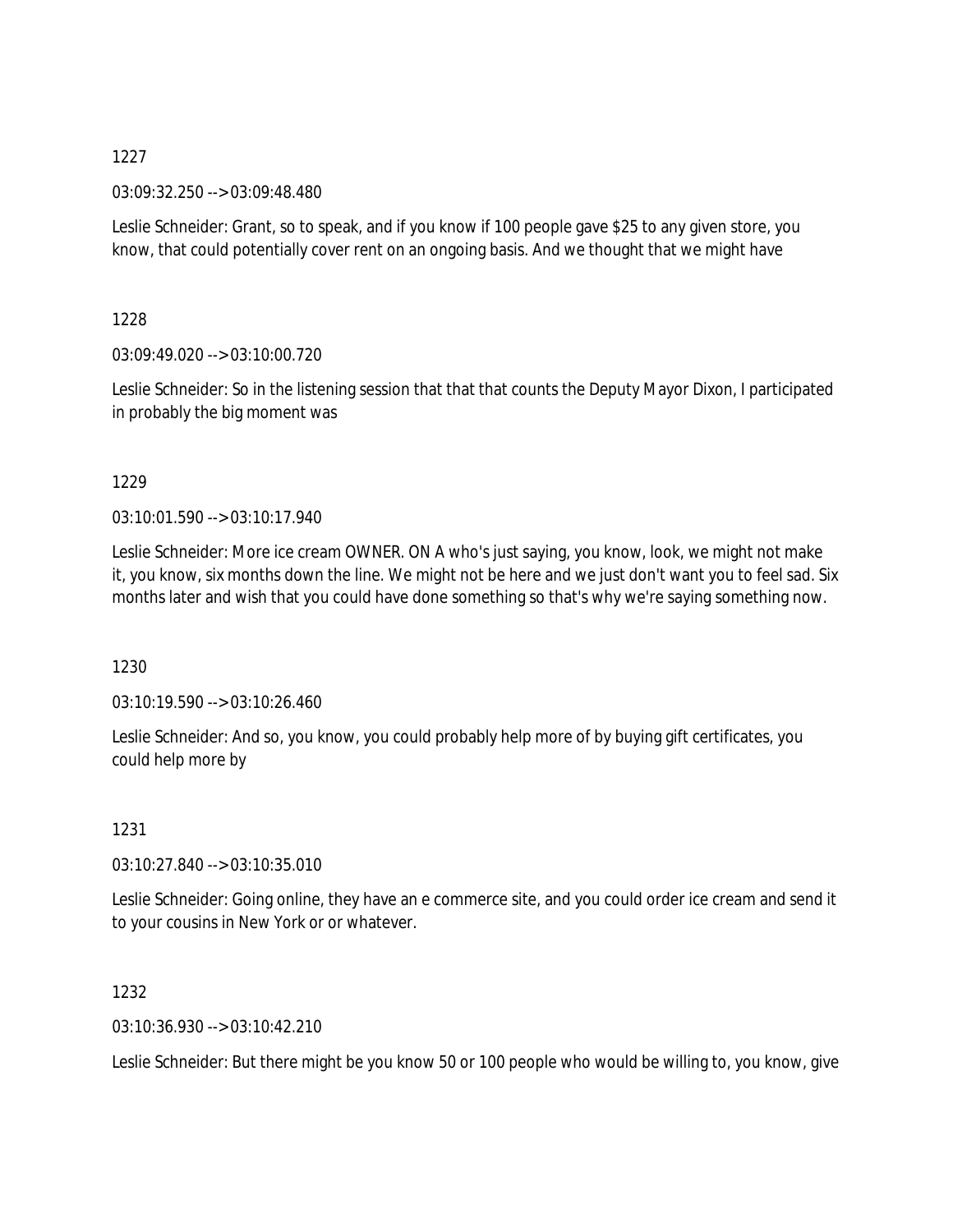1227

03:09:32.250 --> 03:09:48.480

Leslie Schneider: Grant, so to speak, and if you know if 100 people gave $25 to any given store, you know, that could potentially cover rent on an ongoing basis. And we thought that we might have

1228

03:09:49.020 --> 03:10:00.720

Leslie Schneider: So in the listening session that that that counts the Deputy Mayor Dixon, I participated in probably the big moment was

1229

03:10:01.590 --> 03:10:17.940

Leslie Schneider: More ice cream OWNER. ON A who's just saying, you know, look, we might not make it, you know, six months down the line. We might not be here and we just don't want you to feel sad. Six months later and wish that you could have done something so that's why we're saying something now.

1230

03:10:19.590 --> 03:10:26.460

Leslie Schneider: And so, you know, you could probably help more of by buying gift certificates, you could help more by

1231

03:10:27.840 --> 03:10:35.010

Leslie Schneider: Going online, they have an e commerce site, and you could order ice cream and send it to your cousins in New York or or whatever.

1232

03:10:36.930 --> 03:10:42.210

Leslie Schneider: But there might be you know 50 or 100 people who would be willing to, you know, give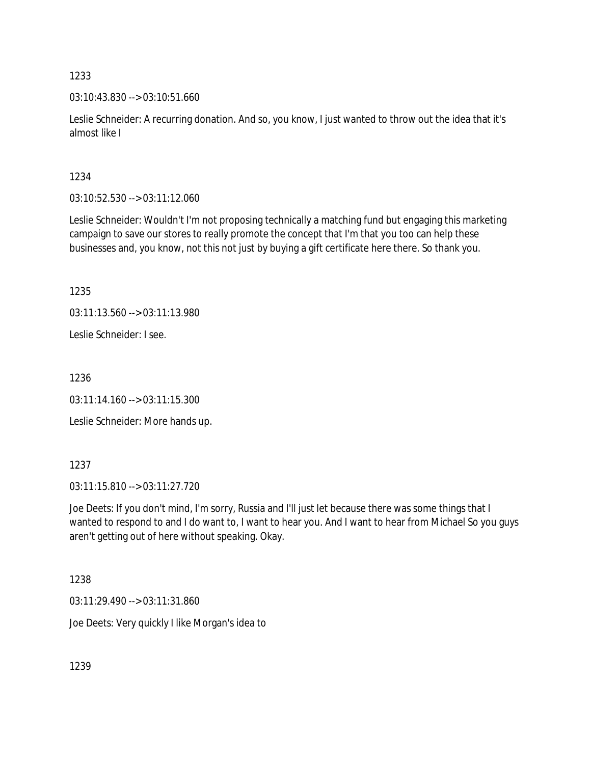1233

03:10:43.830 --> 03:10:51.660

Leslie Schneider: A recurring donation. And so, you know, I just wanted to throw out the idea that it's almost like I

1234

03:10:52.530 --> 03:11:12.060

Leslie Schneider: Wouldn't I'm not proposing technically a matching fund but engaging this marketing campaign to save our stores to really promote the concept that I'm that you too can help these businesses and, you know, not this not just by buying a gift certificate here there. So thank you.

1235

03:11:13.560 --> 03:11:13.980

Leslie Schneider: I see.

1236

03:11:14.160 --> 03:11:15.300

Leslie Schneider: More hands up.

1237

03:11:15.810 --> 03:11:27.720

Joe Deets: If you don't mind, I'm sorry, Russia and I'll just let because there was some things that I wanted to respond to and I do want to, I want to hear you. And I want to hear from Michael So you guys aren't getting out of here without speaking. Okay.

1238

03:11:29.490 --> 03:11:31.860

Joe Deets: Very quickly I like Morgan's idea to

1239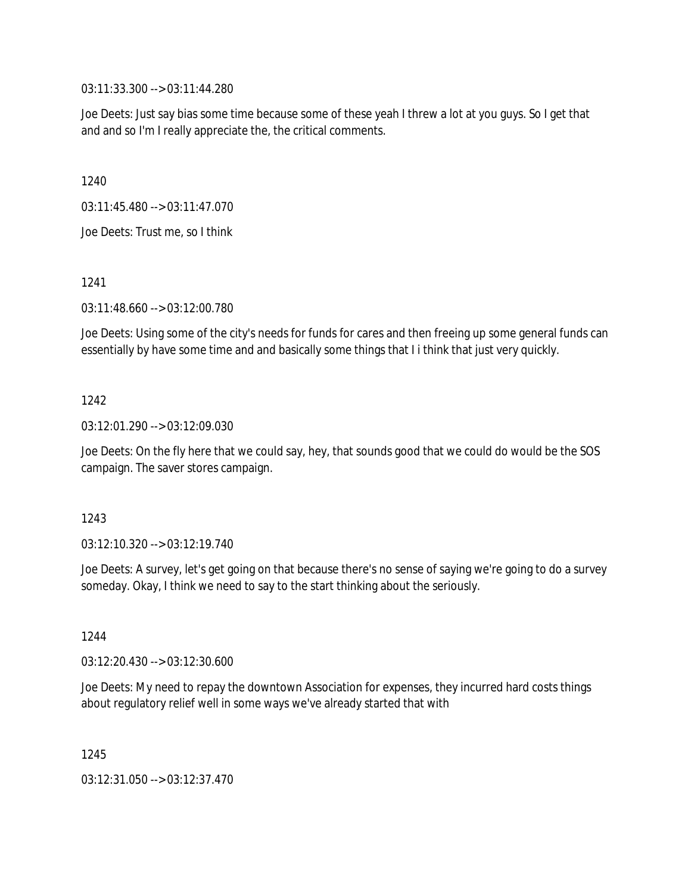03:11:33.300 --> 03:11:44.280

Joe Deets: Just say bias some time because some of these yeah I threw a lot at you guys. So I get that and and so I'm I really appreciate the, the critical comments.

1240

03:11:45.480 --> 03:11:47.070

Joe Deets: Trust me, so I think

1241

03:11:48.660 --> 03:12:00.780

Joe Deets: Using some of the city's needs for funds for cares and then freeing up some general funds can essentially by have some time and and basically some things that I i think that just very quickly.

1242

03:12:01.290 --> 03:12:09.030

Joe Deets: On the fly here that we could say, hey, that sounds good that we could do would be the SOS campaign. The saver stores campaign.

1243

03:12:10.320 --> 03:12:19.740

Joe Deets: A survey, let's get going on that because there's no sense of saying we're going to do a survey someday. Okay, I think we need to say to the start thinking about the seriously.

1244

03:12:20.430 --> 03:12:30.600

Joe Deets: My need to repay the downtown Association for expenses, they incurred hard costs things about regulatory relief well in some ways we've already started that with

1245

03:12:31.050 --> 03:12:37.470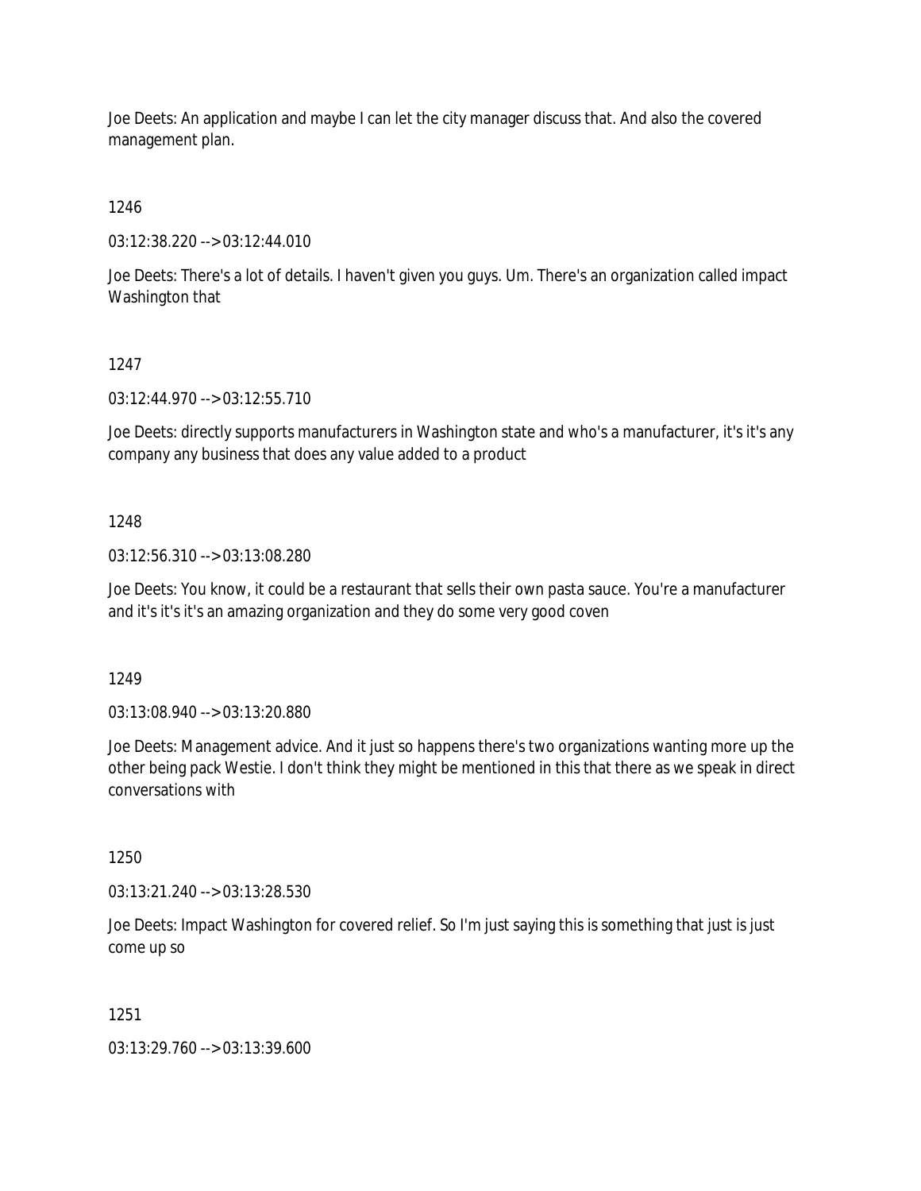Joe Deets: An application and maybe I can let the city manager discuss that. And also the covered management plan.

1246

03:12:38.220 --> 03:12:44.010

Joe Deets: There's a lot of details. I haven't given you guys. Um. There's an organization called impact Washington that

1247

03:12:44.970 --> 03:12:55.710

Joe Deets: directly supports manufacturers in Washington state and who's a manufacturer, it's it's any company any business that does any value added to a product

1248

03:12:56.310 --> 03:13:08.280

Joe Deets: You know, it could be a restaurant that sells their own pasta sauce. You're a manufacturer and it's it's it's an amazing organization and they do some very good coven

1249

03:13:08.940 --> 03:13:20.880

Joe Deets: Management advice. And it just so happens there's two organizations wanting more up the other being pack Westie. I don't think they might be mentioned in this that there as we speak in direct conversations with

1250

03:13:21.240 --> 03:13:28.530

Joe Deets: Impact Washington for covered relief. So I'm just saying this is something that just is just come up so

1251

03:13:29.760 --> 03:13:39.600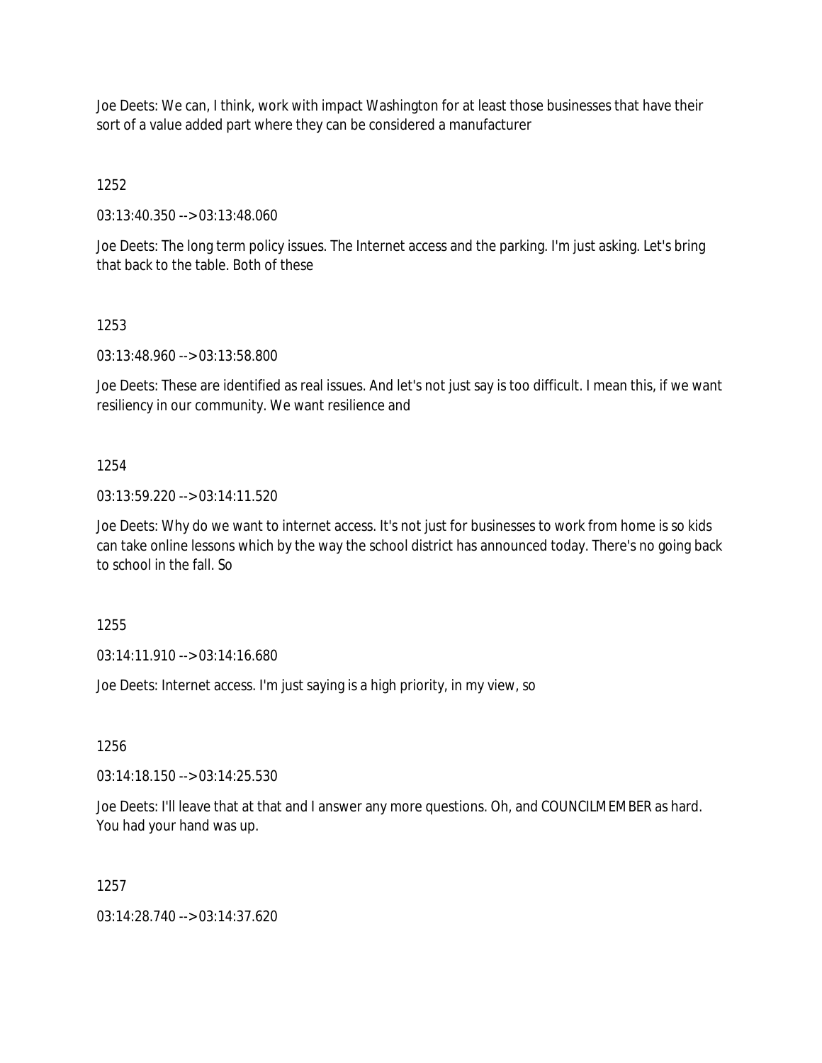Joe Deets: We can, I think, work with impact Washington for at least those businesses that have their sort of a value added part where they can be considered a manufacturer

1252

03:13:40.350 --> 03:13:48.060

Joe Deets: The long term policy issues. The Internet access and the parking. I'm just asking. Let's bring that back to the table. Both of these

1253

03:13:48.960 --> 03:13:58.800

Joe Deets: These are identified as real issues. And let's not just say is too difficult. I mean this, if we want resiliency in our community. We want resilience and

1254

03:13:59.220 --> 03:14:11.520

Joe Deets: Why do we want to internet access. It's not just for businesses to work from home is so kids can take online lessons which by the way the school district has announced today. There's no going back to school in the fall. So

1255

03:14:11.910 --> 03:14:16.680

Joe Deets: Internet access. I'm just saying is a high priority, in my view, so

1256

03:14:18.150 --> 03:14:25.530

Joe Deets: I'll leave that at that and I answer any more questions. Oh, and COUNCILMEMBER as hard. You had your hand was up.

1257

03:14:28.740 --> 03:14:37.620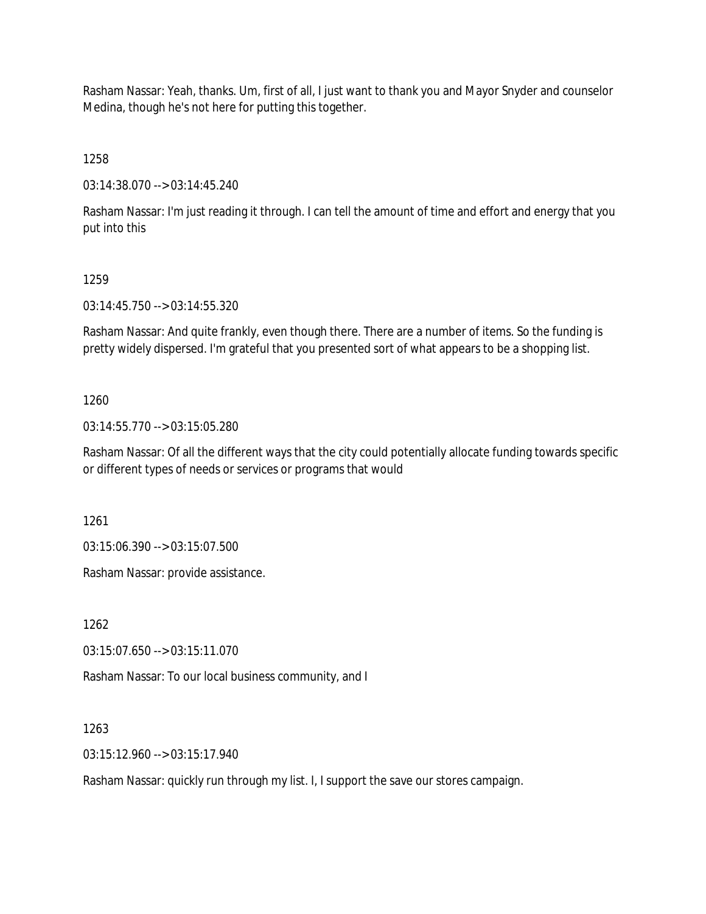Rasham Nassar: Yeah, thanks. Um, first of all, I just want to thank you and Mayor Snyder and counselor Medina, though he's not here for putting this together.

1258

03:14:38.070 --> 03:14:45.240

Rasham Nassar: I'm just reading it through. I can tell the amount of time and effort and energy that you put into this

1259

03:14:45.750 --> 03:14:55.320

Rasham Nassar: And quite frankly, even though there. There are a number of items. So the funding is pretty widely dispersed. I'm grateful that you presented sort of what appears to be a shopping list.

1260

03:14:55.770 --> 03:15:05.280

Rasham Nassar: Of all the different ways that the city could potentially allocate funding towards specific or different types of needs or services or programs that would

1261

03:15:06.390 --> 03:15:07.500

Rasham Nassar: provide assistance.

1262

03:15:07.650 --> 03:15:11.070

Rasham Nassar: To our local business community, and I

1263

03:15:12.960 --> 03:15:17.940

Rasham Nassar: quickly run through my list. I, I support the save our stores campaign.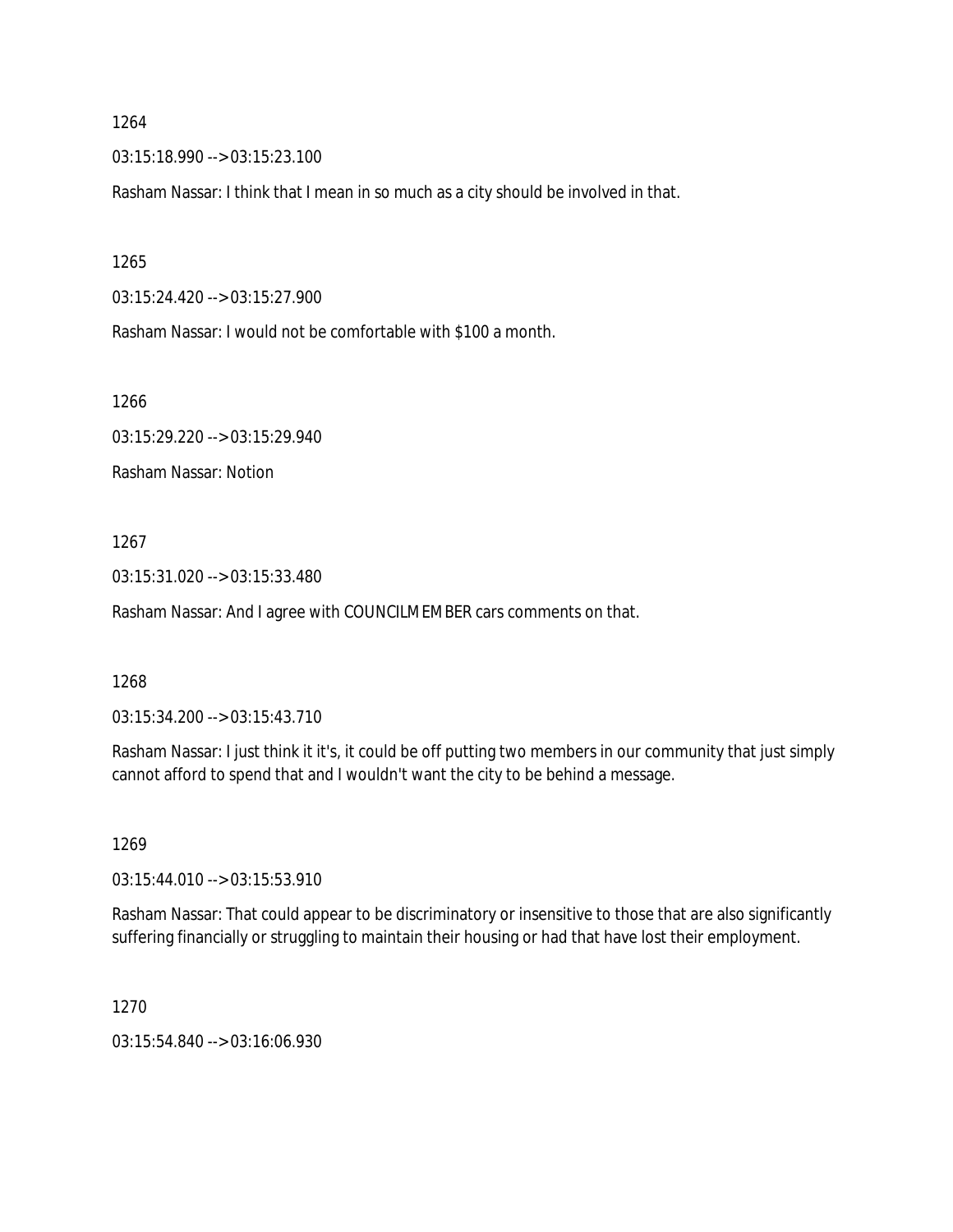1264

03:15:18.990 --> 03:15:23.100

Rasham Nassar: I think that I mean in so much as a city should be involved in that.

1265

03:15:24.420 --> 03:15:27.900

Rasham Nassar: I would not be comfortable with $100 a month.

1266

03:15:29.220 --> 03:15:29.940

Rasham Nassar: Notion

1267

03:15:31.020 --> 03:15:33.480

Rasham Nassar: And I agree with COUNCILMEMBER cars comments on that.

1268

03:15:34.200 --> 03:15:43.710

Rasham Nassar: I just think it it's, it could be off putting two members in our community that just simply cannot afford to spend that and I wouldn't want the city to be behind a message.

1269

03:15:44.010 --> 03:15:53.910

Rasham Nassar: That could appear to be discriminatory or insensitive to those that are also significantly suffering financially or struggling to maintain their housing or had that have lost their employment.

1270

03:15:54.840 --> 03:16:06.930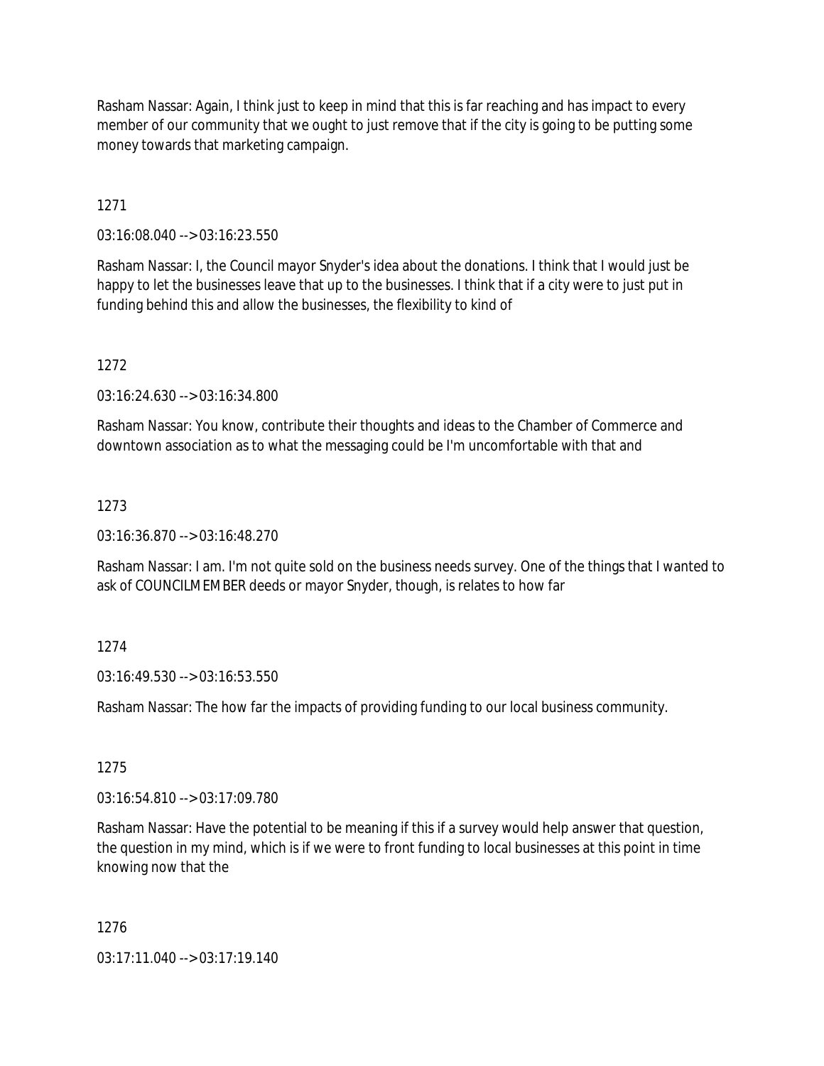Rasham Nassar: Again, I think just to keep in mind that this is far reaching and has impact to every member of our community that we ought to just remove that if the city is going to be putting some money towards that marketing campaign.

1271

03:16:08.040 --> 03:16:23.550

Rasham Nassar: I, the Council mayor Snyder's idea about the donations. I think that I would just be happy to let the businesses leave that up to the businesses. I think that if a city were to just put in funding behind this and allow the businesses, the flexibility to kind of

1272

03:16:24.630 --> 03:16:34.800

Rasham Nassar: You know, contribute their thoughts and ideas to the Chamber of Commerce and downtown association as to what the messaging could be I'm uncomfortable with that and

1273

03:16:36.870 --> 03:16:48.270

Rasham Nassar: I am. I'm not quite sold on the business needs survey. One of the things that I wanted to ask of COUNCILMEMBER deeds or mayor Snyder, though, is relates to how far

1274

03:16:49.530 --> 03:16:53.550

Rasham Nassar: The how far the impacts of providing funding to our local business community.

1275

03:16:54.810 --> 03:17:09.780

Rasham Nassar: Have the potential to be meaning if this if a survey would help answer that question, the question in my mind, which is if we were to front funding to local businesses at this point in time knowing now that the

1276

03:17:11.040 --> 03:17:19.140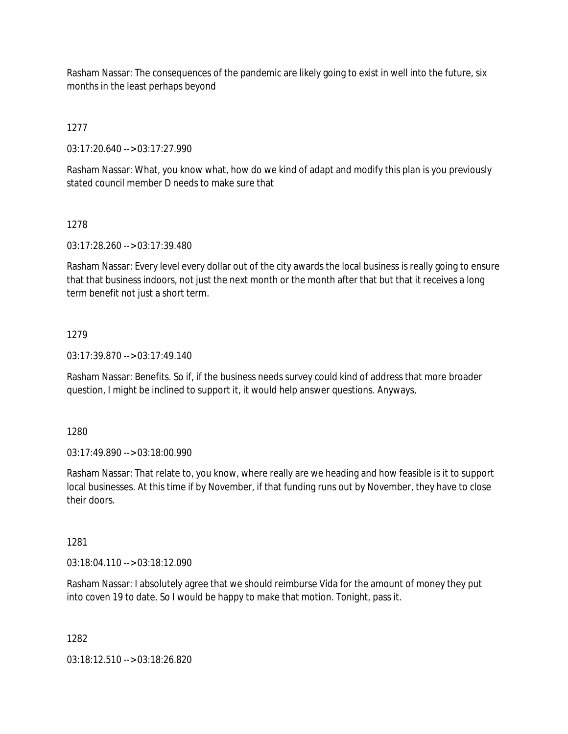Rasham Nassar: The consequences of the pandemic are likely going to exist in well into the future, six months in the least perhaps beyond

1277

03:17:20.640 --> 03:17:27.990

Rasham Nassar: What, you know what, how do we kind of adapt and modify this plan is you previously stated council member D needs to make sure that

1278

03:17:28.260 --> 03:17:39.480

Rasham Nassar: Every level every dollar out of the city awards the local business is really going to ensure that that business indoors, not just the next month or the month after that but that it receives a long term benefit not just a short term.

1279

03:17:39.870 --> 03:17:49.140

Rasham Nassar: Benefits. So if, if the business needs survey could kind of address that more broader question, I might be inclined to support it, it would help answer questions. Anyways,

1280

03:17:49.890 --> 03:18:00.990

Rasham Nassar: That relate to, you know, where really are we heading and how feasible is it to support local businesses. At this time if by November, if that funding runs out by November, they have to close their doors.

1281

03:18:04.110 --> 03:18:12.090

Rasham Nassar: I absolutely agree that we should reimburse Vida for the amount of money they put into coven 19 to date. So I would be happy to make that motion. Tonight, pass it.

1282

03:18:12.510 --> 03:18:26.820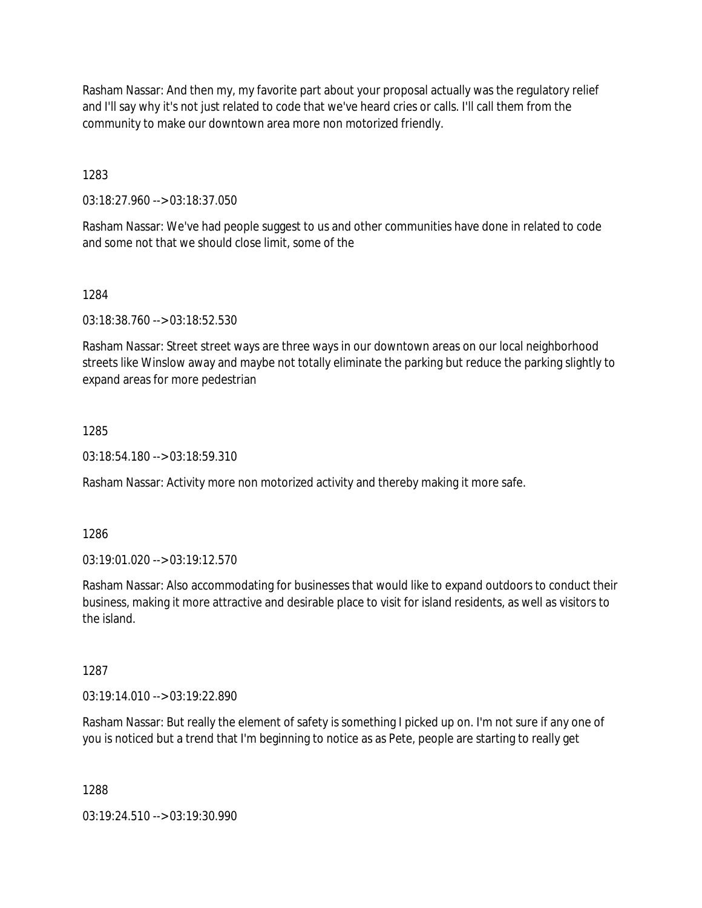Rasham Nassar: And then my, my favorite part about your proposal actually was the regulatory relief and I'll say why it's not just related to code that we've heard cries or calls. I'll call them from the community to make our downtown area more non motorized friendly.

1283

03:18:27.960 --> 03:18:37.050

Rasham Nassar: We've had people suggest to us and other communities have done in related to code and some not that we should close limit, some of the

1284

03:18:38.760 --> 03:18:52.530

Rasham Nassar: Street street ways are three ways in our downtown areas on our local neighborhood streets like Winslow away and maybe not totally eliminate the parking but reduce the parking slightly to expand areas for more pedestrian

1285

03:18:54.180 --> 03:18:59.310

Rasham Nassar: Activity more non motorized activity and thereby making it more safe.

1286

03:19:01.020 --> 03:19:12.570

Rasham Nassar: Also accommodating for businesses that would like to expand outdoors to conduct their business, making it more attractive and desirable place to visit for island residents, as well as visitors to the island.

1287

03:19:14.010 --> 03:19:22.890

Rasham Nassar: But really the element of safety is something I picked up on. I'm not sure if any one of you is noticed but a trend that I'm beginning to notice as as Pete, people are starting to really get

1288

03:19:24.510 --> 03:19:30.990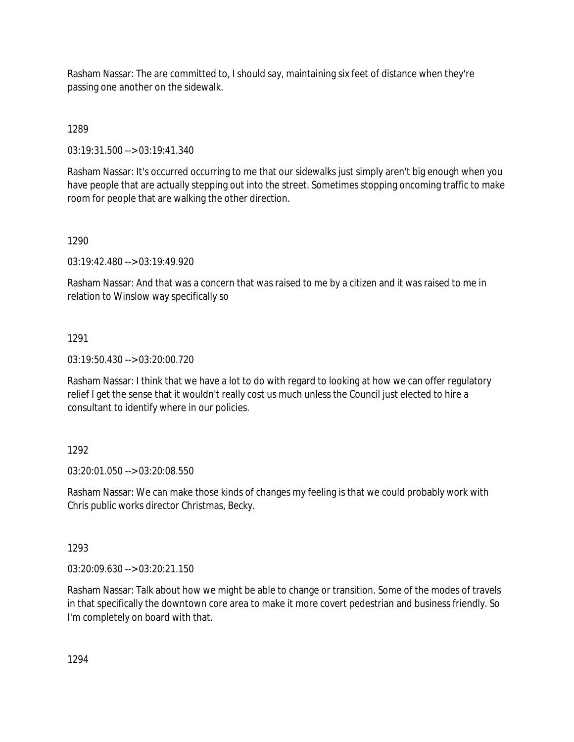Rasham Nassar: The are committed to, I should say, maintaining six feet of distance when they're passing one another on the sidewalk.

1289

03:19:31.500 --> 03:19:41.340

Rasham Nassar: It's occurred occurring to me that our sidewalks just simply aren't big enough when you have people that are actually stepping out into the street. Sometimes stopping oncoming traffic to make room for people that are walking the other direction.

1290

03:19:42.480 --> 03:19:49.920

Rasham Nassar: And that was a concern that was raised to me by a citizen and it was raised to me in relation to Winslow way specifically so

1291

03:19:50.430 --> 03:20:00.720

Rasham Nassar: I think that we have a lot to do with regard to looking at how we can offer regulatory relief I get the sense that it wouldn't really cost us much unless the Council just elected to hire a consultant to identify where in our policies.

1292

03:20:01.050 --> 03:20:08.550

Rasham Nassar: We can make those kinds of changes my feeling is that we could probably work with Chris public works director Christmas, Becky.

1293

03:20:09.630 --> 03:20:21.150

Rasham Nassar: Talk about how we might be able to change or transition. Some of the modes of travels in that specifically the downtown core area to make it more covert pedestrian and business friendly. So I'm completely on board with that.

1294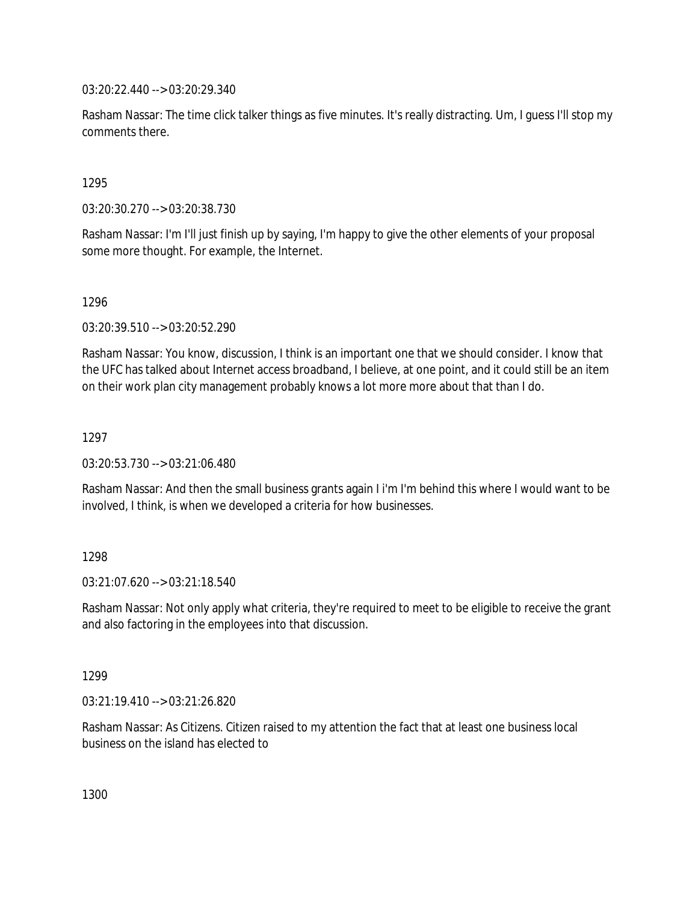03:20:22.440 --> 03:20:29.340

Rasham Nassar: The time click talker things as five minutes. It's really distracting. Um, I guess I'll stop my comments there.

1295

03:20:30.270 --> 03:20:38.730

Rasham Nassar: I'm I'll just finish up by saying, I'm happy to give the other elements of your proposal some more thought. For example, the Internet.

1296

03:20:39.510 --> 03:20:52.290

Rasham Nassar: You know, discussion, I think is an important one that we should consider. I know that the UFC has talked about Internet access broadband, I believe, at one point, and it could still be an item on their work plan city management probably knows a lot more more about that than I do.

1297

03:20:53.730 --> 03:21:06.480

Rasham Nassar: And then the small business grants again I i'm I'm behind this where I would want to be involved, I think, is when we developed a criteria for how businesses.

1298

03:21:07.620 --> 03:21:18.540

Rasham Nassar: Not only apply what criteria, they're required to meet to be eligible to receive the grant and also factoring in the employees into that discussion.

1299

03:21:19.410 --> 03:21:26.820

Rasham Nassar: As Citizens. Citizen raised to my attention the fact that at least one business local business on the island has elected to

1300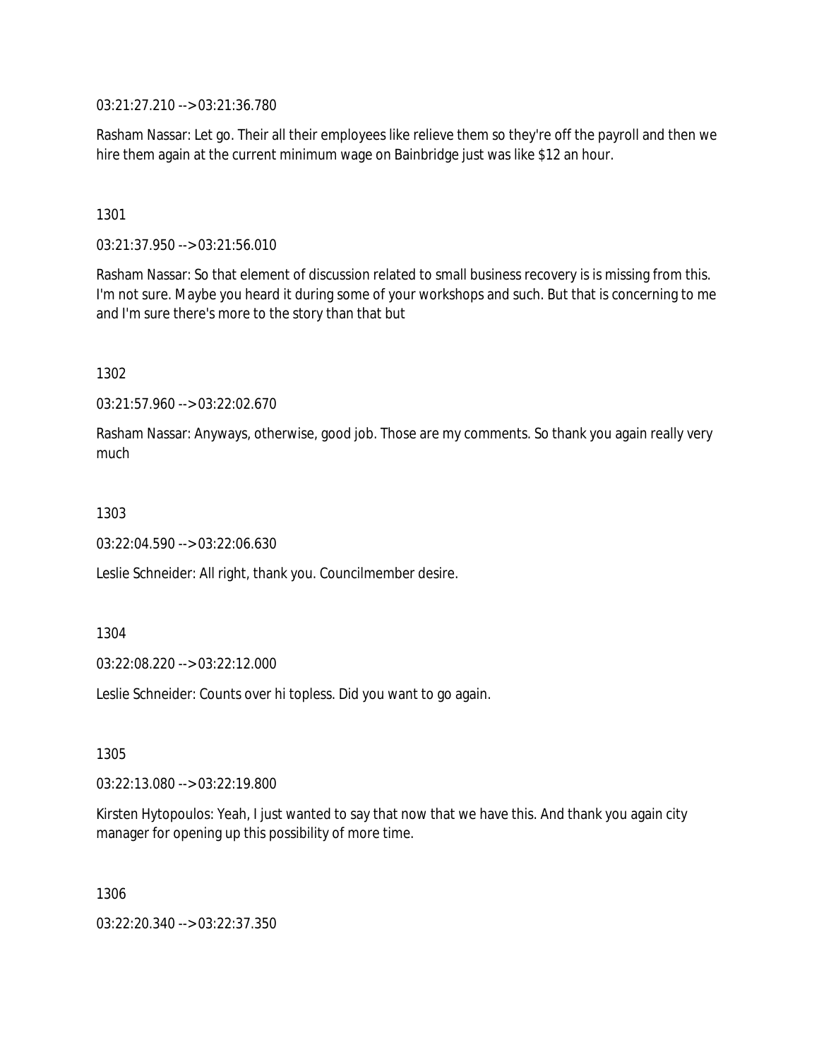03:21:27.210 --> 03:21:36.780

Rasham Nassar: Let go. Their all their employees like relieve them so they're off the payroll and then we hire them again at the current minimum wage on Bainbridge just was like $12 an hour.

1301

03:21:37.950 --> 03:21:56.010

Rasham Nassar: So that element of discussion related to small business recovery is is missing from this. I'm not sure. Maybe you heard it during some of your workshops and such. But that is concerning to me and I'm sure there's more to the story than that but

1302

03:21:57.960 --> 03:22:02.670

Rasham Nassar: Anyways, otherwise, good job. Those are my comments. So thank you again really very much

1303

03:22:04.590 --> 03:22:06.630

Leslie Schneider: All right, thank you. Councilmember desire.

1304

03:22:08.220 --> 03:22:12.000

Leslie Schneider: Counts over hi topless. Did you want to go again.

1305

03:22:13.080 --> 03:22:19.800

Kirsten Hytopoulos: Yeah, I just wanted to say that now that we have this. And thank you again city manager for opening up this possibility of more time.

1306

03:22:20.340 --> 03:22:37.350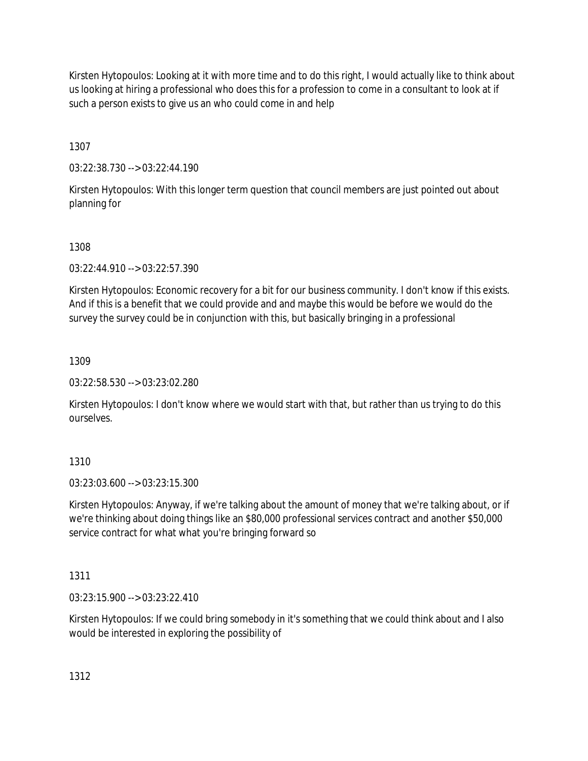Kirsten Hytopoulos: Looking at it with more time and to do this right, I would actually like to think about us looking at hiring a professional who does this for a profession to come in a consultant to look at if such a person exists to give us an who could come in and help

1307

03:22:38.730 --> 03:22:44.190

Kirsten Hytopoulos: With this longer term question that council members are just pointed out about planning for

1308

03:22:44.910 --> 03:22:57.390

Kirsten Hytopoulos: Economic recovery for a bit for our business community. I don't know if this exists. And if this is a benefit that we could provide and and maybe this would be before we would do the survey the survey could be in conjunction with this, but basically bringing in a professional

1309

03:22:58.530 --> 03:23:02.280

Kirsten Hytopoulos: I don't know where we would start with that, but rather than us trying to do this ourselves.

1310

03:23:03.600 --> 03:23:15.300

Kirsten Hytopoulos: Anyway, if we're talking about the amount of money that we're talking about, or if we're thinking about doing things like an $80,000 professional services contract and another $50,000 service contract for what what you're bringing forward so

1311

03:23:15.900 --> 03:23:22.410

Kirsten Hytopoulos: If we could bring somebody in it's something that we could think about and I also would be interested in exploring the possibility of

1312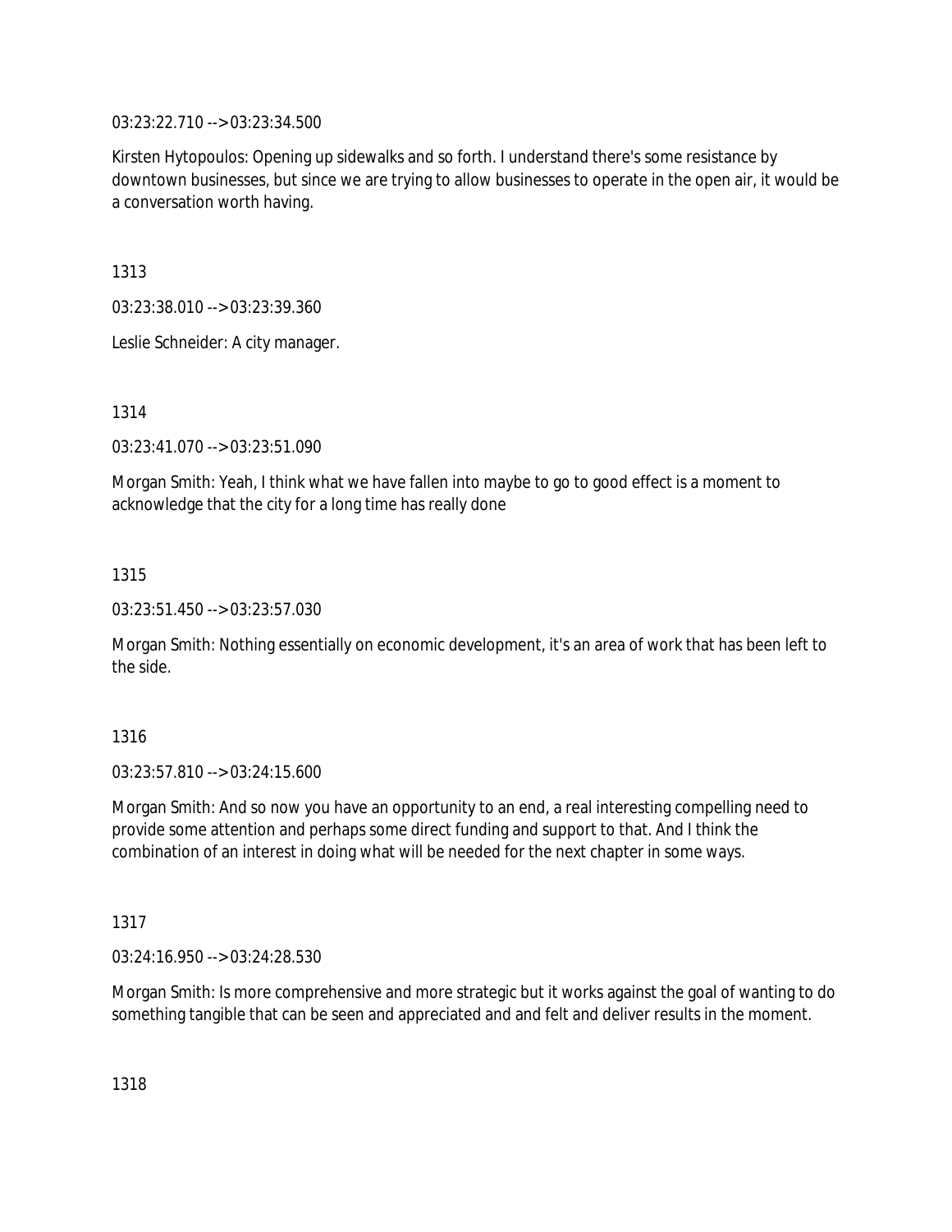03:23:22.710 --> 03:23:34.500

Kirsten Hytopoulos: Opening up sidewalks and so forth. I understand there's some resistance by downtown businesses, but since we are trying to allow businesses to operate in the open air, it would be a conversation worth having.

1313

03:23:38.010 --> 03:23:39.360

Leslie Schneider: A city manager.

1314

03:23:41.070 --> 03:23:51.090

Morgan Smith: Yeah, I think what we have fallen into maybe to go to good effect is a moment to acknowledge that the city for a long time has really done

1315

03:23:51.450 --> 03:23:57.030

Morgan Smith: Nothing essentially on economic development, it's an area of work that has been left to the side.

1316

03:23:57.810 --> 03:24:15.600

Morgan Smith: And so now you have an opportunity to an end, a real interesting compelling need to provide some attention and perhaps some direct funding and support to that. And I think the combination of an interest in doing what will be needed for the next chapter in some ways.

1317

03:24:16.950 --> 03:24:28.530

Morgan Smith: Is more comprehensive and more strategic but it works against the goal of wanting to do something tangible that can be seen and appreciated and and felt and deliver results in the moment.

1318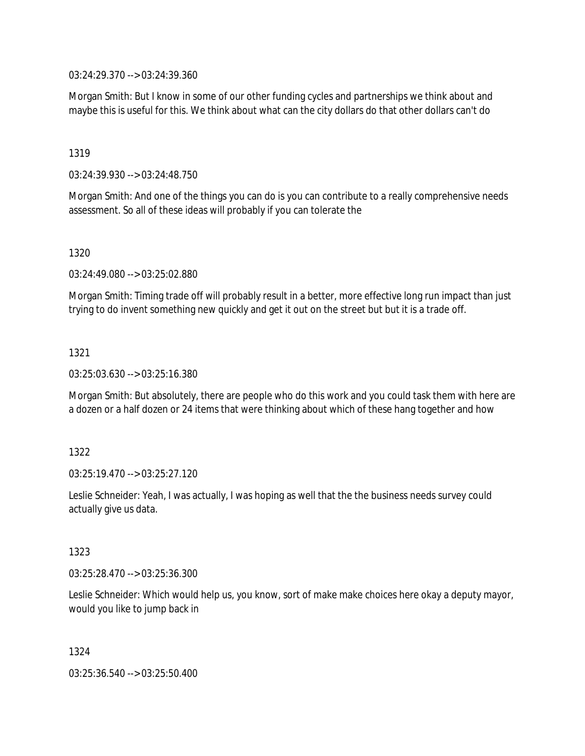03:24:29.370 --> 03:24:39.360

Morgan Smith: But I know in some of our other funding cycles and partnerships we think about and maybe this is useful for this. We think about what can the city dollars do that other dollars can't do

1319

03:24:39.930 --> 03:24:48.750

Morgan Smith: And one of the things you can do is you can contribute to a really comprehensive needs assessment. So all of these ideas will probably if you can tolerate the

1320

03:24:49.080 --> 03:25:02.880

Morgan Smith: Timing trade off will probably result in a better, more effective long run impact than just trying to do invent something new quickly and get it out on the street but but it is a trade off.

1321

03:25:03.630 --> 03:25:16.380

Morgan Smith: But absolutely, there are people who do this work and you could task them with here are a dozen or a half dozen or 24 items that were thinking about which of these hang together and how

1322

03:25:19.470 --> 03:25:27.120

Leslie Schneider: Yeah, I was actually, I was hoping as well that the the business needs survey could actually give us data.

1323

03:25:28.470 --> 03:25:36.300

Leslie Schneider: Which would help us, you know, sort of make make choices here okay a deputy mayor, would you like to jump back in

1324

03:25:36.540 --> 03:25:50.400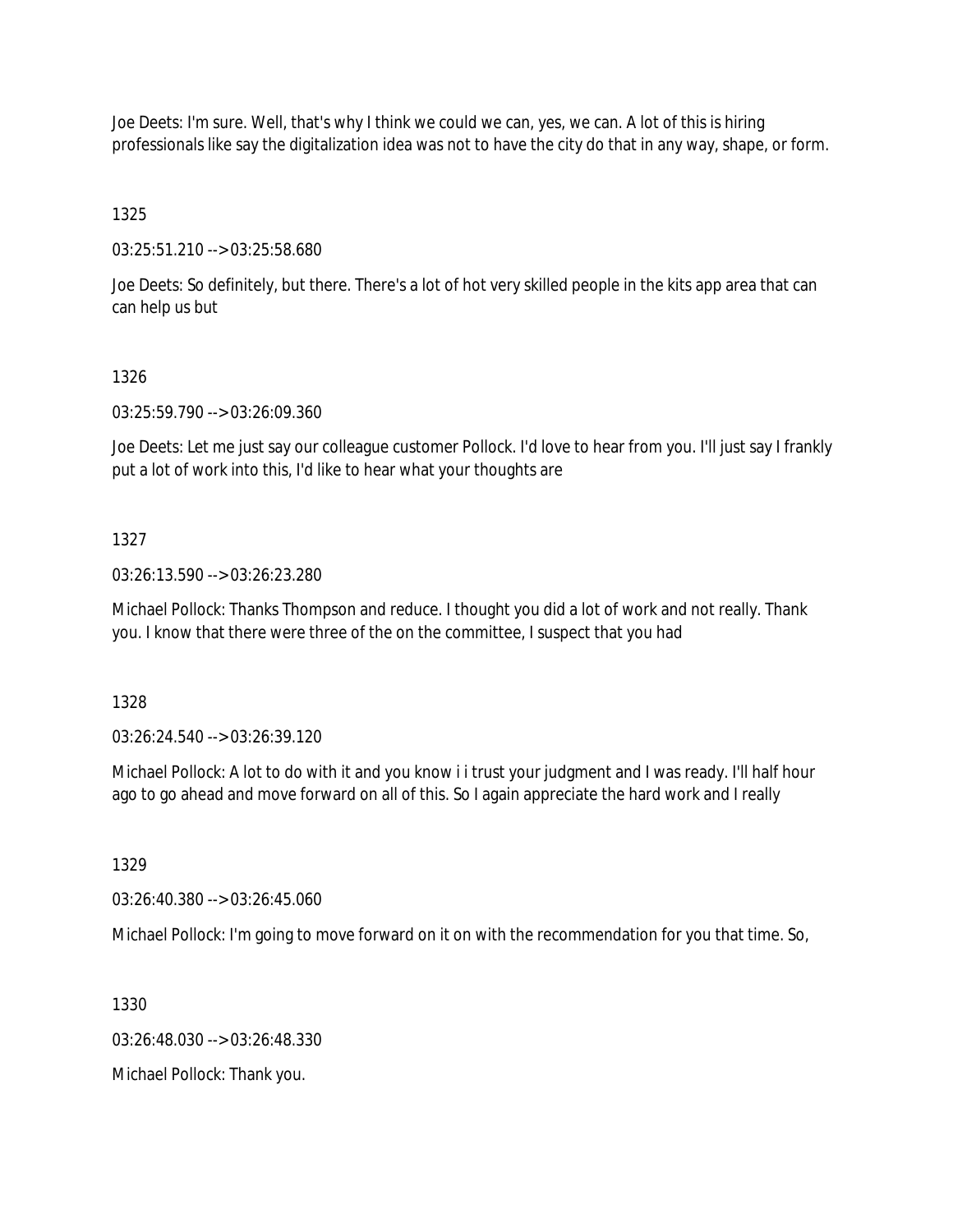Joe Deets: I'm sure. Well, that's why I think we could we can, yes, we can. A lot of this is hiring professionals like say the digitalization idea was not to have the city do that in any way, shape, or form.

1325

03:25:51.210 --> 03:25:58.680

Joe Deets: So definitely, but there. There's a lot of hot very skilled people in the kits app area that can can help us but

1326

03:25:59.790 --> 03:26:09.360

Joe Deets: Let me just say our colleague customer Pollock. I'd love to hear from you. I'll just say I frankly put a lot of work into this, I'd like to hear what your thoughts are

1327

03:26:13.590 --> 03:26:23.280

Michael Pollock: Thanks Thompson and reduce. I thought you did a lot of work and not really. Thank you. I know that there were three of the on the committee, I suspect that you had

1328

03:26:24.540 --> 03:26:39.120

Michael Pollock: A lot to do with it and you know i i trust your judgment and I was ready. I'll half hour ago to go ahead and move forward on all of this. So I again appreciate the hard work and I really

1329

03:26:40.380 --> 03:26:45.060

Michael Pollock: I'm going to move forward on it on with the recommendation for you that time. So,

1330

03:26:48.030 --> 03:26:48.330

Michael Pollock: Thank you.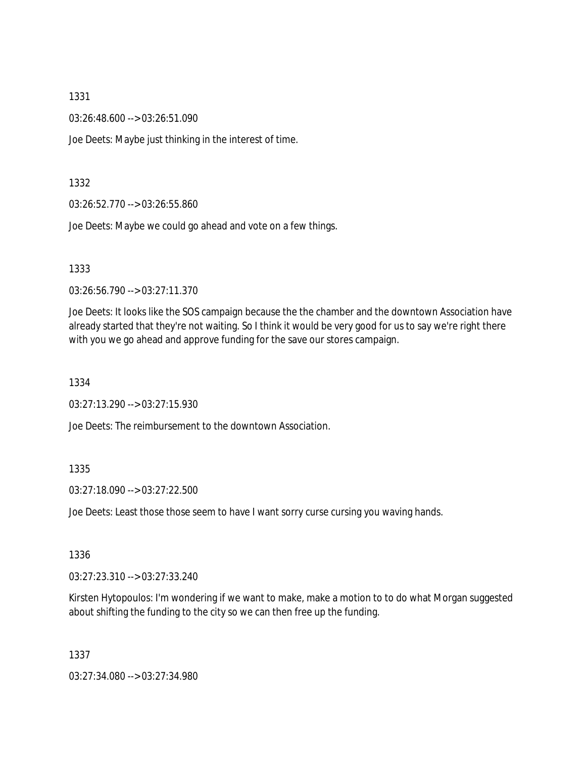1331

03:26:48.600 --> 03:26:51.090

Joe Deets: Maybe just thinking in the interest of time.

1332

03:26:52.770 --> 03:26:55.860

Joe Deets: Maybe we could go ahead and vote on a few things.

1333

03:26:56.790 --> 03:27:11.370

Joe Deets: It looks like the SOS campaign because the the chamber and the downtown Association have already started that they're not waiting. So I think it would be very good for us to say we're right there with you we go ahead and approve funding for the save our stores campaign.

1334

03:27:13.290 --> 03:27:15.930

Joe Deets: The reimbursement to the downtown Association.

1335

03:27:18.090 --> 03:27:22.500

Joe Deets: Least those those seem to have I want sorry curse cursing you waving hands.

1336

03:27:23.310 --> 03:27:33.240

Kirsten Hytopoulos: I'm wondering if we want to make, make a motion to to do what Morgan suggested about shifting the funding to the city so we can then free up the funding.

1337

03:27:34.080 --> 03:27:34.980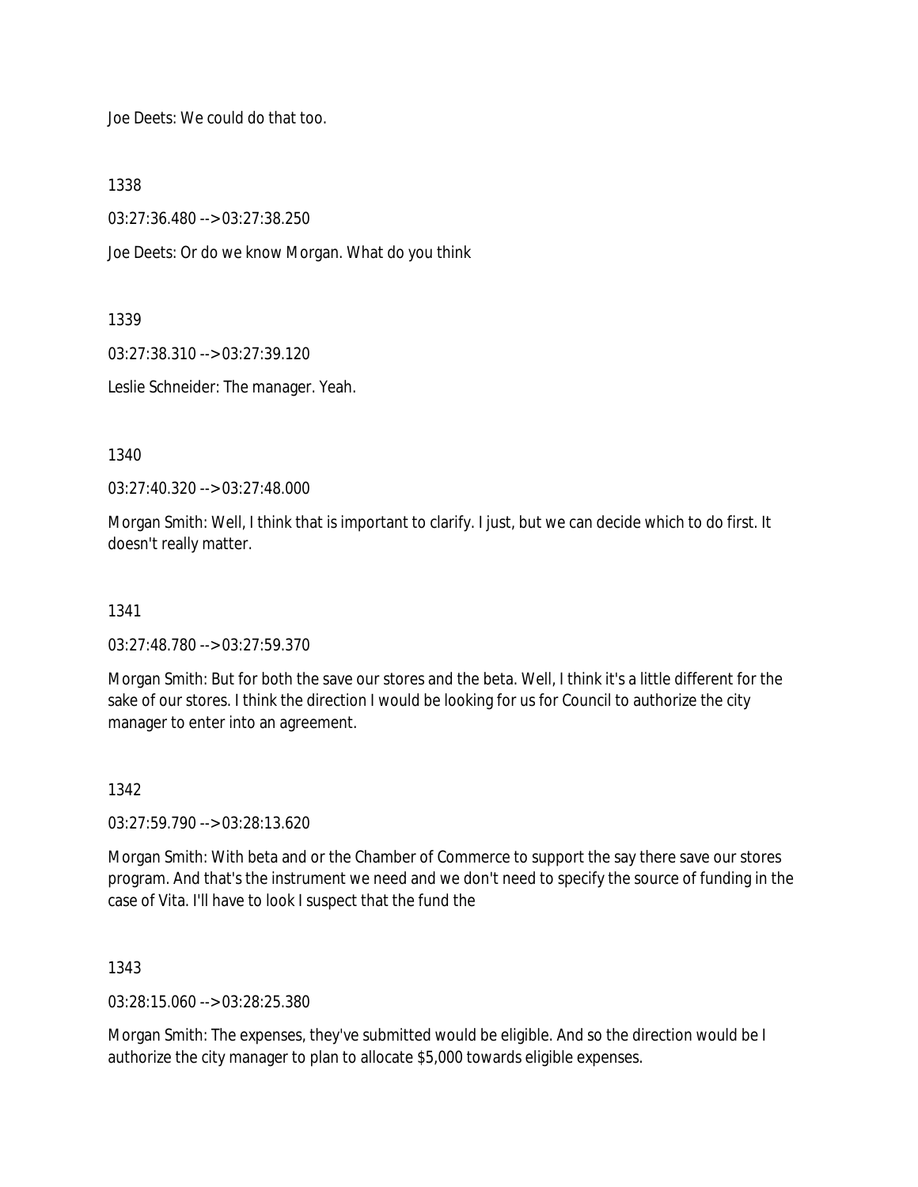Joe Deets: We could do that too.

1338

03:27:36.480 --> 03:27:38.250

Joe Deets: Or do we know Morgan. What do you think

1339

03:27:38.310 --> 03:27:39.120

Leslie Schneider: The manager. Yeah.

1340

03:27:40.320 --> 03:27:48.000

Morgan Smith: Well, I think that is important to clarify. I just, but we can decide which to do first. It doesn't really matter.

1341

03:27:48.780 --> 03:27:59.370

Morgan Smith: But for both the save our stores and the beta. Well, I think it's a little different for the sake of our stores. I think the direction I would be looking for us for Council to authorize the city manager to enter into an agreement.

1342

03:27:59.790 --> 03:28:13.620

Morgan Smith: With beta and or the Chamber of Commerce to support the say there save our stores program. And that's the instrument we need and we don't need to specify the source of funding in the case of Vita. I'll have to look I suspect that the fund the

1343

03:28:15.060 --> 03:28:25.380

Morgan Smith: The expenses, they've submitted would be eligible. And so the direction would be I authorize the city manager to plan to allocate $5,000 towards eligible expenses.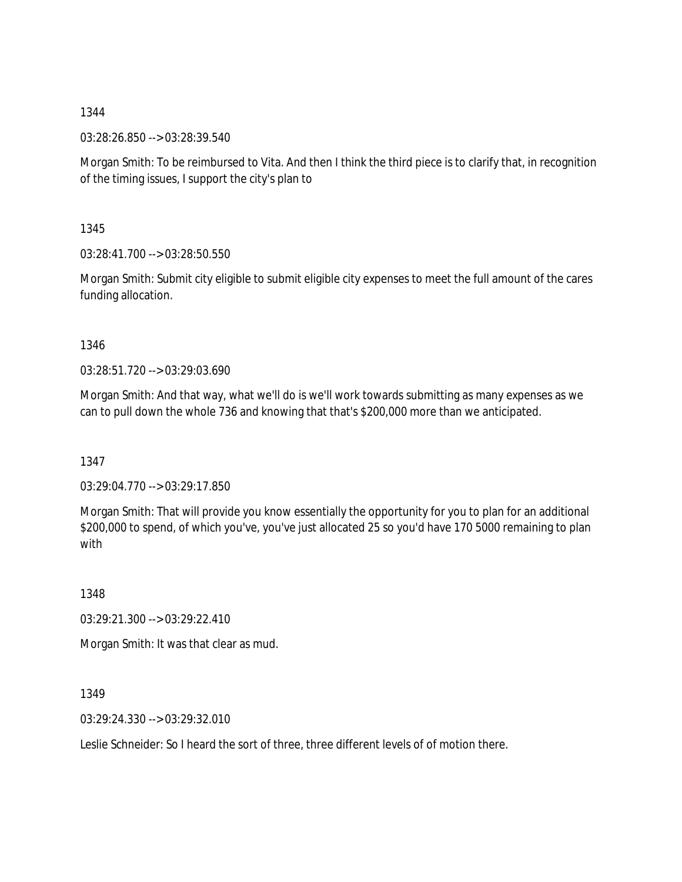1344

03:28:26.850 --> 03:28:39.540

Morgan Smith: To be reimbursed to Vita. And then I think the third piece is to clarify that, in recognition of the timing issues, I support the city's plan to

1345

03:28:41.700 --> 03:28:50.550

Morgan Smith: Submit city eligible to submit eligible city expenses to meet the full amount of the cares funding allocation.

1346

03:28:51.720 --> 03:29:03.690

Morgan Smith: And that way, what we'll do is we'll work towards submitting as many expenses as we can to pull down the whole 736 and knowing that that's $200,000 more than we anticipated.

1347

03:29:04.770 --> 03:29:17.850

Morgan Smith: That will provide you know essentially the opportunity for you to plan for an additional $200,000 to spend, of which you've, you've just allocated 25 so you'd have 170 5000 remaining to plan with

1348

03:29:21.300 --> 03:29:22.410

Morgan Smith: It was that clear as mud.

1349

03:29:24.330 --> 03:29:32.010

Leslie Schneider: So I heard the sort of three, three different levels of of motion there.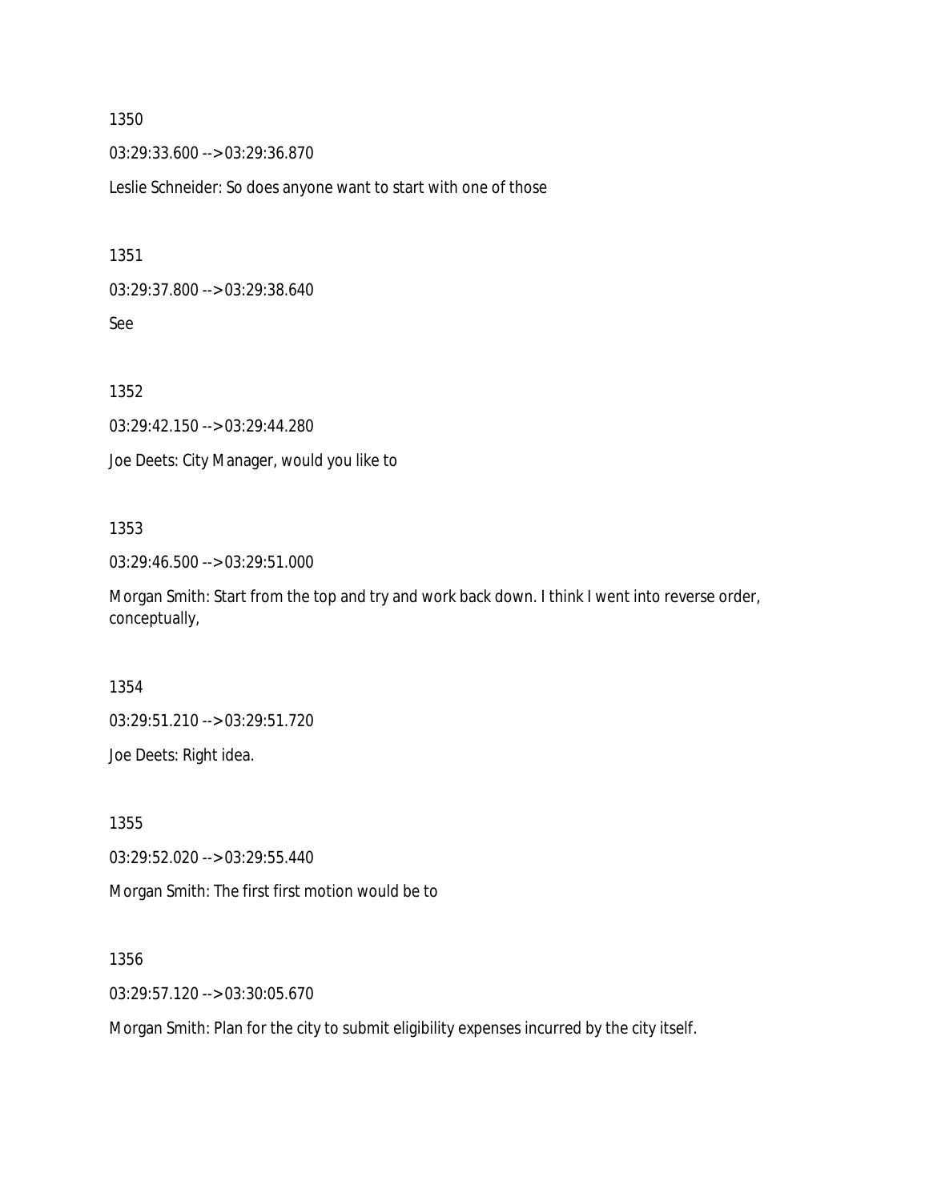1350

03:29:33.600 --> 03:29:36.870

Leslie Schneider: So does anyone want to start with one of those

1351

03:29:37.800 --> 03:29:38.640

See

1352

03:29:42.150 --> 03:29:44.280

Joe Deets: City Manager, would you like to

1353

03:29:46.500 --> 03:29:51.000

Morgan Smith: Start from the top and try and work back down. I think I went into reverse order, conceptually,

1354

03:29:51.210 --> 03:29:51.720

Joe Deets: Right idea.

1355

03:29:52.020 --> 03:29:55.440

Morgan Smith: The first first motion would be to

1356

03:29:57.120 --> 03:30:05.670

Morgan Smith: Plan for the city to submit eligibility expenses incurred by the city itself.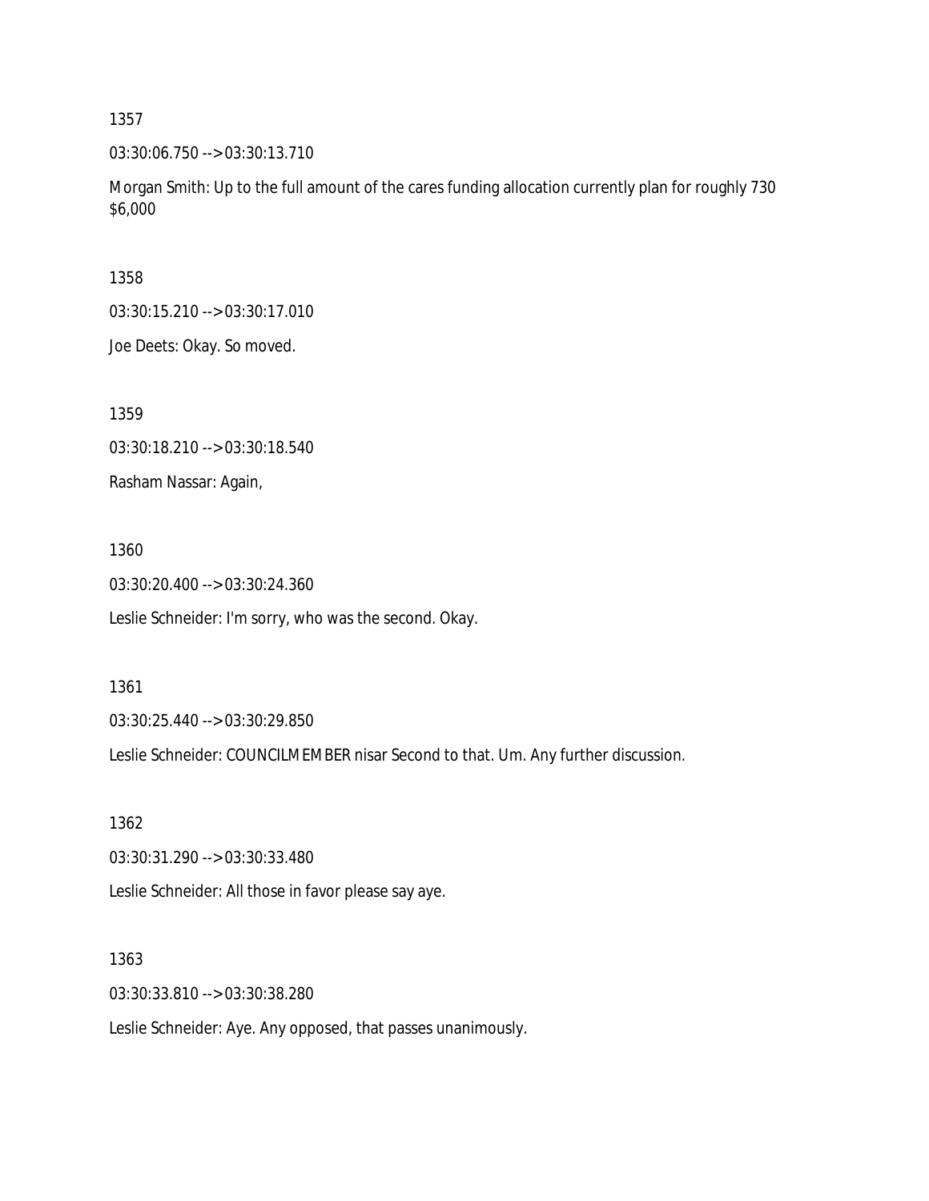1357

03:30:06.750 --> 03:30:13.710

Morgan Smith: Up to the full amount of the cares funding allocation currently plan for roughly 730 $6,000

1358

03:30:15.210 --> 03:30:17.010

Joe Deets: Okay. So moved.

1359

03:30:18.210 --> 03:30:18.540

Rasham Nassar: Again,

1360

03:30:20.400 --> 03:30:24.360

Leslie Schneider: I'm sorry, who was the second. Okay.

1361

03:30:25.440 --> 03:30:29.850

Leslie Schneider: COUNCILMEMBER nisar Second to that. Um. Any further discussion.

1362

03:30:31.290 --> 03:30:33.480

Leslie Schneider: All those in favor please say aye.

1363

03:30:33.810 --> 03:30:38.280

Leslie Schneider: Aye. Any opposed, that passes unanimously.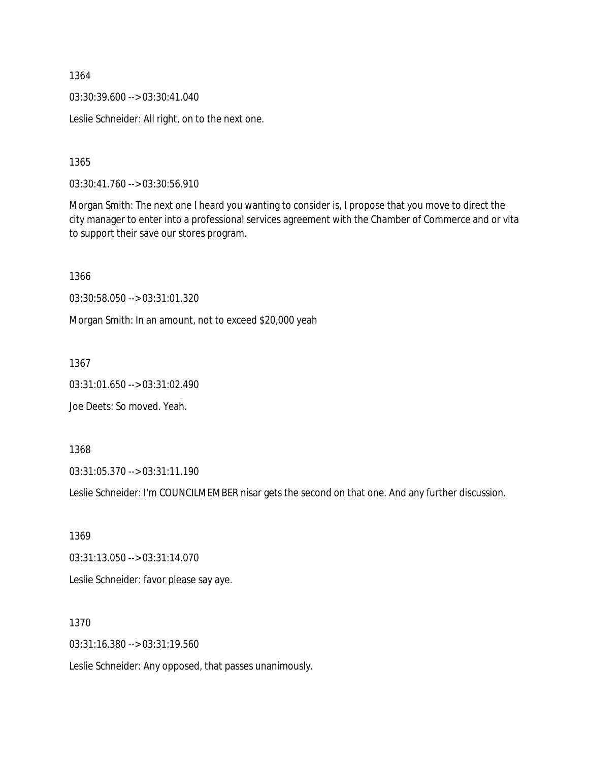1364

03:30:39.600 --> 03:30:41.040

Leslie Schneider: All right, on to the next one.

1365

03:30:41.760 --> 03:30:56.910

Morgan Smith: The next one I heard you wanting to consider is, I propose that you move to direct the city manager to enter into a professional services agreement with the Chamber of Commerce and or vita to support their save our stores program.

1366

03:30:58.050 --> 03:31:01.320

Morgan Smith: In an amount, not to exceed $20,000 yeah

1367

03:31:01.650 --> 03:31:02.490

Joe Deets: So moved. Yeah.

1368

03:31:05.370 --> 03:31:11.190

Leslie Schneider: I'm COUNCILMEMBER nisar gets the second on that one. And any further discussion.

1369

03:31:13.050 --> 03:31:14.070

Leslie Schneider: favor please say aye.

1370

03:31:16.380 --> 03:31:19.560

Leslie Schneider: Any opposed, that passes unanimously.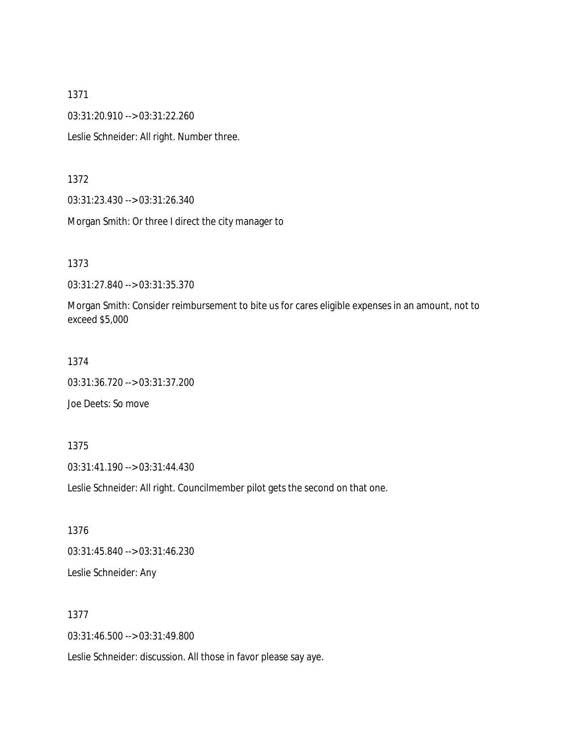1371

03:31:20.910 --> 03:31:22.260

Leslie Schneider: All right. Number three.

1372

03:31:23.430 --> 03:31:26.340

Morgan Smith: Or three I direct the city manager to

1373

03:31:27.840 --> 03:31:35.370

Morgan Smith: Consider reimbursement to bite us for cares eligible expenses in an amount, not to exceed $5,000

1374

03:31:36.720 --> 03:31:37.200

Joe Deets: So move

1375

03:31:41.190 --> 03:31:44.430

Leslie Schneider: All right. Councilmember pilot gets the second on that one.

1376

03:31:45.840 --> 03:31:46.230

Leslie Schneider: Any

1377

03:31:46.500 --> 03:31:49.800

Leslie Schneider: discussion. All those in favor please say aye.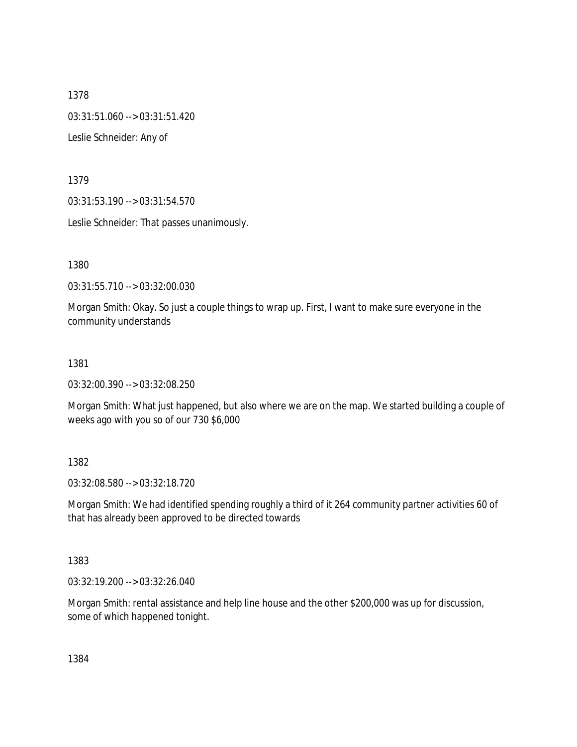1378

03:31:51.060 --> 03:31:51.420

Leslie Schneider: Any of

1379

03:31:53.190 --> 03:31:54.570

Leslie Schneider: That passes unanimously.

1380

03:31:55.710 --> 03:32:00.030

Morgan Smith: Okay. So just a couple things to wrap up. First, I want to make sure everyone in the community understands

1381

03:32:00.390 --> 03:32:08.250

Morgan Smith: What just happened, but also where we are on the map. We started building a couple of weeks ago with you so of our 730 $6,000

1382

03:32:08.580 --> 03:32:18.720

Morgan Smith: We had identified spending roughly a third of it 264 community partner activities 60 of that has already been approved to be directed towards

1383

03:32:19.200 --> 03:32:26.040

Morgan Smith: rental assistance and help line house and the other $200,000 was up for discussion, some of which happened tonight.

1384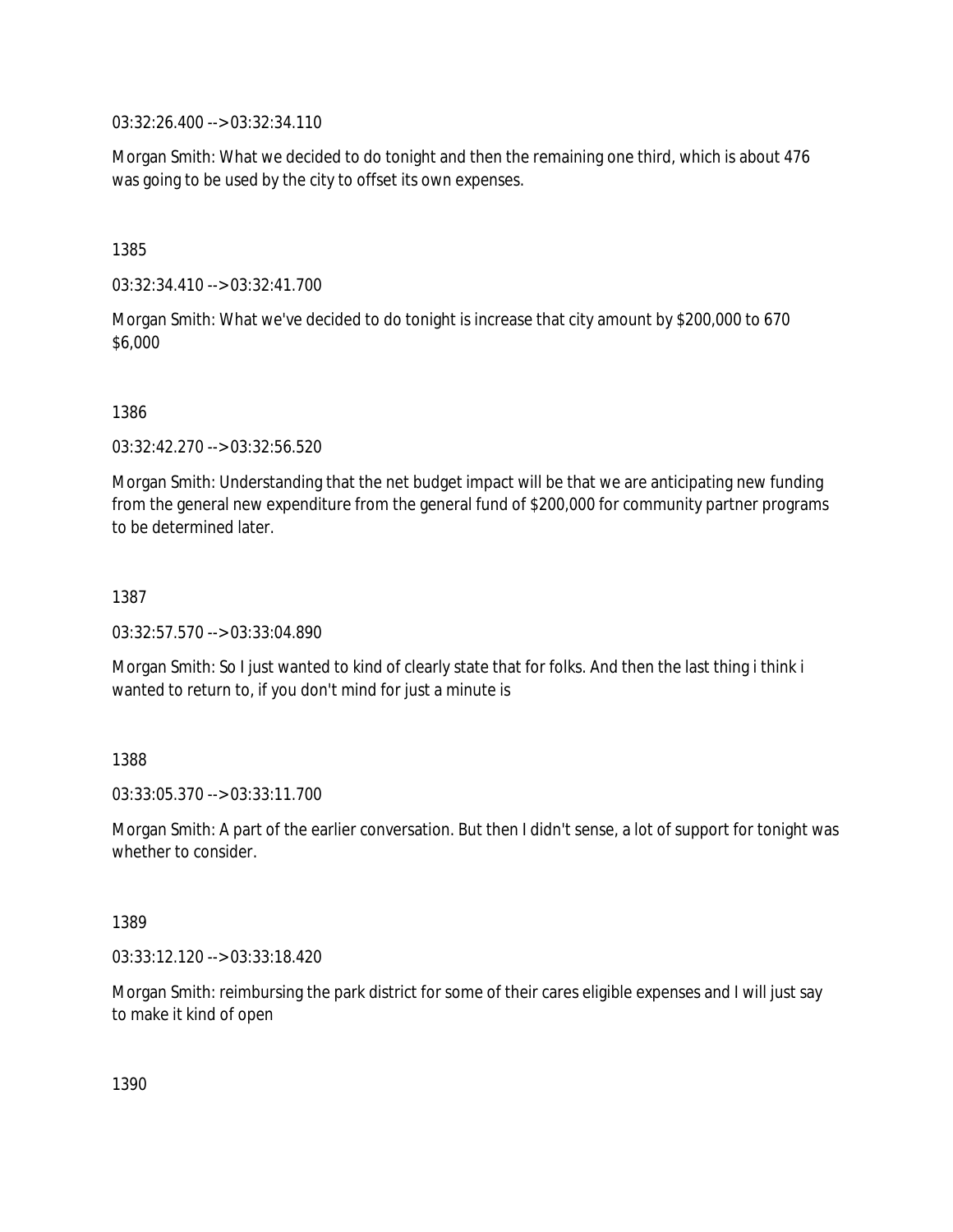03:32:26.400 --> 03:32:34.110

Morgan Smith: What we decided to do tonight and then the remaining one third, which is about 476 was going to be used by the city to offset its own expenses.

1385

03:32:34.410 --> 03:32:41.700

Morgan Smith: What we've decided to do tonight is increase that city amount by $200,000 to 670 $6,000

1386

03:32:42.270 --> 03:32:56.520

Morgan Smith: Understanding that the net budget impact will be that we are anticipating new funding from the general new expenditure from the general fund of $200,000 for community partner programs to be determined later.

1387

03:32:57.570 --> 03:33:04.890

Morgan Smith: So I just wanted to kind of clearly state that for folks. And then the last thing i think i wanted to return to, if you don't mind for just a minute is

1388

03:33:05.370 --> 03:33:11.700

Morgan Smith: A part of the earlier conversation. But then I didn't sense, a lot of support for tonight was whether to consider.

1389

03:33:12.120 --> 03:33:18.420

Morgan Smith: reimbursing the park district for some of their cares eligible expenses and I will just say to make it kind of open

1390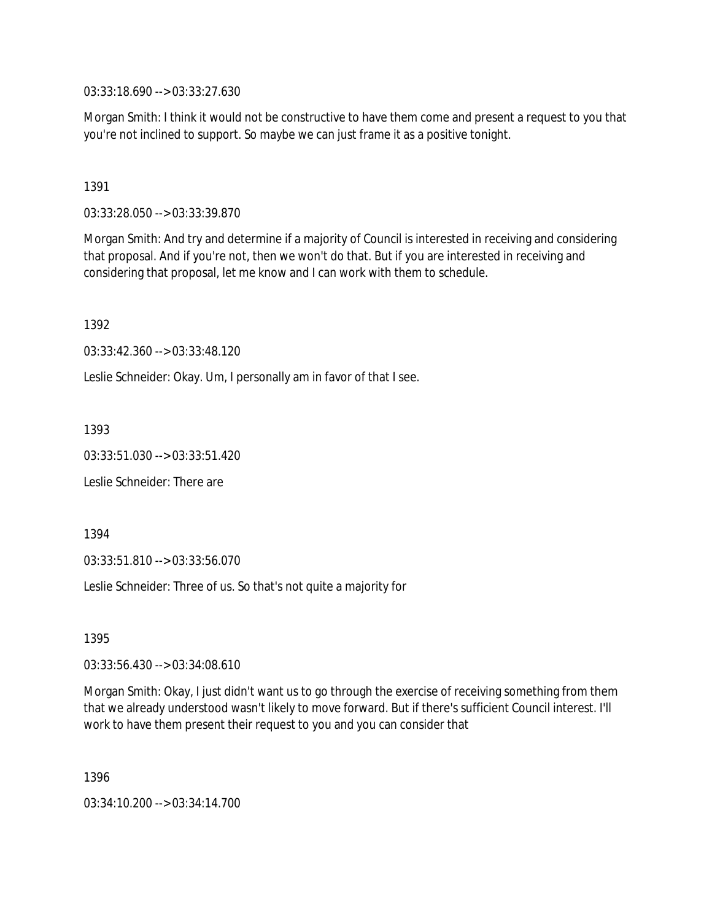03:33:18.690 --> 03:33:27.630

Morgan Smith: I think it would not be constructive to have them come and present a request to you that you're not inclined to support. So maybe we can just frame it as a positive tonight.

1391

03:33:28.050 --> 03:33:39.870

Morgan Smith: And try and determine if a majority of Council is interested in receiving and considering that proposal. And if you're not, then we won't do that. But if you are interested in receiving and considering that proposal, let me know and I can work with them to schedule.

1392

03:33:42.360 --> 03:33:48.120

Leslie Schneider: Okay. Um, I personally am in favor of that I see.

1393

03:33:51.030 --> 03:33:51.420

Leslie Schneider: There are

1394

03:33:51.810 --> 03:33:56.070

Leslie Schneider: Three of us. So that's not quite a majority for

1395

03:33:56.430 --> 03:34:08.610

Morgan Smith: Okay, I just didn't want us to go through the exercise of receiving something from them that we already understood wasn't likely to move forward. But if there's sufficient Council interest. I'll work to have them present their request to you and you can consider that

1396

03:34:10.200 --> 03:34:14.700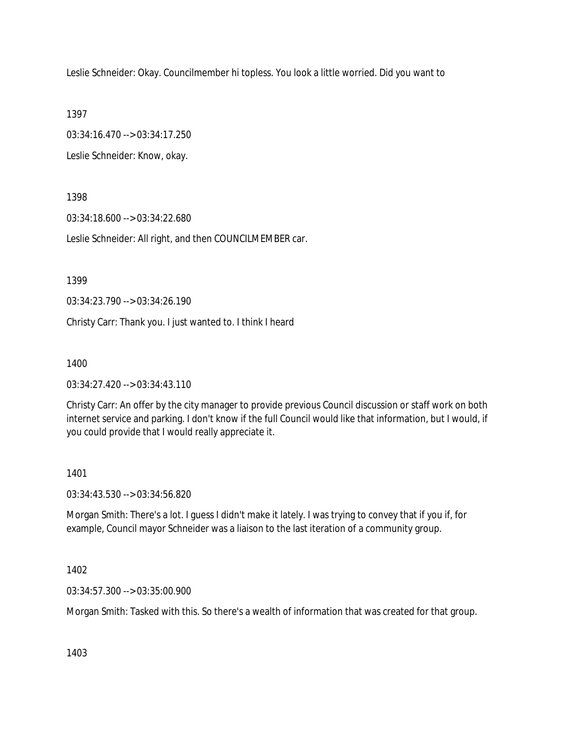Leslie Schneider: Okay. Councilmember hi topless. You look a little worried. Did you want to

1397

03:34:16.470 --> 03:34:17.250

Leslie Schneider: Know, okay.

1398

03:34:18.600 --> 03:34:22.680

Leslie Schneider: All right, and then COUNCILMEMBER car.

1399

03:34:23.790 --> 03:34:26.190

Christy Carr: Thank you. I just wanted to. I think I heard

1400

03:34:27.420 --> 03:34:43.110

Christy Carr: An offer by the city manager to provide previous Council discussion or staff work on both internet service and parking. I don't know if the full Council would like that information, but I would, if you could provide that I would really appreciate it.

1401

03:34:43.530 --> 03:34:56.820

Morgan Smith: There's a lot. I guess I didn't make it lately. I was trying to convey that if you if, for example, Council mayor Schneider was a liaison to the last iteration of a community group.

1402

03:34:57.300 --> 03:35:00.900

Morgan Smith: Tasked with this. So there's a wealth of information that was created for that group.

1403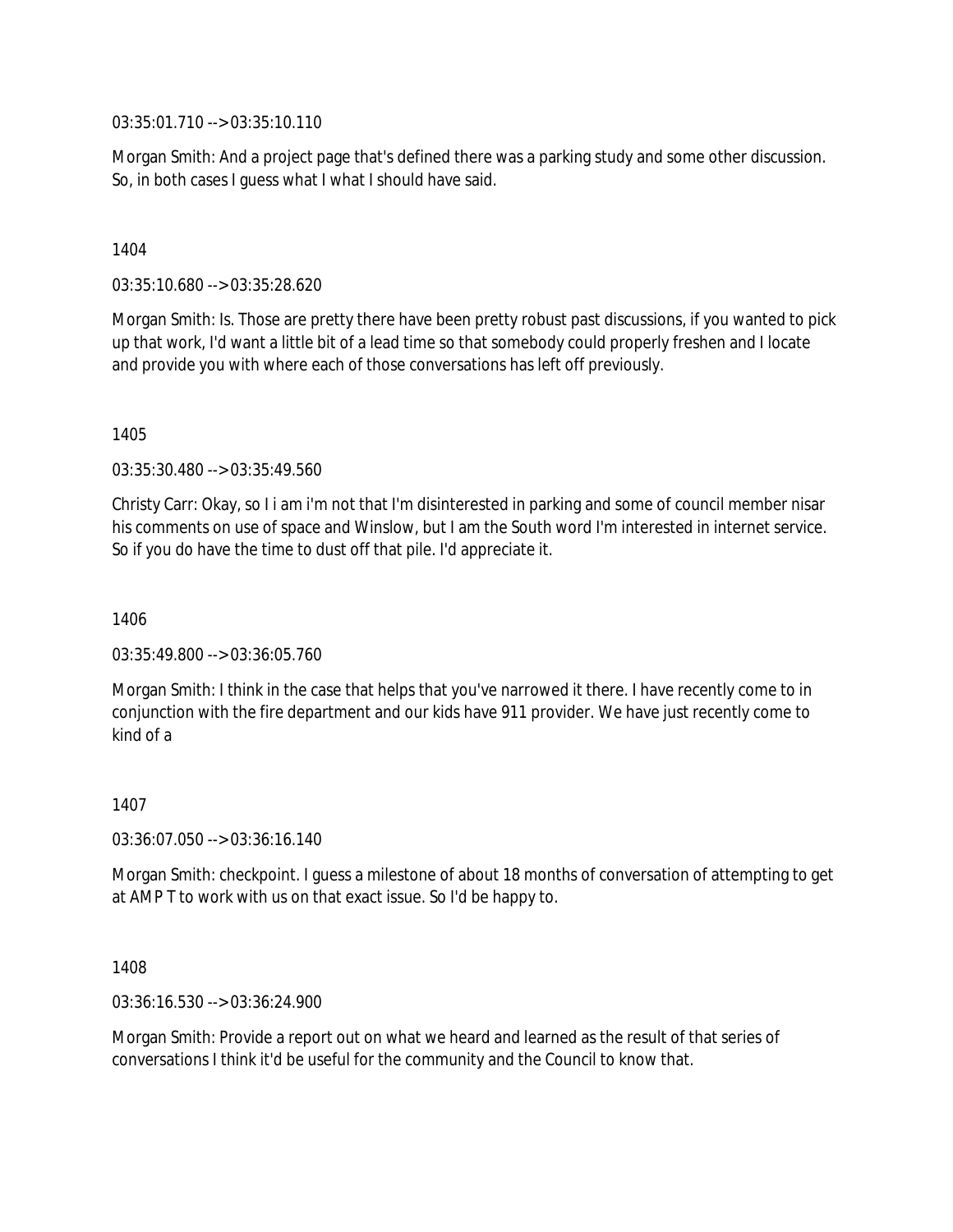03:35:01.710 --> 03:35:10.110

Morgan Smith: And a project page that's defined there was a parking study and some other discussion. So, in both cases I guess what I what I should have said.

1404

03:35:10.680 --> 03:35:28.620

Morgan Smith: Is. Those are pretty there have been pretty robust past discussions, if you wanted to pick up that work, I'd want a little bit of a lead time so that somebody could properly freshen and I locate and provide you with where each of those conversations has left off previously.

1405

03:35:30.480 --> 03:35:49.560

Christy Carr: Okay, so I i am i'm not that I'm disinterested in parking and some of council member nisar his comments on use of space and Winslow, but I am the South word I'm interested in internet service. So if you do have the time to dust off that pile. I'd appreciate it.

1406

03:35:49.800 --> 03:36:05.760

Morgan Smith: I think in the case that helps that you've narrowed it there. I have recently come to in conjunction with the fire department and our kids have 911 provider. We have just recently come to kind of a

1407

03:36:07.050 --> 03:36:16.140

Morgan Smith: checkpoint. I guess a milestone of about 18 months of conversation of attempting to get at AMP T to work with us on that exact issue. So I'd be happy to.

1408

03:36:16.530 --> 03:36:24.900

Morgan Smith: Provide a report out on what we heard and learned as the result of that series of conversations I think it'd be useful for the community and the Council to know that.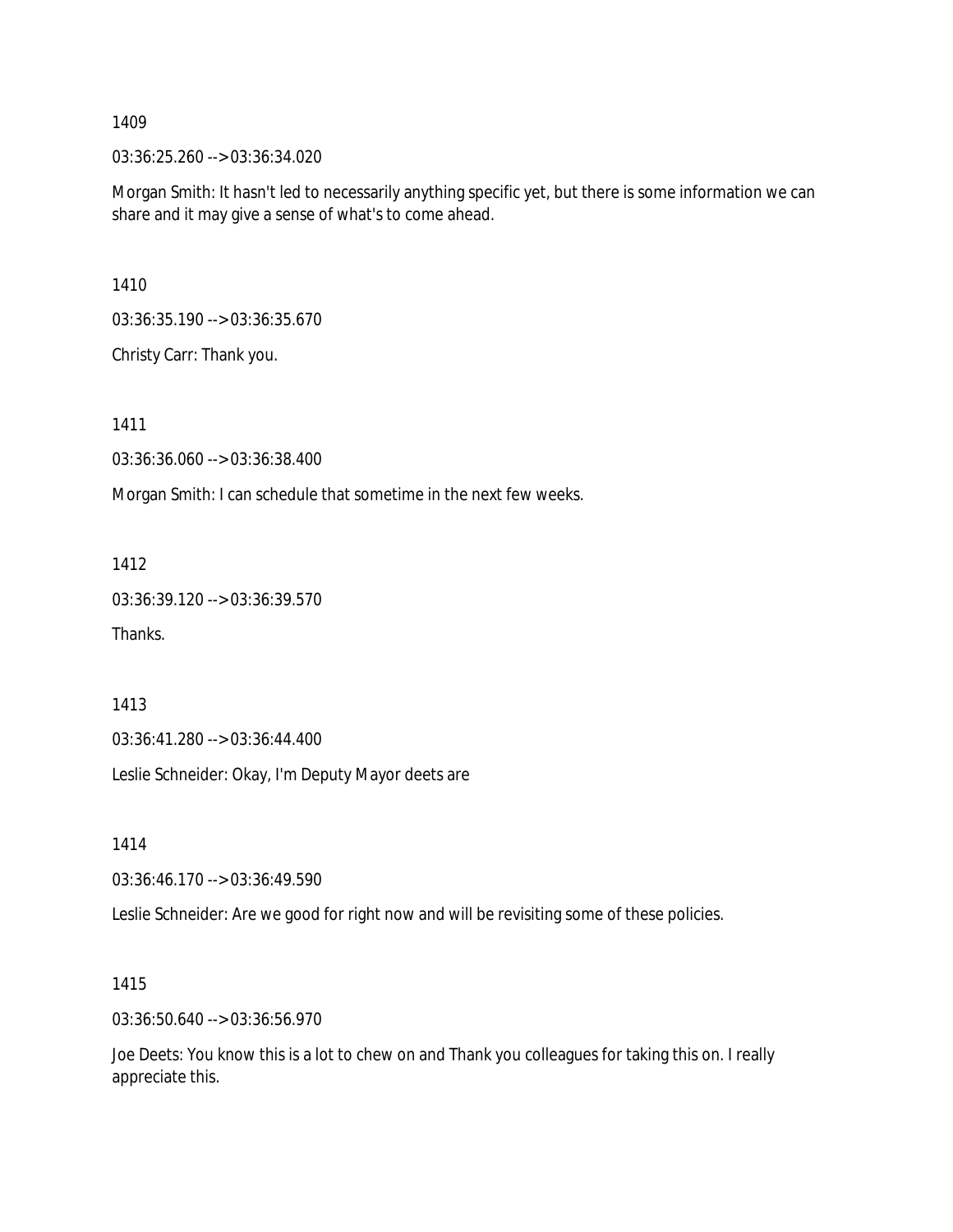1409

03:36:25.260 --> 03:36:34.020

Morgan Smith: It hasn't led to necessarily anything specific yet, but there is some information we can share and it may give a sense of what's to come ahead.

1410

03:36:35.190 --> 03:36:35.670

Christy Carr: Thank you.

1411

03:36:36.060 --> 03:36:38.400

Morgan Smith: I can schedule that sometime in the next few weeks.

1412

03:36:39.120 --> 03:36:39.570

Thanks.

1413

03:36:41.280 --> 03:36:44.400

Leslie Schneider: Okay, I'm Deputy Mayor deets are

1414

03:36:46.170 --> 03:36:49.590

Leslie Schneider: Are we good for right now and will be revisiting some of these policies.

1415

03:36:50.640 --> 03:36:56.970

Joe Deets: You know this is a lot to chew on and Thank you colleagues for taking this on. I really appreciate this.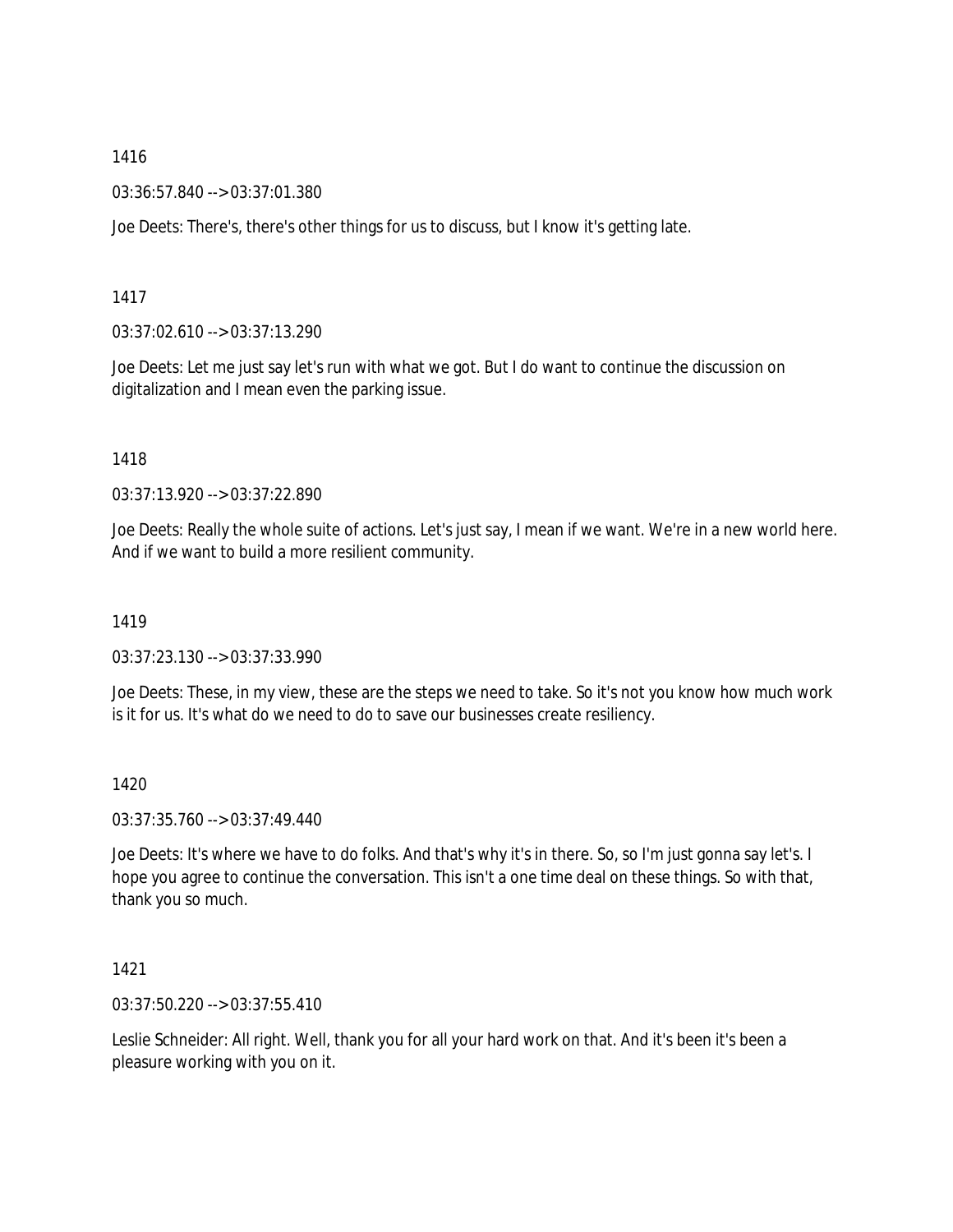1416

03:36:57.840 --> 03:37:01.380

Joe Deets: There's, there's other things for us to discuss, but I know it's getting late.

1417

03:37:02.610 --> 03:37:13.290

Joe Deets: Let me just say let's run with what we got. But I do want to continue the discussion on digitalization and I mean even the parking issue.

1418

03:37:13.920 --> 03:37:22.890

Joe Deets: Really the whole suite of actions. Let's just say, I mean if we want. We're in a new world here. And if we want to build a more resilient community.

1419

03:37:23.130 --> 03:37:33.990

Joe Deets: These, in my view, these are the steps we need to take. So it's not you know how much work is it for us. It's what do we need to do to save our businesses create resiliency.

1420

03:37:35.760 --> 03:37:49.440

Joe Deets: It's where we have to do folks. And that's why it's in there. So, so I'm just gonna say let's. I hope you agree to continue the conversation. This isn't a one time deal on these things. So with that, thank you so much.

1421

03:37:50.220 --> 03:37:55.410

Leslie Schneider: All right. Well, thank you for all your hard work on that. And it's been it's been a pleasure working with you on it.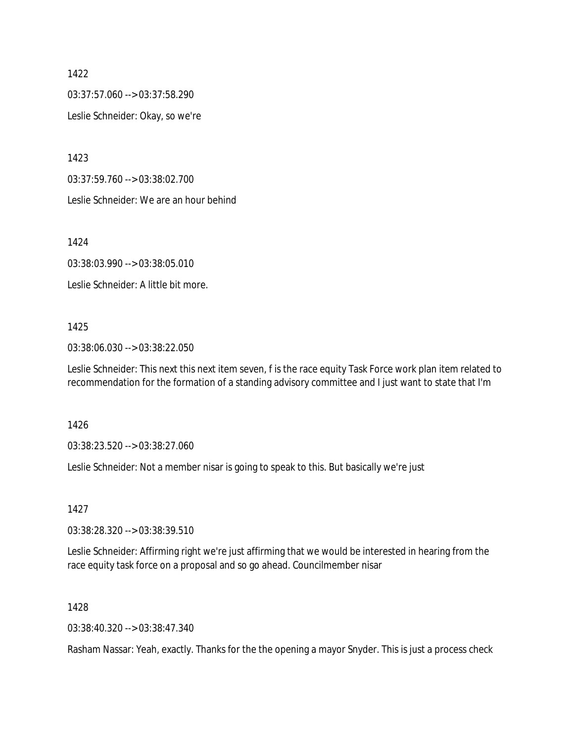1422

03:37:57.060 --> 03:37:58.290

Leslie Schneider: Okay, so we're

1423

03:37:59.760 --> 03:38:02.700

Leslie Schneider: We are an hour behind

1424

03:38:03.990 --> 03:38:05.010

Leslie Schneider: A little bit more.

1425

03:38:06.030 --> 03:38:22.050

Leslie Schneider: This next this next item seven, f is the race equity Task Force work plan item related to recommendation for the formation of a standing advisory committee and I just want to state that I'm

1426

03:38:23.520 --> 03:38:27.060

Leslie Schneider: Not a member nisar is going to speak to this. But basically we're just

1427

03:38:28.320 --> 03:38:39.510

Leslie Schneider: Affirming right we're just affirming that we would be interested in hearing from the race equity task force on a proposal and so go ahead. Councilmember nisar

1428

03:38:40.320 --> 03:38:47.340

Rasham Nassar: Yeah, exactly. Thanks for the the opening a mayor Snyder. This is just a process check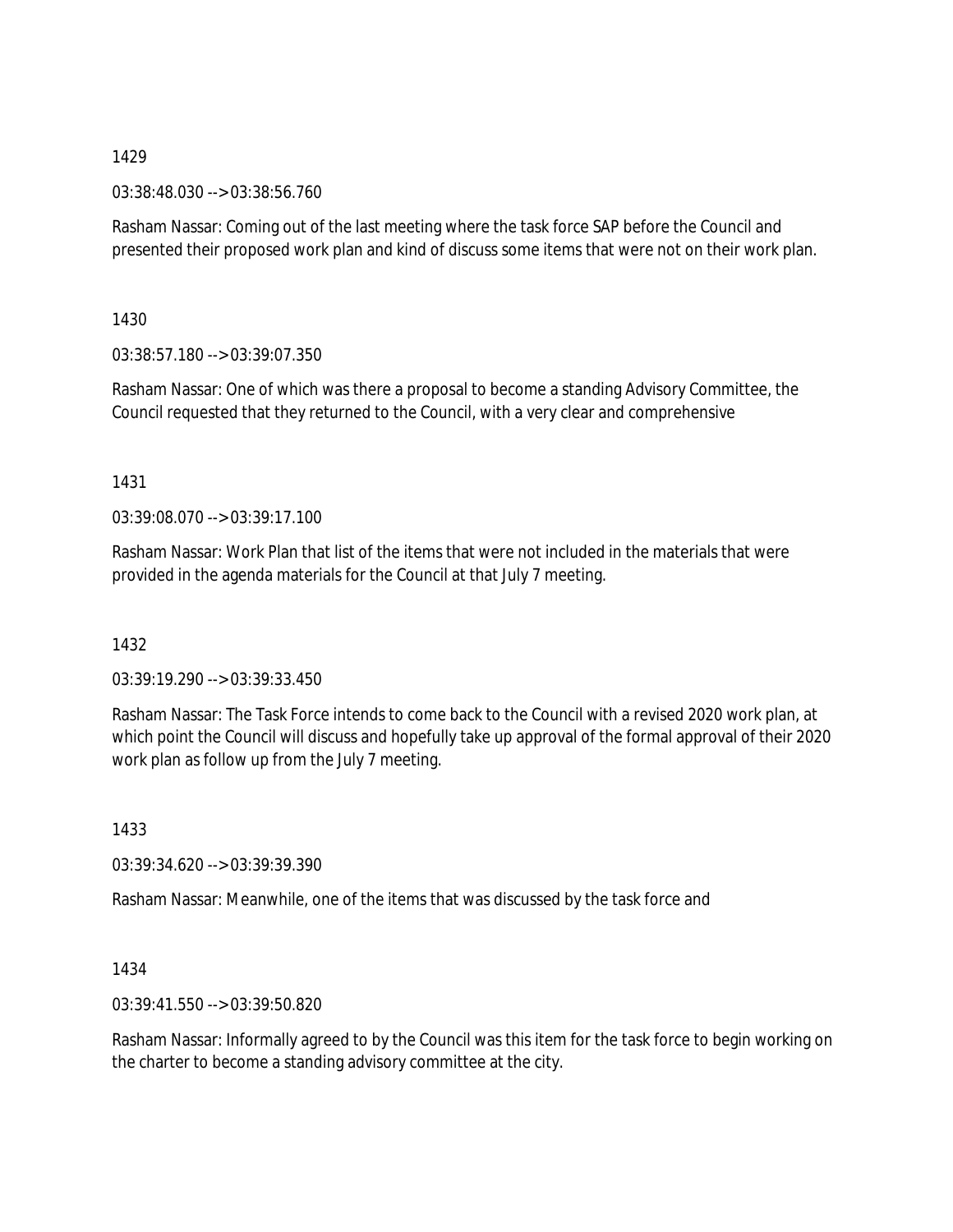1429

03:38:48.030 --> 03:38:56.760

Rasham Nassar: Coming out of the last meeting where the task force SAP before the Council and presented their proposed work plan and kind of discuss some items that were not on their work plan.

1430

03:38:57.180 --> 03:39:07.350

Rasham Nassar: One of which was there a proposal to become a standing Advisory Committee, the Council requested that they returned to the Council, with a very clear and comprehensive

1431

03:39:08.070 --> 03:39:17.100

Rasham Nassar: Work Plan that list of the items that were not included in the materials that were provided in the agenda materials for the Council at that July 7 meeting.

1432

03:39:19.290 --> 03:39:33.450

Rasham Nassar: The Task Force intends to come back to the Council with a revised 2020 work plan, at which point the Council will discuss and hopefully take up approval of the formal approval of their 2020 work plan as follow up from the July 7 meeting.

1433

03:39:34.620 --> 03:39:39.390

Rasham Nassar: Meanwhile, one of the items that was discussed by the task force and

1434

03:39:41.550 --> 03:39:50.820

Rasham Nassar: Informally agreed to by the Council was this item for the task force to begin working on the charter to become a standing advisory committee at the city.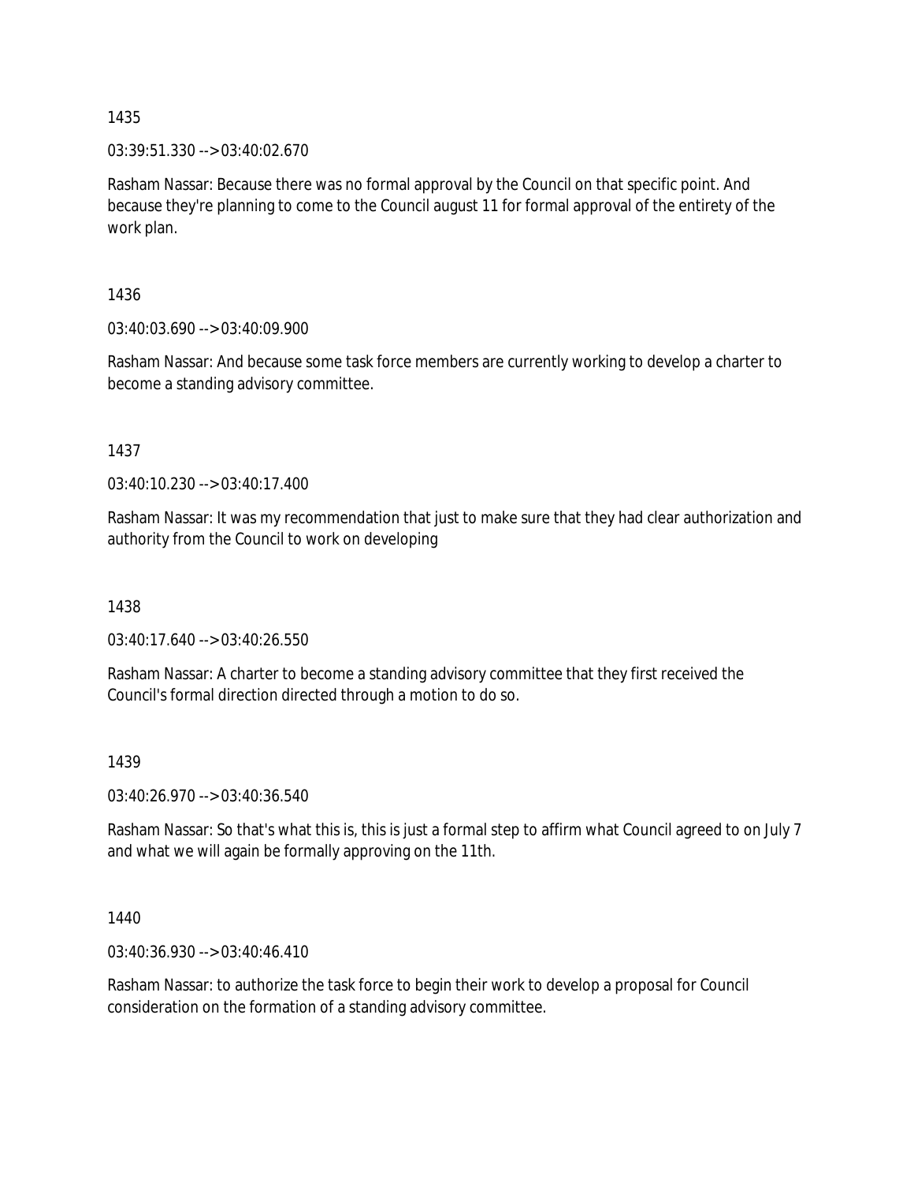1435

03:39:51.330 --> 03:40:02.670

Rasham Nassar: Because there was no formal approval by the Council on that specific point. And because they're planning to come to the Council august 11 for formal approval of the entirety of the work plan.

1436

03:40:03.690 --> 03:40:09.900

Rasham Nassar: And because some task force members are currently working to develop a charter to become a standing advisory committee.

1437

03:40:10.230 --> 03:40:17.400

Rasham Nassar: It was my recommendation that just to make sure that they had clear authorization and authority from the Council to work on developing

1438

03:40:17.640 --> 03:40:26.550

Rasham Nassar: A charter to become a standing advisory committee that they first received the Council's formal direction directed through a motion to do so.

1439

03:40:26.970 --> 03:40:36.540

Rasham Nassar: So that's what this is, this is just a formal step to affirm what Council agreed to on July 7 and what we will again be formally approving on the 11th.

1440

03:40:36.930 --> 03:40:46.410

Rasham Nassar: to authorize the task force to begin their work to develop a proposal for Council consideration on the formation of a standing advisory committee.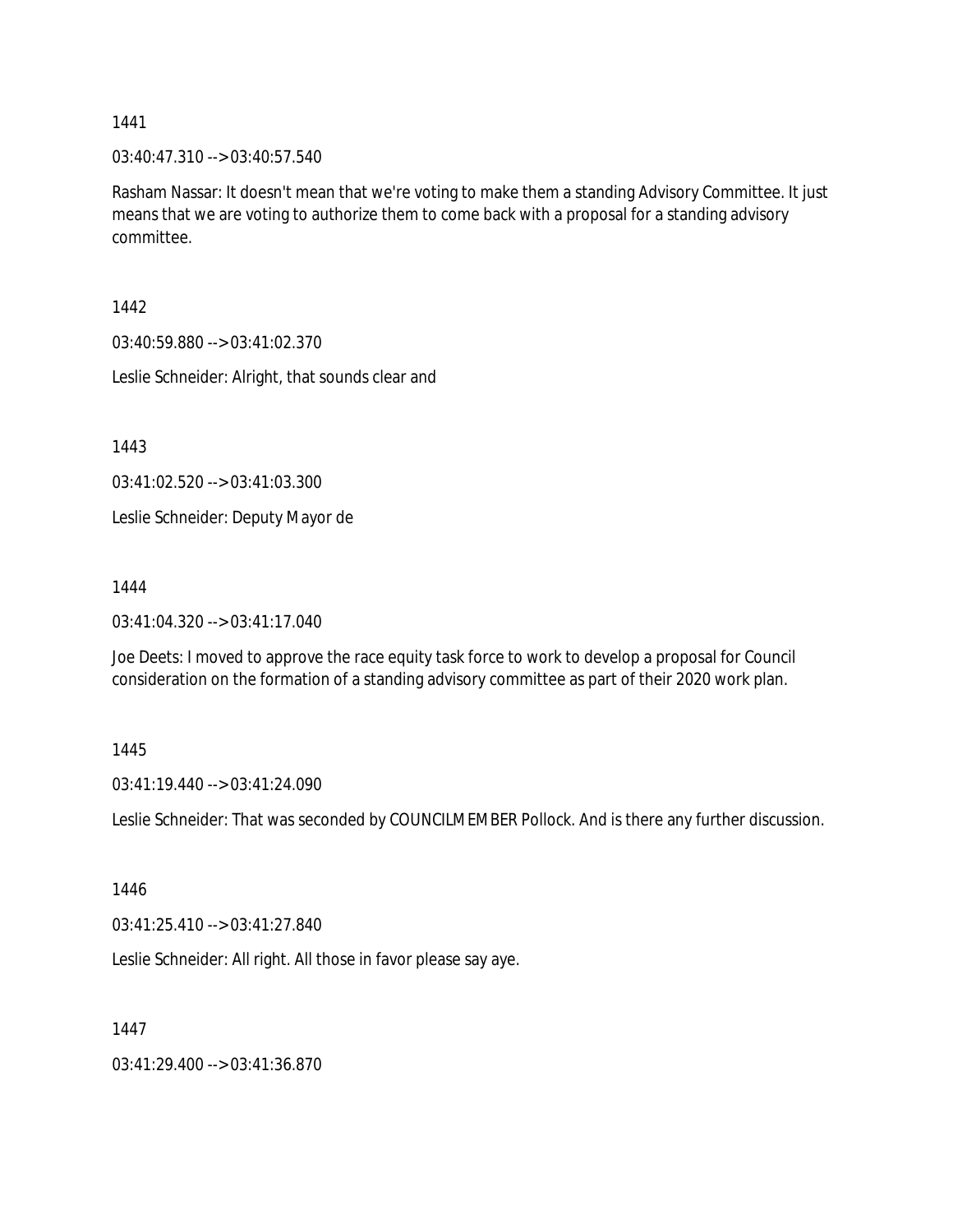1441

03:40:47.310 --> 03:40:57.540

Rasham Nassar: It doesn't mean that we're voting to make them a standing Advisory Committee. It just means that we are voting to authorize them to come back with a proposal for a standing advisory committee.

1442

03:40:59.880 --> 03:41:02.370

Leslie Schneider: Alright, that sounds clear and

1443

03:41:02.520 --> 03:41:03.300

Leslie Schneider: Deputy Mayor de

1444

03:41:04.320 --> 03:41:17.040

Joe Deets: I moved to approve the race equity task force to work to develop a proposal for Council consideration on the formation of a standing advisory committee as part of their 2020 work plan.

1445

03:41:19.440 --> 03:41:24.090

Leslie Schneider: That was seconded by COUNCILMEMBER Pollock. And is there any further discussion.

1446

03:41:25.410 --> 03:41:27.840

Leslie Schneider: All right. All those in favor please say aye.

1447

03:41:29.400 --> 03:41:36.870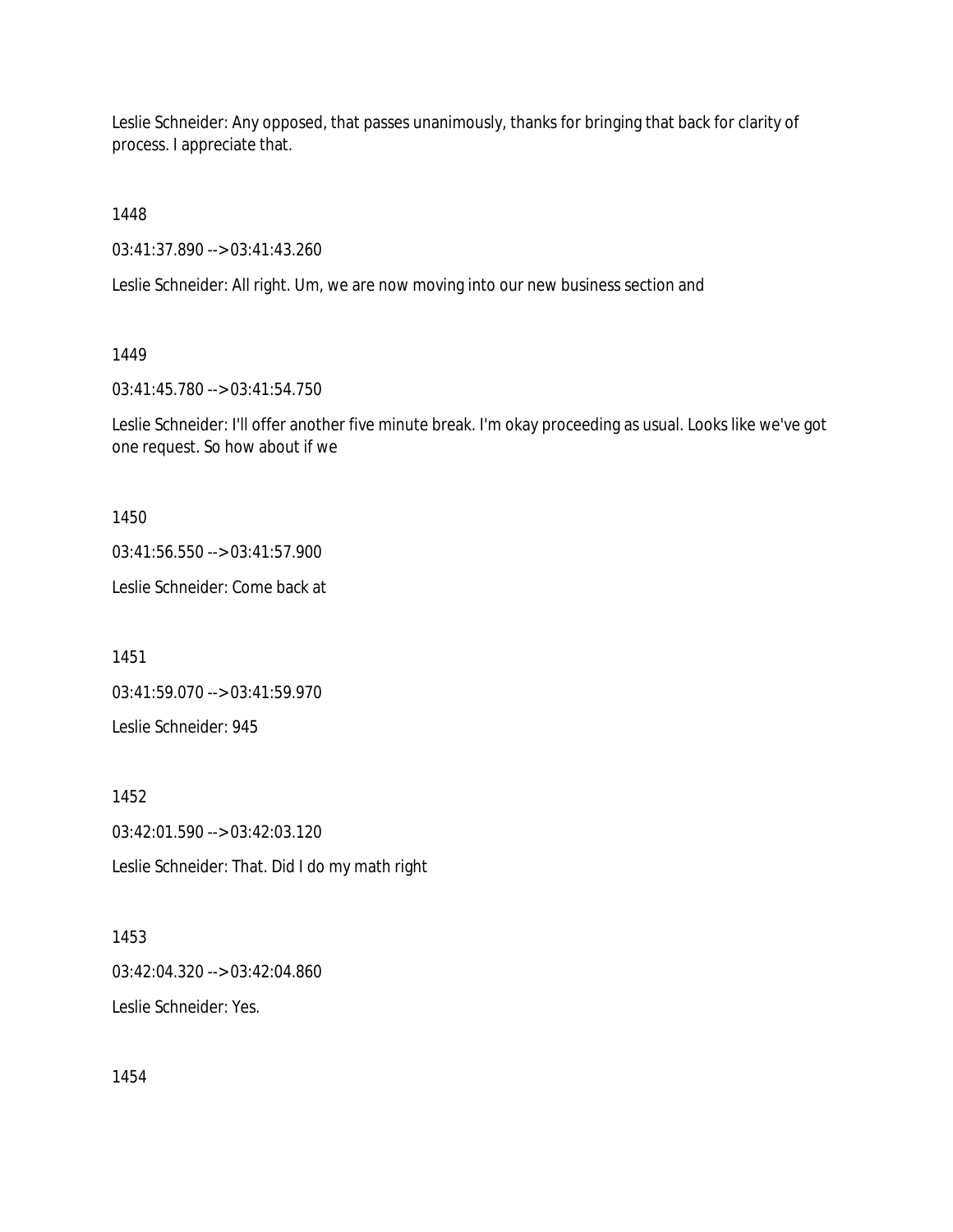Leslie Schneider: Any opposed, that passes unanimously, thanks for bringing that back for clarity of process. I appreciate that.

1448

03:41:37.890 --> 03:41:43.260

Leslie Schneider: All right. Um, we are now moving into our new business section and

1449

03:41:45.780 --> 03:41:54.750

Leslie Schneider: I'll offer another five minute break. I'm okay proceeding as usual. Looks like we've got one request. So how about if we

1450

03:41:56.550 --> 03:41:57.900

Leslie Schneider: Come back at

1451

03:41:59.070 --> 03:41:59.970

Leslie Schneider: 945

1452

03:42:01.590 --> 03:42:03.120

Leslie Schneider: That. Did I do my math right

1453

03:42:04.320 --> 03:42:04.860

Leslie Schneider: Yes.

1454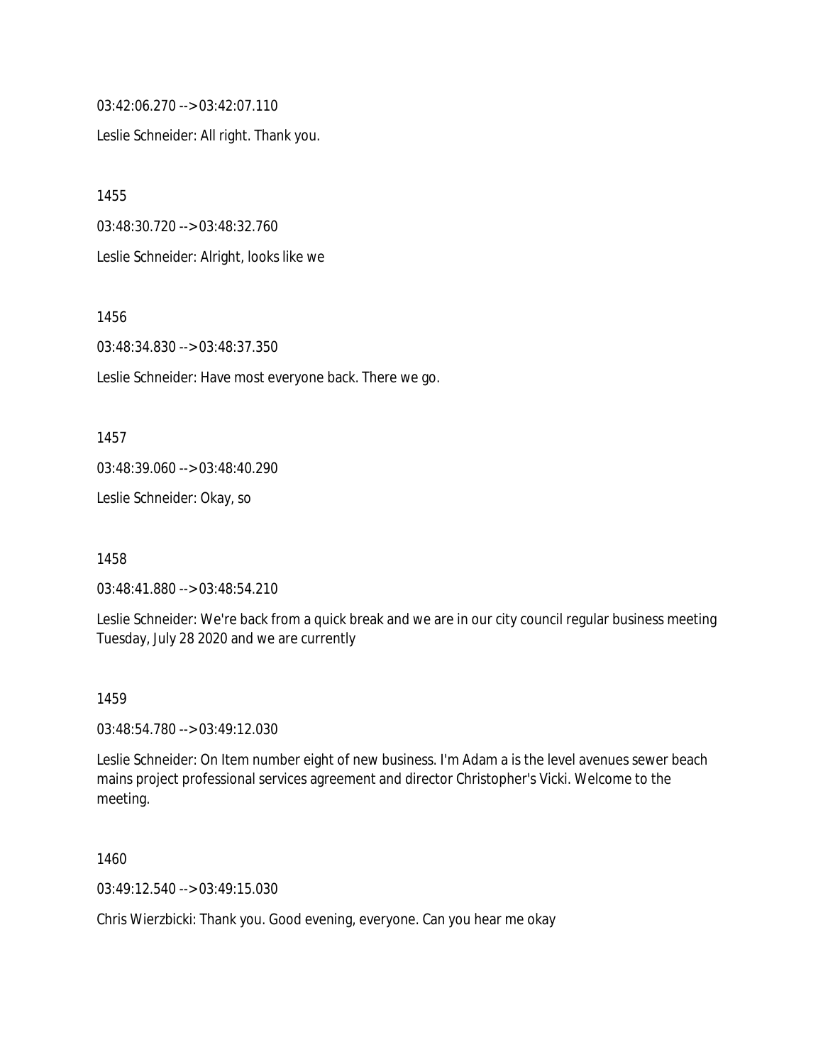03:42:06.270 --> 03:42:07.110

Leslie Schneider: All right. Thank you.

1455

03:48:30.720 --> 03:48:32.760

Leslie Schneider: Alright, looks like we

1456

03:48:34.830 --> 03:48:37.350

Leslie Schneider: Have most everyone back. There we go.

1457

03:48:39.060 --> 03:48:40.290

Leslie Schneider: Okay, so

1458

03:48:41.880 --> 03:48:54.210

Leslie Schneider: We're back from a quick break and we are in our city council regular business meeting Tuesday, July 28 2020 and we are currently

1459

03:48:54.780 --> 03:49:12.030

Leslie Schneider: On Item number eight of new business. I'm Adam a is the level avenues sewer beach mains project professional services agreement and director Christopher's Vicki. Welcome to the meeting.

1460

03:49:12.540 --> 03:49:15.030

Chris Wierzbicki: Thank you. Good evening, everyone. Can you hear me okay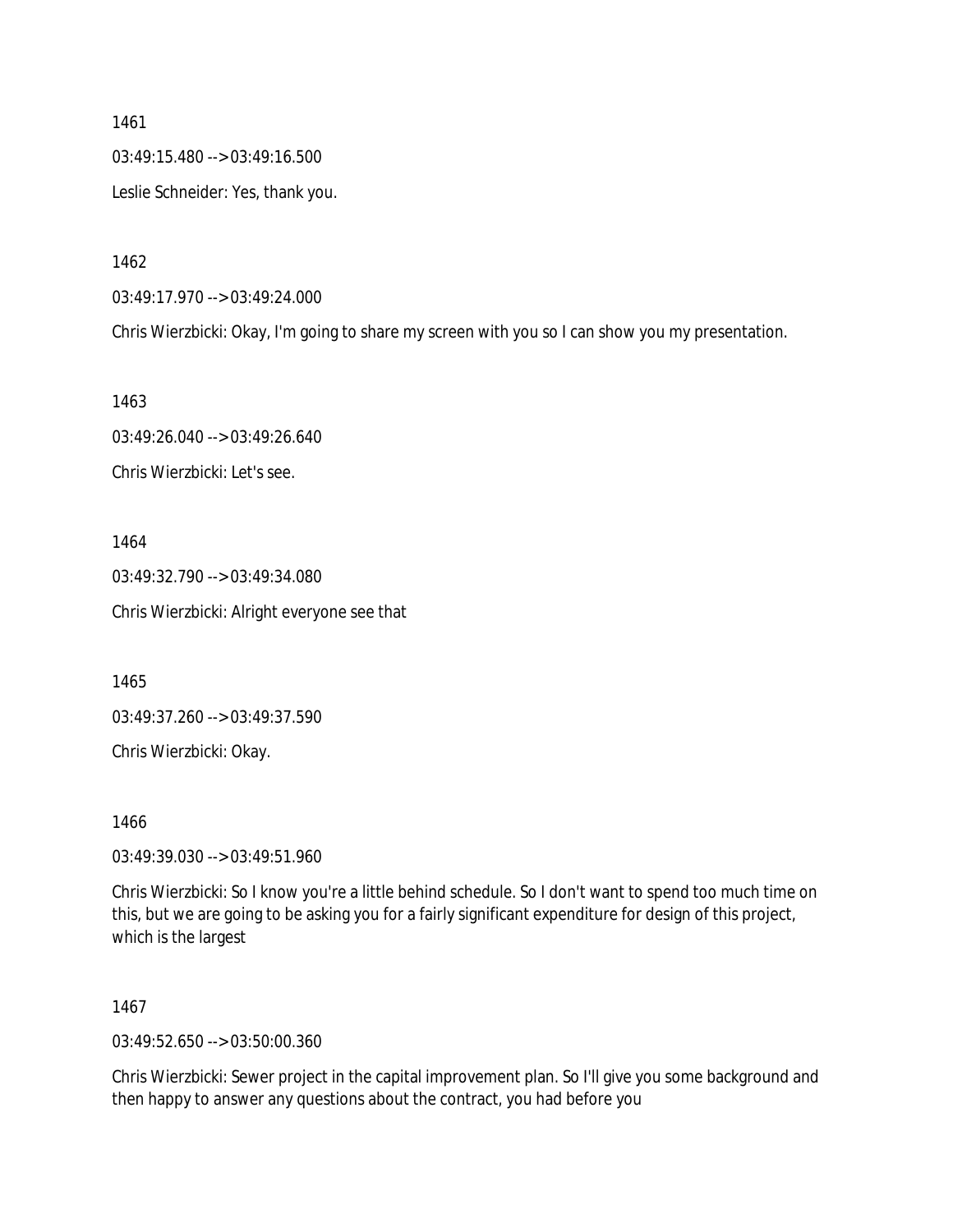1461

03:49:15.480 --> 03:49:16.500

Leslie Schneider: Yes, thank you.

1462

03:49:17.970 --> 03:49:24.000

Chris Wierzbicki: Okay, I'm going to share my screen with you so I can show you my presentation.

1463

03:49:26.040 --> 03:49:26.640

Chris Wierzbicki: Let's see.

1464

03:49:32.790 --> 03:49:34.080

Chris Wierzbicki: Alright everyone see that

1465

03:49:37.260 --> 03:49:37.590

Chris Wierzbicki: Okay.

1466

03:49:39.030 --> 03:49:51.960

Chris Wierzbicki: So I know you're a little behind schedule. So I don't want to spend too much time on this, but we are going to be asking you for a fairly significant expenditure for design of this project, which is the largest

1467

03:49:52.650 --> 03:50:00.360

Chris Wierzbicki: Sewer project in the capital improvement plan. So I'll give you some background and then happy to answer any questions about the contract, you had before you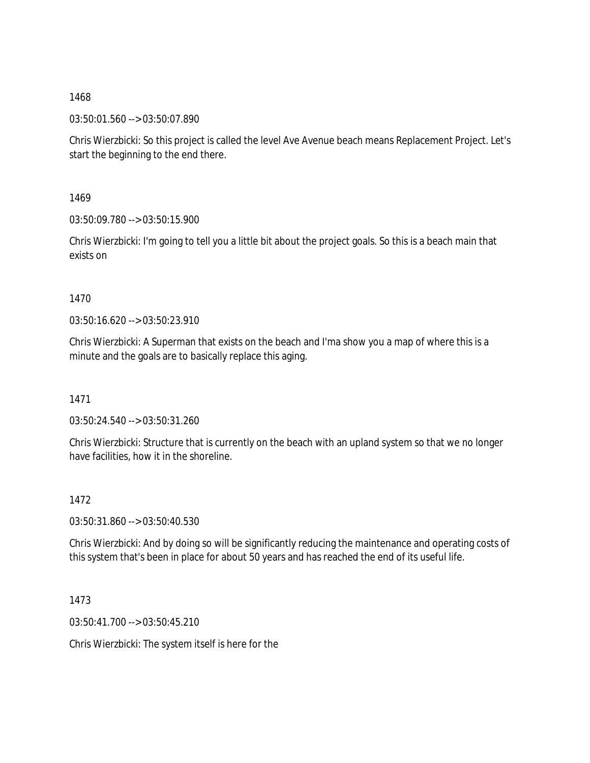1468

03:50:01.560 --> 03:50:07.890

Chris Wierzbicki: So this project is called the level Ave Avenue beach means Replacement Project. Let's start the beginning to the end there.

1469

03:50:09.780 --> 03:50:15.900

Chris Wierzbicki: I'm going to tell you a little bit about the project goals. So this is a beach main that exists on

1470

03:50:16.620 --> 03:50:23.910

Chris Wierzbicki: A Superman that exists on the beach and I'ma show you a map of where this is a minute and the goals are to basically replace this aging.

1471

03:50:24.540 --> 03:50:31.260

Chris Wierzbicki: Structure that is currently on the beach with an upland system so that we no longer have facilities, how it in the shoreline.

1472

03:50:31.860 --> 03:50:40.530

Chris Wierzbicki: And by doing so will be significantly reducing the maintenance and operating costs of this system that's been in place for about 50 years and has reached the end of its useful life.

1473

03:50:41.700 --> 03:50:45.210

Chris Wierzbicki: The system itself is here for the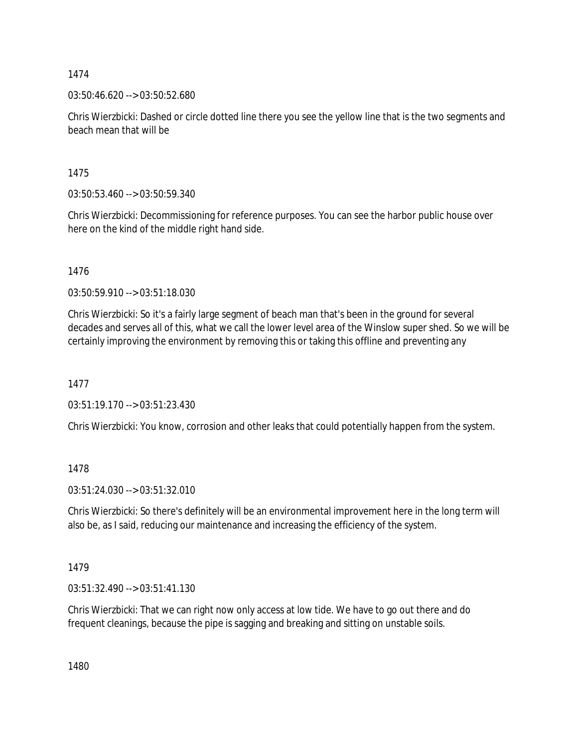1474

03:50:46.620 --> 03:50:52.680

Chris Wierzbicki: Dashed or circle dotted line there you see the yellow line that is the two segments and beach mean that will be

1475

03:50:53.460 --> 03:50:59.340

Chris Wierzbicki: Decommissioning for reference purposes. You can see the harbor public house over here on the kind of the middle right hand side.

1476

03:50:59.910 --> 03:51:18.030

Chris Wierzbicki: So it's a fairly large segment of beach man that's been in the ground for several decades and serves all of this, what we call the lower level area of the Winslow super shed. So we will be certainly improving the environment by removing this or taking this offline and preventing any

1477

03:51:19.170 --> 03:51:23.430

Chris Wierzbicki: You know, corrosion and other leaks that could potentially happen from the system.

1478

03:51:24.030 --> 03:51:32.010

Chris Wierzbicki: So there's definitely will be an environmental improvement here in the long term will also be, as I said, reducing our maintenance and increasing the efficiency of the system.

1479

03:51:32.490 --> 03:51:41.130

Chris Wierzbicki: That we can right now only access at low tide. We have to go out there and do frequent cleanings, because the pipe is sagging and breaking and sitting on unstable soils.

1480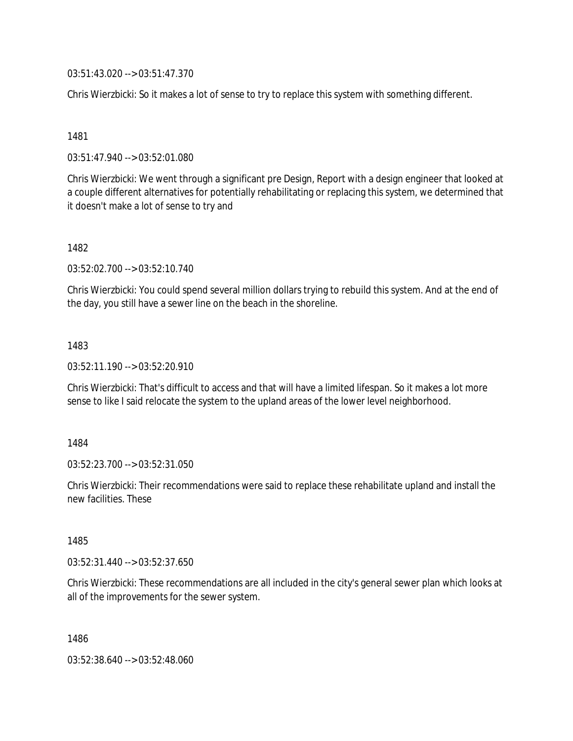03:51:43.020 --> 03:51:47.370

Chris Wierzbicki: So it makes a lot of sense to try to replace this system with something different.

1481

03:51:47.940 --> 03:52:01.080

Chris Wierzbicki: We went through a significant pre Design, Report with a design engineer that looked at a couple different alternatives for potentially rehabilitating or replacing this system, we determined that it doesn't make a lot of sense to try and

1482

03:52:02.700 --> 03:52:10.740

Chris Wierzbicki: You could spend several million dollars trying to rebuild this system. And at the end of the day, you still have a sewer line on the beach in the shoreline.

1483

03:52:11.190 --> 03:52:20.910

Chris Wierzbicki: That's difficult to access and that will have a limited lifespan. So it makes a lot more sense to like I said relocate the system to the upland areas of the lower level neighborhood.

1484

03:52:23.700 --> 03:52:31.050

Chris Wierzbicki: Their recommendations were said to replace these rehabilitate upland and install the new facilities. These

1485

03:52:31.440 --> 03:52:37.650

Chris Wierzbicki: These recommendations are all included in the city's general sewer plan which looks at all of the improvements for the sewer system.

1486

03:52:38.640 --> 03:52:48.060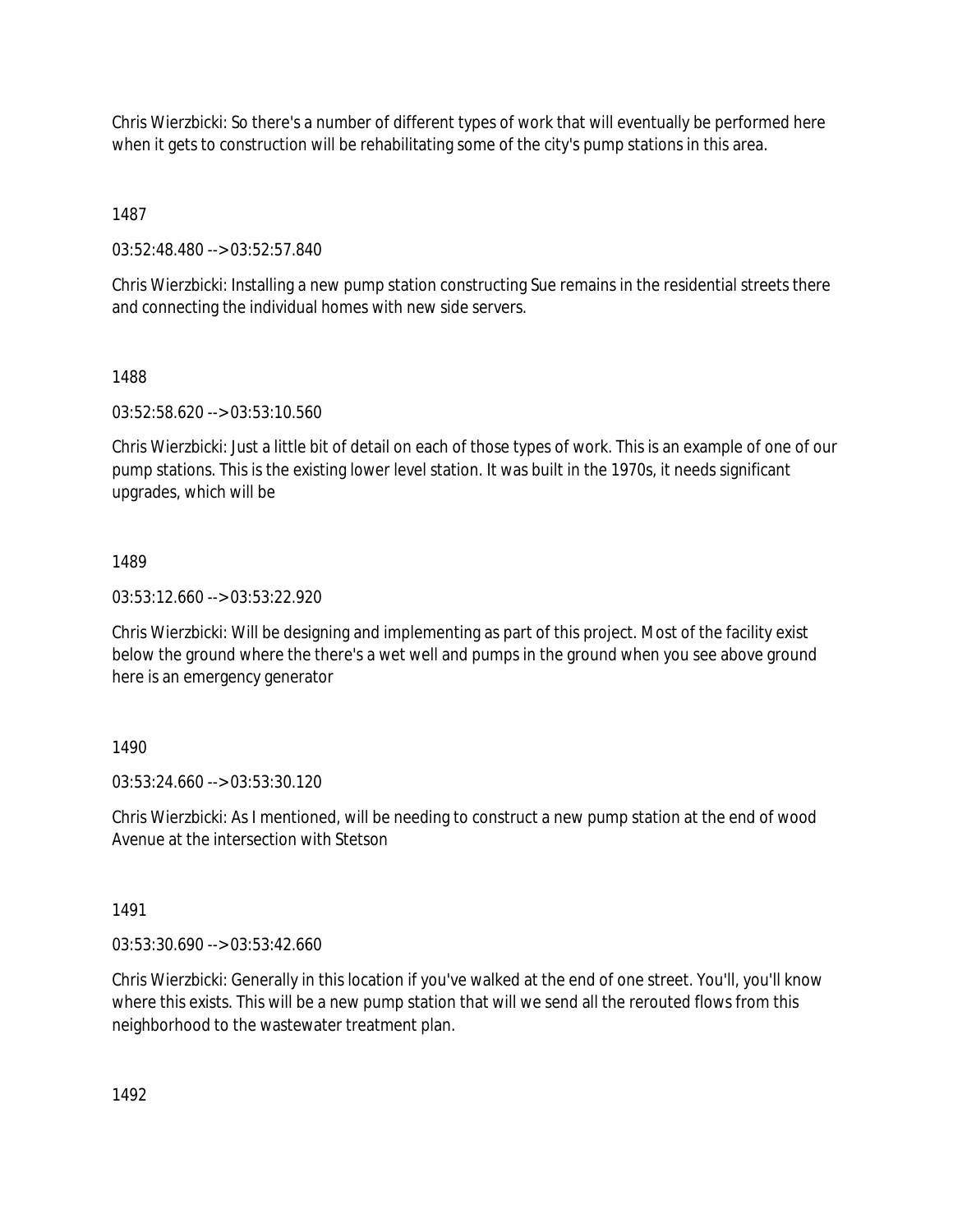Chris Wierzbicki: So there's a number of different types of work that will eventually be performed here when it gets to construction will be rehabilitating some of the city's pump stations in this area.

1487

03:52:48.480 --> 03:52:57.840

Chris Wierzbicki: Installing a new pump station constructing Sue remains in the residential streets there and connecting the individual homes with new side servers.

1488

03:52:58.620 --> 03:53:10.560

Chris Wierzbicki: Just a little bit of detail on each of those types of work. This is an example of one of our pump stations. This is the existing lower level station. It was built in the 1970s, it needs significant upgrades, which will be

1489

03:53:12.660 --> 03:53:22.920

Chris Wierzbicki: Will be designing and implementing as part of this project. Most of the facility exist below the ground where the there's a wet well and pumps in the ground when you see above ground here is an emergency generator

1490

03:53:24.660 --> 03:53:30.120

Chris Wierzbicki: As I mentioned, will be needing to construct a new pump station at the end of wood Avenue at the intersection with Stetson

1491

03:53:30.690 --> 03:53:42.660

Chris Wierzbicki: Generally in this location if you've walked at the end of one street. You'll, you'll know where this exists. This will be a new pump station that will we send all the rerouted flows from this neighborhood to the wastewater treatment plan.

1492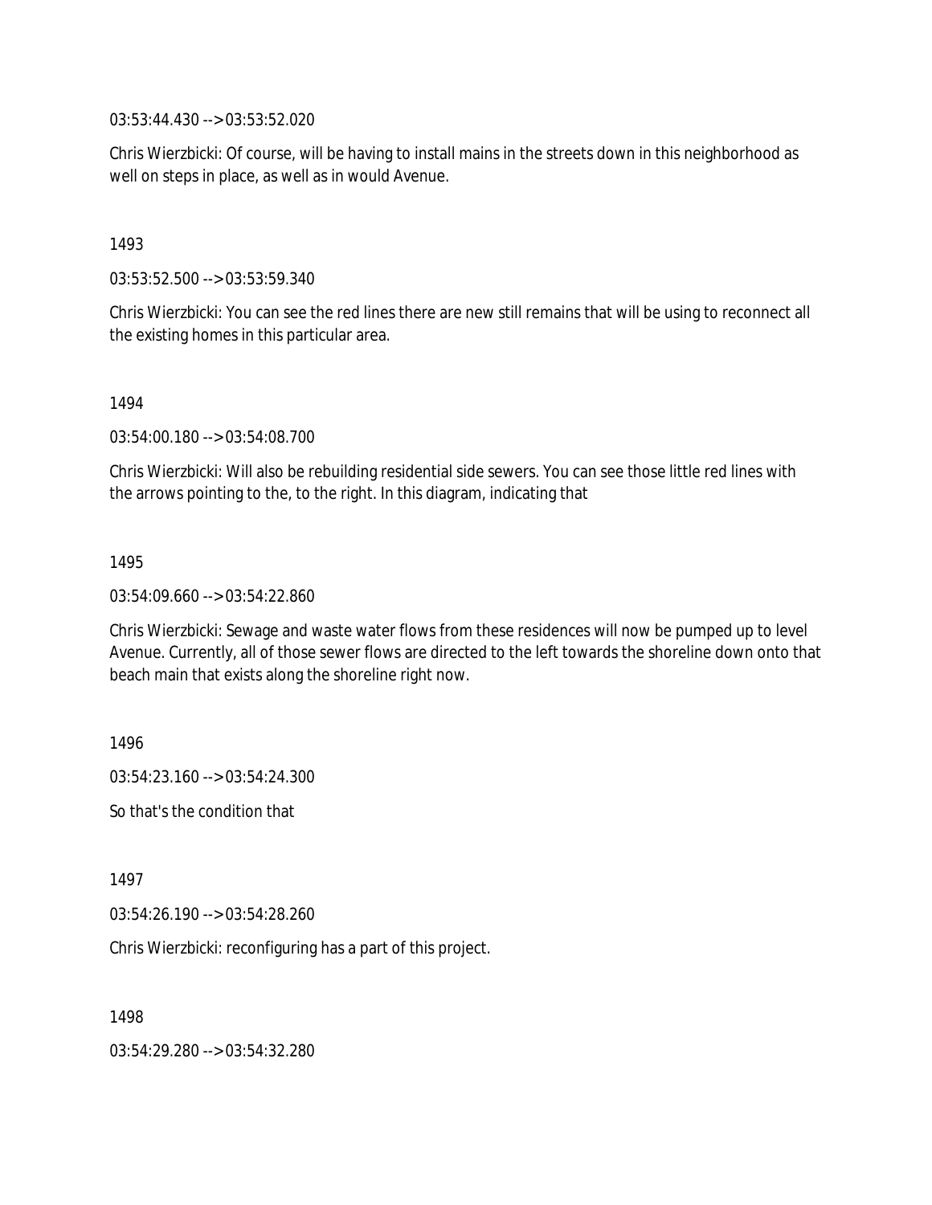03:53:44.430 --> 03:53:52.020

Chris Wierzbicki: Of course, will be having to install mains in the streets down in this neighborhood as well on steps in place, as well as in would Avenue.

1493

03:53:52.500 --> 03:53:59.340

Chris Wierzbicki: You can see the red lines there are new still remains that will be using to reconnect all the existing homes in this particular area.

1494

03:54:00.180 --> 03:54:08.700

Chris Wierzbicki: Will also be rebuilding residential side sewers. You can see those little red lines with the arrows pointing to the, to the right. In this diagram, indicating that

1495

03:54:09.660 --> 03:54:22.860

Chris Wierzbicki: Sewage and waste water flows from these residences will now be pumped up to level Avenue. Currently, all of those sewer flows are directed to the left towards the shoreline down onto that beach main that exists along the shoreline right now.

1496

03:54:23.160 --> 03:54:24.300

So that's the condition that

1497

03:54:26.190 --> 03:54:28.260

Chris Wierzbicki: reconfiguring has a part of this project.

1498

03:54:29.280 --> 03:54:32.280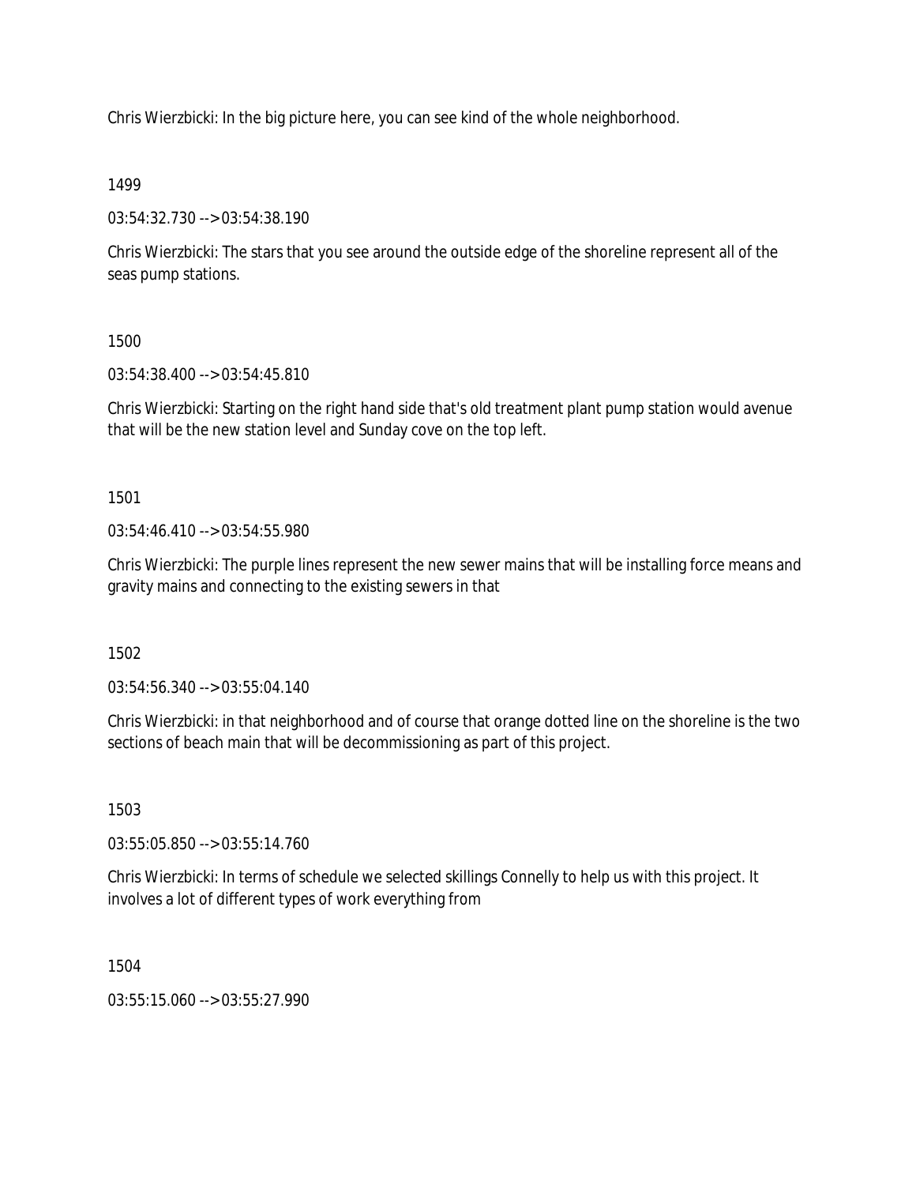Chris Wierzbicki: In the big picture here, you can see kind of the whole neighborhood.

1499

03:54:32.730 --> 03:54:38.190

Chris Wierzbicki: The stars that you see around the outside edge of the shoreline represent all of the seas pump stations.

1500

03:54:38.400 --> 03:54:45.810

Chris Wierzbicki: Starting on the right hand side that's old treatment plant pump station would avenue that will be the new station level and Sunday cove on the top left.

1501

03:54:46.410 --> 03:54:55.980

Chris Wierzbicki: The purple lines represent the new sewer mains that will be installing force means and gravity mains and connecting to the existing sewers in that

1502

03:54:56.340 --> 03:55:04.140

Chris Wierzbicki: in that neighborhood and of course that orange dotted line on the shoreline is the two sections of beach main that will be decommissioning as part of this project.

1503

03:55:05.850 --> 03:55:14.760

Chris Wierzbicki: In terms of schedule we selected skillings Connelly to help us with this project. It involves a lot of different types of work everything from

1504

03:55:15.060 --> 03:55:27.990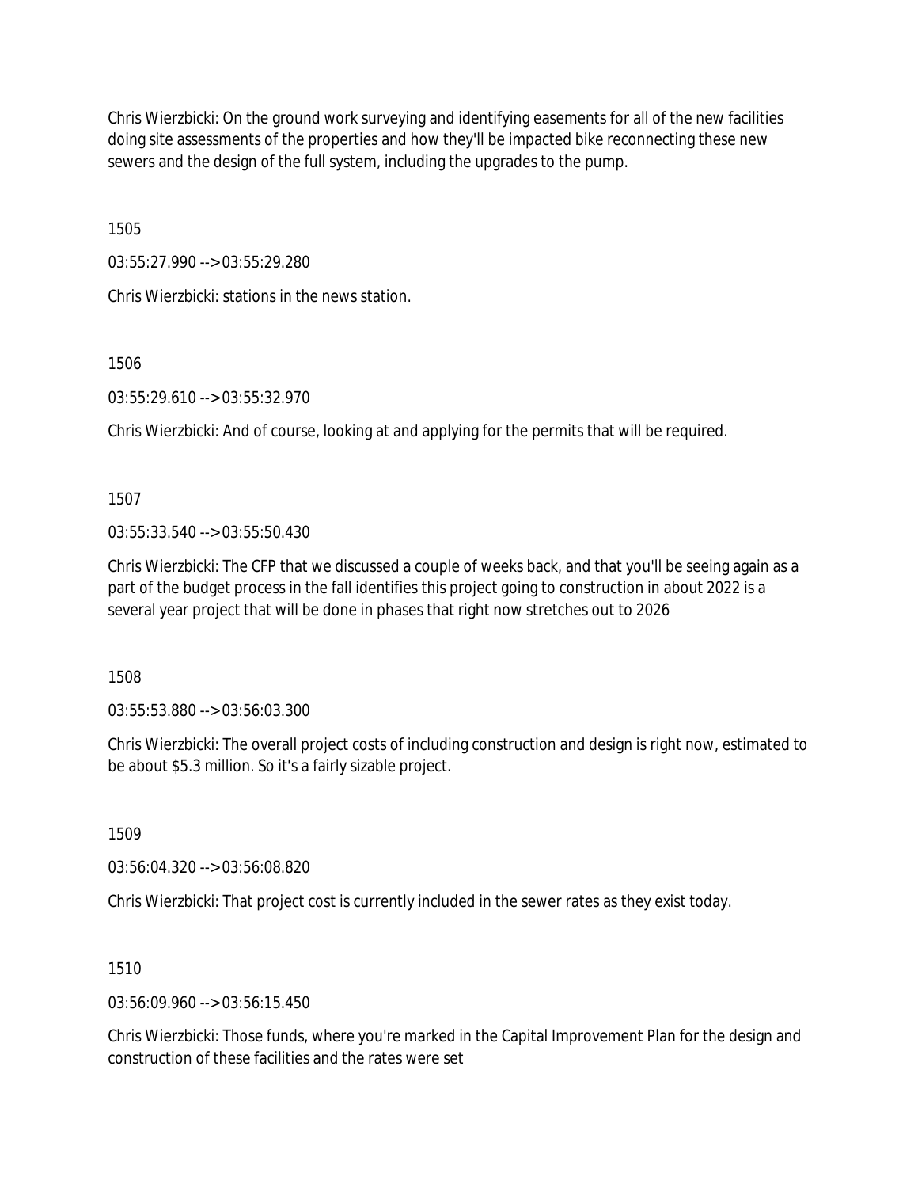Chris Wierzbicki: On the ground work surveying and identifying easements for all of the new facilities doing site assessments of the properties and how they'll be impacted bike reconnecting these new sewers and the design of the full system, including the upgrades to the pump.

1505

03:55:27.990 --> 03:55:29.280

Chris Wierzbicki: stations in the news station.

1506

03:55:29.610 --> 03:55:32.970

Chris Wierzbicki: And of course, looking at and applying for the permits that will be required.

1507

03:55:33.540 --> 03:55:50.430

Chris Wierzbicki: The CFP that we discussed a couple of weeks back, and that you'll be seeing again as a part of the budget process in the fall identifies this project going to construction in about 2022 is a several year project that will be done in phases that right now stretches out to 2026

1508

03:55:53.880 --> 03:56:03.300

Chris Wierzbicki: The overall project costs of including construction and design is right now, estimated to be about $5.3 million. So it's a fairly sizable project.

1509

03:56:04.320 --> 03:56:08.820

Chris Wierzbicki: That project cost is currently included in the sewer rates as they exist today.

1510

03:56:09.960 --> 03:56:15.450

Chris Wierzbicki: Those funds, where you're marked in the Capital Improvement Plan for the design and construction of these facilities and the rates were set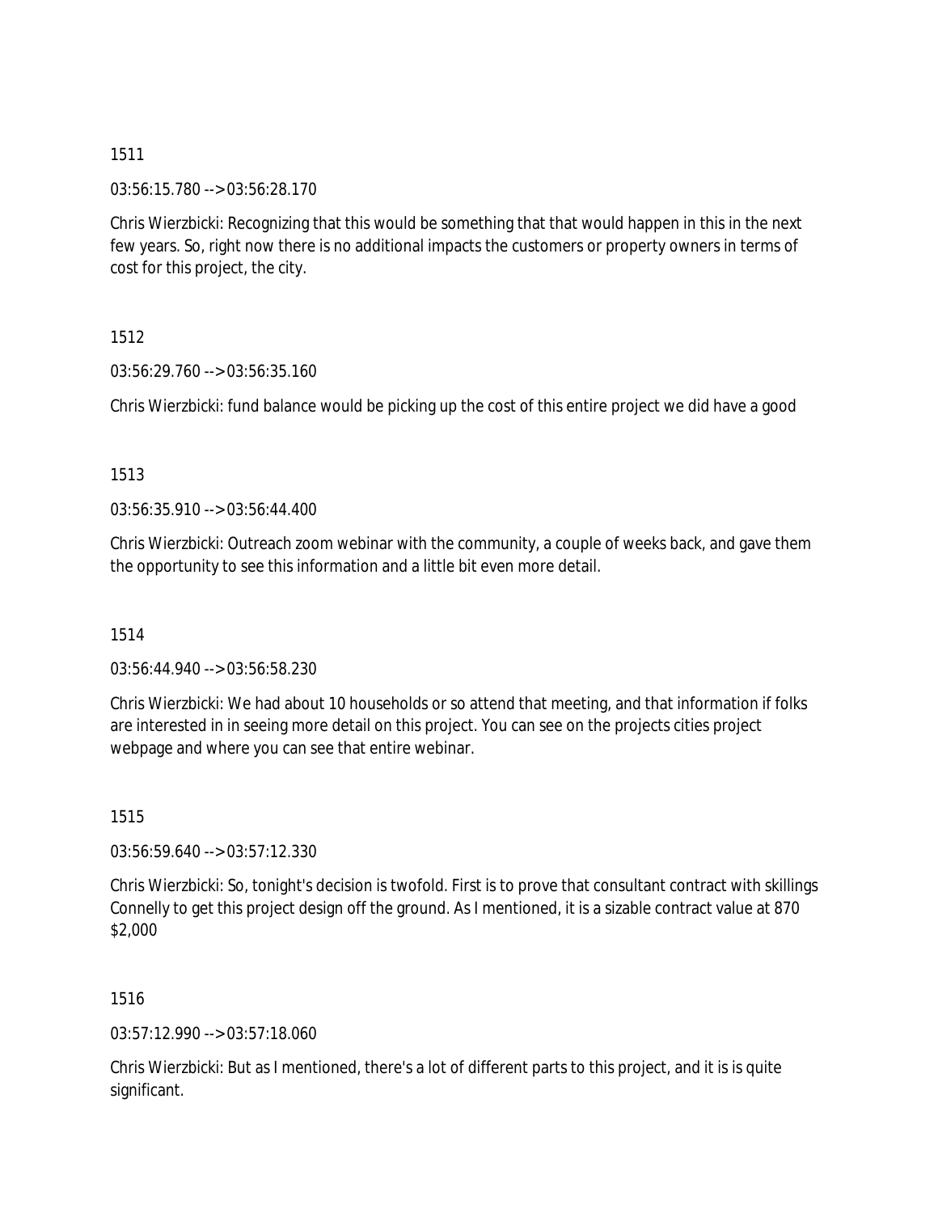1511

03:56:15.780 --> 03:56:28.170

Chris Wierzbicki: Recognizing that this would be something that that would happen in this in the next few years. So, right now there is no additional impacts the customers or property owners in terms of cost for this project, the city.

1512

03:56:29.760 --> 03:56:35.160

Chris Wierzbicki: fund balance would be picking up the cost of this entire project we did have a good

1513

03:56:35.910 --> 03:56:44.400

Chris Wierzbicki: Outreach zoom webinar with the community, a couple of weeks back, and gave them the opportunity to see this information and a little bit even more detail.

1514

03:56:44.940 --> 03:56:58.230

Chris Wierzbicki: We had about 10 households or so attend that meeting, and that information if folks are interested in in seeing more detail on this project. You can see on the projects cities project webpage and where you can see that entire webinar.

1515

03:56:59.640 --> 03:57:12.330

Chris Wierzbicki: So, tonight's decision is twofold. First is to prove that consultant contract with skillings Connelly to get this project design off the ground. As I mentioned, it is a sizable contract value at 870 $2,000

1516

03:57:12.990 --> 03:57:18.060

Chris Wierzbicki: But as I mentioned, there's a lot of different parts to this project, and it is is quite significant.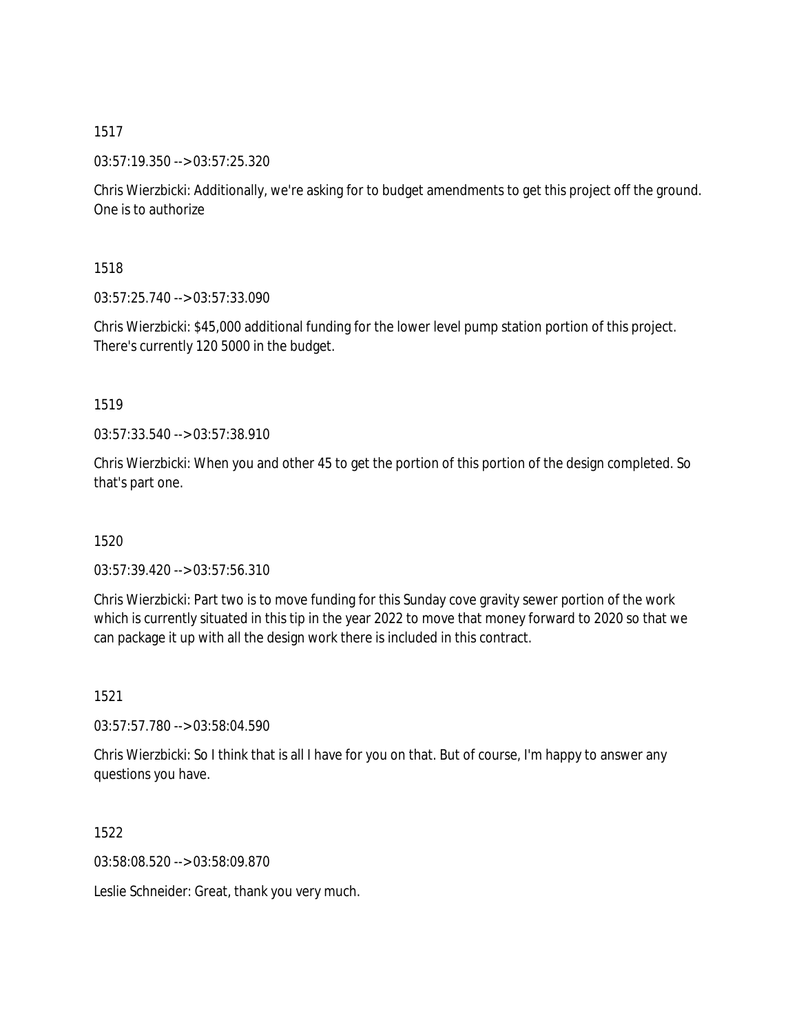1517

03:57:19.350 --> 03:57:25.320

Chris Wierzbicki: Additionally, we're asking for to budget amendments to get this project off the ground. One is to authorize

1518

03:57:25.740 --> 03:57:33.090

Chris Wierzbicki: $45,000 additional funding for the lower level pump station portion of this project. There's currently 120 5000 in the budget.

1519

03:57:33.540 --> 03:57:38.910

Chris Wierzbicki: When you and other 45 to get the portion of this portion of the design completed. So that's part one.

1520

03:57:39.420 --> 03:57:56.310

Chris Wierzbicki: Part two is to move funding for this Sunday cove gravity sewer portion of the work which is currently situated in this tip in the year 2022 to move that money forward to 2020 so that we can package it up with all the design work there is included in this contract.

1521

03:57:57.780 --> 03:58:04.590

Chris Wierzbicki: So I think that is all I have for you on that. But of course, I'm happy to answer any questions you have.

1522

03:58:08.520 --> 03:58:09.870

Leslie Schneider: Great, thank you very much.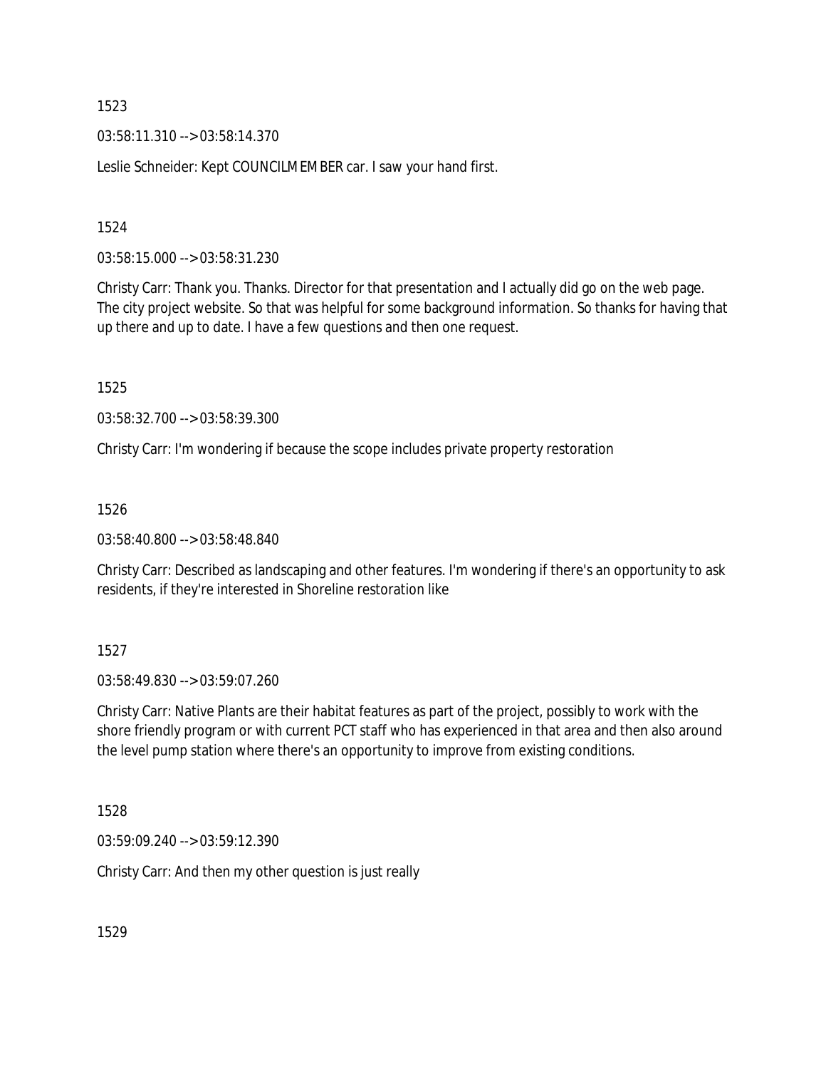1523

03:58:11.310 --> 03:58:14.370

Leslie Schneider: Kept COUNCILMEMBER car. I saw your hand first.

1524

03:58:15.000 --> 03:58:31.230

Christy Carr: Thank you. Thanks. Director for that presentation and I actually did go on the web page. The city project website. So that was helpful for some background information. So thanks for having that up there and up to date. I have a few questions and then one request.

1525

03:58:32.700 --> 03:58:39.300

Christy Carr: I'm wondering if because the scope includes private property restoration

1526

03:58:40.800 --> 03:58:48.840

Christy Carr: Described as landscaping and other features. I'm wondering if there's an opportunity to ask residents, if they're interested in Shoreline restoration like

1527

03:58:49.830 --> 03:59:07.260

Christy Carr: Native Plants are their habitat features as part of the project, possibly to work with the shore friendly program or with current PCT staff who has experienced in that area and then also around the level pump station where there's an opportunity to improve from existing conditions.

1528

03:59:09.240 --> 03:59:12.390

Christy Carr: And then my other question is just really

1529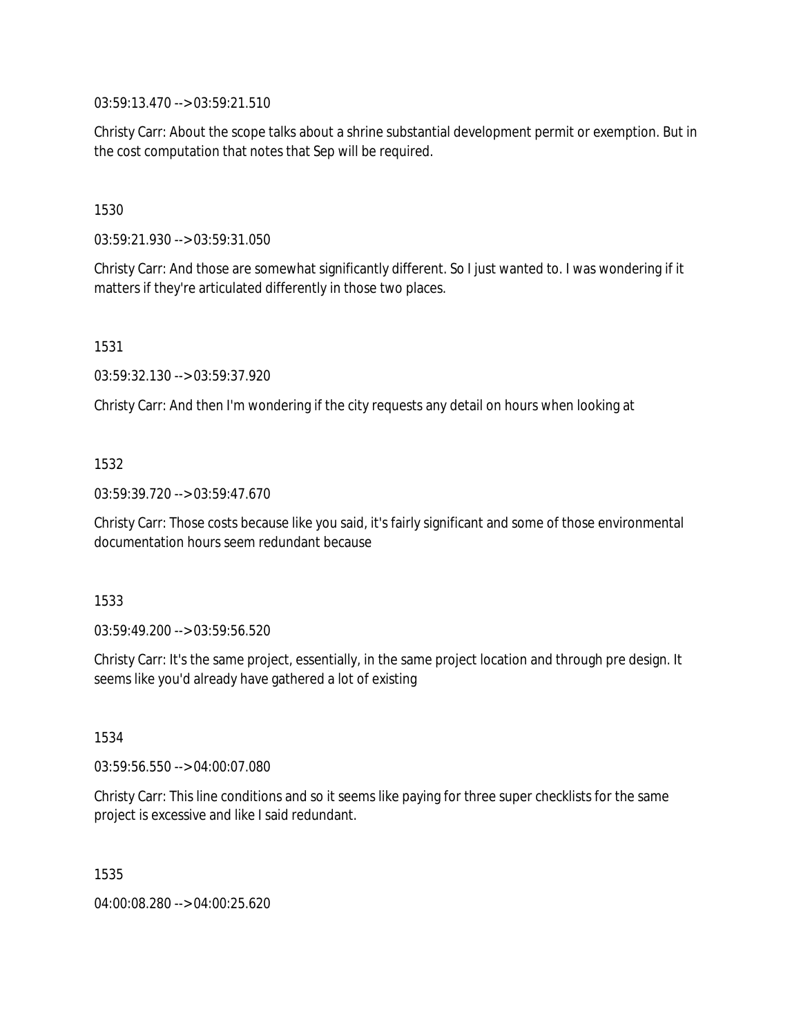03:59:13.470 --> 03:59:21.510

Christy Carr: About the scope talks about a shrine substantial development permit or exemption. But in the cost computation that notes that Sep will be required.

1530

03:59:21.930 --> 03:59:31.050

Christy Carr: And those are somewhat significantly different. So I just wanted to. I was wondering if it matters if they're articulated differently in those two places.

1531

03:59:32.130 --> 03:59:37.920

Christy Carr: And then I'm wondering if the city requests any detail on hours when looking at

1532

03:59:39.720 --> 03:59:47.670

Christy Carr: Those costs because like you said, it's fairly significant and some of those environmental documentation hours seem redundant because

1533

03:59:49.200 --> 03:59:56.520

Christy Carr: It's the same project, essentially, in the same project location and through pre design. It seems like you'd already have gathered a lot of existing

1534

03:59:56.550 --> 04:00:07.080

Christy Carr: This line conditions and so it seems like paying for three super checklists for the same project is excessive and like I said redundant.

1535

04:00:08.280 --> 04:00:25.620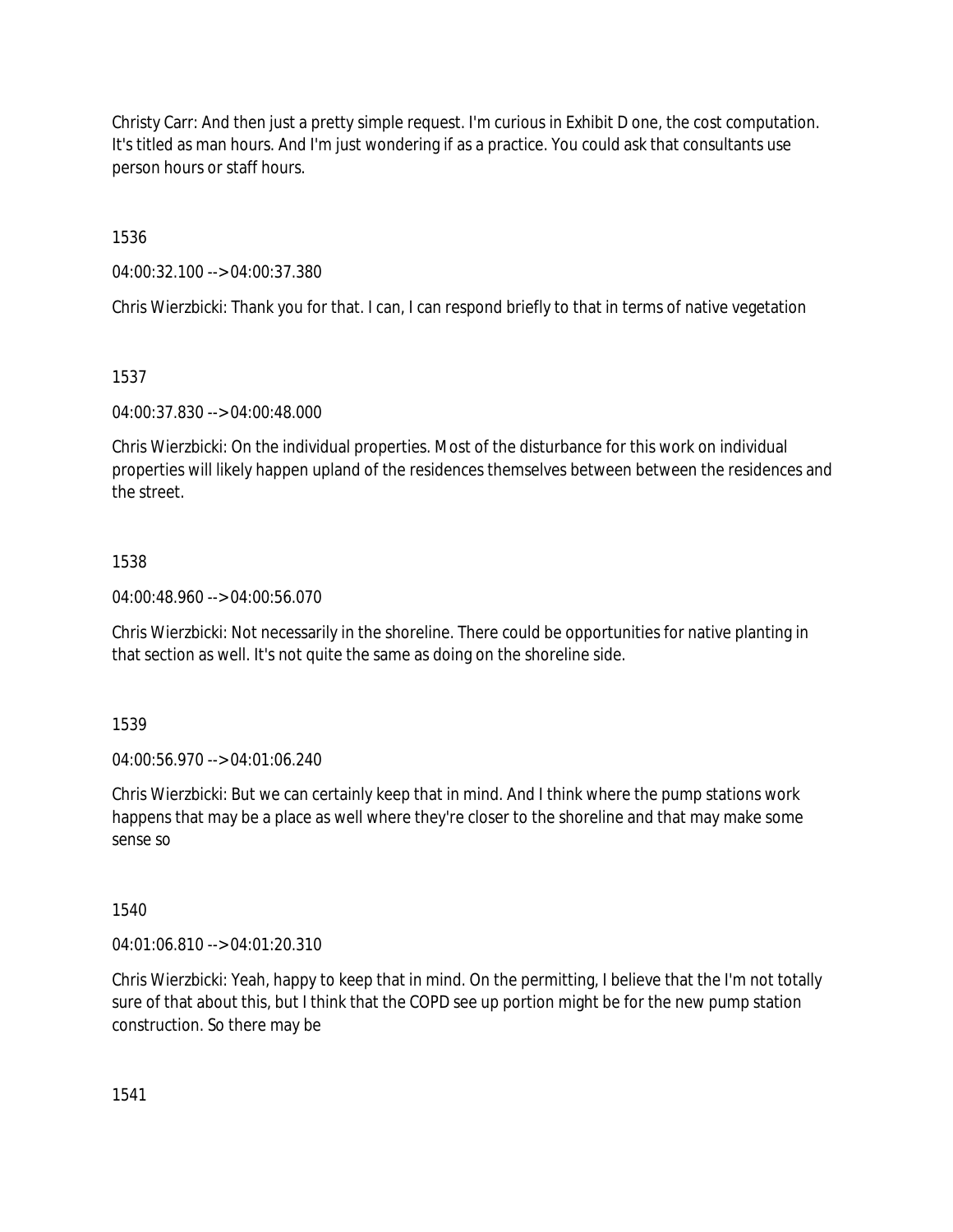Christy Carr: And then just a pretty simple request. I'm curious in Exhibit D one, the cost computation. It's titled as man hours. And I'm just wondering if as a practice. You could ask that consultants use person hours or staff hours.

1536

04:00:32.100 --> 04:00:37.380

Chris Wierzbicki: Thank you for that. I can, I can respond briefly to that in terms of native vegetation

1537

04:00:37.830 --> 04:00:48.000

Chris Wierzbicki: On the individual properties. Most of the disturbance for this work on individual properties will likely happen upland of the residences themselves between between the residences and the street.

1538

04:00:48.960 --> 04:00:56.070

Chris Wierzbicki: Not necessarily in the shoreline. There could be opportunities for native planting in that section as well. It's not quite the same as doing on the shoreline side.

1539

04:00:56.970 --> 04:01:06.240

Chris Wierzbicki: But we can certainly keep that in mind. And I think where the pump stations work happens that may be a place as well where they're closer to the shoreline and that may make some sense so

1540

04:01:06.810 --> 04:01:20.310

Chris Wierzbicki: Yeah, happy to keep that in mind. On the permitting, I believe that the I'm not totally sure of that about this, but I think that the COPD see up portion might be for the new pump station construction. So there may be

1541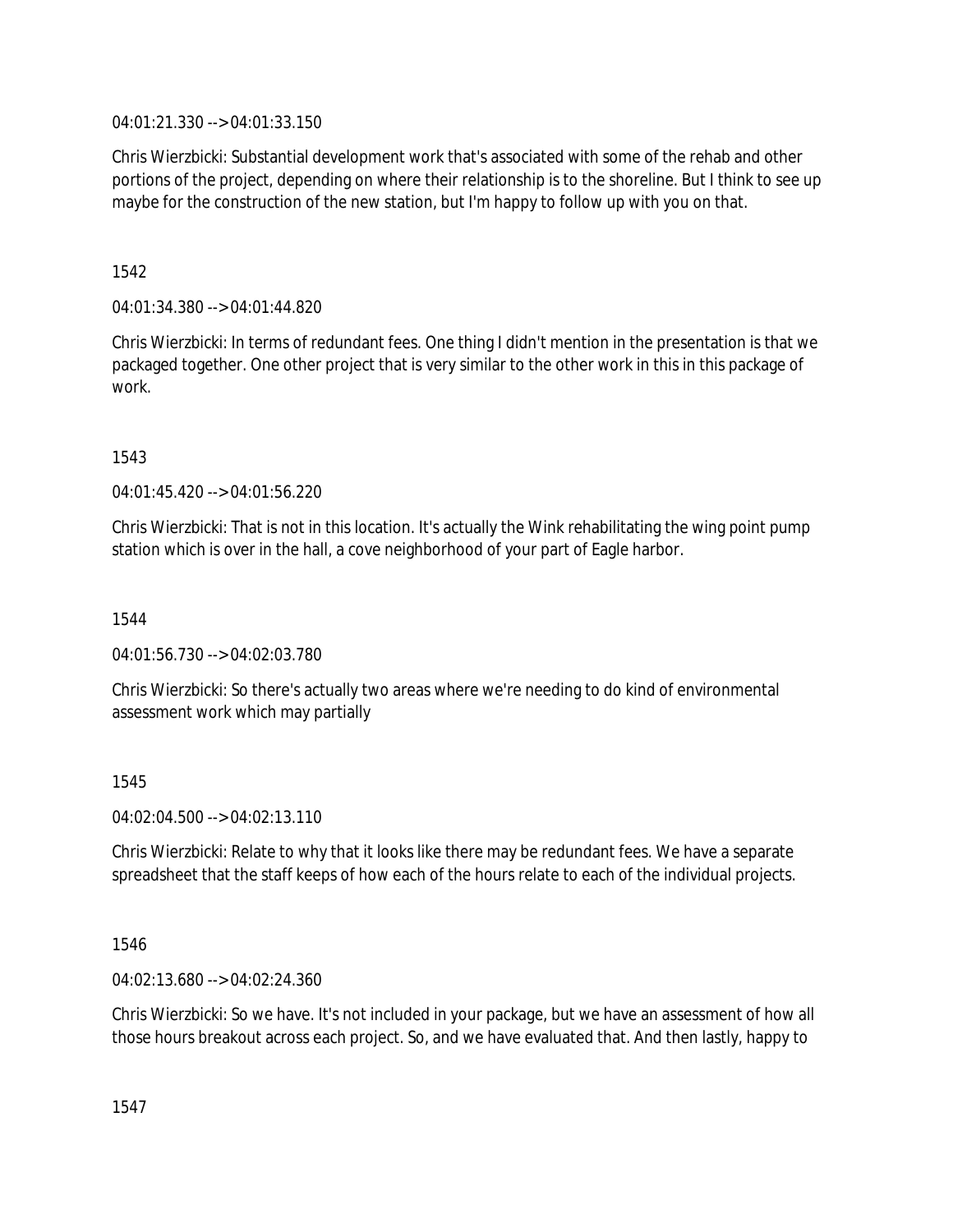04:01:21.330 --> 04:01:33.150

Chris Wierzbicki: Substantial development work that's associated with some of the rehab and other portions of the project, depending on where their relationship is to the shoreline. But I think to see up maybe for the construction of the new station, but I'm happy to follow up with you on that.

1542

04:01:34.380 --> 04:01:44.820

Chris Wierzbicki: In terms of redundant fees. One thing I didn't mention in the presentation is that we packaged together. One other project that is very similar to the other work in this in this package of work.

1543

04:01:45.420 --> 04:01:56.220

Chris Wierzbicki: That is not in this location. It's actually the Wink rehabilitating the wing point pump station which is over in the hall, a cove neighborhood of your part of Eagle harbor.

1544

04:01:56.730 --> 04:02:03.780

Chris Wierzbicki: So there's actually two areas where we're needing to do kind of environmental assessment work which may partially

1545

04:02:04.500 --> 04:02:13.110

Chris Wierzbicki: Relate to why that it looks like there may be redundant fees. We have a separate spreadsheet that the staff keeps of how each of the hours relate to each of the individual projects.

1546

04:02:13.680 --> 04:02:24.360

Chris Wierzbicki: So we have. It's not included in your package, but we have an assessment of how all those hours breakout across each project. So, and we have evaluated that. And then lastly, happy to

1547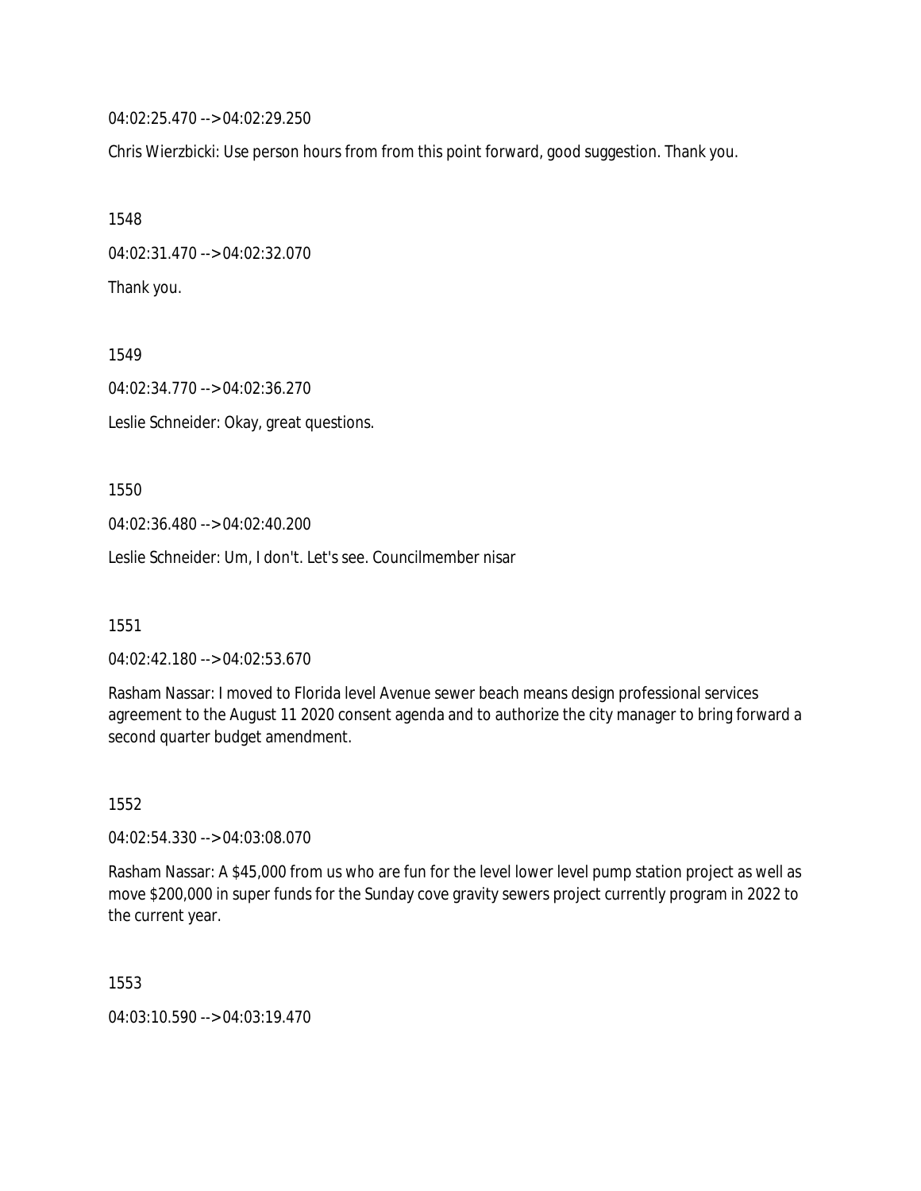04:02:25.470 --> 04:02:29.250

Chris Wierzbicki: Use person hours from from this point forward, good suggestion. Thank you.

1548

04:02:31.470 --> 04:02:32.070

Thank you.

1549

04:02:34.770 --> 04:02:36.270

Leslie Schneider: Okay, great questions.

1550

04:02:36.480 --> 04:02:40.200

Leslie Schneider: Um, I don't. Let's see. Councilmember nisar

1551

04:02:42.180 --> 04:02:53.670

Rasham Nassar: I moved to Florida level Avenue sewer beach means design professional services agreement to the August 11 2020 consent agenda and to authorize the city manager to bring forward a second quarter budget amendment.

1552

04:02:54.330 --> 04:03:08.070

Rasham Nassar: A $45,000 from us who are fun for the level lower level pump station project as well as move $200,000 in super funds for the Sunday cove gravity sewers project currently program in 2022 to the current year.

1553

04:03:10.590 --> 04:03:19.470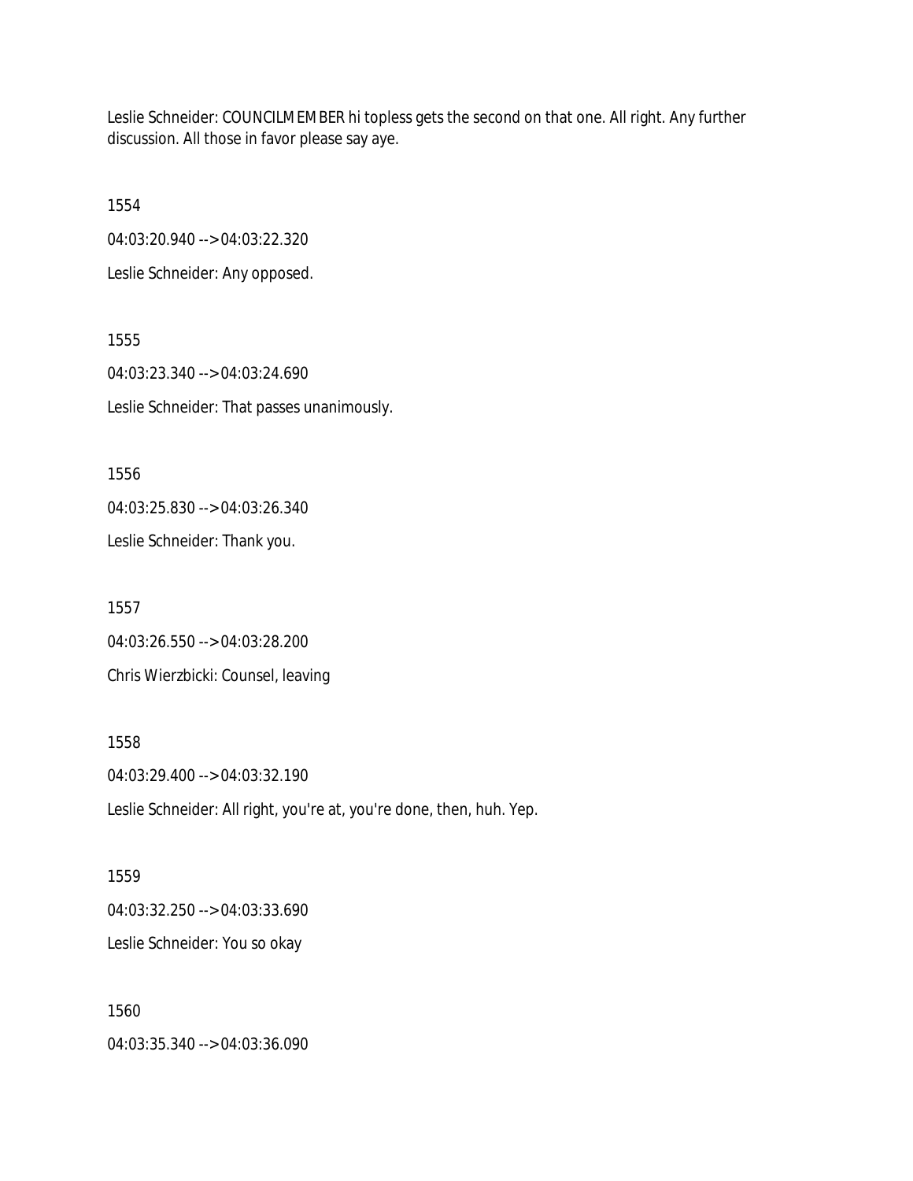Leslie Schneider: COUNCILMEMBER hi topless gets the second on that one. All right. Any further discussion. All those in favor please say aye.

1554

04:03:20.940 --> 04:03:22.320

Leslie Schneider: Any opposed.

1555

04:03:23.340 --> 04:03:24.690

Leslie Schneider: That passes unanimously.

1556

04:03:25.830 --> 04:03:26.340

Leslie Schneider: Thank you.

1557

04:03:26.550 --> 04:03:28.200

Chris Wierzbicki: Counsel, leaving

1558

04:03:29.400 --> 04:03:32.190

Leslie Schneider: All right, you're at, you're done, then, huh. Yep.

1559

04:03:32.250 --> 04:03:33.690

Leslie Schneider: You so okay

1560

04:03:35.340 --> 04:03:36.090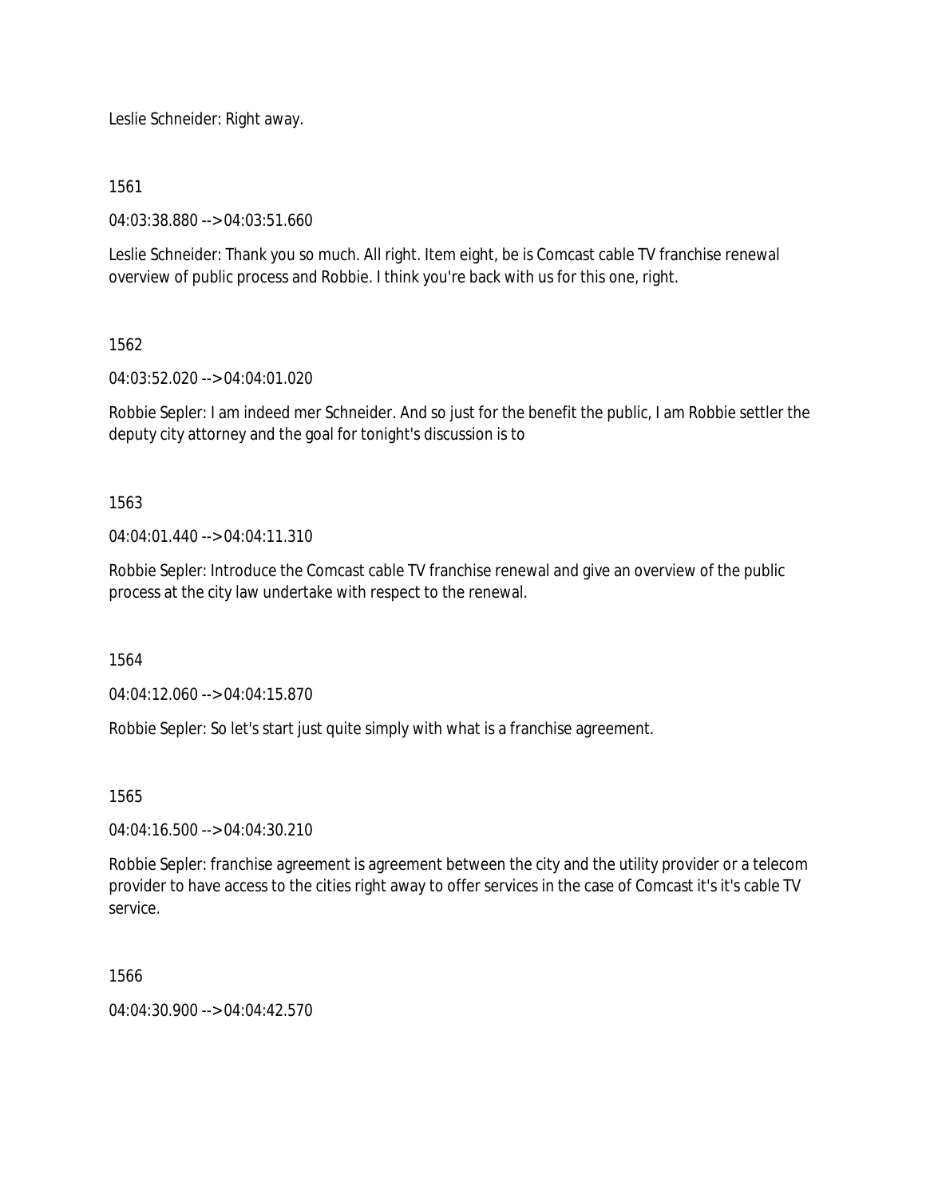Leslie Schneider: Right away.

1561

04:03:38.880 --> 04:03:51.660

Leslie Schneider: Thank you so much. All right. Item eight, be is Comcast cable TV franchise renewal overview of public process and Robbie. I think you're back with us for this one, right.

1562

04:03:52.020 --> 04:04:01.020

Robbie Sepler: I am indeed mer Schneider. And so just for the benefit the public, I am Robbie settler the deputy city attorney and the goal for tonight's discussion is to

1563

04:04:01.440 --> 04:04:11.310

Robbie Sepler: Introduce the Comcast cable TV franchise renewal and give an overview of the public process at the city law undertake with respect to the renewal.

1564

04:04:12.060 --> 04:04:15.870

Robbie Sepler: So let's start just quite simply with what is a franchise agreement.

1565

04:04:16.500 --> 04:04:30.210

Robbie Sepler: franchise agreement is agreement between the city and the utility provider or a telecom provider to have access to the cities right away to offer services in the case of Comcast it's it's cable TV service.

1566

04:04:30.900 --> 04:04:42.570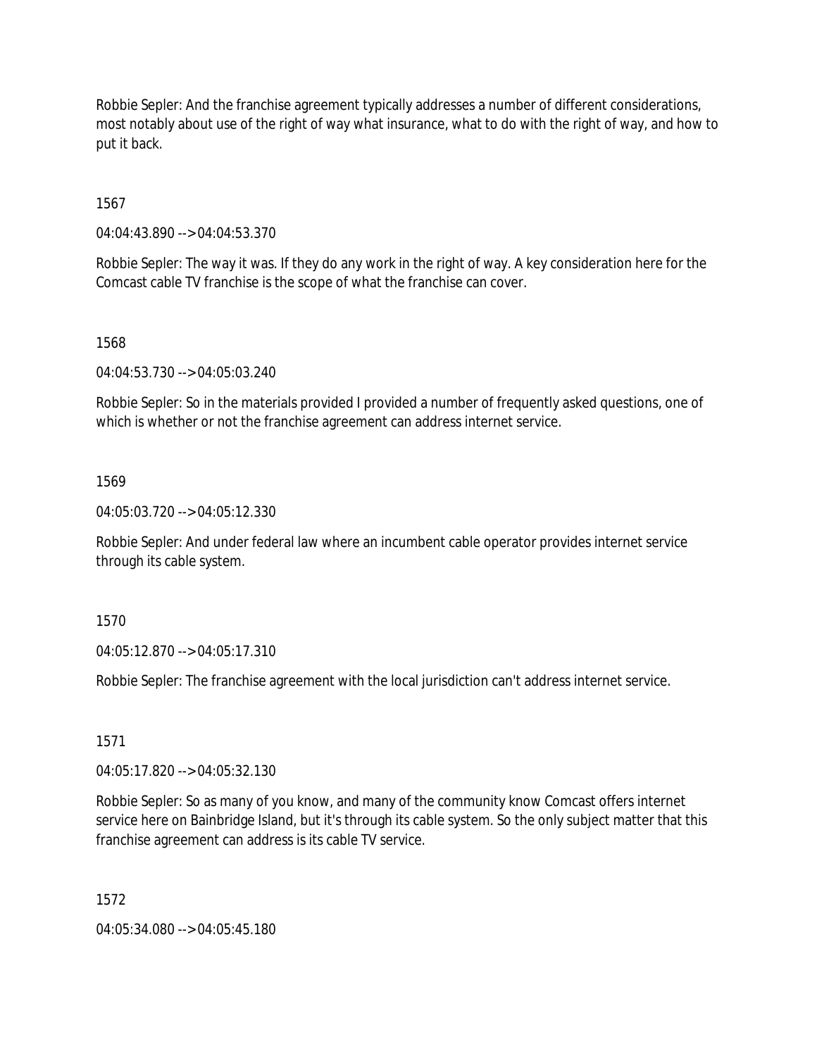Robbie Sepler: And the franchise agreement typically addresses a number of different considerations, most notably about use of the right of way what insurance, what to do with the right of way, and how to put it back.

1567

04:04:43.890 --> 04:04:53.370

Robbie Sepler: The way it was. If they do any work in the right of way. A key consideration here for the Comcast cable TV franchise is the scope of what the franchise can cover.

1568

04:04:53.730 --> 04:05:03.240

Robbie Sepler: So in the materials provided I provided a number of frequently asked questions, one of which is whether or not the franchise agreement can address internet service.

1569

04:05:03.720 --> 04:05:12.330

Robbie Sepler: And under federal law where an incumbent cable operator provides internet service through its cable system.

1570

04:05:12.870 --> 04:05:17.310

Robbie Sepler: The franchise agreement with the local jurisdiction can't address internet service.

1571

04:05:17.820 --> 04:05:32.130

Robbie Sepler: So as many of you know, and many of the community know Comcast offers internet service here on Bainbridge Island, but it's through its cable system. So the only subject matter that this franchise agreement can address is its cable TV service.

1572

04:05:34.080 --> 04:05:45.180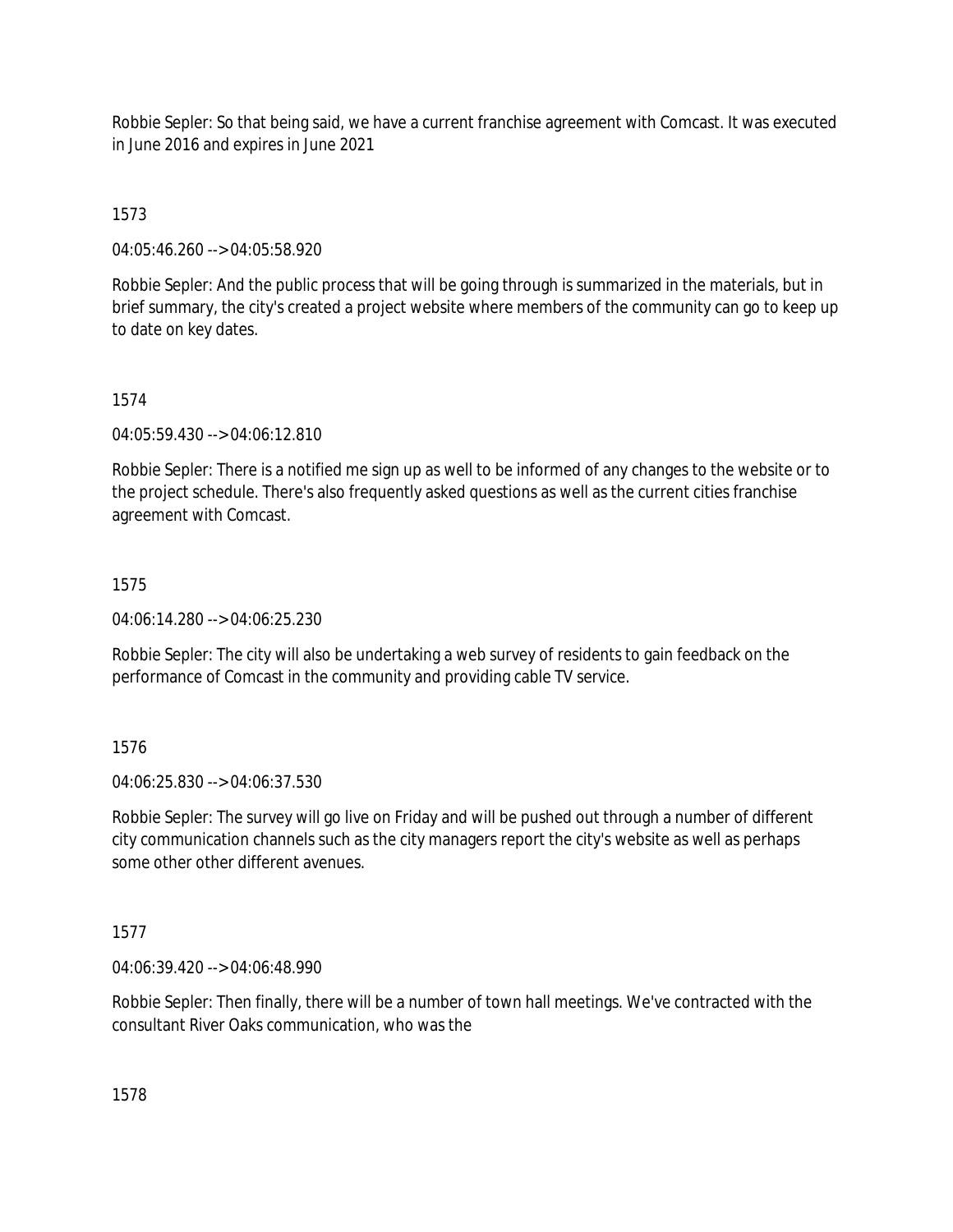Robbie Sepler: So that being said, we have a current franchise agreement with Comcast. It was executed in June 2016 and expires in June 2021

1573

04:05:46.260 --> 04:05:58.920

Robbie Sepler: And the public process that will be going through is summarized in the materials, but in brief summary, the city's created a project website where members of the community can go to keep up to date on key dates.

1574

04:05:59.430 --> 04:06:12.810

Robbie Sepler: There is a notified me sign up as well to be informed of any changes to the website or to the project schedule. There's also frequently asked questions as well as the current cities franchise agreement with Comcast.

1575

04:06:14.280 --> 04:06:25.230

Robbie Sepler: The city will also be undertaking a web survey of residents to gain feedback on the performance of Comcast in the community and providing cable TV service.

1576

04:06:25.830 --> 04:06:37.530

Robbie Sepler: The survey will go live on Friday and will be pushed out through a number of different city communication channels such as the city managers report the city's website as well as perhaps some other other different avenues.

1577

04:06:39.420 --> 04:06:48.990

Robbie Sepler: Then finally, there will be a number of town hall meetings. We've contracted with the consultant River Oaks communication, who was the

1578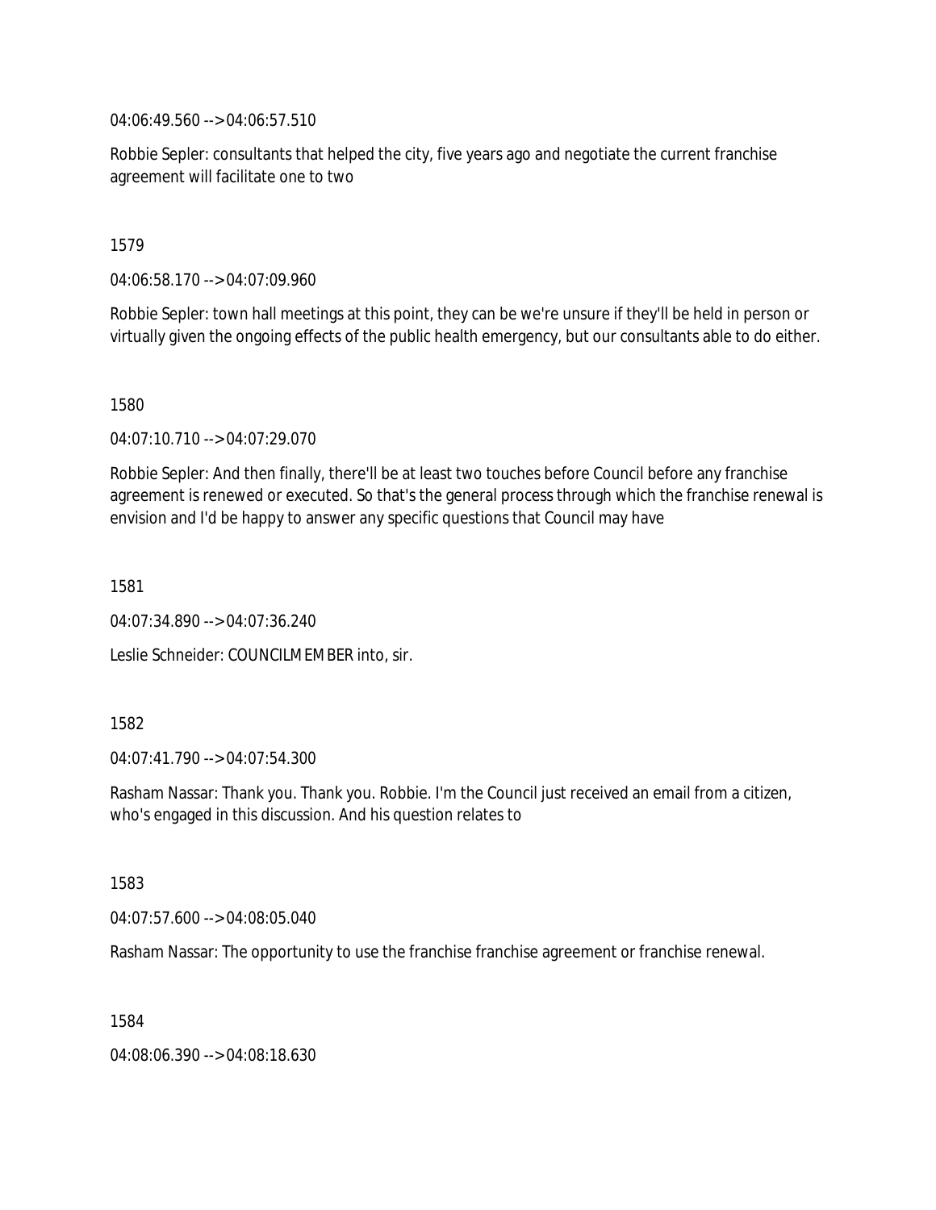04:06:49.560 --> 04:06:57.510

Robbie Sepler: consultants that helped the city, five years ago and negotiate the current franchise agreement will facilitate one to two

1579

04:06:58.170 --> 04:07:09.960

Robbie Sepler: town hall meetings at this point, they can be we're unsure if they'll be held in person or virtually given the ongoing effects of the public health emergency, but our consultants able to do either.

1580

04:07:10.710 --> 04:07:29.070

Robbie Sepler: And then finally, there'll be at least two touches before Council before any franchise agreement is renewed or executed. So that's the general process through which the franchise renewal is envision and I'd be happy to answer any specific questions that Council may have

1581

04:07:34.890 --> 04:07:36.240

Leslie Schneider: COUNCILMEMBER into, sir.

1582

04:07:41.790 --> 04:07:54.300

Rasham Nassar: Thank you. Thank you. Robbie. I'm the Council just received an email from a citizen, who's engaged in this discussion. And his question relates to

1583

04:07:57.600 --> 04:08:05.040

Rasham Nassar: The opportunity to use the franchise franchise agreement or franchise renewal.

1584

04:08:06.390 --> 04:08:18.630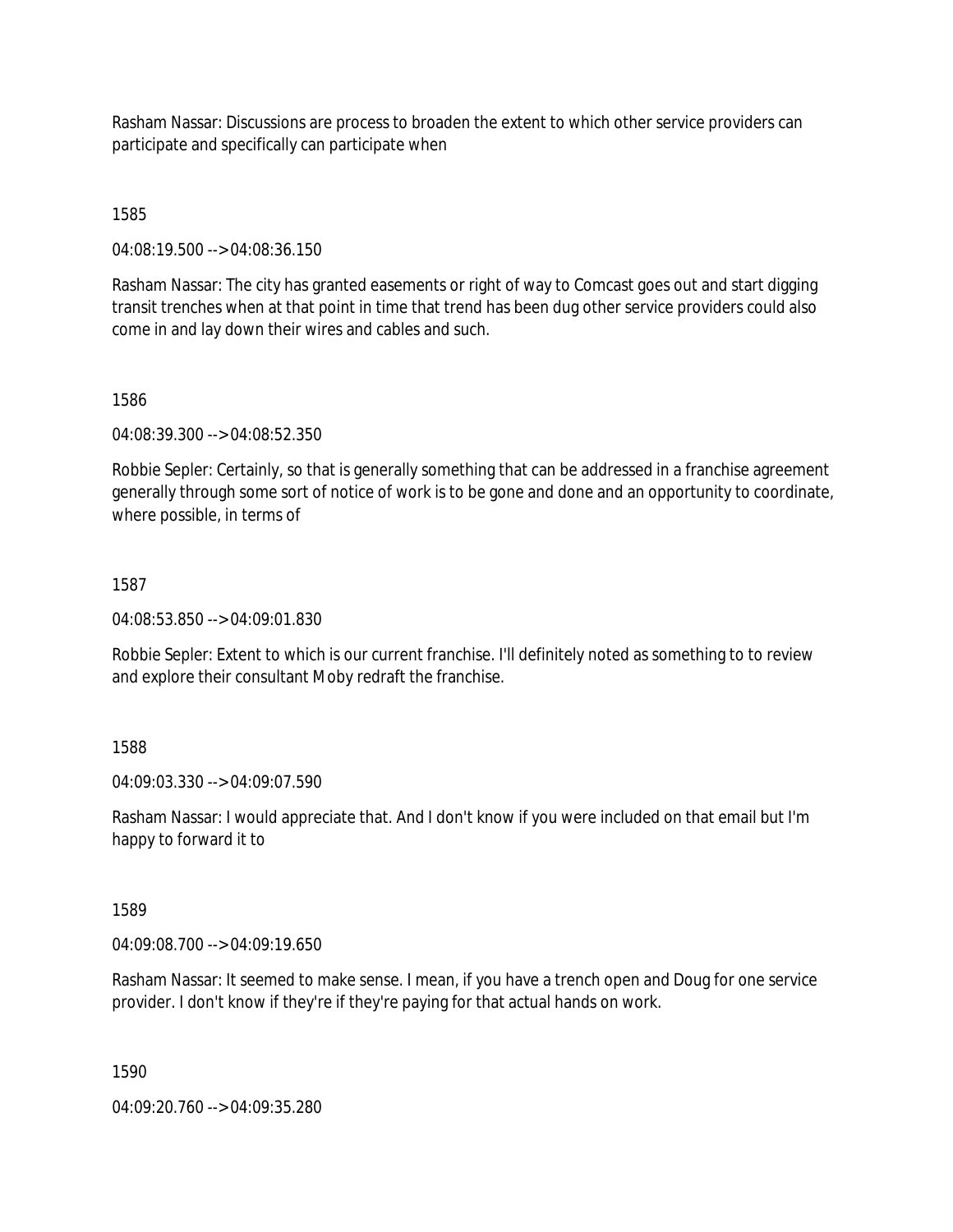Rasham Nassar: Discussions are process to broaden the extent to which other service providers can participate and specifically can participate when

1585

04:08:19.500 --> 04:08:36.150

Rasham Nassar: The city has granted easements or right of way to Comcast goes out and start digging transit trenches when at that point in time that trend has been dug other service providers could also come in and lay down their wires and cables and such.

1586

04:08:39.300 --> 04:08:52.350

Robbie Sepler: Certainly, so that is generally something that can be addressed in a franchise agreement generally through some sort of notice of work is to be gone and done and an opportunity to coordinate, where possible, in terms of

1587

04:08:53.850 --> 04:09:01.830

Robbie Sepler: Extent to which is our current franchise. I'll definitely noted as something to to review and explore their consultant Moby redraft the franchise.

1588

04:09:03.330 --> 04:09:07.590

Rasham Nassar: I would appreciate that. And I don't know if you were included on that email but I'm happy to forward it to

1589

04:09:08.700 --> 04:09:19.650

Rasham Nassar: It seemed to make sense. I mean, if you have a trench open and Doug for one service provider. I don't know if they're if they're paying for that actual hands on work.

1590

04:09:20.760 --> 04:09:35.280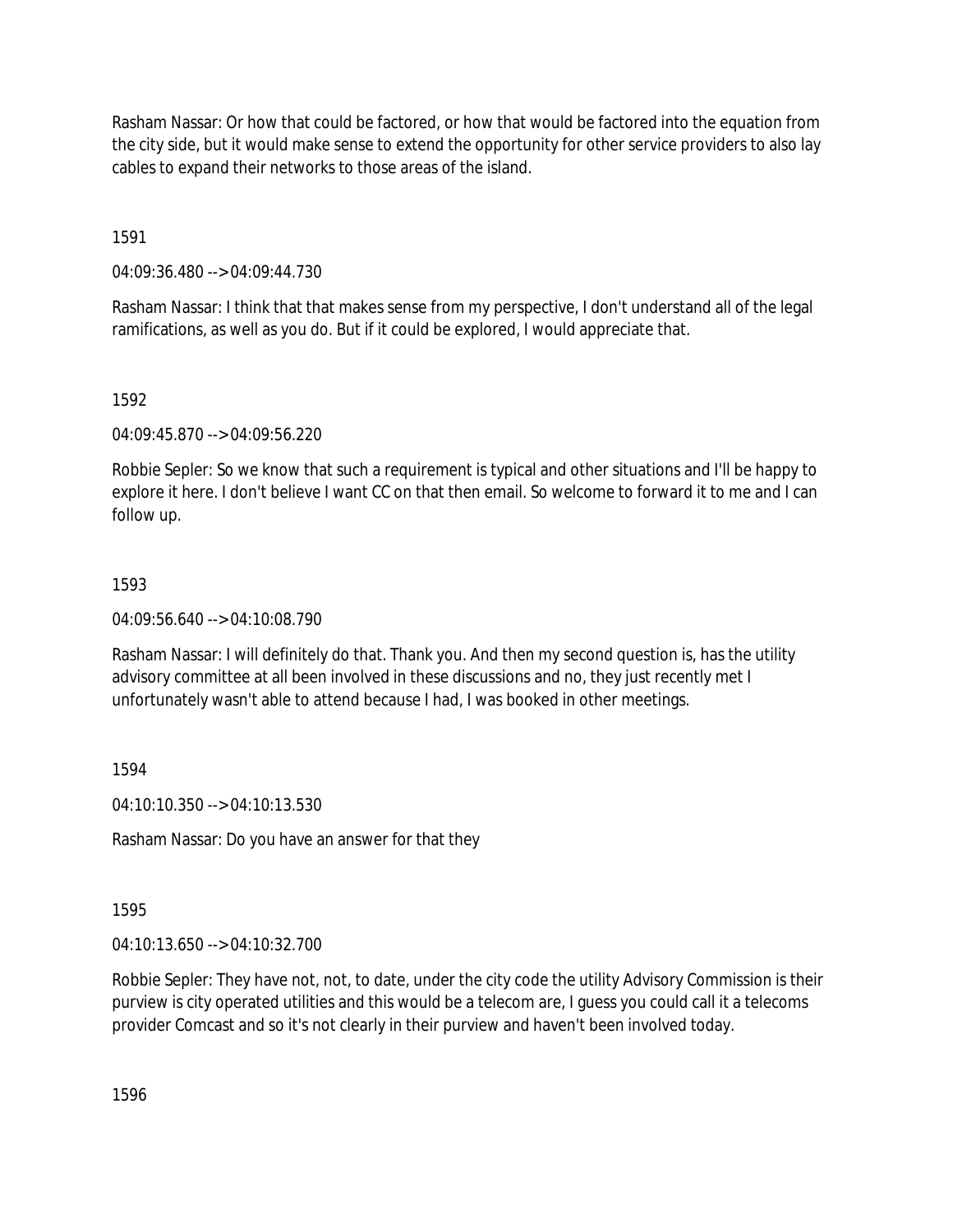Rasham Nassar: Or how that could be factored, or how that would be factored into the equation from the city side, but it would make sense to extend the opportunity for other service providers to also lay cables to expand their networks to those areas of the island.

1591

04:09:36.480 --> 04:09:44.730

Rasham Nassar: I think that that makes sense from my perspective, I don't understand all of the legal ramifications, as well as you do. But if it could be explored, I would appreciate that.

1592

04:09:45.870 --> 04:09:56.220

Robbie Sepler: So we know that such a requirement is typical and other situations and I'll be happy to explore it here. I don't believe I want CC on that then email. So welcome to forward it to me and I can follow up.

1593

04:09:56.640 --> 04:10:08.790

Rasham Nassar: I will definitely do that. Thank you. And then my second question is, has the utility advisory committee at all been involved in these discussions and no, they just recently met I unfortunately wasn't able to attend because I had, I was booked in other meetings.

1594

04:10:10.350 --> 04:10:13.530

Rasham Nassar: Do you have an answer for that they

1595

04:10:13.650 --> 04:10:32.700

Robbie Sepler: They have not, not, to date, under the city code the utility Advisory Commission is their purview is city operated utilities and this would be a telecom are, I guess you could call it a telecoms provider Comcast and so it's not clearly in their purview and haven't been involved today.

1596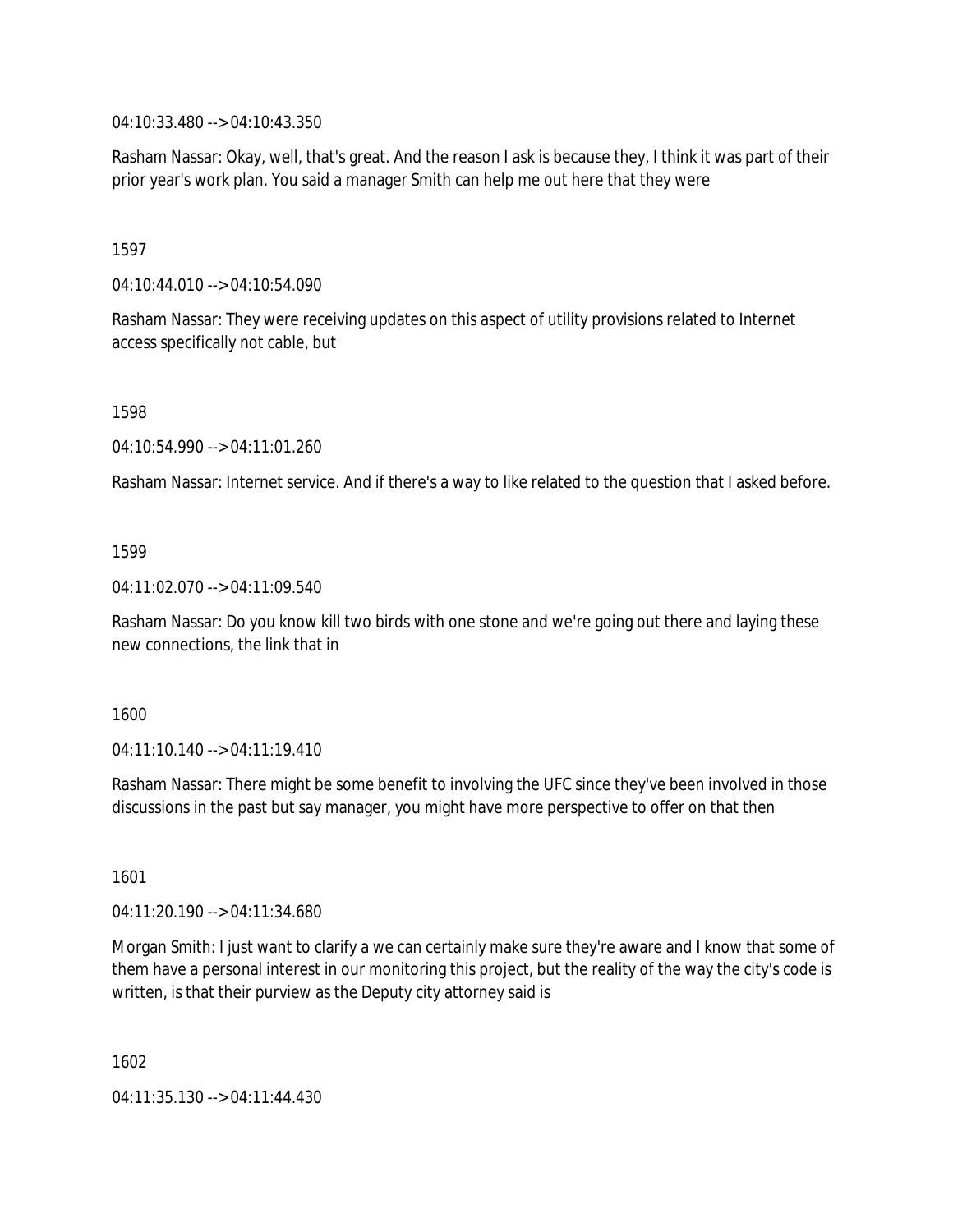04:10:33.480 --> 04:10:43.350

Rasham Nassar: Okay, well, that's great. And the reason I ask is because they, I think it was part of their prior year's work plan. You said a manager Smith can help me out here that they were

1597

04:10:44.010 --> 04:10:54.090

Rasham Nassar: They were receiving updates on this aspect of utility provisions related to Internet access specifically not cable, but

1598

04:10:54.990 --> 04:11:01.260

Rasham Nassar: Internet service. And if there's a way to like related to the question that I asked before.

1599

04:11:02.070 --> 04:11:09.540

Rasham Nassar: Do you know kill two birds with one stone and we're going out there and laying these new connections, the link that in

1600

04:11:10.140 --> 04:11:19.410

Rasham Nassar: There might be some benefit to involving the UFC since they've been involved in those discussions in the past but say manager, you might have more perspective to offer on that then

1601

04:11:20.190 --> 04:11:34.680

Morgan Smith: I just want to clarify a we can certainly make sure they're aware and I know that some of them have a personal interest in our monitoring this project, but the reality of the way the city's code is written, is that their purview as the Deputy city attorney said is

1602

04:11:35.130 --> 04:11:44.430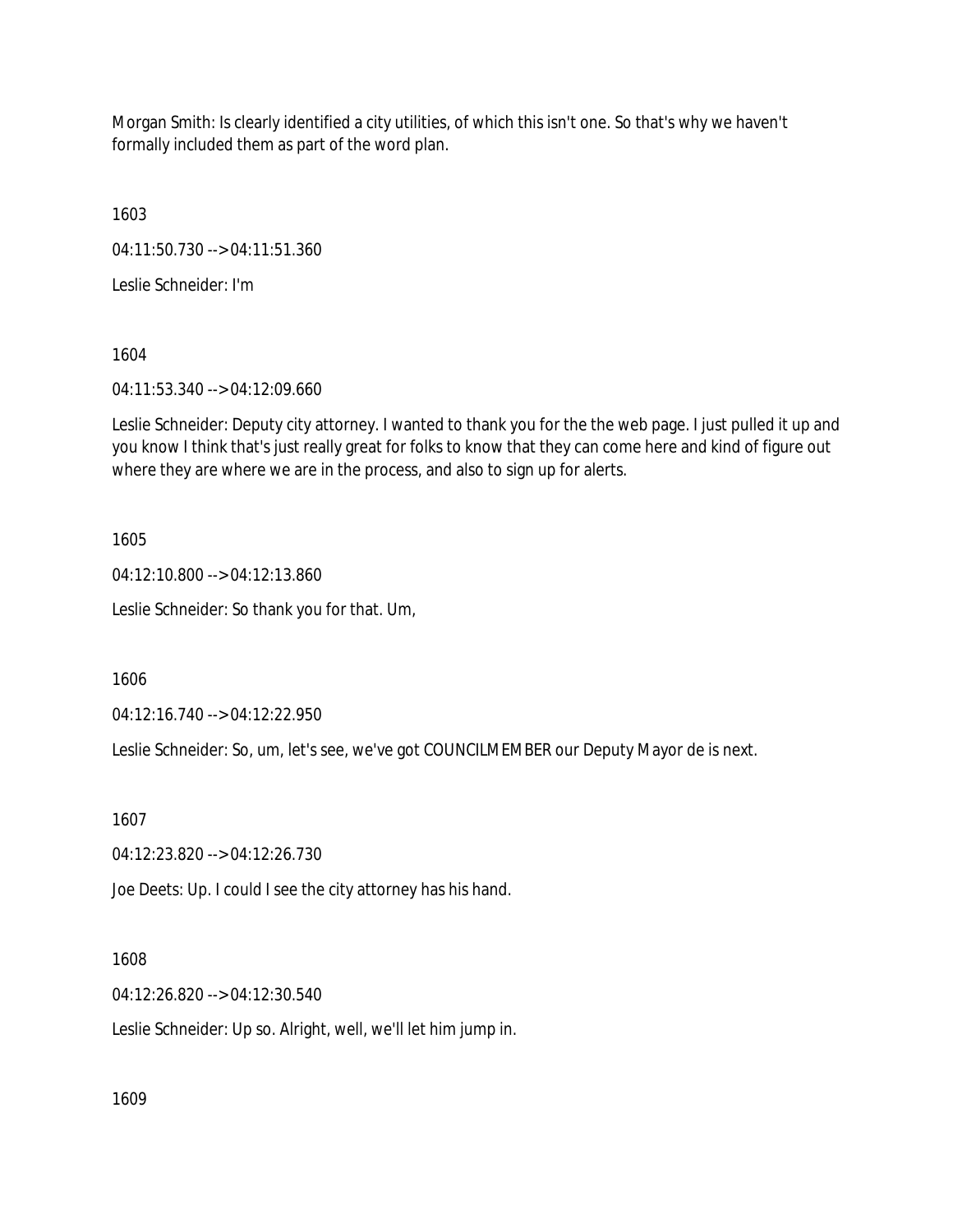Morgan Smith: Is clearly identified a city utilities, of which this isn't one. So that's why we haven't formally included them as part of the word plan.

1603

04:11:50.730 --> 04:11:51.360

Leslie Schneider: I'm

1604

04:11:53.340 --> 04:12:09.660

Leslie Schneider: Deputy city attorney. I wanted to thank you for the the web page. I just pulled it up and you know I think that's just really great for folks to know that they can come here and kind of figure out where they are where we are in the process, and also to sign up for alerts.

1605

04:12:10.800 --> 04:12:13.860

Leslie Schneider: So thank you for that. Um,

1606

04:12:16.740 --> 04:12:22.950

Leslie Schneider: So, um, let's see, we've got COUNCILMEMBER our Deputy Mayor de is next.

1607

04:12:23.820 --> 04:12:26.730

Joe Deets: Up. I could I see the city attorney has his hand.

1608

04:12:26.820 --> 04:12:30.540

Leslie Schneider: Up so. Alright, well, we'll let him jump in.

1609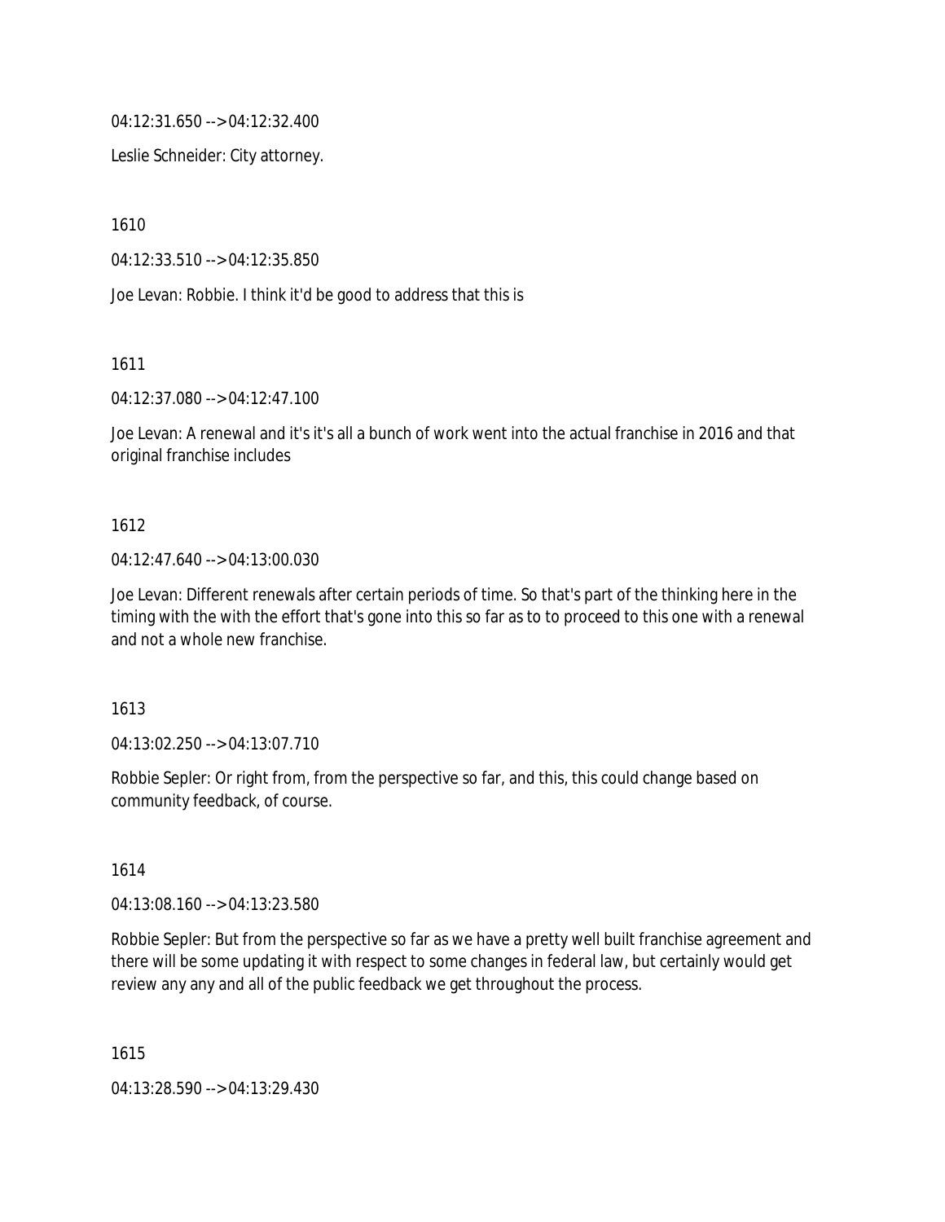04:12:31.650 --> 04:12:32.400

Leslie Schneider: City attorney.

1610

04:12:33.510 --> 04:12:35.850

Joe Levan: Robbie. I think it'd be good to address that this is

1611

04:12:37.080 --> 04:12:47.100

Joe Levan: A renewal and it's it's all a bunch of work went into the actual franchise in 2016 and that original franchise includes

1612

04:12:47.640 --> 04:13:00.030

Joe Levan: Different renewals after certain periods of time. So that's part of the thinking here in the timing with the with the effort that's gone into this so far as to to proceed to this one with a renewal and not a whole new franchise.

1613

04:13:02.250 --> 04:13:07.710

Robbie Sepler: Or right from, from the perspective so far, and this, this could change based on community feedback, of course.

1614

04:13:08.160 --> 04:13:23.580

Robbie Sepler: But from the perspective so far as we have a pretty well built franchise agreement and there will be some updating it with respect to some changes in federal law, but certainly would get review any any and all of the public feedback we get throughout the process.

1615

04:13:28.590 --> 04:13:29.430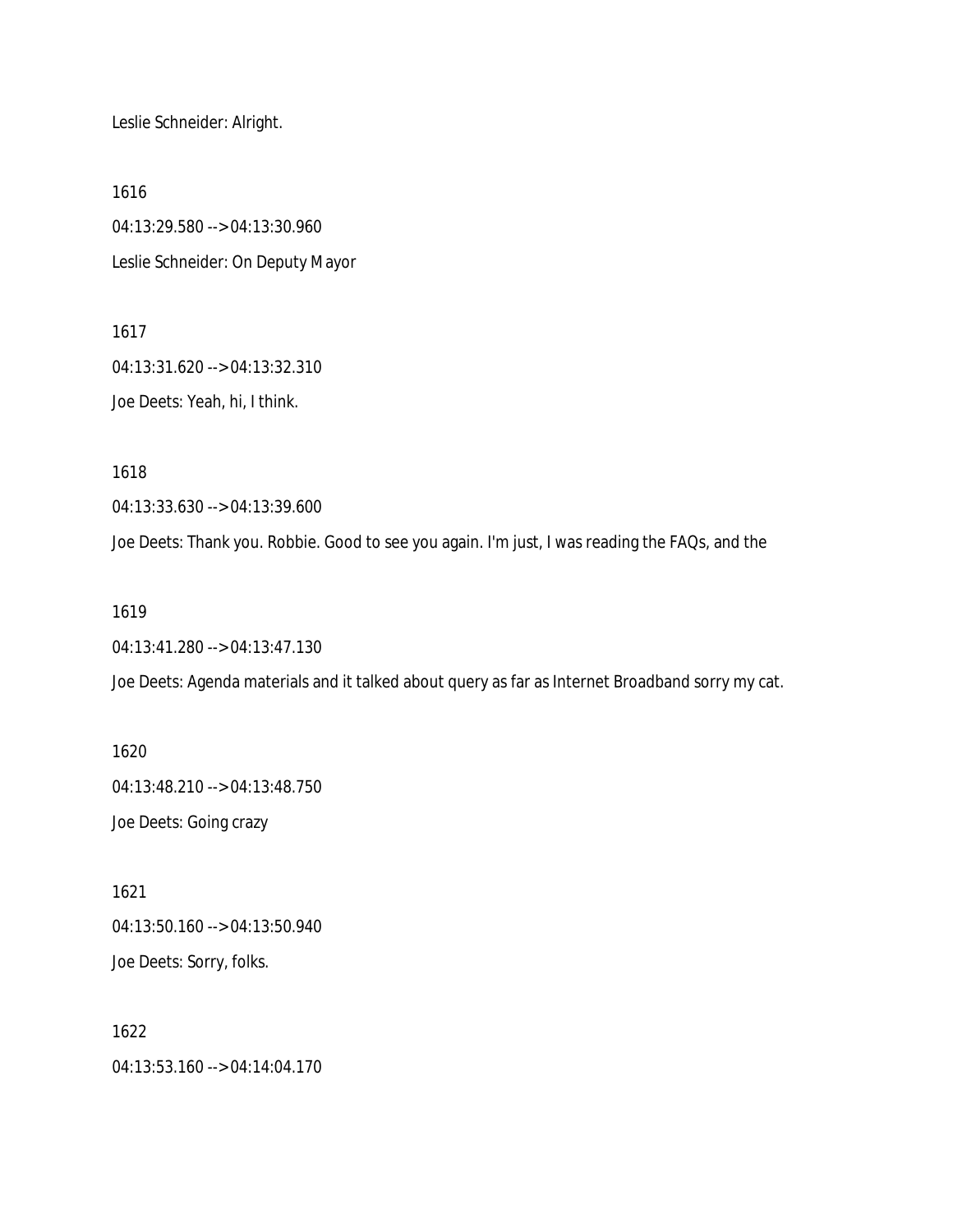Leslie Schneider: Alright.

1616

04:13:29.580 --> 04:13:30.960

Leslie Schneider: On Deputy Mayor

1617

04:13:31.620 --> 04:13:32.310

Joe Deets: Yeah, hi, I think.

1618

04:13:33.630 --> 04:13:39.600

Joe Deets: Thank you. Robbie. Good to see you again. I'm just, I was reading the FAQs, and the

1619

04:13:41.280 --> 04:13:47.130

Joe Deets: Agenda materials and it talked about query as far as Internet Broadband sorry my cat.

1620

04:13:48.210 --> 04:13:48.750

Joe Deets: Going crazy

1621

04:13:50.160 --> 04:13:50.940

Joe Deets: Sorry, folks.

1622

04:13:53.160 --> 04:14:04.170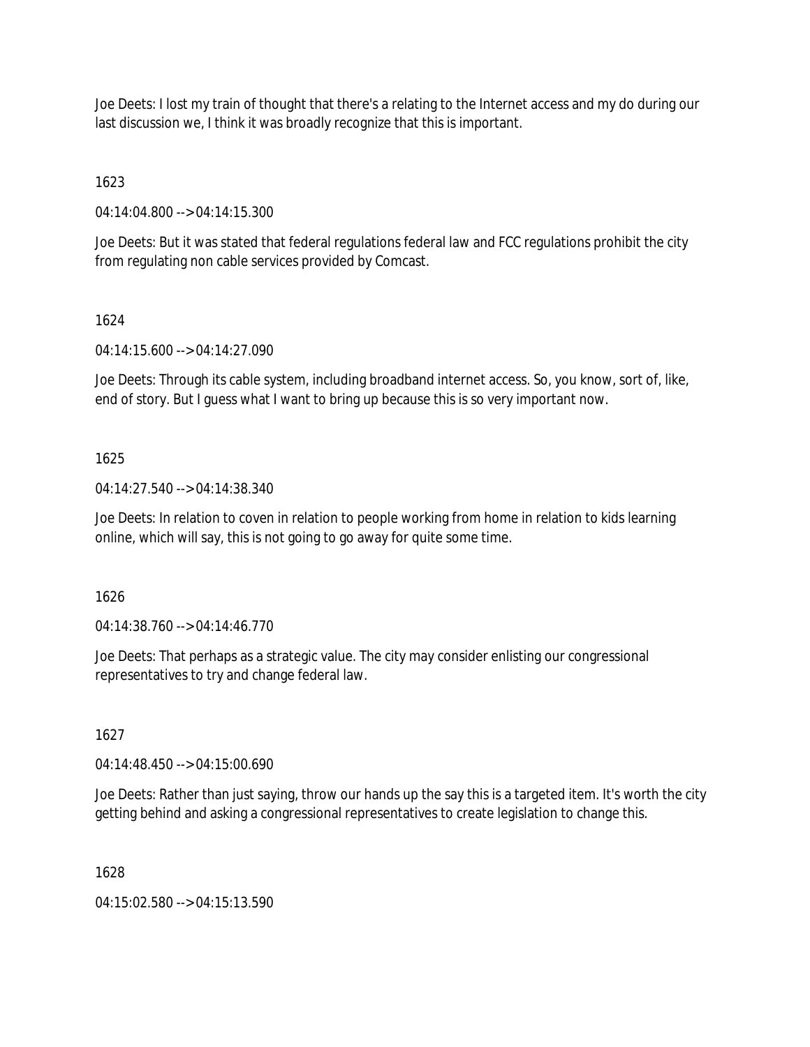Joe Deets: I lost my train of thought that there's a relating to the Internet access and my do during our last discussion we, I think it was broadly recognize that this is important.

1623

04:14:04.800 --> 04:14:15.300

Joe Deets: But it was stated that federal regulations federal law and FCC regulations prohibit the city from regulating non cable services provided by Comcast.

1624

04:14:15.600 --> 04:14:27.090

Joe Deets: Through its cable system, including broadband internet access. So, you know, sort of, like, end of story. But I guess what I want to bring up because this is so very important now.

1625

04:14:27.540 --> 04:14:38.340

Joe Deets: In relation to coven in relation to people working from home in relation to kids learning online, which will say, this is not going to go away for quite some time.

1626

04:14:38.760 --> 04:14:46.770

Joe Deets: That perhaps as a strategic value. The city may consider enlisting our congressional representatives to try and change federal law.

1627

04:14:48.450 --> 04:15:00.690

Joe Deets: Rather than just saying, throw our hands up the say this is a targeted item. It's worth the city getting behind and asking a congressional representatives to create legislation to change this.

1628

04:15:02.580 --> 04:15:13.590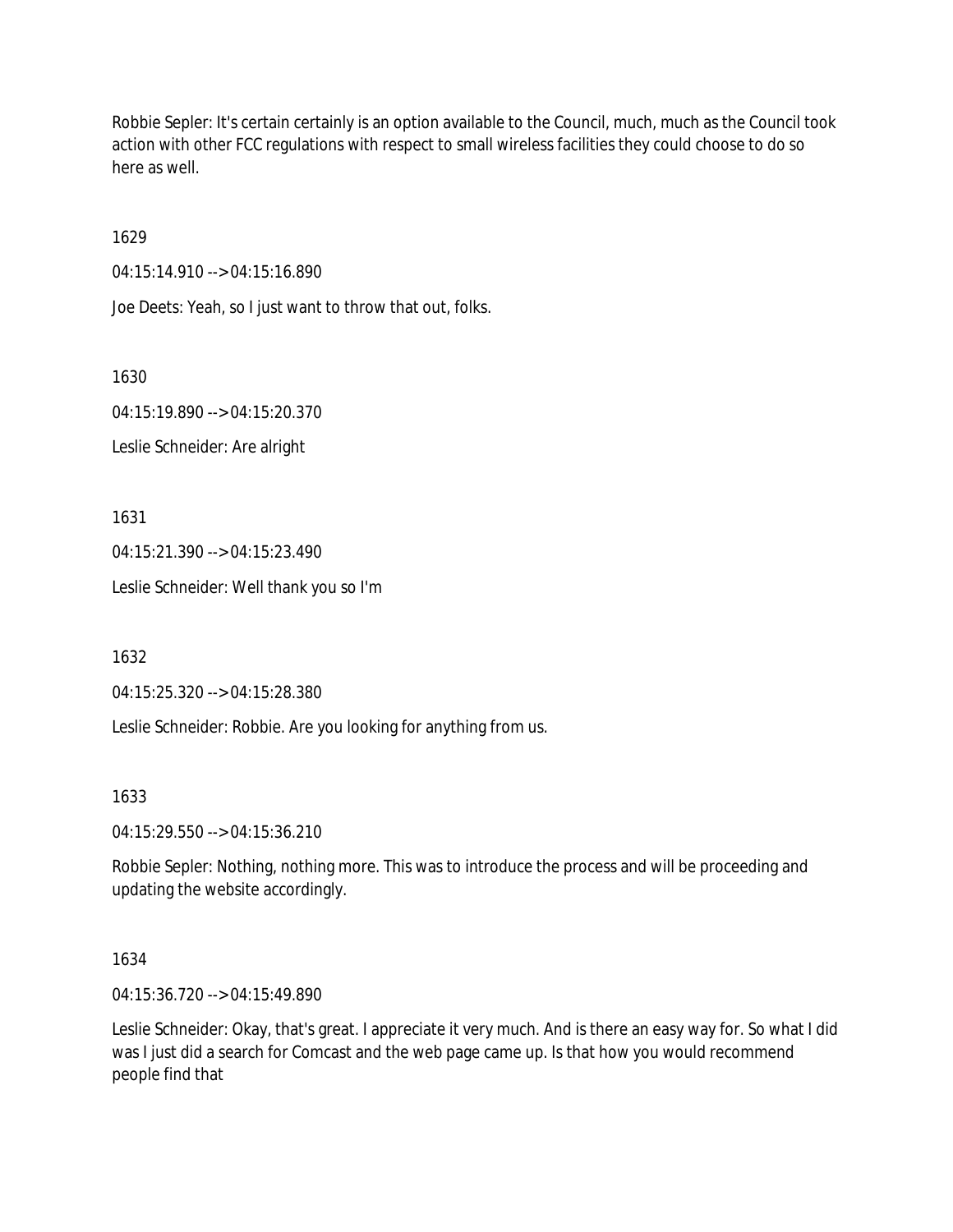Robbie Sepler: It's certain certainly is an option available to the Council, much, much as the Council took action with other FCC regulations with respect to small wireless facilities they could choose to do so here as well.

1629

04:15:14.910 --> 04:15:16.890

Joe Deets: Yeah, so I just want to throw that out, folks.

1630

04:15:19.890 --> 04:15:20.370

Leslie Schneider: Are alright

1631

04:15:21.390 --> 04:15:23.490

Leslie Schneider: Well thank you so I'm

1632

04:15:25.320 --> 04:15:28.380

Leslie Schneider: Robbie. Are you looking for anything from us.

1633

04:15:29.550 --> 04:15:36.210

Robbie Sepler: Nothing, nothing more. This was to introduce the process and will be proceeding and updating the website accordingly.

1634

04:15:36.720 --> 04:15:49.890

Leslie Schneider: Okay, that's great. I appreciate it very much. And is there an easy way for. So what I did was I just did a search for Comcast and the web page came up. Is that how you would recommend people find that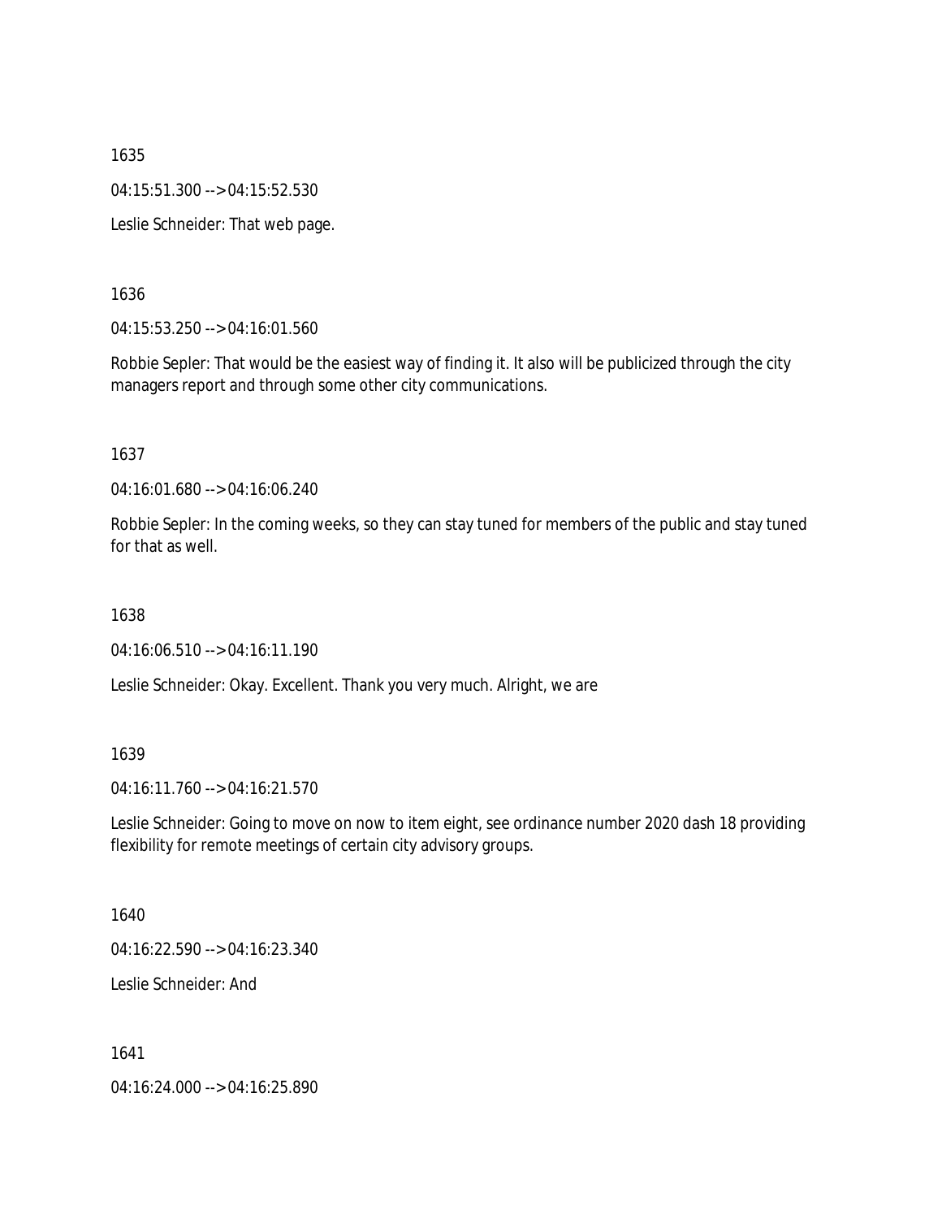1635

04:15:51.300 --> 04:15:52.530

Leslie Schneider: That web page.

1636

04:15:53.250 --> 04:16:01.560

Robbie Sepler: That would be the easiest way of finding it. It also will be publicized through the city managers report and through some other city communications.

1637

04:16:01.680 --> 04:16:06.240

Robbie Sepler: In the coming weeks, so they can stay tuned for members of the public and stay tuned for that as well.

1638

04:16:06.510 --> 04:16:11.190

Leslie Schneider: Okay. Excellent. Thank you very much. Alright, we are

1639

04:16:11.760 --> 04:16:21.570

Leslie Schneider: Going to move on now to item eight, see ordinance number 2020 dash 18 providing flexibility for remote meetings of certain city advisory groups.

1640

04:16:22.590 --> 04:16:23.340

Leslie Schneider: And

1641

04:16:24.000 --> 04:16:25.890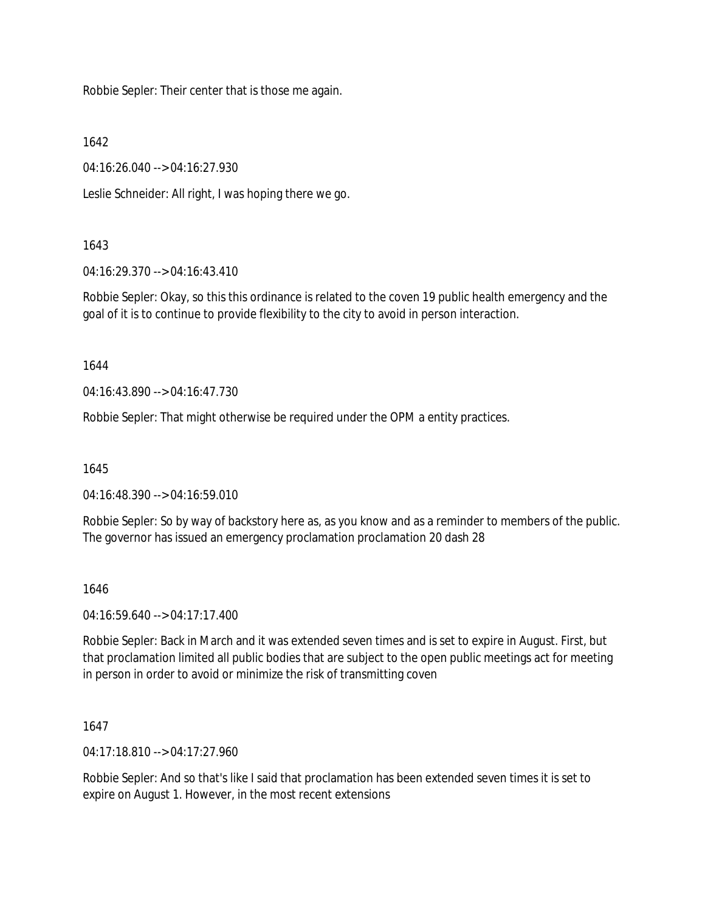Robbie Sepler: Their center that is those me again.

1642

04:16:26.040 --> 04:16:27.930

Leslie Schneider: All right, I was hoping there we go.

1643

04:16:29.370 --> 04:16:43.410

Robbie Sepler: Okay, so this this ordinance is related to the coven 19 public health emergency and the goal of it is to continue to provide flexibility to the city to avoid in person interaction.

1644

04:16:43.890 --> 04:16:47.730

Robbie Sepler: That might otherwise be required under the OPM a entity practices.

1645

04:16:48.390 --> 04:16:59.010

Robbie Sepler: So by way of backstory here as, as you know and as a reminder to members of the public. The governor has issued an emergency proclamation proclamation 20 dash 28

1646

04:16:59.640 --> 04:17:17.400

Robbie Sepler: Back in March and it was extended seven times and is set to expire in August. First, but that proclamation limited all public bodies that are subject to the open public meetings act for meeting in person in order to avoid or minimize the risk of transmitting coven

1647

04:17:18.810 --> 04:17:27.960

Robbie Sepler: And so that's like I said that proclamation has been extended seven times it is set to expire on August 1. However, in the most recent extensions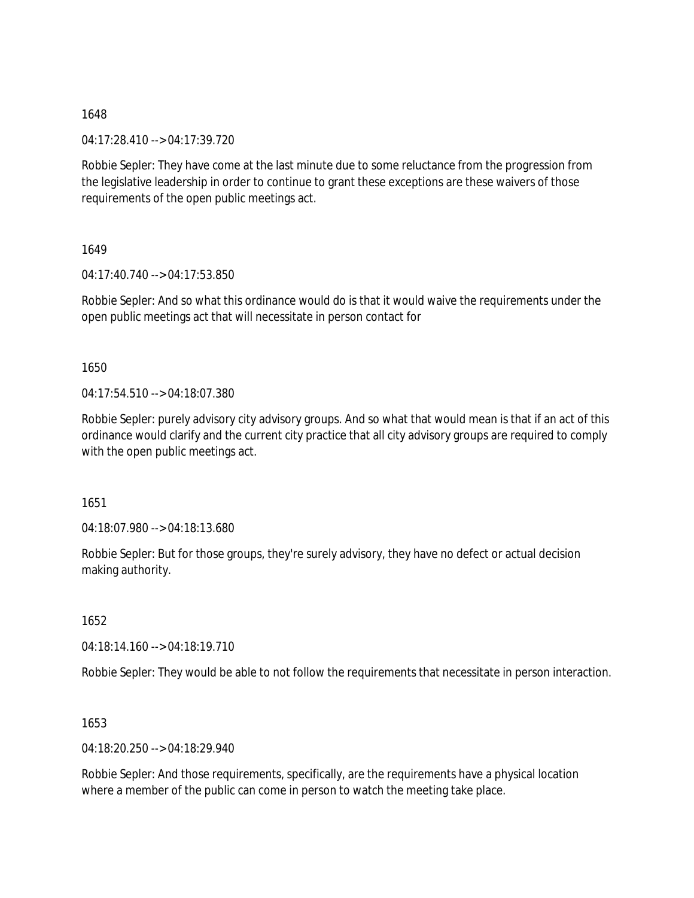1648

04:17:28.410 --> 04:17:39.720

Robbie Sepler: They have come at the last minute due to some reluctance from the progression from the legislative leadership in order to continue to grant these exceptions are these waivers of those requirements of the open public meetings act.

1649

04:17:40.740 --> 04:17:53.850

Robbie Sepler: And so what this ordinance would do is that it would waive the requirements under the open public meetings act that will necessitate in person contact for

1650

04:17:54.510 --> 04:18:07.380

Robbie Sepler: purely advisory city advisory groups. And so what that would mean is that if an act of this ordinance would clarify and the current city practice that all city advisory groups are required to comply with the open public meetings act.

1651

04:18:07.980 --> 04:18:13.680

Robbie Sepler: But for those groups, they're surely advisory, they have no defect or actual decision making authority.

1652

04:18:14.160 --> 04:18:19.710

Robbie Sepler: They would be able to not follow the requirements that necessitate in person interaction.

1653

04:18:20.250 --> 04:18:29.940

Robbie Sepler: And those requirements, specifically, are the requirements have a physical location where a member of the public can come in person to watch the meeting take place.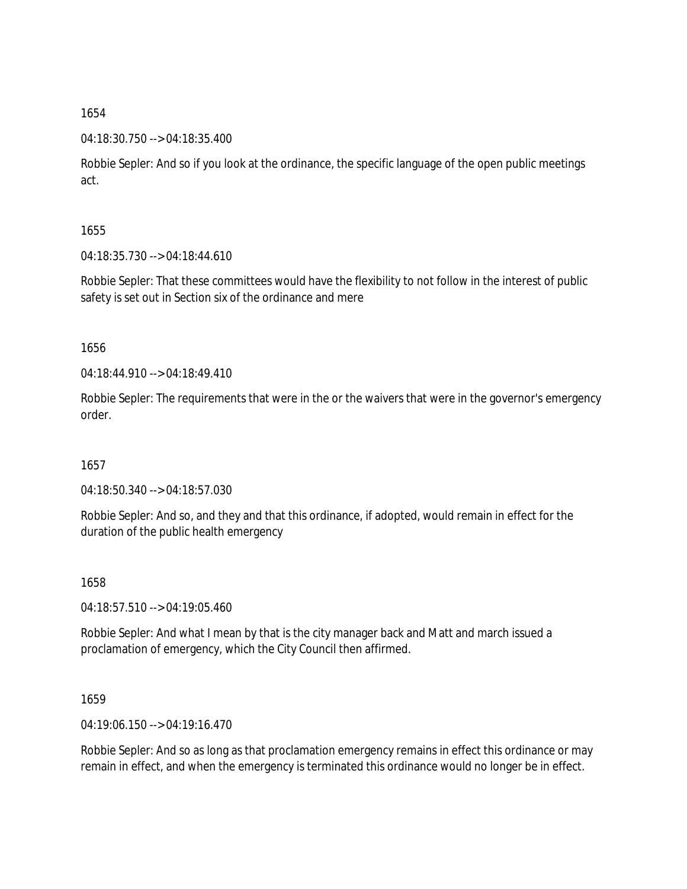1654

04:18:30.750 --> 04:18:35.400

Robbie Sepler: And so if you look at the ordinance, the specific language of the open public meetings act.

1655

04:18:35.730 --> 04:18:44.610

Robbie Sepler: That these committees would have the flexibility to not follow in the interest of public safety is set out in Section six of the ordinance and mere

1656

04:18:44.910 --> 04:18:49.410

Robbie Sepler: The requirements that were in the or the waivers that were in the governor's emergency order.

1657

04:18:50.340 --> 04:18:57.030

Robbie Sepler: And so, and they and that this ordinance, if adopted, would remain in effect for the duration of the public health emergency

1658

04:18:57.510 --> 04:19:05.460

Robbie Sepler: And what I mean by that is the city manager back and Matt and march issued a proclamation of emergency, which the City Council then affirmed.

1659

04:19:06.150 --> 04:19:16.470

Robbie Sepler: And so as long as that proclamation emergency remains in effect this ordinance or may remain in effect, and when the emergency is terminated this ordinance would no longer be in effect.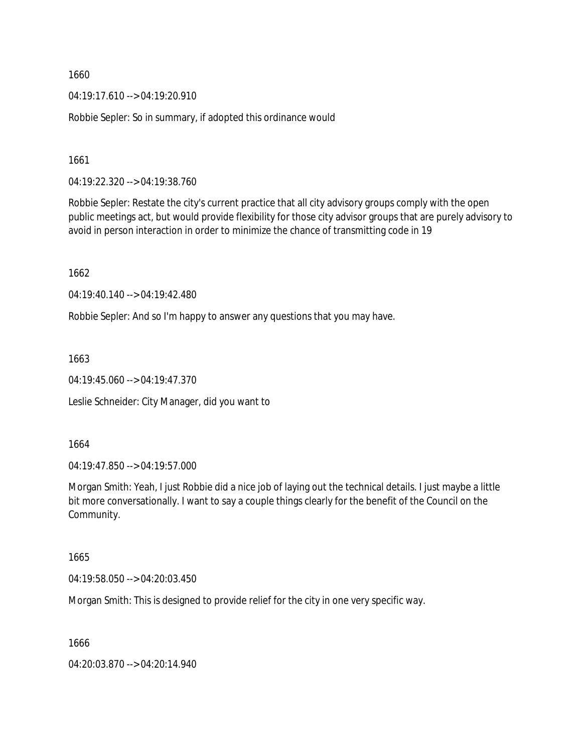1660

04:19:17.610 --> 04:19:20.910

Robbie Sepler: So in summary, if adopted this ordinance would

1661

04:19:22.320 --> 04:19:38.760

Robbie Sepler: Restate the city's current practice that all city advisory groups comply with the open public meetings act, but would provide flexibility for those city advisor groups that are purely advisory to avoid in person interaction in order to minimize the chance of transmitting code in 19

1662

04:19:40.140 --> 04:19:42.480

Robbie Sepler: And so I'm happy to answer any questions that you may have.

1663

04:19:45.060 --> 04:19:47.370

Leslie Schneider: City Manager, did you want to

1664

04:19:47.850 --> 04:19:57.000

Morgan Smith: Yeah, I just Robbie did a nice job of laying out the technical details. I just maybe a little bit more conversationally. I want to say a couple things clearly for the benefit of the Council on the Community.

1665

04:19:58.050 --> 04:20:03.450

Morgan Smith: This is designed to provide relief for the city in one very specific way.

1666

04:20:03.870 --> 04:20:14.940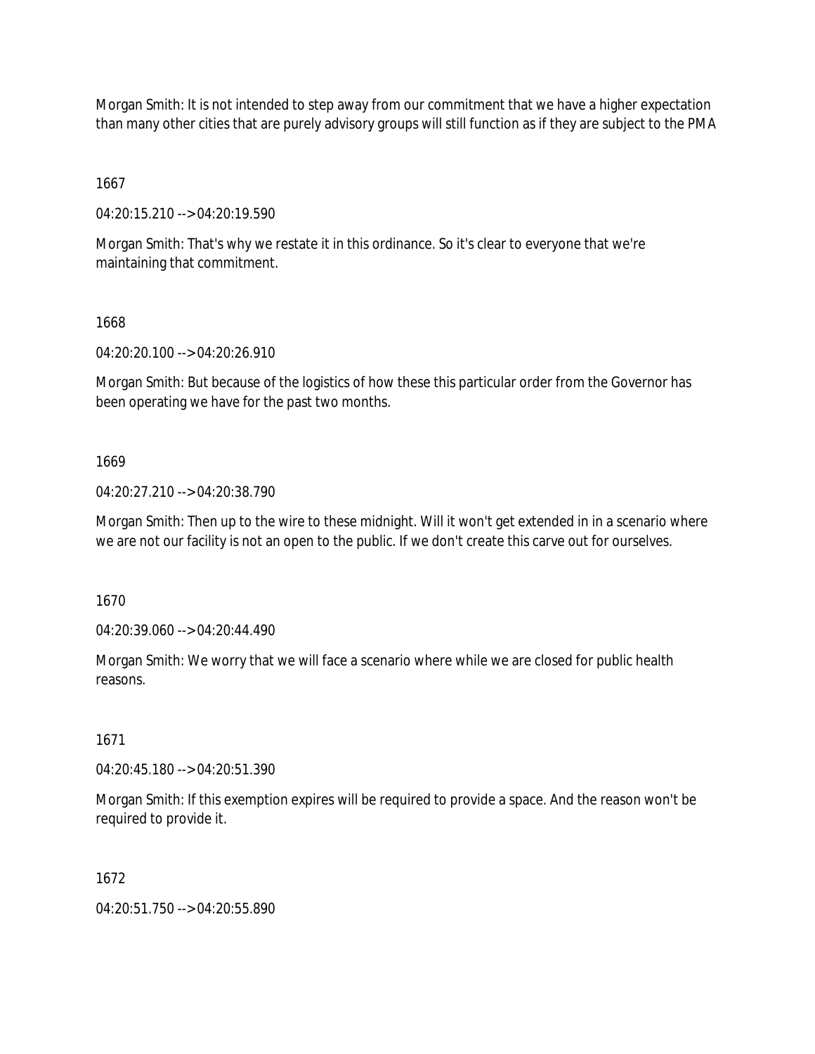Morgan Smith: It is not intended to step away from our commitment that we have a higher expectation than many other cities that are purely advisory groups will still function as if they are subject to the PMA

1667

04:20:15.210 --> 04:20:19.590

Morgan Smith: That's why we restate it in this ordinance. So it's clear to everyone that we're maintaining that commitment.

1668

04:20:20.100 --> 04:20:26.910

Morgan Smith: But because of the logistics of how these this particular order from the Governor has been operating we have for the past two months.

1669

04:20:27.210 --> 04:20:38.790

Morgan Smith: Then up to the wire to these midnight. Will it won't get extended in in a scenario where we are not our facility is not an open to the public. If we don't create this carve out for ourselves.

1670

04:20:39.060 --> 04:20:44.490

Morgan Smith: We worry that we will face a scenario where while we are closed for public health reasons.

1671

04:20:45.180 --> 04:20:51.390

Morgan Smith: If this exemption expires will be required to provide a space. And the reason won't be required to provide it.

1672

04:20:51.750 --> 04:20:55.890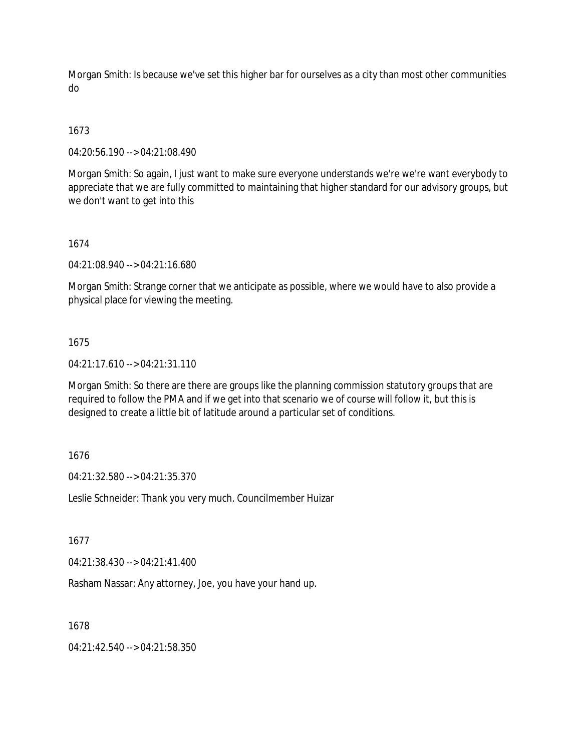Morgan Smith: Is because we've set this higher bar for ourselves as a city than most other communities do

1673

04:20:56.190 --> 04:21:08.490

Morgan Smith: So again, I just want to make sure everyone understands we're we're want everybody to appreciate that we are fully committed to maintaining that higher standard for our advisory groups, but we don't want to get into this

1674

04:21:08.940 --> 04:21:16.680

Morgan Smith: Strange corner that we anticipate as possible, where we would have to also provide a physical place for viewing the meeting.

1675

04:21:17.610 --> 04:21:31.110

Morgan Smith: So there are there are groups like the planning commission statutory groups that are required to follow the PMA and if we get into that scenario we of course will follow it, but this is designed to create a little bit of latitude around a particular set of conditions.

1676

04:21:32.580 --> 04:21:35.370

Leslie Schneider: Thank you very much. Councilmember Huizar

1677

04:21:38.430 --> 04:21:41.400

Rasham Nassar: Any attorney, Joe, you have your hand up.

1678

04:21:42.540 --> 04:21:58.350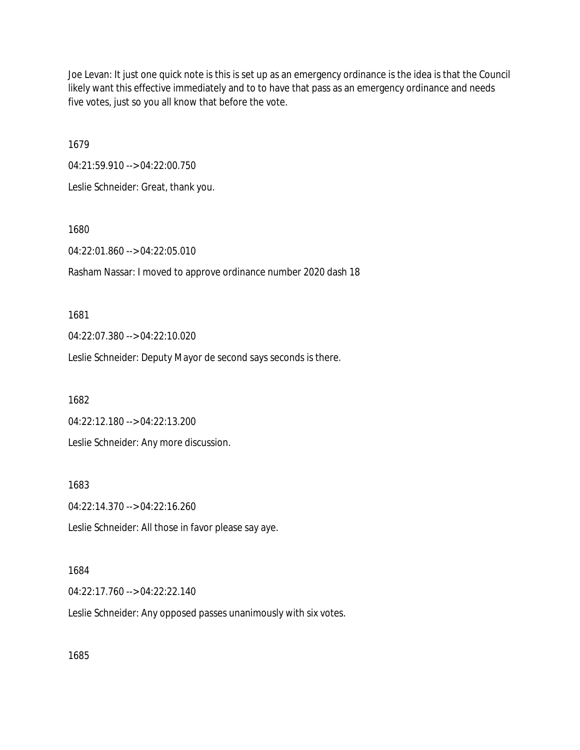Joe Levan: It just one quick note is this is set up as an emergency ordinance is the idea is that the Council likely want this effective immediately and to to have that pass as an emergency ordinance and needs five votes, just so you all know that before the vote.

1679

04:21:59.910 --> 04:22:00.750

Leslie Schneider: Great, thank you.

1680

04:22:01.860 --> 04:22:05.010

Rasham Nassar: I moved to approve ordinance number 2020 dash 18

1681

04:22:07.380 --> 04:22:10.020

Leslie Schneider: Deputy Mayor de second says seconds is there.

1682

04:22:12.180 --> 04:22:13.200

Leslie Schneider: Any more discussion.

1683

04:22:14.370 --> 04:22:16.260

Leslie Schneider: All those in favor please say aye.

1684

04:22:17.760 --> 04:22:22.140

Leslie Schneider: Any opposed passes unanimously with six votes.

1685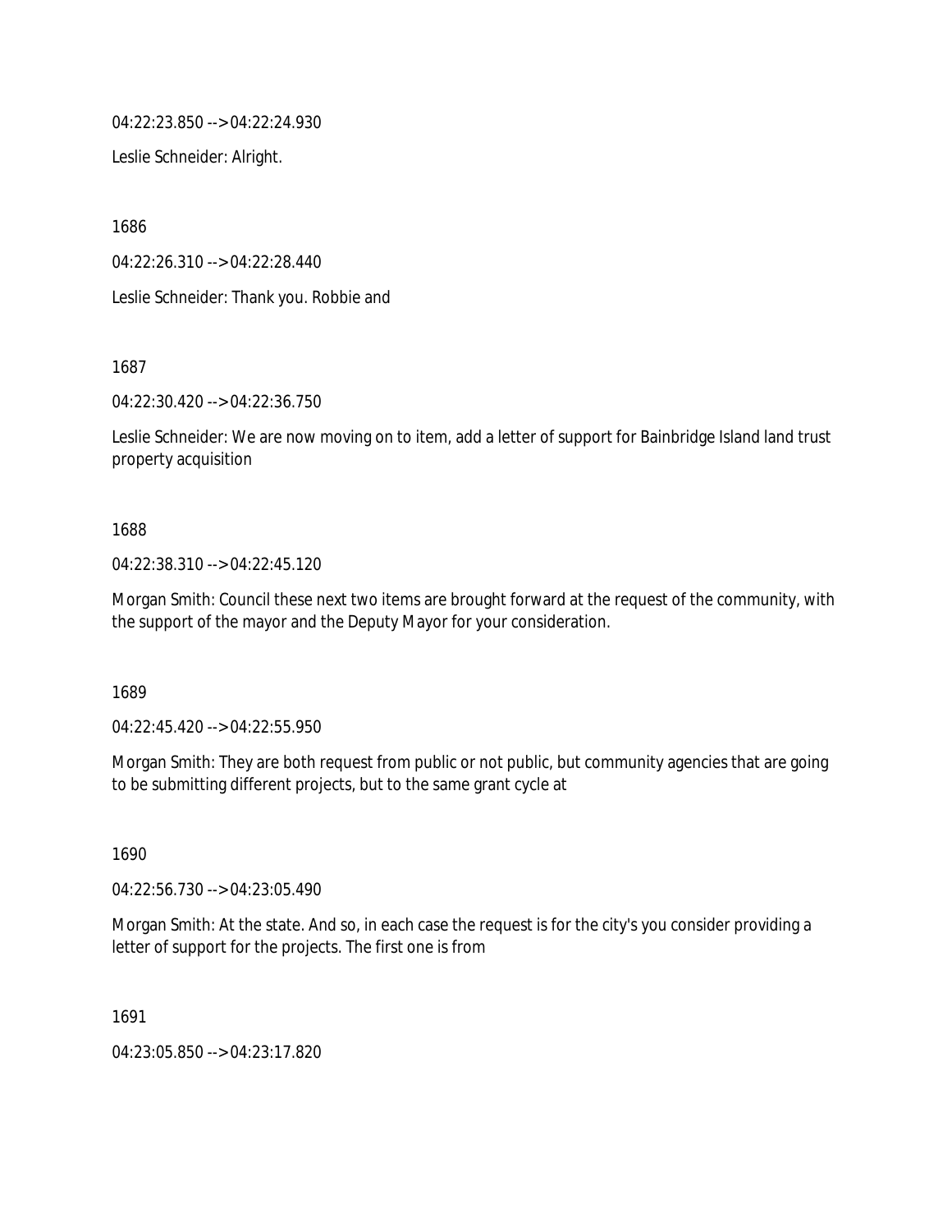04:22:23.850 --> 04:22:24.930

Leslie Schneider: Alright.

1686

04:22:26.310 --> 04:22:28.440

Leslie Schneider: Thank you. Robbie and

1687

04:22:30.420 --> 04:22:36.750

Leslie Schneider: We are now moving on to item, add a letter of support for Bainbridge Island land trust property acquisition

1688

04:22:38.310 --> 04:22:45.120

Morgan Smith: Council these next two items are brought forward at the request of the community, with the support of the mayor and the Deputy Mayor for your consideration.

1689

04:22:45.420 --> 04:22:55.950

Morgan Smith: They are both request from public or not public, but community agencies that are going to be submitting different projects, but to the same grant cycle at

1690

04:22:56.730 --> 04:23:05.490

Morgan Smith: At the state. And so, in each case the request is for the city's you consider providing a letter of support for the projects. The first one is from

1691

04:23:05.850 --> 04:23:17.820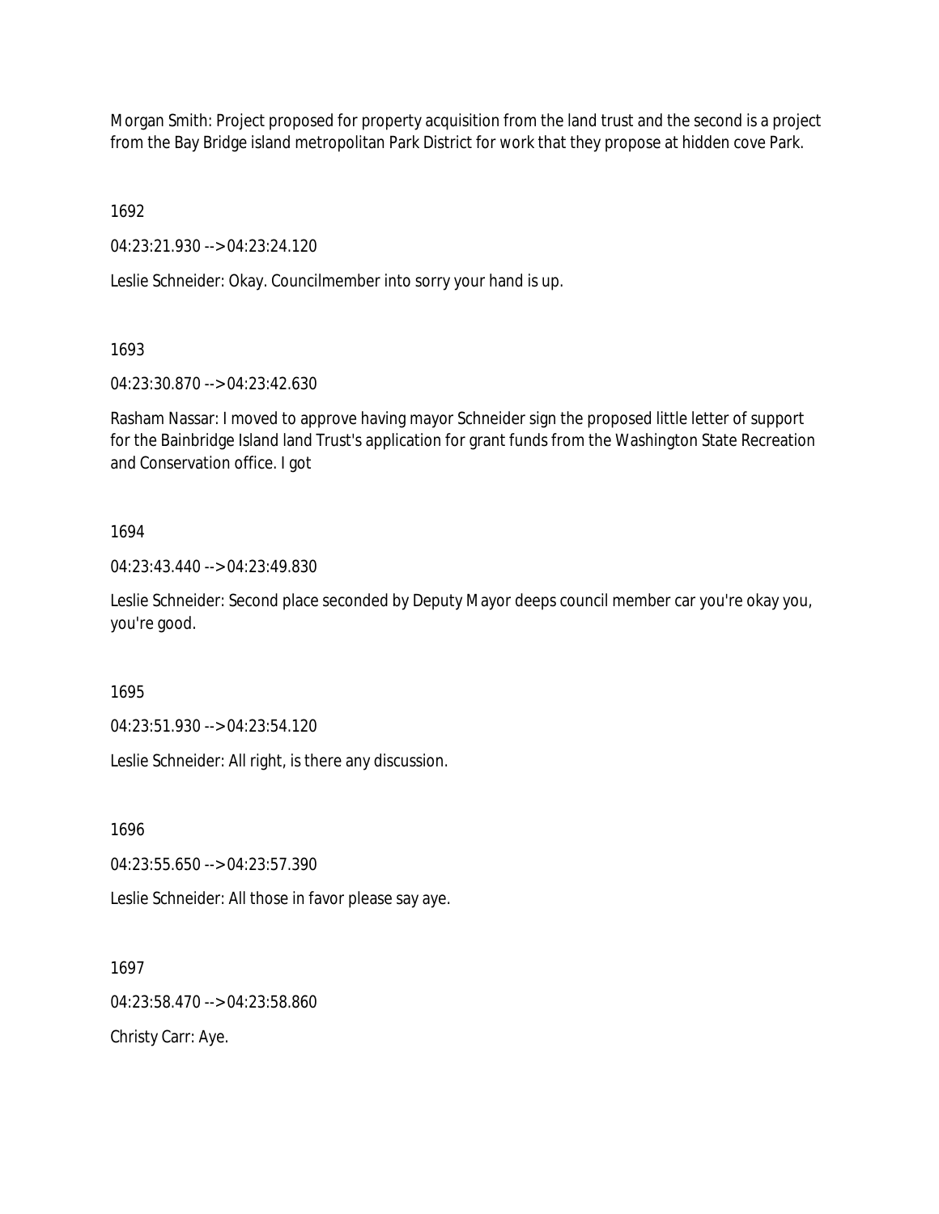Morgan Smith: Project proposed for property acquisition from the land trust and the second is a project from the Bay Bridge island metropolitan Park District for work that they propose at hidden cove Park.

1692

04:23:21.930 --> 04:23:24.120

Leslie Schneider: Okay. Councilmember into sorry your hand is up.

1693

04:23:30.870 --> 04:23:42.630

Rasham Nassar: I moved to approve having mayor Schneider sign the proposed little letter of support for the Bainbridge Island land Trust's application for grant funds from the Washington State Recreation and Conservation office. I got

1694

04:23:43.440 --> 04:23:49.830

Leslie Schneider: Second place seconded by Deputy Mayor deeps council member car you're okay you, you're good.

1695

04:23:51.930 --> 04:23:54.120

Leslie Schneider: All right, is there any discussion.

1696

04:23:55.650 --> 04:23:57.390

Leslie Schneider: All those in favor please say aye.

1697

04:23:58.470 --> 04:23:58.860

Christy Carr: Aye.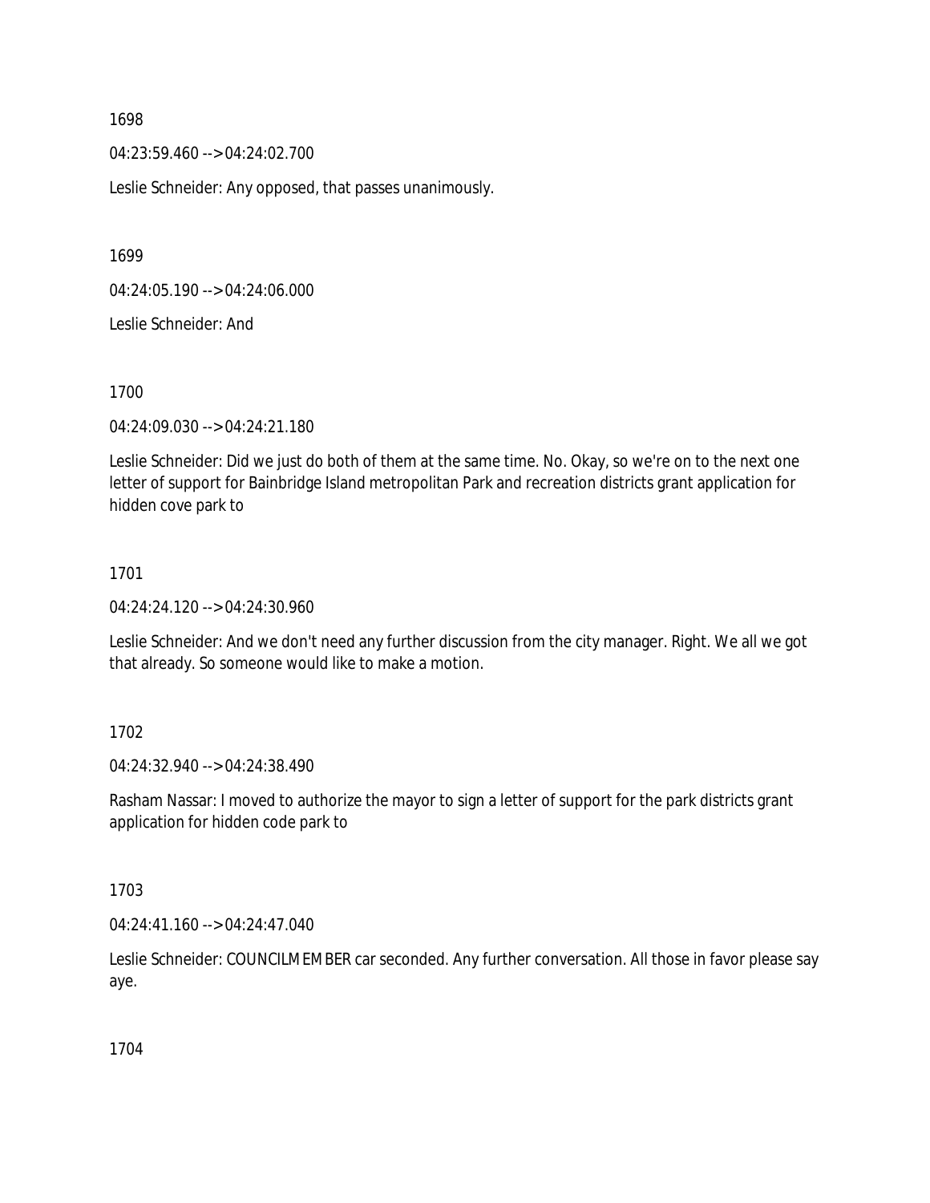1698

04:23:59.460 --> 04:24:02.700

Leslie Schneider: Any opposed, that passes unanimously.

1699

04:24:05.190 --> 04:24:06.000

Leslie Schneider: And

1700

04:24:09.030 --> 04:24:21.180

Leslie Schneider: Did we just do both of them at the same time. No. Okay, so we're on to the next one letter of support for Bainbridge Island metropolitan Park and recreation districts grant application for hidden cove park to

1701

04:24:24.120 --> 04:24:30.960

Leslie Schneider: And we don't need any further discussion from the city manager. Right. We all we got that already. So someone would like to make a motion.

1702

04:24:32.940 --> 04:24:38.490

Rasham Nassar: I moved to authorize the mayor to sign a letter of support for the park districts grant application for hidden code park to

1703

04:24:41.160 --> 04:24:47.040

Leslie Schneider: COUNCILMEMBER car seconded. Any further conversation. All those in favor please say aye.

1704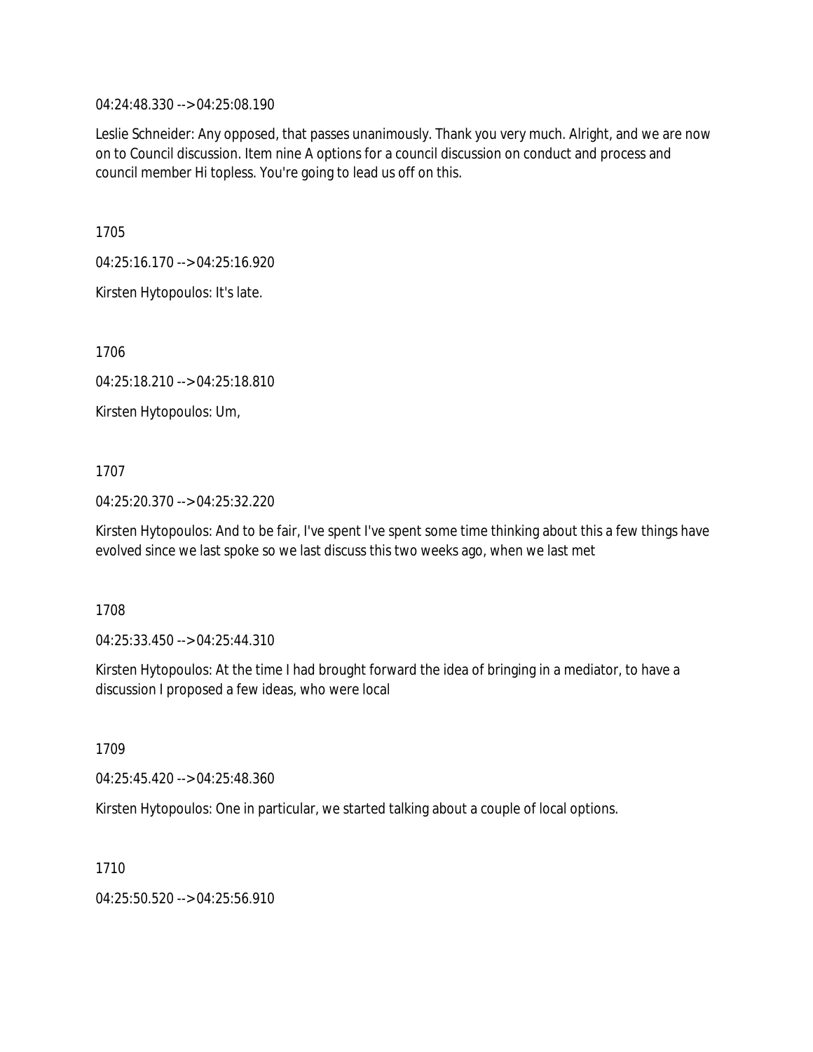04:24:48.330 --> 04:25:08.190

Leslie Schneider: Any opposed, that passes unanimously. Thank you very much. Alright, and we are now on to Council discussion. Item nine A options for a council discussion on conduct and process and council member Hi topless. You're going to lead us off on this.

1705

04:25:16.170 --> 04:25:16.920

Kirsten Hytopoulos: It's late.

1706

04:25:18.210 --> 04:25:18.810

Kirsten Hytopoulos: Um,

1707

04:25:20.370 --> 04:25:32.220

Kirsten Hytopoulos: And to be fair, I've spent I've spent some time thinking about this a few things have evolved since we last spoke so we last discuss this two weeks ago, when we last met

1708

04:25:33.450 --> 04:25:44.310

Kirsten Hytopoulos: At the time I had brought forward the idea of bringing in a mediator, to have a discussion I proposed a few ideas, who were local

1709

04:25:45.420 --> 04:25:48.360

Kirsten Hytopoulos: One in particular, we started talking about a couple of local options.

1710

04:25:50.520 --> 04:25:56.910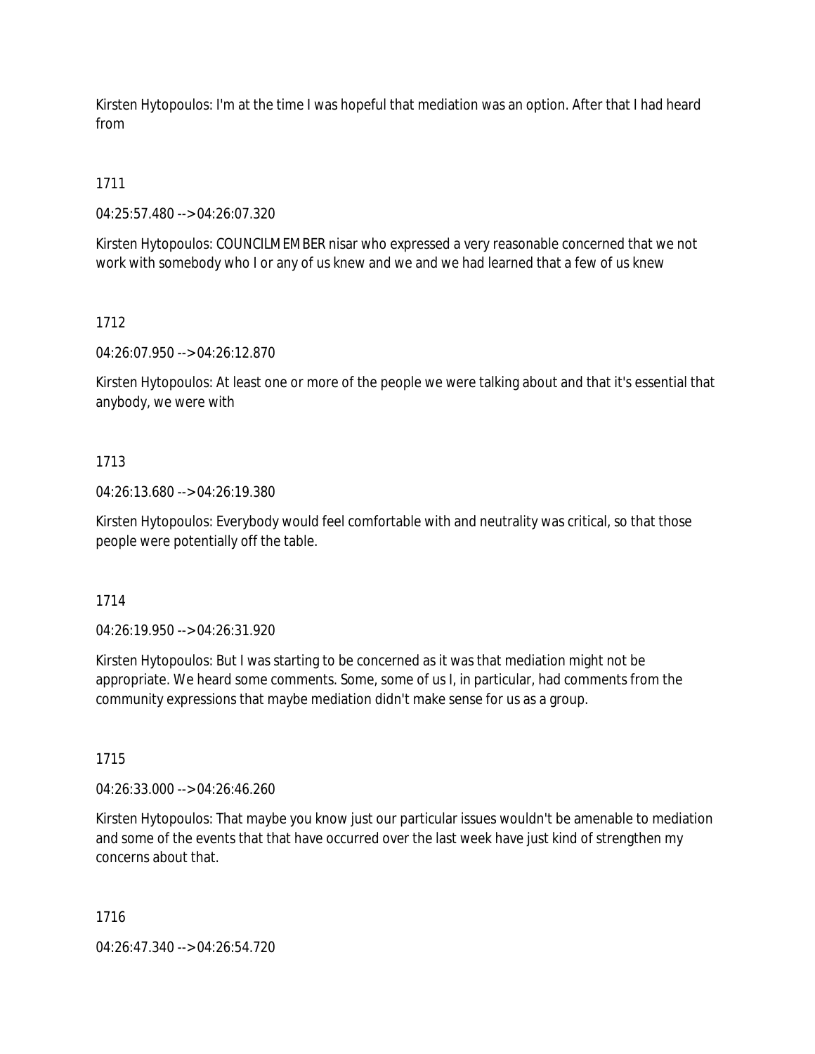Kirsten Hytopoulos: I'm at the time I was hopeful that mediation was an option. After that I had heard from

1711

04:25:57.480 --> 04:26:07.320

Kirsten Hytopoulos: COUNCILMEMBER nisar who expressed a very reasonable concerned that we not work with somebody who I or any of us knew and we and we had learned that a few of us knew

1712

04:26:07.950 --> 04:26:12.870

Kirsten Hytopoulos: At least one or more of the people we were talking about and that it's essential that anybody, we were with

1713

04:26:13.680 --> 04:26:19.380

Kirsten Hytopoulos: Everybody would feel comfortable with and neutrality was critical, so that those people were potentially off the table.

1714

04:26:19.950 --> 04:26:31.920

Kirsten Hytopoulos: But I was starting to be concerned as it was that mediation might not be appropriate. We heard some comments. Some, some of us I, in particular, had comments from the community expressions that maybe mediation didn't make sense for us as a group.

1715

04:26:33.000 --> 04:26:46.260

Kirsten Hytopoulos: That maybe you know just our particular issues wouldn't be amenable to mediation and some of the events that that have occurred over the last week have just kind of strengthen my concerns about that.

1716

04:26:47.340 --> 04:26:54.720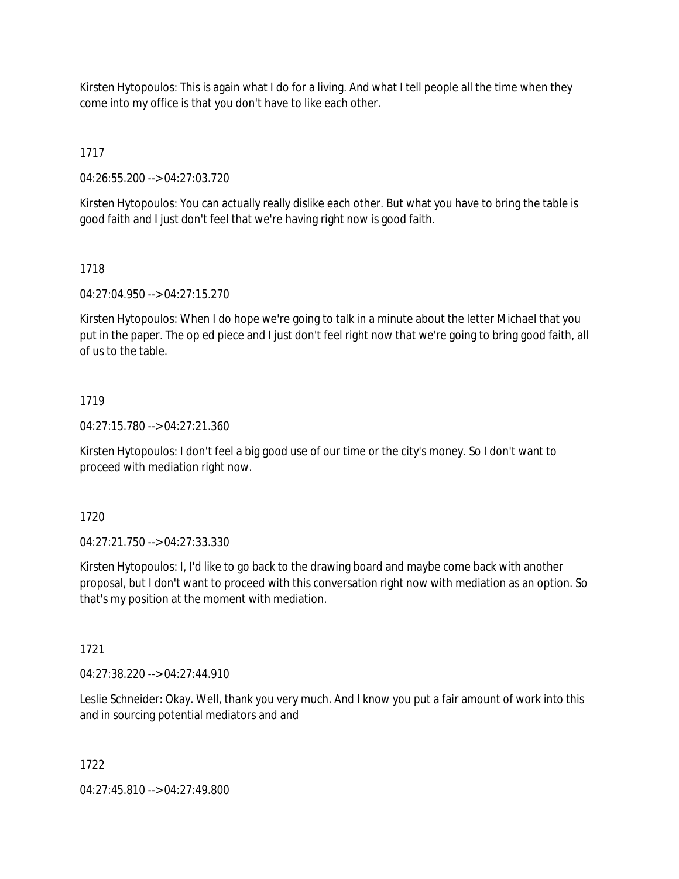Kirsten Hytopoulos: This is again what I do for a living. And what I tell people all the time when they come into my office is that you don't have to like each other.

1717

04:26:55.200 --> 04:27:03.720

Kirsten Hytopoulos: You can actually really dislike each other. But what you have to bring the table is good faith and I just don't feel that we're having right now is good faith.

1718

04:27:04.950 --> 04:27:15.270

Kirsten Hytopoulos: When I do hope we're going to talk in a minute about the letter Michael that you put in the paper. The op ed piece and I just don't feel right now that we're going to bring good faith, all of us to the table.

1719

04:27:15.780 --> 04:27:21.360

Kirsten Hytopoulos: I don't feel a big good use of our time or the city's money. So I don't want to proceed with mediation right now.

1720

04:27:21.750 --> 04:27:33.330

Kirsten Hytopoulos: I, I'd like to go back to the drawing board and maybe come back with another proposal, but I don't want to proceed with this conversation right now with mediation as an option. So that's my position at the moment with mediation.

1721

04:27:38.220 --> 04:27:44.910

Leslie Schneider: Okay. Well, thank you very much. And I know you put a fair amount of work into this and in sourcing potential mediators and and

1722

04:27:45.810 --> 04:27:49.800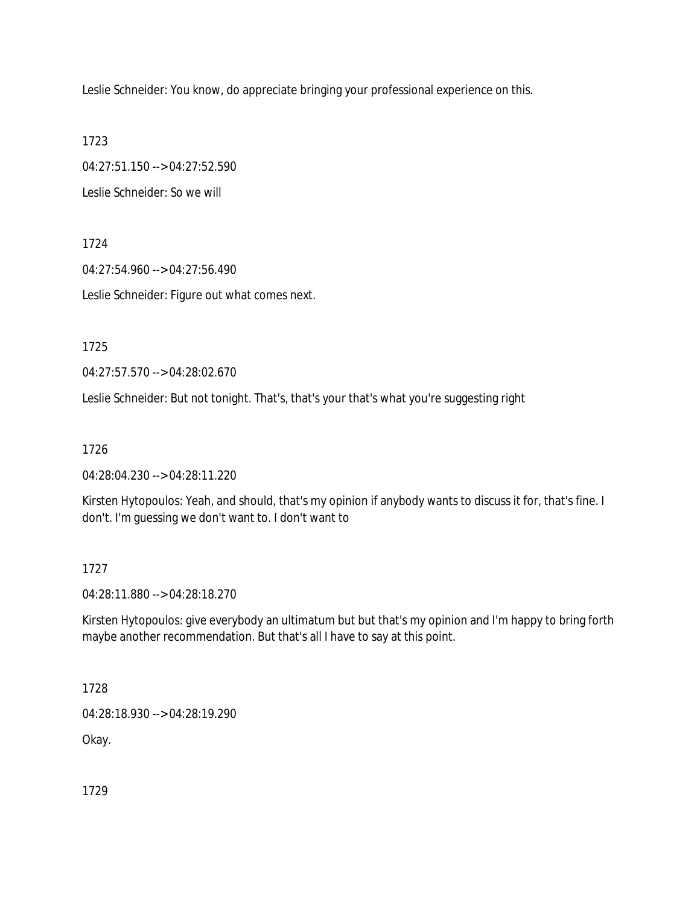Leslie Schneider: You know, do appreciate bringing your professional experience on this.

1723

04:27:51.150 --> 04:27:52.590

Leslie Schneider: So we will

1724

04:27:54.960 --> 04:27:56.490

Leslie Schneider: Figure out what comes next.

1725

04:27:57.570 --> 04:28:02.670

Leslie Schneider: But not tonight. That's, that's your that's what you're suggesting right

1726

04:28:04.230 --> 04:28:11.220

Kirsten Hytopoulos: Yeah, and should, that's my opinion if anybody wants to discuss it for, that's fine. I don't. I'm guessing we don't want to. I don't want to

1727

04:28:11.880 --> 04:28:18.270

Kirsten Hytopoulos: give everybody an ultimatum but but that's my opinion and I'm happy to bring forth maybe another recommendation. But that's all I have to say at this point.

1728

04:28:18.930 --> 04:28:19.290

Okay.

1729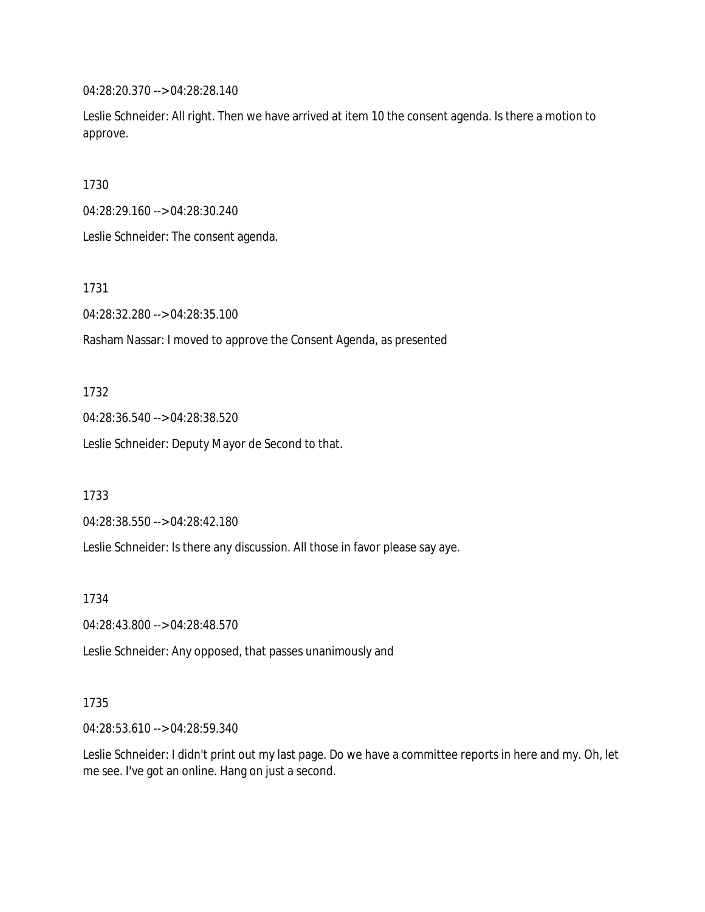04:28:20.370 --> 04:28:28.140

Leslie Schneider: All right. Then we have arrived at item 10 the consent agenda. Is there a motion to approve.

1730

04:28:29.160 --> 04:28:30.240

Leslie Schneider: The consent agenda.

1731

04:28:32.280 --> 04:28:35.100

Rasham Nassar: I moved to approve the Consent Agenda, as presented

1732

04:28:36.540 --> 04:28:38.520

Leslie Schneider: Deputy Mayor de Second to that.

1733

04:28:38.550 --> 04:28:42.180

Leslie Schneider: Is there any discussion. All those in favor please say aye.

1734

04:28:43.800 --> 04:28:48.570

Leslie Schneider: Any opposed, that passes unanimously and

1735

04:28:53.610 --> 04:28:59.340

Leslie Schneider: I didn't print out my last page. Do we have a committee reports in here and my. Oh, let me see. I've got an online. Hang on just a second.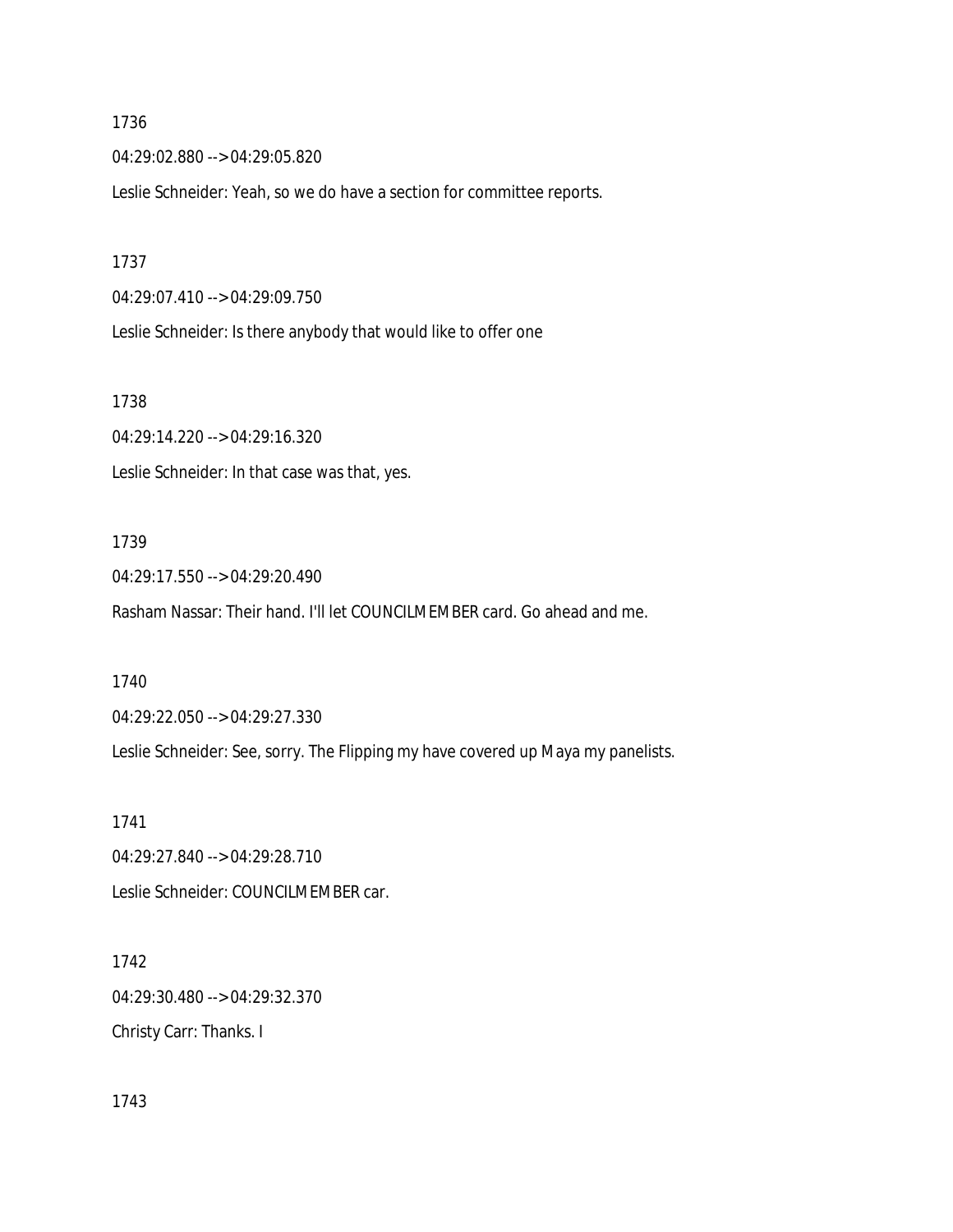1736

04:29:02.880 --> 04:29:05.820

Leslie Schneider: Yeah, so we do have a section for committee reports.

1737

04:29:07.410 --> 04:29:09.750

Leslie Schneider: Is there anybody that would like to offer one

1738

04:29:14.220 --> 04:29:16.320

Leslie Schneider: In that case was that, yes.

1739

04:29:17.550 --> 04:29:20.490

Rasham Nassar: Their hand. I'll let COUNCILMEMBER card. Go ahead and me.

1740

04:29:22.050 --> 04:29:27.330

Leslie Schneider: See, sorry. The Flipping my have covered up Maya my panelists.

1741

04:29:27.840 --> 04:29:28.710

Leslie Schneider: COUNCILMEMBER car.

1742

04:29:30.480 --> 04:29:32.370

Christy Carr: Thanks. I

1743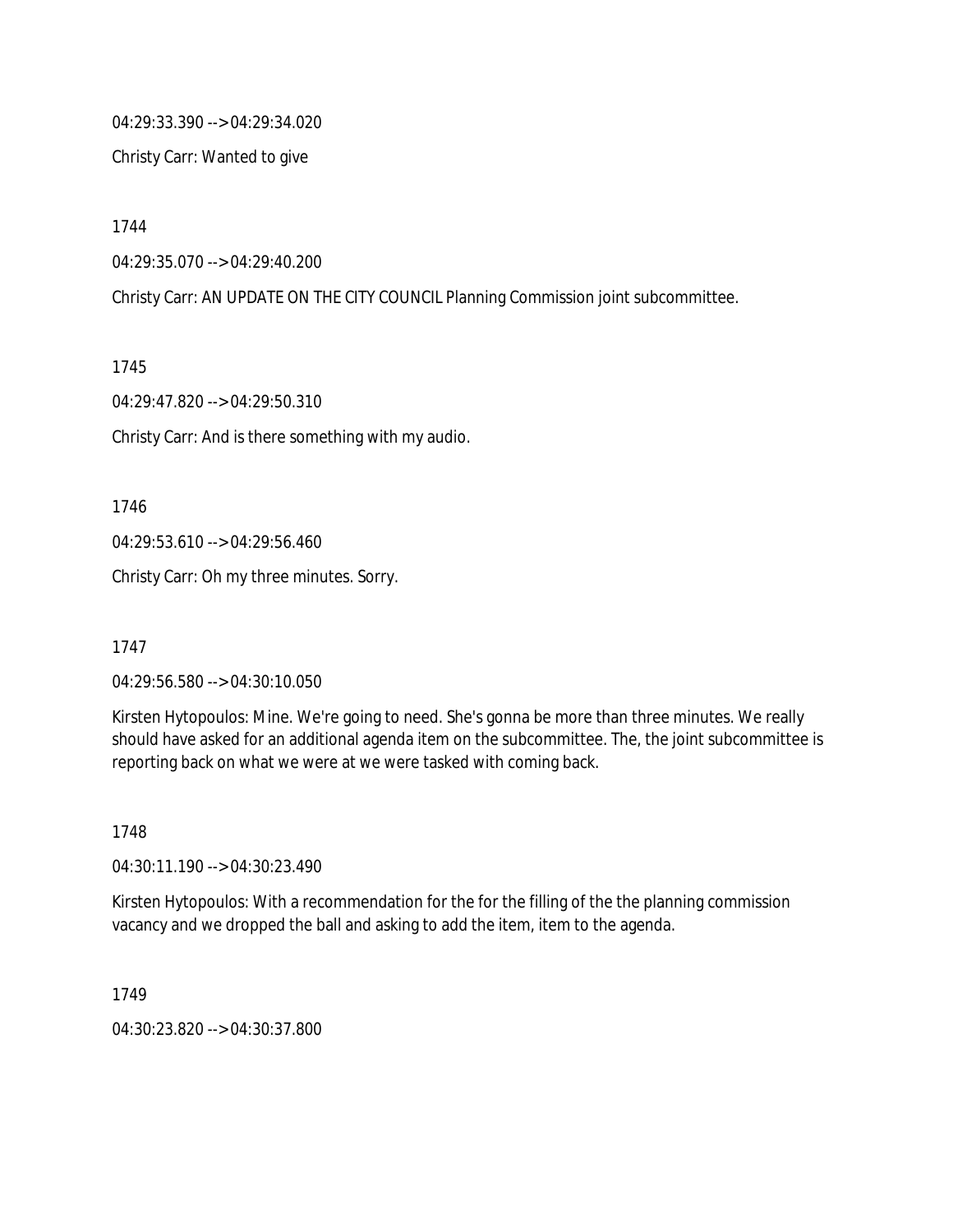04:29:33.390 --> 04:29:34.020

Christy Carr: Wanted to give

1744

04:29:35.070 --> 04:29:40.200

Christy Carr: AN UPDATE ON THE CITY COUNCIL Planning Commission joint subcommittee.

1745

04:29:47.820 --> 04:29:50.310

Christy Carr: And is there something with my audio.

1746

04:29:53.610 --> 04:29:56.460

Christy Carr: Oh my three minutes. Sorry.

1747

04:29:56.580 --> 04:30:10.050

Kirsten Hytopoulos: Mine. We're going to need. She's gonna be more than three minutes. We really should have asked for an additional agenda item on the subcommittee. The, the joint subcommittee is reporting back on what we were at we were tasked with coming back.

1748

04:30:11.190 --> 04:30:23.490

Kirsten Hytopoulos: With a recommendation for the for the filling of the the planning commission vacancy and we dropped the ball and asking to add the item, item to the agenda.

1749

04:30:23.820 --> 04:30:37.800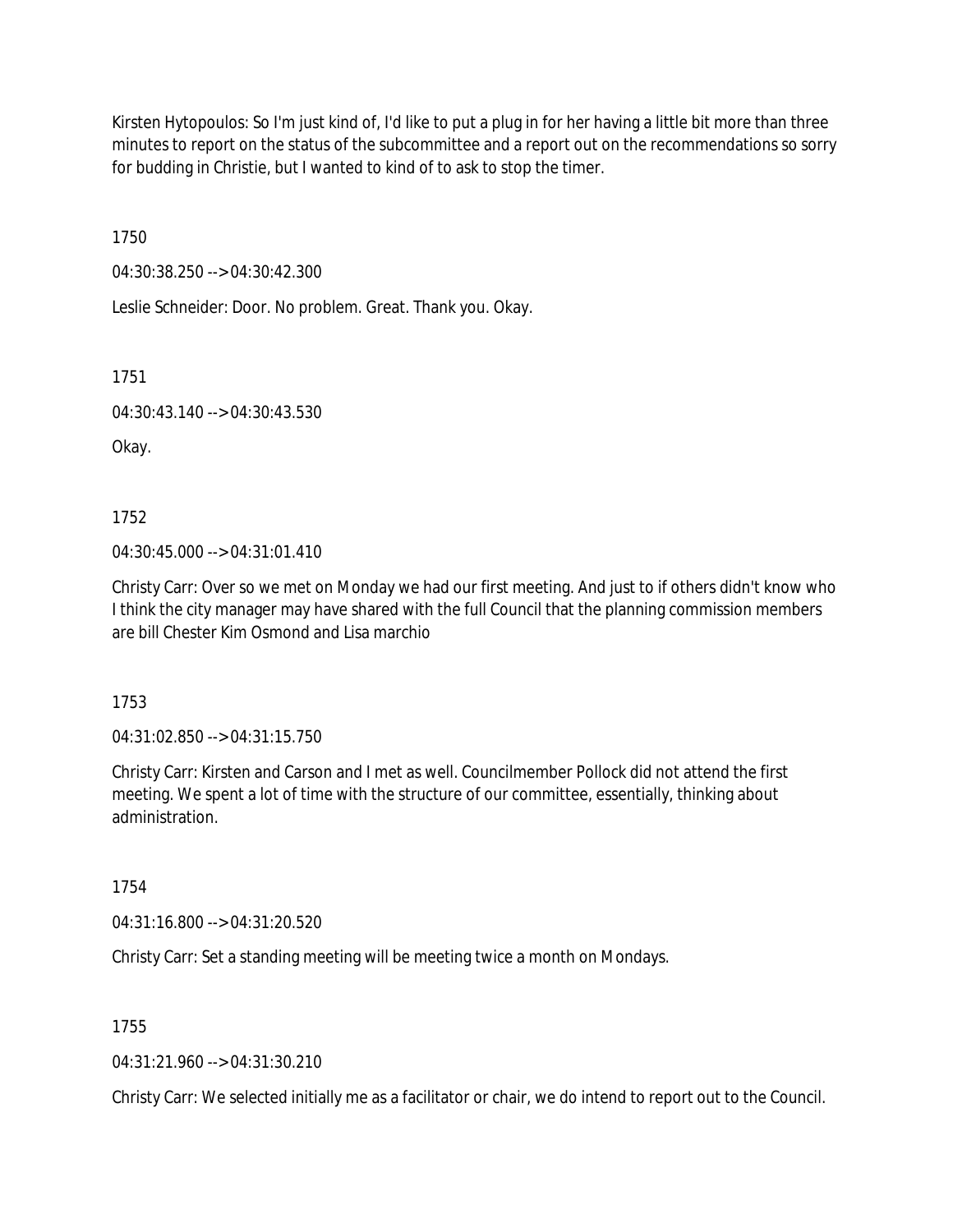Kirsten Hytopoulos: So I'm just kind of, I'd like to put a plug in for her having a little bit more than three minutes to report on the status of the subcommittee and a report out on the recommendations so sorry for budding in Christie, but I wanted to kind of to ask to stop the timer.

1750

04:30:38.250 --> 04:30:42.300

Leslie Schneider: Door. No problem. Great. Thank you. Okay.

1751

04:30:43.140 --> 04:30:43.530

Okay.

1752

04:30:45.000 --> 04:31:01.410

Christy Carr: Over so we met on Monday we had our first meeting. And just to if others didn't know who I think the city manager may have shared with the full Council that the planning commission members are bill Chester Kim Osmond and Lisa marchio

1753

04:31:02.850 --> 04:31:15.750

Christy Carr: Kirsten and Carson and I met as well. Councilmember Pollock did not attend the first meeting. We spent a lot of time with the structure of our committee, essentially, thinking about administration.

1754

04:31:16.800 --> 04:31:20.520

Christy Carr: Set a standing meeting will be meeting twice a month on Mondays.

1755

04:31:21.960 --> 04:31:30.210

Christy Carr: We selected initially me as a facilitator or chair, we do intend to report out to the Council.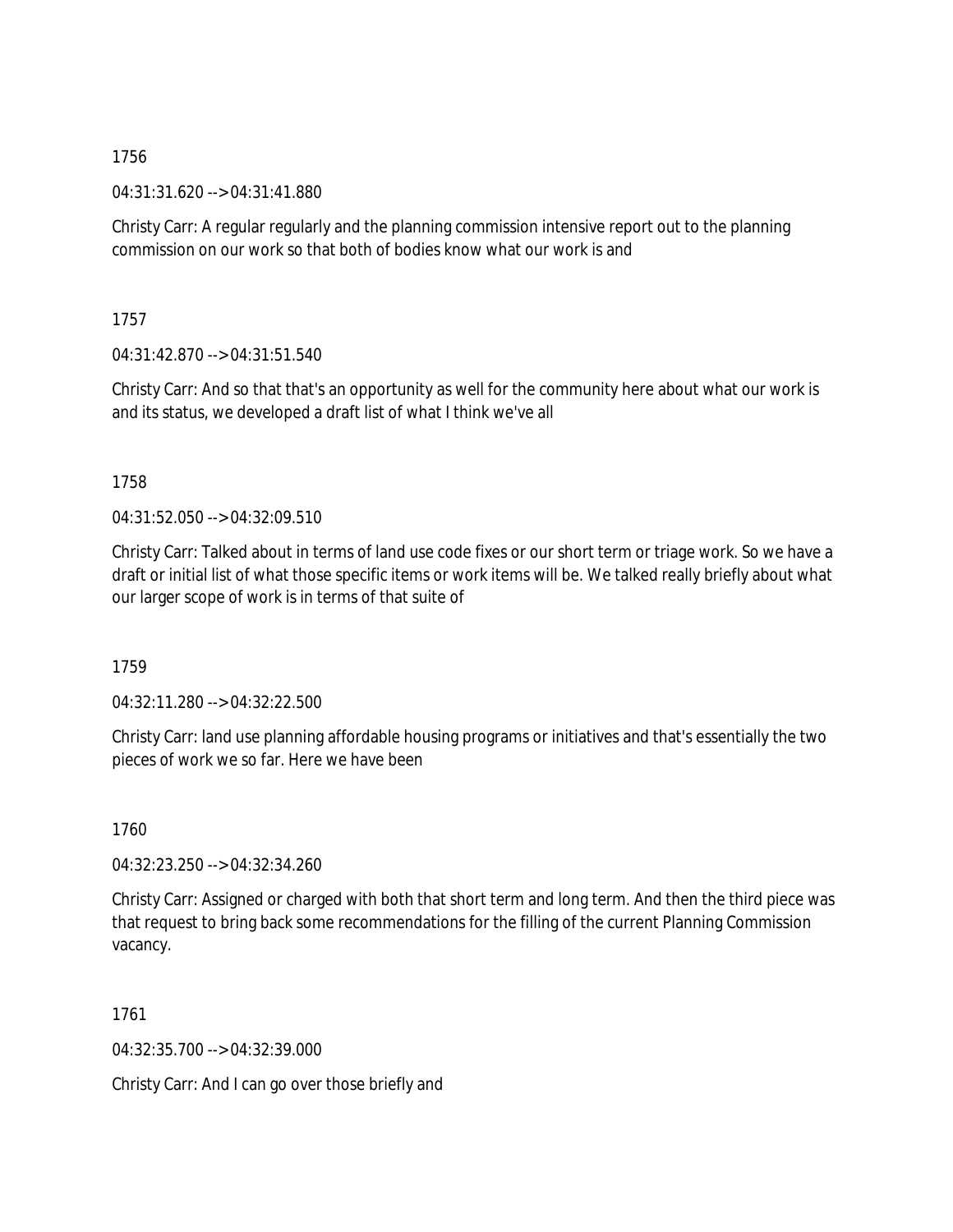1756

04:31:31.620 --> 04:31:41.880

Christy Carr: A regular regularly and the planning commission intensive report out to the planning commission on our work so that both of bodies know what our work is and

1757

04:31:42.870 --> 04:31:51.540

Christy Carr: And so that that's an opportunity as well for the community here about what our work is and its status, we developed a draft list of what I think we've all

1758

04:31:52.050 --> 04:32:09.510

Christy Carr: Talked about in terms of land use code fixes or our short term or triage work. So we have a draft or initial list of what those specific items or work items will be. We talked really briefly about what our larger scope of work is in terms of that suite of

1759

04:32:11.280 --> 04:32:22.500

Christy Carr: land use planning affordable housing programs or initiatives and that's essentially the two pieces of work we so far. Here we have been

1760

04:32:23.250 --> 04:32:34.260

Christy Carr: Assigned or charged with both that short term and long term. And then the third piece was that request to bring back some recommendations for the filling of the current Planning Commission vacancy.

1761

04:32:35.700 --> 04:32:39.000

Christy Carr: And I can go over those briefly and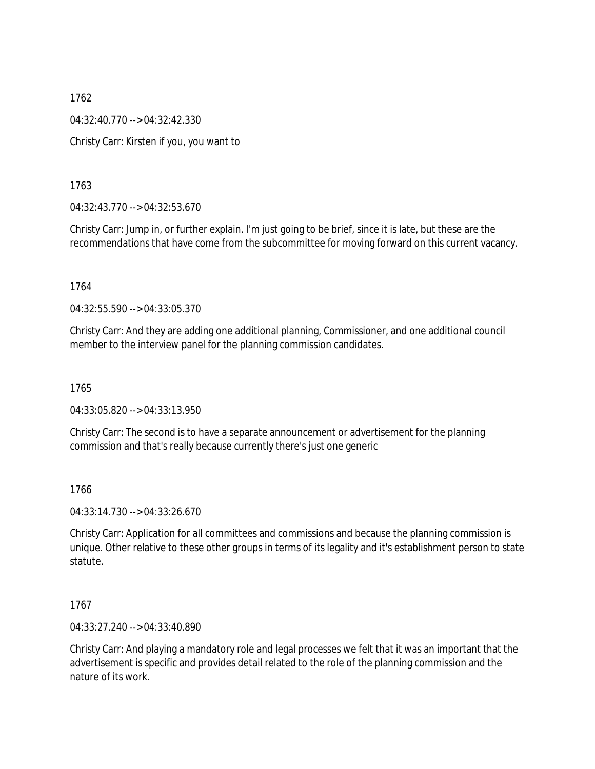1762

04:32:40.770 --> 04:32:42.330

Christy Carr: Kirsten if you, you want to

1763

04:32:43.770 --> 04:32:53.670

Christy Carr: Jump in, or further explain. I'm just going to be brief, since it is late, but these are the recommendations that have come from the subcommittee for moving forward on this current vacancy.

1764

04:32:55.590 --> 04:33:05.370

Christy Carr: And they are adding one additional planning, Commissioner, and one additional council member to the interview panel for the planning commission candidates.

1765

04:33:05.820 --> 04:33:13.950

Christy Carr: The second is to have a separate announcement or advertisement for the planning commission and that's really because currently there's just one generic

1766

04:33:14.730 --> 04:33:26.670

Christy Carr: Application for all committees and commissions and because the planning commission is unique. Other relative to these other groups in terms of its legality and it's establishment person to state statute.

1767

04:33:27.240 --> 04:33:40.890

Christy Carr: And playing a mandatory role and legal processes we felt that it was an important that the advertisement is specific and provides detail related to the role of the planning commission and the nature of its work.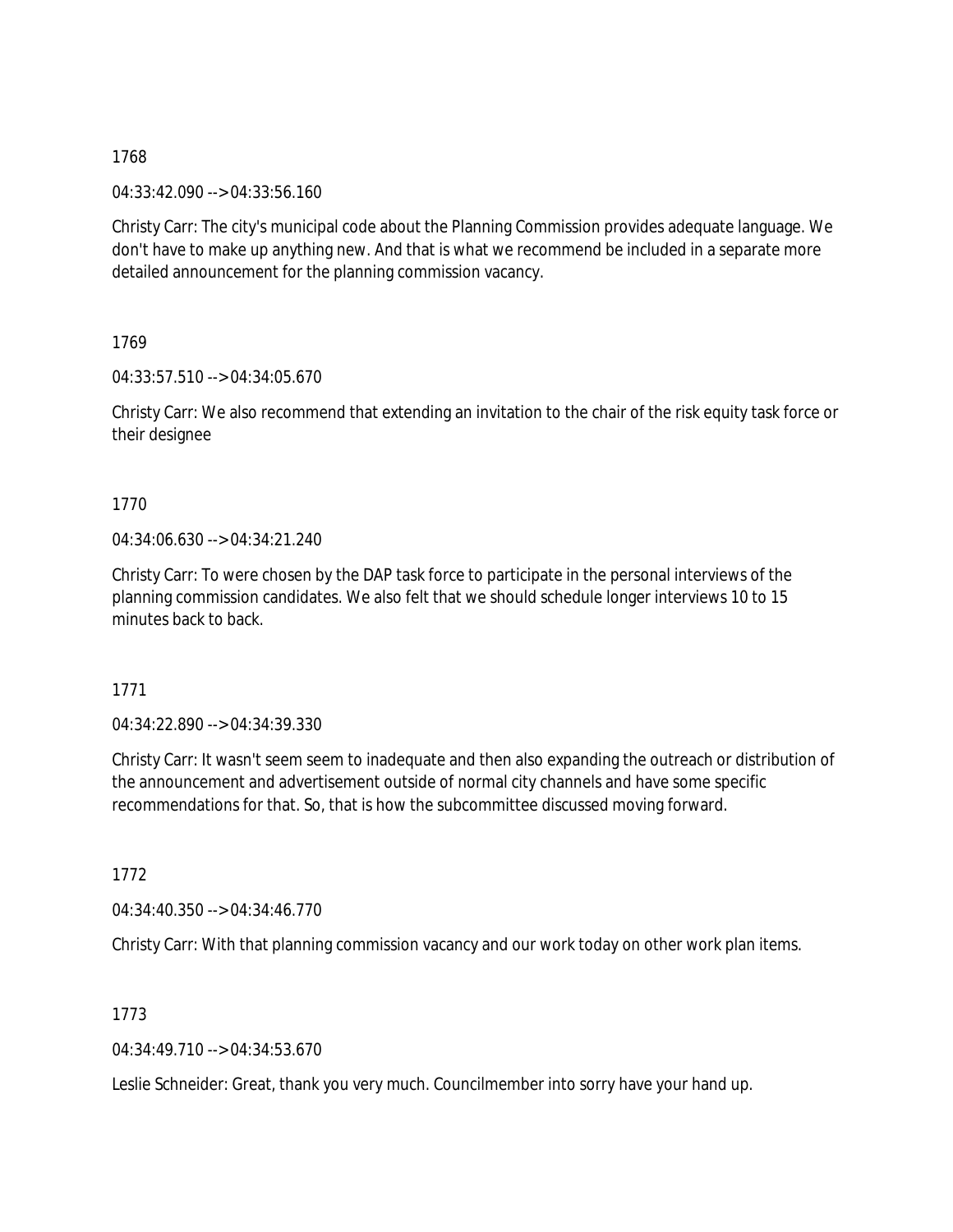1768

04:33:42.090 --> 04:33:56.160

Christy Carr: The city's municipal code about the Planning Commission provides adequate language. We don't have to make up anything new. And that is what we recommend be included in a separate more detailed announcement for the planning commission vacancy.

1769

04:33:57.510 --> 04:34:05.670

Christy Carr: We also recommend that extending an invitation to the chair of the risk equity task force or their designee

1770

04:34:06.630 --> 04:34:21.240

Christy Carr: To were chosen by the DAP task force to participate in the personal interviews of the planning commission candidates. We also felt that we should schedule longer interviews 10 to 15 minutes back to back.

1771

04:34:22.890 --> 04:34:39.330

Christy Carr: It wasn't seem seem to inadequate and then also expanding the outreach or distribution of the announcement and advertisement outside of normal city channels and have some specific recommendations for that. So, that is how the subcommittee discussed moving forward.

1772

04:34:40.350 --> 04:34:46.770

Christy Carr: With that planning commission vacancy and our work today on other work plan items.

1773

04:34:49.710 --> 04:34:53.670

Leslie Schneider: Great, thank you very much. Councilmember into sorry have your hand up.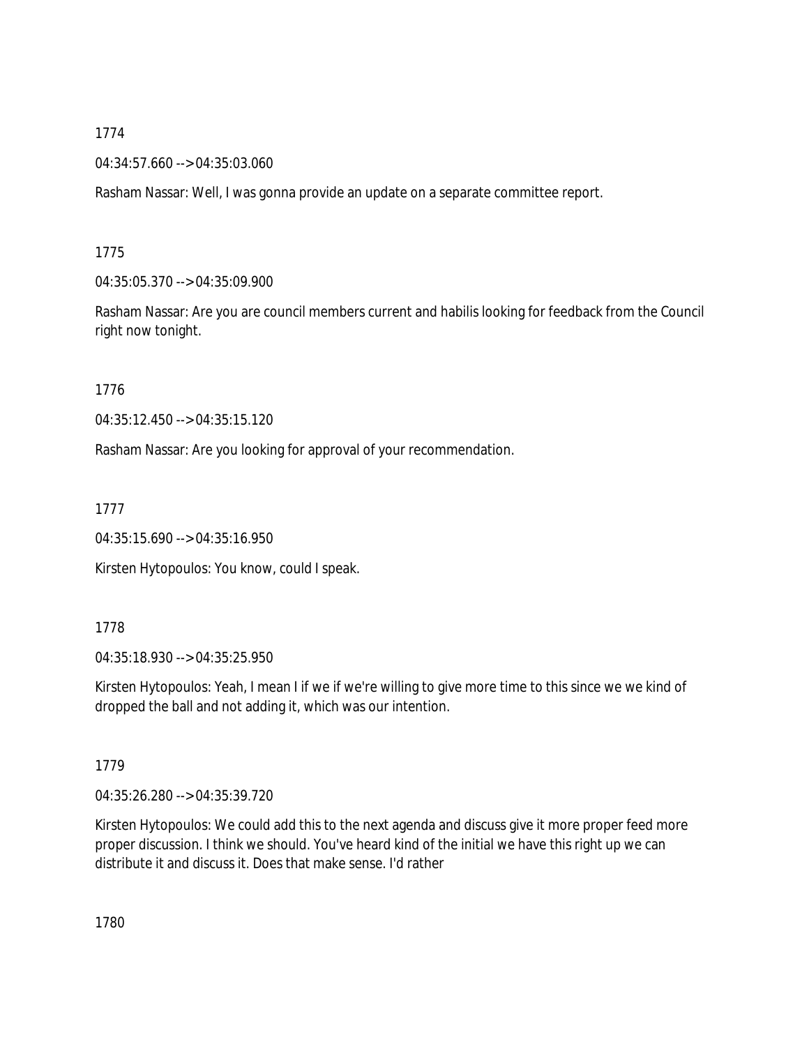1774

04:34:57.660 --> 04:35:03.060

Rasham Nassar: Well, I was gonna provide an update on a separate committee report.

1775

04:35:05.370 --> 04:35:09.900

Rasham Nassar: Are you are council members current and habilis looking for feedback from the Council right now tonight.

1776

04:35:12.450 --> 04:35:15.120

Rasham Nassar: Are you looking for approval of your recommendation.

1777

04:35:15.690 --> 04:35:16.950

Kirsten Hytopoulos: You know, could I speak.

1778

04:35:18.930 --> 04:35:25.950

Kirsten Hytopoulos: Yeah, I mean I if we if we're willing to give more time to this since we we kind of dropped the ball and not adding it, which was our intention.

1779

04:35:26.280 --> 04:35:39.720

Kirsten Hytopoulos: We could add this to the next agenda and discuss give it more proper feed more proper discussion. I think we should. You've heard kind of the initial we have this right up we can distribute it and discuss it. Does that make sense. I'd rather

1780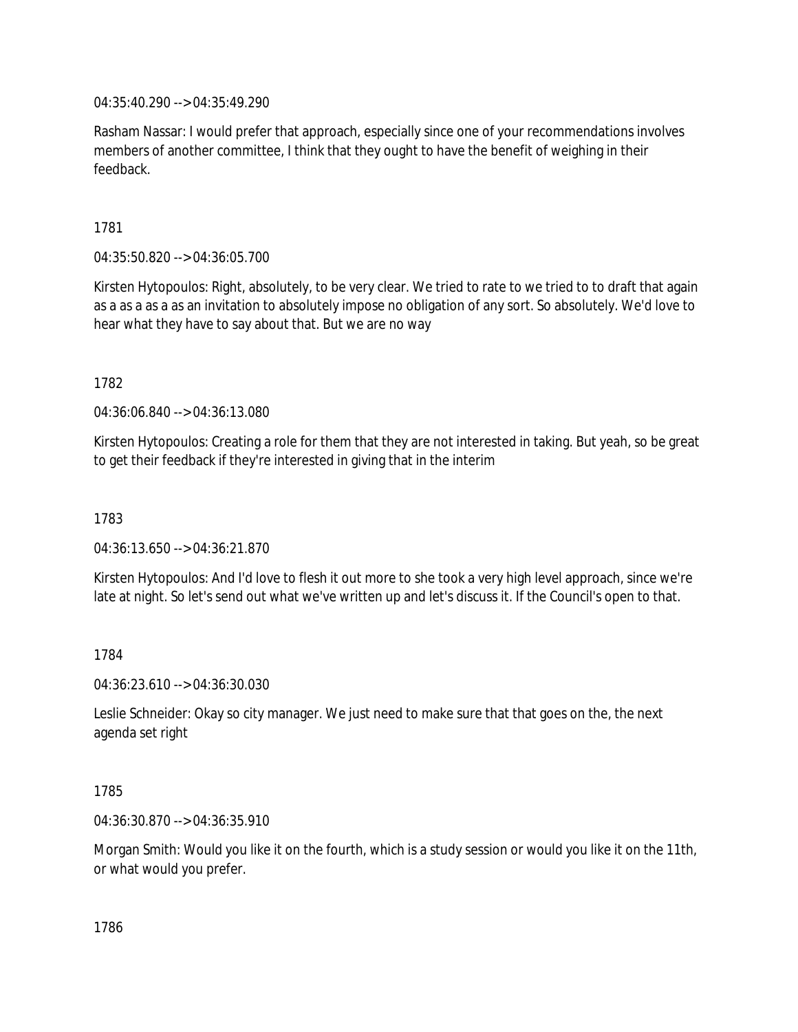04:35:40.290 --> 04:35:49.290

Rasham Nassar: I would prefer that approach, especially since one of your recommendations involves members of another committee, I think that they ought to have the benefit of weighing in their feedback.

1781

04:35:50.820 --> 04:36:05.700

Kirsten Hytopoulos: Right, absolutely, to be very clear. We tried to rate to we tried to to draft that again as a as a as a as an invitation to absolutely impose no obligation of any sort. So absolutely. We'd love to hear what they have to say about that. But we are no way

1782

04:36:06.840 --> 04:36:13.080

Kirsten Hytopoulos: Creating a role for them that they are not interested in taking. But yeah, so be great to get their feedback if they're interested in giving that in the interim

1783

04:36:13.650 --> 04:36:21.870

Kirsten Hytopoulos: And I'd love to flesh it out more to she took a very high level approach, since we're late at night. So let's send out what we've written up and let's discuss it. If the Council's open to that.

1784

04:36:23.610 --> 04:36:30.030

Leslie Schneider: Okay so city manager. We just need to make sure that that goes on the, the next agenda set right

1785

04:36:30.870 --> 04:36:35.910

Morgan Smith: Would you like it on the fourth, which is a study session or would you like it on the 11th, or what would you prefer.

1786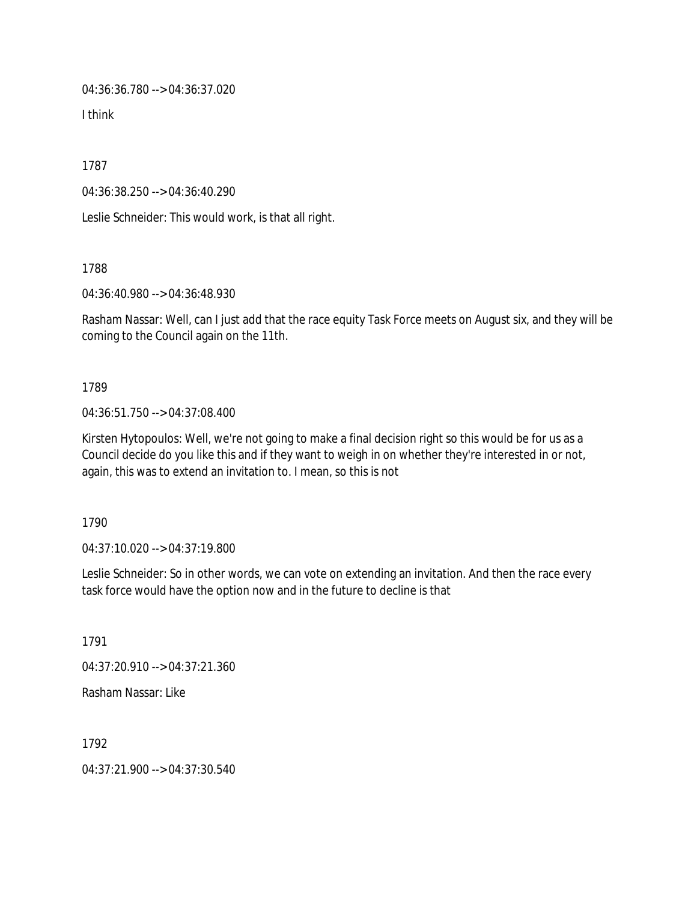04:36:36.780 --> 04:36:37.020

I think

1787

04:36:38.250 --> 04:36:40.290

Leslie Schneider: This would work, is that all right.

1788

04:36:40.980 --> 04:36:48.930

Rasham Nassar: Well, can I just add that the race equity Task Force meets on August six, and they will be coming to the Council again on the 11th.

1789

04:36:51.750 --> 04:37:08.400

Kirsten Hytopoulos: Well, we're not going to make a final decision right so this would be for us as a Council decide do you like this and if they want to weigh in on whether they're interested in or not, again, this was to extend an invitation to. I mean, so this is not

1790

04:37:10.020 --> 04:37:19.800

Leslie Schneider: So in other words, we can vote on extending an invitation. And then the race every task force would have the option now and in the future to decline is that

1791

04:37:20.910 --> 04:37:21.360

Rasham Nassar: Like

1792

04:37:21.900 --> 04:37:30.540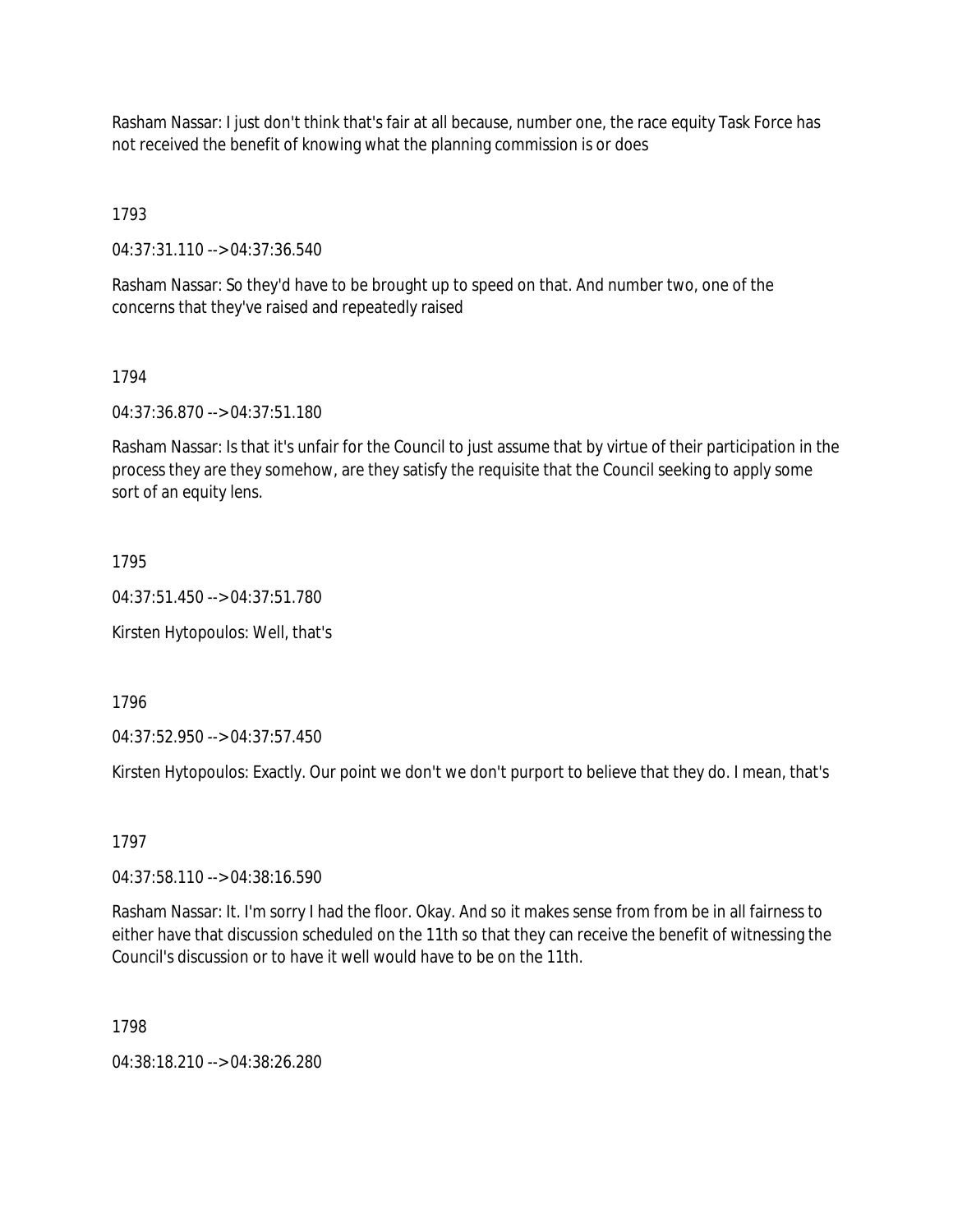Rasham Nassar: I just don't think that's fair at all because, number one, the race equity Task Force has not received the benefit of knowing what the planning commission is or does

1793

04:37:31.110 --> 04:37:36.540

Rasham Nassar: So they'd have to be brought up to speed on that. And number two, one of the concerns that they've raised and repeatedly raised

1794

04:37:36.870 --> 04:37:51.180

Rasham Nassar: Is that it's unfair for the Council to just assume that by virtue of their participation in the process they are they somehow, are they satisfy the requisite that the Council seeking to apply some sort of an equity lens.

1795

04:37:51.450 --> 04:37:51.780

Kirsten Hytopoulos: Well, that's

1796

04:37:52.950 --> 04:37:57.450

Kirsten Hytopoulos: Exactly. Our point we don't we don't purport to believe that they do. I mean, that's

1797

04:37:58.110 --> 04:38:16.590

Rasham Nassar: It. I'm sorry I had the floor. Okay. And so it makes sense from from be in all fairness to either have that discussion scheduled on the 11th so that they can receive the benefit of witnessing the Council's discussion or to have it well would have to be on the 11th.

1798

04:38:18.210 --> 04:38:26.280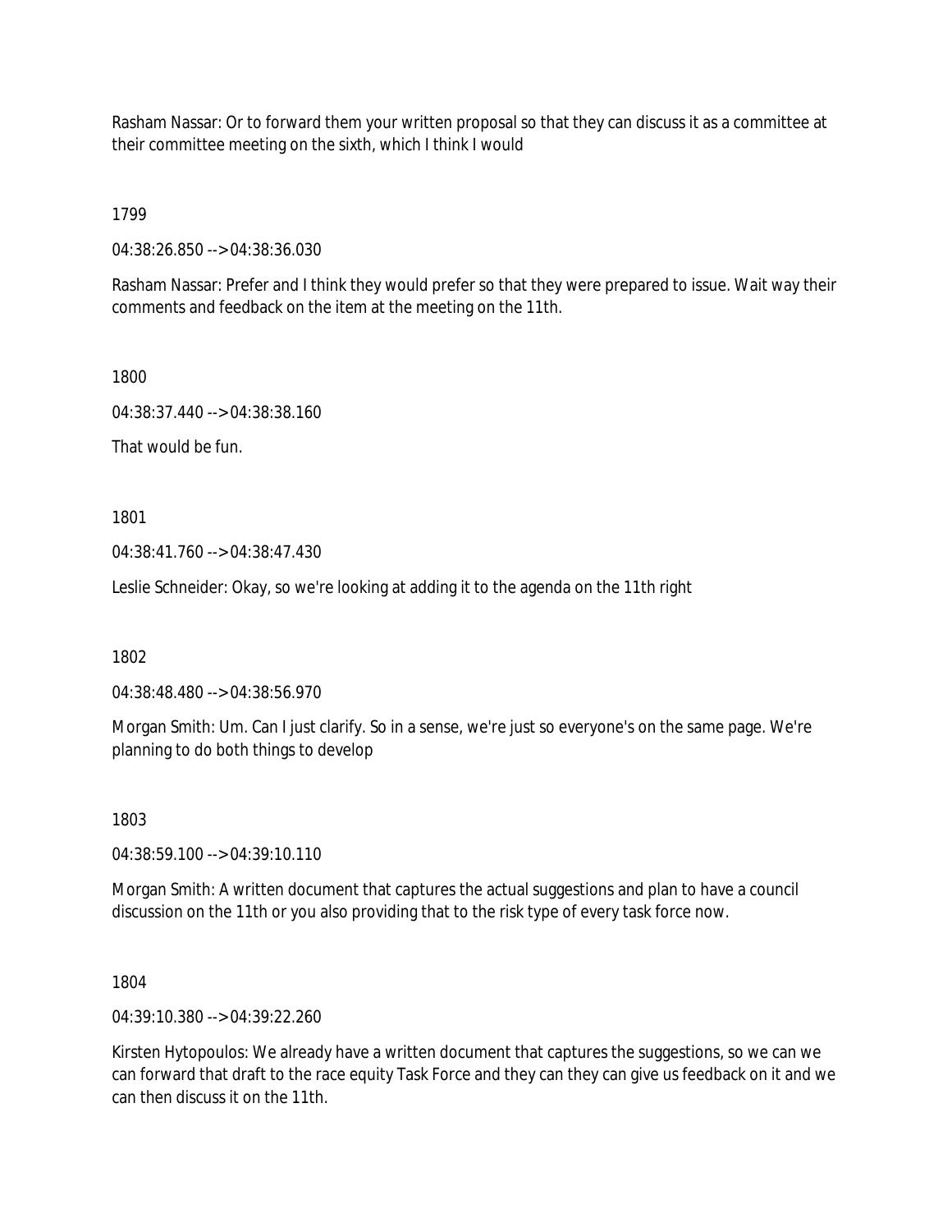Rasham Nassar: Or to forward them your written proposal so that they can discuss it as a committee at their committee meeting on the sixth, which I think I would

1799

04:38:26.850 --> 04:38:36.030

Rasham Nassar: Prefer and I think they would prefer so that they were prepared to issue. Wait way their comments and feedback on the item at the meeting on the 11th.

1800

04:38:37.440 --> 04:38:38.160

That would be fun.

1801

04:38:41.760 --> 04:38:47.430

Leslie Schneider: Okay, so we're looking at adding it to the agenda on the 11th right

1802

04:38:48.480 --> 04:38:56.970

Morgan Smith: Um. Can I just clarify. So in a sense, we're just so everyone's on the same page. We're planning to do both things to develop

1803

04:38:59.100 --> 04:39:10.110

Morgan Smith: A written document that captures the actual suggestions and plan to have a council discussion on the 11th or you also providing that to the risk type of every task force now.

1804

04:39:10.380 --> 04:39:22.260

Kirsten Hytopoulos: We already have a written document that captures the suggestions, so we can we can forward that draft to the race equity Task Force and they can they can give us feedback on it and we can then discuss it on the 11th.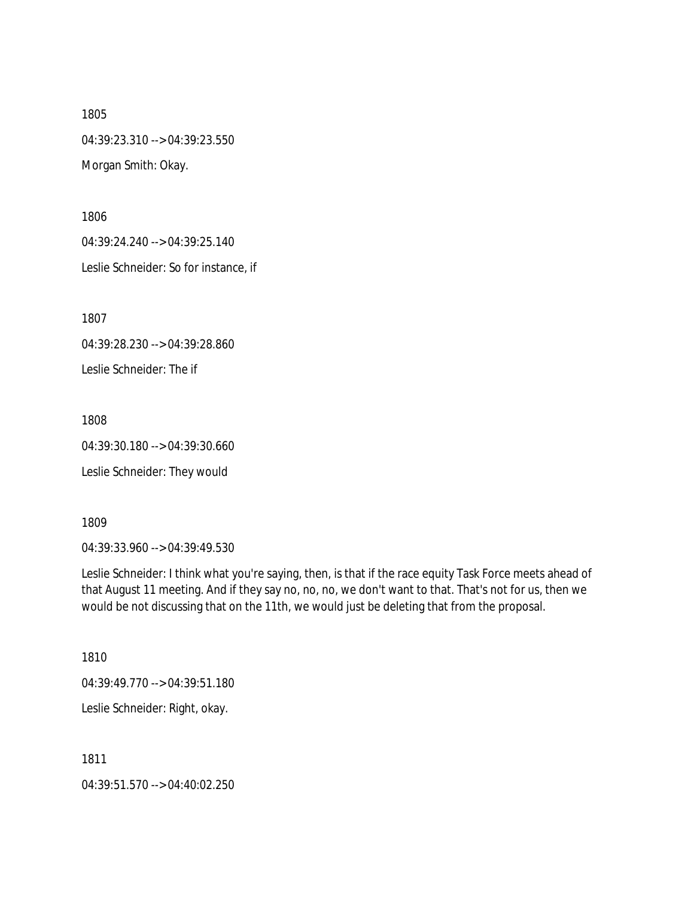1805

04:39:23.310 --> 04:39:23.550

Morgan Smith: Okay.

1806

04:39:24.240 --> 04:39:25.140

Leslie Schneider: So for instance, if

1807

04:39:28.230 --> 04:39:28.860

Leslie Schneider: The if

1808

04:39:30.180 --> 04:39:30.660

Leslie Schneider: They would

1809

04:39:33.960 --> 04:39:49.530

Leslie Schneider: I think what you're saying, then, is that if the race equity Task Force meets ahead of that August 11 meeting. And if they say no, no, no, we don't want to that. That's not for us, then we would be not discussing that on the 11th, we would just be deleting that from the proposal.

1810

04:39:49.770 --> 04:39:51.180

Leslie Schneider: Right, okay.

1811

04:39:51.570 --> 04:40:02.250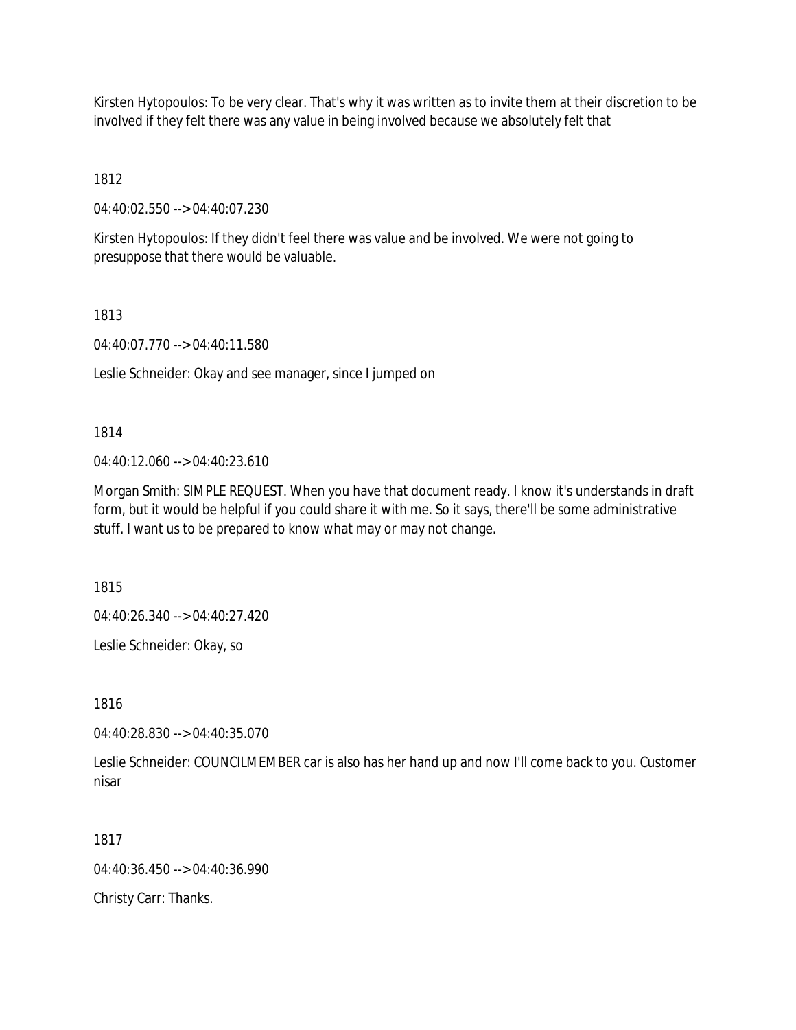Kirsten Hytopoulos: To be very clear. That's why it was written as to invite them at their discretion to be involved if they felt there was any value in being involved because we absolutely felt that

1812

04:40:02.550 --> 04:40:07.230

Kirsten Hytopoulos: If they didn't feel there was value and be involved. We were not going to presuppose that there would be valuable.

1813

04:40:07.770 --> 04:40:11.580

Leslie Schneider: Okay and see manager, since I jumped on

1814

04:40:12.060 --> 04:40:23.610

Morgan Smith: SIMPLE REQUEST. When you have that document ready. I know it's understands in draft form, but it would be helpful if you could share it with me. So it says, there'll be some administrative stuff. I want us to be prepared to know what may or may not change.

1815

04:40:26.340 --> 04:40:27.420

Leslie Schneider: Okay, so

1816

04:40:28.830 --> 04:40:35.070

Leslie Schneider: COUNCILMEMBER car is also has her hand up and now I'll come back to you. Customer nisar

1817

04:40:36.450 --> 04:40:36.990

Christy Carr: Thanks.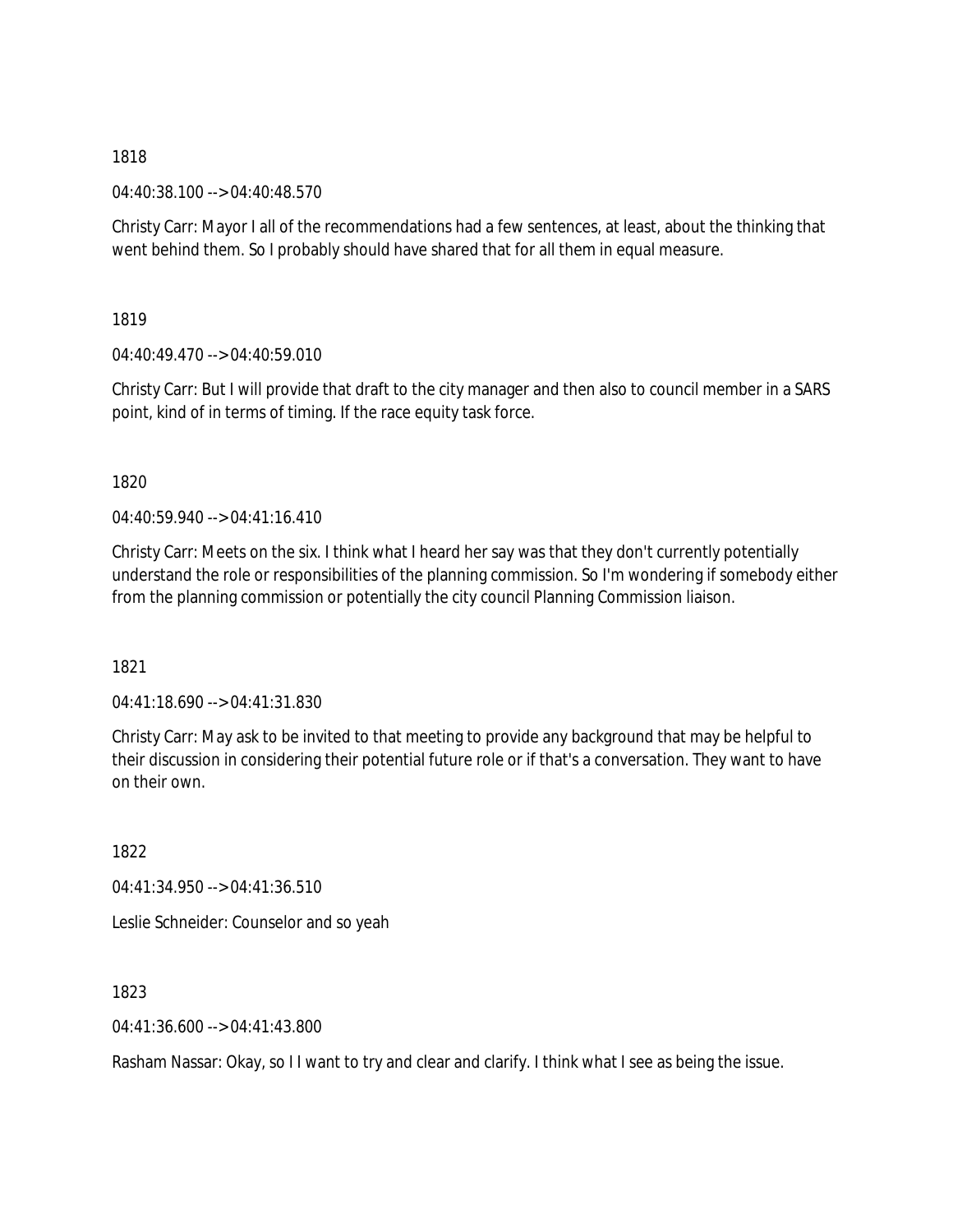1818

04:40:38.100 --> 04:40:48.570

Christy Carr: Mayor I all of the recommendations had a few sentences, at least, about the thinking that went behind them. So I probably should have shared that for all them in equal measure.

1819

04:40:49.470 --> 04:40:59.010

Christy Carr: But I will provide that draft to the city manager and then also to council member in a SARS point, kind of in terms of timing. If the race equity task force.

1820

04:40:59.940 --> 04:41:16.410

Christy Carr: Meets on the six. I think what I heard her say was that they don't currently potentially understand the role or responsibilities of the planning commission. So I'm wondering if somebody either from the planning commission or potentially the city council Planning Commission liaison.

1821

04:41:18.690 --> 04:41:31.830

Christy Carr: May ask to be invited to that meeting to provide any background that may be helpful to their discussion in considering their potential future role or if that's a conversation. They want to have on their own.

1822

04:41:34.950 --> 04:41:36.510

Leslie Schneider: Counselor and so yeah

1823

04:41:36.600 --> 04:41:43.800

Rasham Nassar: Okay, so I I want to try and clear and clarify. I think what I see as being the issue.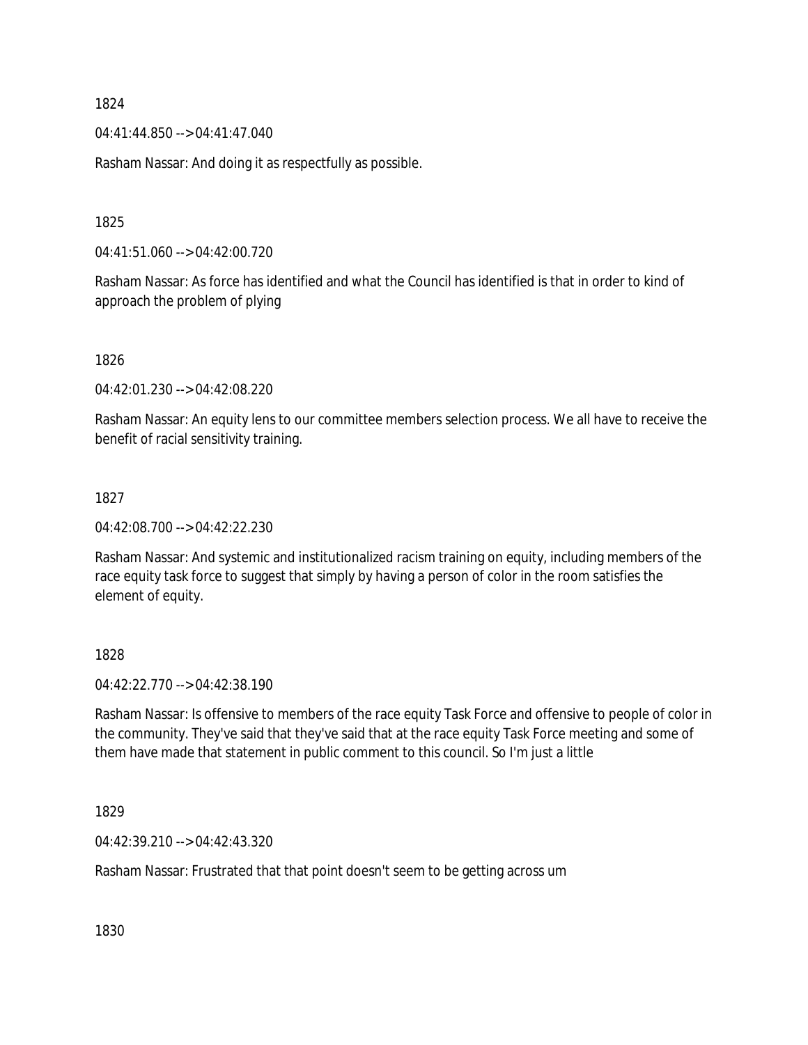1824

04:41:44.850 --> 04:41:47.040

Rasham Nassar: And doing it as respectfully as possible.

1825

04:41:51.060 --> 04:42:00.720

Rasham Nassar: As force has identified and what the Council has identified is that in order to kind of approach the problem of plying

1826

04:42:01.230 --> 04:42:08.220

Rasham Nassar: An equity lens to our committee members selection process. We all have to receive the benefit of racial sensitivity training.

1827

04:42:08.700 --> 04:42:22.230

Rasham Nassar: And systemic and institutionalized racism training on equity, including members of the race equity task force to suggest that simply by having a person of color in the room satisfies the element of equity.

1828

04:42:22.770 --> 04:42:38.190

Rasham Nassar: Is offensive to members of the race equity Task Force and offensive to people of color in the community. They've said that they've said that at the race equity Task Force meeting and some of them have made that statement in public comment to this council. So I'm just a little

1829

04:42:39.210 --> 04:42:43.320

Rasham Nassar: Frustrated that that point doesn't seem to be getting across um

1830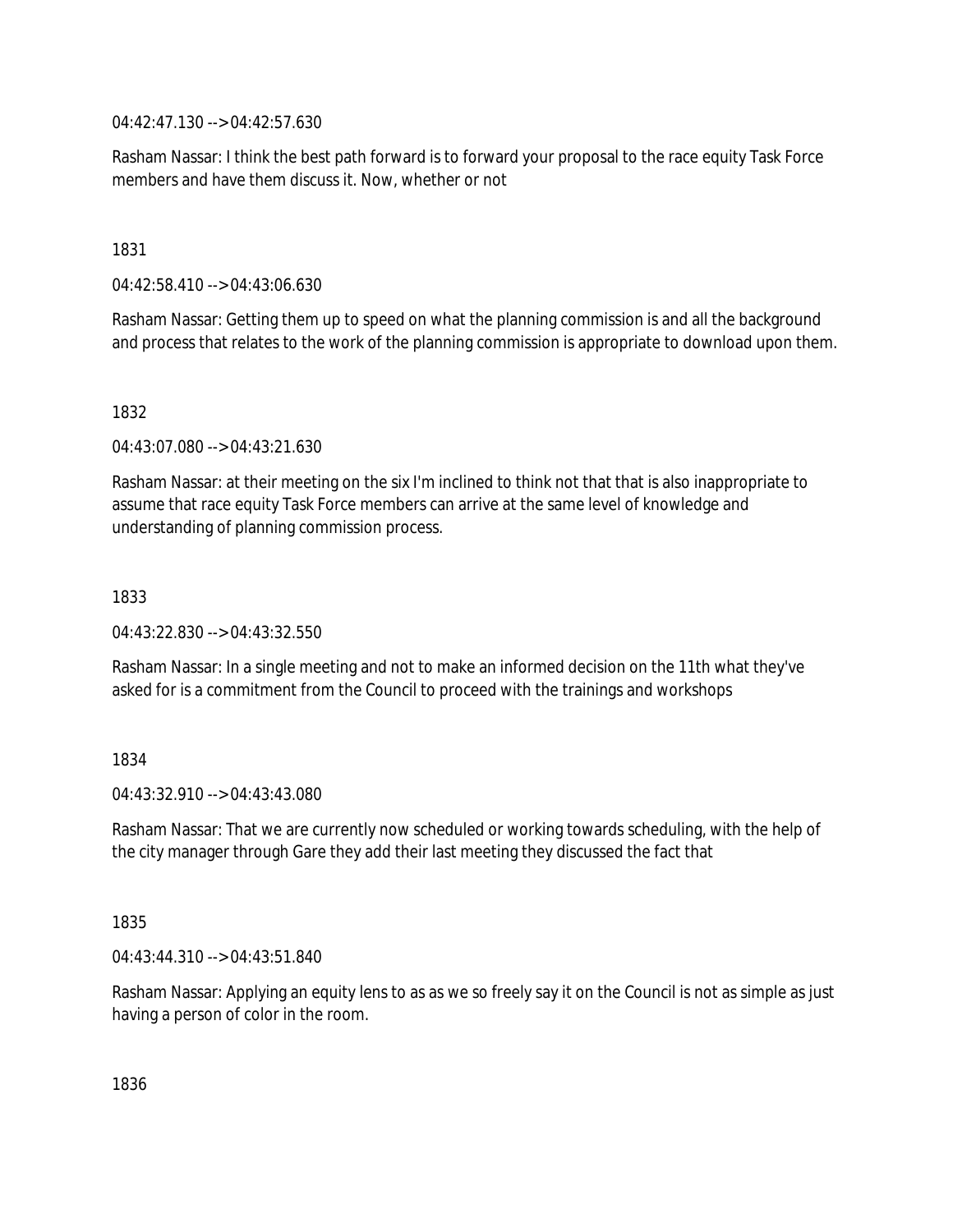04:42:47.130 --> 04:42:57.630

Rasham Nassar: I think the best path forward is to forward your proposal to the race equity Task Force members and have them discuss it. Now, whether or not

1831

04:42:58.410 --> 04:43:06.630

Rasham Nassar: Getting them up to speed on what the planning commission is and all the background and process that relates to the work of the planning commission is appropriate to download upon them.

1832

04:43:07.080 --> 04:43:21.630

Rasham Nassar: at their meeting on the six I'm inclined to think not that that is also inappropriate to assume that race equity Task Force members can arrive at the same level of knowledge and understanding of planning commission process.

1833

04:43:22.830 --> 04:43:32.550

Rasham Nassar: In a single meeting and not to make an informed decision on the 11th what they've asked for is a commitment from the Council to proceed with the trainings and workshops

1834

04:43:32.910 --> 04:43:43.080

Rasham Nassar: That we are currently now scheduled or working towards scheduling, with the help of the city manager through Gare they add their last meeting they discussed the fact that

1835

04:43:44.310 --> 04:43:51.840

Rasham Nassar: Applying an equity lens to as as we so freely say it on the Council is not as simple as just having a person of color in the room.

1836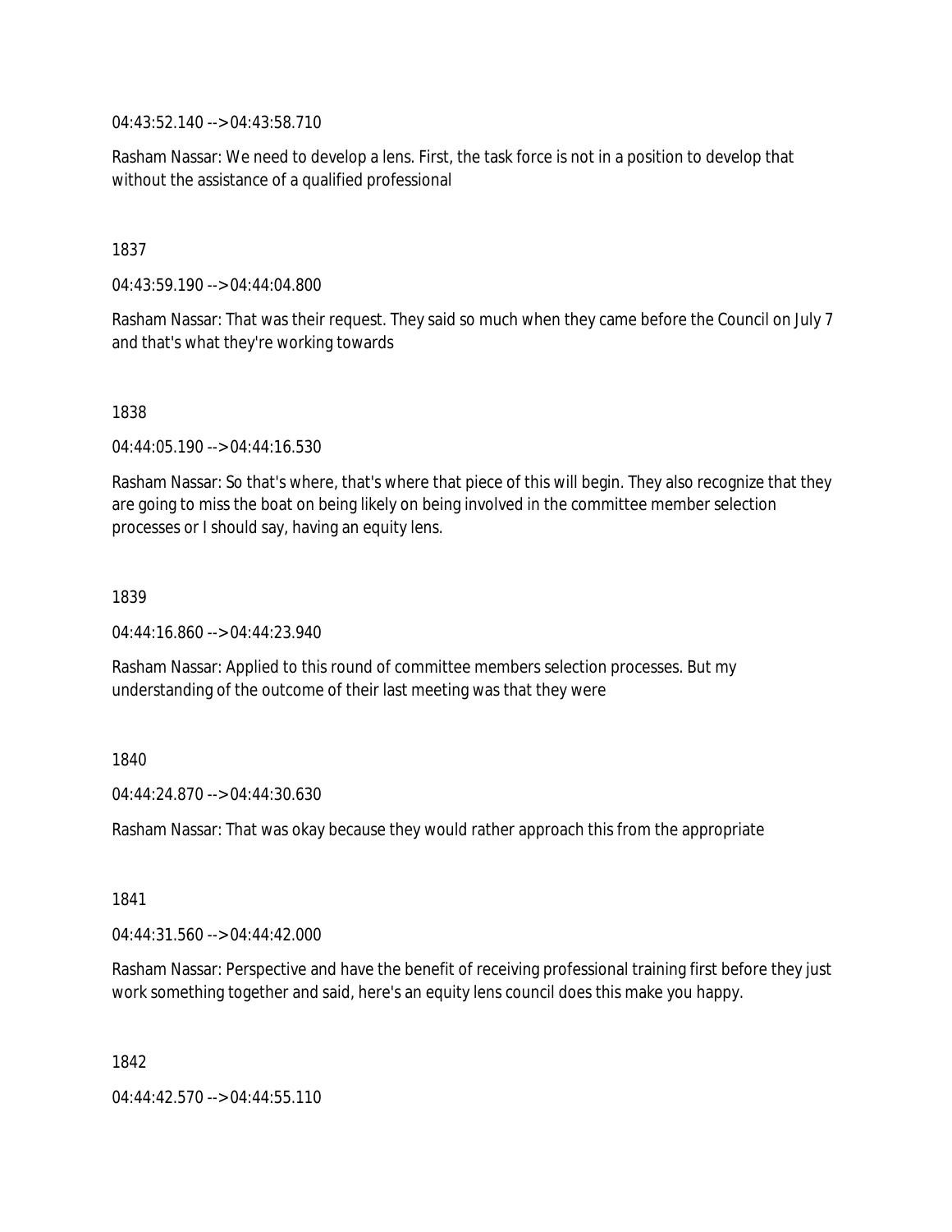04:43:52.140 --> 04:43:58.710

Rasham Nassar: We need to develop a lens. First, the task force is not in a position to develop that without the assistance of a qualified professional

1837

04:43:59.190 --> 04:44:04.800

Rasham Nassar: That was their request. They said so much when they came before the Council on July 7 and that's what they're working towards

1838

04:44:05.190 --> 04:44:16.530

Rasham Nassar: So that's where, that's where that piece of this will begin. They also recognize that they are going to miss the boat on being likely on being involved in the committee member selection processes or I should say, having an equity lens.

1839

04:44:16.860 --> 04:44:23.940

Rasham Nassar: Applied to this round of committee members selection processes. But my understanding of the outcome of their last meeting was that they were

1840

04:44:24.870 --> 04:44:30.630

Rasham Nassar: That was okay because they would rather approach this from the appropriate

1841

04:44:31.560 --> 04:44:42.000

Rasham Nassar: Perspective and have the benefit of receiving professional training first before they just work something together and said, here's an equity lens council does this make you happy.

1842

04:44:42.570 --> 04:44:55.110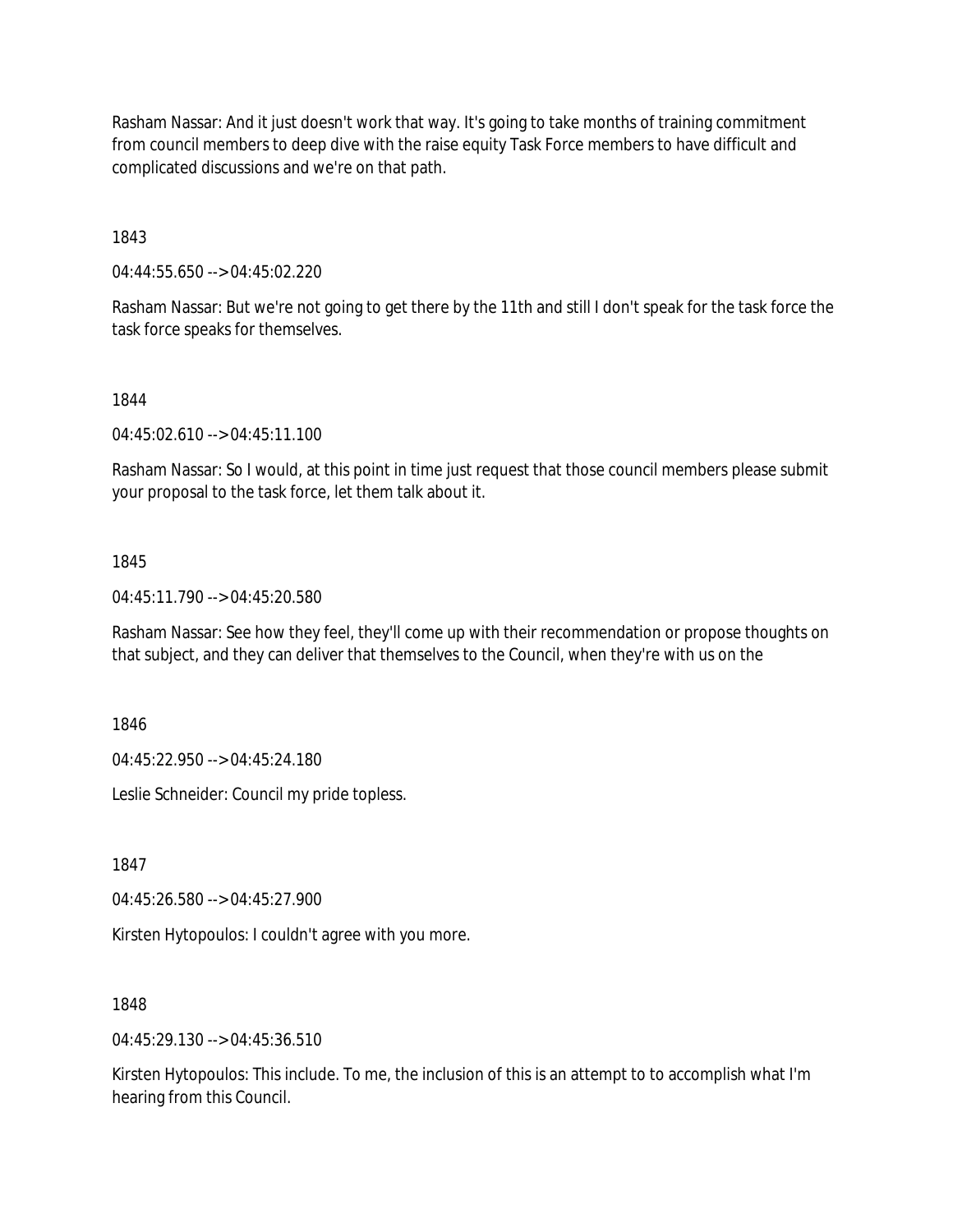Rasham Nassar: And it just doesn't work that way. It's going to take months of training commitment from council members to deep dive with the raise equity Task Force members to have difficult and complicated discussions and we're on that path.

1843

04:44:55.650 --> 04:45:02.220

Rasham Nassar: But we're not going to get there by the 11th and still I don't speak for the task force the task force speaks for themselves.

1844

04:45:02.610 --> 04:45:11.100

Rasham Nassar: So I would, at this point in time just request that those council members please submit your proposal to the task force, let them talk about it.

1845

04:45:11.790 --> 04:45:20.580

Rasham Nassar: See how they feel, they'll come up with their recommendation or propose thoughts on that subject, and they can deliver that themselves to the Council, when they're with us on the

1846

04:45:22.950 --> 04:45:24.180

Leslie Schneider: Council my pride topless.

1847

04:45:26.580 --> 04:45:27.900

Kirsten Hytopoulos: I couldn't agree with you more.

1848

04:45:29.130 --> 04:45:36.510

Kirsten Hytopoulos: This include. To me, the inclusion of this is an attempt to to accomplish what I'm hearing from this Council.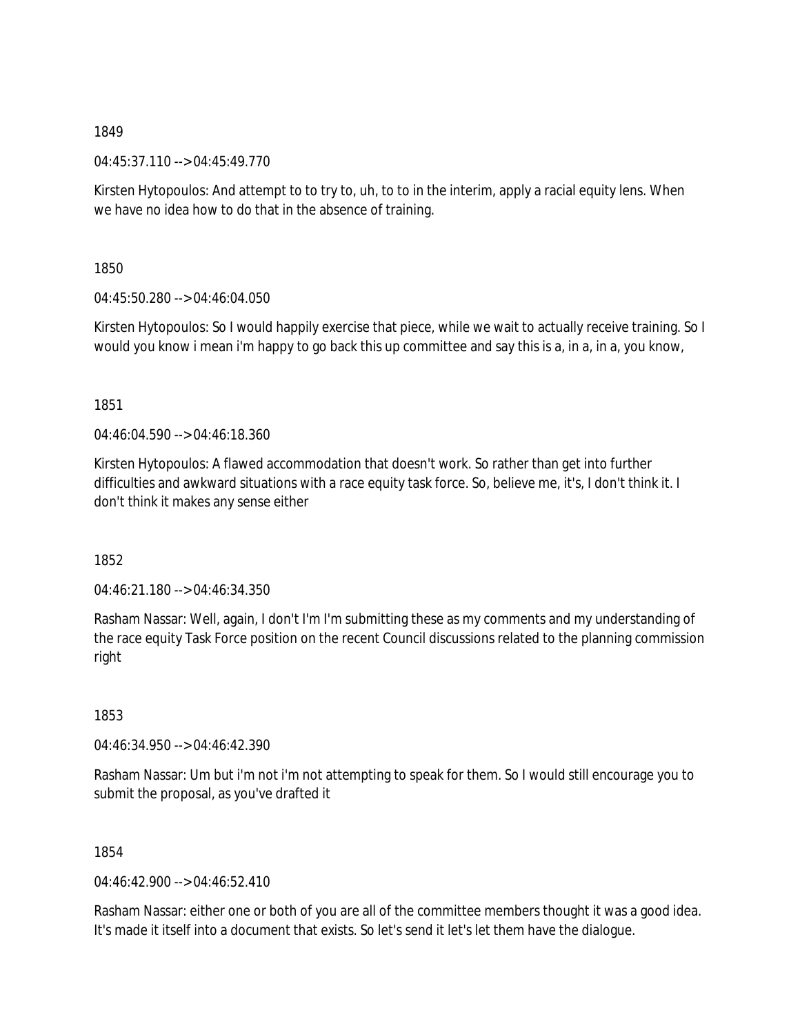1849

04:45:37.110 --> 04:45:49.770

Kirsten Hytopoulos: And attempt to to try to, uh, to to in the interim, apply a racial equity lens. When we have no idea how to do that in the absence of training.

1850

04:45:50.280 --> 04:46:04.050

Kirsten Hytopoulos: So I would happily exercise that piece, while we wait to actually receive training. So I would you know i mean i'm happy to go back this up committee and say this is a, in a, in a, you know,

1851

04:46:04.590 --> 04:46:18.360

Kirsten Hytopoulos: A flawed accommodation that doesn't work. So rather than get into further difficulties and awkward situations with a race equity task force. So, believe me, it's, I don't think it. I don't think it makes any sense either

1852

04:46:21.180 --> 04:46:34.350

Rasham Nassar: Well, again, I don't I'm I'm submitting these as my comments and my understanding of the race equity Task Force position on the recent Council discussions related to the planning commission right

1853

04:46:34.950 --> 04:46:42.390

Rasham Nassar: Um but i'm not i'm not attempting to speak for them. So I would still encourage you to submit the proposal, as you've drafted it

1854

04:46:42.900 --> 04:46:52.410

Rasham Nassar: either one or both of you are all of the committee members thought it was a good idea. It's made it itself into a document that exists. So let's send it let's let them have the dialogue.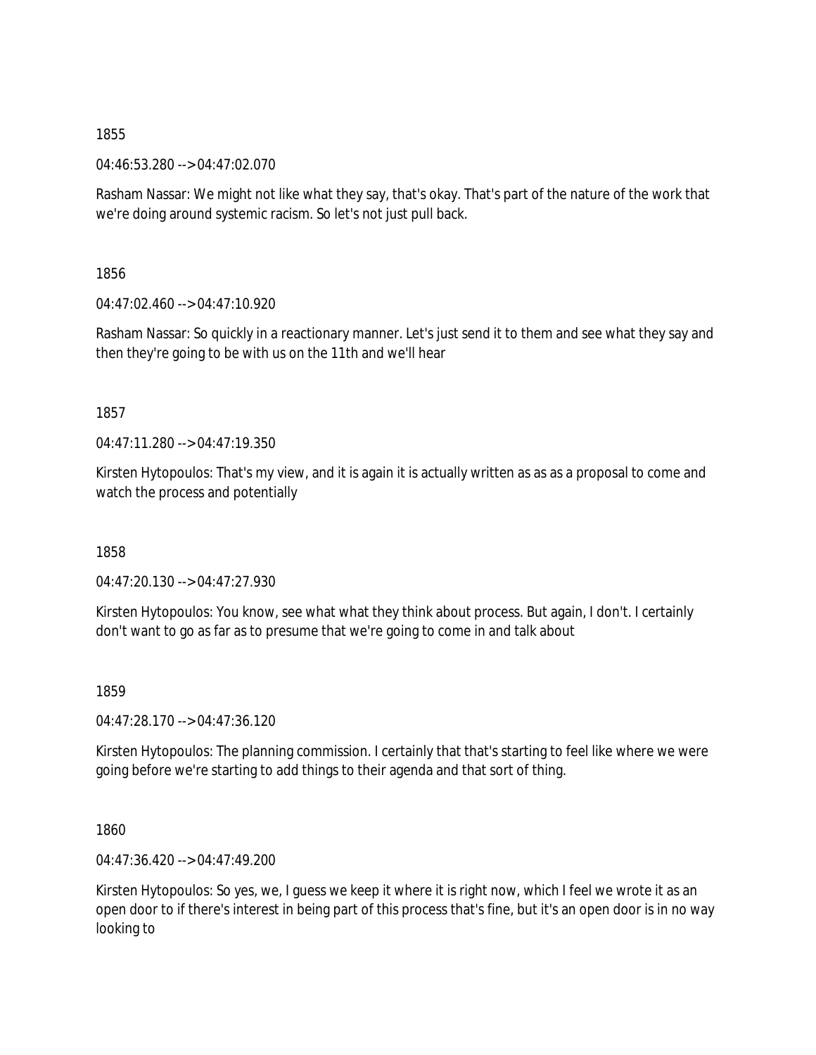1855

04:46:53.280 --> 04:47:02.070

Rasham Nassar: We might not like what they say, that's okay. That's part of the nature of the work that we're doing around systemic racism. So let's not just pull back.

1856

04:47:02.460 --> 04:47:10.920

Rasham Nassar: So quickly in a reactionary manner. Let's just send it to them and see what they say and then they're going to be with us on the 11th and we'll hear

1857

04:47:11.280 --> 04:47:19.350

Kirsten Hytopoulos: That's my view, and it is again it is actually written as as as a proposal to come and watch the process and potentially

1858

04:47:20.130 --> 04:47:27.930

Kirsten Hytopoulos: You know, see what what they think about process. But again, I don't. I certainly don't want to go as far as to presume that we're going to come in and talk about

1859

04:47:28.170 --> 04:47:36.120

Kirsten Hytopoulos: The planning commission. I certainly that that's starting to feel like where we were going before we're starting to add things to their agenda and that sort of thing.

1860

04:47:36.420 --> 04:47:49.200

Kirsten Hytopoulos: So yes, we, I guess we keep it where it is right now, which I feel we wrote it as an open door to if there's interest in being part of this process that's fine, but it's an open door is in no way looking to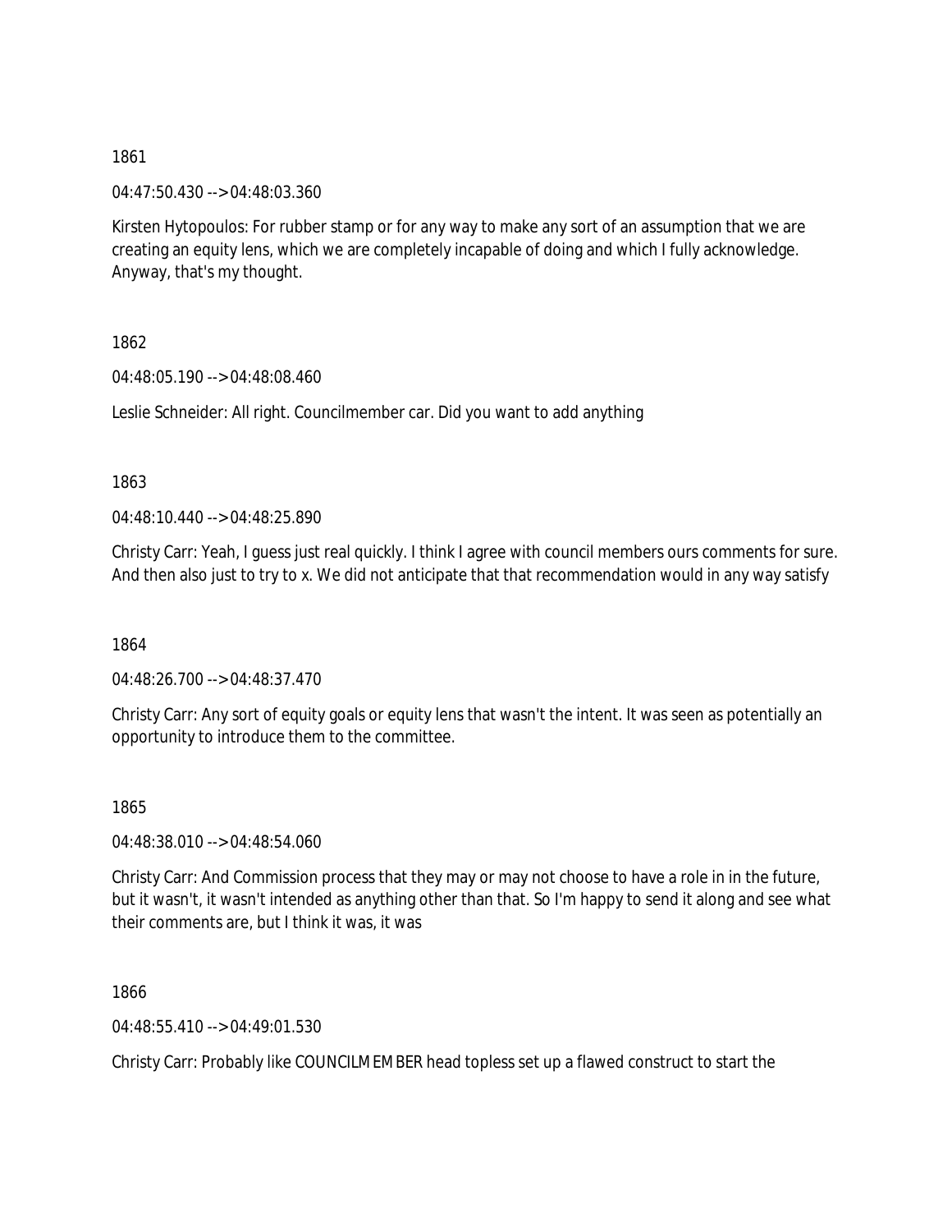1861

04:47:50.430 --> 04:48:03.360

Kirsten Hytopoulos: For rubber stamp or for any way to make any sort of an assumption that we are creating an equity lens, which we are completely incapable of doing and which I fully acknowledge. Anyway, that's my thought.

1862

04:48:05.190 --> 04:48:08.460

Leslie Schneider: All right. Councilmember car. Did you want to add anything

1863

04:48:10.440 --> 04:48:25.890

Christy Carr: Yeah, I guess just real quickly. I think I agree with council members ours comments for sure. And then also just to try to x. We did not anticipate that that recommendation would in any way satisfy

1864

04:48:26.700 --> 04:48:37.470

Christy Carr: Any sort of equity goals or equity lens that wasn't the intent. It was seen as potentially an opportunity to introduce them to the committee.

1865

04:48:38.010 --> 04:48:54.060

Christy Carr: And Commission process that they may or may not choose to have a role in in the future, but it wasn't, it wasn't intended as anything other than that. So I'm happy to send it along and see what their comments are, but I think it was, it was

1866

04:48:55.410 --> 04:49:01.530

Christy Carr: Probably like COUNCILMEMBER head topless set up a flawed construct to start the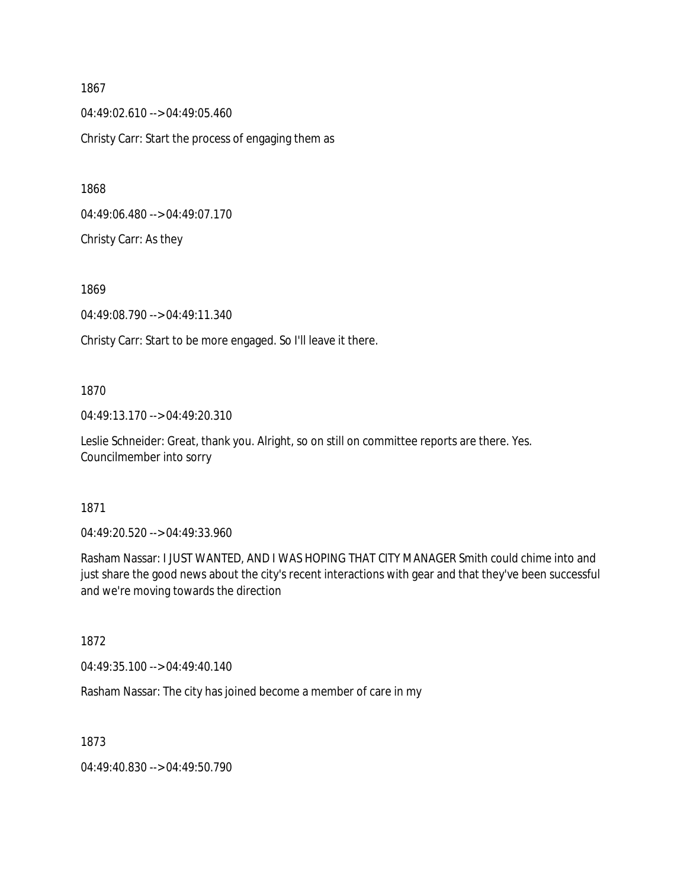1867

04:49:02.610 --> 04:49:05.460

Christy Carr: Start the process of engaging them as

1868

04:49:06.480 --> 04:49:07.170

Christy Carr: As they

1869

04:49:08.790 --> 04:49:11.340

Christy Carr: Start to be more engaged. So I'll leave it there.

1870

04:49:13.170 --> 04:49:20.310

Leslie Schneider: Great, thank you. Alright, so on still on committee reports are there. Yes. Councilmember into sorry

1871

04:49:20.520 --> 04:49:33.960

Rasham Nassar: I JUST WANTED, AND I WAS HOPING THAT CITY MANAGER Smith could chime into and just share the good news about the city's recent interactions with gear and that they've been successful and we're moving towards the direction

1872

04:49:35.100 --> 04:49:40.140

Rasham Nassar: The city has joined become a member of care in my

1873

04:49:40.830 --> 04:49:50.790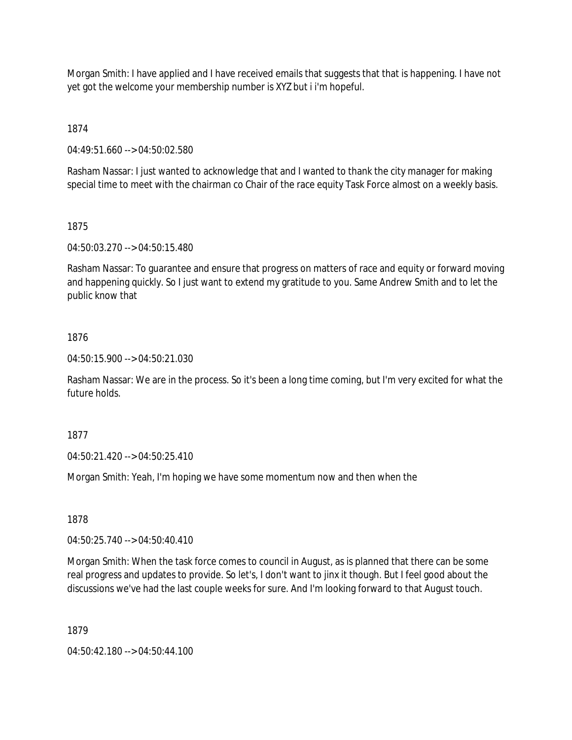Morgan Smith: I have applied and I have received emails that suggests that that is happening. I have not yet got the welcome your membership number is XYZ but i i'm hopeful.

1874

04:49:51.660 --> 04:50:02.580

Rasham Nassar: I just wanted to acknowledge that and I wanted to thank the city manager for making special time to meet with the chairman co Chair of the race equity Task Force almost on a weekly basis.

1875

04:50:03.270 --> 04:50:15.480

Rasham Nassar: To guarantee and ensure that progress on matters of race and equity or forward moving and happening quickly. So I just want to extend my gratitude to you. Same Andrew Smith and to let the public know that

1876

04:50:15.900 --> 04:50:21.030

Rasham Nassar: We are in the process. So it's been a long time coming, but I'm very excited for what the future holds.

1877

04:50:21.420 --> 04:50:25.410

Morgan Smith: Yeah, I'm hoping we have some momentum now and then when the

1878

04:50:25.740 --> 04:50:40.410

Morgan Smith: When the task force comes to council in August, as is planned that there can be some real progress and updates to provide. So let's, I don't want to jinx it though. But I feel good about the discussions we've had the last couple weeks for sure. And I'm looking forward to that August touch.

1879

04:50:42.180 --> 04:50:44.100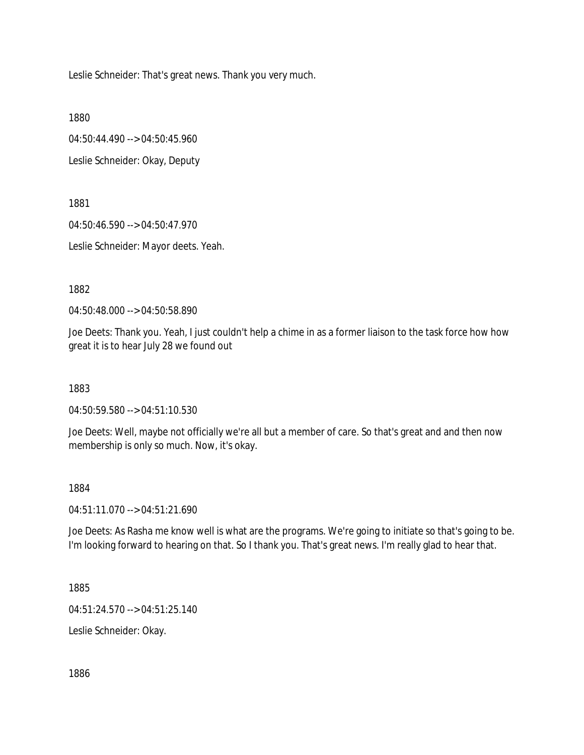Leslie Schneider: That's great news. Thank you very much.

1880

04:50:44.490 --> 04:50:45.960

Leslie Schneider: Okay, Deputy

1881

04:50:46.590 --> 04:50:47.970

Leslie Schneider: Mayor deets. Yeah.

1882

04:50:48.000 --> 04:50:58.890

Joe Deets: Thank you. Yeah, I just couldn't help a chime in as a former liaison to the task force how how great it is to hear July 28 we found out

1883

04:50:59.580 --> 04:51:10.530

Joe Deets: Well, maybe not officially we're all but a member of care. So that's great and and then now membership is only so much. Now, it's okay.

1884

04:51:11.070 --> 04:51:21.690

Joe Deets: As Rasha me know well is what are the programs. We're going to initiate so that's going to be. I'm looking forward to hearing on that. So I thank you. That's great news. I'm really glad to hear that.

1885

04:51:24.570 --> 04:51:25.140

Leslie Schneider: Okay.

1886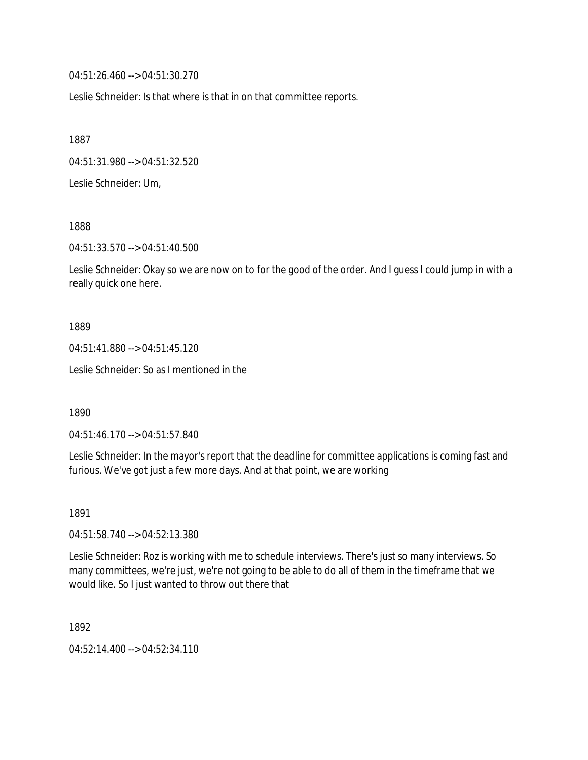04:51:26.460 --> 04:51:30.270

Leslie Schneider: Is that where is that in on that committee reports.

1887

04:51:31.980 --> 04:51:32.520

Leslie Schneider: Um,

1888

04:51:33.570 --> 04:51:40.500

Leslie Schneider: Okay so we are now on to for the good of the order. And I guess I could jump in with a really quick one here.

1889

04:51:41.880 --> 04:51:45.120

Leslie Schneider: So as I mentioned in the

1890

04:51:46.170 --> 04:51:57.840

Leslie Schneider: In the mayor's report that the deadline for committee applications is coming fast and furious. We've got just a few more days. And at that point, we are working

1891

04:51:58.740 --> 04:52:13.380

Leslie Schneider: Roz is working with me to schedule interviews. There's just so many interviews. So many committees, we're just, we're not going to be able to do all of them in the timeframe that we would like. So I just wanted to throw out there that

1892

04:52:14.400 --> 04:52:34.110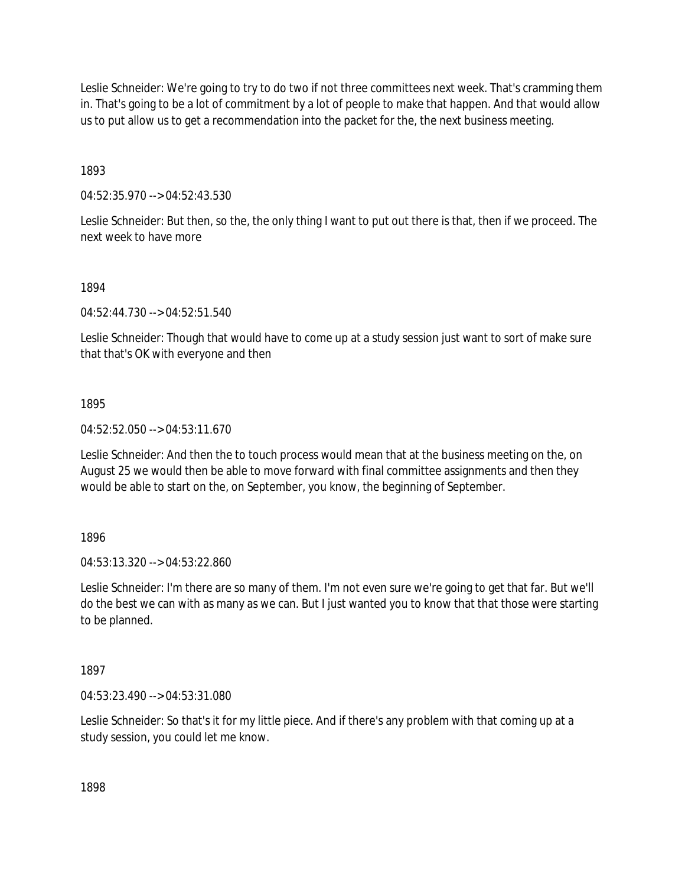Leslie Schneider: We're going to try to do two if not three committees next week. That's cramming them in. That's going to be a lot of commitment by a lot of people to make that happen. And that would allow us to put allow us to get a recommendation into the packet for the, the next business meeting.

1893

04:52:35.970 --> 04:52:43.530

Leslie Schneider: But then, so the, the only thing I want to put out there is that, then if we proceed. The next week to have more

1894

04:52:44.730 --> 04:52:51.540

Leslie Schneider: Though that would have to come up at a study session just want to sort of make sure that that's OK with everyone and then

1895

04:52:52.050 --> 04:53:11.670

Leslie Schneider: And then the to touch process would mean that at the business meeting on the, on August 25 we would then be able to move forward with final committee assignments and then they would be able to start on the, on September, you know, the beginning of September.

1896

04:53:13.320 --> 04:53:22.860

Leslie Schneider: I'm there are so many of them. I'm not even sure we're going to get that far. But we'll do the best we can with as many as we can. But I just wanted you to know that that those were starting to be planned.

1897

04:53:23.490 --> 04:53:31.080

Leslie Schneider: So that's it for my little piece. And if there's any problem with that coming up at a study session, you could let me know.

1898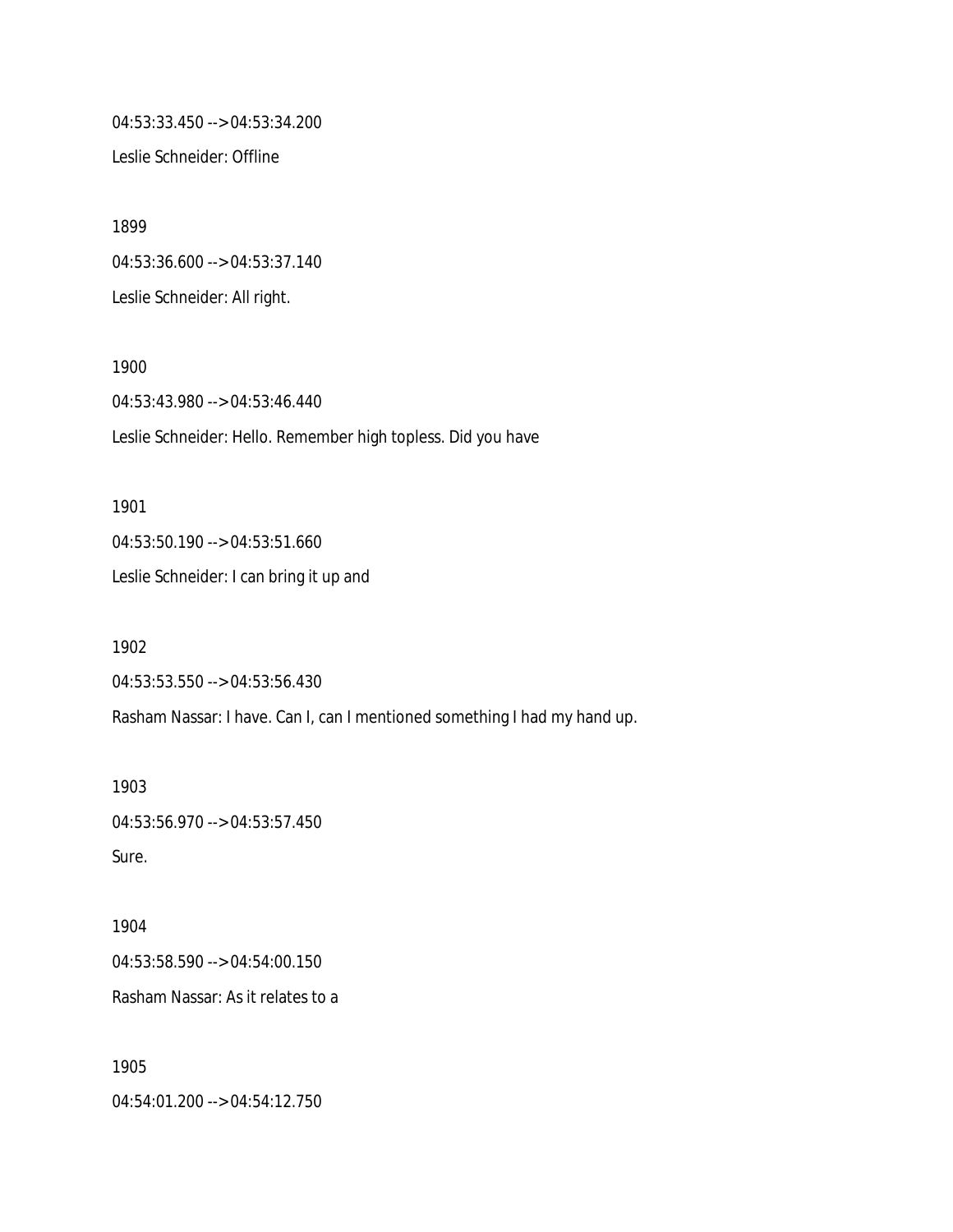04:53:33.450 --> 04:53:34.200

Leslie Schneider: Offline

1899

04:53:36.600 --> 04:53:37.140

Leslie Schneider: All right.

1900

04:53:43.980 --> 04:53:46.440

Leslie Schneider: Hello. Remember high topless. Did you have

1901

04:53:50.190 --> 04:53:51.660

Leslie Schneider: I can bring it up and

1902

04:53:53.550 --> 04:53:56.430

Rasham Nassar: I have. Can I, can I mentioned something I had my hand up.

1903

04:53:56.970 --> 04:53:57.450

Sure.

1904

04:53:58.590 --> 04:54:00.150

Rasham Nassar: As it relates to a

1905

04:54:01.200 --> 04:54:12.750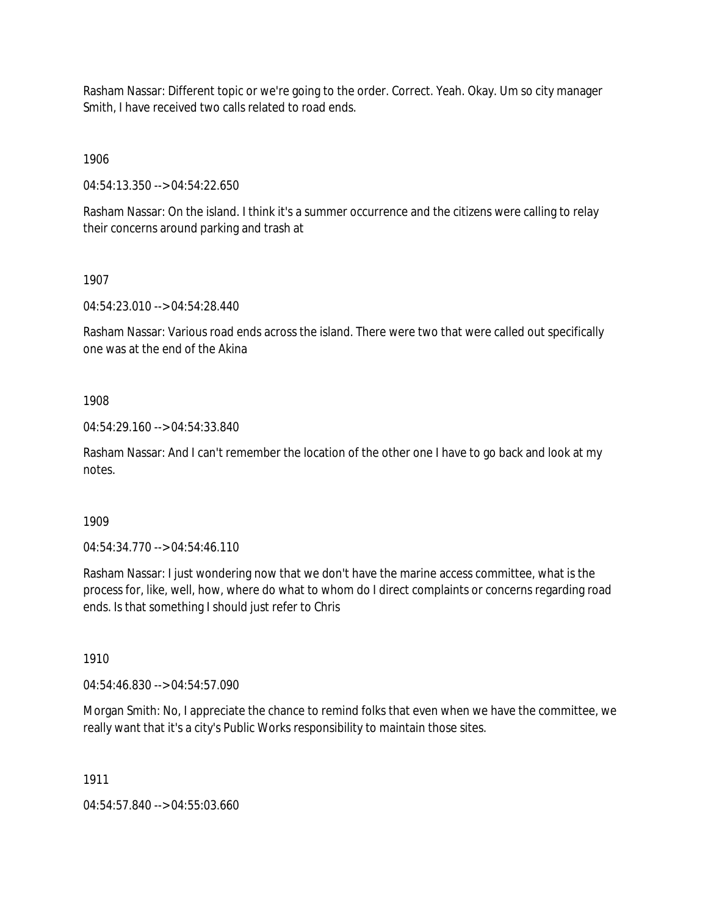Rasham Nassar: Different topic or we're going to the order. Correct. Yeah. Okay. Um so city manager Smith, I have received two calls related to road ends.

1906

04:54:13.350 --> 04:54:22.650

Rasham Nassar: On the island. I think it's a summer occurrence and the citizens were calling to relay their concerns around parking and trash at

1907

04:54:23.010 --> 04:54:28.440

Rasham Nassar: Various road ends across the island. There were two that were called out specifically one was at the end of the Akina

1908

04:54:29.160 --> 04:54:33.840

Rasham Nassar: And I can't remember the location of the other one I have to go back and look at my notes.

1909

04:54:34.770 --> 04:54:46.110

Rasham Nassar: I just wondering now that we don't have the marine access committee, what is the process for, like, well, how, where do what to whom do I direct complaints or concerns regarding road ends. Is that something I should just refer to Chris

1910

04:54:46.830 --> 04:54:57.090

Morgan Smith: No, I appreciate the chance to remind folks that even when we have the committee, we really want that it's a city's Public Works responsibility to maintain those sites.

1911

04:54:57.840 --> 04:55:03.660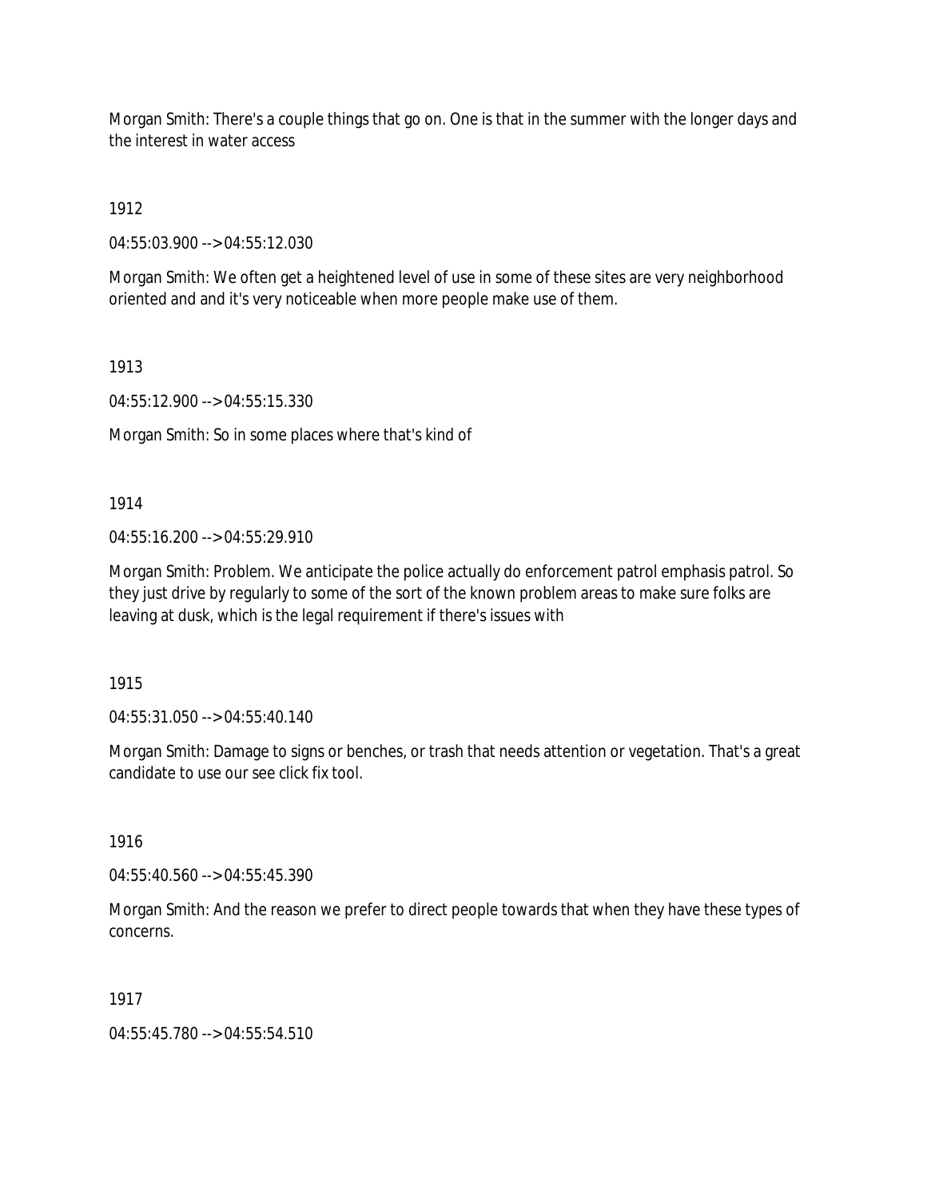Morgan Smith: There's a couple things that go on. One is that in the summer with the longer days and the interest in water access

1912

04:55:03.900 --> 04:55:12.030

Morgan Smith: We often get a heightened level of use in some of these sites are very neighborhood oriented and and it's very noticeable when more people make use of them.

1913

04:55:12.900 --> 04:55:15.330

Morgan Smith: So in some places where that's kind of

1914

04:55:16.200 --> 04:55:29.910

Morgan Smith: Problem. We anticipate the police actually do enforcement patrol emphasis patrol. So they just drive by regularly to some of the sort of the known problem areas to make sure folks are leaving at dusk, which is the legal requirement if there's issues with

1915

04:55:31.050 --> 04:55:40.140

Morgan Smith: Damage to signs or benches, or trash that needs attention or vegetation. That's a great candidate to use our see click fix tool.

1916

04:55:40.560 --> 04:55:45.390

Morgan Smith: And the reason we prefer to direct people towards that when they have these types of concerns.

1917

04:55:45.780 --> 04:55:54.510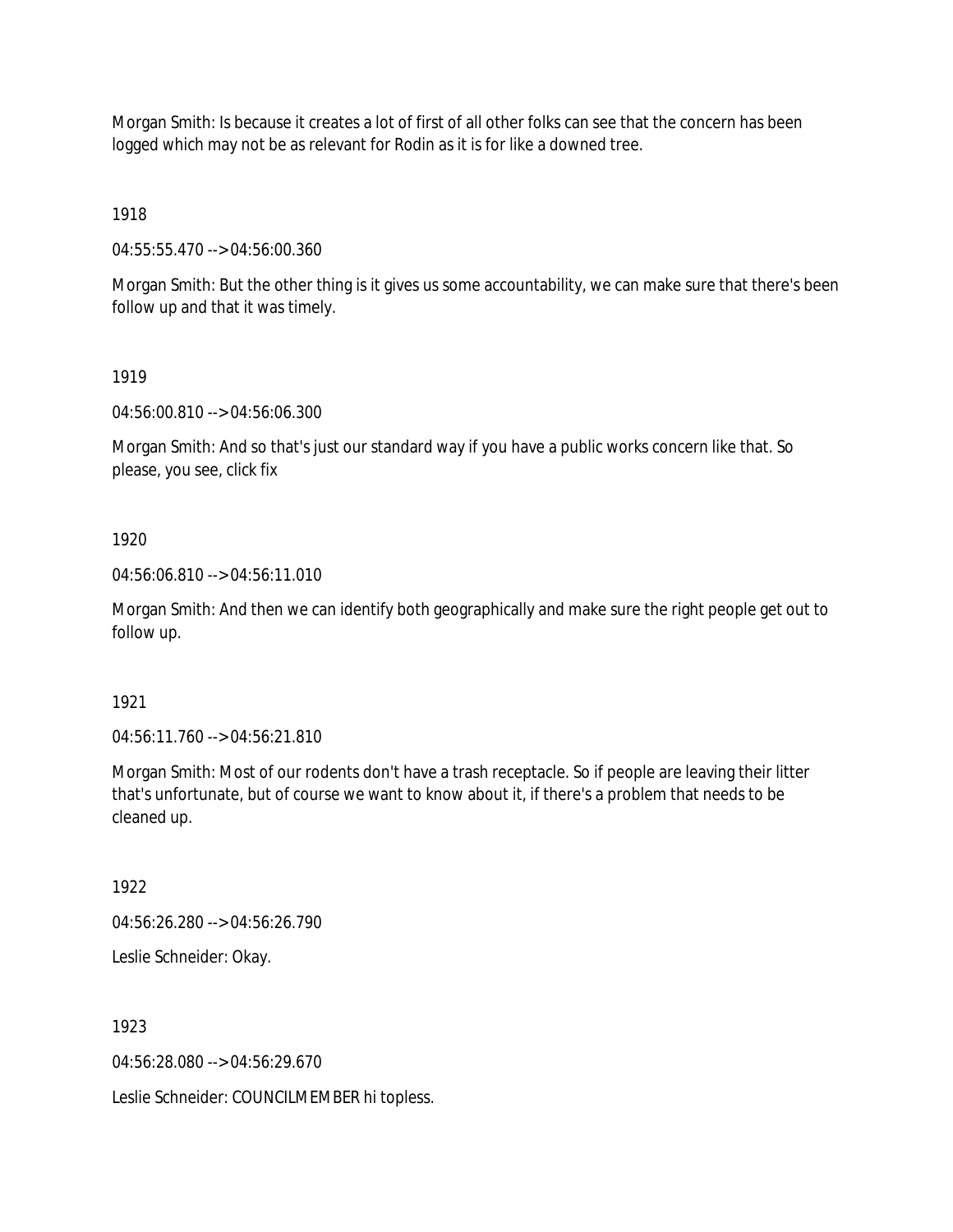Morgan Smith: Is because it creates a lot of first of all other folks can see that the concern has been logged which may not be as relevant for Rodin as it is for like a downed tree.

1918

04:55:55.470 --> 04:56:00.360

Morgan Smith: But the other thing is it gives us some accountability, we can make sure that there's been follow up and that it was timely.

1919

04:56:00.810 --> 04:56:06.300

Morgan Smith: And so that's just our standard way if you have a public works concern like that. So please, you see, click fix

1920

04:56:06.810 --> 04:56:11.010

Morgan Smith: And then we can identify both geographically and make sure the right people get out to follow up.

1921

04:56:11.760 --> 04:56:21.810

Morgan Smith: Most of our rodents don't have a trash receptacle. So if people are leaving their litter that's unfortunate, but of course we want to know about it, if there's a problem that needs to be cleaned up.

1922

04:56:26.280 --> 04:56:26.790

Leslie Schneider: Okay.

1923

04:56:28.080 --> 04:56:29.670

Leslie Schneider: COUNCILMEMBER hi topless.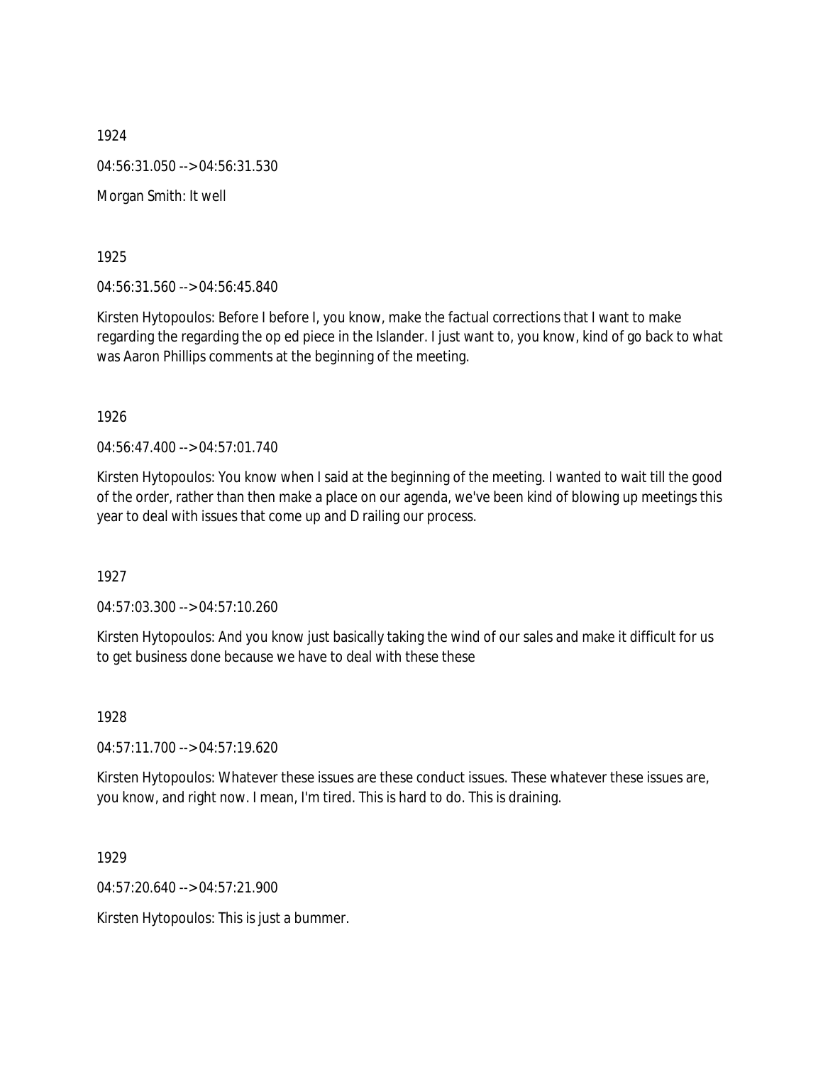1924

04:56:31.050 --> 04:56:31.530

Morgan Smith: It well

1925

04:56:31.560 --> 04:56:45.840

Kirsten Hytopoulos: Before I before I, you know, make the factual corrections that I want to make regarding the regarding the op ed piece in the Islander. I just want to, you know, kind of go back to what was Aaron Phillips comments at the beginning of the meeting.

1926

04:56:47.400 --> 04:57:01.740

Kirsten Hytopoulos: You know when I said at the beginning of the meeting. I wanted to wait till the good of the order, rather than then make a place on our agenda, we've been kind of blowing up meetings this year to deal with issues that come up and D railing our process.

1927

04:57:03.300 --> 04:57:10.260

Kirsten Hytopoulos: And you know just basically taking the wind of our sales and make it difficult for us to get business done because we have to deal with these these

1928

04:57:11.700 --> 04:57:19.620

Kirsten Hytopoulos: Whatever these issues are these conduct issues. These whatever these issues are, you know, and right now. I mean, I'm tired. This is hard to do. This is draining.

1929

04:57:20.640 --> 04:57:21.900

Kirsten Hytopoulos: This is just a bummer.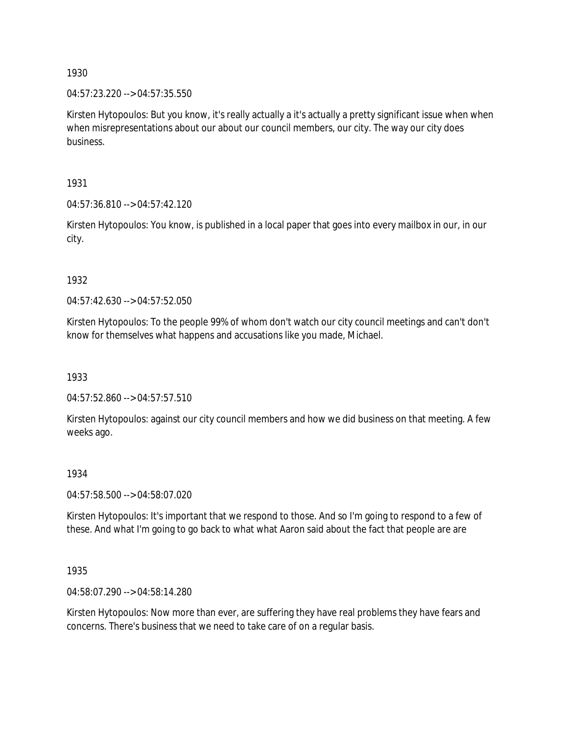1930

04:57:23.220 --> 04:57:35.550

Kirsten Hytopoulos: But you know, it's really actually a it's actually a pretty significant issue when when when misrepresentations about our about our council members, our city. The way our city does business.

1931

04:57:36.810 --> 04:57:42.120

Kirsten Hytopoulos: You know, is published in a local paper that goes into every mailbox in our, in our city.

1932

04:57:42.630 --> 04:57:52.050

Kirsten Hytopoulos: To the people 99% of whom don't watch our city council meetings and can't don't know for themselves what happens and accusations like you made, Michael.

1933

04:57:52.860 --> 04:57:57.510

Kirsten Hytopoulos: against our city council members and how we did business on that meeting. A few weeks ago.

1934

04:57:58.500 --> 04:58:07.020

Kirsten Hytopoulos: It's important that we respond to those. And so I'm going to respond to a few of these. And what I'm going to go back to what what Aaron said about the fact that people are are

1935

04:58:07.290 --> 04:58:14.280

Kirsten Hytopoulos: Now more than ever, are suffering they have real problems they have fears and concerns. There's business that we need to take care of on a regular basis.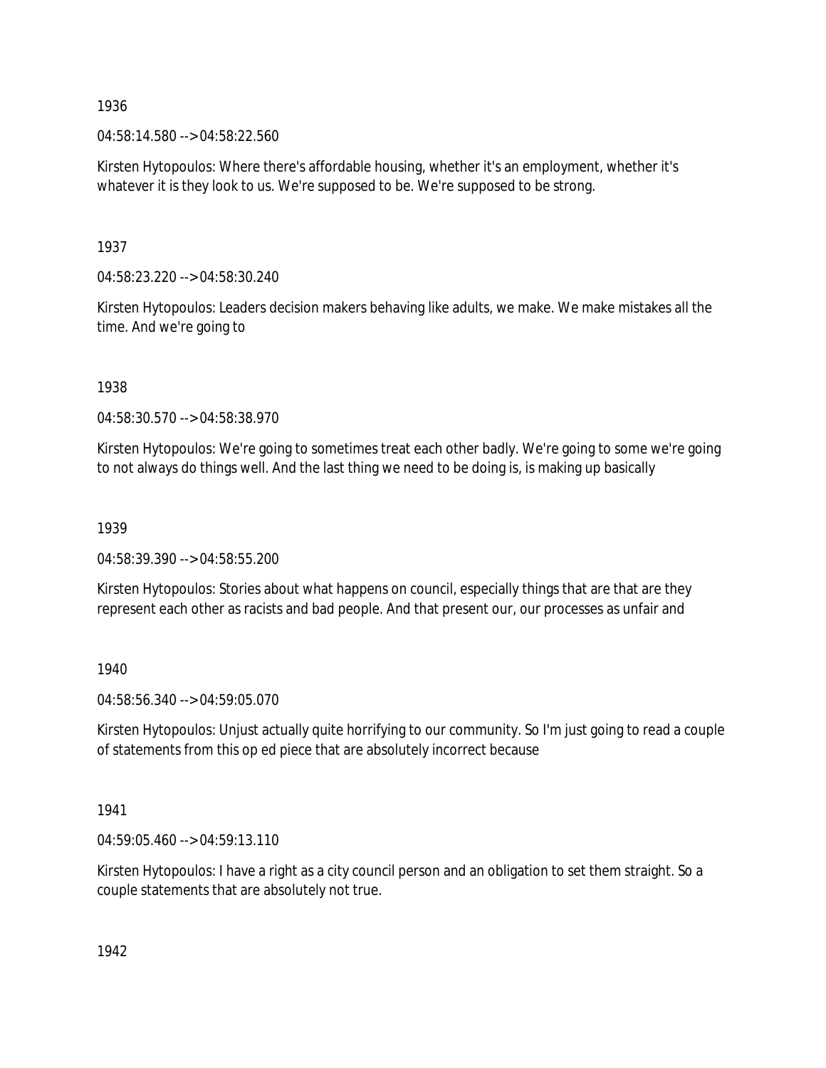1936

04:58:14.580 --> 04:58:22.560

Kirsten Hytopoulos: Where there's affordable housing, whether it's an employment, whether it's whatever it is they look to us. We're supposed to be. We're supposed to be strong.

1937

04:58:23.220 --> 04:58:30.240

Kirsten Hytopoulos: Leaders decision makers behaving like adults, we make. We make mistakes all the time. And we're going to

1938

04:58:30.570 --> 04:58:38.970

Kirsten Hytopoulos: We're going to sometimes treat each other badly. We're going to some we're going to not always do things well. And the last thing we need to be doing is, is making up basically

1939

04:58:39.390 --> 04:58:55.200

Kirsten Hytopoulos: Stories about what happens on council, especially things that are that are they represent each other as racists and bad people. And that present our, our processes as unfair and

1940

04:58:56.340 --> 04:59:05.070

Kirsten Hytopoulos: Unjust actually quite horrifying to our community. So I'm just going to read a couple of statements from this op ed piece that are absolutely incorrect because

1941

04:59:05.460 --> 04:59:13.110

Kirsten Hytopoulos: I have a right as a city council person and an obligation to set them straight. So a couple statements that are absolutely not true.

1942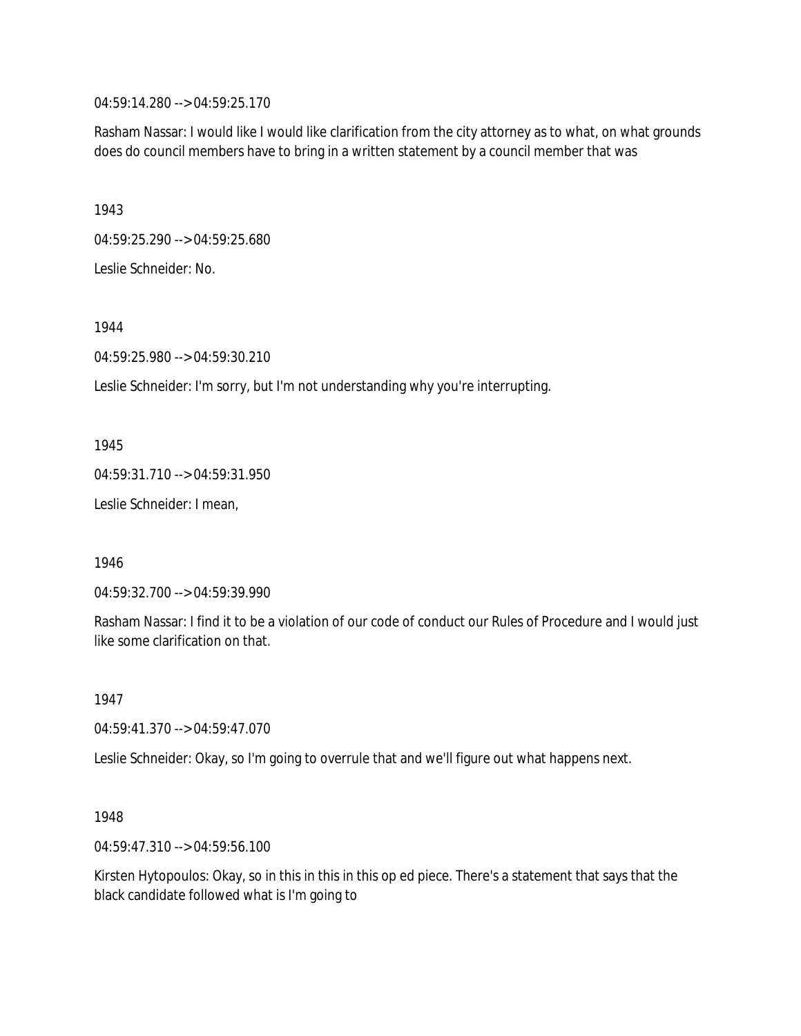04:59:14.280 --> 04:59:25.170

Rasham Nassar: I would like I would like clarification from the city attorney as to what, on what grounds does do council members have to bring in a written statement by a council member that was

1943

04:59:25.290 --> 04:59:25.680

Leslie Schneider: No.

1944

04:59:25.980 --> 04:59:30.210

Leslie Schneider: I'm sorry, but I'm not understanding why you're interrupting.

1945

04:59:31.710 --> 04:59:31.950

Leslie Schneider: I mean,

1946

04:59:32.700 --> 04:59:39.990

Rasham Nassar: I find it to be a violation of our code of conduct our Rules of Procedure and I would just like some clarification on that.

1947

04:59:41.370 --> 04:59:47.070

Leslie Schneider: Okay, so I'm going to overrule that and we'll figure out what happens next.

1948

04:59:47.310 --> 04:59:56.100

Kirsten Hytopoulos: Okay, so in this in this in this op ed piece. There's a statement that says that the black candidate followed what is I'm going to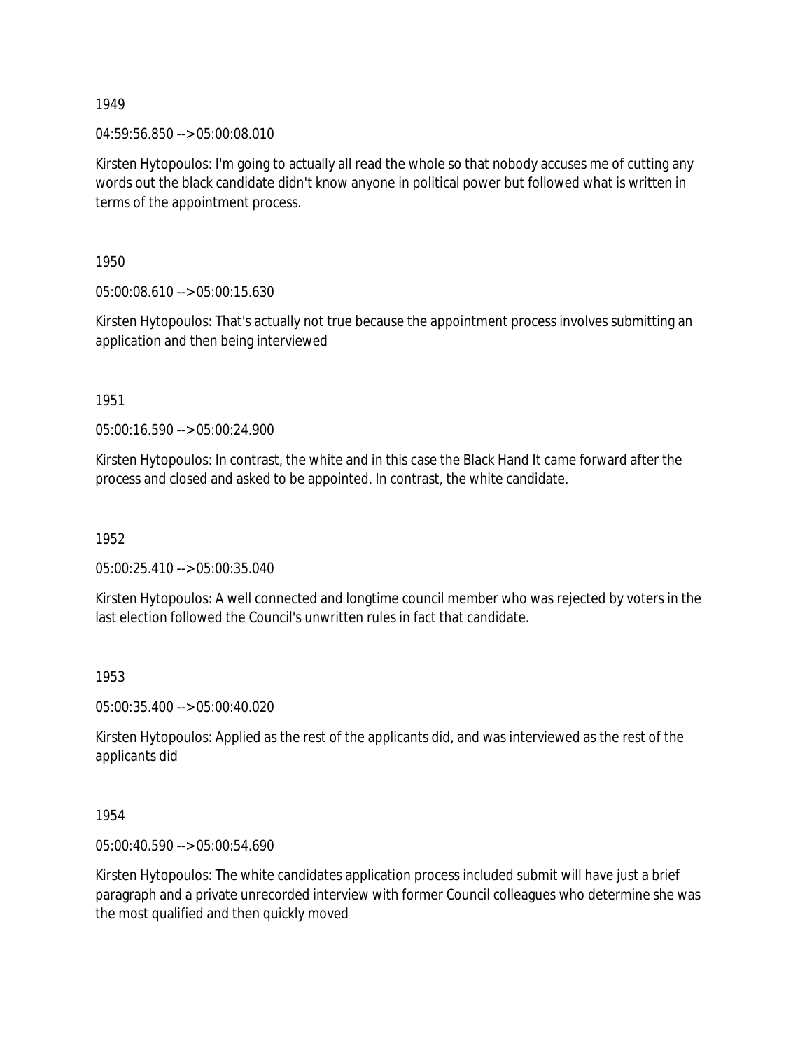1949

04:59:56.850 --> 05:00:08.010

Kirsten Hytopoulos: I'm going to actually all read the whole so that nobody accuses me of cutting any words out the black candidate didn't know anyone in political power but followed what is written in terms of the appointment process.

1950

05:00:08.610 --> 05:00:15.630

Kirsten Hytopoulos: That's actually not true because the appointment process involves submitting an application and then being interviewed

1951

05:00:16.590 --> 05:00:24.900

Kirsten Hytopoulos: In contrast, the white and in this case the Black Hand It came forward after the process and closed and asked to be appointed. In contrast, the white candidate.

1952

05:00:25.410 --> 05:00:35.040

Kirsten Hytopoulos: A well connected and longtime council member who was rejected by voters in the last election followed the Council's unwritten rules in fact that candidate.

1953

05:00:35.400 --> 05:00:40.020

Kirsten Hytopoulos: Applied as the rest of the applicants did, and was interviewed as the rest of the applicants did

1954

05:00:40.590 --> 05:00:54.690

Kirsten Hytopoulos: The white candidates application process included submit will have just a brief paragraph and a private unrecorded interview with former Council colleagues who determine she was the most qualified and then quickly moved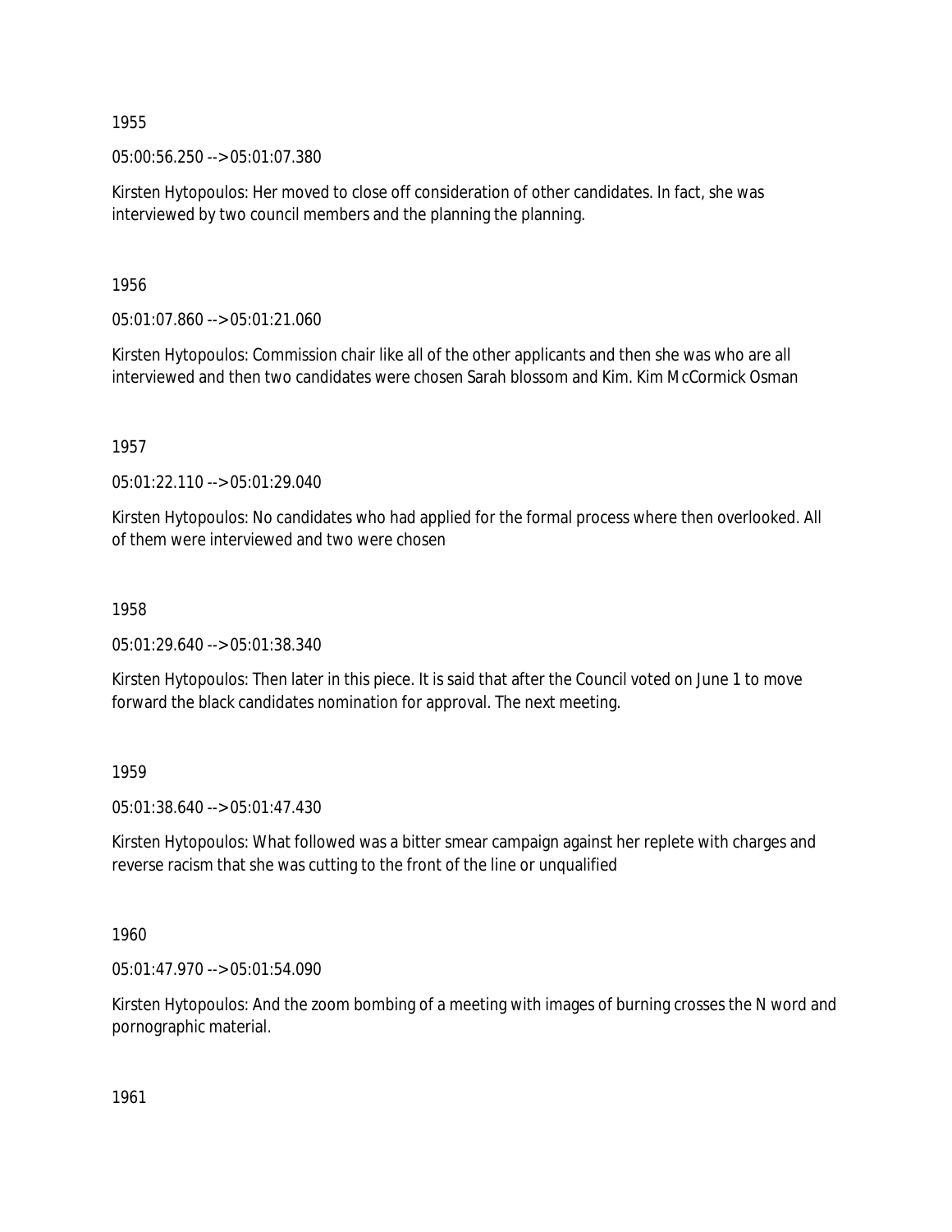1955

05:00:56.250 --> 05:01:07.380

Kirsten Hytopoulos: Her moved to close off consideration of other candidates. In fact, she was interviewed by two council members and the planning the planning.

1956

05:01:07.860 --> 05:01:21.060

Kirsten Hytopoulos: Commission chair like all of the other applicants and then she was who are all interviewed and then two candidates were chosen Sarah blossom and Kim. Kim McCormick Osman

1957

05:01:22.110 --> 05:01:29.040

Kirsten Hytopoulos: No candidates who had applied for the formal process where then overlooked. All of them were interviewed and two were chosen

1958

05:01:29.640 --> 05:01:38.340

Kirsten Hytopoulos: Then later in this piece. It is said that after the Council voted on June 1 to move forward the black candidates nomination for approval. The next meeting.

1959

05:01:38.640 --> 05:01:47.430

Kirsten Hytopoulos: What followed was a bitter smear campaign against her replete with charges and reverse racism that she was cutting to the front of the line or unqualified

1960

05:01:47.970 --> 05:01:54.090

Kirsten Hytopoulos: And the zoom bombing of a meeting with images of burning crosses the N word and pornographic material.

1961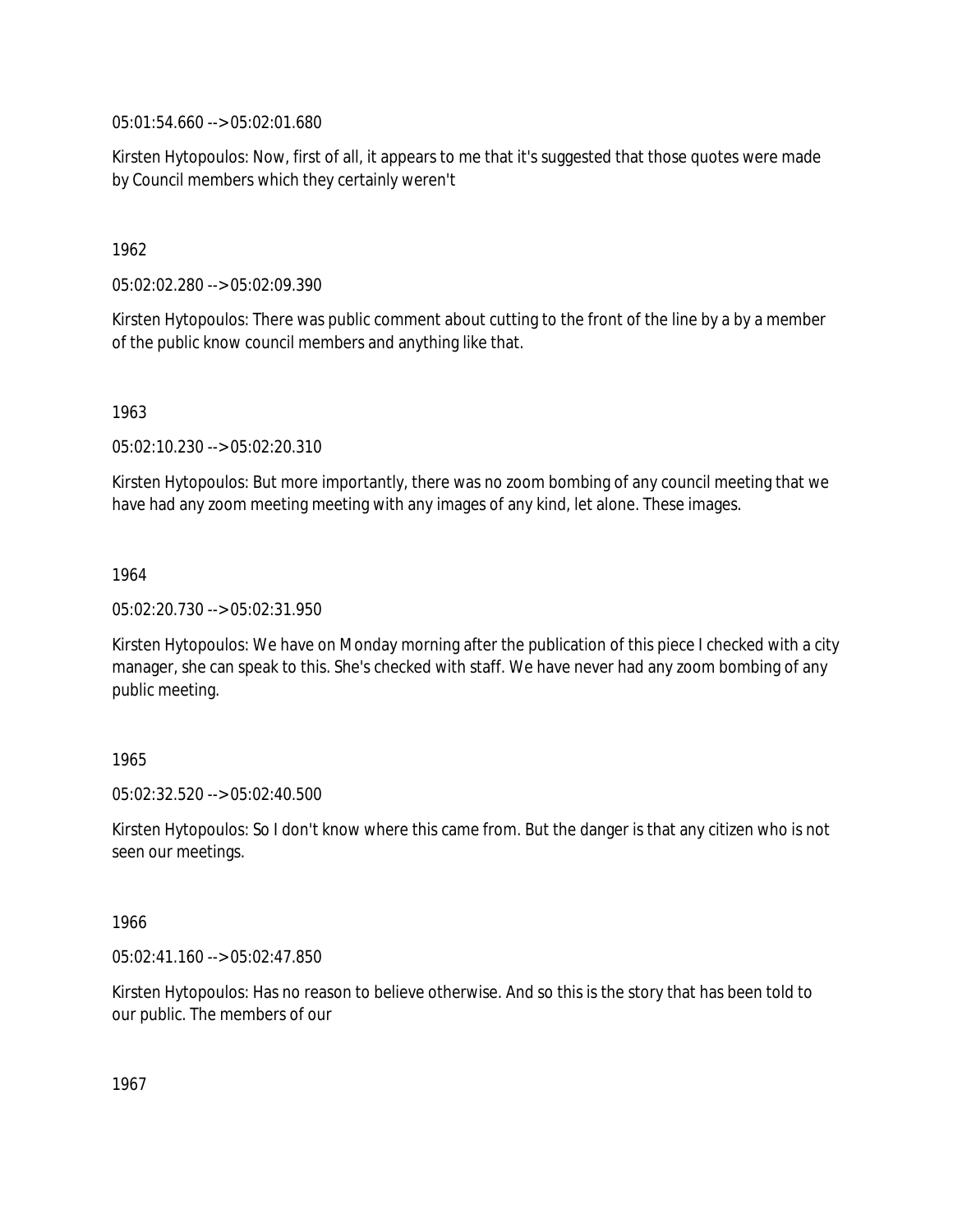05:01:54.660 --> 05:02:01.680

Kirsten Hytopoulos: Now, first of all, it appears to me that it's suggested that those quotes were made by Council members which they certainly weren't

1962

05:02:02.280 --> 05:02:09.390

Kirsten Hytopoulos: There was public comment about cutting to the front of the line by a by a member of the public know council members and anything like that.

1963

05:02:10.230 --> 05:02:20.310

Kirsten Hytopoulos: But more importantly, there was no zoom bombing of any council meeting that we have had any zoom meeting meeting with any images of any kind, let alone. These images.

1964

05:02:20.730 --> 05:02:31.950

Kirsten Hytopoulos: We have on Monday morning after the publication of this piece I checked with a city manager, she can speak to this. She's checked with staff. We have never had any zoom bombing of any public meeting.

1965

05:02:32.520 --> 05:02:40.500

Kirsten Hytopoulos: So I don't know where this came from. But the danger is that any citizen who is not seen our meetings.

1966

05:02:41.160 --> 05:02:47.850

Kirsten Hytopoulos: Has no reason to believe otherwise. And so this is the story that has been told to our public. The members of our

1967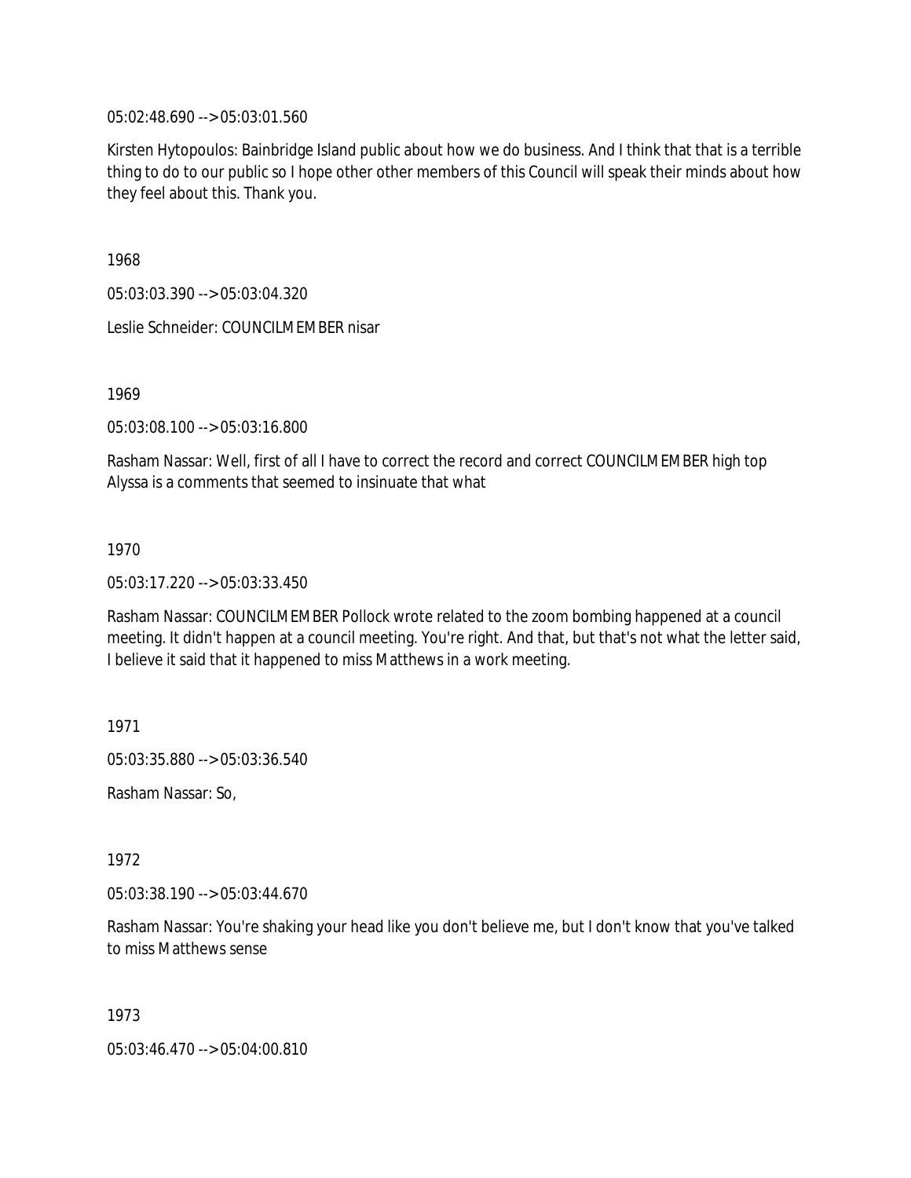05:02:48.690 --> 05:03:01.560

Kirsten Hytopoulos: Bainbridge Island public about how we do business. And I think that that is a terrible thing to do to our public so I hope other other members of this Council will speak their minds about how they feel about this. Thank you.

1968

05:03:03.390 --> 05:03:04.320

Leslie Schneider: COUNCILMEMBER nisar

1969

05:03:08.100 --> 05:03:16.800

Rasham Nassar: Well, first of all I have to correct the record and correct COUNCILMEMBER high top Alyssa is a comments that seemed to insinuate that what

1970

05:03:17.220 --> 05:03:33.450

Rasham Nassar: COUNCILMEMBER Pollock wrote related to the zoom bombing happened at a council meeting. It didn't happen at a council meeting. You're right. And that, but that's not what the letter said, I believe it said that it happened to miss Matthews in a work meeting.

1971

05:03:35.880 --> 05:03:36.540

Rasham Nassar: So,

1972

05:03:38.190 --> 05:03:44.670

Rasham Nassar: You're shaking your head like you don't believe me, but I don't know that you've talked to miss Matthews sense

1973

05:03:46.470 --> 05:04:00.810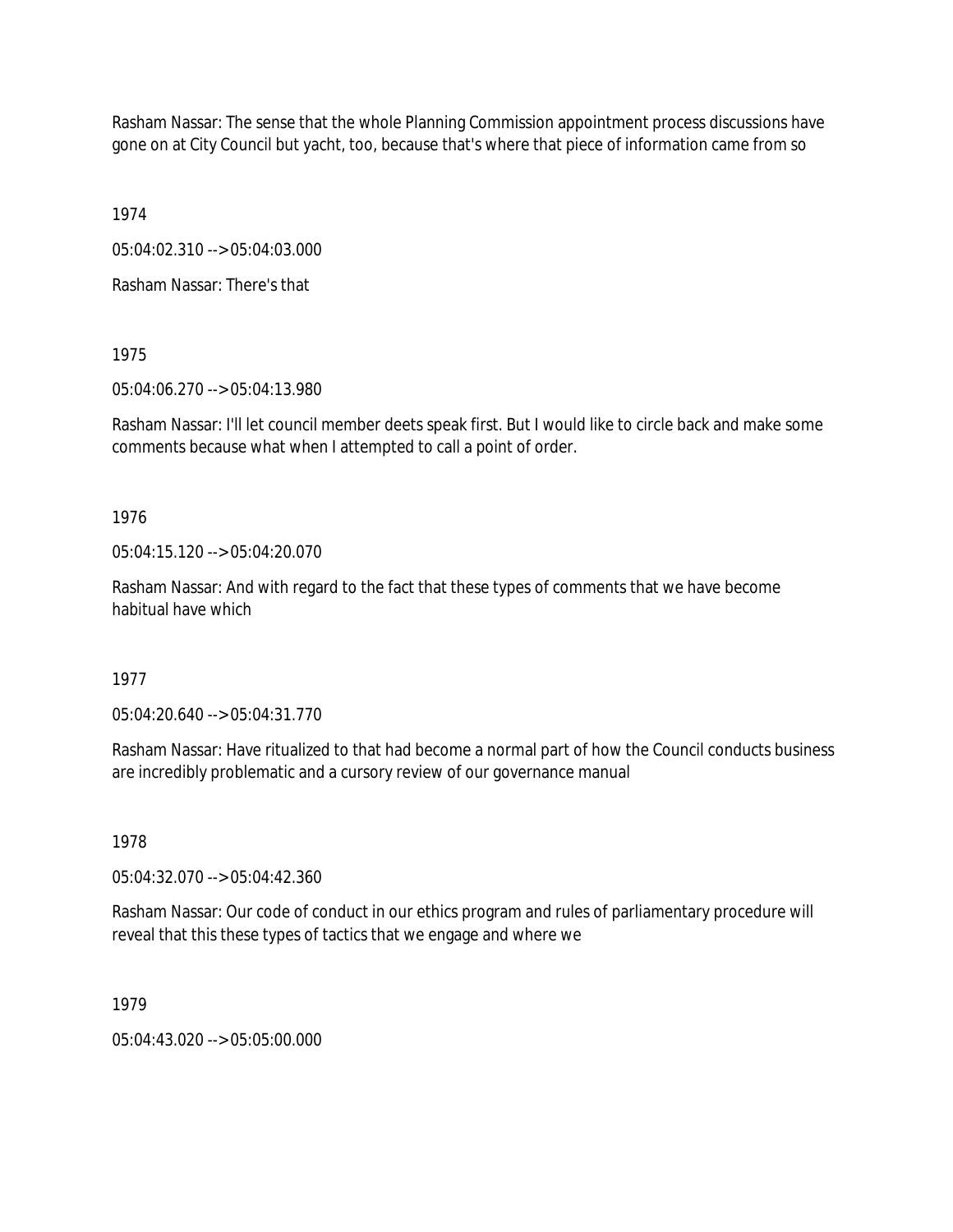Rasham Nassar: The sense that the whole Planning Commission appointment process discussions have gone on at City Council but yacht, too, because that's where that piece of information came from so

1974

05:04:02.310 --> 05:04:03.000

Rasham Nassar: There's that

1975

05:04:06.270 --> 05:04:13.980

Rasham Nassar: I'll let council member deets speak first. But I would like to circle back and make some comments because what when I attempted to call a point of order.

1976

05:04:15.120 --> 05:04:20.070

Rasham Nassar: And with regard to the fact that these types of comments that we have become habitual have which

1977

05:04:20.640 --> 05:04:31.770

Rasham Nassar: Have ritualized to that had become a normal part of how the Council conducts business are incredibly problematic and a cursory review of our governance manual

1978

05:04:32.070 --> 05:04:42.360

Rasham Nassar: Our code of conduct in our ethics program and rules of parliamentary procedure will reveal that this these types of tactics that we engage and where we

1979

05:04:43.020 --> 05:05:00.000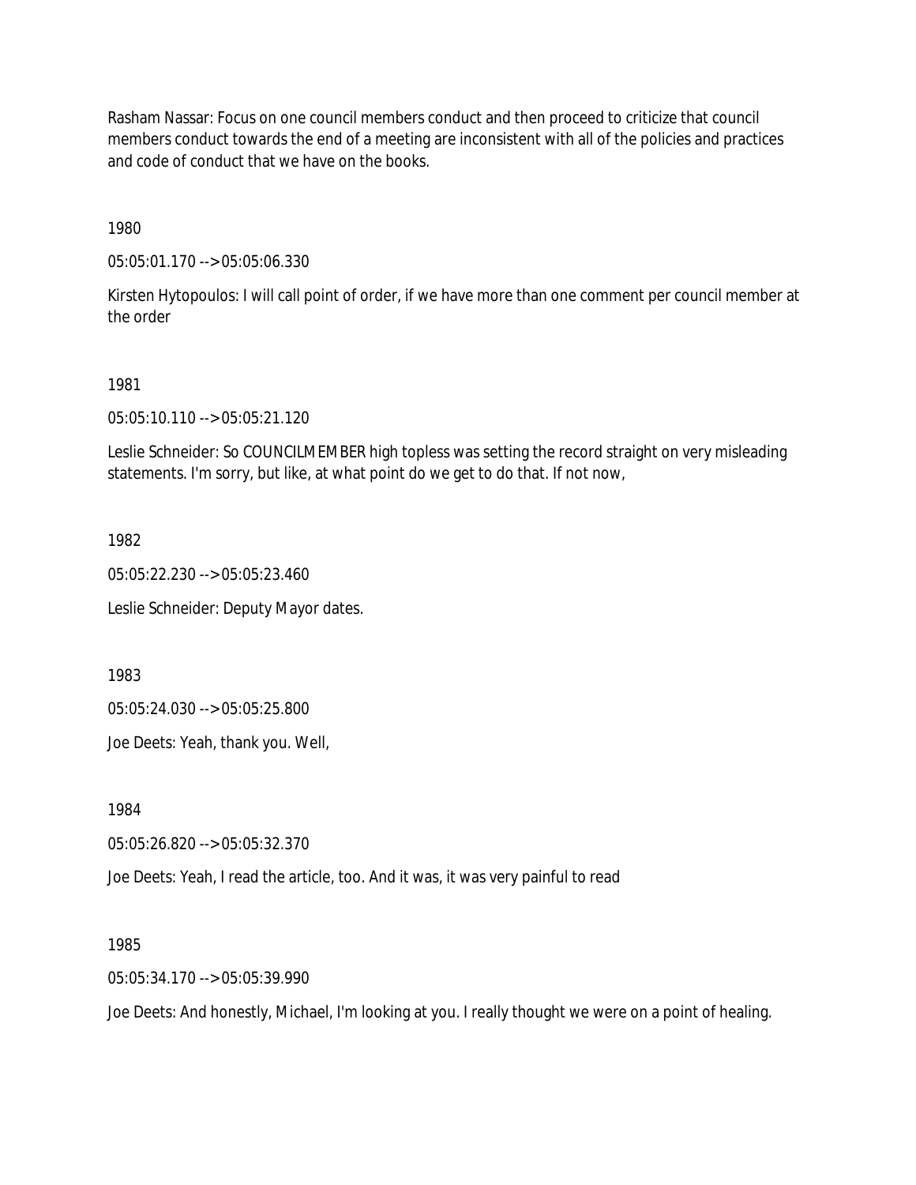Rasham Nassar: Focus on one council members conduct and then proceed to criticize that council members conduct towards the end of a meeting are inconsistent with all of the policies and practices and code of conduct that we have on the books.

1980

05:05:01.170 --> 05:05:06.330

Kirsten Hytopoulos: I will call point of order, if we have more than one comment per council member at the order

1981

05:05:10.110 --> 05:05:21.120

Leslie Schneider: So COUNCILMEMBER high topless was setting the record straight on very misleading statements. I'm sorry, but like, at what point do we get to do that. If not now,

1982

05:05:22.230 --> 05:05:23.460

Leslie Schneider: Deputy Mayor dates.

1983

05:05:24.030 --> 05:05:25.800

Joe Deets: Yeah, thank you. Well,

1984

05:05:26.820 --> 05:05:32.370

Joe Deets: Yeah, I read the article, too. And it was, it was very painful to read

1985

05:05:34.170 --> 05:05:39.990

Joe Deets: And honestly, Michael, I'm looking at you. I really thought we were on a point of healing.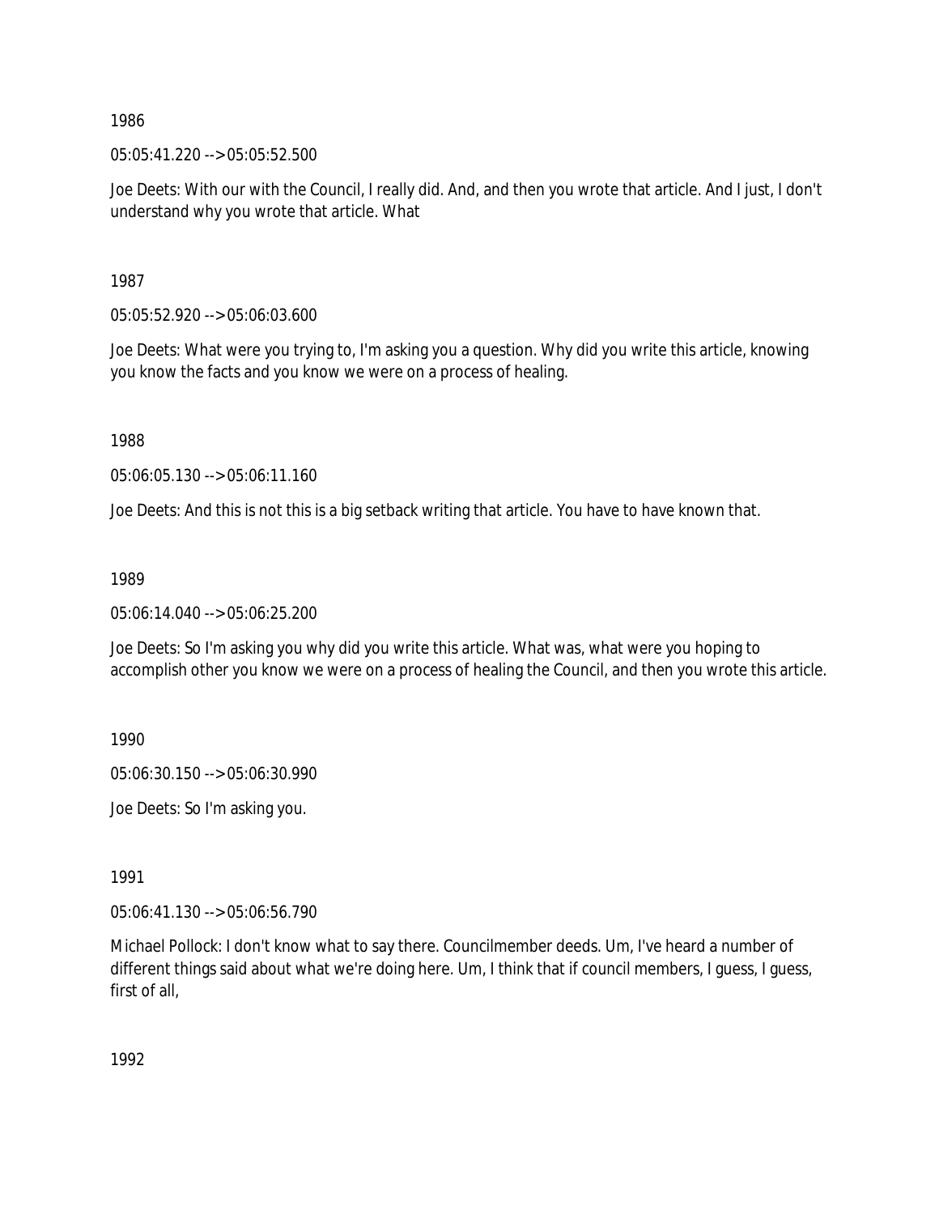1986

05:05:41.220 --> 05:05:52.500

Joe Deets: With our with the Council, I really did. And, and then you wrote that article. And I just, I don't understand why you wrote that article. What

1987

05:05:52.920 --> 05:06:03.600

Joe Deets: What were you trying to, I'm asking you a question. Why did you write this article, knowing you know the facts and you know we were on a process of healing.

1988

05:06:05.130 --> 05:06:11.160

Joe Deets: And this is not this is a big setback writing that article. You have to have known that.

1989

05:06:14.040 --> 05:06:25.200

Joe Deets: So I'm asking you why did you write this article. What was, what were you hoping to accomplish other you know we were on a process of healing the Council, and then you wrote this article.

1990

05:06:30.150 --> 05:06:30.990

Joe Deets: So I'm asking you.

1991

05:06:41.130 --> 05:06:56.790

Michael Pollock: I don't know what to say there. Councilmember deeds. Um, I've heard a number of different things said about what we're doing here. Um, I think that if council members, I guess, I guess, first of all,

1992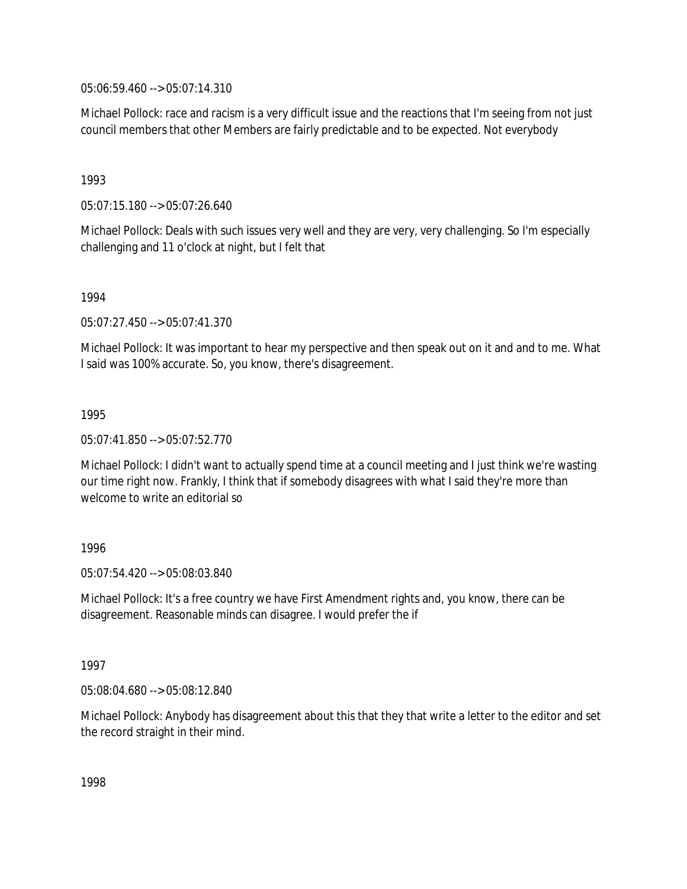05:06:59.460 --> 05:07:14.310

Michael Pollock: race and racism is a very difficult issue and the reactions that I'm seeing from not just council members that other Members are fairly predictable and to be expected. Not everybody

1993

05:07:15.180 --> 05:07:26.640

Michael Pollock: Deals with such issues very well and they are very, very challenging. So I'm especially challenging and 11 o'clock at night, but I felt that

1994

05:07:27.450 --> 05:07:41.370

Michael Pollock: It was important to hear my perspective and then speak out on it and and to me. What I said was 100% accurate. So, you know, there's disagreement.

1995

05:07:41.850 --> 05:07:52.770

Michael Pollock: I didn't want to actually spend time at a council meeting and I just think we're wasting our time right now. Frankly, I think that if somebody disagrees with what I said they're more than welcome to write an editorial so

1996

05:07:54.420 --> 05:08:03.840

Michael Pollock: It's a free country we have First Amendment rights and, you know, there can be disagreement. Reasonable minds can disagree. I would prefer the if

1997

05:08:04.680 --> 05:08:12.840

Michael Pollock: Anybody has disagreement about this that they that write a letter to the editor and set the record straight in their mind.

1998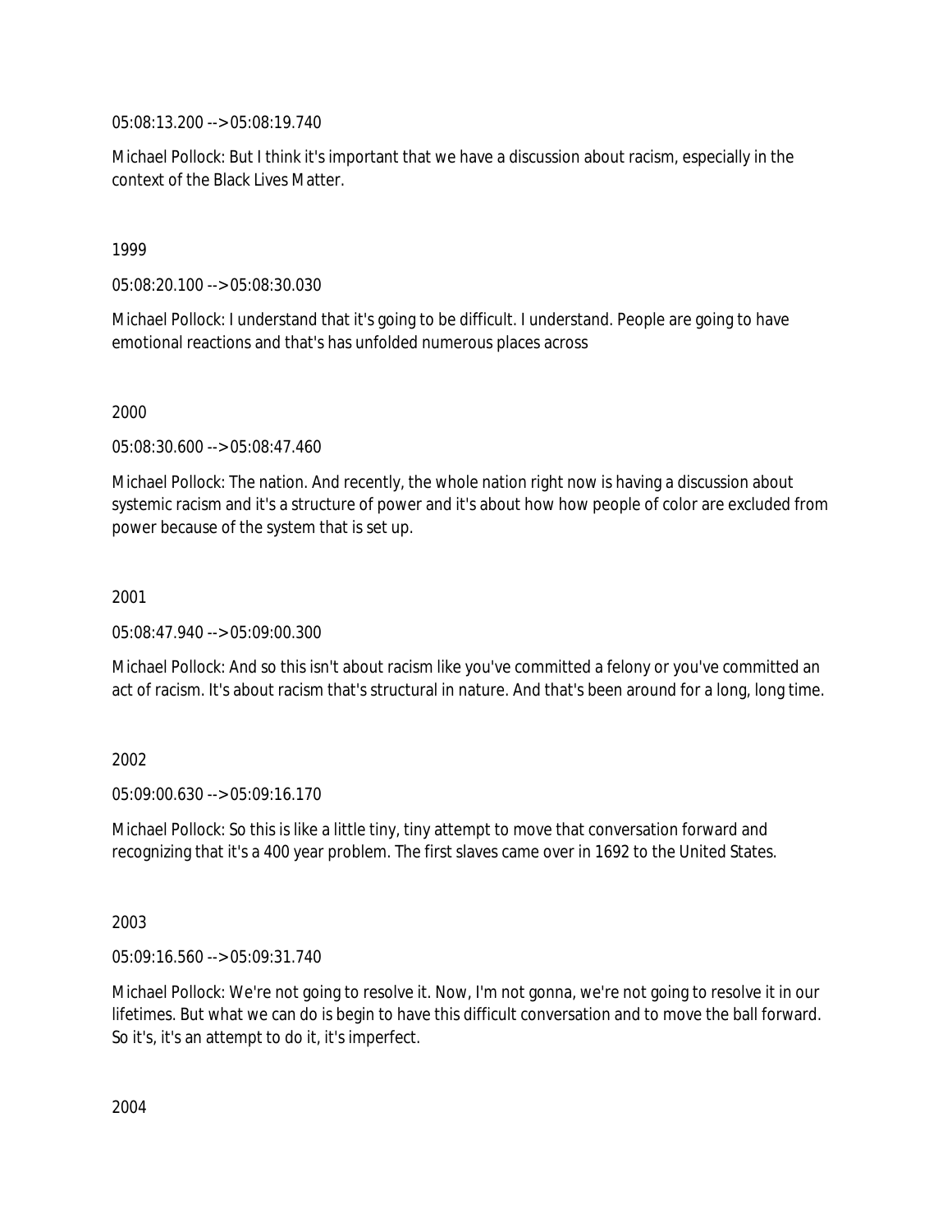05:08:13.200 --> 05:08:19.740

Michael Pollock: But I think it's important that we have a discussion about racism, especially in the context of the Black Lives Matter.

1999

05:08:20.100 --> 05:08:30.030

Michael Pollock: I understand that it's going to be difficult. I understand. People are going to have emotional reactions and that's has unfolded numerous places across

2000

05:08:30.600 --> 05:08:47.460

Michael Pollock: The nation. And recently, the whole nation right now is having a discussion about systemic racism and it's a structure of power and it's about how how people of color are excluded from power because of the system that is set up.

2001

05:08:47.940 --> 05:09:00.300

Michael Pollock: And so this isn't about racism like you've committed a felony or you've committed an act of racism. It's about racism that's structural in nature. And that's been around for a long, long time.

2002

05:09:00.630 --> 05:09:16.170

Michael Pollock: So this is like a little tiny, tiny attempt to move that conversation forward and recognizing that it's a 400 year problem. The first slaves came over in 1692 to the United States.

2003

05:09:16.560 --> 05:09:31.740

Michael Pollock: We're not going to resolve it. Now, I'm not gonna, we're not going to resolve it in our lifetimes. But what we can do is begin to have this difficult conversation and to move the ball forward. So it's, it's an attempt to do it, it's imperfect.

2004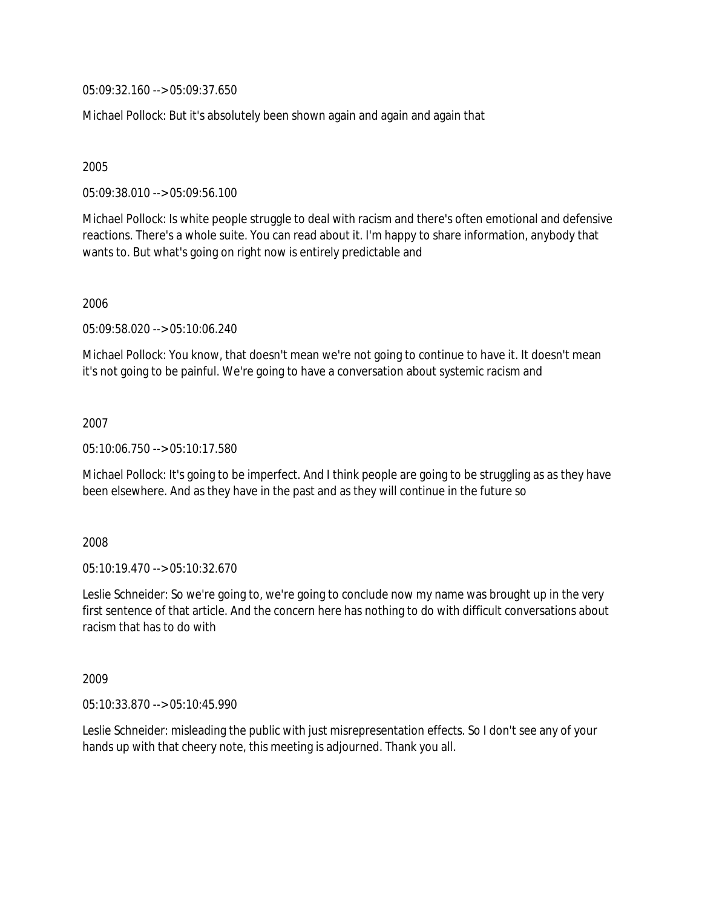05:09:32.160 --> 05:09:37.650

Michael Pollock: But it's absolutely been shown again and again and again that

2005

05:09:38.010 --> 05:09:56.100

Michael Pollock: Is white people struggle to deal with racism and there's often emotional and defensive reactions. There's a whole suite. You can read about it. I'm happy to share information, anybody that wants to. But what's going on right now is entirely predictable and

2006

05:09:58.020 --> 05:10:06.240

Michael Pollock: You know, that doesn't mean we're not going to continue to have it. It doesn't mean it's not going to be painful. We're going to have a conversation about systemic racism and

2007

05:10:06.750 --> 05:10:17.580

Michael Pollock: It's going to be imperfect. And I think people are going to be struggling as as they have been elsewhere. And as they have in the past and as they will continue in the future so

2008

05:10:19.470 --> 05:10:32.670

Leslie Schneider: So we're going to, we're going to conclude now my name was brought up in the very first sentence of that article. And the concern here has nothing to do with difficult conversations about racism that has to do with

2009

05:10:33.870 --> 05:10:45.990

Leslie Schneider: misleading the public with just misrepresentation effects. So I don't see any of your hands up with that cheery note, this meeting is adjourned. Thank you all.